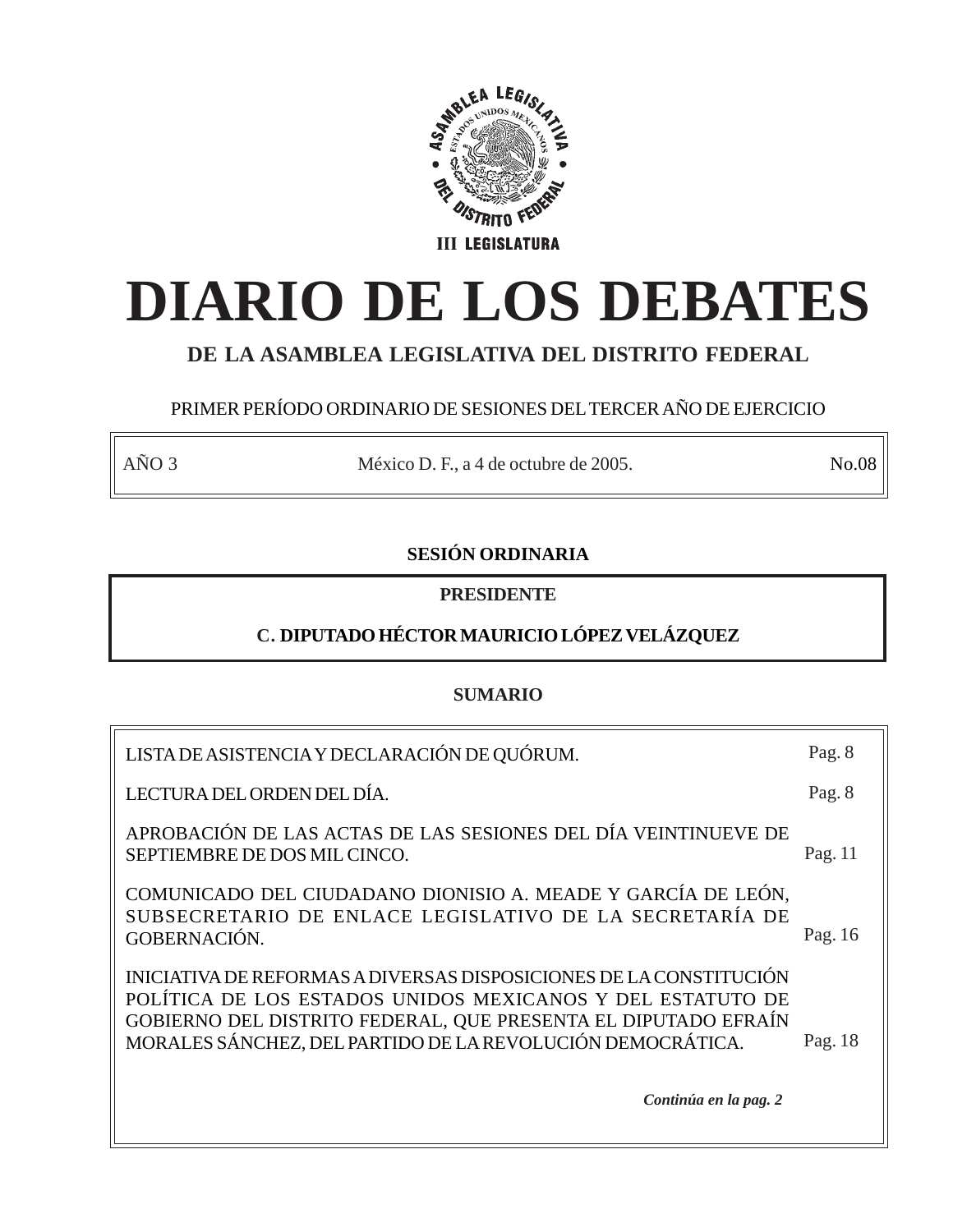ASAMBLEA LEGISLATIVA DEL DISTRITO FEDERAL

III LEGISLATURA

# DIARIO DE LOS DEBATES

## DE LA ASAMBLEA LEGISLATIVA DEL DISTRITO FEDERAL

PRIMER PERÍODO ORDINARIO DE SESIONES DEL TERCER AÑO DE EJERCICIO

| AÑO 3 | México D. F., a 4 de octubre de 2005. | No.08 |
|---|---|---|

**SESIÓN ORDINARIA**

**PRESIDENTE**

**C. DIPUTADO HÉCTOR MAURICIO LÓPEZ VELÁZQUEZ**

**SUMARIO**

| | |
|---|---|
| LISTA DE ASISTENCIA Y DECLARACIÓN DE QUÓRUM. | Pag. 8 |
| LECTURA DEL ORDEN DEL DÍA. | Pag. 8 |
| APROBACIÓN DE LAS ACTAS DE LAS SESIONES DEL DÍA VEINTINUEVE DE SEPTIEMBRE DE DOS MIL CINCO. | Pag. 11 |
| COMUNICADO DEL CIUDADANO DIONISIO A. MEADE Y GARCÍA DE LEÓN, SUBSECRETARIO DE ENLACE LEGISLATIVO DE LA SECRETARÍA DE GOBERNACIÓN. | Pag. 16 |
| INICIATIVA DE REFORMAS A DIVERSAS DISPOSICIONES DE LA CONSTITUCIÓN POLÍTICA DE LOS ESTADOS UNIDOS MEXICANOS Y DEL ESTATUTO DE GOBIERNO DEL DISTRITO FEDERAL, QUE PRESENTA EL DIPUTADO EFRAÍN MORALES SÁNCHEZ, DEL PARTIDO DE LA REVOLUCIÓN DEMOCRÁTICA. | Pag. 18 |

***Continúa en la pag. 2***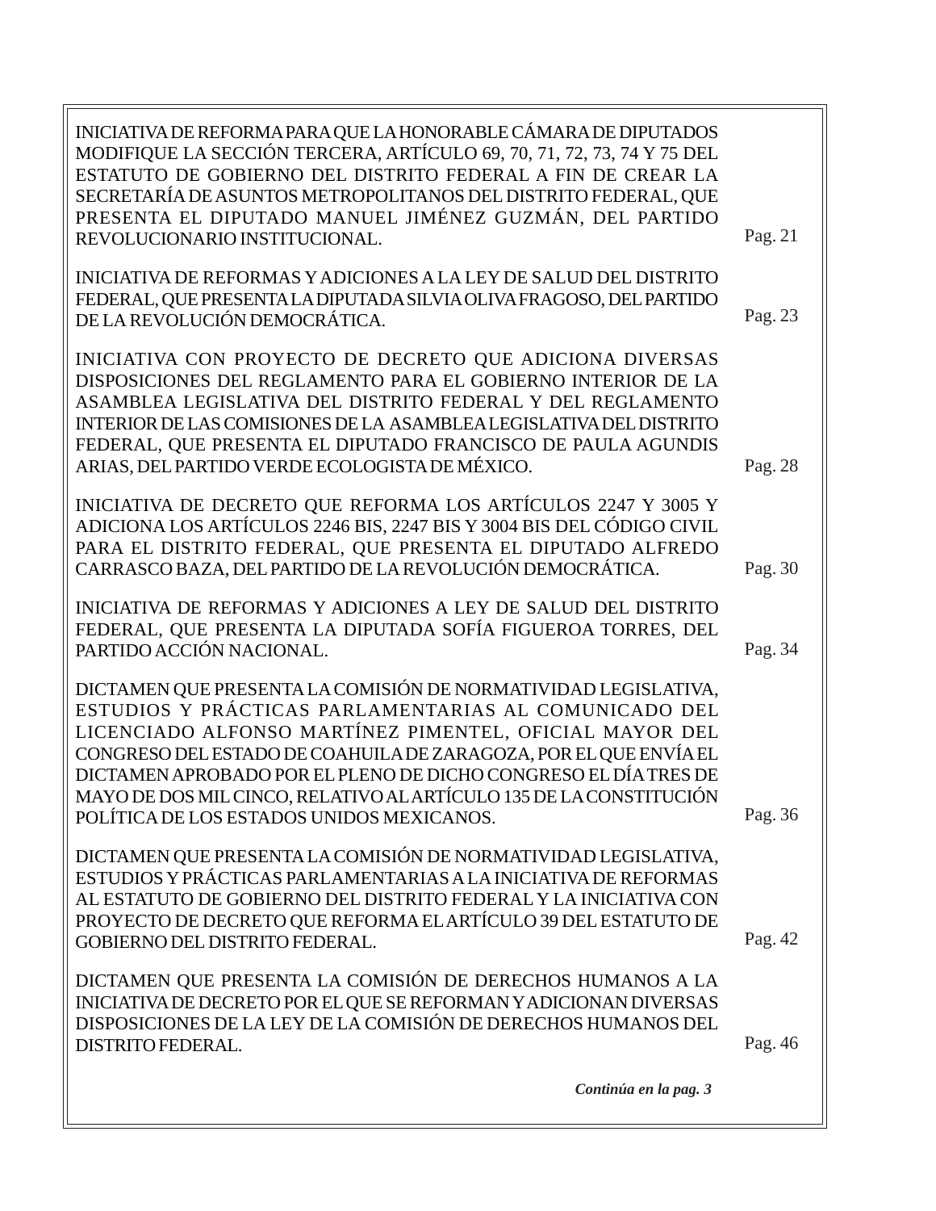INICIATIVA DE REFORMA PARA QUE LA HONORABLE CÁMARA DE DIPUTADOS MODIFIQUE LA SECCIÓN TERCERA, ARTÍCULO 69, 70, 71, 72, 73, 74 Y 75 DEL ESTATUTO DE GOBIERNO DEL DISTRITO FEDERAL A FIN DE CREAR LA SECRETARÍA DE ASUNTOS METROPOLITANOS DEL DISTRITO FEDERAL, QUE PRESENTA EL DIPUTADO MANUEL JIMÉNEZ GUZMÁN, DEL PARTIDO REVOLUCIONARIO INSTITUCIONAL. — Pag. 21

INICIATIVA DE REFORMAS Y ADICIONES A LA LEY DE SALUD DEL DISTRITO FEDERAL, QUE PRESENTA LA DIPUTADA SILVIA OLIVA FRAGOSO, DEL PARTIDO DE LA REVOLUCIÓN DEMOCRÁTICA. — Pag. 23

INICIATIVA CON PROYECTO DE DECRETO QUE ADICIONA DIVERSAS DISPOSICIONES DEL REGLAMENTO PARA EL GOBIERNO INTERIOR DE LA ASAMBLEA LEGISLATIVA DEL DISTRITO FEDERAL Y DEL REGLAMENTO INTERIOR DE LAS COMISIONES DE LA ASAMBLEA LEGISLATIVA DEL DISTRITO FEDERAL, QUE PRESENTA EL DIPUTADO FRANCISCO DE PAULA AGUNDIS ARIAS, DEL PARTIDO VERDE ECOLOGISTA DE MÉXICO. — Pag. 28

INICIATIVA DE DECRETO QUE REFORMA LOS ARTÍCULOS 2247 Y 3005 Y ADICIONA LOS ARTÍCULOS 2246 BIS, 2247 BIS Y 3004 BIS DEL CÓDIGO CIVIL PARA EL DISTRITO FEDERAL, QUE PRESENTA EL DIPUTADO ALFREDO CARRASCO BAZA, DEL PARTIDO DE LA REVOLUCIÓN DEMOCRÁTICA. — Pag. 30

INICIATIVA DE REFORMAS Y ADICIONES A LEY DE SALUD DEL DISTRITO FEDERAL, QUE PRESENTA LA DIPUTADA SOFÍA FIGUEROA TORRES, DEL PARTIDO ACCIÓN NACIONAL. — Pag. 34

DICTAMEN QUE PRESENTA LA COMISIÓN DE NORMATIVIDAD LEGISLATIVA, ESTUDIOS Y PRÁCTICAS PARLAMENTARIAS AL COMUNICADO DEL LICENCIADO ALFONSO MARTÍNEZ PIMENTEL, OFICIAL MAYOR DEL CONGRESO DEL ESTADO DE COAHUILA DE ZARAGOZA, POR EL QUE ENVÍA EL DICTAMEN APROBADO POR EL PLENO DE DICHO CONGRESO EL DÍA TRES DE MAYO DE DOS MIL CINCO, RELATIVO AL ARTÍCULO 135 DE LA CONSTITUCIÓN POLÍTICA DE LOS ESTADOS UNIDOS MEXICANOS. — Pag. 36

DICTAMEN QUE PRESENTA LA COMISIÓN DE NORMATIVIDAD LEGISLATIVA, ESTUDIOS Y PRÁCTICAS PARLAMENTARIAS A LA INICIATIVA DE REFORMAS AL ESTATUTO DE GOBIERNO DEL DISTRITO FEDERAL Y LA INICIATIVA CON PROYECTO DE DECRETO QUE REFORMA EL ARTÍCULO 39 DEL ESTATUTO DE GOBIERNO DEL DISTRITO FEDERAL. — Pag. 42

DICTAMEN QUE PRESENTA LA COMISIÓN DE DERECHOS HUMANOS A LA INICIATIVA DE DECRETO POR EL QUE SE REFORMAN Y ADICIONAN DIVERSAS DISPOSICIONES DE LA LEY DE LA COMISIÓN DE DERECHOS HUMANOS DEL DISTRITO FEDERAL. — Pag. 46

***Continúa en la pag. 3***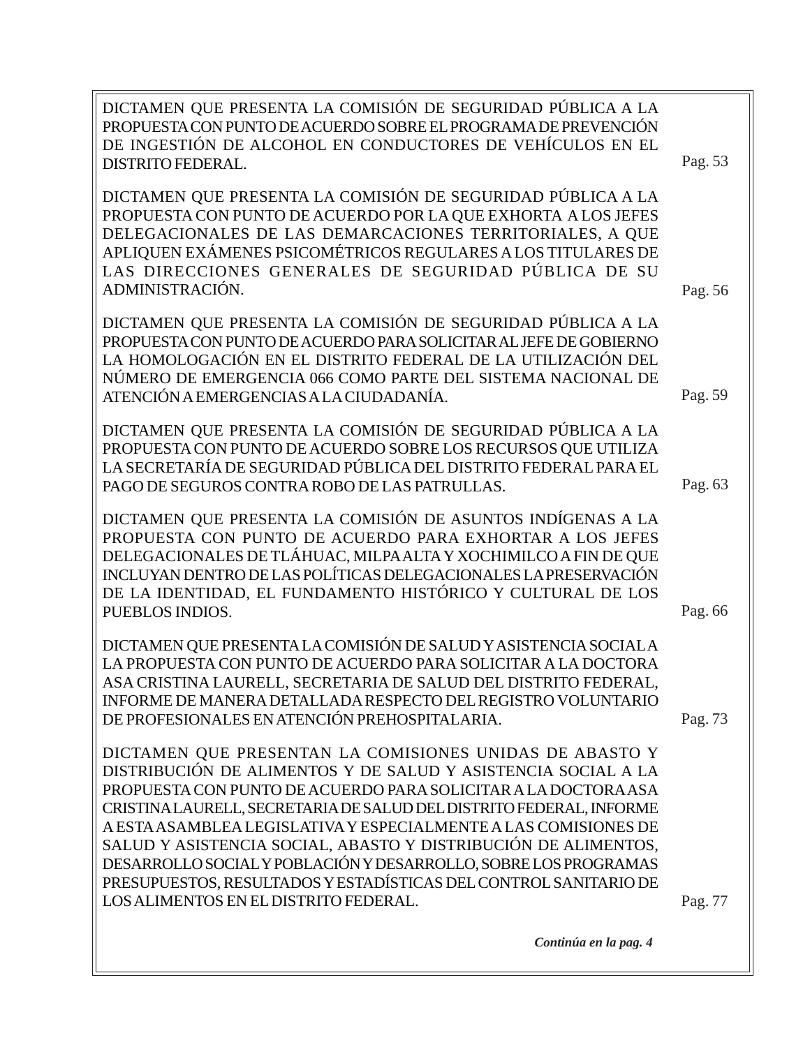DICTAMEN QUE PRESENTA LA COMISIÓN DE SEGURIDAD PÚBLICA A LA PROPUESTA CON PUNTO DE ACUERDO SOBRE EL PROGRAMA DE PREVENCIÓN DE INGESTIÓN DE ALCOHOL EN CONDUCTORES DE VEHÍCULOS EN EL DISTRITO FEDERAL. Pag. 53

DICTAMEN QUE PRESENTA LA COMISIÓN DE SEGURIDAD PÚBLICA A LA PROPUESTA CON PUNTO DE ACUERDO POR LA QUE EXHORTA A LOS JEFES DELEGACIONALES DE LAS DEMARCACIONES TERRITORIALES, A QUE APLIQUEN EXÁMENES PSICOMÉTRICOS REGULARES A LOS TITULARES DE LAS DIRECCIONES GENERALES DE SEGURIDAD PÚBLICA DE SU ADMINISTRACIÓN. Pag. 56

DICTAMEN QUE PRESENTA LA COMISIÓN DE SEGURIDAD PÚBLICA A LA PROPUESTA CON PUNTO DE ACUERDO PARA SOLICITAR AL JEFE DE GOBIERNO LA HOMOLOGACIÓN EN EL DISTRITO FEDERAL DE LA UTILIZACIÓN DEL NÚMERO DE EMERGENCIA 066 COMO PARTE DEL SISTEMA NACIONAL DE ATENCIÓN A EMERGENCIAS A LA CIUDADANÍA. Pag. 59

DICTAMEN QUE PRESENTA LA COMISIÓN DE SEGURIDAD PÚBLICA A LA PROPUESTA CON PUNTO DE ACUERDO SOBRE LOS RECURSOS QUE UTILIZA LA SECRETARÍA DE SEGURIDAD PÚBLICA DEL DISTRITO FEDERAL PARA EL PAGO DE SEGUROS CONTRA ROBO DE LAS PATRULLAS. Pag. 63

DICTAMEN QUE PRESENTA LA COMISIÓN DE ASUNTOS INDÍGENAS A LA PROPUESTA CON PUNTO DE ACUERDO PARA EXHORTAR A LOS JEFES DELEGACIONALES DE TLÁHUAC, MILPA ALTA Y XOCHIMILCO A FIN DE QUE INCLUYAN DENTRO DE LAS POLÍTICAS DELEGACIONALES LA PRESERVACIÓN DE LA IDENTIDAD, EL FUNDAMENTO HISTÓRICO Y CULTURAL DE LOS PUEBLOS INDIOS. Pag. 66

DICTAMEN QUE PRESENTA LA COMISIÓN DE SALUD Y ASISTENCIA SOCIAL A LA PROPUESTA CON PUNTO DE ACUERDO PARA SOLICITAR A LA DOCTORA ASA CRISTINA LAURELL, SECRETARIA DE SALUD DEL DISTRITO FEDERAL, INFORME DE MANERA DETALLADA RESPECTO DEL REGISTRO VOLUNTARIO DE PROFESIONALES EN ATENCIÓN PREHOSPITALARIA. Pag. 73

DICTAMEN QUE PRESENTAN LA COMISIONES UNIDAS DE ABASTO Y DISTRIBUCIÓN DE ALIMENTOS Y DE SALUD Y ASISTENCIA SOCIAL A LA PROPUESTA CON PUNTO DE ACUERDO PARA SOLICITAR A LA DOCTORA ASA CRISTINA LAURELL, SECRETARIA DE SALUD DEL DISTRITO FEDERAL, INFORME A ESTA ASAMBLEA LEGISLATIVA Y ESPECIALMENTE A LAS COMISIONES DE SALUD Y ASISTENCIA SOCIAL, ABASTO Y DISTRIBUCIÓN DE ALIMENTOS, DESARROLLO SOCIAL Y POBLACIÓN Y DESARROLLO, SOBRE LOS PROGRAMAS PRESUPUESTOS, RESULTADOS Y ESTADÍSTICAS DEL CONTROL SANITARIO DE LOS ALIMENTOS EN EL DISTRITO FEDERAL. Pag. 77

***Continúa en la pag. 4***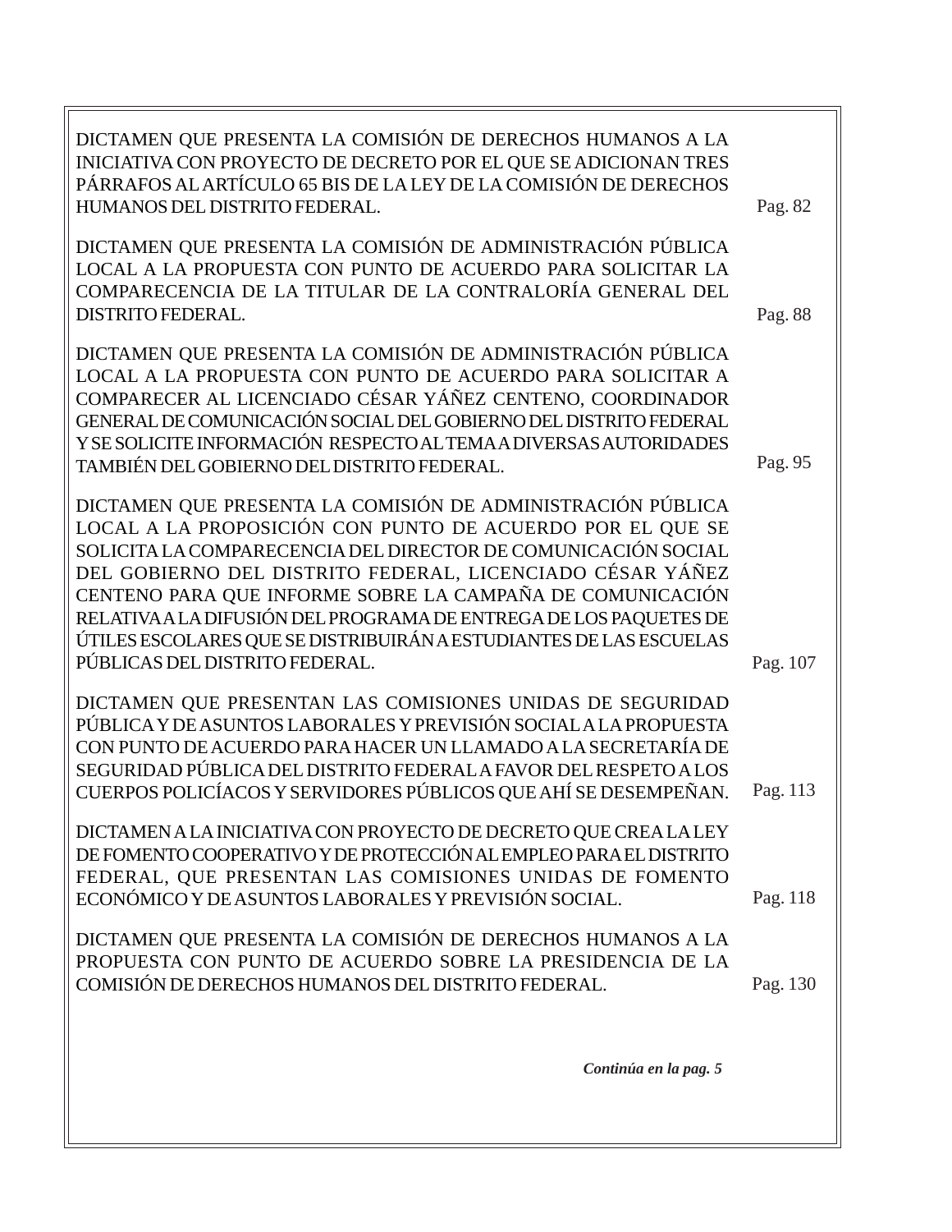DICTAMEN QUE PRESENTA LA COMISIÓN DE DERECHOS HUMANOS A LA INICIATIVA CON PROYECTO DE DECRETO POR EL QUE SE ADICIONAN TRES PÁRRAFOS AL ARTÍCULO 65 BIS DE LA LEY DE LA COMISIÓN DE DERECHOS HUMANOS DEL DISTRITO FEDERAL. Pag. 82

DICTAMEN QUE PRESENTA LA COMISIÓN DE ADMINISTRACIÓN PÚBLICA LOCAL A LA PROPUESTA CON PUNTO DE ACUERDO PARA SOLICITAR LA COMPARECENCIA DE LA TITULAR DE LA CONTRALORÍA GENERAL DEL DISTRITO FEDERAL. Pag. 88

DICTAMEN QUE PRESENTA LA COMISIÓN DE ADMINISTRACIÓN PÚBLICA LOCAL A LA PROPUESTA CON PUNTO DE ACUERDO PARA SOLICITAR A COMPARECER AL LICENCIADO CÉSAR YÁÑEZ CENTENO, COORDINADOR GENERAL DE COMUNICACIÓN SOCIAL DEL GOBIERNO DEL DISTRITO FEDERAL Y SE SOLICITE INFORMACIÓN RESPECTO AL TEMA A DIVERSAS AUTORIDADES TAMBIÉN DEL GOBIERNO DEL DISTRITO FEDERAL. Pag. 95

DICTAMEN QUE PRESENTA LA COMISIÓN DE ADMINISTRACIÓN PÚBLICA LOCAL A LA PROPOSICIÓN CON PUNTO DE ACUERDO POR EL QUE SE SOLICITA LA COMPARECENCIA DEL DIRECTOR DE COMUNICACIÓN SOCIAL DEL GOBIERNO DEL DISTRITO FEDERAL, LICENCIADO CÉSAR YÁÑEZ CENTENO PARA QUE INFORME SOBRE LA CAMPAÑA DE COMUNICACIÓN RELATIVA A LA DIFUSIÓN DEL PROGRAMA DE ENTREGA DE LOS PAQUETES DE ÚTILES ESCOLARES QUE SE DISTRIBUIRÁN A ESTUDIANTES DE LAS ESCUELAS PÚBLICAS DEL DISTRITO FEDERAL. Pag. 107

DICTAMEN QUE PRESENTAN LAS COMISIONES UNIDAS DE SEGURIDAD PÚBLICA Y DE ASUNTOS LABORALES Y PREVISIÓN SOCIAL A LA PROPUESTA CON PUNTO DE ACUERDO PARA HACER UN LLAMADO A LA SECRETARÍA DE SEGURIDAD PÚBLICA DEL DISTRITO FEDERAL A FAVOR DEL RESPETO A LOS CUERPOS POLICÍACOS Y SERVIDORES PÚBLICOS QUE AHÍ SE DESEMPEÑAN. Pag. 113

DICTAMEN A LA INICIATIVA CON PROYECTO DE DECRETO QUE CREA LA LEY DE FOMENTO COOPERATIVO Y DE PROTECCIÓN AL EMPLEO PARA EL DISTRITO FEDERAL, QUE PRESENTAN LAS COMISIONES UNIDAS DE FOMENTO ECONÓMICO Y DE ASUNTOS LABORALES Y PREVISIÓN SOCIAL. Pag. 118

DICTAMEN QUE PRESENTA LA COMISIÓN DE DERECHOS HUMANOS A LA PROPUESTA CON PUNTO DE ACUERDO SOBRE LA PRESIDENCIA DE LA COMISIÓN DE DERECHOS HUMANOS DEL DISTRITO FEDERAL. Pag. 130

***Continúa en la pag. 5***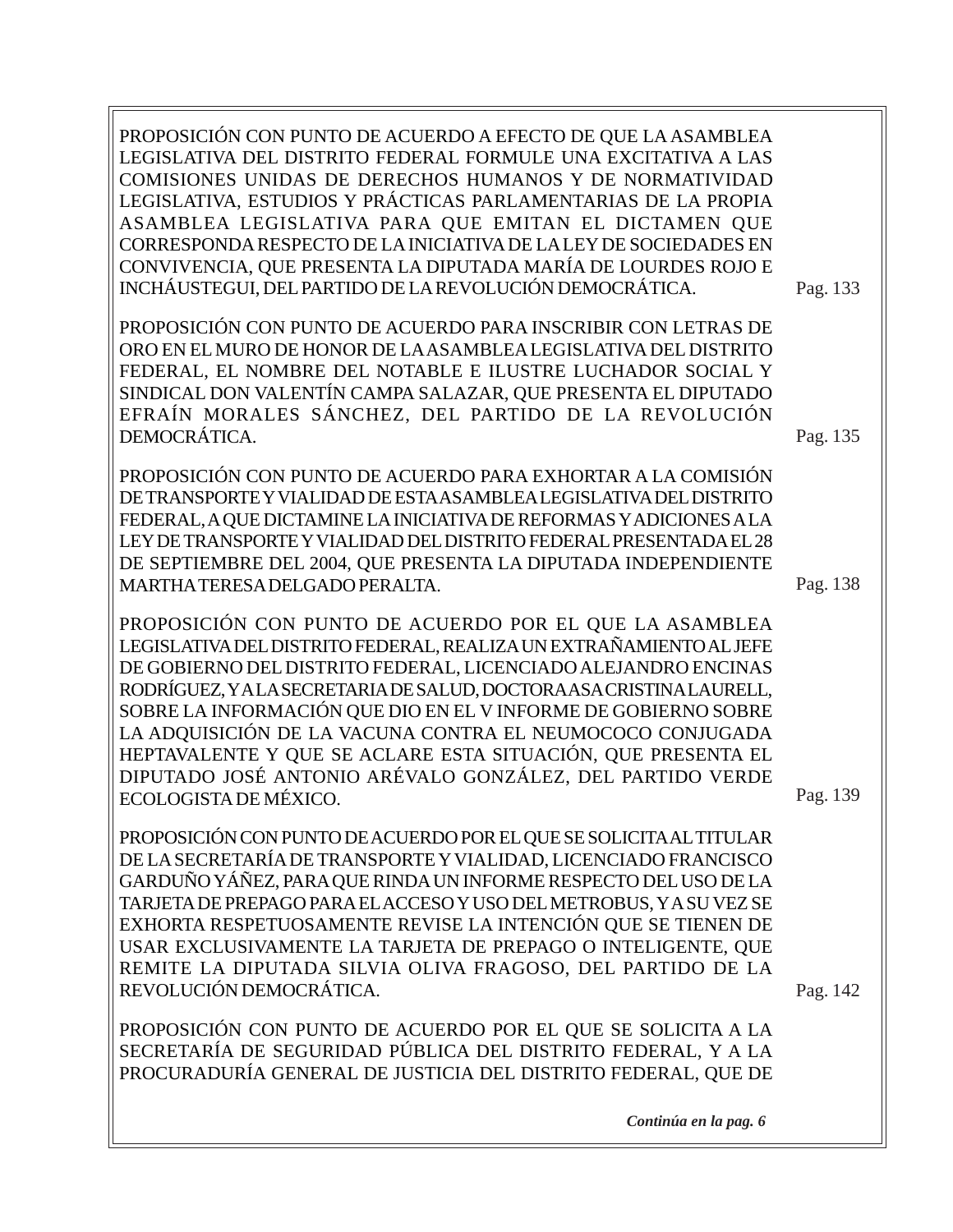PROPOSICIÓN CON PUNTO DE ACUERDO A EFECTO DE QUE LA ASAMBLEA LEGISLATIVA DEL DISTRITO FEDERAL FORMULE UNA EXCITATIVA A LAS COMISIONES UNIDAS DE DERECHOS HUMANOS Y DE NORMATIVIDAD LEGISLATIVA, ESTUDIOS Y PRÁCTICAS PARLAMENTARIAS DE LA PROPIA ASAMBLEA LEGISLATIVA PARA QUE EMITAN EL DICTAMEN QUE CORRESPONDA RESPECTO DE LA INICIATIVA DE LA LEY DE SOCIEDADES EN CONVIVENCIA, QUE PRESENTA LA DIPUTADA MARÍA DE LOURDES ROJO E INCHÁUSTEGUI, DEL PARTIDO DE LA REVOLUCIÓN DEMOCRÁTICA. Pag. 133

PROPOSICIÓN CON PUNTO DE ACUERDO PARA INSCRIBIR CON LETRAS DE ORO EN EL MURO DE HONOR DE LA ASAMBLEA LEGISLATIVA DEL DISTRITO FEDERAL, EL NOMBRE DEL NOTABLE E ILUSTRE LUCHADOR SOCIAL Y SINDICAL DON VALENTÍN CAMPA SALAZAR, QUE PRESENTA EL DIPUTADO EFRAÍN MORALES SÁNCHEZ, DEL PARTIDO DE LA REVOLUCIÓN DEMOCRÁTICA. Pag. 135

PROPOSICIÓN CON PUNTO DE ACUERDO PARA EXHORTAR A LA COMISIÓN DE TRANSPORTE Y VIALIDAD DE ESTA ASAMBLEA LEGISLATIVA DEL DISTRITO FEDERAL, A QUE DICTAMINE LA INICIATIVA DE REFORMAS Y ADICIONES A LA LEY DE TRANSPORTE Y VIALIDAD DEL DISTRITO FEDERAL PRESENTADA EL 28 DE SEPTIEMBRE DEL 2004, QUE PRESENTA LA DIPUTADA INDEPENDIENTE MARTHA TERESA DELGADO PERALTA. Pag. 138

PROPOSICIÓN CON PUNTO DE ACUERDO POR EL QUE LA ASAMBLEA LEGISLATIVA DEL DISTRITO FEDERAL, REALIZA UN EXTRAÑAMIENTO AL JEFE DE GOBIERNO DEL DISTRITO FEDERAL, LICENCIADO ALEJANDRO ENCINAS RODRÍGUEZ, Y A LA SECRETARIA DE SALUD, DOCTORA ASA CRISTINA LAURELL, SOBRE LA INFORMACIÓN QUE DIO EN EL V INFORME DE GOBIERNO SOBRE LA ADQUISICIÓN DE LA VACUNA CONTRA EL NEUMOCOCO CONJUGADA HEPTAVALENTE Y QUE SE ACLARE ESTA SITUACIÓN, QUE PRESENTA EL DIPUTADO JOSÉ ANTONIO ARÉVALO GONZÁLEZ, DEL PARTIDO VERDE ECOLOGISTA DE MÉXICO. Pag. 139

PROPOSICIÓN CON PUNTO DE ACUERDO POR EL QUE SE SOLICITA AL TITULAR DE LA SECRETARÍA DE TRANSPORTE Y VIALIDAD, LICENCIADO FRANCISCO GARDUÑO YÁÑEZ, PARA QUE RINDA UN INFORME RESPECTO DEL USO DE LA TARJETA DE PREPAGO PARA EL ACCESO Y USO DEL METROBUS, Y A SU VEZ SE EXHORTA RESPETUOSAMENTE REVISE LA INTENCIÓN QUE SE TIENEN DE USAR EXCLUSIVAMENTE LA TARJETA DE PREPAGO O INTELIGENTE, QUE REMITE LA DIPUTADA SILVIA OLIVA FRAGOSO, DEL PARTIDO DE LA REVOLUCIÓN DEMOCRÁTICA. Pag. 142

PROPOSICIÓN CON PUNTO DE ACUERDO POR EL QUE SE SOLICITA A LA SECRETARÍA DE SEGURIDAD PÚBLICA DEL DISTRITO FEDERAL, Y A LA PROCURADURÍA GENERAL DE JUSTICIA DEL DISTRITO FEDERAL, QUE DE

***Continúa en la pag. 6***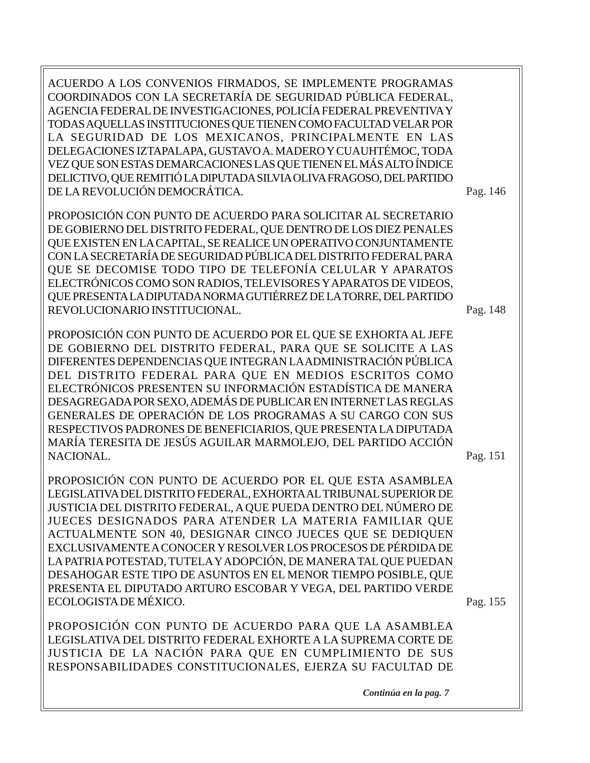ACUERDO A LOS CONVENIOS FIRMADOS, SE IMPLEMENTE PROGRAMAS COORDINADOS CON LA SECRETARÍA DE SEGURIDAD PÚBLICA FEDERAL, AGENCIA FEDERAL DE INVESTIGACIONES, POLICÍA FEDERAL PREVENTIVA Y TODAS AQUELLAS INSTITUCIONES QUE TIENEN COMO FACULTAD VELAR POR LA SEGURIDAD DE LOS MEXICANOS, PRINCIPALMENTE EN LAS DELEGACIONES IZTAPALAPA, GUSTAVO A. MADERO Y CUAUHTÉMOC, TODA VEZ QUE SON ESTAS DEMARCACIONES LAS QUE TIENEN EL MÁS ALTO ÍNDICE DELICTIVO, QUE REMITIÓ LA DIPUTADA SILVIA OLIVA FRAGOSO, DEL PARTIDO DE LA REVOLUCIÓN DEMOCRÁTICA. Pag. 146

PROPOSICIÓN CON PUNTO DE ACUERDO PARA SOLICITAR AL SECRETARIO DE GOBIERNO DEL DISTRITO FEDERAL, QUE DENTRO DE LOS DIEZ PENALES QUE EXISTEN EN LA CAPITAL, SE REALICE UN OPERATIVO CONJUNTAMENTE CON LA SECRETARÍA DE SEGURIDAD PÚBLICA DEL DISTRITO FEDERAL PARA QUE SE DECOMISE TODO TIPO DE TELEFONÍA CELULAR Y APARATOS ELECTRÓNICOS COMO SON RADIOS, TELEVISORES Y APARATOS DE VIDEOS, QUE PRESENTA LA DIPUTADA NORMA GUTIÉRREZ DE LA TORRE, DEL PARTIDO REVOLUCIONARIO INSTITUCIONAL. Pag. 148

PROPOSICIÓN CON PUNTO DE ACUERDO POR EL QUE SE EXHORTA AL JEFE DE GOBIERNO DEL DISTRITO FEDERAL, PARA QUE SE SOLICITE A LAS DIFERENTES DEPENDENCIAS QUE INTEGRAN LA ADMINISTRACIÓN PÚBLICA DEL DISTRITO FEDERAL PARA QUE EN MEDIOS ESCRITOS COMO ELECTRÓNICOS PRESENTEN SU INFORMACIÓN ESTADÍSTICA DE MANERA DESAGREGADA POR SEXO, ADEMÁS DE PUBLICAR EN INTERNET LAS REGLAS GENERALES DE OPERACIÓN DE LOS PROGRAMAS A SU CARGO CON SUS RESPECTIVOS PADRONES DE BENEFICIARIOS, QUE PRESENTA LA DIPUTADA MARÍA TERESITA DE JESÚS AGUILAR MARMOLEJO, DEL PARTIDO ACCIÓN NACIONAL. Pag. 151

PROPOSICIÓN CON PUNTO DE ACUERDO POR EL QUE ESTA ASAMBLEA LEGISLATIVA DEL DISTRITO FEDERAL, EXHORTA AL TRIBUNAL SUPERIOR DE JUSTICIA DEL DISTRITO FEDERAL, A QUE PUEDA DENTRO DEL NÚMERO DE JUECES DESIGNADOS PARA ATENDER LA MATERIA FAMILIAR QUE ACTUALMENTE SON 40, DESIGNAR CINCO JUECES QUE SE DEDIQUEN EXCLUSIVAMENTE A CONOCER Y RESOLVER LOS PROCESOS DE PÉRDIDA DE LA PATRIA POTESTAD, TUTELA Y ADOPCIÓN, DE MANERA TAL QUE PUEDAN DESAHOGAR ESTE TIPO DE ASUNTOS EN EL MENOR TIEMPO POSIBLE, QUE PRESENTA EL DIPUTADO ARTURO ESCOBAR Y VEGA, DEL PARTIDO VERDE ECOLOGISTA DE MÉXICO. Pag. 155

PROPOSICIÓN CON PUNTO DE ACUERDO PARA QUE LA ASAMBLEA LEGISLATIVA DEL DISTRITO FEDERAL EXHORTE A LA SUPREMA CORTE DE JUSTICIA DE LA NACIÓN PARA QUE EN CUMPLIMIENTO DE SUS RESPONSABILIDADES CONSTITUCIONALES, EJERZA SU FACULTAD DE

***Continúa en la pag. 7***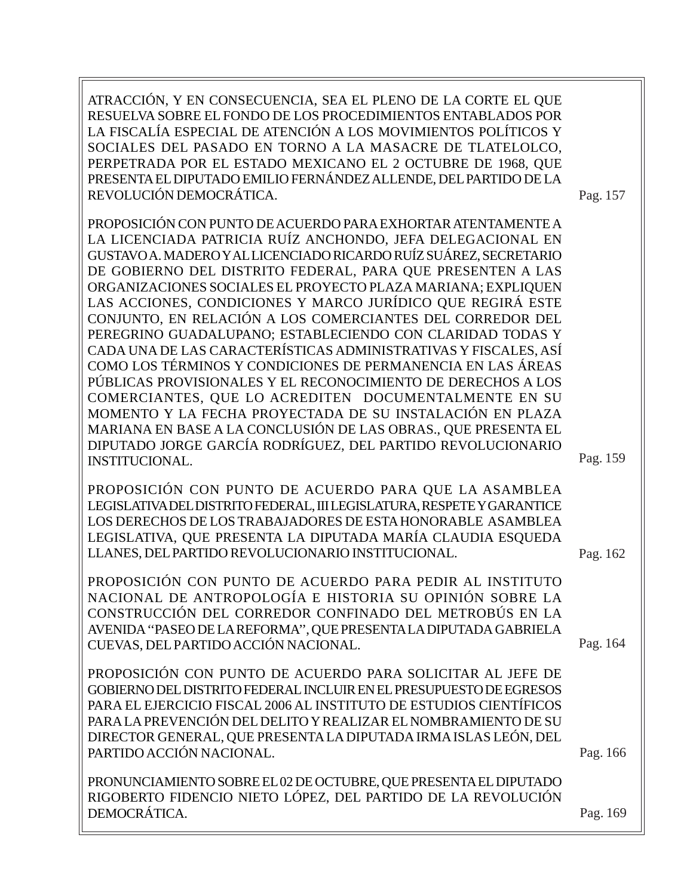ATRACCIÓN, Y EN CONSECUENCIA, SEA EL PLENO DE LA CORTE EL QUE RESUELVA SOBRE EL FONDO DE LOS PROCEDIMIENTOS ENTABLADOS POR LA FISCALÍA ESPECIAL DE ATENCIÓN A LOS MOVIMIENTOS POLÍTICOS Y SOCIALES DEL PASADO EN TORNO A LA MASACRE DE TLATELOLCO, PERPETRADA POR EL ESTADO MEXICANO EL 2 OCTUBRE DE 1968, QUE PRESENTA EL DIPUTADO EMILIO FERNÁNDEZ ALLENDE, DEL PARTIDO DE LA REVOLUCIÓN DEMOCRÁTICA. — Pag. 157

PROPOSICIÓN CON PUNTO DE ACUERDO PARA EXHORTAR ATENTAMENTE A LA LICENCIADA PATRICIA RUÍZ ANCHONDO, JEFA DELEGACIONAL EN GUSTAVO A. MADERO Y AL LICENCIADO RICARDO RUÍZ SUÁREZ, SECRETARIO DE GOBIERNO DEL DISTRITO FEDERAL, PARA QUE PRESENTEN A LAS ORGANIZACIONES SOCIALES EL PROYECTO PLAZA MARIANA; EXPLIQUEN LAS ACCIONES, CONDICIONES Y MARCO JURÍDICO QUE REGIRÁ ESTE CONJUNTO, EN RELACIÓN A LOS COMERCIANTES DEL CORREDOR DEL PEREGRINO GUADALUPANO; ESTABLECIENDO CON CLARIDAD TODAS Y CADA UNA DE LAS CARACTERÍSTICAS ADMINISTRATIVAS Y FISCALES, ASÍ COMO LOS TÉRMINOS Y CONDICIONES DE PERMANENCIA EN LAS ÁREAS PÚBLICAS PROVISIONALES Y EL RECONOCIMIENTO DE DERECHOS A LOS COMERCIANTES, QUE LO ACREDITEN DOCUMENTALMENTE EN SU MOMENTO Y LA FECHA PROYECTADA DE SU INSTALACIÓN EN PLAZA MARIANA EN BASE A LA CONCLUSIÓN DE LAS OBRAS., QUE PRESENTA EL DIPUTADO JORGE GARCÍA RODRÍGUEZ, DEL PARTIDO REVOLUCIONARIO INSTITUCIONAL. — Pag. 159

PROPOSICIÓN CON PUNTO DE ACUERDO PARA QUE LA ASAMBLEA LEGISLATIVA DEL DISTRITO FEDERAL, III LEGISLATURA, RESPETE Y GARANTICE LOS DERECHOS DE LOS TRABAJADORES DE ESTA HONORABLE ASAMBLEA LEGISLATIVA, QUE PRESENTA LA DIPUTADA MARÍA CLAUDIA ESQUEDA LLANES, DEL PARTIDO REVOLUCIONARIO INSTITUCIONAL. — Pag. 162

PROPOSICIÓN CON PUNTO DE ACUERDO PARA PEDIR AL INSTITUTO NACIONAL DE ANTROPOLOGÍA E HISTORIA SU OPINIÓN SOBRE LA CONSTRUCCIÓN DEL CORREDOR CONFINADO DEL METROBÚS EN LA AVENIDA "PASEO DE LA REFORMA", QUE PRESENTA LA DIPUTADA GABRIELA CUEVAS, DEL PARTIDO ACCIÓN NACIONAL. — Pag. 164

PROPOSICIÓN CON PUNTO DE ACUERDO PARA SOLICITAR AL JEFE DE GOBIERNO DEL DISTRITO FEDERAL INCLUIR EN EL PRESUPUESTO DE EGRESOS PARA EL EJERCICIO FISCAL 2006 AL INSTITUTO DE ESTUDIOS CIENTÍFICOS PARA LA PREVENCIÓN DEL DELITO Y REALIZAR EL NOMBRAMIENTO DE SU DIRECTOR GENERAL, QUE PRESENTA LA DIPUTADA IRMA ISLAS LEÓN, DEL PARTIDO ACCIÓN NACIONAL. — Pag. 166

PRONUNCIAMIENTO SOBRE EL 02 DE OCTUBRE, QUE PRESENTA EL DIPUTADO RIGOBERTO FIDENCIO NIETO LÓPEZ, DEL PARTIDO DE LA REVOLUCIÓN DEMOCRÁTICA. — Pag. 169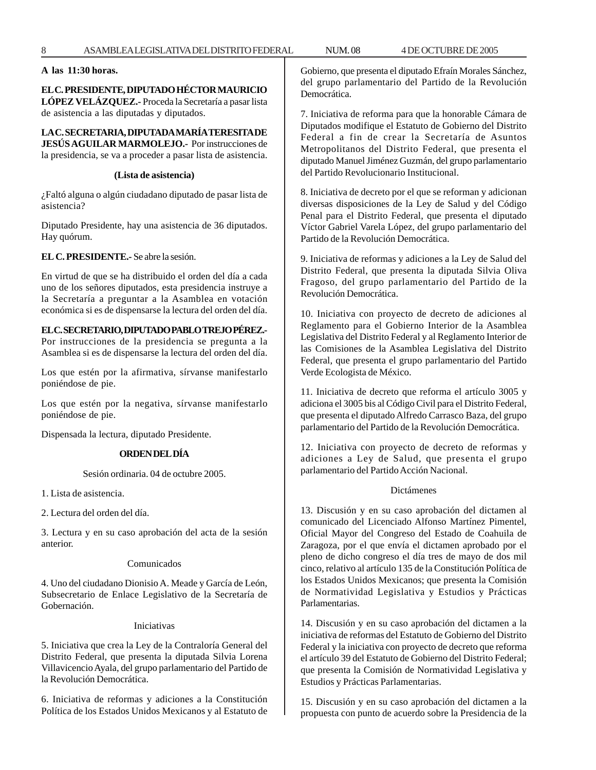**A las 11:30 horas.**

**EL C. PRESIDENTE, DIPUTADO HÉCTOR MAURICIO LÓPEZ VELÁZQUEZ.-** Proceda la Secretaría a pasar lista de asistencia a las diputadas y diputados.

**LA C. SECRETARIA, DIPUTADA MARÍA TERESITA DE JESÚS AGUILAR MARMOLEJO.-** Por instrucciones de la presidencia, se va a proceder a pasar lista de asistencia.

**(Lista de asistencia)**

¿Faltó alguna o algún ciudadano diputado de pasar lista de asistencia?

Diputado Presidente, hay una asistencia de 36 diputados. Hay quórum.

**EL C. PRESIDENTE.-** Se abre la sesión.

En virtud de que se ha distribuido el orden del día a cada uno de los señores diputados, esta presidencia instruye a la Secretaría a preguntar a la Asamblea en votación económica si es de dispensarse la lectura del orden del día.

**EL C. SECRETARIO, DIPUTADO PABLO TREJO PÉREZ.-** Por instrucciones de la presidencia se pregunta a la Asamblea si es de dispensarse la lectura del orden del día.

Los que estén por la afirmativa, sírvanse manifestarlo poniéndose de pie.

Los que estén por la negativa, sírvanse manifestarlo poniéndose de pie.

Dispensada la lectura, diputado Presidente.

**ORDEN DEL DÍA**

Sesión ordinaria. 04 de octubre 2005.

1. Lista de asistencia.

2. Lectura del orden del día.

3. Lectura y en su caso aprobación del acta de la sesión anterior.

Comunicados

4. Uno del ciudadano Dionisio A. Meade y García de León, Subsecretario de Enlace Legislativo de la Secretaría de Gobernación.

Iniciativas

5. Iniciativa que crea la Ley de la Contraloría General del Distrito Federal, que presenta la diputada Silvia Lorena Villavicencio Ayala, del grupo parlamentario del Partido de la Revolución Democrática.

6. Iniciativa de reformas y adiciones a la Constitución Política de los Estados Unidos Mexicanos y al Estatuto de Gobierno, que presenta el diputado Efraín Morales Sánchez, del grupo parlamentario del Partido de la Revolución Democrática.

7. Iniciativa de reforma para que la honorable Cámara de Diputados modifique el Estatuto de Gobierno del Distrito Federal a fin de crear la Secretaría de Asuntos Metropolitanos del Distrito Federal, que presenta el diputado Manuel Jiménez Guzmán, del grupo parlamentario del Partido Revolucionario Institucional.

8. Iniciativa de decreto por el que se reforman y adicionan diversas disposiciones de la Ley de Salud y del Código Penal para el Distrito Federal, que presenta el diputado Víctor Gabriel Varela López, del grupo parlamentario del Partido de la Revolución Democrática.

9. Iniciativa de reformas y adiciones a la Ley de Salud del Distrito Federal, que presenta la diputada Silvia Oliva Fragoso, del grupo parlamentario del Partido de la Revolución Democrática.

10. Iniciativa con proyecto de decreto de adiciones al Reglamento para el Gobierno Interior de la Asamblea Legislativa del Distrito Federal y al Reglamento Interior de las Comisiones de la Asamblea Legislativa del Distrito Federal, que presenta el grupo parlamentario del Partido Verde Ecologista de México.

11. Iniciativa de decreto que reforma el artículo 3005 y adiciona el 3005 bis al Código Civil para el Distrito Federal, que presenta el diputado Alfredo Carrasco Baza, del grupo parlamentario del Partido de la Revolución Democrática.

12. Iniciativa con proyecto de decreto de reformas y adiciones a Ley de Salud, que presenta el grupo parlamentario del Partido Acción Nacional.

Dictámenes

13. Discusión y en su caso aprobación del dictamen al comunicado del Licenciado Alfonso Martínez Pimentel, Oficial Mayor del Congreso del Estado de Coahuila de Zaragoza, por el que envía el dictamen aprobado por el pleno de dicho congreso el día tres de mayo de dos mil cinco, relativo al artículo 135 de la Constitución Política de los Estados Unidos Mexicanos; que presenta la Comisión de Normatividad Legislativa y Estudios y Prácticas Parlamentarias.

14. Discusión y en su caso aprobación del dictamen a la iniciativa de reformas del Estatuto de Gobierno del Distrito Federal y la iniciativa con proyecto de decreto que reforma el artículo 39 del Estatuto de Gobierno del Distrito Federal; que presenta la Comisión de Normatividad Legislativa y Estudios y Prácticas Parlamentarias.

15. Discusión y en su caso aprobación del dictamen a la propuesta con punto de acuerdo sobre la Presidencia de la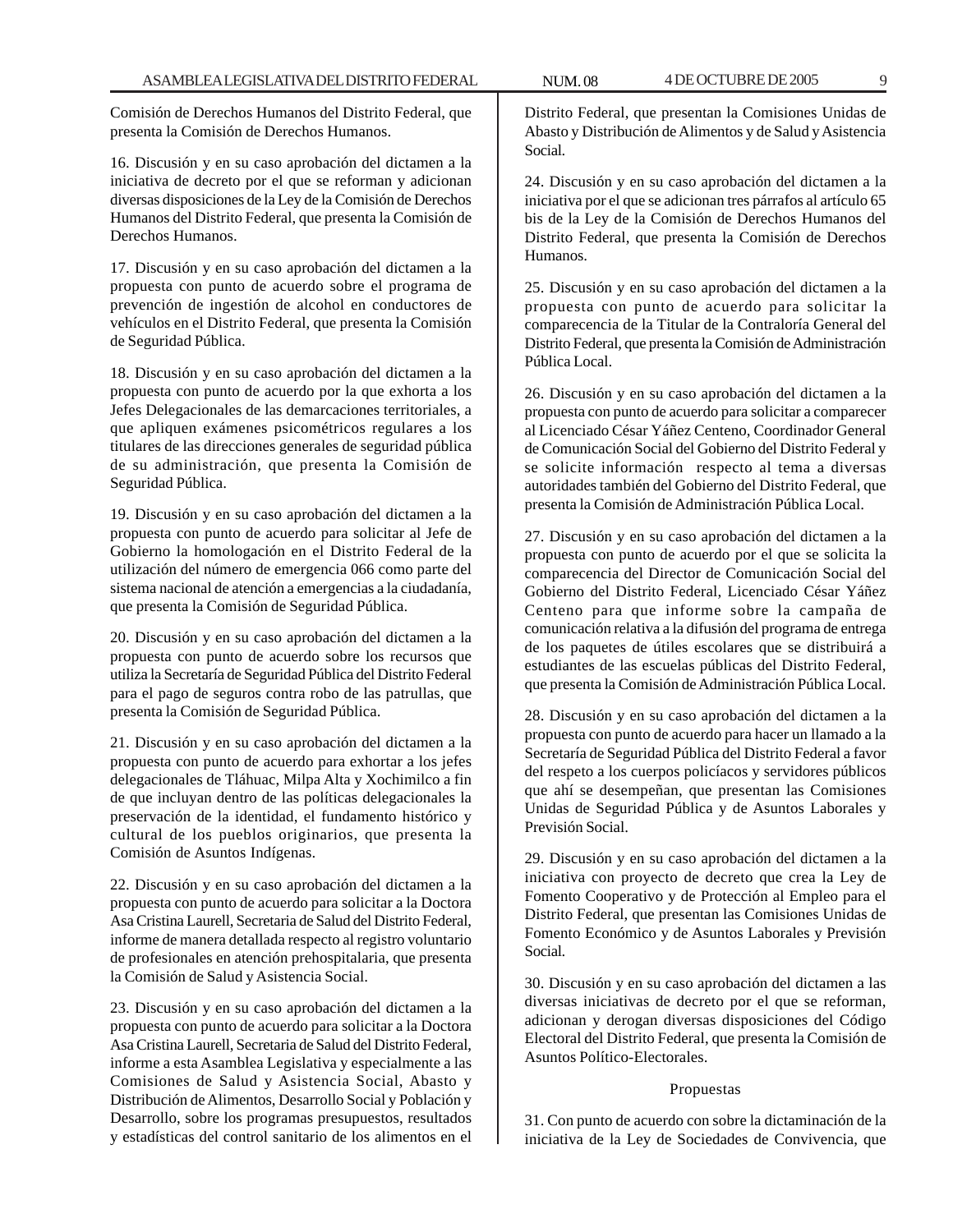Comisión de Derechos Humanos del Distrito Federal, que presenta la Comisión de Derechos Humanos.

16. Discusión y en su caso aprobación del dictamen a la iniciativa de decreto por el que se reforman y adicionan diversas disposiciones de la Ley de la Comisión de Derechos Humanos del Distrito Federal, que presenta la Comisión de Derechos Humanos.

17. Discusión y en su caso aprobación del dictamen a la propuesta con punto de acuerdo sobre el programa de prevención de ingestión de alcohol en conductores de vehículos en el Distrito Federal, que presenta la Comisión de Seguridad Pública.

18. Discusión y en su caso aprobación del dictamen a la propuesta con punto de acuerdo por la que exhorta a los Jefes Delegacionales de las demarcaciones territoriales, a que apliquen exámenes psicométricos regulares a los titulares de las direcciones generales de seguridad pública de su administración, que presenta la Comisión de Seguridad Pública.

19. Discusión y en su caso aprobación del dictamen a la propuesta con punto de acuerdo para solicitar al Jefe de Gobierno la homologación en el Distrito Federal de la utilización del número de emergencia 066 como parte del sistema nacional de atención a emergencias a la ciudadanía, que presenta la Comisión de Seguridad Pública.

20. Discusión y en su caso aprobación del dictamen a la propuesta con punto de acuerdo sobre los recursos que utiliza la Secretaría de Seguridad Pública del Distrito Federal para el pago de seguros contra robo de las patrullas, que presenta la Comisión de Seguridad Pública.

21. Discusión y en su caso aprobación del dictamen a la propuesta con punto de acuerdo para exhortar a los jefes delegacionales de Tláhuac, Milpa Alta y Xochimilco a fin de que incluyan dentro de las políticas delegacionales la preservación de la identidad, el fundamento histórico y cultural de los pueblos originarios, que presenta la Comisión de Asuntos Indígenas.

22. Discusión y en su caso aprobación del dictamen a la propuesta con punto de acuerdo para solicitar a la Doctora Asa Cristina Laurell, Secretaria de Salud del Distrito Federal, informe de manera detallada respecto al registro voluntario de profesionales en atención prehospitalaria, que presenta la Comisión de Salud y Asistencia Social.

23. Discusión y en su caso aprobación del dictamen a la propuesta con punto de acuerdo para solicitar a la Doctora Asa Cristina Laurell, Secretaria de Salud del Distrito Federal, informe a esta Asamblea Legislativa y especialmente a las Comisiones de Salud y Asistencia Social, Abasto y Distribución de Alimentos, Desarrollo Social y Población y Desarrollo, sobre los programas presupuestos, resultados y estadísticas del control sanitario de los alimentos en el Distrito Federal, que presentan la Comisiones Unidas de Abasto y Distribución de Alimentos y de Salud y Asistencia Social.

24. Discusión y en su caso aprobación del dictamen a la iniciativa por el que se adicionan tres párrafos al artículo 65 bis de la Ley de la Comisión de Derechos Humanos del Distrito Federal, que presenta la Comisión de Derechos Humanos.

25. Discusión y en su caso aprobación del dictamen a la propuesta con punto de acuerdo para solicitar la comparecencia de la Titular de la Contraloría General del Distrito Federal, que presenta la Comisión de Administración Pública Local.

26. Discusión y en su caso aprobación del dictamen a la propuesta con punto de acuerdo para solicitar a comparecer al Licenciado César Yáñez Centeno, Coordinador General de Comunicación Social del Gobierno del Distrito Federal y se solicite información respecto al tema a diversas autoridades también del Gobierno del Distrito Federal, que presenta la Comisión de Administración Pública Local.

27. Discusión y en su caso aprobación del dictamen a la propuesta con punto de acuerdo por el que se solicita la comparecencia del Director de Comunicación Social del Gobierno del Distrito Federal, Licenciado César Yáñez Centeno para que informe sobre la campaña de comunicación relativa a la difusión del programa de entrega de los paquetes de útiles escolares que se distribuirá a estudiantes de las escuelas públicas del Distrito Federal, que presenta la Comisión de Administración Pública Local.

28. Discusión y en su caso aprobación del dictamen a la propuesta con punto de acuerdo para hacer un llamado a la Secretaría de Seguridad Pública del Distrito Federal a favor del respeto a los cuerpos policíacos y servidores públicos que ahí se desempeñan, que presentan las Comisiones Unidas de Seguridad Pública y de Asuntos Laborales y Previsión Social.

29. Discusión y en su caso aprobación del dictamen a la iniciativa con proyecto de decreto que crea la Ley de Fomento Cooperativo y de Protección al Empleo para el Distrito Federal, que presentan las Comisiones Unidas de Fomento Económico y de Asuntos Laborales y Previsión Social.

30. Discusión y en su caso aprobación del dictamen a las diversas iniciativas de decreto por el que se reforman, adicionan y derogan diversas disposiciones del Código Electoral del Distrito Federal, que presenta la Comisión de Asuntos Político-Electorales.

Propuestas

31. Con punto de acuerdo con sobre la dictaminación de la iniciativa de la Ley de Sociedades de Convivencia, que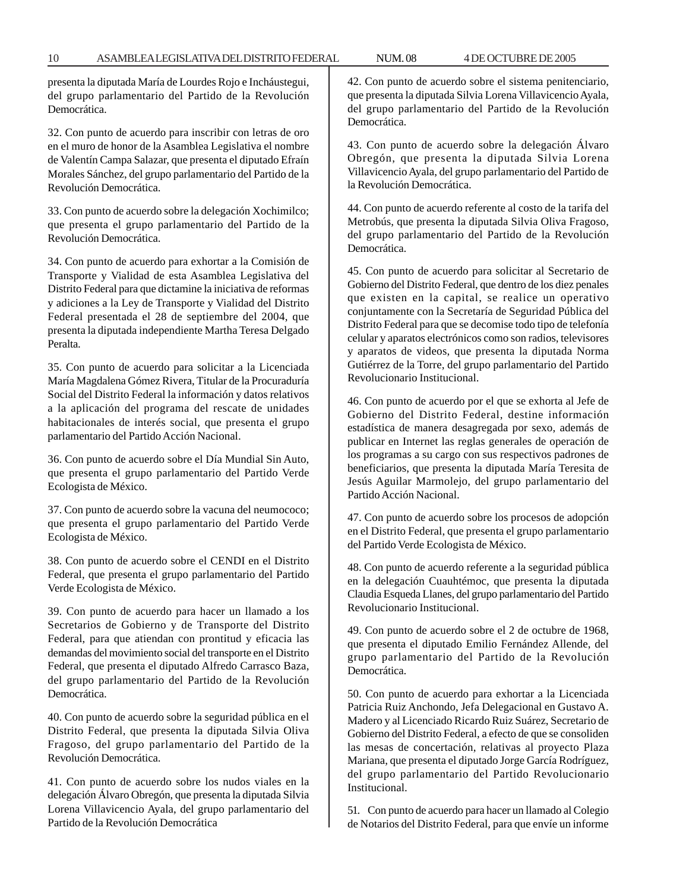presenta la diputada María de Lourdes Rojo e Incháustegui, del grupo parlamentario del Partido de la Revolución Democrática.

32. Con punto de acuerdo para inscribir con letras de oro en el muro de honor de la Asamblea Legislativa el nombre de Valentín Campa Salazar, que presenta el diputado Efraín Morales Sánchez, del grupo parlamentario del Partido de la Revolución Democrática.

33. Con punto de acuerdo sobre la delegación Xochimilco; que presenta el grupo parlamentario del Partido de la Revolución Democrática.

34. Con punto de acuerdo para exhortar a la Comisión de Transporte y Vialidad de esta Asamblea Legislativa del Distrito Federal para que dictamine la iniciativa de reformas y adiciones a la Ley de Transporte y Vialidad del Distrito Federal presentada el 28 de septiembre del 2004, que presenta la diputada independiente Martha Teresa Delgado Peralta.

35. Con punto de acuerdo para solicitar a la Licenciada María Magdalena Gómez Rivera, Titular de la Procuraduría Social del Distrito Federal la información y datos relativos a la aplicación del programa del rescate de unidades habitacionales de interés social, que presenta el grupo parlamentario del Partido Acción Nacional.

36. Con punto de acuerdo sobre el Día Mundial Sin Auto, que presenta el grupo parlamentario del Partido Verde Ecologista de México.

37. Con punto de acuerdo sobre la vacuna del neumococo; que presenta el grupo parlamentario del Partido Verde Ecologista de México.

38. Con punto de acuerdo sobre el CENDI en el Distrito Federal, que presenta el grupo parlamentario del Partido Verde Ecologista de México.

39. Con punto de acuerdo para hacer un llamado a los Secretarios de Gobierno y de Transporte del Distrito Federal, para que atiendan con prontitud y eficacia las demandas del movimiento social del transporte en el Distrito Federal, que presenta el diputado Alfredo Carrasco Baza, del grupo parlamentario del Partido de la Revolución Democrática.

40. Con punto de acuerdo sobre la seguridad pública en el Distrito Federal, que presenta la diputada Silvia Oliva Fragoso, del grupo parlamentario del Partido de la Revolución Democrática.

41. Con punto de acuerdo sobre los nudos viales en la delegación Álvaro Obregón, que presenta la diputada Silvia Lorena Villavicencio Ayala, del grupo parlamentario del Partido de la Revolución Democrática

42. Con punto de acuerdo sobre el sistema penitenciario, que presenta la diputada Silvia Lorena Villavicencio Ayala, del grupo parlamentario del Partido de la Revolución Democrática.

43. Con punto de acuerdo sobre la delegación Álvaro Obregón, que presenta la diputada Silvia Lorena Villavicencio Ayala, del grupo parlamentario del Partido de la Revolución Democrática.

44. Con punto de acuerdo referente al costo de la tarifa del Metrobús, que presenta la diputada Silvia Oliva Fragoso, del grupo parlamentario del Partido de la Revolución Democrática.

45. Con punto de acuerdo para solicitar al Secretario de Gobierno del Distrito Federal, que dentro de los diez penales que existen en la capital, se realice un operativo conjuntamente con la Secretaría de Seguridad Pública del Distrito Federal para que se decomise todo tipo de telefonía celular y aparatos electrónicos como son radios, televisores y aparatos de videos, que presenta la diputada Norma Gutiérrez de la Torre, del grupo parlamentario del Partido Revolucionario Institucional.

46. Con punto de acuerdo por el que se exhorta al Jefe de Gobierno del Distrito Federal, destine información estadística de manera desagregada por sexo, además de publicar en Internet las reglas generales de operación de los programas a su cargo con sus respectivos padrones de beneficiarios, que presenta la diputada María Teresita de Jesús Aguilar Marmolejo, del grupo parlamentario del Partido Acción Nacional.

47. Con punto de acuerdo sobre los procesos de adopción en el Distrito Federal, que presenta el grupo parlamentario del Partido Verde Ecologista de México.

48. Con punto de acuerdo referente a la seguridad pública en la delegación Cuauhtémoc, que presenta la diputada Claudia Esqueda Llanes, del grupo parlamentario del Partido Revolucionario Institucional.

49. Con punto de acuerdo sobre el 2 de octubre de 1968, que presenta el diputado Emilio Fernández Allende, del grupo parlamentario del Partido de la Revolución Democrática.

50. Con punto de acuerdo para exhortar a la Licenciada Patricia Ruiz Anchondo, Jefa Delegacional en Gustavo A. Madero y al Licenciado Ricardo Ruiz Suárez, Secretario de Gobierno del Distrito Federal, a efecto de que se consoliden las mesas de concertación, relativas al proyecto Plaza Mariana, que presenta el diputado Jorge García Rodríguez, del grupo parlamentario del Partido Revolucionario Institucional.

51. Con punto de acuerdo para hacer un llamado al Colegio de Notarios del Distrito Federal, para que envíe un informe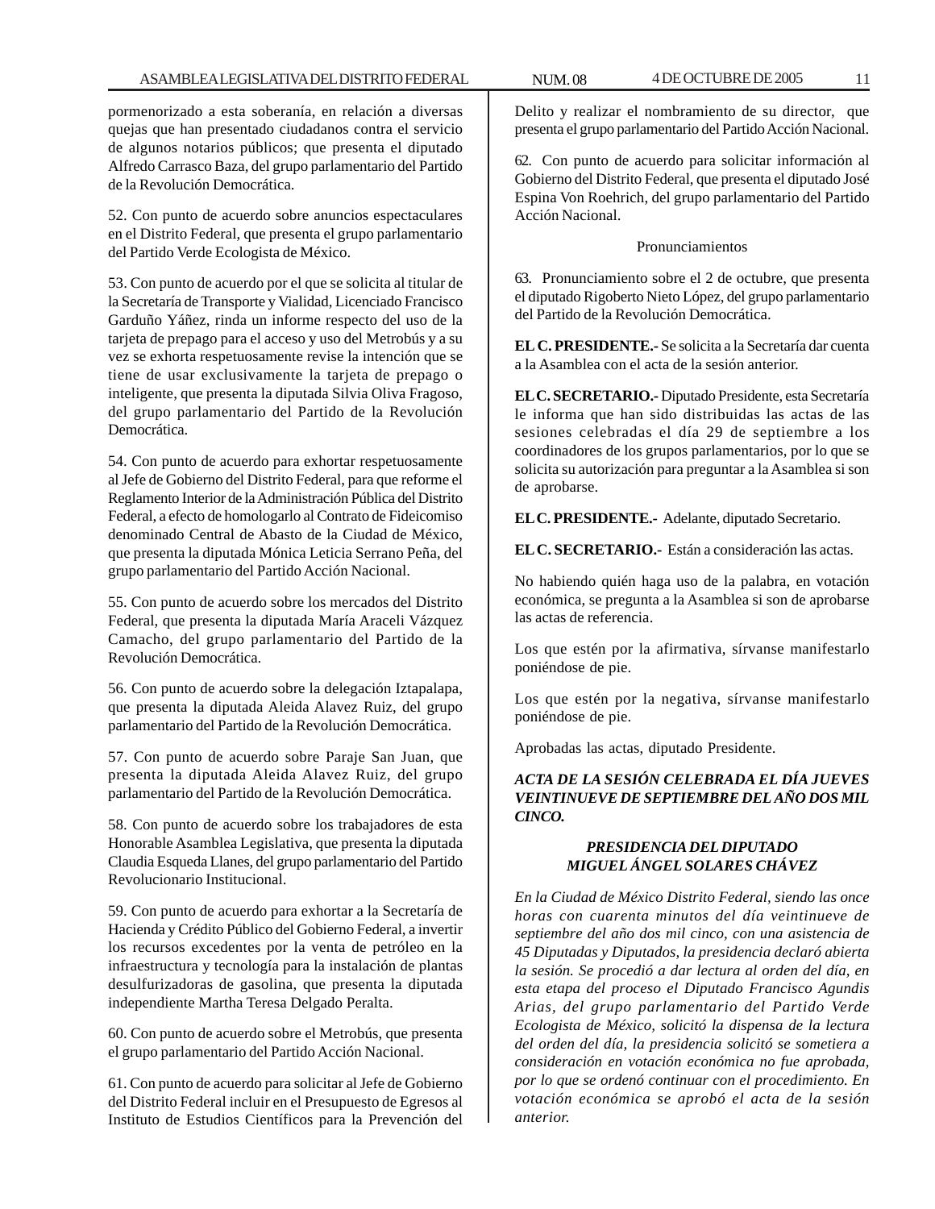pormenorizado a esta soberanía, en relación a diversas quejas que han presentado ciudadanos contra el servicio de algunos notarios públicos; que presenta el diputado Alfredo Carrasco Baza, del grupo parlamentario del Partido de la Revolución Democrática.

52. Con punto de acuerdo sobre anuncios espectaculares en el Distrito Federal, que presenta el grupo parlamentario del Partido Verde Ecologista de México.

53. Con punto de acuerdo por el que se solicita al titular de la Secretaría de Transporte y Vialidad, Licenciado Francisco Garduño Yáñez, rinda un informe respecto del uso de la tarjeta de prepago para el acceso y uso del Metrobús y a su vez se exhorta respetuosamente revise la intención que se tiene de usar exclusivamente la tarjeta de prepago o inteligente, que presenta la diputada Silvia Oliva Fragoso, del grupo parlamentario del Partido de la Revolución Democrática.

54. Con punto de acuerdo para exhortar respetuosamente al Jefe de Gobierno del Distrito Federal, para que reforme el Reglamento Interior de la Administración Pública del Distrito Federal, a efecto de homologarlo al Contrato de Fideicomiso denominado Central de Abasto de la Ciudad de México, que presenta la diputada Mónica Leticia Serrano Peña, del grupo parlamentario del Partido Acción Nacional.

55. Con punto de acuerdo sobre los mercados del Distrito Federal, que presenta la diputada María Araceli Vázquez Camacho, del grupo parlamentario del Partido de la Revolución Democrática.

56. Con punto de acuerdo sobre la delegación Iztapalapa, que presenta la diputada Aleida Alavez Ruiz, del grupo parlamentario del Partido de la Revolución Democrática.

57. Con punto de acuerdo sobre Paraje San Juan, que presenta la diputada Aleida Alavez Ruiz, del grupo parlamentario del Partido de la Revolución Democrática.

58. Con punto de acuerdo sobre los trabajadores de esta Honorable Asamblea Legislativa, que presenta la diputada Claudia Esqueda Llanes, del grupo parlamentario del Partido Revolucionario Institucional.

59. Con punto de acuerdo para exhortar a la Secretaría de Hacienda y Crédito Público del Gobierno Federal, a invertir los recursos excedentes por la venta de petróleo en la infraestructura y tecnología para la instalación de plantas desulfurizadoras de gasolina, que presenta la diputada independiente Martha Teresa Delgado Peralta.

60. Con punto de acuerdo sobre el Metrobús, que presenta el grupo parlamentario del Partido Acción Nacional.

61. Con punto de acuerdo para solicitar al Jefe de Gobierno del Distrito Federal incluir en el Presupuesto de Egresos al Instituto de Estudios Científicos para la Prevención del Delito y realizar el nombramiento de su director, que presenta el grupo parlamentario del Partido Acción Nacional.

62. Con punto de acuerdo para solicitar información al Gobierno del Distrito Federal, que presenta el diputado José Espina Von Roehrich, del grupo parlamentario del Partido Acción Nacional.

Pronunciamientos

63. Pronunciamiento sobre el 2 de octubre, que presenta el diputado Rigoberto Nieto López, del grupo parlamentario del Partido de la Revolución Democrática.

**EL C. PRESIDENTE.-** Se solicita a la Secretaría dar cuenta a la Asamblea con el acta de la sesión anterior.

**EL C. SECRETARIO.-** Diputado Presidente, esta Secretaría le informa que han sido distribuidas las actas de las sesiones celebradas el día 29 de septiembre a los coordinadores de los grupos parlamentarios, por lo que se solicita su autorización para preguntar a la Asamblea si son de aprobarse.

**EL C. PRESIDENTE.-** Adelante, diputado Secretario.

**EL C. SECRETARIO.-** Están a consideración las actas.

No habiendo quién haga uso de la palabra, en votación económica, se pregunta a la Asamblea si son de aprobarse las actas de referencia.

Los que estén por la afirmativa, sírvanse manifestarlo poniéndose de pie.

Los que estén por la negativa, sírvanse manifestarlo poniéndose de pie.

Aprobadas las actas, diputado Presidente.

***ACTA DE LA SESIÓN CELEBRADA EL DÍA JUEVES VEINTINUEVE DE SEPTIEMBRE DEL AÑO DOS MIL CINCO.***

***PRESIDENCIA DEL DIPUTADO MIGUEL ÁNGEL SOLARES CHÁVEZ***

*En la Ciudad de México Distrito Federal, siendo las once horas con cuarenta minutos del día veintinueve de septiembre del año dos mil cinco, con una asistencia de 45 Diputadas y Diputados, la presidencia declaró abierta la sesión. Se procedió a dar lectura al orden del día, en esta etapa del proceso el Diputado Francisco Agundis Arias, del grupo parlamentario del Partido Verde Ecologista de México, solicitó la dispensa de la lectura del orden del día, la presidencia solicitó se sometiera a consideración en votación económica no fue aprobada, por lo que se ordenó continuar con el procedimiento. En votación económica se aprobó el acta de la sesión anterior.*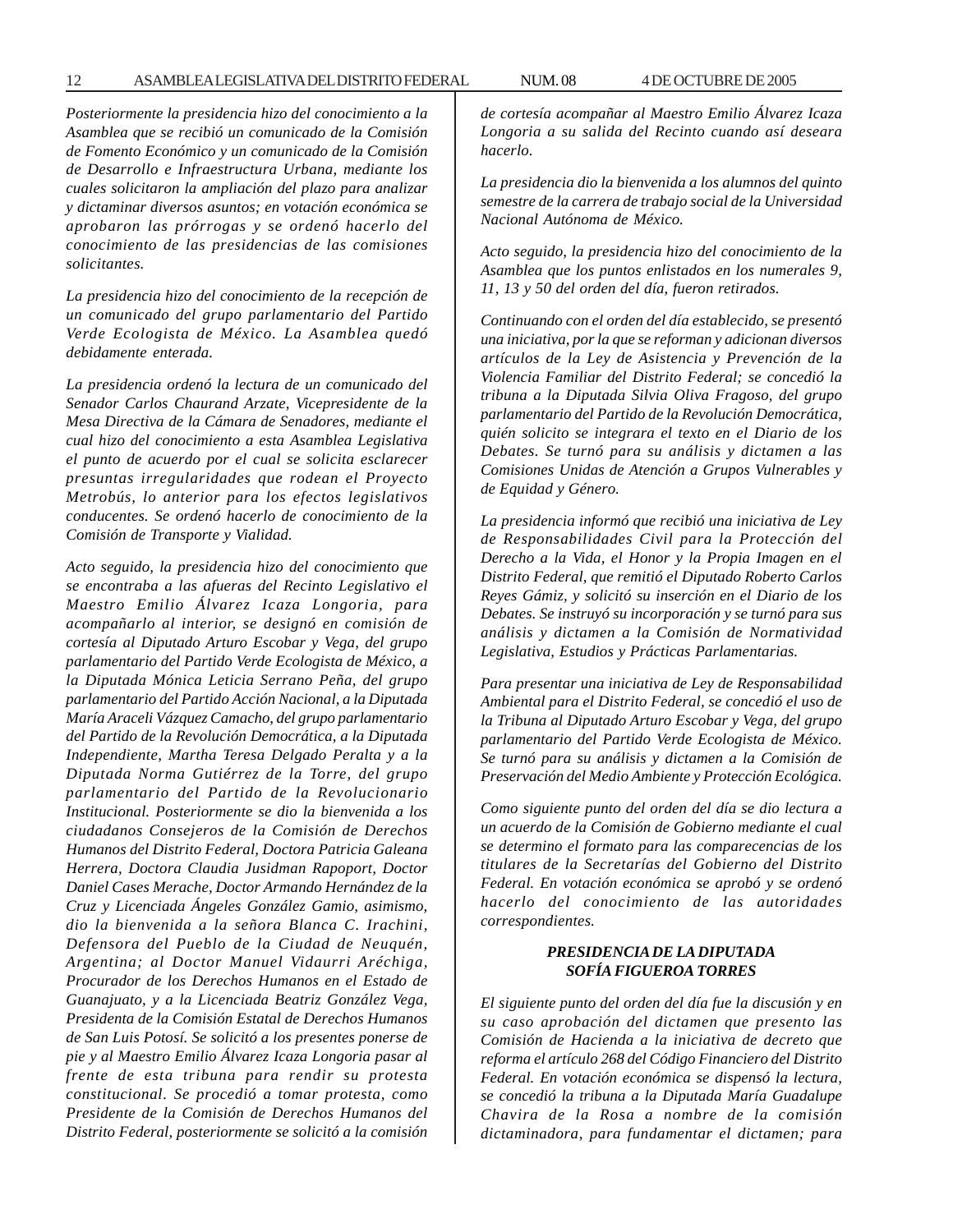*Posteriormente la presidencia hizo del conocimiento a la Asamblea que se recibió un comunicado de la Comisión de Fomento Económico y un comunicado de la Comisión de Desarrollo e Infraestructura Urbana, mediante los cuales solicitaron la ampliación del plazo para analizar y dictaminar diversos asuntos; en votación económica se aprobaron las prórrogas y se ordenó hacerlo del conocimiento de las presidencias de las comisiones solicitantes.*

*La presidencia hizo del conocimiento de la recepción de un comunicado del grupo parlamentario del Partido Verde Ecologista de México. La Asamblea quedó debidamente enterada.*

*La presidencia ordenó la lectura de un comunicado del Senador Carlos Chaurand Arzate, Vicepresidente de la Mesa Directiva de la Cámara de Senadores, mediante el cual hizo del conocimiento a esta Asamblea Legislativa el punto de acuerdo por el cual se solicita esclarecer presuntas irregularidades que rodean el Proyecto Metrobús, lo anterior para los efectos legislativos conducentes. Se ordenó hacerlo de conocimiento de la Comisión de Transporte y Vialidad.*

*Acto seguido, la presidencia hizo del conocimiento que se encontraba a las afueras del Recinto Legislativo el Maestro Emilio Álvarez Icaza Longoria, para acompañarlo al interior, se designó en comisión de cortesía al Diputado Arturo Escobar y Vega, del grupo parlamentario del Partido Verde Ecologista de México, a la Diputada Mónica Leticia Serrano Peña, del grupo parlamentario del Partido Acción Nacional, a la Diputada María Araceli Vázquez Camacho, del grupo parlamentario del Partido de la Revolución Democrática, a la Diputada Independiente, Martha Teresa Delgado Peralta y a la Diputada Norma Gutiérrez de la Torre, del grupo parlamentario del Partido de la Revolucionario Institucional. Posteriormente se dio la bienvenida a los ciudadanos Consejeros de la Comisión de Derechos Humanos del Distrito Federal, Doctora Patricia Galeana Herrera, Doctora Claudia Jusidman Rapoport, Doctor Daniel Cases Merache, Doctor Armando Hernández de la Cruz y Licenciada Ángeles González Gamio, asimismo, dio la bienvenida a la señora Blanca C. Irachini, Defensora del Pueblo de la Ciudad de Neuquén, Argentina; al Doctor Manuel Vidaurri Aréchiga, Procurador de los Derechos Humanos en el Estado de Guanajuato, y a la Licenciada Beatriz González Vega, Presidenta de la Comisión Estatal de Derechos Humanos de San Luis Potosí. Se solicitó a los presentes ponerse de pie y al Maestro Emilio Álvarez Icaza Longoria pasar al frente de esta tribuna para rendir su protesta constitucional. Se procedió a tomar protesta, como Presidente de la Comisión de Derechos Humanos del Distrito Federal, posteriormente se solicitó a la comisión de cortesía acompañar al Maestro Emilio Álvarez Icaza Longoria a su salida del Recinto cuando así deseara hacerlo.*

*La presidencia dio la bienvenida a los alumnos del quinto semestre de la carrera de trabajo social de la Universidad Nacional Autónoma de México.*

*Acto seguido, la presidencia hizo del conocimiento de la Asamblea que los puntos enlistados en los numerales 9, 11, 13 y 50 del orden del día, fueron retirados.*

*Continuando con el orden del día establecido, se presentó una iniciativa, por la que se reforman y adicionan diversos artículos de la Ley de Asistencia y Prevención de la Violencia Familiar del Distrito Federal; se concedió la tribuna a la Diputada Silvia Oliva Fragoso, del grupo parlamentario del Partido de la Revolución Democrática, quién solicito se integrara el texto en el Diario de los Debates. Se turnó para su análisis y dictamen a las Comisiones Unidas de Atención a Grupos Vulnerables y de Equidad y Género.*

*La presidencia informó que recibió una iniciativa de Ley de Responsabilidades Civil para la Protección del Derecho a la Vida, el Honor y la Propia Imagen en el Distrito Federal, que remitió el Diputado Roberto Carlos Reyes Gámiz, y solicitó su inserción en el Diario de los Debates. Se instruyó su incorporación y se turnó para sus análisis y dictamen a la Comisión de Normatividad Legislativa, Estudios y Prácticas Parlamentarias.*

*Para presentar una iniciativa de Ley de Responsabilidad Ambiental para el Distrito Federal, se concedió el uso de la Tribuna al Diputado Arturo Escobar y Vega, del grupo parlamentario del Partido Verde Ecologista de México. Se turnó para su análisis y dictamen a la Comisión de Preservación del Medio Ambiente y Protección Ecológica.*

*Como siguiente punto del orden del día se dio lectura a un acuerdo de la Comisión de Gobierno mediante el cual se determino el formato para las comparecencias de los titulares de la Secretarías del Gobierno del Distrito Federal. En votación económica se aprobó y se ordenó hacerlo del conocimiento de las autoridades correspondientes.*

***PRESIDENCIA DE LA DIPUTADA SOFÍA FIGUEROA TORRES***

*El siguiente punto del orden del día fue la discusión y en su caso aprobación del dictamen que presento las Comisión de Hacienda a la iniciativa de decreto que reforma el artículo 268 del Código Financiero del Distrito Federal. En votación económica se dispensó la lectura, se concedió la tribuna a la Diputada María Guadalupe Chavira de la Rosa a nombre de la comisión dictaminadora, para fundamentar el dictamen; para*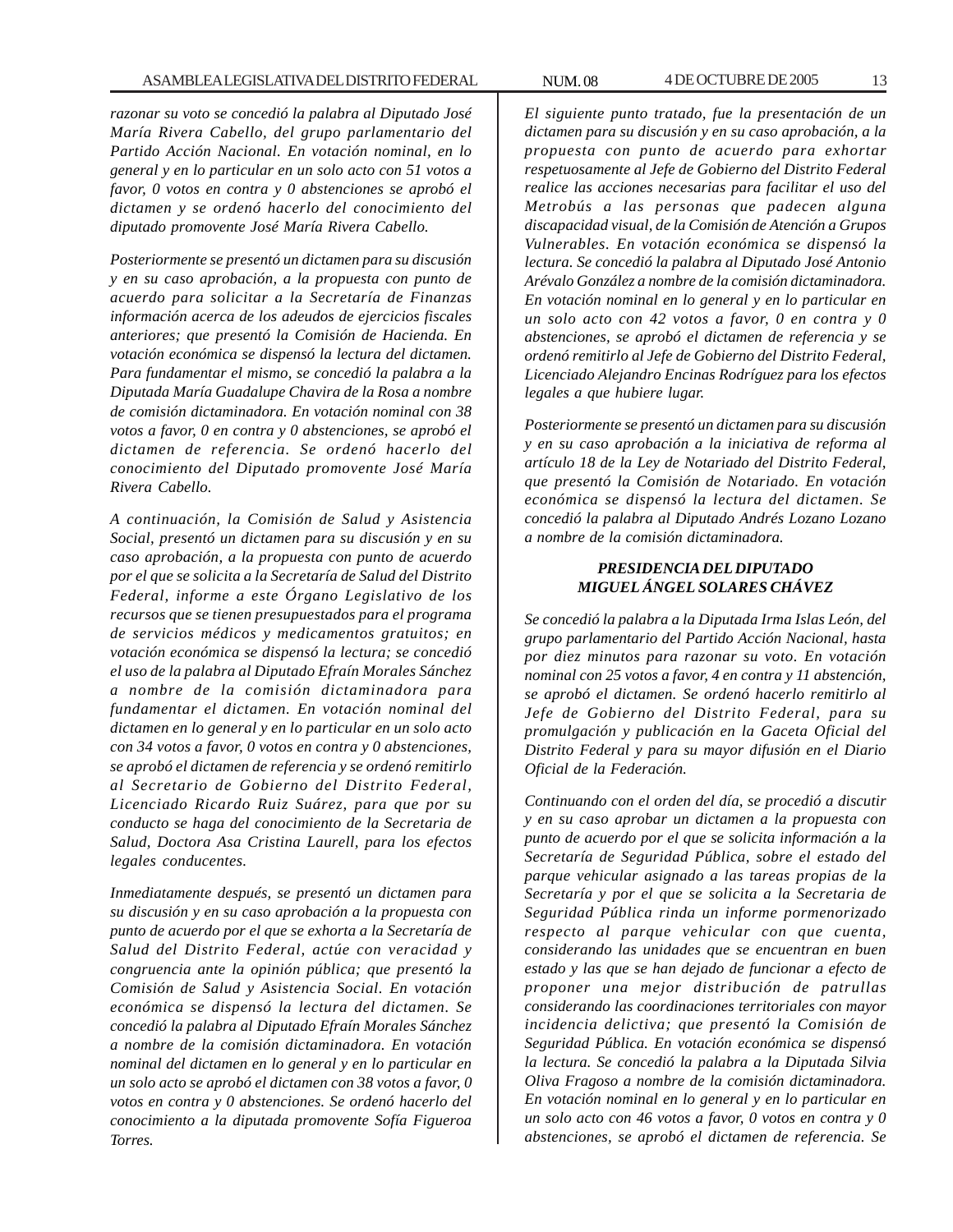*razonar su voto se concedió la palabra al Diputado José María Rivera Cabello, del grupo parlamentario del Partido Acción Nacional. En votación nominal, en lo general y en lo particular en un solo acto con 51 votos a favor, 0 votos en contra y 0 abstenciones se aprobó el dictamen y se ordenó hacerlo del conocimiento del diputado promovente José María Rivera Cabello.*

*Posteriormente se presentó un dictamen para su discusión y en su caso aprobación, a la propuesta con punto de acuerdo para solicitar a la Secretaría de Finanzas información acerca de los adeudos de ejercicios fiscales anteriores; que presentó la Comisión de Hacienda. En votación económica se dispensó la lectura del dictamen. Para fundamentar el mismo, se concedió la palabra a la Diputada María Guadalupe Chavira de la Rosa a nombre de comisión dictaminadora. En votación nominal con 38 votos a favor, 0 en contra y 0 abstenciones, se aprobó el dictamen de referencia. Se ordenó hacerlo del conocimiento del Diputado promovente José María Rivera Cabello.*

*A continuación, la Comisión de Salud y Asistencia Social, presentó un dictamen para su discusión y en su caso aprobación, a la propuesta con punto de acuerdo por el que se solicita a la Secretaría de Salud del Distrito Federal, informe a este Órgano Legislativo de los recursos que se tienen presupuestados para el programa de servicios médicos y medicamentos gratuitos; en votación económica se dispensó la lectura; se concedió el uso de la palabra al Diputado Efraín Morales Sánchez a nombre de la comisión dictaminadora para fundamentar el dictamen. En votación nominal del dictamen en lo general y en lo particular en un solo acto con 34 votos a favor, 0 votos en contra y 0 abstenciones, se aprobó el dictamen de referencia y se ordenó remitirlo al Secretario de Gobierno del Distrito Federal, Licenciado Ricardo Ruiz Suárez, para que por su conducto se haga del conocimiento de la Secretaria de Salud, Doctora Asa Cristina Laurell, para los efectos legales conducentes.*

*Inmediatamente después, se presentó un dictamen para su discusión y en su caso aprobación a la propuesta con punto de acuerdo por el que se exhorta a la Secretaría de Salud del Distrito Federal, actúe con veracidad y congruencia ante la opinión pública; que presentó la Comisión de Salud y Asistencia Social. En votación económica se dispensó la lectura del dictamen. Se concedió la palabra al Diputado Efraín Morales Sánchez a nombre de la comisión dictaminadora. En votación nominal del dictamen en lo general y en lo particular en un solo acto se aprobó el dictamen con 38 votos a favor, 0 votos en contra y 0 abstenciones. Se ordenó hacerlo del conocimiento a la diputada promovente Sofía Figueroa Torres.*

*El siguiente punto tratado, fue la presentación de un dictamen para su discusión y en su caso aprobación, a la propuesta con punto de acuerdo para exhortar respetuosamente al Jefe de Gobierno del Distrito Federal realice las acciones necesarias para facilitar el uso del Metrobús a las personas que padecen alguna discapacidad visual, de la Comisión de Atención a Grupos Vulnerables. En votación económica se dispensó la lectura. Se concedió la palabra al Diputado José Antonio Arévalo González a nombre de la comisión dictaminadora. En votación nominal en lo general y en lo particular en un solo acto con 42 votos a favor, 0 en contra y 0 abstenciones, se aprobó el dictamen de referencia y se ordenó remitirlo al Jefe de Gobierno del Distrito Federal, Licenciado Alejandro Encinas Rodríguez para los efectos legales a que hubiere lugar.*

*Posteriormente se presentó un dictamen para su discusión y en su caso aprobación a la iniciativa de reforma al artículo 18 de la Ley de Notariado del Distrito Federal, que presentó la Comisión de Notariado. En votación económica se dispensó la lectura del dictamen. Se concedió la palabra al Diputado Andrés Lozano Lozano a nombre de la comisión dictaminadora.*

***PRESIDENCIA DEL DIPUTADO MIGUEL ÁNGEL SOLARES CHÁVEZ***

*Se concedió la palabra a la Diputada Irma Islas León, del grupo parlamentario del Partido Acción Nacional, hasta por diez minutos para razonar su voto. En votación nominal con 25 votos a favor, 4 en contra y 11 abstención, se aprobó el dictamen. Se ordenó hacerlo remitirlo al Jefe de Gobierno del Distrito Federal, para su promulgación y publicación en la Gaceta Oficial del Distrito Federal y para su mayor difusión en el Diario Oficial de la Federación.*

*Continuando con el orden del día, se procedió a discutir y en su caso aprobar un dictamen a la propuesta con punto de acuerdo por el que se solicita información a la Secretaría de Seguridad Pública, sobre el estado del parque vehicular asignado a las tareas propias de la Secretaría y por el que se solicita a la Secretaria de Seguridad Pública rinda un informe pormenorizado respecto al parque vehicular con que cuenta, considerando las unidades que se encuentran en buen estado y las que se han dejado de funcionar a efecto de proponer una mejor distribución de patrullas considerando las coordinaciones territoriales con mayor incidencia delictiva; que presentó la Comisión de Seguridad Pública. En votación económica se dispensó la lectura. Se concedió la palabra a la Diputada Silvia Oliva Fragoso a nombre de la comisión dictaminadora. En votación nominal en lo general y en lo particular en un solo acto con 46 votos a favor, 0 votos en contra y 0 abstenciones, se aprobó el dictamen de referencia. Se*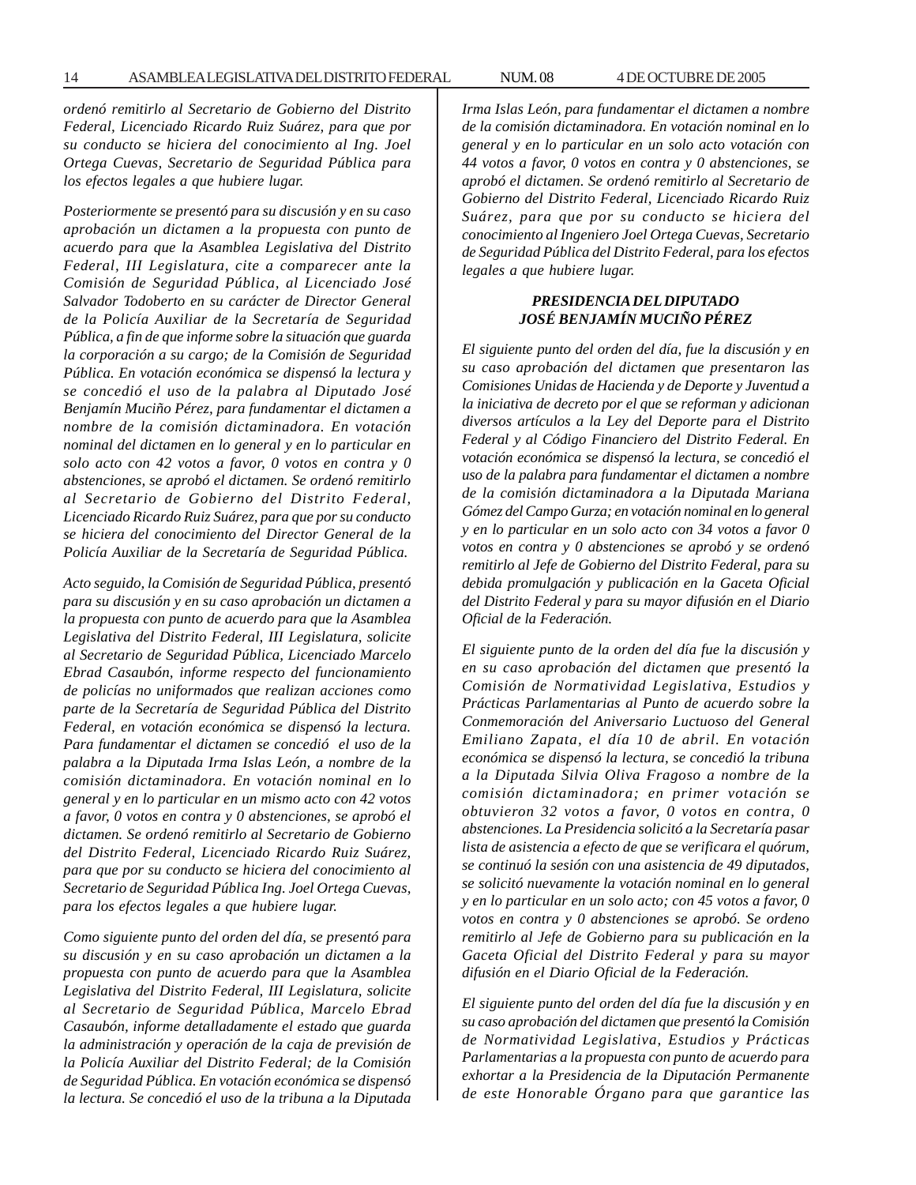*ordenó remitirlo al Secretario de Gobierno del Distrito Federal, Licenciado Ricardo Ruiz Suárez, para que por su conducto se hiciera del conocimiento al Ing. Joel Ortega Cuevas, Secretario de Seguridad Pública para los efectos legales a que hubiere lugar.*

*Posteriormente se presentó para su discusión y en su caso aprobación un dictamen a la propuesta con punto de acuerdo para que la Asamblea Legislativa del Distrito Federal, III Legislatura, cite a comparecer ante la Comisión de Seguridad Pública, al Licenciado José Salvador Todoberto en su carácter de Director General de la Policía Auxiliar de la Secretaría de Seguridad Pública, a fin de que informe sobre la situación que guarda la corporación a su cargo; de la Comisión de Seguridad Pública. En votación económica se dispensó la lectura y se concedió el uso de la palabra al Diputado José Benjamín Muciño Pérez, para fundamentar el dictamen a nombre de la comisión dictaminadora. En votación nominal del dictamen en lo general y en lo particular en solo acto con 42 votos a favor, 0 votos en contra y 0 abstenciones, se aprobó el dictamen. Se ordenó remitirlo al Secretario de Gobierno del Distrito Federal, Licenciado Ricardo Ruiz Suárez, para que por su conducto se hiciera del conocimiento del Director General de la Policía Auxiliar de la Secretaría de Seguridad Pública.*

*Acto seguido, la Comisión de Seguridad Pública, presentó para su discusión y en su caso aprobación un dictamen a la propuesta con punto de acuerdo para que la Asamblea Legislativa del Distrito Federal, III Legislatura, solicite al Secretario de Seguridad Pública, Licenciado Marcelo Ebrad Casaubón, informe respecto del funcionamiento de policías no uniformados que realizan acciones como parte de la Secretaría de Seguridad Pública del Distrito Federal, en votación económica se dispensó la lectura. Para fundamentar el dictamen se concedió el uso de la palabra a la Diputada Irma Islas León, a nombre de la comisión dictaminadora. En votación nominal en lo general y en lo particular en un mismo acto con 42 votos a favor, 0 votos en contra y 0 abstenciones, se aprobó el dictamen. Se ordenó remitirlo al Secretario de Gobierno del Distrito Federal, Licenciado Ricardo Ruiz Suárez, para que por su conducto se hiciera del conocimiento al Secretario de Seguridad Pública Ing. Joel Ortega Cuevas, para los efectos legales a que hubiere lugar.*

*Como siguiente punto del orden del día, se presentó para su discusión y en su caso aprobación un dictamen a la propuesta con punto de acuerdo para que la Asamblea Legislativa del Distrito Federal, III Legislatura, solicite al Secretario de Seguridad Pública, Marcelo Ebrad Casaubón, informe detalladamente el estado que guarda la administración y operación de la caja de previsión de la Policía Auxiliar del Distrito Federal; de la Comisión de Seguridad Pública. En votación económica se dispensó la lectura. Se concedió el uso de la tribuna a la Diputada Irma Islas León, para fundamentar el dictamen a nombre de la comisión dictaminadora. En votación nominal en lo general y en lo particular en un solo acto votación con 44 votos a favor, 0 votos en contra y 0 abstenciones, se aprobó el dictamen. Se ordenó remitirlo al Secretario de Gobierno del Distrito Federal, Licenciado Ricardo Ruiz Suárez, para que por su conducto se hiciera del conocimiento al Ingeniero Joel Ortega Cuevas, Secretario de Seguridad Pública del Distrito Federal, para los efectos legales a que hubiere lugar.*

***PRESIDENCIA DEL DIPUTADO JOSÉ BENJAMÍN MUCIÑO PÉREZ***

*El siguiente punto del orden del día, fue la discusión y en su caso aprobación del dictamen que presentaron las Comisiones Unidas de Hacienda y de Deporte y Juventud a la iniciativa de decreto por el que se reforman y adicionan diversos artículos a la Ley del Deporte para el Distrito Federal y al Código Financiero del Distrito Federal. En votación económica se dispensó la lectura, se concedió el uso de la palabra para fundamentar el dictamen a nombre de la comisión dictaminadora a la Diputada Mariana Gómez del Campo Gurza; en votación nominal en lo general y en lo particular en un solo acto con 34 votos a favor 0 votos en contra y 0 abstenciones se aprobó y se ordenó remitirlo al Jefe de Gobierno del Distrito Federal, para su debida promulgación y publicación en la Gaceta Oficial del Distrito Federal y para su mayor difusión en el Diario Oficial de la Federación.*

*El siguiente punto de la orden del día fue la discusión y en su caso aprobación del dictamen que presentó la Comisión de Normatividad Legislativa, Estudios y Prácticas Parlamentarias al Punto de acuerdo sobre la Conmemoración del Aniversario Luctuoso del General Emiliano Zapata, el día 10 de abril. En votación económica se dispensó la lectura, se concedió la tribuna a la Diputada Silvia Oliva Fragoso a nombre de la comisión dictaminadora; en primer votación se obtuvieron 32 votos a favor, 0 votos en contra, 0 abstenciones. La Presidencia solicitó a la Secretaría pasar lista de asistencia a efecto de que se verificara el quórum, se continuó la sesión con una asistencia de 49 diputados, se solicitó nuevamente la votación nominal en lo general y en lo particular en un solo acto; con 45 votos a favor, 0 votos en contra y 0 abstenciones se aprobó. Se ordeno remitirlo al Jefe de Gobierno para su publicación en la Gaceta Oficial del Distrito Federal y para su mayor difusión en el Diario Oficial de la Federación.*

*El siguiente punto del orden del día fue la discusión y en su caso aprobación del dictamen que presentó la Comisión de Normatividad Legislativa, Estudios y Prácticas Parlamentarias a la propuesta con punto de acuerdo para exhortar a la Presidencia de la Diputación Permanente de este Honorable Órgano para que garantice las*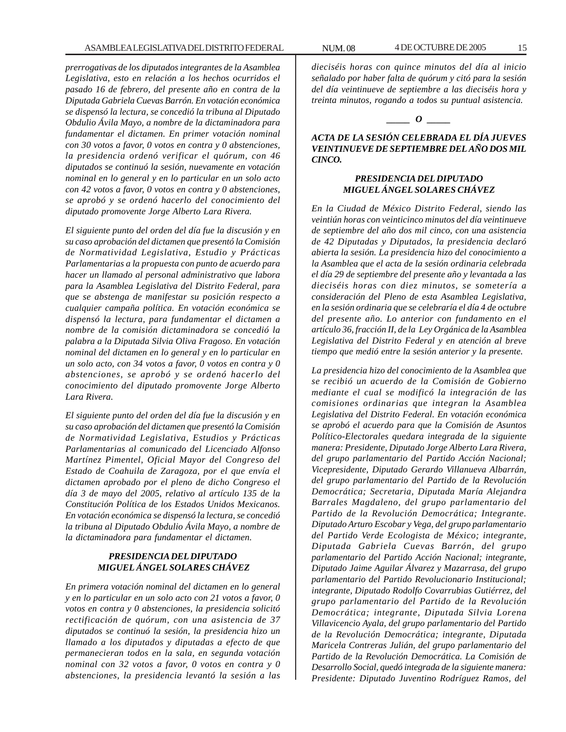*prerrogativas de los diputados integrantes de la Asamblea Legislativa, esto en relación a los hechos ocurridos el pasado 16 de febrero, del presente año en contra de la Diputada Gabriela Cuevas Barrón. En votación económica se dispensó la lectura, se concedió la tribuna al Diputado Obdulio Ávila Mayo, a nombre de la dictaminadora para fundamentar el dictamen. En primer votación nominal con 30 votos a favor, 0 votos en contra y 0 abstenciones, la presidencia ordenó verificar el quórum, con 46 diputados se continuó la sesión, nuevamente en votación nominal en lo general y en lo particular en un solo acto con 42 votos a favor, 0 votos en contra y 0 abstenciones, se aprobó y se ordenó hacerlo del conocimiento del diputado promovente Jorge Alberto Lara Rivera.*

*El siguiente punto del orden del día fue la discusión y en su caso aprobación del dictamen que presentó la Comisión de Normatividad Legislativa, Estudio y Prácticas Parlamentarias a la propuesta con punto de acuerdo para hacer un llamado al personal administrativo que labora para la Asamblea Legislativa del Distrito Federal, para que se abstenga de manifestar su posición respecto a cualquier campaña política. En votación económica se dispensó la lectura, para fundamentar el dictamen a nombre de la comisión dictaminadora se concedió la palabra a la Diputada Silvia Oliva Fragoso. En votación nominal del dictamen en lo general y en lo particular en un solo acto, con 34 votos a favor, 0 votos en contra y 0 abstenciones, se aprobó y se ordenó hacerlo del conocimiento del diputado promovente Jorge Alberto Lara Rivera.*

*El siguiente punto del orden del día fue la discusión y en su caso aprobación del dictamen que presentó la Comisión de Normatividad Legislativa, Estudios y Prácticas Parlamentarias al comunicado del Licenciado Alfonso Martínez Pimentel, Oficial Mayor del Congreso del Estado de Coahuila de Zaragoza, por el que envía el dictamen aprobado por el pleno de dicho Congreso el día 3 de mayo del 2005, relativo al artículo 135 de la Constitución Política de los Estados Unidos Mexicanos. En votación económica se dispensó la lectura, se concedió la tribuna al Diputado Obdulio Ávila Mayo, a nombre de la dictaminadora para fundamentar el dictamen.*

### *PRESIDENCIA DEL DIPUTADO MIGUEL ÁNGEL SOLARES CHÁVEZ*

*En primera votación nominal del dictamen en lo general y en lo particular en un solo acto con 21 votos a favor, 0 votos en contra y 0 abstenciones, la presidencia solicitó rectificación de quórum, con una asistencia de 37 diputados se continuó la sesión, la presidencia hizo un llamado a los diputados y diputadas a efecto de que permanecieran todos en la sala, en segunda votación nominal con 32 votos a favor, 0 votos en contra y 0 abstenciones, la presidencia levantó la sesión a las dieciséis horas con quince minutos del día al inicio señalado por haber falta de quórum y citó para la sesión del día veintinueve de septiembre a las dieciséis hora y treinta minutos, rogando a todos su puntual asistencia.*

*_____ O _____*

## *ACTA DE LA SESIÓN CELEBRADA EL DÍA JUEVES VEINTINUEVE DE SEPTIEMBRE DEL AÑO DOS MIL CINCO.*

### *PRESIDENCIA DEL DIPUTADO MIGUEL ÁNGEL SOLARES CHÁVEZ*

*En la Ciudad de México Distrito Federal, siendo las veintiún horas con veinticinco minutos del día veintinueve de septiembre del año dos mil cinco, con una asistencia de 42 Diputadas y Diputados, la presidencia declaró abierta la sesión. La presidencia hizo del conocimiento a la Asamblea que el acta de la sesión ordinaria celebrada el día 29 de septiembre del presente año y levantada a las dieciséis horas con diez minutos, se sometería a consideración del Pleno de esta Asamblea Legislativa, en la sesión ordinaria que se celebraría el día 4 de octubre del presente año. Lo anterior con fundamento en el artículo 36, fracción II, de la Ley Orgánica de la Asamblea Legislativa del Distrito Federal y en atención al breve tiempo que medió entre la sesión anterior y la presente.*

*La presidencia hizo del conocimiento de la Asamblea que se recibió un acuerdo de la Comisión de Gobierno mediante el cual se modificó la integración de las comisiones ordinarias que integran la Asamblea Legislativa del Distrito Federal. En votación económica se aprobó el acuerdo para que la Comisión de Asuntos Político-Electorales quedara integrada de la siguiente manera: Presidente, Diputado Jorge Alberto Lara Rivera, del grupo parlamentario del Partido Acción Nacional; Vicepresidente, Diputado Gerardo Villanueva Albarrán, del grupo parlamentario del Partido de la Revolución Democrática; Secretaria, Diputada María Alejandra Barrales Magdaleno, del grupo parlamentario del Partido de la Revolución Democrática; Integrante. Diputado Arturo Escobar y Vega, del grupo parlamentario del Partido Verde Ecologista de México; integrante, Diputada Gabriela Cuevas Barrón, del grupo parlamentario del Partido Acción Nacional; integrante, Diputado Jaime Aguilar Álvarez y Mazarrasa, del grupo parlamentario del Partido Revolucionario Institucional; integrante, Diputado Rodolfo Covarrubias Gutiérrez, del grupo parlamentario del Partido de la Revolución Democrática; integrante, Diputada Silvia Lorena Villavicencio Ayala, del grupo parlamentario del Partido de la Revolución Democrática; integrante, Diputada Maricela Contreras Julián, del grupo parlamentario del Partido de la Revolución Democrática. La Comisión de Desarrollo Social, quedó integrada de la siguiente manera: Presidente: Diputado Juventino Rodríguez Ramos, del*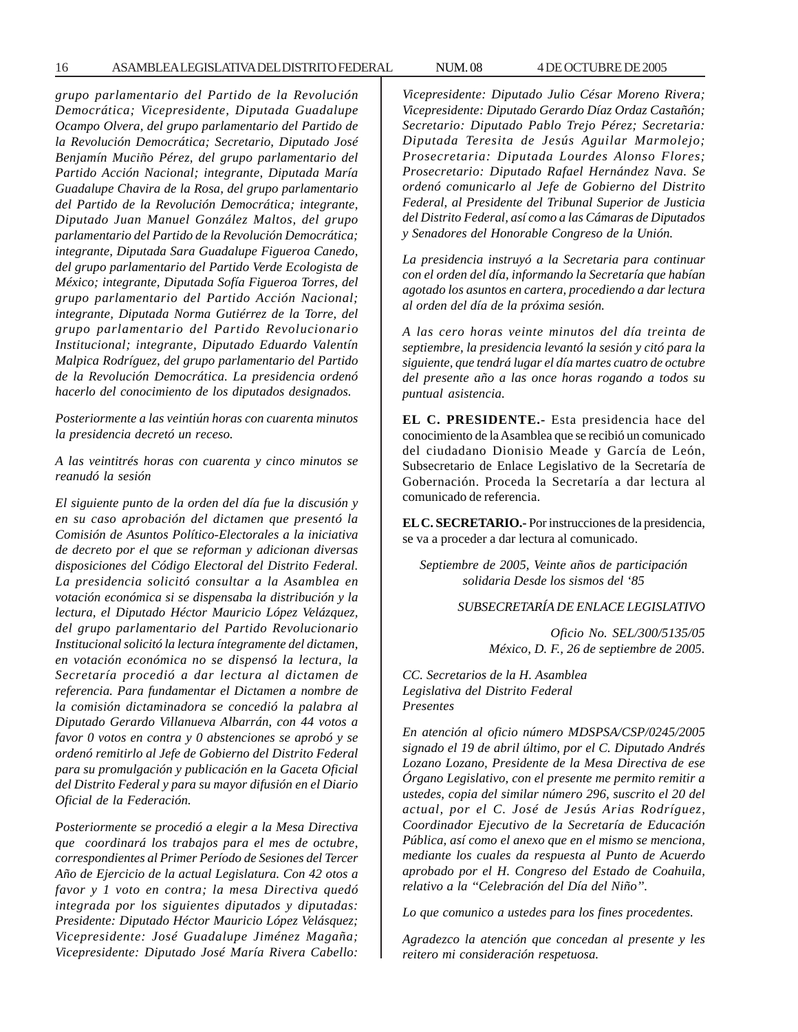*grupo parlamentario del Partido de la Revolución Democrática; Vicepresidente, Diputada Guadalupe Ocampo Olvera, del grupo parlamentario del Partido de la Revolución Democrática; Secretario, Diputado José Benjamín Muciño Pérez, del grupo parlamentario del Partido Acción Nacional; integrante, Diputada María Guadalupe Chavira de la Rosa, del grupo parlamentario del Partido de la Revolución Democrática; integrante, Diputado Juan Manuel González Maltos, del grupo parlamentario del Partido de la Revolución Democrática; integrante, Diputada Sara Guadalupe Figueroa Canedo, del grupo parlamentario del Partido Verde Ecologista de México; integrante, Diputada Sofía Figueroa Torres, del grupo parlamentario del Partido Acción Nacional; integrante, Diputada Norma Gutiérrez de la Torre, del grupo parlamentario del Partido Revolucionario Institucional; integrante, Diputado Eduardo Valentín Malpica Rodríguez, del grupo parlamentario del Partido de la Revolución Democrática. La presidencia ordenó hacerlo del conocimiento de los diputados designados.*

*Posteriormente a las veintiún horas con cuarenta minutos la presidencia decretó un receso.*

*A las veintitrés horas con cuarenta y cinco minutos se reanudó la sesión*

*El siguiente punto de la orden del día fue la discusión y en su caso aprobación del dictamen que presentó la Comisión de Asuntos Político-Electorales a la iniciativa de decreto por el que se reforman y adicionan diversas disposiciones del Código Electoral del Distrito Federal. La presidencia solicitó consultar a la Asamblea en votación económica si se dispensaba la distribución y la lectura, el Diputado Héctor Mauricio López Velázquez, del grupo parlamentario del Partido Revolucionario Institucional solicitó la lectura íntegramente del dictamen, en votación económica no se dispensó la lectura, la Secretaría procedió a dar lectura al dictamen de referencia. Para fundamentar el Dictamen a nombre de la comisión dictaminadora se concedió la palabra al Diputado Gerardo Villanueva Albarrán, con 44 votos a favor 0 votos en contra y 0 abstenciones se aprobó y se ordenó remitirlo al Jefe de Gobierno del Distrito Federal para su promulgación y publicación en la Gaceta Oficial del Distrito Federal y para su mayor difusión en el Diario Oficial de la Federación.*

*Posteriormente se procedió a elegir a la Mesa Directiva que coordinará los trabajos para el mes de octubre, correspondientes al Primer Período de Sesiones del Tercer Año de Ejercicio de la actual Legislatura. Con 42 otos a favor y 1 voto en contra; la mesa Directiva quedó integrada por los siguientes diputados y diputadas: Presidente: Diputado Héctor Mauricio López Velásquez; Vicepresidente: José Guadalupe Jiménez Magaña; Vicepresidente: Diputado José María Rivera Cabello: Vicepresidente: Diputado Julio César Moreno Rivera; Vicepresidente: Diputado Gerardo Díaz Ordaz Castañón; Secretario: Diputado Pablo Trejo Pérez; Secretaria: Diputada Teresita de Jesús Aguilar Marmolejo; Prosecretaria: Diputada Lourdes Alonso Flores; Prosecretario: Diputado Rafael Hernández Nava. Se ordenó comunicarlo al Jefe de Gobierno del Distrito Federal, al Presidente del Tribunal Superior de Justicia del Distrito Federal, así como a las Cámaras de Diputados y Senadores del Honorable Congreso de la Unión.*

*La presidencia instruyó a la Secretaria para continuar con el orden del día, informando la Secretaría que habían agotado los asuntos en cartera, procediendo a dar lectura al orden del día de la próxima sesión.*

*A las cero horas veinte minutos del día treinta de septiembre, la presidencia levantó la sesión y citó para la siguiente, que tendrá lugar el día martes cuatro de octubre del presente año a las once horas rogando a todos su puntual asistencia.*

**EL C. PRESIDENTE.-** Esta presidencia hace del conocimiento de la Asamblea que se recibió un comunicado del ciudadano Dionisio Meade y García de León, Subsecretario de Enlace Legislativo de la Secretaría de Gobernación. Proceda la Secretaría a dar lectura al comunicado de referencia.

**EL C. SECRETARIO.-** Por instrucciones de la presidencia, se va a proceder a dar lectura al comunicado.

*Septiembre de 2005, Veinte años de participación solidaria Desde los sismos del ‘85*

*SUBSECRETARÍA DE ENLACE LEGISLATIVO*

*Oficio No. SEL/300/5135/05*
*México, D. F., 26 de septiembre de 2005.*

*CC. Secretarios de la H. Asamblea*
*Legislativa del Distrito Federal*
*Presentes*

*En atención al oficio número MDSPSA/CSP/0245/2005 signado el 19 de abril último, por el C. Diputado Andrés Lozano Lozano, Presidente de la Mesa Directiva de ese Órgano Legislativo, con el presente me permito remitir a ustedes, copia del similar número 296, suscrito el 20 del actual, por el C. José de Jesús Arias Rodríguez, Coordinador Ejecutivo de la Secretaría de Educación Pública, así como el anexo que en el mismo se menciona, mediante los cuales da respuesta al Punto de Acuerdo aprobado por el H. Congreso del Estado de Coahuila, relativo a la “Celebración del Día del Niño”.*

*Lo que comunico a ustedes para los fines procedentes.*

*Agradezco la atención que concedan al presente y les reitero mi consideración respetuosa.*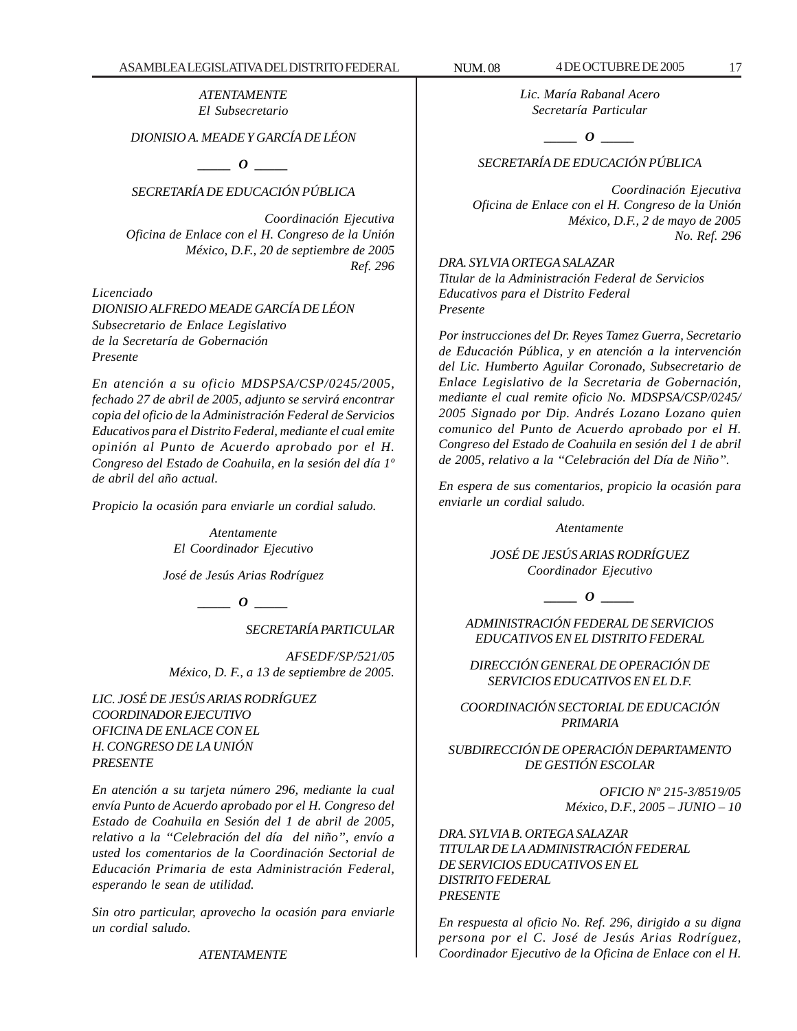*ATENTAMENTE*
*El Subsecretario*

*DIONISIO A. MEADE Y GARCÍA DE LÉON*

*_____ O _____*

*SECRETARÍA DE EDUCACIÓN PÚBLICA*

*Coordinación Ejecutiva*
*Oficina de Enlace con el H. Congreso de la Unión*
*México, D.F., 20 de septiembre de 2005*
*Ref. 296*

*Licenciado*
*DIONISIO ALFREDO MEADE GARCÍA DE LÉON*
*Subsecretario de Enlace Legislativo*
*de la Secretaría de Gobernación*
*Presente*

*En atención a su oficio MDSPSA/CSP/0245/2005, fechado 27 de abril de 2005, adjunto se servirá encontrar copia del oficio de la Administración Federal de Servicios Educativos para el Distrito Federal, mediante el cual emite opinión al Punto de Acuerdo aprobado por el H. Congreso del Estado de Coahuila, en la sesión del día 1º de abril del año actual.*

*Propicio la ocasión para enviarle un cordial saludo.*

*Atentamente*
*El Coordinador Ejecutivo*

*José de Jesús Arias Rodríguez*

*_____ O _____*

*SECRETARÍA PARTICULAR*

*AFSEDF/SP/521/05*
*México, D. F., a 13 de septiembre de 2005.*

*LIC. JOSÉ DE JESÚS ARIAS RODRÍGUEZ*
*COORDINADOR EJECUTIVO*
*OFICINA DE ENLACE CON EL*
*H. CONGRESO DE LA UNIÓN*
*PRESENTE*

*En atención a su tarjeta número 296, mediante la cual envía Punto de Acuerdo aprobado por el H. Congreso del Estado de Coahuila en Sesión del 1 de abril de 2005, relativo a la "Celebración del día del niño", envío a usted los comentarios de la Coordinación Sectorial de Educación Primaria de esta Administración Federal, esperando le sean de utilidad.*

*Sin otro particular, aprovecho la ocasión para enviarle un cordial saludo.*

*ATENTAMENTE*

*Lic. María Rabanal Acero*
*Secretaría Particular*

*_____ O _____*

*SECRETARÍA DE EDUCACIÓN PÚBLICA*

*Coordinación Ejecutiva*
*Oficina de Enlace con el H. Congreso de la Unión*
*México, D.F., 2 de mayo de 2005*
*No. Ref. 296*

*DRA. SYLVIA ORTEGA SALAZAR*
*Titular de la Administración Federal de Servicios Educativos para el Distrito Federal*
*Presente*

*Por instrucciones del Dr. Reyes Tamez Guerra, Secretario de Educación Pública, y en atención a la intervención del Lic. Humberto Aguilar Coronado, Subsecretario de Enlace Legislativo de la Secretaria de Gobernación, mediante el cual remite oficio No. MDSPSA/CSP/0245/2005 Signado por Dip. Andrés Lozano Lozano quien comunico del Punto de Acuerdo aprobado por el H. Congreso del Estado de Coahuila en sesión del 1 de abril de 2005, relativo a la "Celebración del Día de Niño".*

*En espera de sus comentarios, propicio la ocasión para enviarle un cordial saludo.*

*Atentamente*

*JOSÉ DE JESÚS ARIAS RODRÍGUEZ*
*Coordinador Ejecutivo*

*_____ O _____*

*ADMINISTRACIÓN FEDERAL DE SERVICIOS EDUCATIVOS EN EL DISTRITO FEDERAL*

*DIRECCIÓN GENERAL DE OPERACIÓN DE SERVICIOS EDUCATIVOS EN EL D.F.*

*COORDINACIÓN SECTORIAL DE EDUCACIÓN PRIMARIA*

*SUBDIRECCIÓN DE OPERACIÓN DEPARTAMENTO DE GESTIÓN ESCOLAR*

*OFICIO Nº 215-3/8519/05*
*México, D.F., 2005 – JUNIO – 10*

*DRA. SYLVIA B. ORTEGA SALAZAR*
*TITULAR DE LA ADMINISTRACIÓN FEDERAL*
*DE SERVICIOS EDUCATIVOS EN EL*
*DISTRITO FEDERAL*
*PRESENTE*

*En respuesta al oficio No. Ref. 296, dirigido a su digna persona por el C. José de Jesús Arias Rodríguez, Coordinador Ejecutivo de la Oficina de Enlace con el H.*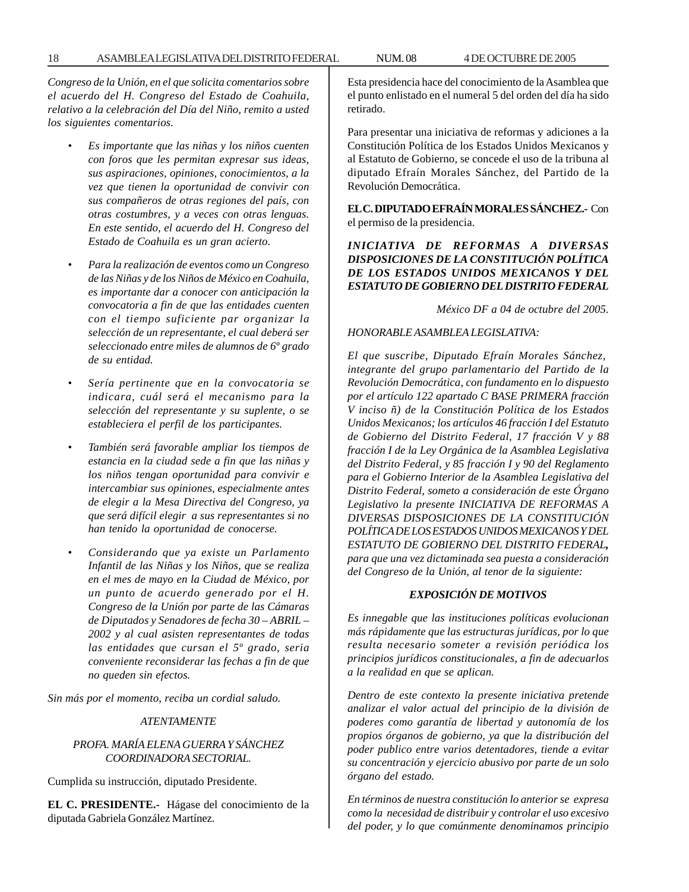*Congreso de la Unión, en el que solicita comentarios sobre el acuerdo del H. Congreso del Estado de Coahuila, relativo a la celebración del Día del Niño, remito a usted los siguientes comentarios.*

- *Es importante que las niñas y los niños cuenten con foros que les permitan expresar sus ideas, sus aspiraciones, opiniones, conocimientos, a la vez que tienen la oportunidad de convivir con sus compañeros de otras regiones del país, con otras costumbres, y a veces con otras lenguas. En este sentido, el acuerdo del H. Congreso del Estado de Coahuila es un gran acierto.*

- *Para la realización de eventos como un Congreso de las Niñas y de los Niños de México en Coahuila, es importante dar a conocer con anticipación la convocatoria a fin de que las entidades cuenten con el tiempo suficiente par organizar la selección de un representante, el cual deberá ser seleccionado entre miles de alumnos de 6º grado de su entidad.*

- *Sería pertinente que en la convocatoria se indicara, cuál será el mecanismo para la selección del representante y su suplente, o se estableciera el perfil de los participantes.*

- *También será favorable ampliar los tiempos de estancia en la ciudad sede a fin que las niñas y los niños tengan oportunidad para convivir e intercambiar sus opiniones, especialmente antes de elegir a la Mesa Directiva del Congreso, ya que será difícil elegir a sus representantes si no han tenido la oportunidad de conocerse.*

- *Considerando que ya existe un Parlamento Infantil de las Niñas y los Niños, que se realiza en el mes de mayo en la Ciudad de México, por un punto de acuerdo generado por el H. Congreso de la Unión por parte de las Cámaras de Diputados y Senadores de fecha 30 – ABRIL – 2002 y al cual asisten representantes de todas las entidades que cursan el 5º grado, seria conveniente reconsiderar las fechas a fin de que no queden sin efectos.*

*Sin más por el momento, reciba un cordial saludo.*

*ATENTAMENTE*

*PROFA. MARÍA ELENA GUERRA Y SÁNCHEZ*
*COORDINADORA SECTORIAL.*

Cumplida su instrucción, diputado Presidente.

**EL C. PRESIDENTE.-** Hágase del conocimiento de la diputada Gabriela González Martínez.

Esta presidencia hace del conocimiento de la Asamblea que el punto enlistado en el numeral 5 del orden del día ha sido retirado.

Para presentar una iniciativa de reformas y adiciones a la Constitución Política de los Estados Unidos Mexicanos y al Estatuto de Gobierno, se concede el uso de la tribuna al diputado Efraín Morales Sánchez, del Partido de la Revolución Democrática.

**EL C. DIPUTADO EFRAÍN MORALES SÁNCHEZ.-** Con el permiso de la presidencia.

***INICIATIVA DE REFORMAS A DIVERSAS DISPOSICIONES DE LA CONSTITUCIÓN POLÍTICA DE LOS ESTADOS UNIDOS MEXICANOS Y DEL ESTATUTO DE GOBIERNO DEL DISTRITO FEDERAL***

*México DF a 04 de octubre del 2005.*

*HONORABLE ASAMBLEA LEGISLATIVA:*

*El que suscribe, Diputado Efraín Morales Sánchez, integrante del grupo parlamentario del Partido de la Revolución Democrática, con fundamento en lo dispuesto por el artículo 122 apartado C BASE PRIMERA fracción V inciso ñ) de la Constitución Política de los Estados Unidos Mexicanos; los artículos 46 fracción I del Estatuto de Gobierno del Distrito Federal, 17 fracción V y 88 fracción I de la Ley Orgánica de la Asamblea Legislativa del Distrito Federal, y 85 fracción I y 90 del Reglamento para el Gobierno Interior de la Asamblea Legislativa del Distrito Federal, someto a consideración de este Órgano Legislativo la presente INICIATIVA DE REFORMAS A DIVERSAS DISPOSICIONES DE LA CONSTITUCIÓN POLÍTICA DE LOS ESTADOS UNIDOS MEXICANOS Y DEL ESTATUTO DE GOBIERNO DEL DISTRITO FEDERAL**,** para que una vez dictaminada sea puesta a consideración del Congreso de la Unión, al tenor de la siguiente:*

***EXPOSICIÓN DE MOTIVOS***

*Es innegable que las instituciones políticas evolucionan más rápidamente que las estructuras jurídicas, por lo que resulta necesario someter a revisión periódica los principios jurídicos constitucionales, a fin de adecuarlos a la realidad en que se aplican.*

*Dentro de este contexto la presente iniciativa pretende analizar el valor actual del principio de la división de poderes como garantía de libertad y autonomía de los propios órganos de gobierno, ya que la distribución del poder publico entre varios detentadores, tiende a evitar su concentración y ejercicio abusivo por parte de un solo órgano del estado.*

*En términos de nuestra constitución lo anterior se expresa como la necesidad de distribuir y controlar el uso excesivo del poder, y lo que comúnmente denominamos principio*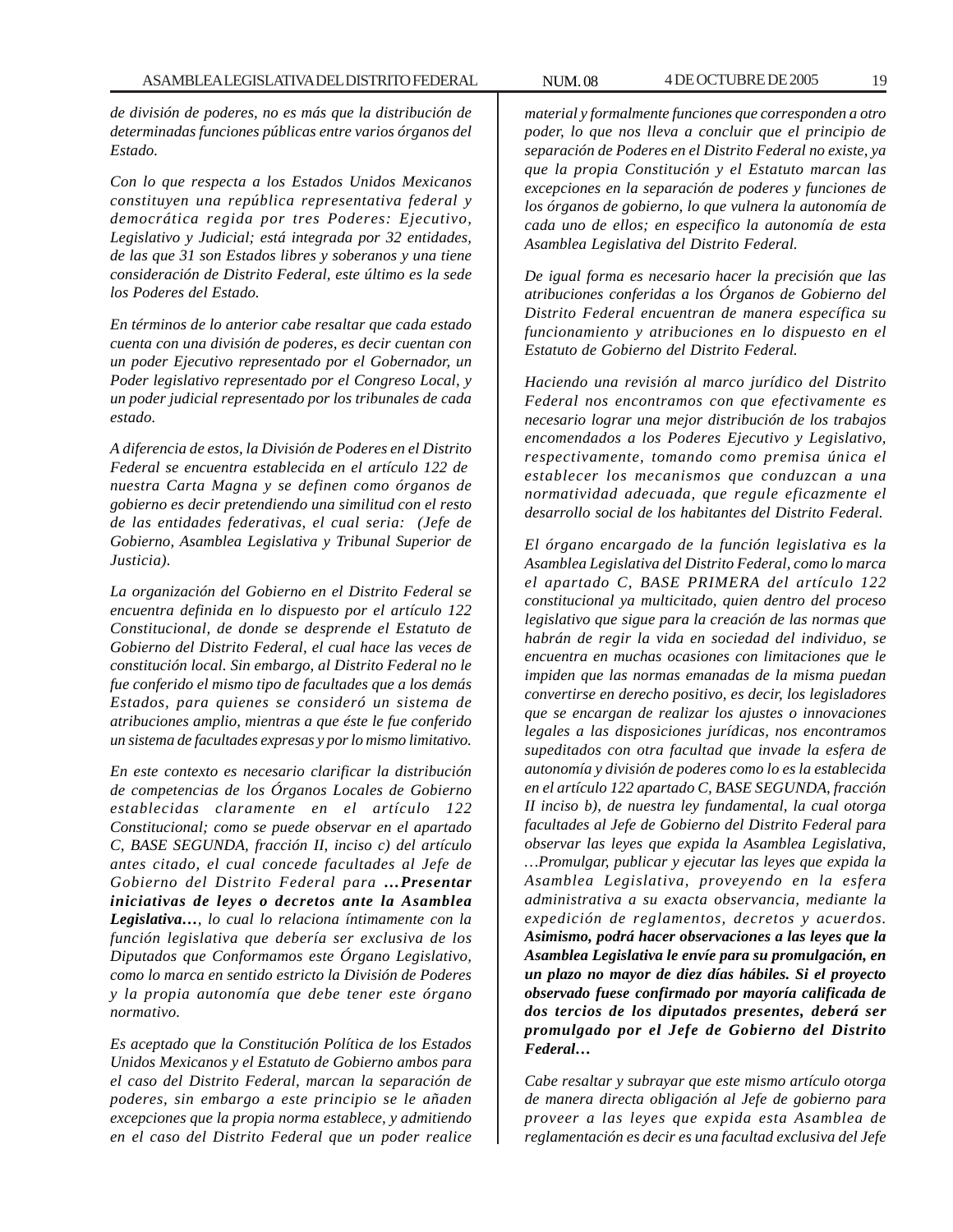*de división de poderes, no es más que la distribución de determinadas funciones públicas entre varios órganos del Estado.*

*Con lo que respecta a los Estados Unidos Mexicanos constituyen una república representativa federal y democrática regida por tres Poderes: Ejecutivo, Legislativo y Judicial; está integrada por 32 entidades, de las que 31 son Estados libres y soberanos y una tiene consideración de Distrito Federal, este último es la sede los Poderes del Estado.*

*En términos de lo anterior cabe resaltar que cada estado cuenta con una división de poderes, es decir cuentan con un poder Ejecutivo representado por el Gobernador, un Poder legislativo representado por el Congreso Local, y un poder judicial representado por los tribunales de cada estado.*

*A diferencia de estos, la División de Poderes en el Distrito Federal se encuentra establecida en el artículo 122 de nuestra Carta Magna y se definen como órganos de gobierno es decir pretendiendo una similitud con el resto de las entidades federativas, el cual seria: (Jefe de Gobierno, Asamblea Legislativa y Tribunal Superior de Justicia).*

*La organización del Gobierno en el Distrito Federal se encuentra definida en lo dispuesto por el artículo 122 Constitucional, de donde se desprende el Estatuto de Gobierno del Distrito Federal, el cual hace las veces de constitución local. Sin embargo, al Distrito Federal no le fue conferido el mismo tipo de facultades que a los demás Estados, para quienes se consideró un sistema de atribuciones amplio, mientras a que éste le fue conferido un sistema de facultades expresas y por lo mismo limitativo.*

*En este contexto es necesario clarificar la distribución de competencias de los Órganos Locales de Gobierno establecidas claramente en el artículo 122 Constitucional; como se puede observar en el apartado C, BASE SEGUNDA, fracción II, inciso c) del artículo antes citado, el cual concede facultades al Jefe de Gobierno del Distrito Federal para* ***…Presentar iniciativas de leyes o decretos ante la Asamblea Legislativa…****, lo cual lo relaciona íntimamente con la función legislativa que debería ser exclusiva de los Diputados que Conformamos este Órgano Legislativo, como lo marca en sentido estricto la División de Poderes y la propia autonomía que debe tener este órgano normativo.*

*Es aceptado que la Constitución Política de los Estados Unidos Mexicanos y el Estatuto de Gobierno ambos para el caso del Distrito Federal, marcan la separación de poderes, sin embargo a este principio se le añaden excepciones que la propia norma establece, y admitiendo en el caso del Distrito Federal que un poder realice material y formalmente funciones que corresponden a otro poder, lo que nos lleva a concluir que el principio de separación de Poderes en el Distrito Federal no existe, ya que la propia Constitución y el Estatuto marcan las excepciones en la separación de poderes y funciones de los órganos de gobierno, lo que vulnera la autonomía de cada uno de ellos; en especifico la autonomía de esta Asamblea Legislativa del Distrito Federal.*

*De igual forma es necesario hacer la precisión que las atribuciones conferidas a los Órganos de Gobierno del Distrito Federal encuentran de manera específica su funcionamiento y atribuciones en lo dispuesto en el Estatuto de Gobierno del Distrito Federal.*

*Haciendo una revisión al marco jurídico del Distrito Federal nos encontramos con que efectivamente es necesario lograr una mejor distribución de los trabajos encomendados a los Poderes Ejecutivo y Legislativo, respectivamente, tomando como premisa única el establecer los mecanismos que conduzcan a una normatividad adecuada, que regule eficazmente el desarrollo social de los habitantes del Distrito Federal.*

*El órgano encargado de la función legislativa es la Asamblea Legislativa del Distrito Federal, como lo marca el apartado C, BASE PRIMERA del artículo 122 constitucional ya multicitado, quien dentro del proceso legislativo que sigue para la creación de las normas que habrán de regir la vida en sociedad del individuo, se encuentra en muchas ocasiones con limitaciones que le impiden que las normas emanadas de la misma puedan convertirse en derecho positivo, es decir, los legisladores que se encargan de realizar los ajustes o innovaciones legales a las disposiciones jurídicas, nos encontramos supeditados con otra facultad que invade la esfera de autonomía y división de poderes como lo es la establecida en el artículo 122 apartado C, BASE SEGUNDA, fracción II inciso b), de nuestra ley fundamental, la cual otorga facultades al Jefe de Gobierno del Distrito Federal para observar las leyes que expida la Asamblea Legislativa, …Promulgar, publicar y ejecutar las leyes que expida la Asamblea Legislativa, proveyendo en la esfera administrativa a su exacta observancia, mediante la expedición de reglamentos, decretos y acuerdos.* ***Asimismo, podrá hacer observaciones a las leyes que la Asamblea Legislativa le envíe para su promulgación, en un plazo no mayor de diez días hábiles. Si el proyecto observado fuese confirmado por mayoría calificada de dos tercios de los diputados presentes, deberá ser promulgado por el Jefe de Gobierno del Distrito Federal…***

*Cabe resaltar y subrayar que este mismo artículo otorga de manera directa obligación al Jefe de gobierno para proveer a las leyes que expida esta Asamblea de reglamentación es decir es una facultad exclusiva del Jefe*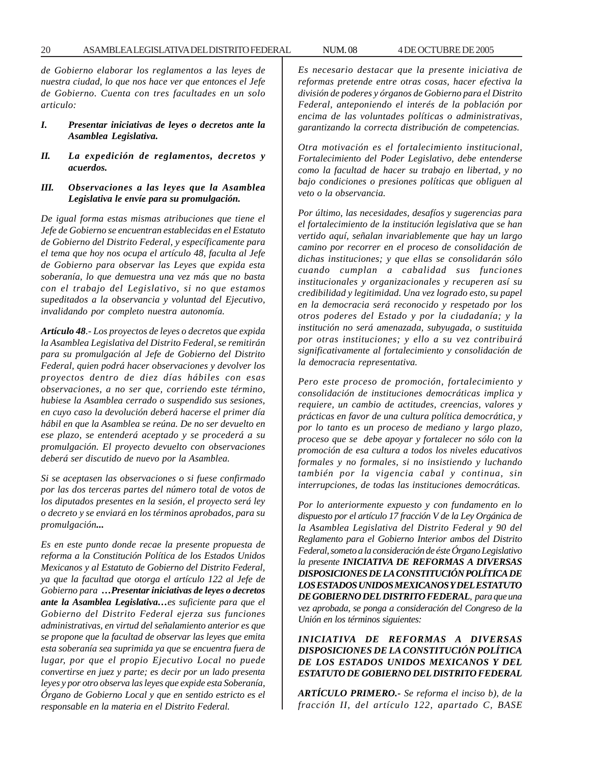*de Gobierno elaborar los reglamentos a las leyes de nuestra ciudad, lo que nos hace ver que entonces el Jefe de Gobierno. Cuenta con tres facultades en un solo articulo:*

*I.* ***Presentar iniciativas de leyes o decretos ante la Asamblea Legislativa.***

*II.* ***La expedición de reglamentos, decretos y acuerdos.***

*III.* ***Observaciones a las leyes que la Asamblea Legislativa le envíe para su promulgación.***

*De igual forma estas mismas atribuciones que tiene el Jefe de Gobierno se encuentran establecidas en el Estatuto de Gobierno del Distrito Federal, y específicamente para el tema que hoy nos ocupa el artículo 48, faculta al Jefe de Gobierno para observar las Leyes que expida esta soberanía, lo que demuestra una vez más que no basta con el trabajo del Legislativo, si no que estamos supeditados a la observancia y voluntad del Ejecutivo, invalidando por completo nuestra autonomía.*

***Artículo 48****.- Los proyectos de leyes o decretos que expida la Asamblea Legislativa del Distrito Federal, se remitirán para su promulgación al Jefe de Gobierno del Distrito Federal, quien podrá hacer observaciones y devolver los proyectos dentro de diez días hábiles con esas observaciones, a no ser que, corriendo este término, hubiese la Asamblea cerrado o suspendido sus sesiones, en cuyo caso la devolución deberá hacerse el primer día hábil en que la Asamblea se reúna. De no ser devuelto en ese plazo, se entenderá aceptado y se procederá a su promulgación. El proyecto devuelto con observaciones deberá ser discutido de nuevo por la Asamblea.*

*Si se aceptasen las observaciones o si fuese confirmado por las dos terceras partes del número total de votos de los diputados presentes en la sesión, el proyecto será ley o decreto y se enviará en los términos aprobados, para su promulgación**...***

*Es en este punto donde recae la presente propuesta de reforma a la Constitución Política de los Estados Unidos Mexicanos y al Estatuto de Gobierno del Distrito Federal, ya que la facultad que otorga el artículo 122 al Jefe de Gobierno para* ***…Presentar iniciativas de leyes o decretos ante la Asamblea Legislativa…****es suficiente para que el Gobierno del Distrito Federal ejerza sus funciones administrativas, en virtud del señalamiento anterior es que se propone que la facultad de observar las leyes que emita esta soberanía sea suprimida ya que se encuentra fuera de lugar, por que el propio Ejecutivo Local no puede convertirse en juez y parte; es decir por un lado presenta leyes y por otro observa las leyes que expide esta Soberanía, Órgano de Gobierno Local y que en sentido estricto es el responsable en la materia en el Distrito Federal.*

*Es necesario destacar que la presente iniciativa de reformas pretende entre otras cosas, hacer efectiva la división de poderes y órganos de Gobierno para el Distrito Federal, anteponiendo el interés de la población por encima de las voluntades políticas o administrativas, garantizando la correcta distribución de competencias.*

*Otra motivación es el fortalecimiento institucional, Fortalecimiento del Poder Legislativo, debe entenderse como la facultad de hacer su trabajo en libertad, y no bajo condiciones o presiones políticas que obliguen al veto o la observancia.*

*Por último, las necesidades, desafíos y sugerencias para el fortalecimiento de la institución legislativa que se han vertido aquí, señalan invariablemente que hay un largo camino por recorrer en el proceso de consolidación de dichas instituciones; y que ellas se consolidarán sólo cuando cumplan a cabalidad sus funciones institucionales y organizacionales y recuperen así su credibilidad y legitimidad. Una vez logrado esto, su papel en la democracia será reconocido y respetado por los otros poderes del Estado y por la ciudadanía; y la institución no será amenazada, subyugada, o sustituida por otras instituciones; y ello a su vez contribuirá significativamente al fortalecimiento y consolidación de la democracia representativa.*

*Pero este proceso de promoción, fortalecimiento y consolidación de instituciones democráticas implica y requiere, un cambio de actitudes, creencias, valores y prácticas en favor de una cultura política democrática, y por lo tanto es un proceso de mediano y largo plazo, proceso que se debe apoyar y fortalecer no sólo con la promoción de esa cultura a todos los niveles educativos formales y no formales, si no insistiendo y luchando también por la vigencia cabal y continua, sin interrupciones, de todas las instituciones democráticas.*

*Por lo anteriormente expuesto y con fundamento en lo dispuesto por el artículo 17 fracción V de la Ley Orgánica de la Asamblea Legislativa del Distrito Federal y 90 del Reglamento para el Gobierno Interior ambos del Distrito Federal, someto a la consideración de éste Órgano Legislativo la presente* ***INICIATIVA DE REFORMAS A DIVERSAS DISPOSICIONES DE LA CONSTITUCIÓN POLÍTICA DE LOS ESTADOS UNIDOS MEXICANOS Y DEL ESTATUTO DE GOBIERNO DEL DISTRITO FEDERAL****, para que una vez aprobada, se ponga a consideración del Congreso de la Unión en los términos siguientes:*

***INICIATIVA DE REFORMAS A DIVERSAS DISPOSICIONES DE LA CONSTITUCIÓN POLÍTICA DE LOS ESTADOS UNIDOS MEXICANOS Y DEL ESTATUTO DE GOBIERNO DEL DISTRITO FEDERAL***

***ARTÍCULO PRIMERO.-*** *Se reforma el inciso b), de la fracción II, del artículo 122, apartado C, BASE*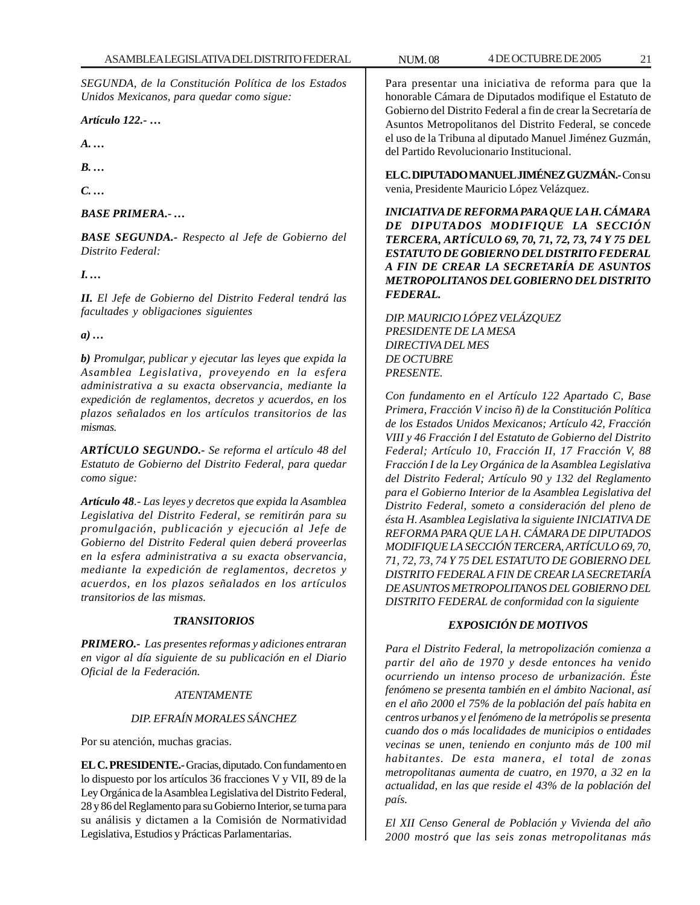*SEGUNDA, de la Constitución Política de los Estados Unidos Mexicanos, para quedar como sigue:*

***Artículo 122.- …***

***A. …***

***B. …***

***C. …***

***BASE PRIMERA.- …***

***BASE SEGUNDA.-*** *Respecto al Jefe de Gobierno del Distrito Federal:*

***I. …***

***II.*** *El Jefe de Gobierno del Distrito Federal tendrá las facultades y obligaciones siguientes*

***a) …***

***b)*** *Promulgar, publicar y ejecutar las leyes que expida la Asamblea Legislativa, proveyendo en la esfera administrativa a su exacta observancia, mediante la expedición de reglamentos, decretos y acuerdos, en los plazos señalados en los artículos transitorios de las mismas.*

***ARTÍCULO SEGUNDO.-*** *Se reforma el artículo 48 del Estatuto de Gobierno del Distrito Federal, para quedar como sigue:*

***Artículo 48****.- Las leyes y decretos que expida la Asamblea Legislativa del Distrito Federal, se remitirán para su promulgación, publicación y ejecución al Jefe de Gobierno del Distrito Federal quien deberá proveerlas en la esfera administrativa a su exacta observancia, mediante la expedición de reglamentos, decretos y acuerdos, en los plazos señalados en los artículos transitorios de las mismas.*

***TRANSITORIOS***

***PRIMERO.-*** *Las presentes reformas y adiciones entraran en vigor al día siguiente de su publicación en el Diario Oficial de la Federación.*

*ATENTAMENTE*

*DIP. EFRAÍN MORALES SÁNCHEZ*

Por su atención, muchas gracias.

**EL C. PRESIDENTE.-** Gracias, diputado. Con fundamento en lo dispuesto por los artículos 36 fracciones V y VII, 89 de la Ley Orgánica de la Asamblea Legislativa del Distrito Federal, 28 y 86 del Reglamento para su Gobierno Interior, se turna para su análisis y dictamen a la Comisión de Normatividad Legislativa, Estudios y Prácticas Parlamentarias.

Para presentar una iniciativa de reforma para que la honorable Cámara de Diputados modifique el Estatuto de Gobierno del Distrito Federal a fin de crear la Secretaría de Asuntos Metropolitanos del Distrito Federal, se concede el uso de la Tribuna al diputado Manuel Jiménez Guzmán, del Partido Revolucionario Institucional.

**EL C. DIPUTADO MANUEL JIMÉNEZ GUZMÁN.-** Con su venia, Presidente Mauricio López Velázquez.

***INICIATIVA DE REFORMA PARA QUE LA H. CÁMARA DE DIPUTADOS MODIFIQUE LA SECCIÓN TERCERA, ARTÍCULO 69, 70, 71, 72, 73, 74 Y 75 DEL ESTATUTO DE GOBIERNO DEL DISTRITO FEDERAL A FIN DE CREAR LA SECRETARÍA DE ASUNTOS METROPOLITANOS DEL GOBIERNO DEL DISTRITO FEDERAL.***

*DIP. MAURICIO LÓPEZ VELÁZQUEZ*
*PRESIDENTE DE LA MESA*
*DIRECTIVA DEL MES*
*DE OCTUBRE*
*PRESENTE.*

*Con fundamento en el Artículo 122 Apartado C, Base Primera, Fracción V inciso ñ) de la Constitución Política de los Estados Unidos Mexicanos; Artículo 42, Fracción VIII y 46 Fracción I del Estatuto de Gobierno del Distrito Federal; Artículo 10, Fracción II, 17 Fracción V, 88 Fracción I de la Ley Orgánica de la Asamblea Legislativa del Distrito Federal; Artículo 90 y 132 del Reglamento para el Gobierno Interior de la Asamblea Legislativa del Distrito Federal, someto a consideración del pleno de ésta H. Asamblea Legislativa la siguiente INICIATIVA DE REFORMA PARA QUE LA H. CÁMARA DE DIPUTADOS MODIFIQUE LA SECCIÓN TERCERA, ARTÍCULO 69, 70, 71, 72, 73, 74 Y 75 DEL ESTATUTO DE GOBIERNO DEL DISTRITO FEDERAL A FIN DE CREAR LA SECRETARÍA DE ASUNTOS METROPOLITANOS DEL GOBIERNO DEL DISTRITO FEDERAL de conformidad con la siguiente*

***EXPOSICIÓN DE MOTIVOS***

*Para el Distrito Federal, la metropolización comienza a partir del año de 1970 y desde entonces ha venido ocurriendo un intenso proceso de urbanización. Éste fenómeno se presenta también en el ámbito Nacional, así en el año 2000 el 75% de la población del país habita en centros urbanos y el fenómeno de la metrópolis se presenta cuando dos o más localidades de municipios o entidades vecinas se unen, teniendo en conjunto más de 100 mil habitantes. De esta manera, el total de zonas metropolitanas aumenta de cuatro, en 1970, a 32 en la actualidad, en las que reside el 43% de la población del país.*

*El XII Censo General de Población y Vivienda del año 2000 mostró que las seis zonas metropolitanas más*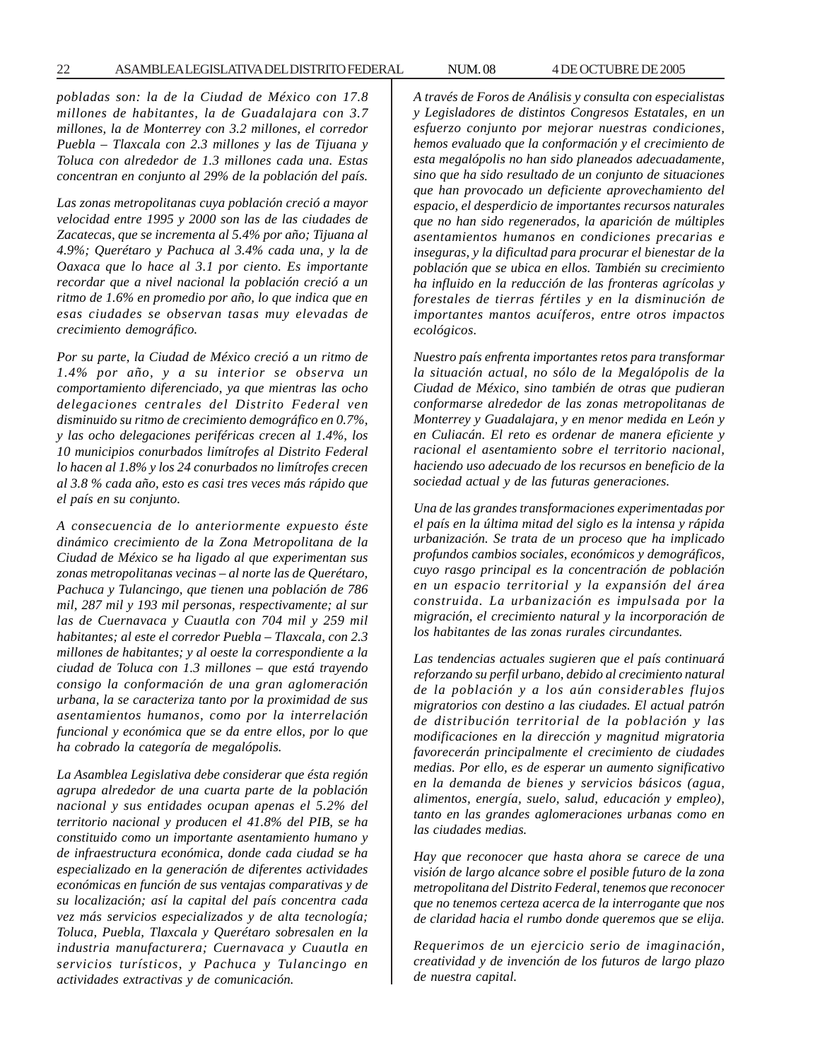*pobladas son: la de la Ciudad de México con 17.8 millones de habitantes, la de Guadalajara con 3.7 millones, la de Monterrey con 3.2 millones, el corredor Puebla – Tlaxcala con 2.3 millones y las de Tijuana y Toluca con alrededor de 1.3 millones cada una. Estas concentran en conjunto al 29% de la población del país.*

*Las zonas metropolitanas cuya población creció a mayor velocidad entre 1995 y 2000 son las de las ciudades de Zacatecas, que se incrementa al 5.4% por año; Tijuana al 4.9%; Querétaro y Pachuca al 3.4% cada una, y la de Oaxaca que lo hace al 3.1 por ciento. Es importante recordar que a nivel nacional la población creció a un ritmo de 1.6% en promedio por año, lo que indica que en esas ciudades se observan tasas muy elevadas de crecimiento demográfico.*

*Por su parte, la Ciudad de México creció a un ritmo de 1.4% por año, y a su interior se observa un comportamiento diferenciado, ya que mientras las ocho delegaciones centrales del Distrito Federal ven disminuido su ritmo de crecimiento demográfico en 0.7%, y las ocho delegaciones periféricas crecen al 1.4%, los 10 municipios conurbados limítrofes al Distrito Federal lo hacen al 1.8% y los 24 conurbados no limítrofes crecen al 3.8 % cada año, esto es casi tres veces más rápido que el país en su conjunto.*

*A consecuencia de lo anteriormente expuesto éste dinámico crecimiento de la Zona Metropolitana de la Ciudad de México se ha ligado al que experimentan sus zonas metropolitanas vecinas – al norte las de Querétaro, Pachuca y Tulancingo, que tienen una población de 786 mil, 287 mil y 193 mil personas, respectivamente; al sur las de Cuernavaca y Cuautla con 704 mil y 259 mil habitantes; al este el corredor Puebla – Tlaxcala, con 2.3 millones de habitantes; y al oeste la correspondiente a la ciudad de Toluca con 1.3 millones – que está trayendo consigo la conformación de una gran aglomeración urbana, la se caracteriza tanto por la proximidad de sus asentamientos humanos, como por la interrelación funcional y económica que se da entre ellos, por lo que ha cobrado la categoría de megalópolis.*

*La Asamblea Legislativa debe considerar que ésta región agrupa alrededor de una cuarta parte de la población nacional y sus entidades ocupan apenas el 5.2% del territorio nacional y producen el 41.8% del PIB, se ha constituido como un importante asentamiento humano y de infraestructura económica, donde cada ciudad se ha especializado en la generación de diferentes actividades económicas en función de sus ventajas comparativas y de su localización; así la capital del país concentra cada vez más servicios especializados y de alta tecnología; Toluca, Puebla, Tlaxcala y Querétaro sobresalen en la industria manufacturera; Cuernavaca y Cuautla en servicios turísticos, y Pachuca y Tulancingo en actividades extractivas y de comunicación.*

*A través de Foros de Análisis y consulta con especialistas y Legisladores de distintos Congresos Estatales, en un esfuerzo conjunto por mejorar nuestras condiciones, hemos evaluado que la conformación y el crecimiento de esta megalópolis no han sido planeados adecuadamente, sino que ha sido resultado de un conjunto de situaciones que han provocado un deficiente aprovechamiento del espacio, el desperdicio de importantes recursos naturales que no han sido regenerados, la aparición de múltiples asentamientos humanos en condiciones precarias e inseguras, y la dificultad para procurar el bienestar de la población que se ubica en ellos. También su crecimiento ha influido en la reducción de las fronteras agrícolas y forestales de tierras fértiles y en la disminución de importantes mantos acuíferos, entre otros impactos ecológicos.*

*Nuestro país enfrenta importantes retos para transformar la situación actual, no sólo de la Megalópolis de la Ciudad de México, sino también de otras que pudieran conformarse alrededor de las zonas metropolitanas de Monterrey y Guadalajara, y en menor medida en León y en Culiacán. El reto es ordenar de manera eficiente y racional el asentamiento sobre el territorio nacional, haciendo uso adecuado de los recursos en beneficio de la sociedad actual y de las futuras generaciones.*

*Una de las grandes transformaciones experimentadas por el país en la última mitad del siglo es la intensa y rápida urbanización. Se trata de un proceso que ha implicado profundos cambios sociales, económicos y demográficos, cuyo rasgo principal es la concentración de población en un espacio territorial y la expansión del área construida. La urbanización es impulsada por la migración, el crecimiento natural y la incorporación de los habitantes de las zonas rurales circundantes.*

*Las tendencias actuales sugieren que el país continuará reforzando su perfil urbano, debido al crecimiento natural de la población y a los aún considerables flujos migratorios con destino a las ciudades. El actual patrón de distribución territorial de la población y las modificaciones en la dirección y magnitud migratoria favorecerán principalmente el crecimiento de ciudades medias. Por ello, es de esperar un aumento significativo en la demanda de bienes y servicios básicos (agua, alimentos, energía, suelo, salud, educación y empleo), tanto en las grandes aglomeraciones urbanas como en las ciudades medias.*

*Hay que reconocer que hasta ahora se carece de una visión de largo alcance sobre el posible futuro de la zona metropolitana del Distrito Federal, tenemos que reconocer que no tenemos certeza acerca de la interrogante que nos de claridad hacia el rumbo donde queremos que se elija.*

*Requerimos de un ejercicio serio de imaginación, creatividad y de invención de los futuros de largo plazo de nuestra capital.*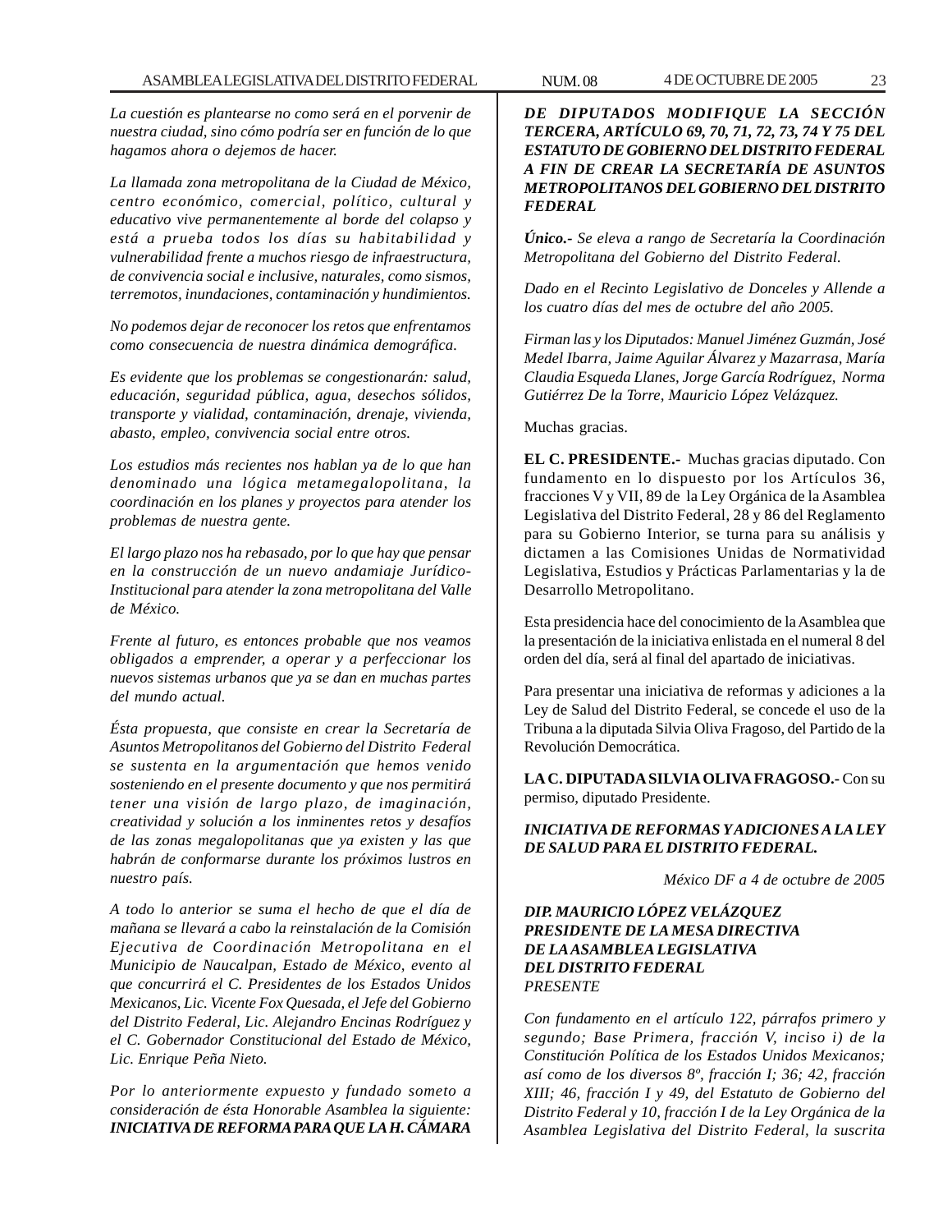*La cuestión es plantearse no como será en el porvenir de nuestra ciudad, sino cómo podría ser en función de lo que hagamos ahora o dejemos de hacer.*

*La llamada zona metropolitana de la Ciudad de México, centro económico, comercial, político, cultural y educativo vive permanentemente al borde del colapso y está a prueba todos los días su habitabilidad y vulnerabilidad frente a muchos riesgo de infraestructura, de convivencia social e inclusive, naturales, como sismos, terremotos, inundaciones, contaminación y hundimientos.*

*No podemos dejar de reconocer los retos que enfrentamos como consecuencia de nuestra dinámica demográfica.*

*Es evidente que los problemas se congestionarán: salud, educación, seguridad pública, agua, desechos sólidos, transporte y vialidad, contaminación, drenaje, vivienda, abasto, empleo, convivencia social entre otros.*

*Los estudios más recientes nos hablan ya de lo que han denominado una lógica metamegalopolitana, la coordinación en los planes y proyectos para atender los problemas de nuestra gente.*

*El largo plazo nos ha rebasado, por lo que hay que pensar en la construcción de un nuevo andamiaje Jurídico-Institucional para atender la zona metropolitana del Valle de México.*

*Frente al futuro, es entonces probable que nos veamos obligados a emprender, a operar y a perfeccionar los nuevos sistemas urbanos que ya se dan en muchas partes del mundo actual.*

*Ésta propuesta, que consiste en crear la Secretaría de Asuntos Metropolitanos del Gobierno del Distrito Federal se sustenta en la argumentación que hemos venido sosteniendo en el presente documento y que nos permitirá tener una visión de largo plazo, de imaginación, creatividad y solución a los inminentes retos y desafíos de las zonas megalopolitanas que ya existen y las que habrán de conformarse durante los próximos lustros en nuestro país.*

*A todo lo anterior se suma el hecho de que el día de mañana se llevará a cabo la reinstalación de la Comisión Ejecutiva de Coordinación Metropolitana en el Municipio de Naucalpan, Estado de México, evento al que concurrirá el C. Presidentes de los Estados Unidos Mexicanos, Lic. Vicente Fox Quesada, el Jefe del Gobierno del Distrito Federal, Lic. Alejandro Encinas Rodríguez y el C. Gobernador Constitucional del Estado de México, Lic. Enrique Peña Nieto.*

*Por lo anteriormente expuesto y fundado someto a consideración de ésta Honorable Asamblea la siguiente:* ***INICIATIVA DE REFORMA PARA QUE LA H. CÁMARA DE DIPUTADOS MODIFIQUE LA SECCIÓN TERCERA, ARTÍCULO 69, 70, 71, 72, 73, 74 Y 75 DEL ESTATUTO DE GOBIERNO DEL DISTRITO FEDERAL A FIN DE CREAR LA SECRETARÍA DE ASUNTOS METROPOLITANOS DEL GOBIERNO DEL DISTRITO FEDERAL***

***Único.-*** *Se eleva a rango de Secretaría la Coordinación Metropolitana del Gobierno del Distrito Federal.*

*Dado en el Recinto Legislativo de Donceles y Allende a los cuatro días del mes de octubre del año 2005.*

*Firman las y los Diputados: Manuel Jiménez Guzmán, José Medel Ibarra, Jaime Aguilar Álvarez y Mazarrasa, María Claudia Esqueda Llanes, Jorge García Rodríguez, Norma Gutiérrez De la Torre, Mauricio López Velázquez.*

Muchas gracias.

**EL C. PRESIDENTE.-** Muchas gracias diputado. Con fundamento en lo dispuesto por los Artículos 36, fracciones V y VII, 89 de la Ley Orgánica de la Asamblea Legislativa del Distrito Federal, 28 y 86 del Reglamento para su Gobierno Interior, se turna para su análisis y dictamen a las Comisiones Unidas de Normatividad Legislativa, Estudios y Prácticas Parlamentarias y la de Desarrollo Metropolitano.

Esta presidencia hace del conocimiento de la Asamblea que la presentación de la iniciativa enlistada en el numeral 8 del orden del día, será al final del apartado de iniciativas.

Para presentar una iniciativa de reformas y adiciones a la Ley de Salud del Distrito Federal, se concede el uso de la Tribuna a la diputada Silvia Oliva Fragoso, del Partido de la Revolución Democrática.

**LA C. DIPUTADA SILVIA OLIVA FRAGOSO.-** Con su permiso, diputado Presidente.

***INICIATIVA DE REFORMAS Y ADICIONES A LA LEY DE SALUD PARA EL DISTRITO FEDERAL.***

*México DF a 4 de octubre de 2005*

***DIP. MAURICIO LÓPEZ VELÁZQUEZ***
***PRESIDENTE DE LA MESA DIRECTIVA***
***DE LA ASAMBLEA LEGISLATIVA***
***DEL DISTRITO FEDERAL***
*PRESENTE*

*Con fundamento en el artículo 122, párrafos primero y segundo; Base Primera, fracción V, inciso i) de la Constitución Política de los Estados Unidos Mexicanos; así como de los diversos 8º, fracción I; 36; 42, fracción XIII; 46, fracción I y 49, del Estatuto de Gobierno del Distrito Federal y 10, fracción I de la Ley Orgánica de la Asamblea Legislativa del Distrito Federal, la suscrita*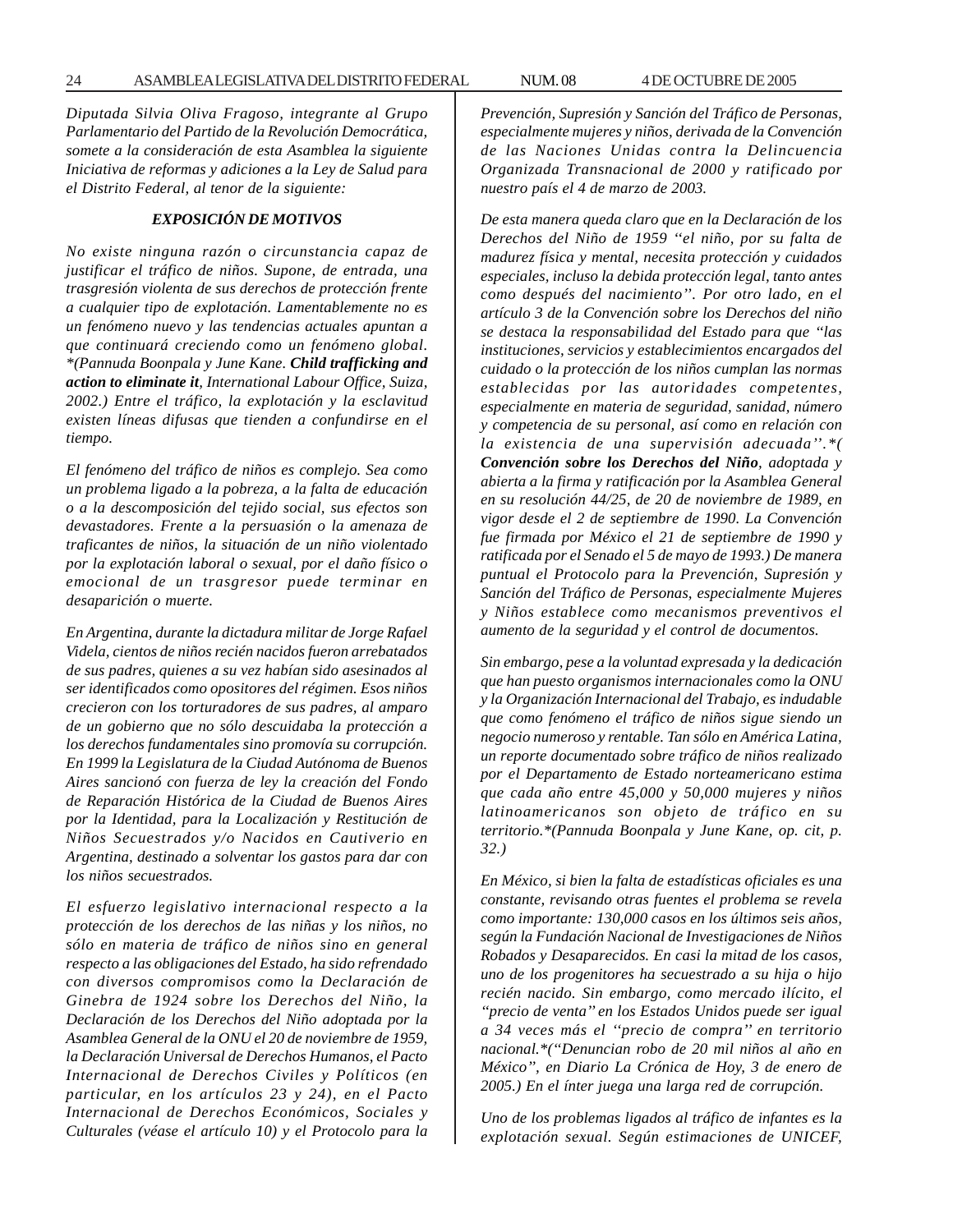*Diputada Silvia Oliva Fragoso, integrante al Grupo Parlamentario del Partido de la Revolución Democrática, somete a la consideración de esta Asamblea la siguiente Iniciativa de reformas y adiciones a la Ley de Salud para el Distrito Federal, al tenor de la siguiente:*

### *EXPOSICIÓN DE MOTIVOS*

*No existe ninguna razón o circunstancia capaz de justificar el tráfico de niños. Supone, de entrada, una trasgresión violenta de sus derechos de protección frente a cualquier tipo de explotación. Lamentablemente no es un fenómeno nuevo y las tendencias actuales apuntan a que continuará creciendo como un fenómeno global. \*(Pannuda Boonpala y June Kane.* ***Child trafficking and action to eliminate it****, International Labour Office, Suiza, 2002.) Entre el tráfico, la explotación y la esclavitud existen líneas difusas que tienden a confundirse en el tiempo.*

*El fenómeno del tráfico de niños es complejo. Sea como un problema ligado a la pobreza, a la falta de educación o a la descomposición del tejido social, sus efectos son devastadores. Frente a la persuasión o la amenaza de traficantes de niños, la situación de un niño violentado por la explotación laboral o sexual, por el daño físico o emocional de un trasgresor puede terminar en desaparición o muerte.*

*En Argentina, durante la dictadura militar de Jorge Rafael Videla, cientos de niños recién nacidos fueron arrebatados de sus padres, quienes a su vez habían sido asesinados al ser identificados como opositores del régimen. Esos niños crecieron con los torturadores de sus padres, al amparo de un gobierno que no sólo descuidaba la protección a los derechos fundamentales sino promovía su corrupción. En 1999 la Legislatura de la Ciudad Autónoma de Buenos Aires sancionó con fuerza de ley la creación del Fondo de Reparación Histórica de la Ciudad de Buenos Aires por la Identidad, para la Localización y Restitución de Niños Secuestrados y/o Nacidos en Cautiverio en Argentina, destinado a solventar los gastos para dar con los niños secuestrados.*

*El esfuerzo legislativo internacional respecto a la protección de los derechos de las niñas y los niños, no sólo en materia de tráfico de niños sino en general respecto a las obligaciones del Estado, ha sido refrendado con diversos compromisos como la Declaración de Ginebra de 1924 sobre los Derechos del Niño, la Declaración de los Derechos del Niño adoptada por la Asamblea General de la ONU el 20 de noviembre de 1959, la Declaración Universal de Derechos Humanos, el Pacto Internacional de Derechos Civiles y Políticos (en particular, en los artículos 23 y 24), en el Pacto Internacional de Derechos Económicos, Sociales y Culturales (véase el artículo 10) y el Protocolo para la Prevención, Supresión y Sanción del Tráfico de Personas, especialmente mujeres y niños, derivada de la Convención de las Naciones Unidas contra la Delincuencia Organizada Transnacional de 2000 y ratificado por nuestro país el 4 de marzo de 2003.*

*De esta manera queda claro que en la Declaración de los Derechos del Niño de 1959 ''el niño, por su falta de madurez física y mental, necesita protección y cuidados especiales, incluso la debida protección legal, tanto antes como después del nacimiento''. Por otro lado, en el artículo 3 de la Convención sobre los Derechos del niño se destaca la responsabilidad del Estado para que ''las instituciones, servicios y establecimientos encargados del cuidado o la protección de los niños cumplan las normas establecidas por las autoridades competentes, especialmente en materia de seguridad, sanidad, número y competencia de su personal, así como en relación con la existencia de una supervisión adecuada''.\*(* ***Convención sobre los Derechos del Niño****, adoptada y abierta a la firma y ratificación por la Asamblea General en su resolución 44/25, de 20 de noviembre de 1989, en vigor desde el 2 de septiembre de 1990. La Convención fue firmada por México el 21 de septiembre de 1990 y ratificada por el Senado el 5 de mayo de 1993.) De manera puntual el Protocolo para la Prevención, Supresión y Sanción del Tráfico de Personas, especialmente Mujeres y Niños establece como mecanismos preventivos el aumento de la seguridad y el control de documentos.*

*Sin embargo, pese a la voluntad expresada y la dedicación que han puesto organismos internacionales como la ONU y la Organización Internacional del Trabajo, es indudable que como fenómeno el tráfico de niños sigue siendo un negocio numeroso y rentable. Tan sólo en América Latina, un reporte documentado sobre tráfico de niños realizado por el Departamento de Estado norteamericano estima que cada año entre 45,000 y 50,000 mujeres y niños latinoamericanos son objeto de tráfico en su territorio.\*(Pannuda Boonpala y June Kane, op. cit, p. 32.)*

*En México, si bien la falta de estadísticas oficiales es una constante, revisando otras fuentes el problema se revela como importante: 130,000 casos en los últimos seis años, según la Fundación Nacional de Investigaciones de Niños Robados y Desaparecidos. En casi la mitad de los casos, uno de los progenitores ha secuestrado a su hija o hijo recién nacido. Sin embargo, como mercado ilícito, el ''precio de venta'' en los Estados Unidos puede ser igual a 34 veces más el ''precio de compra'' en territorio nacional.\*(''Denuncian robo de 20 mil niños al año en México'', en Diario La Crónica de Hoy, 3 de enero de 2005.) En el ínter juega una larga red de corrupción.*

*Uno de los problemas ligados al tráfico de infantes es la explotación sexual. Según estimaciones de UNICEF,*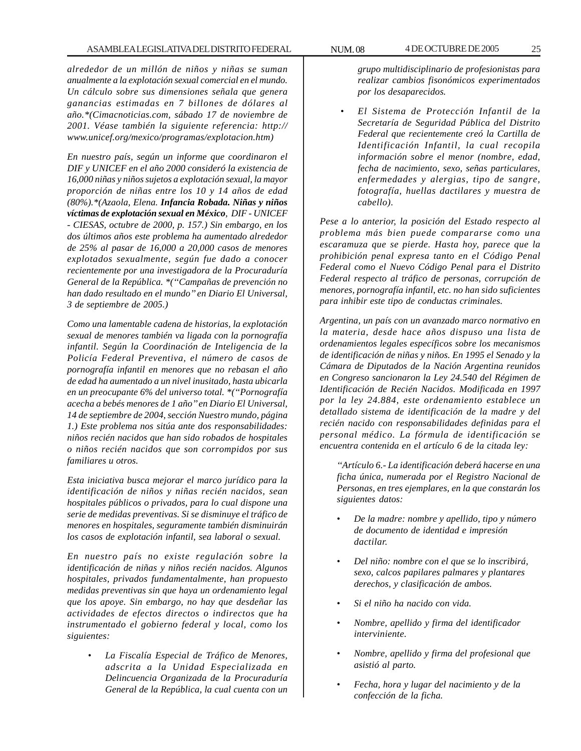*alrededor de un millón de niños y niñas se suman anualmente a la explotación sexual comercial en el mundo. Un cálculo sobre sus dimensiones señala que genera ganancias estimadas en 7 billones de dólares al año.*(Cimacnoticias.com, sábado 17 de noviembre de 2001. Véase también la siguiente referencia: http://www.unicef.org/mexico/programas/explotacion.htm)*

*En nuestro país, según un informe que coordinaron el DIF y UNICEF en el año 2000 consideró la existencia de 16,000 niñas y niños sujetos a explotación sexual, la mayor proporción de niñas entre los 10 y 14 años de edad (80%).*(Azaola, Elena.* ***Infancia Robada. Niñas y niños víctimas de explotación sexual en México****, DIF - UNICEF - CIESAS, octubre de 2000, p. 157.) Sin embargo, en los dos últimos años este problema ha aumentado alrededor de 25% al pasar de 16,000 a 20,000 casos de menores explotados sexualmente, según fue dado a conocer recientemente por una investigadora de la Procuraduría General de la República. *(“Campañas de prevención no han dado resultado en el mundo” en Diario El Universal, 3 de septiembre de 2005.)*

*Como una lamentable cadena de historias, la explotación sexual de menores también va ligada con la pornografía infantil. Según la Coordinación de Inteligencia de la Policía Federal Preventiva, el número de casos de pornografía infantil en menores que no rebasan el año de edad ha aumentado a un nivel inusitado, hasta ubicarla en un preocupante 6% del universo total. *(“Pornografía acecha a bebés menores de 1 año” en Diario El Universal, 14 de septiembre de 2004, sección Nuestro mundo, página 1.) Este problema nos sitúa ante dos responsabilidades: niños recién nacidos que han sido robados de hospitales o niños recién nacidos que son corrompidos por sus familiares u otros.*

*Esta iniciativa busca mejorar el marco jurídico para la identificación de niños y niñas recién nacidos, sean hospitales públicos o privados, para lo cual dispone una serie de medidas preventivas. Si se disminuye el tráfico de menores en hospitales, seguramente también disminuirán los casos de explotación infantil, sea laboral o sexual.*

*En nuestro país no existe regulación sobre la identificación de niñas y niños recién nacidos. Algunos hospitales, privados fundamentalmente, han propuesto medidas preventivas sin que haya un ordenamiento legal que los apoye. Sin embargo, no hay que desdeñar las actividades de efectos directos o indirectos que ha instrumentado el gobierno federal y local, como los siguientes:*

- *La Fiscalía Especial de Tráfico de Menores, adscrita a la Unidad Especializada en Delincuencia Organizada de la Procuraduría General de la República, la cual cuenta con un grupo multidisciplinario de profesionistas para realizar cambios fisonómicos experimentados por los desaparecidos.*

- *El Sistema de Protección Infantil de la Secretaría de Seguridad Pública del Distrito Federal que recientemente creó la Cartilla de Identificación Infantil, la cual recopila información sobre el menor (nombre, edad, fecha de nacimiento, sexo, señas particulares, enfermedades y alergias, tipo de sangre, fotografía, huellas dactilares y muestra de cabello).*

*Pese a lo anterior, la posición del Estado respecto al problema más bien puede compararse como una escaramuza que se pierde. Hasta hoy, parece que la prohibición penal expresa tanto en el Código Penal Federal como el Nuevo Código Penal para el Distrito Federal respecto al tráfico de personas, corrupción de menores, pornografía infantil, etc. no han sido suficientes para inhibir este tipo de conductas criminales.*

*Argentina, un país con un avanzado marco normativo en la materia, desde hace años dispuso una lista de ordenamientos legales específicos sobre los mecanismos de identificación de niñas y niños. En 1995 el Senado y la Cámara de Diputados de la Nación Argentina reunidos en Congreso sancionaron la Ley 24.540 del Régimen de Identificación de Recién Nacidos. Modificada en 1997 por la ley 24.884, este ordenamiento establece un detallado sistema de identificación de la madre y del recién nacido con responsabilidades definidas para el personal médico. La fórmula de identificación se encuentra contenida en el artículo 6 de la citada ley:*

> *“Artículo 6.- La identificación deberá hacerse en una ficha única, numerada por el Registro Nacional de Personas, en tres ejemplares, en la que constarán los siguientes datos:*
>
> - *De la madre: nombre y apellido, tipo y número de documento de identidad e impresión dactilar.*
> - *Del niño: nombre con el que se lo inscribirá, sexo, calcos papilares palmares y plantares derechos, y clasificación de ambos.*
> - *Si el niño ha nacido con vida.*
> - *Nombre, apellido y firma del identificador interviniente.*
> - *Nombre, apellido y firma del profesional que asistió al parto.*
> - *Fecha, hora y lugar del nacimiento y de la confección de la ficha.*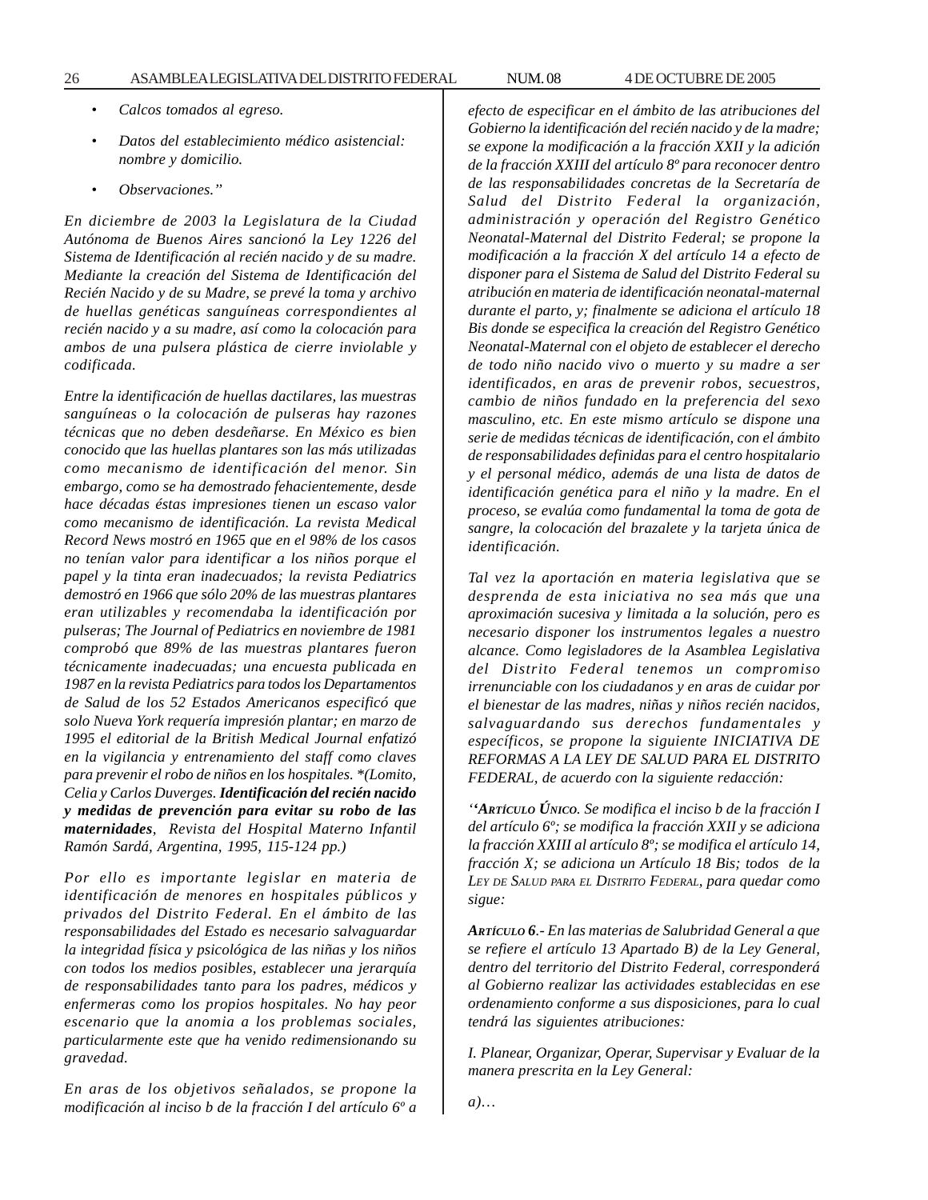- *Calcos tomados al egreso.*
- *Datos del establecimiento médico asistencial: nombre y domicilio.*
- *Observaciones."*

*En diciembre de 2003 la Legislatura de la Ciudad Autónoma de Buenos Aires sancionó la Ley 1226 del Sistema de Identificación al recién nacido y de su madre. Mediante la creación del Sistema de Identificación del Recién Nacido y de su Madre, se prevé la toma y archivo de huellas genéticas sanguíneas correspondientes al recién nacido y a su madre, así como la colocación para ambos de una pulsera plástica de cierre inviolable y codificada.*

*Entre la identificación de huellas dactilares, las muestras sanguíneas o la colocación de pulseras hay razones técnicas que no deben desdeñarse. En México es bien conocido que las huellas plantares son las más utilizadas como mecanismo de identificación del menor. Sin embargo, como se ha demostrado fehacientemente, desde hace décadas éstas impresiones tienen un escaso valor como mecanismo de identificación. La revista Medical Record News mostró en 1965 que en el 98% de los casos no tenían valor para identificar a los niños porque el papel y la tinta eran inadecuados; la revista Pediatrics demostró en 1966 que sólo 20% de las muestras plantares eran utilizables y recomendaba la identificación por pulseras; The Journal of Pediatrics en noviembre de 1981 comprobó que 89% de las muestras plantares fueron técnicamente inadecuadas; una encuesta publicada en 1987 en la revista Pediatrics para todos los Departamentos de Salud de los 52 Estados Americanos especificó que solo Nueva York requería impresión plantar; en marzo de 1995 el editorial de la British Medical Journal enfatizó en la vigilancia y entrenamiento del staff como claves para prevenir el robo de niños en los hospitales. *(Lomito, Celia y Carlos Duverges.* ***Identificación del recién nacido y medidas de prevención para evitar su robo de las maternidades****, Revista del Hospital Materno Infantil Ramón Sardá, Argentina, 1995, 115-124 pp.)*

*Por ello es importante legislar en materia de identificación de menores en hospitales públicos y privados del Distrito Federal. En el ámbito de las responsabilidades del Estado es necesario salvaguardar la integridad física y psicológica de las niñas y los niños con todos los medios posibles, establecer una jerarquía de responsabilidades tanto para los padres, médicos y enfermeras como los propios hospitales. No hay peor escenario que la anomia a los problemas sociales, particularmente este que ha venido redimensionando su gravedad.*

*En aras de los objetivos señalados, se propone la modificación al inciso b de la fracción I del artículo 6º a efecto de especificar en el ámbito de las atribuciones del Gobierno la identificación del recién nacido y de la madre; se expone la modificación a la fracción XXII y la adición de la fracción XXIII del artículo 8º para reconocer dentro de las responsabilidades concretas de la Secretaría de Salud del Distrito Federal la organización, administración y operación del Registro Genético Neonatal-Maternal del Distrito Federal; se propone la modificación a la fracción X del artículo 14 a efecto de disponer para el Sistema de Salud del Distrito Federal su atribución en materia de identificación neonatal-maternal durante el parto, y; finalmente se adiciona el artículo 18 Bis donde se especifica la creación del Registro Genético Neonatal-Maternal con el objeto de establecer el derecho de todo niño nacido vivo o muerto y su madre a ser identificados, en aras de prevenir robos, secuestros, cambio de niños fundado en la preferencia del sexo masculino, etc. En este mismo artículo se dispone una serie de medidas técnicas de identificación, con el ámbito de responsabilidades definidas para el centro hospitalario y el personal médico, además de una lista de datos de identificación genética para el niño y la madre. En el proceso, se evalúa como fundamental la toma de gota de sangre, la colocación del brazalete y la tarjeta única de identificación.*

*Tal vez la aportación en materia legislativa que se desprenda de esta iniciativa no sea más que una aproximación sucesiva y limitada a la solución, pero es necesario disponer los instrumentos legales a nuestro alcance. Como legisladores de la Asamblea Legislativa del Distrito Federal tenemos un compromiso irrenunciable con los ciudadanos y en aras de cuidar por el bienestar de las madres, niñas y niños recién nacidos, salvaguardando sus derechos fundamentales y específicos, se propone la siguiente INICIATIVA DE REFORMAS A LA LEY DE SALUD PARA EL DISTRITO FEDERAL, de acuerdo con la siguiente redacción:*

*''****ARTÍCULO ÚNICO****. Se modifica el inciso b de la fracción I del artículo 6º; se modifica la fracción XXII y se adiciona la fracción XXIII al artículo 8º; se modifica el artículo 14, fracción X; se adiciona un Artículo 18 Bis; todos de la LEY DE SALUD PARA EL DISTRITO FEDERAL, para quedar como sigue:*

***ARTÍCULO 6****.- En las materias de Salubridad General a que se refiere el artículo 13 Apartado B) de la Ley General, dentro del territorio del Distrito Federal, corresponderá al Gobierno realizar las actividades establecidas en ese ordenamiento conforme a sus disposiciones, para lo cual tendrá las siguientes atribuciones:*

*I. Planear, Organizar, Operar, Supervisar y Evaluar de la manera prescrita en la Ley General:*

*a)…*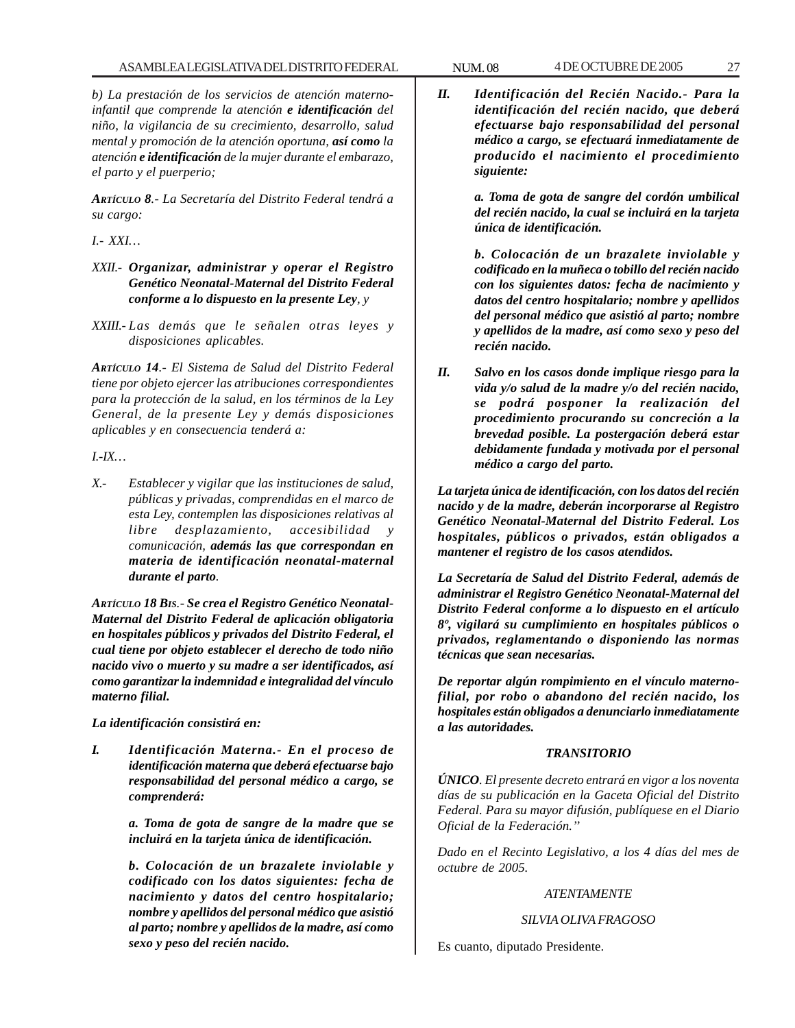*b) La prestación de los servicios de atención materno-infantil que comprende la atención **e identificación** del niño, la vigilancia de su crecimiento, desarrollo, salud mental y promoción de la atención oportuna, **así como** la atención **e identificación** de la mujer durante el embarazo, el parto y el puerperio;*

***ARTÍCULO 8**.- La Secretaría del Distrito Federal tendrá a su cargo:*

*I.- XXI…*

*XXII.- **Organizar, administrar y operar el Registro Genético Neonatal-Maternal del Distrito Federal conforme a lo dispuesto en la presente Ley**, y*

*XXIII.- Las demás que le señalen otras leyes y disposiciones aplicables.*

***ARTÍCULO 14**.- El Sistema de Salud del Distrito Federal tiene por objeto ejercer las atribuciones correspondientes para la protección de la salud, en los términos de la Ley General, de la presente Ley y demás disposiciones aplicables y en consecuencia tenderá a:*

*I.-IX…*

*X.- Establecer y vigilar que las instituciones de salud, públicas y privadas, comprendidas en el marco de esta Ley, contemplen las disposiciones relativas al libre desplazamiento, accesibilidad y comunicación, **además las que correspondan en materia de identificación neonatal-maternal durante el parto**.*

***ARTÍCULO 18 BIS.- Se crea el Registro Genético Neonatal-Maternal del Distrito Federal de aplicación obligatoria en hospitales públicos y privados del Distrito Federal, el cual tiene por objeto establecer el derecho de todo niño nacido vivo o muerto y su madre a ser identificados, así como garantizar la indemnidad e integralidad del vínculo materno filial.***

***La identificación consistirá en:***

***I. Identificación Materna.- En el proceso de identificación materna que deberá efectuarse bajo responsabilidad del personal médico a cargo, se comprenderá:***

***a. Toma de gota de sangre de la madre que se incluirá en la tarjeta única de identificación.***

***b. Colocación de un brazalete inviolable y codificado con los datos siguientes: fecha de nacimiento y datos del centro hospitalario; nombre y apellidos del personal médico que asistió al parto; nombre y apellidos de la madre, así como sexo y peso del recién nacido.***

***II. Identificación del Recién Nacido.- Para la identificación del recién nacido, que deberá efectuarse bajo responsabilidad del personal médico a cargo, se efectuará inmediatamente de producido el nacimiento el procedimiento siguiente:***

***a. Toma de gota de sangre del cordón umbilical del recién nacido, la cual se incluirá en la tarjeta única de identificación.***

***b. Colocación de un brazalete inviolable y codificado en la muñeca o tobillo del recién nacido con los siguientes datos: fecha de nacimiento y datos del centro hospitalario; nombre y apellidos del personal médico que asistió al parto; nombre y apellidos de la madre, así como sexo y peso del recién nacido.***

***II. Salvo en los casos donde implique riesgo para la vida y/o salud de la madre y/o del recién nacido, se podrá posponer la realización del procedimiento procurando su concreción a la brevedad posible. La postergación deberá estar debidamente fundada y motivada por el personal médico a cargo del parto.***

***La tarjeta única de identificación, con los datos del recién nacido y de la madre, deberán incorporarse al Registro Genético Neonatal-Maternal del Distrito Federal. Los hospitales, públicos o privados, están obligados a mantener el registro de los casos atendidos.***

***La Secretaría de Salud del Distrito Federal, además de administrar el Registro Genético Neonatal-Maternal del Distrito Federal conforme a lo dispuesto en el artículo 8º, vigilará su cumplimiento en hospitales públicos o privados, reglamentando o disponiendo las normas técnicas que sean necesarias.***

***De reportar algún rompimiento en el vínculo materno-filial, por robo o abandono del recién nacido, los hospitales están obligados a denunciarlo inmediatamente a las autoridades.***

***TRANSITORIO***

***ÚNICO**. El presente decreto entrará en vigor a los noventa días de su publicación en la Gaceta Oficial del Distrito Federal. Para su mayor difusión, publíquese en el Diario Oficial de la Federación.”*

*Dado en el Recinto Legislativo, a los 4 días del mes de octubre de 2005.*

*ATENTAMENTE*

*SILVIA OLIVA FRAGOSO*

Es cuanto, diputado Presidente.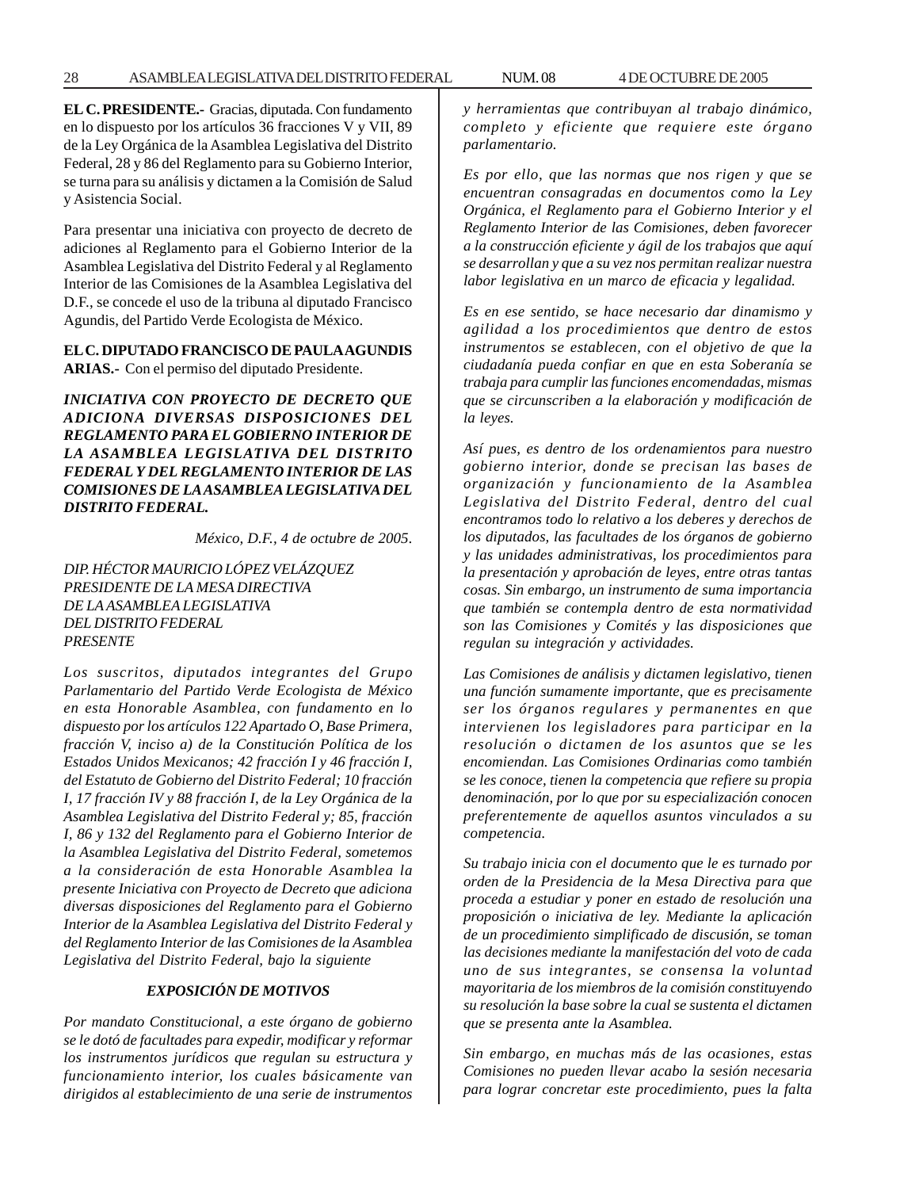**EL C. PRESIDENTE.-** Gracias, diputada. Con fundamento en lo dispuesto por los artículos 36 fracciones V y VII, 89 de la Ley Orgánica de la Asamblea Legislativa del Distrito Federal, 28 y 86 del Reglamento para su Gobierno Interior, se turna para su análisis y dictamen a la Comisión de Salud y Asistencia Social.

Para presentar una iniciativa con proyecto de decreto de adiciones al Reglamento para el Gobierno Interior de la Asamblea Legislativa del Distrito Federal y al Reglamento Interior de las Comisiones de la Asamblea Legislativa del D.F., se concede el uso de la tribuna al diputado Francisco Agundis, del Partido Verde Ecologista de México.

**EL C. DIPUTADO FRANCISCO DE PAULA AGUNDIS ARIAS.-** Con el permiso del diputado Presidente.

***INICIATIVA CON PROYECTO DE DECRETO QUE ADICIONA DIVERSAS DISPOSICIONES DEL REGLAMENTO PARA EL GOBIERNO INTERIOR DE LA ASAMBLEA LEGISLATIVA DEL DISTRITO FEDERAL Y DEL REGLAMENTO INTERIOR DE LAS COMISIONES DE LA ASAMBLEA LEGISLATIVA DEL DISTRITO FEDERAL.***

*México, D.F., 4 de octubre de 2005.*

*DIP. HÉCTOR MAURICIO LÓPEZ VELÁZQUEZ*
*PRESIDENTE DE LA MESA DIRECTIVA*
*DE LA ASAMBLEA LEGISLATIVA*
*DEL DISTRITO FEDERAL*
*PRESENTE*

*Los suscritos, diputados integrantes del Grupo Parlamentario del Partido Verde Ecologista de México en esta Honorable Asamblea, con fundamento en lo dispuesto por los artículos 122 Apartado O, Base Primera, fracción V, inciso a) de la Constitución Política de los Estados Unidos Mexicanos; 42 fracción I y 46 fracción I, del Estatuto de Gobierno del Distrito Federal; 10 fracción I, 17 fracción IV y 88 fracción I, de la Ley Orgánica de la Asamblea Legislativa del Distrito Federal y; 85, fracción I, 86 y 132 del Reglamento para el Gobierno Interior de la Asamblea Legislativa del Distrito Federal, sometemos a la consideración de esta Honorable Asamblea la presente Iniciativa con Proyecto de Decreto que adiciona diversas disposiciones del Reglamento para el Gobierno Interior de la Asamblea Legislativa del Distrito Federal y del Reglamento Interior de las Comisiones de la Asamblea Legislativa del Distrito Federal, bajo la siguiente*

***EXPOSICIÓN DE MOTIVOS***

*Por mandato Constitucional, a este órgano de gobierno se le dotó de facultades para expedir, modificar y reformar los instrumentos jurídicos que regulan su estructura y funcionamiento interior, los cuales básicamente van dirigidos al establecimiento de una serie de instrumentos y herramientas que contribuyan al trabajo dinámico, completo y eficiente que requiere este órgano parlamentario.*

*Es por ello, que las normas que nos rigen y que se encuentran consagradas en documentos como la Ley Orgánica, el Reglamento para el Gobierno Interior y el Reglamento Interior de las Comisiones, deben favorecer a la construcción eficiente y ágil de los trabajos que aquí se desarrollan y que a su vez nos permitan realizar nuestra labor legislativa en un marco de eficacia y legalidad.*

*Es en ese sentido, se hace necesario dar dinamismo y agilidad a los procedimientos que dentro de estos instrumentos se establecen, con el objetivo de que la ciudadanía pueda confiar en que en esta Soberanía se trabaja para cumplir las funciones encomendadas, mismas que se circunscriben a la elaboración y modificación de la leyes.*

*Así pues, es dentro de los ordenamientos para nuestro gobierno interior, donde se precisan las bases de organización y funcionamiento de la Asamblea Legislativa del Distrito Federal, dentro del cual encontramos todo lo relativo a los deberes y derechos de los diputados, las facultades de los órganos de gobierno y las unidades administrativas, los procedimientos para la presentación y aprobación de leyes, entre otras tantas cosas. Sin embargo, un instrumento de suma importancia que también se contempla dentro de esta normatividad son las Comisiones y Comités y las disposiciones que regulan su integración y actividades.*

*Las Comisiones de análisis y dictamen legislativo, tienen una función sumamente importante, que es precisamente ser los órganos regulares y permanentes en que intervienen los legisladores para participar en la resolución o dictamen de los asuntos que se les encomiendan. Las Comisiones Ordinarias como también se les conoce, tienen la competencia que refiere su propia denominación, por lo que por su especialización conocen preferentemente de aquellos asuntos vinculados a su competencia.*

*Su trabajo inicia con el documento que le es turnado por orden de la Presidencia de la Mesa Directiva para que proceda a estudiar y poner en estado de resolución una proposición o iniciativa de ley. Mediante la aplicación de un procedimiento simplificado de discusión, se toman las decisiones mediante la manifestación del voto de cada uno de sus integrantes, se consensa la voluntad mayoritaria de los miembros de la comisión constituyendo su resolución la base sobre la cual se sustenta el dictamen que se presenta ante la Asamblea.*

*Sin embargo, en muchas más de las ocasiones, estas Comisiones no pueden llevar acabo la sesión necesaria para lograr concretar este procedimiento, pues la falta*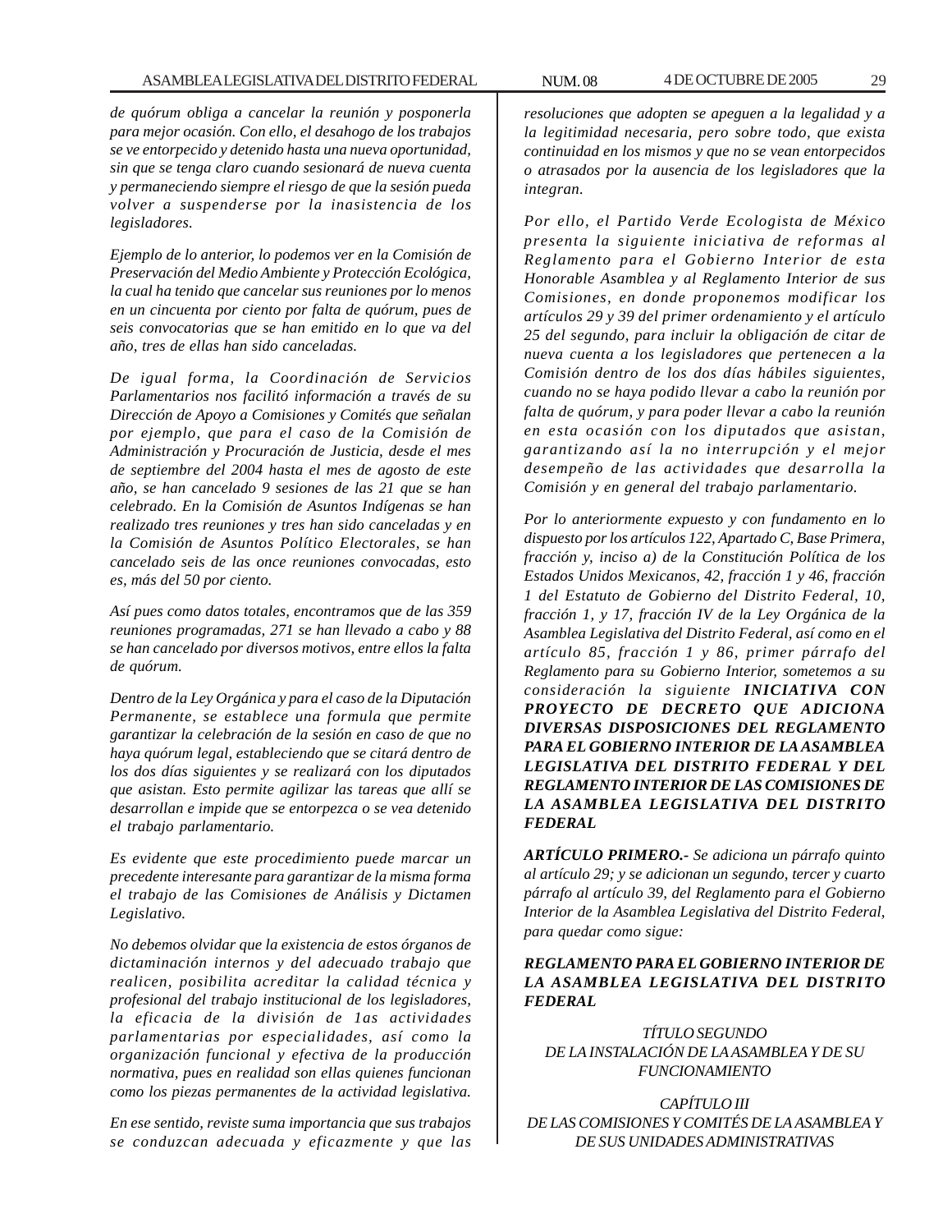*de quórum obliga a cancelar la reunión y posponerla para mejor ocasión. Con ello, el desahogo de los trabajos se ve entorpecido y detenido hasta una nueva oportunidad, sin que se tenga claro cuando sesionará de nueva cuenta y permaneciendo siempre el riesgo de que la sesión pueda volver a suspenderse por la inasistencia de los legisladores.*

*Ejemplo de lo anterior, lo podemos ver en la Comisión de Preservación del Medio Ambiente y Protección Ecológica, la cual ha tenido que cancelar sus reuniones por lo menos en un cincuenta por ciento por falta de quórum, pues de seis convocatorias que se han emitido en lo que va del año, tres de ellas han sido canceladas.*

*De igual forma, la Coordinación de Servicios Parlamentarios nos facilitó información a través de su Dirección de Apoyo a Comisiones y Comités que señalan por ejemplo, que para el caso de la Comisión de Administración y Procuración de Justicia, desde el mes de septiembre del 2004 hasta el mes de agosto de este año, se han cancelado 9 sesiones de las 21 que se han celebrado. En la Comisión de Asuntos Indígenas se han realizado tres reuniones y tres han sido canceladas y en la Comisión de Asuntos Político Electorales, se han cancelado seis de las once reuniones convocadas, esto es, más del 50 por ciento.*

*Así pues como datos totales, encontramos que de las 359 reuniones programadas, 271 se han llevado a cabo y 88 se han cancelado por diversos motivos, entre ellos la falta de quórum.*

*Dentro de la Ley Orgánica y para el caso de la Diputación Permanente, se establece una formula que permite garantizar la celebración de la sesión en caso de que no haya quórum legal, estableciendo que se citará dentro de los dos días siguientes y se realizará con los diputados que asistan. Esto permite agilizar las tareas que allí se desarrollan e impide que se entorpezca o se vea detenido el trabajo parlamentario.*

*Es evidente que este procedimiento puede marcar un precedente interesante para garantizar de la misma forma el trabajo de las Comisiones de Análisis y Dictamen Legislativo.*

*No debemos olvidar que la existencia de estos órganos de dictaminación internos y del adecuado trabajo que realicen, posibilita acreditar la calidad técnica y profesional del trabajo institucional de los legisladores, la eficacia de la división de 1as actividades parlamentarias por especialidades, así como la organización funcional y efectiva de la producción normativa, pues en realidad son ellas quienes funcionan como los piezas permanentes de la actividad legislativa.*

*En ese sentido, reviste suma importancia que sus trabajos se conduzcan adecuada y eficazmente y que las resoluciones que adopten se apeguen a la legalidad y a la legitimidad necesaria, pero sobre todo, que exista continuidad en los mismos y que no se vean entorpecidos o atrasados por la ausencia de los legisladores que la integran.*

*Por ello, el Partido Verde Ecologista de México presenta la siguiente iniciativa de reformas al Reglamento para el Gobierno Interior de esta Honorable Asamblea y al Reglamento Interior de sus Comisiones, en donde proponemos modificar los artículos 29 y 39 del primer ordenamiento y el artículo 25 del segundo, para incluir la obligación de citar de nueva cuenta a los legisladores que pertenecen a la Comisión dentro de los dos días hábiles siguientes, cuando no se haya podido llevar a cabo la reunión por falta de quórum, y para poder llevar a cabo la reunión en esta ocasión con los diputados que asistan, garantizando así la no interrupción y el mejor desempeño de las actividades que desarrolla la Comisión y en general del trabajo parlamentario.*

*Por lo anteriormente expuesto y con fundamento en lo dispuesto por los artículos 122, Apartado C, Base Primera, fracción y, inciso a) de la Constitución Política de los Estados Unidos Mexicanos, 42, fracción 1 y 46, fracción 1 del Estatuto de Gobierno del Distrito Federal, 10, fracción 1, y 17, fracción IV de la Ley Orgánica de la Asamblea Legislativa del Distrito Federal, así como en el artículo 85, fracción 1 y 86, primer párrafo del Reglamento para su Gobierno Interior, sometemos a su consideración la siguiente* ***INICIATIVA CON PROYECTO DE DECRETO QUE ADICIONA DIVERSAS DISPOSICIONES DEL REGLAMENTO PARA EL GOBIERNO INTERIOR DE LA ASAMBLEA LEGISLATIVA DEL DISTRITO FEDERAL Y DEL REGLAMENTO INTERIOR DE LAS COMISIONES DE LA ASAMBLEA LEGISLATIVA DEL DISTRITO FEDERAL***

***ARTÍCULO PRIMERO.-*** *Se adiciona un párrafo quinto al artículo 29; y se adicionan un segundo, tercer y cuarto párrafo al artículo 39, del Reglamento para el Gobierno Interior de la Asamblea Legislativa del Distrito Federal, para quedar como sigue:*

***REGLAMENTO PARA EL GOBIERNO INTERIOR DE LA ASAMBLEA LEGISLATIVA DEL DISTRITO FEDERAL***

*TÍTULO SEGUNDO*
*DE LA INSTALACIÓN DE LA ASAMBLEA Y DE SU FUNCIONAMIENTO*

*CAPÍTULO III*
*DE LAS COMISIONES Y COMITÉS DE LA ASAMBLEA Y DE SUS UNIDADES ADMINISTRATIVAS*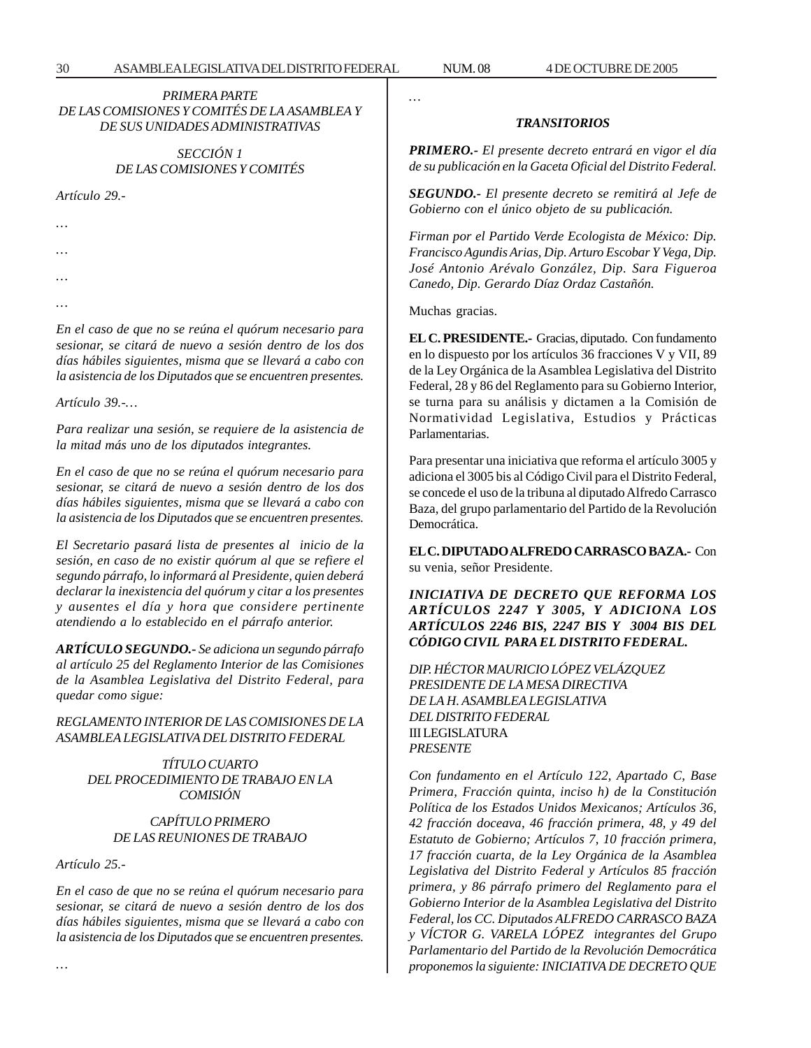*PRIMERA PARTE*
*DE LAS COMISIONES Y COMITÉS DE LA ASAMBLEA Y DE SUS UNIDADES ADMINISTRATIVAS*

*SECCIÓN 1*
*DE LAS COMISIONES Y COMITÉS*

*Artículo 29.-*

*…*

*…*

*…*

*…*

*En el caso de que no se reúna el quórum necesario para sesionar, se citará de nuevo a sesión dentro de los dos días hábiles siguientes, misma que se llevará a cabo con la asistencia de los Diputados que se encuentren presentes.*

*Artículo 39.-…*

*Para realizar una sesión, se requiere de la asistencia de la mitad más uno de los diputados integrantes.*

*En el caso de que no se reúna el quórum necesario para sesionar, se citará de nuevo a sesión dentro de los dos días hábiles siguientes, misma que se llevará a cabo con la asistencia de los Diputados que se encuentren presentes.*

*El Secretario pasará lista de presentes al inicio de la sesión, en caso de no existir quórum al que se refiere el segundo párrafo, lo informará al Presidente, quien deberá declarar la inexistencia del quórum y citar a los presentes y ausentes el día y hora que considere pertinente atendiendo a lo establecido en el párrafo anterior.*

***ARTÍCULO SEGUNDO.-** Se adiciona un segundo párrafo al artículo 25 del Reglamento Interior de las Comisiones de la Asamblea Legislativa del Distrito Federal, para quedar como sigue:*

*REGLAMENTO INTERIOR DE LAS COMISIONES DE LA ASAMBLEA LEGISLATIVA DEL DISTRITO FEDERAL*

*TÍTULO CUARTO*
*DEL PROCEDIMIENTO DE TRABAJO EN LA COMISIÓN*

*CAPÍTULO PRIMERO*
*DE LAS REUNIONES DE TRABAJO*

*Artículo 25.-*

*En el caso de que no se reúna el quórum necesario para sesionar, se citará de nuevo a sesión dentro de los dos días hábiles siguientes, misma que se llevará a cabo con la asistencia de los Diputados que se encuentren presentes.*

*…*

*…*

***TRANSITORIOS***

***PRIMERO.-** El presente decreto entrará en vigor el día de su publicación en la Gaceta Oficial del Distrito Federal.*

***SEGUNDO.-** El presente decreto se remitirá al Jefe de Gobierno con el único objeto de su publicación.*

*Firman por el Partido Verde Ecologista de México: Dip. Francisco Agundis Arias, Dip. Arturo Escobar Y Vega, Dip. José Antonio Arévalo González, Dip. Sara Figueroa Canedo, Dip. Gerardo Díaz Ordaz Castañón.*

Muchas gracias.

**EL C. PRESIDENTE.-** Gracias, diputado. Con fundamento en lo dispuesto por los artículos 36 fracciones V y VII, 89 de la Ley Orgánica de la Asamblea Legislativa del Distrito Federal, 28 y 86 del Reglamento para su Gobierno Interior, se turna para su análisis y dictamen a la Comisión de Normatividad Legislativa, Estudios y Prácticas Parlamentarias.

Para presentar una iniciativa que reforma el artículo 3005 y adiciona el 3005 bis al Código Civil para el Distrito Federal, se concede el uso de la tribuna al diputado Alfredo Carrasco Baza, del grupo parlamentario del Partido de la Revolución Democrática.

**EL C. DIPUTADO ALFREDO CARRASCO BAZA.-** Con su venia, señor Presidente.

***INICIATIVA DE DECRETO QUE REFORMA LOS ARTÍCULOS 2247 Y 3005, Y ADICIONA LOS ARTÍCULOS 2246 BIS, 2247 BIS Y 3004 BIS DEL CÓDIGO CIVIL PARA EL DISTRITO FEDERAL.***

*DIP. HÉCTOR MAURICIO LÓPEZ VELÁZQUEZ*
*PRESIDENTE DE LA MESA DIRECTIVA*
*DE LA H. ASAMBLEA LEGISLATIVA*
*DEL DISTRITO FEDERAL*
III LEGISLATURA
*PRESENTE*

*Con fundamento en el Artículo 122, Apartado C, Base Primera, Fracción quinta, inciso h) de la Constitución Política de los Estados Unidos Mexicanos; Artículos 36, 42 fracción doceava, 46 fracción primera, 48, y 49 del Estatuto de Gobierno; Artículos 7, 10 fracción primera, 17 fracción cuarta, de la Ley Orgánica de la Asamblea Legislativa del Distrito Federal y Artículos 85 fracción primera, y 86 párrafo primero del Reglamento para el Gobierno Interior de la Asamblea Legislativa del Distrito Federal, los CC. Diputados ALFREDO CARRASCO BAZA y VÍCTOR G. VARELA LÓPEZ integrantes del Grupo Parlamentario del Partido de la Revolución Democrática proponemos la siguiente: INICIATIVA DE DECRETO QUE*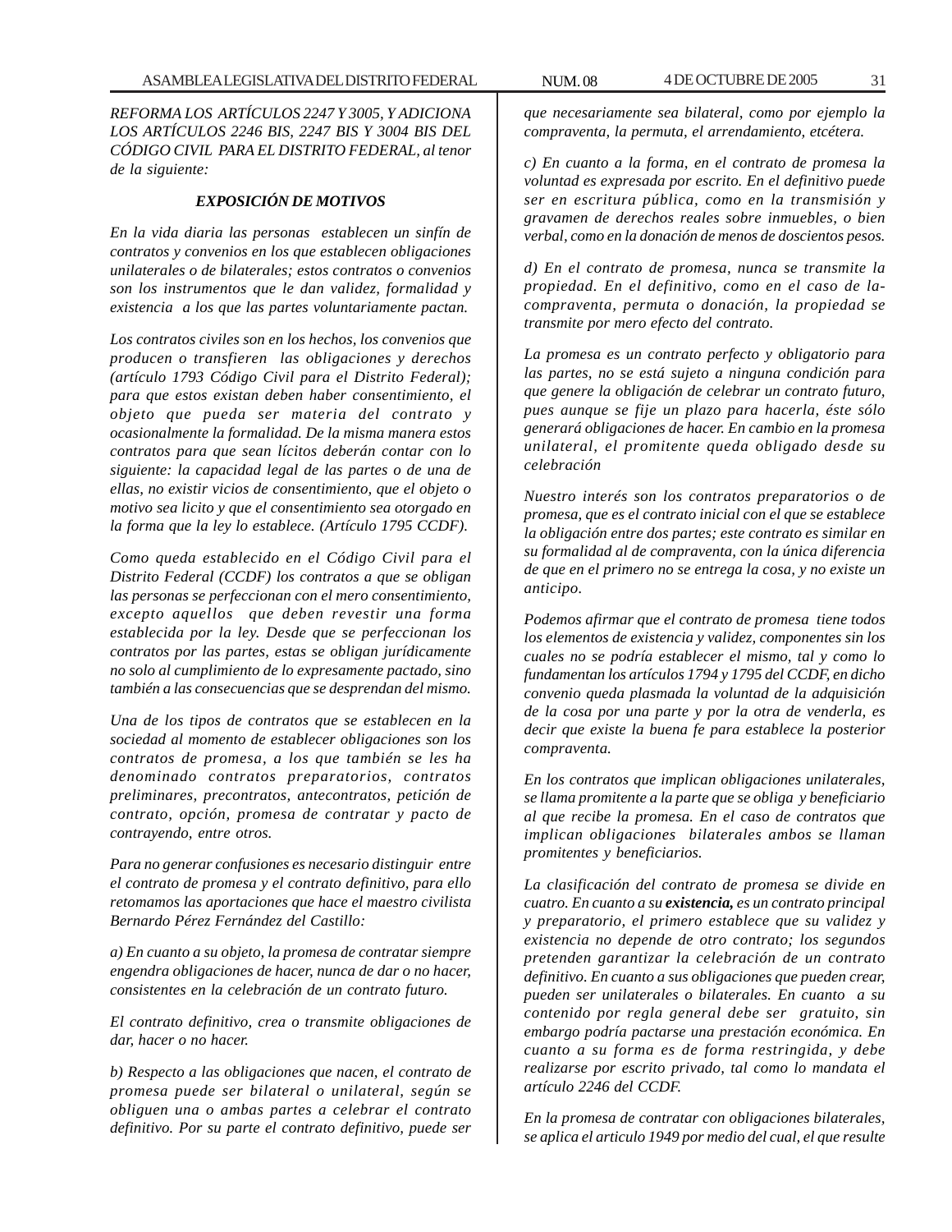*REFORMA LOS ARTÍCULOS 2247 Y 3005, Y ADICIONA LOS ARTÍCULOS 2246 BIS, 2247 BIS Y 3004 BIS DEL CÓDIGO CIVIL PARA EL DISTRITO FEDERAL, al tenor de la siguiente:*

### *EXPOSICIÓN DE MOTIVOS*

*En la vida diaria las personas establecen un sinfín de contratos y convenios en los que establecen obligaciones unilaterales o de bilaterales; estos contratos o convenios son los instrumentos que le dan validez, formalidad y existencia a los que las partes voluntariamente pactan.*

*Los contratos civiles son en los hechos, los convenios que producen o transfieren las obligaciones y derechos (artículo 1793 Código Civil para el Distrito Federal); para que estos existan deben haber consentimiento, el objeto que pueda ser materia del contrato y ocasionalmente la formalidad. De la misma manera estos contratos para que sean lícitos deberán contar con lo siguiente: la capacidad legal de las partes o de una de ellas, no existir vicios de consentimiento, que el objeto o motivo sea licito y que el consentimiento sea otorgado en la forma que la ley lo establece. (Artículo 1795 CCDF).*

*Como queda establecido en el Código Civil para el Distrito Federal (CCDF) los contratos a que se obligan las personas se perfeccionan con el mero consentimiento, excepto aquellos que deben revestir una forma establecida por la ley. Desde que se perfeccionan los contratos por las partes, estas se obligan jurídicamente no solo al cumplimiento de lo expresamente pactado, sino también a las consecuencias que se desprendan del mismo.*

*Una de los tipos de contratos que se establecen en la sociedad al momento de establecer obligaciones son los contratos de promesa, a los que también se les ha denominado contratos preparatorios, contratos preliminares, precontratos, antecontratos, petición de contrato, opción, promesa de contratar y pacto de contrayendo, entre otros.*

*Para no generar confusiones es necesario distinguir entre el contrato de promesa y el contrato definitivo, para ello retomamos las aportaciones que hace el maestro civilista Bernardo Pérez Fernández del Castillo:*

*a) En cuanto a su objeto, la promesa de contratar siempre engendra obligaciones de hacer, nunca de dar o no hacer, consistentes en la celebración de un contrato futuro.*

*El contrato definitivo, crea o transmite obligaciones de dar, hacer o no hacer.*

*b) Respecto a las obligaciones que nacen, el contrato de promesa puede ser bilateral o unilateral, según se obliguen una o ambas partes a celebrar el contrato definitivo. Por su parte el contrato definitivo, puede ser que necesariamente sea bilateral, como por ejemplo la compraventa, la permuta, el arrendamiento, etcétera.*

*c) En cuanto a la forma, en el contrato de promesa la voluntad es expresada por escrito. En el definitivo puede ser en escritura pública, como en la transmisión y gravamen de derechos reales sobre inmuebles, o bien verbal, como en la donación de menos de doscientos pesos.*

*d) En el contrato de promesa, nunca se transmite la propiedad. En el definitivo, como en el caso de la-compraventa, permuta o donación, la propiedad se transmite por mero efecto del contrato.*

*La promesa es un contrato perfecto y obligatorio para las partes, no se está sujeto a ninguna condición para que genere la obligación de celebrar un contrato futuro, pues aunque se fije un plazo para hacerla, éste sólo generará obligaciones de hacer. En cambio en la promesa unilateral, el promitente queda obligado desde su celebración*

*Nuestro interés son los contratos preparatorios o de promesa, que es el contrato inicial con el que se establece la obligación entre dos partes; este contrato es similar en su formalidad al de compraventa, con la única diferencia de que en el primero no se entrega la cosa, y no existe un anticipo.*

*Podemos afirmar que el contrato de promesa tiene todos los elementos de existencia y validez, componentes sin los cuales no se podría establecer el mismo, tal y como lo fundamentan los artículos 1794 y 1795 del CCDF, en dicho convenio queda plasmada la voluntad de la adquisición de la cosa por una parte y por la otra de venderla, es decir que existe la buena fe para establece la posterior compraventa.*

*En los contratos que implican obligaciones unilaterales, se llama promitente a la parte que se obliga y beneficiario al que recibe la promesa. En el caso de contratos que implican obligaciones bilaterales ambos se llaman promitentes y beneficiarios.*

*La clasificación del contrato de promesa se divide en cuatro. En cuanto a su* ***existencia,*** *es un contrato principal y preparatorio, el primero establece que su validez y existencia no depende de otro contrato; los segundos pretenden garantizar la celebración de un contrato definitivo. En cuanto a sus obligaciones que pueden crear, pueden ser unilaterales o bilaterales. En cuanto a su contenido por regla general debe ser gratuito, sin embargo podría pactarse una prestación económica. En cuanto a su forma es de forma restringida, y debe realizarse por escrito privado, tal como lo mandata el artículo 2246 del CCDF.*

*En la promesa de contratar con obligaciones bilaterales, se aplica el articulo 1949 por medio del cual, el que resulte*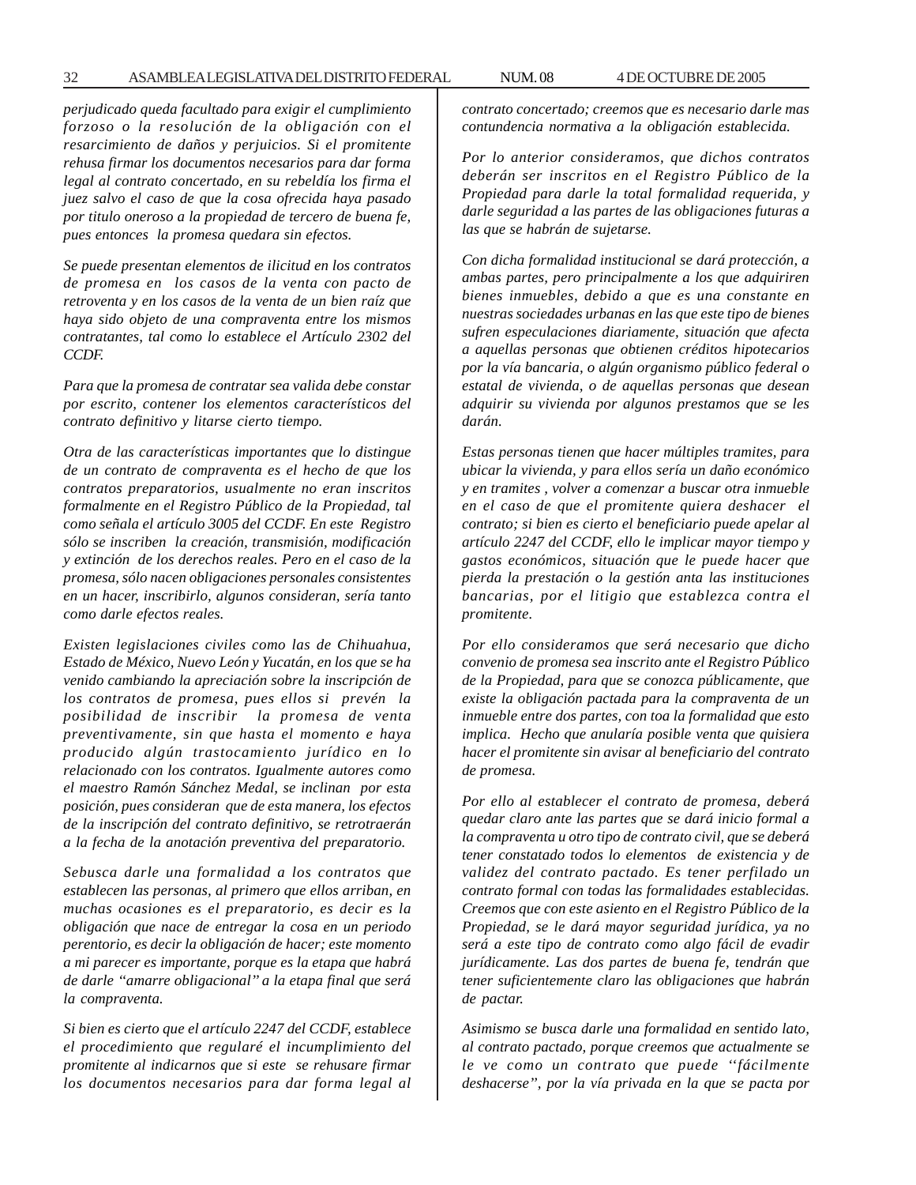*perjudicado queda facultado para exigir el cumplimiento forzoso o la resolución de la obligación con el resarcimiento de daños y perjuicios. Si el promitente rehusa firmar los documentos necesarios para dar forma legal al contrato concertado, en su rebeldía los firma el juez salvo el caso de que la cosa ofrecida haya pasado por titulo oneroso a la propiedad de tercero de buena fe, pues entonces la promesa quedara sin efectos.*

*Se puede presentan elementos de ilicitud en los contratos de promesa en los casos de la venta con pacto de retroventa y en los casos de la venta de un bien raíz que haya sido objeto de una compraventa entre los mismos contratantes, tal como lo establece el Artículo 2302 del CCDF.*

*Para que la promesa de contratar sea valida debe constar por escrito, contener los elementos característicos del contrato definitivo y litarse cierto tiempo.*

*Otra de las características importantes que lo distingue de un contrato de compraventa es el hecho de que los contratos preparatorios, usualmente no eran inscritos formalmente en el Registro Público de la Propiedad, tal como señala el artículo 3005 del CCDF. En este Registro sólo se inscriben la creación, transmisión, modificación y extinción de los derechos reales. Pero en el caso de la promesa, sólo nacen obligaciones personales consistentes en un hacer, inscribirlo, algunos consideran, sería tanto como darle efectos reales.*

*Existen legislaciones civiles como las de Chihuahua, Estado de México, Nuevo León y Yucatán, en los que se ha venido cambiando la apreciación sobre la inscripción de los contratos de promesa, pues ellos si prevén la posibilidad de inscribir la promesa de venta preventivamente, sin que hasta el momento e haya producido algún trastocamiento jurídico en lo relacionado con los contratos. Igualmente autores como el maestro Ramón Sánchez Medal, se inclinan por esta posición, pues consideran que de esta manera, los efectos de la inscripción del contrato definitivo, se retrotraerán a la fecha de la anotación preventiva del preparatorio.*

*Sebusca darle una formalidad a los contratos que establecen las personas, al primero que ellos arriban, en muchas ocasiones es el preparatorio, es decir es la obligación que nace de entregar la cosa en un periodo perentorio, es decir la obligación de hacer; este momento a mi parecer es importante, porque es la etapa que habrá de darle "amarre obligacional" a la etapa final que será la compraventa.*

*Si bien es cierto que el artículo 2247 del CCDF, establece el procedimiento que regularé el incumplimiento del promitente al indicarnos que si este se rehusare firmar los documentos necesarios para dar forma legal al contrato concertado; creemos que es necesario darle mas contundencia normativa a la obligación establecida.*

*Por lo anterior consideramos, que dichos contratos deberán ser inscritos en el Registro Público de la Propiedad para darle la total formalidad requerida, y darle seguridad a las partes de las obligaciones futuras a las que se habrán de sujetarse.*

*Con dicha formalidad institucional se dará protección, a ambas partes, pero principalmente a los que adquiriren bienes inmuebles, debido a que es una constante en nuestras sociedades urbanas en las que este tipo de bienes sufren especulaciones diariamente, situación que afecta a aquellas personas que obtienen créditos hipotecarios por la vía bancaria, o algún organismo público federal o estatal de vivienda, o de aquellas personas que desean adquirir su vivienda por algunos prestamos que se les darán.*

*Estas personas tienen que hacer múltiples tramites, para ubicar la vivienda, y para ellos sería un daño económico y en tramites , volver a comenzar a buscar otra inmueble en el caso de que el promitente quiera deshacer el contrato; si bien es cierto el beneficiario puede apelar al artículo 2247 del CCDF, ello le implicar mayor tiempo y gastos económicos, situación que le puede hacer que pierda la prestación o la gestión anta las instituciones bancarias, por el litigio que establezca contra el promitente.*

*Por ello consideramos que será necesario que dicho convenio de promesa sea inscrito ante el Registro Público de la Propiedad, para que se conozca públicamente, que existe la obligación pactada para la compraventa de un inmueble entre dos partes, con toa la formalidad que esto implica. Hecho que anularía posible venta que quisiera hacer el promitente sin avisar al beneficiario del contrato de promesa.*

*Por ello al establecer el contrato de promesa, deberá quedar claro ante las partes que se dará inicio formal a la compraventa u otro tipo de contrato civil, que se deberá tener constatado todos lo elementos de existencia y de validez del contrato pactado. Es tener perfilado un contrato formal con todas las formalidades establecidas. Creemos que con este asiento en el Registro Público de la Propiedad, se le dará mayor seguridad jurídica, ya no será a este tipo de contrato como algo fácil de evadir jurídicamente. Las dos partes de buena fe, tendrán que tener suficientemente claro las obligaciones que habrán de pactar.*

*Asimismo se busca darle una formalidad en sentido lato, al contrato pactado, porque creemos que actualmente se le ve como un contrato que puede "fácilmente deshacerse", por la vía privada en la que se pacta por*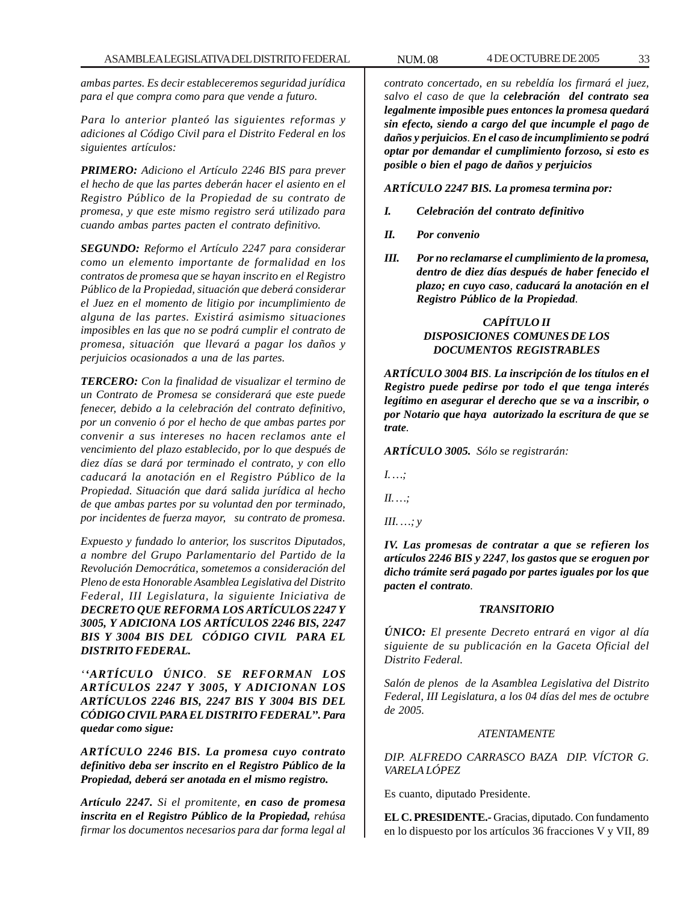*ambas partes. Es decir estableceremos seguridad jurídica para el que compra como para que vende a futuro.*

*Para lo anterior planteó las siguientes reformas y adiciones al Código Civil para el Distrito Federal en los siguientes artículos:*

***PRIMERO:*** *Adiciono el Artículo 2246 BIS para prever el hecho de que las partes deberán hacer el asiento en el Registro Público de la Propiedad de su contrato de promesa, y que este mismo registro será utilizado para cuando ambas partes pacten el contrato definitivo.*

***SEGUNDO:*** *Reformo el Artículo 2247 para considerar como un elemento importante de formalidad en los contratos de promesa que se hayan inscrito en el Registro Público de la Propiedad, situación que deberá considerar el Juez en el momento de litigio por incumplimiento de alguna de las partes. Existirá asimismo situaciones imposibles en las que no se podrá cumplir el contrato de promesa, situación que llevará a pagar los daños y perjuicios ocasionados a una de las partes.*

***TERCERO:*** *Con la finalidad de visualizar el termino de un Contrato de Promesa se considerará que este puede fenecer, debido a la celebración del contrato definitivo, por un convenio ó por el hecho de que ambas partes por convenir a sus intereses no hacen reclamos ante el vencimiento del plazo establecido, por lo que después de diez días se dará por terminado el contrato, y con ello caducará la anotación en el Registro Público de la Propiedad. Situación que dará salida jurídica al hecho de que ambas partes por su voluntad den por terminado, por incidentes de fuerza mayor, su contrato de promesa.*

*Expuesto y fundado lo anterior, los suscritos Diputados, a nombre del Grupo Parlamentario del Partido de la Revolución Democrática, sometemos a consideración del Pleno de esta Honorable Asamblea Legislativa del Distrito Federal, III Legislatura, la siguiente Iniciativa de* ***DECRETO QUE REFORMA LOS ARTÍCULOS 2247 Y 3005, Y ADICIONA LOS ARTÍCULOS 2246 BIS, 2247 BIS Y 3004 BIS DEL CÓDIGO CIVIL PARA EL DISTRITO FEDERAL.***

*''****ARTÍCULO ÚNICO****.* ***SE REFORMAN LOS ARTÍCULOS 2247 Y 3005, Y ADICIONAN LOS ARTÍCULOS 2246 BIS, 2247 BIS Y 3004 BIS DEL CÓDIGO CIVIL PARA EL DISTRITO FEDERAL''. Para quedar como sigue:***

***ARTÍCULO 2246 BIS. La promesa cuyo contrato definitivo deba ser inscrito en el Registro Público de la Propiedad, deberá ser anotada en el mismo registro.***

***Artículo 2247.*** *Si el promitente,* ***en caso de promesa inscrita en el Registro Público de la Propiedad,*** *rehúsa firmar los documentos necesarios para dar forma legal al contrato concertado, en su rebeldía los firmará el juez, salvo el caso de que la* ***celebración del contrato sea legalmente imposible pues entonces la promesa quedará sin efecto, siendo a cargo del que incumple el pago de daños y perjuicios****.* ***En el caso de incumplimiento se podrá optar por demandar el cumplimiento forzoso, si esto es posible o bien el pago de daños y perjuicios***

***ARTÍCULO 2247 BIS. La promesa termina por:***

***I. Celebración del contrato definitivo***

***II. Por convenio***

***III. Por no reclamarse el cumplimiento de la promesa, dentro de diez días después de haber fenecido el plazo; en cuyo caso****,* ***caducará la anotación en el Registro Público de la Propiedad****.*

***CAPÍTULO II***
***DISPOSICIONES COMUNES DE LOS DOCUMENTOS REGISTRABLES***

***ARTÍCULO 3004 BIS****.* ***La inscripción de los títulos en el Registro puede pedirse por todo el que tenga interés legítimo en asegurar el derecho que se va a inscribir, o por Notario que haya autorizado la escritura de que se trate****.*

***ARTÍCULO 3005.*** *Sólo se registrarán:*

*I. …;*

*II. …;*

*III. …; y*

***IV. Las promesas de contratar a que se refieren los artículos 2246 BIS y 2247****,* ***los gastos que se eroguen por dicho trámite será pagado por partes iguales por los que pacten el contrato****.*

***TRANSITORIO***

***ÚNICO:*** *El presente Decreto entrará en vigor al día siguiente de su publicación en la Gaceta Oficial del Distrito Federal.*

*Salón de plenos de la Asamblea Legislativa del Distrito Federal, III Legislatura, a los 04 días del mes de octubre de 2005.*

*ATENTAMENTE*

*DIP. ALFREDO CARRASCO BAZA DIP. VÍCTOR G. VARELA LÓPEZ*

Es cuanto, diputado Presidente.

**EL C. PRESIDENTE.-** Gracias, diputado. Con fundamento en lo dispuesto por los artículos 36 fracciones V y VII, 89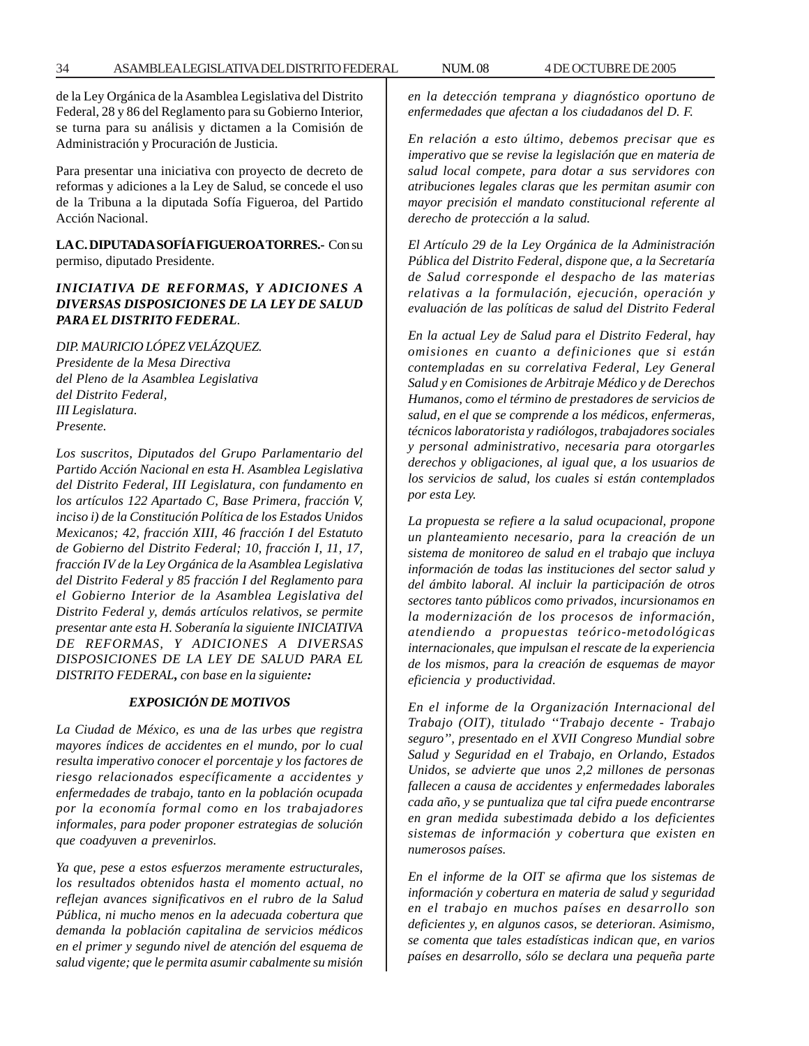de la Ley Orgánica de la Asamblea Legislativa del Distrito Federal, 28 y 86 del Reglamento para su Gobierno Interior, se turna para su análisis y dictamen a la Comisión de Administración y Procuración de Justicia.

Para presentar una iniciativa con proyecto de decreto de reformas y adiciones a la Ley de Salud, se concede el uso de la Tribuna a la diputada Sofía Figueroa, del Partido Acción Nacional.

**LA C. DIPUTADA SOFÍA FIGUEROA TORRES.-** Con su permiso, diputado Presidente.

***INICIATIVA DE REFORMAS, Y ADICIONES A DIVERSAS DISPOSICIONES DE LA LEY DE SALUD PARA EL DISTRITO FEDERAL***.

*DIP. MAURICIO LÓPEZ VELÁZQUEZ.*
*Presidente de la Mesa Directiva*
*del Pleno de la Asamblea Legislativa*
*del Distrito Federal,*
*III Legislatura.*
*Presente.*

*Los suscritos, Diputados del Grupo Parlamentario del Partido Acción Nacional en esta H. Asamblea Legislativa del Distrito Federal, III Legislatura, con fundamento en los artículos 122 Apartado C, Base Primera, fracción V, inciso i) de la Constitución Política de los Estados Unidos Mexicanos; 42, fracción XIII, 46 fracción I del Estatuto de Gobierno del Distrito Federal; 10, fracción I, 11, 17, fracción IV de la Ley Orgánica de la Asamblea Legislativa del Distrito Federal y 85 fracción I del Reglamento para el Gobierno Interior de la Asamblea Legislativa del Distrito Federal y, demás artículos relativos, se permite presentar ante esta H. Soberanía la siguiente INICIATIVA DE REFORMAS, Y ADICIONES A DIVERSAS DISPOSICIONES DE LA LEY DE SALUD PARA EL DISTRITO FEDERAL, con base en la siguiente:*

***EXPOSICIÓN DE MOTIVOS***

*La Ciudad de México, es una de las urbes que registra mayores índices de accidentes en el mundo, por lo cual resulta imperativo conocer el porcentaje y los factores de riesgo relacionados específicamente a accidentes y enfermedades de trabajo, tanto en la población ocupada por la economía formal como en los trabajadores informales, para poder proponer estrategias de solución que coadyuven a prevenirlos.*

*Ya que, pese a estos esfuerzos meramente estructurales, los resultados obtenidos hasta el momento actual, no reflejan avances significativos en el rubro de la Salud Pública, ni mucho menos en la adecuada cobertura que demanda la población capitalina de servicios médicos en el primer y segundo nivel de atención del esquema de salud vigente; que le permita asumir cabalmente su misión en la detección temprana y diagnóstico oportuno de enfermedades que afectan a los ciudadanos del D. F.*

*En relación a esto último, debemos precisar que es imperativo que se revise la legislación que en materia de salud local compete, para dotar a sus servidores con atribuciones legales claras que les permitan asumir con mayor precisión el mandato constitucional referente al derecho de protección a la salud.*

*El Artículo 29 de la Ley Orgánica de la Administración Pública del Distrito Federal, dispone que, a la Secretaría de Salud corresponde el despacho de las materias relativas a la formulación, ejecución, operación y evaluación de las políticas de salud del Distrito Federal*

*En la actual Ley de Salud para el Distrito Federal, hay omisiones en cuanto a definiciones que si están contempladas en su correlativa Federal, Ley General Salud y en Comisiones de Arbitraje Médico y de Derechos Humanos, como el término de prestadores de servicios de salud, en el que se comprende a los médicos, enfermeras, técnicos laboratorista y radiólogos, trabajadores sociales y personal administrativo, necesaria para otorgarles derechos y obligaciones, al igual que, a los usuarios de los servicios de salud, los cuales si están contemplados por esta Ley.*

*La propuesta se refiere a la salud ocupacional, propone un planteamiento necesario, para la creación de un sistema de monitoreo de salud en el trabajo que incluya información de todas las instituciones del sector salud y del ámbito laboral. Al incluir la participación de otros sectores tanto públicos como privados, incursionamos en la modernización de los procesos de información, atendiendo a propuestas teórico-metodológicas internacionales, que impulsan el rescate de la experiencia de los mismos, para la creación de esquemas de mayor eficiencia y productividad.*

*En el informe de la Organización Internacional del Trabajo (OIT), titulado ''Trabajo decente - Trabajo seguro'', presentado en el XVII Congreso Mundial sobre Salud y Seguridad en el Trabajo, en Orlando, Estados Unidos, se advierte que unos 2,2 millones de personas fallecen a causa de accidentes y enfermedades laborales cada año, y se puntualiza que tal cifra puede encontrarse en gran medida subestimada debido a los deficientes sistemas de información y cobertura que existen en numerosos países.*

*En el informe de la OIT se afirma que los sistemas de información y cobertura en materia de salud y seguridad en el trabajo en muchos países en desarrollo son deficientes y, en algunos casos, se deterioran. Asimismo, se comenta que tales estadísticas indican que, en varios países en desarrollo, sólo se declara una pequeña parte*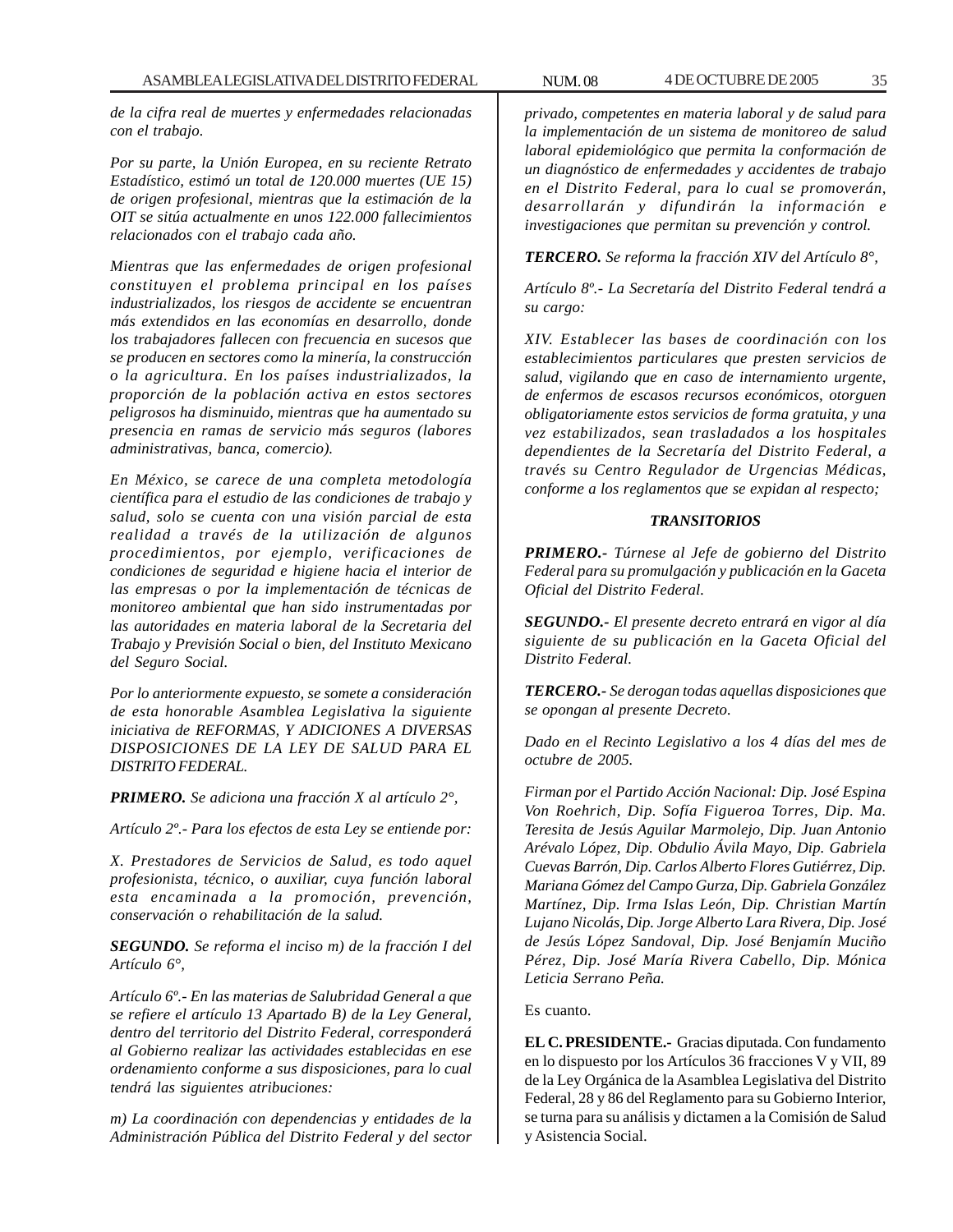*de la cifra real de muertes y enfermedades relacionadas con el trabajo.*

*Por su parte, la Unión Europea, en su reciente Retrato Estadístico, estimó un total de 120.000 muertes (UE 15) de origen profesional, mientras que la estimación de la OIT se sitúa actualmente en unos 122.000 fallecimientos relacionados con el trabajo cada año.*

*Mientras que las enfermedades de origen profesional constituyen el problema principal en los países industrializados, los riesgos de accidente se encuentran más extendidos en las economías en desarrollo, donde los trabajadores fallecen con frecuencia en sucesos que se producen en sectores como la minería, la construcción o la agricultura. En los países industrializados, la proporción de la población activa en estos sectores peligrosos ha disminuido, mientras que ha aumentado su presencia en ramas de servicio más seguros (labores administrativas, banca, comercio).*

*En México, se carece de una completa metodología científica para el estudio de las condiciones de trabajo y salud, solo se cuenta con una visión parcial de esta realidad a través de la utilización de algunos procedimientos, por ejemplo, verificaciones de condiciones de seguridad e higiene hacia el interior de las empresas o por la implementación de técnicas de monitoreo ambiental que han sido instrumentadas por las autoridades en materia laboral de la Secretaria del Trabajo y Previsión Social o bien, del Instituto Mexicano del Seguro Social.*

*Por lo anteriormente expuesto, se somete a consideración de esta honorable Asamblea Legislativa la siguiente iniciativa de REFORMAS, Y ADICIONES A DIVERSAS DISPOSICIONES DE LA LEY DE SALUD PARA EL DISTRITO FEDERAL.*

***PRIMERO.** Se adiciona una fracción X al artículo 2°,*

*Artículo 2º.- Para los efectos de esta Ley se entiende por:*

*X. Prestadores de Servicios de Salud, es todo aquel profesionista, técnico, o auxiliar, cuya función laboral esta encaminada a la promoción, prevención, conservación o rehabilitación de la salud.*

***SEGUNDO.** Se reforma el inciso m) de la fracción I del Artículo 6°,*

*Artículo 6º.- En las materias de Salubridad General a que se refiere el artículo 13 Apartado B) de la Ley General, dentro del territorio del Distrito Federal, corresponderá al Gobierno realizar las actividades establecidas en ese ordenamiento conforme a sus disposiciones, para lo cual tendrá las siguientes atribuciones:*

*m) La coordinación con dependencias y entidades de la Administración Pública del Distrito Federal y del sector privado, competentes en materia laboral y de salud para la implementación de un sistema de monitoreo de salud laboral epidemiológico que permita la conformación de un diagnóstico de enfermedades y accidentes de trabajo en el Distrito Federal, para lo cual se promoverán, desarrollarán y difundirán la información e investigaciones que permitan su prevención y control.*

***TERCERO.** Se reforma la fracción XIV del Artículo 8°,*

*Artículo 8º.- La Secretaría del Distrito Federal tendrá a su cargo:*

*XIV. Establecer las bases de coordinación con los establecimientos particulares que presten servicios de salud, vigilando que en caso de internamiento urgente, de enfermos de escasos recursos económicos, otorguen obligatoriamente estos servicios de forma gratuita, y una vez estabilizados, sean trasladados a los hospitales dependientes de la Secretaría del Distrito Federal, a través su Centro Regulador de Urgencias Médicas, conforme a los reglamentos que se expidan al respecto;*

***TRANSITORIOS***

***PRIMERO.-** Túrnese al Jefe de gobierno del Distrito Federal para su promulgación y publicación en la Gaceta Oficial del Distrito Federal.*

***SEGUNDO.-** El presente decreto entrará en vigor al día siguiente de su publicación en la Gaceta Oficial del Distrito Federal.*

***TERCERO.-** Se derogan todas aquellas disposiciones que se opongan al presente Decreto.*

*Dado en el Recinto Legislativo a los 4 días del mes de octubre de 2005.*

*Firman por el Partido Acción Nacional: Dip. José Espina Von Roehrich, Dip. Sofía Figueroa Torres, Dip. Ma. Teresita de Jesús Aguilar Marmolejo, Dip. Juan Antonio Arévalo López, Dip. Obdulio Ávila Mayo, Dip. Gabriela Cuevas Barrón, Dip. Carlos Alberto Flores Gutiérrez, Dip. Mariana Gómez del Campo Gurza, Dip. Gabriela González Martínez, Dip. Irma Islas León, Dip. Christian Martín Lujano Nicolás, Dip. Jorge Alberto Lara Rivera, Dip. José de Jesús López Sandoval, Dip. José Benjamín Muciño Pérez, Dip. José María Rivera Cabello, Dip. Mónica Leticia Serrano Peña.*

Es cuanto.

**EL C. PRESIDENTE.-** Gracias diputada. Con fundamento en lo dispuesto por los Artículos 36 fracciones V y VII, 89 de la Ley Orgánica de la Asamblea Legislativa del Distrito Federal, 28 y 86 del Reglamento para su Gobierno Interior, se turna para su análisis y dictamen a la Comisión de Salud y Asistencia Social.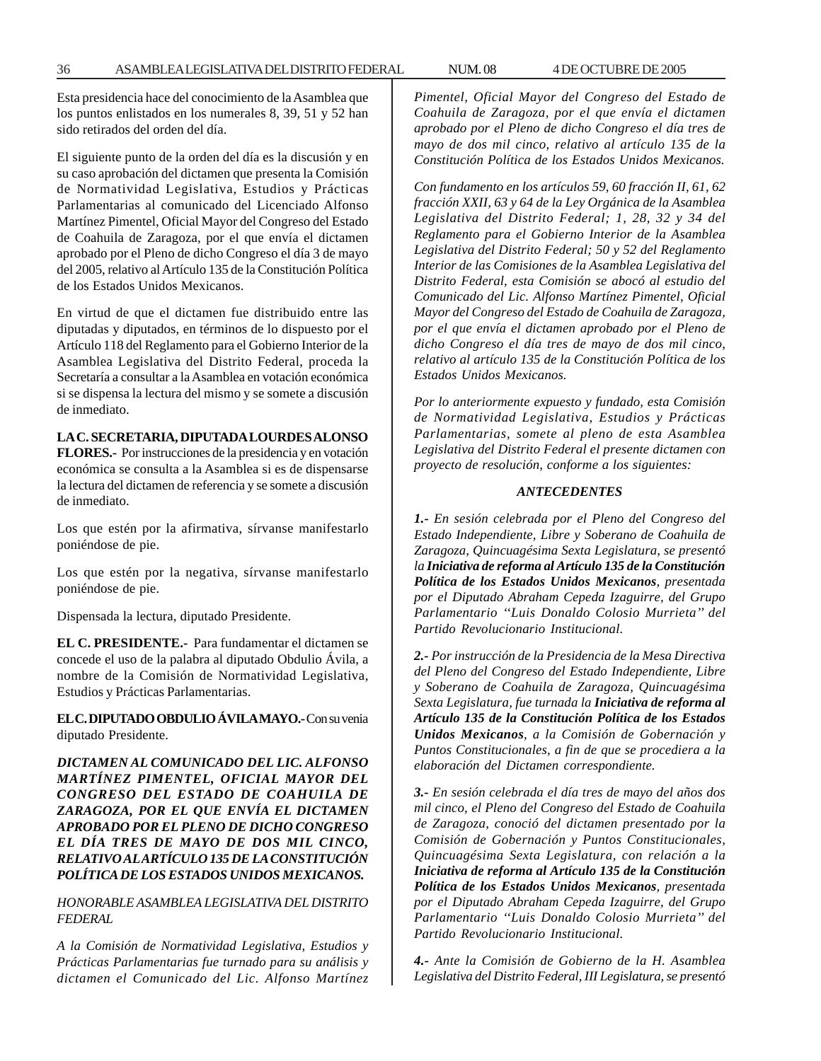Esta presidencia hace del conocimiento de la Asamblea que los puntos enlistados en los numerales 8, 39, 51 y 52 han sido retirados del orden del día.

El siguiente punto de la orden del día es la discusión y en su caso aprobación del dictamen que presenta la Comisión de Normatividad Legislativa, Estudios y Prácticas Parlamentarias al comunicado del Licenciado Alfonso Martínez Pimentel, Oficial Mayor del Congreso del Estado de Coahuila de Zaragoza, por el que envía el dictamen aprobado por el Pleno de dicho Congreso el día 3 de mayo del 2005, relativo al Artículo 135 de la Constitución Política de los Estados Unidos Mexicanos.

En virtud de que el dictamen fue distribuido entre las diputadas y diputados, en términos de lo dispuesto por el Artículo 118 del Reglamento para el Gobierno Interior de la Asamblea Legislativa del Distrito Federal, proceda la Secretaría a consultar a la Asamblea en votación económica si se dispensa la lectura del mismo y se somete a discusión de inmediato.

**LA C. SECRETARIA, DIPUTADA LOURDES ALONSO FLORES.-** Por instrucciones de la presidencia y en votación económica se consulta a la Asamblea si es de dispensarse la lectura del dictamen de referencia y se somete a discusión de inmediato.

Los que estén por la afirmativa, sírvanse manifestarlo poniéndose de pie.

Los que estén por la negativa, sírvanse manifestarlo poniéndose de pie.

Dispensada la lectura, diputado Presidente.

**EL C. PRESIDENTE.-** Para fundamentar el dictamen se concede el uso de la palabra al diputado Obdulio Ávila, a nombre de la Comisión de Normatividad Legislativa, Estudios y Prácticas Parlamentarias.

**EL C. DIPUTADO OBDULIO ÁVILA MAYO.-** Con su venia diputado Presidente.

***DICTAMEN AL COMUNICADO DEL LIC. ALFONSO MARTÍNEZ PIMENTEL, OFICIAL MAYOR DEL CONGRESO DEL ESTADO DE COAHUILA DE ZARAGOZA, POR EL QUE ENVÍA EL DICTAMEN APROBADO POR EL PLENO DE DICHO CONGRESO EL DÍA TRES DE MAYO DE DOS MIL CINCO, RELATIVO AL ARTÍCULO 135 DE LA CONSTITUCIÓN POLÍTICA DE LOS ESTADOS UNIDOS MEXICANOS.***

*HONORABLE ASAMBLEA LEGISLATIVA DEL DISTRITO FEDERAL*

*A la Comisión de Normatividad Legislativa, Estudios y Prácticas Parlamentarias fue turnado para su análisis y dictamen el Comunicado del Lic. Alfonso Martínez Pimentel, Oficial Mayor del Congreso del Estado de Coahuila de Zaragoza, por el que envía el dictamen aprobado por el Pleno de dicho Congreso el día tres de mayo de dos mil cinco, relativo al artículo 135 de la Constitución Política de los Estados Unidos Mexicanos.*

*Con fundamento en los artículos 59, 60 fracción II, 61, 62 fracción XXII, 63 y 64 de la Ley Orgánica de la Asamblea Legislativa del Distrito Federal; 1, 28, 32 y 34 del Reglamento para el Gobierno Interior de la Asamblea Legislativa del Distrito Federal; 50 y 52 del Reglamento Interior de las Comisiones de la Asamblea Legislativa del Distrito Federal, esta Comisión se abocó al estudio del Comunicado del Lic. Alfonso Martínez Pimentel, Oficial Mayor del Congreso del Estado de Coahuila de Zaragoza, por el que envía el dictamen aprobado por el Pleno de dicho Congreso el día tres de mayo de dos mil cinco, relativo al artículo 135 de la Constitución Política de los Estados Unidos Mexicanos.*

*Por lo anteriormente expuesto y fundado, esta Comisión de Normatividad Legislativa, Estudios y Prácticas Parlamentarias, somete al pleno de esta Asamblea Legislativa del Distrito Federal el presente dictamen con proyecto de resolución, conforme a los siguientes:*

***ANTECEDENTES***

***1.-*** *En sesión celebrada por el Pleno del Congreso del Estado Independiente, Libre y Soberano de Coahuila de Zaragoza, Quincuagésima Sexta Legislatura, se presentó la* ***Iniciativa de reforma al Artículo 135 de la Constitución Política de los Estados Unidos Mexicanos****, presentada por el Diputado Abraham Cepeda Izaguirre, del Grupo Parlamentario ''Luis Donaldo Colosio Murrieta'' del Partido Revolucionario Institucional.*

***2.-*** *Por instrucción de la Presidencia de la Mesa Directiva del Pleno del Congreso del Estado Independiente, Libre y Soberano de Coahuila de Zaragoza, Quincuagésima Sexta Legislatura, fue turnada la* ***Iniciativa de reforma al Artículo 135 de la Constitución Política de los Estados Unidos Mexicanos****, a la Comisión de Gobernación y Puntos Constitucionales, a fin de que se procediera a la elaboración del Dictamen correspondiente.*

***3.-*** *En sesión celebrada el día tres de mayo del años dos mil cinco, el Pleno del Congreso del Estado de Coahuila de Zaragoza, conoció del dictamen presentado por la Comisión de Gobernación y Puntos Constitucionales, Quincuagésima Sexta Legislatura, con relación a la* ***Iniciativa de reforma al Artículo 135 de la Constitución Política de los Estados Unidos Mexicanos****, presentada por el Diputado Abraham Cepeda Izaguirre, del Grupo Parlamentario ''Luis Donaldo Colosio Murrieta'' del Partido Revolucionario Institucional.*

***4.-*** *Ante la Comisión de Gobierno de la H. Asamblea Legislativa del Distrito Federal, III Legislatura, se presentó*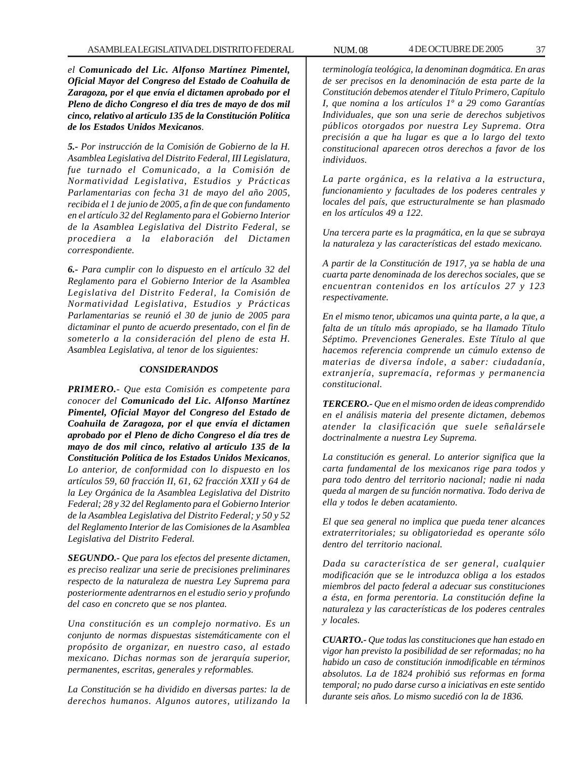*el **Comunicado del Lic. Alfonso Martínez Pimentel, Oficial Mayor del Congreso del Estado de Coahuila de Zaragoza, por el que envía el dictamen aprobado por el Pleno de dicho Congreso el día tres de mayo de dos mil cinco, relativo al artículo 135 de la Constitución Política de los Estados Unidos Mexicanos**.*

***5.-** Por instrucción de la Comisión de Gobierno de la H. Asamblea Legislativa del Distrito Federal, III Legislatura, fue turnado el Comunicado, a la Comisión de Normatividad Legislativa, Estudios y Prácticas Parlamentarias con fecha 31 de mayo del año 2005, recibida el 1 de junio de 2005, a fin de que con fundamento en el artículo 32 del Reglamento para el Gobierno Interior de la Asamblea Legislativa del Distrito Federal, se procediera a la elaboración del Dictamen correspondiente.*

***6.-** Para cumplir con lo dispuesto en el artículo 32 del Reglamento para el Gobierno Interior de la Asamblea Legislativa del Distrito Federal, la Comisión de Normatividad Legislativa, Estudios y Prácticas Parlamentarias se reunió el 30 de junio de 2005 para dictaminar el punto de acuerdo presentado, con el fin de someterlo a la consideración del pleno de esta H. Asamblea Legislativa, al tenor de los siguientes:*

***CONSIDERANDOS***

***PRIMERO.**- Que esta Comisión es competente para conocer del **Comunicado del Lic. Alfonso Martínez Pimentel, Oficial Mayor del Congreso del Estado de Coahuila de Zaragoza, por el que envía el dictamen aprobado por el Pleno de dicho Congreso el día tres de mayo de dos mil cinco, relativo al artículo 135 de la Constitución Política de los Estados Unidos Mexicanos**, Lo anterior, de conformidad con lo dispuesto en los artículos 59, 60 fracción II, 61, 62 fracción XXII y 64 de la Ley Orgánica de la Asamblea Legislativa del Distrito Federal; 28 y 32 del Reglamento para el Gobierno Interior de la Asamblea Legislativa del Distrito Federal; y 50 y 52 del Reglamento Interior de las Comisiones de la Asamblea Legislativa del Distrito Federal.*

***SEGUNDO.-** Que para los efectos del presente dictamen, es preciso realizar una serie de precisiones preliminares respecto de la naturaleza de nuestra Ley Suprema para posteriormente adentrarnos en el estudio serio y profundo del caso en concreto que se nos plantea.*

*Una constitución es un complejo normativo. Es un conjunto de normas dispuestas sistemáticamente con el propósito de organizar, en nuestro caso, al estado mexicano. Dichas normas son de jerarquía superior, permanentes, escritas, generales y reformables.*

*La Constitución se ha dividido en diversas partes: la de derechos humanos. Algunos autores, utilizando la terminología teológica, la denominan dogmática. En aras de ser precisos en la denominación de esta parte de la Constitución debemos atender el Título Primero, Capítulo I, que nomina a los artículos 1º a 29 como Garantías Individuales, que son una serie de derechos subjetivos públicos otorgados por nuestra Ley Suprema. Otra precisión a que ha lugar es que a lo largo del texto constitucional aparecen otros derechos a favor de los individuos.*

*La parte orgánica, es la relativa a la estructura, funcionamiento y facultades de los poderes centrales y locales del país, que estructuralmente se han plasmado en los artículos 49 a 122.*

*Una tercera parte es la pragmática, en la que se subraya la naturaleza y las características del estado mexicano.*

*A partir de la Constitución de 1917, ya se habla de una cuarta parte denominada de los derechos sociales, que se encuentran contenidos en los artículos 27 y 123 respectivamente.*

*En el mismo tenor, ubicamos una quinta parte, a la que, a falta de un título más apropiado, se ha llamado Título Séptimo. Prevenciones Generales. Este Título al que hacemos referencia comprende un cúmulo extenso de materias de diversa índole, a saber: ciudadanía, extranjería, supremacía, reformas y permanencia constitucional.*

***TERCERO.-** Que en el mismo orden de ideas comprendido en el análisis materia del presente dictamen, debemos atender la clasificación que suele señalársele doctrinalmente a nuestra Ley Suprema.*

*La constitución es general. Lo anterior significa que la carta fundamental de los mexicanos rige para todos y para todo dentro del territorio nacional; nadie ni nada queda al margen de su función normativa. Todo deriva de ella y todos le deben acatamiento.*

*El que sea general no implica que pueda tener alcances extraterritoriales; su obligatoriedad es operante sólo dentro del territorio nacional.*

*Dada su característica de ser general, cualquier modificación que se le introduzca obliga a los estados miembros del pacto federal a adecuar sus constituciones a ésta, en forma perentoria. La constitución define la naturaleza y las características de los poderes centrales y locales.*

***CUARTO.-** Que todas las constituciones que han estado en vigor han previsto la posibilidad de ser reformadas; no ha habido un caso de constitución inmodificable en términos absolutos. La de 1824 prohibió sus reformas en forma temporal; no pudo darse curso a iniciativas en este sentido durante seis años. Lo mismo sucedió con la de 1836.*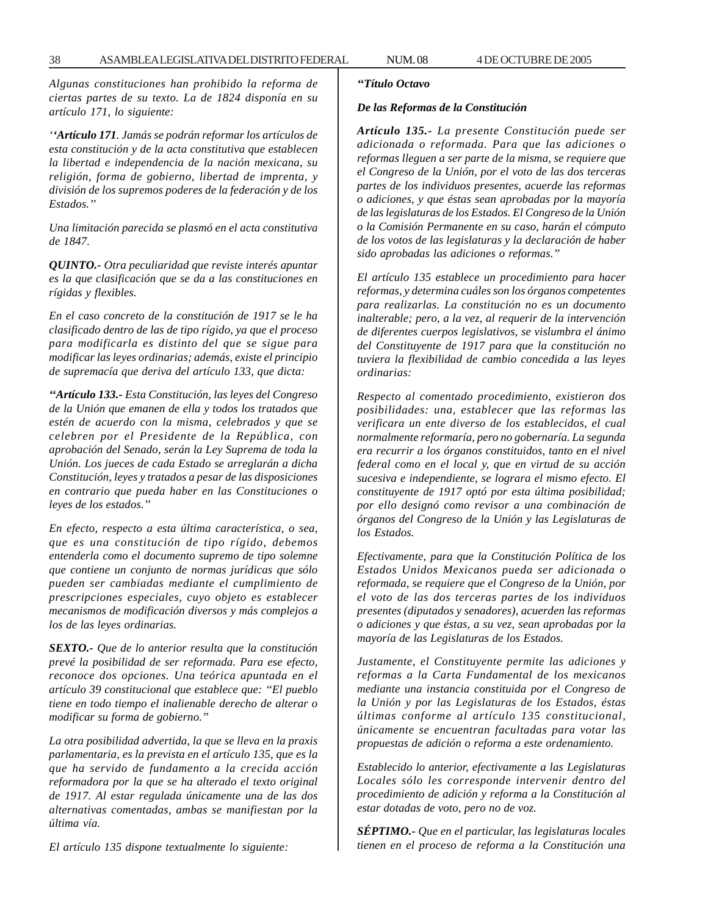*Algunas constituciones han prohibido la reforma de ciertas partes de su texto. La de 1824 disponía en su artículo 171, lo siguiente:*

*''**Artículo 171**. Jamás se podrán reformar los artículos de esta constitución y de la acta constitutiva que establecen la libertad e independencia de la nación mexicana, su religión, forma de gobierno, libertad de imprenta, y división de los supremos poderes de la federación y de los Estados.''*

*Una limitación parecida se plasmó en el acta constitutiva de 1847.*

***QUINTO.-** Otra peculiaridad que reviste interés apuntar es la que clasificación que se da a las constituciones en rígidas y flexibles.*

*En el caso concreto de la constitución de 1917 se le ha clasificado dentro de las de tipo rígido, ya que el proceso para modificarla es distinto del que se sigue para modificar las leyes ordinarias; además, existe el principio de supremacía que deriva del artículo 133, que dicta:*

*"**Artículo 133.-** Esta Constitución, las leyes del Congreso de la Unión que emanen de ella y todos los tratados que estén de acuerdo con la misma, celebrados y que se celebren por el Presidente de la República, con aprobación del Senado, serán la Ley Suprema de toda la Unión. Los jueces de cada Estado se arreglarán a dicha Constitución, leyes y tratados a pesar de las disposiciones en contrario que pueda haber en las Constituciones o leyes de los estados.''*

*En efecto, respecto a esta última característica, o sea, que es una constitución de tipo rígido, debemos entenderla como el documento supremo de tipo solemne que contiene un conjunto de normas jurídicas que sólo pueden ser cambiadas mediante el cumplimiento de prescripciones especiales, cuyo objeto es establecer mecanismos de modificación diversos y más complejos a los de las leyes ordinarias.*

***SEXTO.-** Que de lo anterior resulta que la constitución prevé la posibilidad de ser reformada. Para ese efecto, reconoce dos opciones. Una teórica apuntada en el artículo 39 constitucional que establece que: "El pueblo tiene en todo tiempo el inalienable derecho de alterar o modificar su forma de gobierno."*

*La otra posibilidad advertida, la que se lleva en la praxis parlamentaria, es la prevista en el artículo 135, que es la que ha servido de fundamento a la crecida acción reformadora por la que se ha alterado el texto original de 1917. Al estar regulada únicamente una de las dos alternativas comentadas, ambas se manifiestan por la última vía.*

*El artículo 135 dispone textualmente lo siguiente:*

***"Título Octavo***

***De las Reformas de la Constitución***

***Artículo 135.-** La presente Constitución puede ser adicionada o reformada. Para que las adiciones o reformas lleguen a ser parte de la misma, se requiere que el Congreso de la Unión, por el voto de las dos terceras partes de los individuos presentes, acuerde las reformas o adiciones, y que éstas sean aprobadas por la mayoría de las legislaturas de los Estados. El Congreso de la Unión o la Comisión Permanente en su caso, harán el cómputo de los votos de las legislaturas y la declaración de haber sido aprobadas las adiciones o reformas."*

*El artículo 135 establece un procedimiento para hacer reformas, y determina cuáles son los órganos competentes para realizarlas. La constitución no es un documento inalterable; pero, a la vez, al requerir de la intervención de diferentes cuerpos legislativos, se vislumbra el ánimo del Constituyente de 1917 para que la constitución no tuviera la flexibilidad de cambio concedida a las leyes ordinarias:*

*Respecto al comentado procedimiento, existieron dos posibilidades: una, establecer que las reformas las verificara un ente diverso de los establecidos, el cual normalmente reformaría, pero no gobernaría. La segunda era recurrir a los órganos constituidos, tanto en el nivel federal como en el local y, que en virtud de su acción sucesiva e independiente, se lograra el mismo efecto. El constituyente de 1917 optó por esta última posibilidad; por ello designó como revisor a una combinación de órganos del Congreso de la Unión y las Legislaturas de los Estados.*

*Efectivamente, para que la Constitución Política de los Estados Unidos Mexicanos pueda ser adicionada o reformada, se requiere que el Congreso de la Unión, por el voto de las dos terceras partes de los individuos presentes (diputados y senadores), acuerden las reformas o adiciones y que éstas, a su vez, sean aprobadas por la mayoría de las Legislaturas de los Estados.*

*Justamente, el Constituyente permite las adiciones y reformas a la Carta Fundamental de los mexicanos mediante una instancia constituida por el Congreso de la Unión y por las Legislaturas de los Estados, éstas últimas conforme al artículo 135 constitucional, únicamente se encuentran facultadas para votar las propuestas de adición o reforma a este ordenamiento.*

*Establecido lo anterior, efectivamente a las Legislaturas Locales sólo les corresponde intervenir dentro del procedimiento de adición y reforma a la Constitución al estar dotadas de voto, pero no de voz.*

***SÉPTIMO.-** Que en el particular, las legislaturas locales tienen en el proceso de reforma a la Constitución una*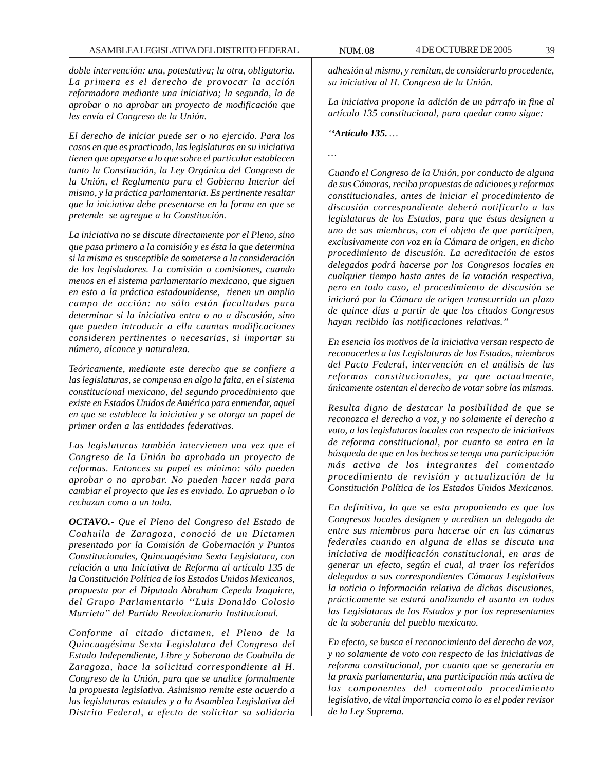*doble intervención: una, potestativa; la otra, obligatoria. La primera es el derecho de provocar la acción reformadora mediante una iniciativa; la segunda, la de aprobar o no aprobar un proyecto de modificación que les envía el Congreso de la Unión.*

*El derecho de iniciar puede ser o no ejercido. Para los casos en que es practicado, las legislaturas en su iniciativa tienen que apegarse a lo que sobre el particular establecen tanto la Constitución, la Ley Orgánica del Congreso de la Unión, el Reglamento para el Gobierno Interior del mismo, y la práctica parlamentaria. Es pertinente resaltar que la iniciativa debe presentarse en la forma en que se pretende se agregue a la Constitución.*

*La iniciativa no se discute directamente por el Pleno, sino que pasa primero a la comisión y es ésta la que determina si la misma es susceptible de someterse a la consideración de los legisladores. La comisión o comisiones, cuando menos en el sistema parlamentario mexicano, que siguen en esto a la práctica estadounidense, tienen un amplio campo de acción: no sólo están facultadas para determinar si la iniciativa entra o no a discusión, sino que pueden introducir a ella cuantas modificaciones consideren pertinentes o necesarias, si importar su número, alcance y naturaleza.*

*Teóricamente, mediante este derecho que se confiere a las legislaturas, se compensa en algo la falta, en el sistema constitucional mexicano, del segundo procedimiento que existe en Estados Unidos de América para enmendar, aquel en que se establece la iniciativa y se otorga un papel de primer orden a las entidades federativas.*

*Las legislaturas también intervienen una vez que el Congreso de la Unión ha aprobado un proyecto de reformas. Entonces su papel es mínimo: sólo pueden aprobar o no aprobar. No pueden hacer nada para cambiar el proyecto que les es enviado. Lo aprueban o lo rechazan como a un todo.*

***OCTAVO.-*** *Que el Pleno del Congreso del Estado de Coahuila de Zaragoza, conoció de un Dictamen presentado por la Comisión de Gobernación y Puntos Constitucionales, Quincuagésima Sexta Legislatura, con relación a una Iniciativa de Reforma al artículo 135 de la Constitución Política de los Estados Unidos Mexicanos, propuesta por el Diputado Abraham Cepeda Izaguirre, del Grupo Parlamentario ''Luis Donaldo Colosio Murrieta'' del Partido Revolucionario Institucional.*

*Conforme al citado dictamen, el Pleno de la Quincuagésima Sexta Legislatura del Congreso del Estado Independiente, Libre y Soberano de Coahuila de Zaragoza, hace la solicitud correspondiente al H. Congreso de la Unión, para que se analice formalmente la propuesta legislativa. Asimismo remite este acuerdo a las legislaturas estatales y a la Asamblea Legislativa del Distrito Federal, a efecto de solicitar su solidaria adhesión al mismo, y remitan, de considerarlo procedente, su iniciativa al H. Congreso de la Unión.*

*La iniciativa propone la adición de un párrafo in fine al artículo 135 constitucional, para quedar como sigue:*

*''**Artículo 135.** …*

*…*

*Cuando el Congreso de la Unión, por conducto de alguna de sus Cámaras, reciba propuestas de adiciones y reformas constitucionales, antes de iniciar el procedimiento de discusión correspondiente deberá notificarlo a las legislaturas de los Estados, para que éstas designen a uno de sus miembros, con el objeto de que participen, exclusivamente con voz en la Cámara de origen, en dicho procedimiento de discusión. La acreditación de estos delegados podrá hacerse por los Congresos locales en cualquier tiempo hasta antes de la votación respectiva, pero en todo caso, el procedimiento de discusión se iniciará por la Cámara de origen transcurrido un plazo de quince días a partir de que los citados Congresos hayan recibido las notificaciones relativas.''*

*En esencia los motivos de la iniciativa versan respecto de reconocerles a las Legislaturas de los Estados, miembros del Pacto Federal, intervención en el análisis de las reformas constitucionales, ya que actualmente, únicamente ostentan el derecho de votar sobre las mismas.*

*Resulta digno de destacar la posibilidad de que se reconozca el derecho a voz, y no solamente el derecho a voto, a las legislaturas locales con respecto de iniciativas de reforma constitucional, por cuanto se entra en la búsqueda de que en los hechos se tenga una participación más activa de los integrantes del comentado procedimiento de revisión y actualización de la Constitución Política de los Estados Unidos Mexicanos.*

*En definitiva, lo que se esta proponiendo es que los Congresos locales designen y acrediten un delegado de entre sus miembros para hacerse oír en las cámaras federales cuando en alguna de ellas se discuta una iniciativa de modificación constitucional, en aras de generar un efecto, según el cual, al traer los referidos delegados a sus correspondientes Cámaras Legislativas la noticia o información relativa de dichas discusiones, prácticamente se estará analizando el asunto en todas las Legislaturas de los Estados y por los representantes de la soberanía del pueblo mexicano.*

*En efecto, se busca el reconocimiento del derecho de voz, y no solamente de voto con respecto de las iniciativas de reforma constitucional, por cuanto que se generaría en la praxis parlamentaria, una participación más activa de los componentes del comentado procedimiento legislativo, de vital importancia como lo es el poder revisor de la Ley Suprema.*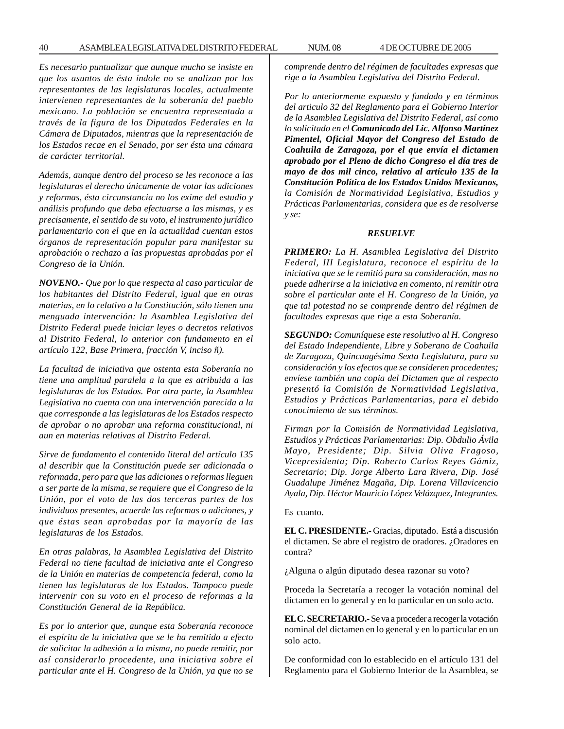*Es necesario puntualizar que aunque mucho se insiste en que los asuntos de ésta índole no se analizan por los representantes de las legislaturas locales, actualmente intervienen representantes de la soberanía del pueblo mexicano. La población se encuentra representada a través de la figura de los Diputados Federales en la Cámara de Diputados, mientras que la representación de los Estados recae en el Senado, por ser ésta una cámara de carácter territorial.*

*Además, aunque dentro del proceso se les reconoce a las legislaturas el derecho únicamente de votar las adiciones y reformas, ésta circunstancia no los exime del estudio y análisis profundo que deba efectuarse a las mismas, y es precisamente, el sentido de su voto, el instrumento jurídico parlamentario con el que en la actualidad cuentan estos órganos de representación popular para manifestar su aprobación o rechazo a las propuestas aprobadas por el Congreso de la Unión.*

***NOVENO.-*** *Que por lo que respecta al caso particular de los habitantes del Distrito Federal, igual que en otras materias, en lo relativo a la Constitución, sólo tienen una menguada intervención: la Asamblea Legislativa del Distrito Federal puede iniciar leyes o decretos relativos al Distrito Federal, lo anterior con fundamento en el artículo 122, Base Primera, fracción V, inciso ñ).*

*La facultad de iniciativa que ostenta esta Soberanía no tiene una amplitud paralela a la que es atribuida a las legislaturas de los Estados. Por otra parte, la Asamblea Legislativa no cuenta con una intervención parecida a la que corresponde a las legislaturas de los Estados respecto de aprobar o no aprobar una reforma constitucional, ni aun en materias relativas al Distrito Federal.*

*Sirve de fundamento el contenido literal del artículo 135 al describir que la Constitución puede ser adicionada o reformada, pero para que las adiciones o reformas lleguen a ser parte de la misma, se requiere que el Congreso de la Unión, por el voto de las dos terceras partes de los individuos presentes, acuerde las reformas o adiciones, y que éstas sean aprobadas por la mayoría de las legislaturas de los Estados.*

*En otras palabras, la Asamblea Legislativa del Distrito Federal no tiene facultad de iniciativa ante el Congreso de la Unión en materias de competencia federal, como la tienen las legislaturas de los Estados. Tampoco puede intervenir con su voto en el proceso de reformas a la Constitución General de la República.*

*Es por lo anterior que, aunque esta Soberanía reconoce el espíritu de la iniciativa que se le ha remitido a efecto de solicitar la adhesión a la misma, no puede remitir, por así considerarlo procedente, una iniciativa sobre el particular ante el H. Congreso de la Unión, ya que no se comprende dentro del régimen de facultades expresas que rige a la Asamblea Legislativa del Distrito Federal.*

*Por lo anteriormente expuesto y fundado y en términos del articulo 32 del Reglamento para el Gobierno Interior de la Asamblea Legislativa del Distrito Federal, así como lo solicitado en el* ***Comunicado del Lic. Alfonso Martínez Pimentel, Oficial Mayor del Congreso del Estado de Coahuila de Zaragoza, por el que envía el dictamen aprobado por el Pleno de dicho Congreso el día tres de mayo de dos mil cinco, relativo al artículo 135 de la Constitución Política de los Estados Unidos Mexicanos,*** *la Comisión de Normatividad Legislativa, Estudios y Prácticas Parlamentarias, considera que es de resolverse y se:*

***RESUELVE***

***PRIMERO:*** *La H. Asamblea Legislativa del Distrito Federal, III Legislatura, reconoce el espíritu de la iniciativa que se le remitió para su consideración, mas no puede adherirse a la iniciativa en comento, ni remitir otra sobre el particular ante el H. Congreso de la Unión, ya que tal potestad no se comprende dentro del régimen de facultades expresas que rige a esta Soberanía.*

***SEGUNDO:*** *Comuníquese este resolutivo al H. Congreso del Estado Independiente, Libre y Soberano de Coahuila de Zaragoza, Quincuagésima Sexta Legislatura, para su consideración y los efectos que se consideren procedentes; envíese también una copia del Dictamen que al respecto presentó la Comisión de Normatividad Legislativa, Estudios y Prácticas Parlamentarias, para el debido conocimiento de sus términos.*

*Firman por la Comisión de Normatividad Legislativa, Estudios y Prácticas Parlamentarias: Dip. Obdulio Ávila Mayo, Presidente; Dip. Silvia Oliva Fragoso, Vicepresidenta; Dip. Roberto Carlos Reyes Gámiz, Secretario; Dip. Jorge Alberto Lara Rivera, Dip. José Guadalupe Jiménez Magaña, Dip. Lorena Villavicencio Ayala, Dip. Héctor Mauricio López Velázquez, Integrantes.*

Es cuanto.

**EL C. PRESIDENTE.-** Gracias, diputado. Está a discusión el dictamen. Se abre el registro de oradores. ¿Oradores en contra?

¿Alguna o algún diputado desea razonar su voto?

Proceda la Secretaría a recoger la votación nominal del dictamen en lo general y en lo particular en un solo acto.

**EL C. SECRETARIO.-** Se va a proceder a recoger la votación nominal del dictamen en lo general y en lo particular en un solo acto.

De conformidad con lo establecido en el artículo 131 del Reglamento para el Gobierno Interior de la Asamblea, se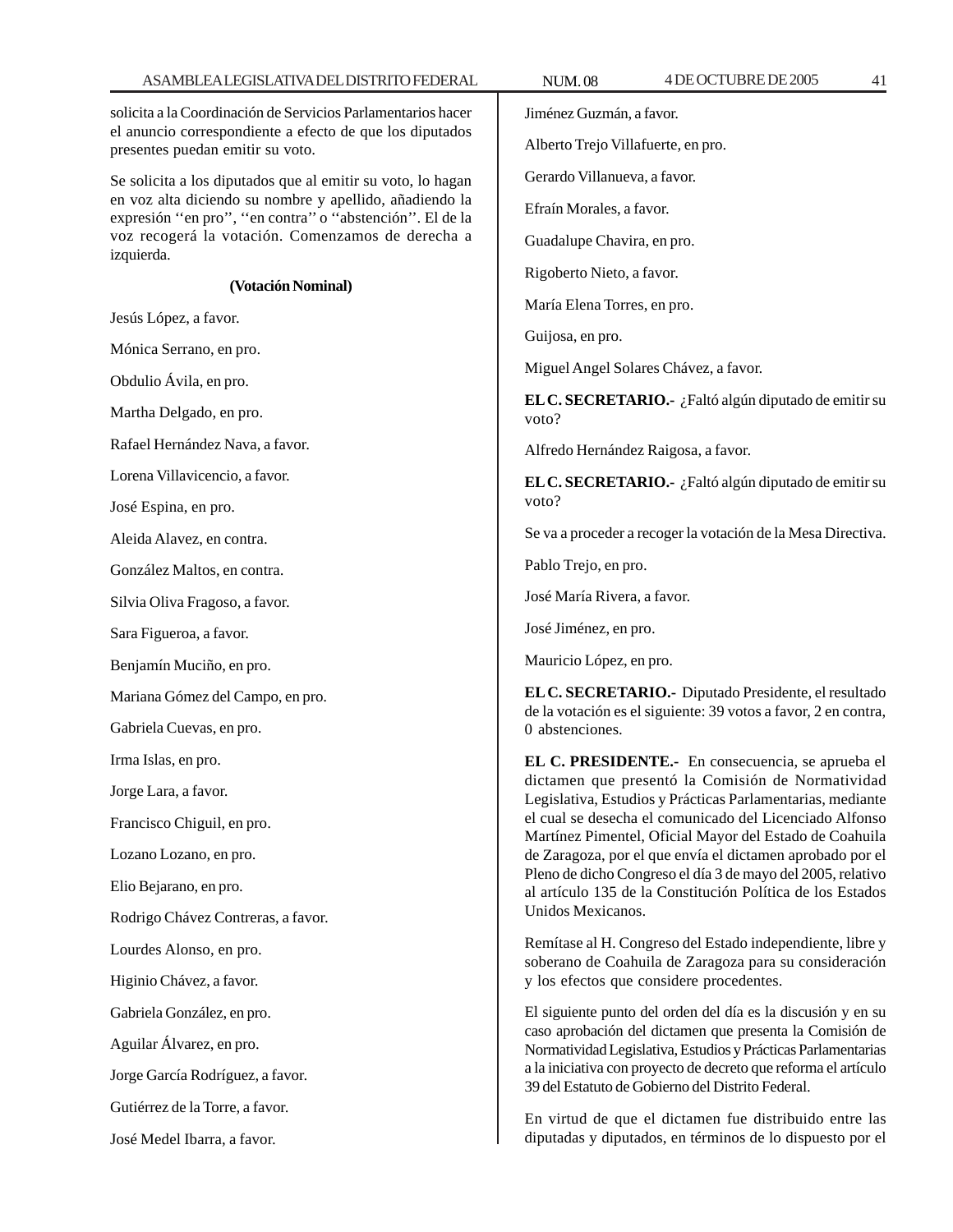solicita a la Coordinación de Servicios Parlamentarios hacer el anuncio correspondiente a efecto de que los diputados presentes puedan emitir su voto.

Se solicita a los diputados que al emitir su voto, lo hagan en voz alta diciendo su nombre y apellido, añadiendo la expresión ''en pro'', ''en contra'' o ''abstención''. El de la voz recogerá la votación. Comenzamos de derecha a izquierda.

**(Votación Nominal)**

Jesús López, a favor.

Mónica Serrano, en pro.

Obdulio Ávila, en pro.

Martha Delgado, en pro.

Rafael Hernández Nava, a favor.

Lorena Villavicencio, a favor.

José Espina, en pro.

Aleida Alavez, en contra.

González Maltos, en contra.

Silvia Oliva Fragoso, a favor.

Sara Figueroa, a favor.

Benjamín Muciño, en pro.

Mariana Gómez del Campo, en pro.

Gabriela Cuevas, en pro.

Irma Islas, en pro.

Jorge Lara, a favor.

Francisco Chiguil, en pro.

Lozano Lozano, en pro.

Elio Bejarano, en pro.

Rodrigo Chávez Contreras, a favor.

Lourdes Alonso, en pro.

Higinio Chávez, a favor.

Gabriela González, en pro.

Aguilar Álvarez, en pro.

Jorge García Rodríguez, a favor.

Gutiérrez de la Torre, a favor.

José Medel Ibarra, a favor.

Jiménez Guzmán, a favor.

Alberto Trejo Villafuerte, en pro.

Gerardo Villanueva, a favor.

Efraín Morales, a favor.

Guadalupe Chavira, en pro.

Rigoberto Nieto, a favor.

María Elena Torres, en pro.

Guijosa, en pro.

Miguel Angel Solares Chávez, a favor.

**EL C. SECRETARIO.-** ¿Faltó algún diputado de emitir su voto?

Alfredo Hernández Raigosa, a favor.

**EL C. SECRETARIO.-** ¿Faltó algún diputado de emitir su voto?

Se va a proceder a recoger la votación de la Mesa Directiva.

Pablo Trejo, en pro.

José María Rivera, a favor.

José Jiménez, en pro.

Mauricio López, en pro.

**EL C. SECRETARIO.-** Diputado Presidente, el resultado de la votación es el siguiente: 39 votos a favor, 2 en contra, 0 abstenciones.

**EL C. PRESIDENTE.-** En consecuencia, se aprueba el dictamen que presentó la Comisión de Normatividad Legislativa, Estudios y Prácticas Parlamentarias, mediante el cual se desecha el comunicado del Licenciado Alfonso Martínez Pimentel, Oficial Mayor del Estado de Coahuila de Zaragoza, por el que envía el dictamen aprobado por el Pleno de dicho Congreso el día 3 de mayo del 2005, relativo al artículo 135 de la Constitución Política de los Estados Unidos Mexicanos.

Remítase al H. Congreso del Estado independiente, libre y soberano de Coahuila de Zaragoza para su consideración y los efectos que considere procedentes.

El siguiente punto del orden del día es la discusión y en su caso aprobación del dictamen que presenta la Comisión de Normatividad Legislativa, Estudios y Prácticas Parlamentarias a la iniciativa con proyecto de decreto que reforma el artículo 39 del Estatuto de Gobierno del Distrito Federal.

En virtud de que el dictamen fue distribuido entre las diputadas y diputados, en términos de lo dispuesto por el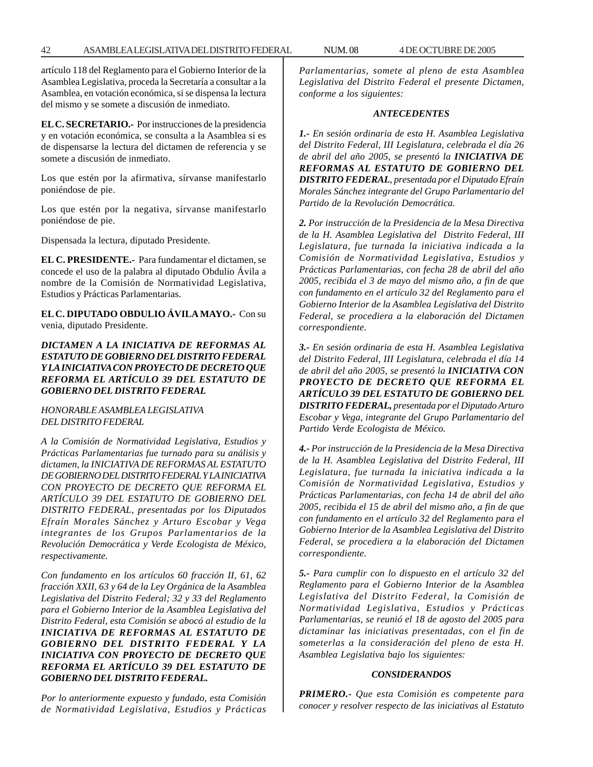artículo 118 del Reglamento para el Gobierno Interior de la Asamblea Legislativa, proceda la Secretaría a consultar a la Asamblea, en votación económica, si se dispensa la lectura del mismo y se somete a discusión de inmediato.

**EL C. SECRETARIO.-** Por instrucciones de la presidencia y en votación económica, se consulta a la Asamblea si es de dispensarse la lectura del dictamen de referencia y se somete a discusión de inmediato.

Los que estén por la afirmativa, sírvanse manifestarlo poniéndose de pie.

Los que estén por la negativa, sírvanse manifestarlo poniéndose de pie.

Dispensada la lectura, diputado Presidente.

**EL C. PRESIDENTE.-** Para fundamentar el dictamen, se concede el uso de la palabra al diputado Obdulio Ávila a nombre de la Comisión de Normatividad Legislativa, Estudios y Prácticas Parlamentarias.

**EL C. DIPUTADO OBDULIO ÁVILA MAYO.-** Con su venia, diputado Presidente.

***DICTAMEN A LA INICIATIVA DE REFORMAS AL ESTATUTO DE GOBIERNO DEL DISTRITO FEDERAL Y LA INICIATIVA CON PROYECTO DE DECRETO QUE REFORMA EL ARTÍCULO 39 DEL ESTATUTO DE GOBIERNO DEL DISTRITO FEDERAL***

*HONORABLE ASAMBLEA LEGISLATIVA*
*DEL DISTRITO FEDERAL*

*A la Comisión de Normatividad Legislativa, Estudios y Prácticas Parlamentarias fue turnado para su análisis y dictamen, la INICIATIVA DE REFORMAS AL ESTATUTO DE GOBIERNO DEL DISTRITO FEDERAL Y LA INICIATIVA CON PROYECTO DE DECRETO QUE REFORMA EL ARTÍCULO 39 DEL ESTATUTO DE GOBIERNO DEL DISTRITO FEDERAL, presentadas por los Diputados Efraín Morales Sánchez y Arturo Escobar y Vega integrantes de los Grupos Parlamentarios de la Revolución Democrática y Verde Ecologista de México, respectivamente.*

*Con fundamento en los artículos 60 fracción II, 61, 62 fracción XXII, 63 y 64 de la Ley Orgánica de la Asamblea Legislativa del Distrito Federal; 32 y 33 del Reglamento para el Gobierno Interior de la Asamblea Legislativa del Distrito Federal, esta Comisión se abocó al estudio de la* ***INICIATIVA DE REFORMAS AL ESTATUTO DE GOBIERNO DEL DISTRITO FEDERAL Y LA INICIATIVA CON PROYECTO DE DECRETO QUE REFORMA EL ARTÍCULO 39 DEL ESTATUTO DE GOBIERNO DEL DISTRITO FEDERAL.***

*Por lo anteriormente expuesto y fundado, esta Comisión de Normatividad Legislativa, Estudios y Prácticas Parlamentarias, somete al pleno de esta Asamblea Legislativa del Distrito Federal el presente Dictamen, conforme a los siguientes:*

***ANTECEDENTES***

***1.-*** *En sesión ordinaria de esta H. Asamblea Legislativa del Distrito Federal, III Legislatura, celebrada el día 26 de abril del año 2005, se presentó la* ***INICIATIVA DE REFORMAS AL ESTATUTO DE GOBIERNO DEL DISTRITO FEDERAL****, presentada por el Diputado Efraín Morales Sánchez integrante del Grupo Parlamentario del Partido de la Revolución Democrática.*

***2.*** *Por instrucción de la Presidencia de la Mesa Directiva de la H. Asamblea Legislativa del Distrito Federal, III Legislatura, fue turnada la iniciativa indicada a la Comisión de Normatividad Legislativa, Estudios y Prácticas Parlamentarias, con fecha 28 de abril del año 2005, recibida el 3 de mayo del mismo año, a fin de que con fundamento en el artículo 32 del Reglamento para el Gobierno Interior de la Asamblea Legislativa del Distrito Federal, se procediera a la elaboración del Dictamen correspondiente.*

***3.-*** *En sesión ordinaria de esta H. Asamblea Legislativa del Distrito Federal, III Legislatura, celebrada el día 14 de abril del año 2005, se presentó la* ***INICIATIVA CON PROYECTO DE DECRETO QUE REFORMA EL ARTÍCULO 39 DEL ESTATUTO DE GOBIERNO DEL DISTRITO FEDERAL,*** *presentada por el Diputado Arturo Escobar y Vega, integrante del Grupo Parlamentario del Partido Verde Ecologista de México.*

***4.-*** *Por instrucción de la Presidencia de la Mesa Directiva de la H. Asamblea Legislativa del Distrito Federal, III Legislatura, fue turnada la iniciativa indicada a la Comisión de Normatividad Legislativa, Estudios y Prácticas Parlamentarias, con fecha 14 de abril del año 2005, recibida el 15 de abril del mismo año, a fin de que con fundamento en el artículo 32 del Reglamento para el Gobierno Interior de la Asamblea Legislativa del Distrito Federal, se procediera a la elaboración del Dictamen correspondiente.*

***5.-*** *Para cumplir con lo dispuesto en el artículo 32 del Reglamento para el Gobierno Interior de la Asamblea Legislativa del Distrito Federal, la Comisión de Normatividad Legislativa, Estudios y Prácticas Parlamentarias, se reunió el 18 de agosto del 2005 para dictaminar las iniciativas presentadas, con el fin de someterlas a la consideración del pleno de esta H. Asamblea Legislativa bajo los siguientes:*

***CONSIDERANDOS***

***PRIMERO.-*** *Que esta Comisión es competente para conocer y resolver respecto de las iniciativas al Estatuto*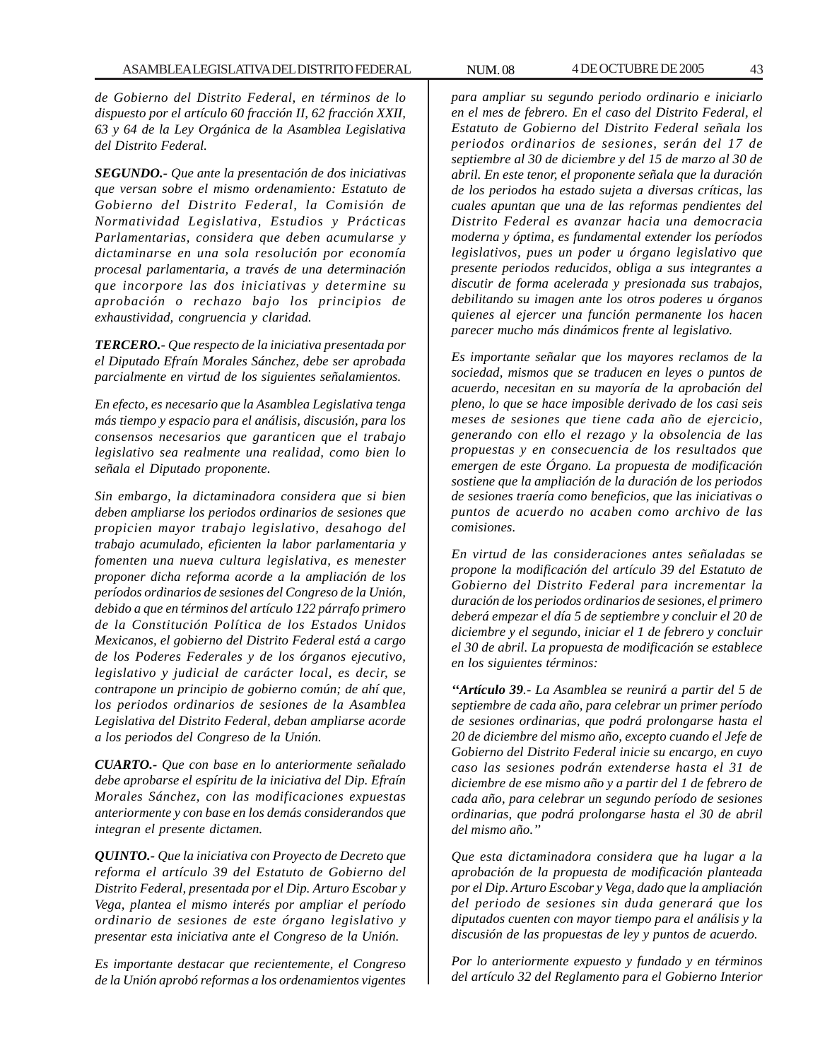*de Gobierno del Distrito Federal, en términos de lo dispuesto por el artículo 60 fracción II, 62 fracción XXII, 63 y 64 de la Ley Orgánica de la Asamblea Legislativa del Distrito Federal.*

***SEGUNDO.-*** *Que ante la presentación de dos iniciativas que versan sobre el mismo ordenamiento: Estatuto de Gobierno del Distrito Federal, la Comisión de Normatividad Legislativa, Estudios y Prácticas Parlamentarias, considera que deben acumularse y dictaminarse en una sola resolución por economía procesal parlamentaria, a través de una determinación que incorpore las dos iniciativas y determine su aprobación o rechazo bajo los principios de exhaustividad, congruencia y claridad.*

***TERCERO.-*** *Que respecto de la iniciativa presentada por el Diputado Efraín Morales Sánchez, debe ser aprobada parcialmente en virtud de los siguientes señalamientos.*

*En efecto, es necesario que la Asamblea Legislativa tenga más tiempo y espacio para el análisis, discusión, para los consensos necesarios que garanticen que el trabajo legislativo sea realmente una realidad, como bien lo señala el Diputado proponente.*

*Sin embargo, la dictaminadora considera que si bien deben ampliarse los periodos ordinarios de sesiones que propicien mayor trabajo legislativo, desahogo del trabajo acumulado, eficienten la labor parlamentaria y fomenten una nueva cultura legislativa, es menester proponer dicha reforma acorde a la ampliación de los períodos ordinarios de sesiones del Congreso de la Unión, debido a que en términos del artículo 122 párrafo primero de la Constitución Política de los Estados Unidos Mexicanos, el gobierno del Distrito Federal está a cargo de los Poderes Federales y de los órganos ejecutivo, legislativo y judicial de carácter local, es decir, se contrapone un principio de gobierno común; de ahí que, los periodos ordinarios de sesiones de la Asamblea Legislativa del Distrito Federal, deban ampliarse acorde a los periodos del Congreso de la Unión.*

***CUARTO.-*** *Que con base en lo anteriormente señalado debe aprobarse el espíritu de la iniciativa del Dip. Efraín Morales Sánchez, con las modificaciones expuestas anteriormente y con base en los demás considerandos que integran el presente dictamen.*

***QUINTO.-*** *Que la iniciativa con Proyecto de Decreto que reforma el artículo 39 del Estatuto de Gobierno del Distrito Federal, presentada por el Dip. Arturo Escobar y Vega, plantea el mismo interés por ampliar el período ordinario de sesiones de este órgano legislativo y presentar esta iniciativa ante el Congreso de la Unión.*

*Es importante destacar que recientemente, el Congreso de la Unión aprobó reformas a los ordenamientos vigentes para ampliar su segundo periodo ordinario e iniciarlo en el mes de febrero. En el caso del Distrito Federal, el Estatuto de Gobierno del Distrito Federal señala los periodos ordinarios de sesiones, serán del 17 de septiembre al 30 de diciembre y del 15 de marzo al 30 de abril. En este tenor, el proponente señala que la duración de los periodos ha estado sujeta a diversas críticas, las cuales apuntan que una de las reformas pendientes del Distrito Federal es avanzar hacia una democracia moderna y óptima, es fundamental extender los períodos legislativos, pues un poder u órgano legislativo que presente periodos reducidos, obliga a sus integrantes a discutir de forma acelerada y presionada sus trabajos, debilitando su imagen ante los otros poderes u órganos quienes al ejercer una función permanente los hacen parecer mucho más dinámicos frente al legislativo.*

*Es importante señalar que los mayores reclamos de la sociedad, mismos que se traducen en leyes o puntos de acuerdo, necesitan en su mayoría de la aprobación del pleno, lo que se hace imposible derivado de los casi seis meses de sesiones que tiene cada año de ejercicio, generando con ello el rezago y la obsolencia de las propuestas y en consecuencia de los resultados que emergen de este Órgano. La propuesta de modificación sostiene que la ampliación de la duración de los periodos de sesiones traería como beneficios, que las iniciativas o puntos de acuerdo no acaben como archivo de las comisiones.*

*En virtud de las consideraciones antes señaladas se propone la modificación del artículo 39 del Estatuto de Gobierno del Distrito Federal para incrementar la duración de los periodos ordinarios de sesiones, el primero deberá empezar el día 5 de septiembre y concluir el 20 de diciembre y el segundo, iniciar el 1 de febrero y concluir el 30 de abril. La propuesta de modificación se establece en los siguientes términos:*

***"Artículo 39***.- *La Asamblea se reunirá a partir del 5 de septiembre de cada año, para celebrar un primer período de sesiones ordinarias, que podrá prolongarse hasta el 20 de diciembre del mismo año, excepto cuando el Jefe de Gobierno del Distrito Federal inicie su encargo, en cuyo caso las sesiones podrán extenderse hasta el 31 de diciembre de ese mismo año y a partir del 1 de febrero de cada año, para celebrar un segundo período de sesiones ordinarias, que podrá prolongarse hasta el 30 de abril del mismo año."*

*Que esta dictaminadora considera que ha lugar a la aprobación de la propuesta de modificación planteada por el Dip. Arturo Escobar y Vega, dado que la ampliación del periodo de sesiones sin duda generará que los diputados cuenten con mayor tiempo para el análisis y la discusión de las propuestas de ley y puntos de acuerdo.*

*Por lo anteriormente expuesto y fundado y en términos del artículo 32 del Reglamento para el Gobierno Interior*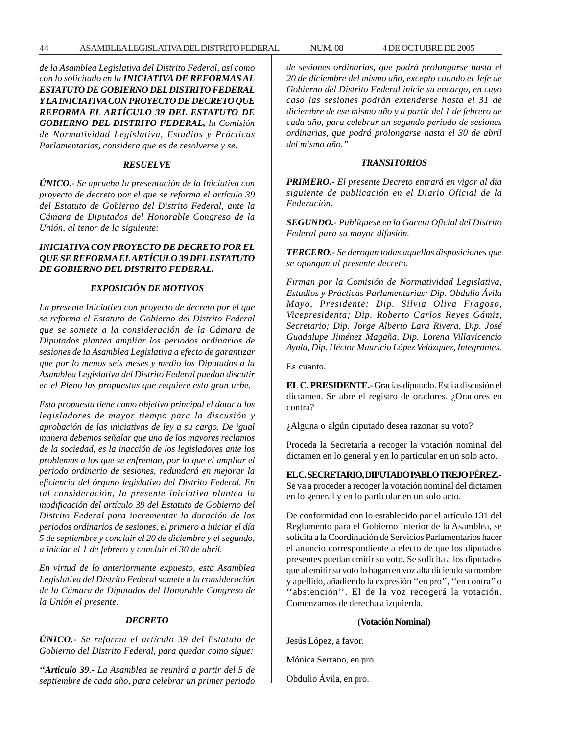*de la Asamblea Legislativa del Distrito Federal, así como con lo solicitado en la* ***INICIATIVA DE REFORMAS AL ESTATUTO DE GOBIERNO DEL DISTRITO FEDERAL Y LA INICIATIVA CON PROYECTO DE DECRETO QUE REFORMA EL ARTÍCULO 39 DEL ESTATUTO DE GOBIERNO DEL DISTRITO FEDERAL,*** *la Comisión de Normatividad Legislativa, Estudios y Prácticas Parlamentarias, considera que es de resolverse y se:*

***RESUELVE***

***ÚNICO.-*** *Se aprueba la presentación de la Iniciativa con proyecto de decreto por el que se reforma el artículo 39 del Estatuto de Gobierno del Distrito Federal, ante la Cámara de Diputados del Honorable Congreso de la Unión, al tenor de la siguiente:*

***INICIATIVA CON PROYECTO DE DECRETO POR EL QUE SE REFORMA EL ARTÍCULO 39 DEL ESTATUTO DE GOBIERNO DEL DISTRITO FEDERAL.***

***EXPOSICIÓN DE MOTIVOS***

*La presente Iniciativa con proyecto de decreto por el que se reforma el Estatuto de Gobierno del Distrito Federal que se somete a la consideración de la Cámara de Diputados plantea ampliar los periodos ordinarios de sesiones de la Asamblea Legislativa a efecto de garantizar que por lo menos seis meses y medio los Diputados a la Asamblea Legislativa del Distrito Federal puedan discutir en el Pleno las propuestas que requiere esta gran urbe.*

*Esta propuesta tiene como objetivo principal el dotar a los legisladores de mayor tiempo para la discusión y aprobación de las iniciativas de ley a su cargo. De igual manera debemos señalar que uno de los mayores reclamos de la sociedad, es la inacción de los legisladores ante los problemas a los que se enfrentan, por lo que el ampliar el periodo ordinario de sesiones, redundará en mejorar la eficiencia del órgano legislativo del Distrito Federal. En tal consideración, la presente iniciativa plantea la modificación del artículo 39 del Estatuto de Gobierno del Distrito Federal para incrementar la duración de los periodos ordinarios de sesiones, el primero a iniciar el día 5 de septiembre y concluir el 20 de diciembre y el segundo, a iniciar el 1 de febrero y concluir el 30 de abril.*

*En virtud de lo anteriormente expuesto, esta Asamblea Legislativa del Distrito Federal somete a la consideración de la Cámara de Diputados del Honorable Congreso de la Unión el presente:*

***DECRETO***

***ÚNICO.-*** *Se reforma el artículo 39 del Estatuto de Gobierno del Distrito Federal, para quedar como sigue:*

***"Artículo 39****.- La Asamblea se reunirá a partir del 5 de septiembre de cada año, para celebrar un primer periodo de sesiones ordinarias, que podrá prolongarse hasta el 20 de diciembre del mismo año, excepto cuando el Jefe de Gobierno del Distrito Federal inicie su encargo, en cuyo caso las sesiones podrán extenderse hasta el 31 de diciembre de ese mismo año y a partir del 1 de febrero de cada año, para celebrar un segundo período de sesiones ordinarias, que podrá prolongarse hasta el 30 de abril del mismo año."*

***TRANSITORIOS***

***PRIMERO.-*** *El presente Decreto entrará en vigor al día siguiente de publicación en el Diario Oficial de la Federación.*

***SEGUNDO.-*** *Publíquese en la Gaceta Oficial del Distrito Federal para su mayor difusión.*

***TERCERO.-*** *Se derogan todas aquellas disposiciones que se opongan al presente decreto.*

*Firman por la Comisión de Normatividad Legislativa, Estudios y Prácticas Parlamentarias: Dip. Obdulio Ávila Mayo, Presidente; Dip. Silvia Oliva Fragoso, Vicepresidenta; Dip. Roberto Carlos Reyes Gámiz, Secretario; Dip. Jorge Alberto Lara Rivera, Dip. José Guadalupe Jiménez Magaña, Dip. Lorena Villavicencio Ayala, Dip. Héctor Mauricio López Velázquez, Integrantes.*

Es cuanto.

**EL C. PRESIDENTE.-** Gracias diputado. Está a discusión el dictamen. Se abre el registro de oradores. ¿Oradores en contra?

¿Alguna o algún diputado desea razonar su voto?

Proceda la Secretaría a recoger la votación nominal del dictamen en lo general y en lo particular en un solo acto.

**EL C. SECRETARIO, DIPUTADO PABLO TREJO PÉREZ.-** Se va a proceder a recoger la votación nominal del dictamen en lo general y en lo particular en un solo acto.

De conformidad con lo establecido por el artículo 131 del Reglamento para el Gobierno Interior de la Asamblea, se solicita a la Coordinación de Servicios Parlamentarios hacer el anuncio correspondiente a efecto de que los diputados presentes puedan emitir su voto. Se solicita a los diputados que al emitir su voto lo hagan en voz alta diciendo su nombre y apellido, añadiendo la expresión "en pro", "en contra" o "abstención". El de la voz recogerá la votación. Comenzamos de derecha a izquierda.

**(Votación Nominal)**

Jesús López, a favor.

Mónica Serrano, en pro.

Obdulio Ávila, en pro.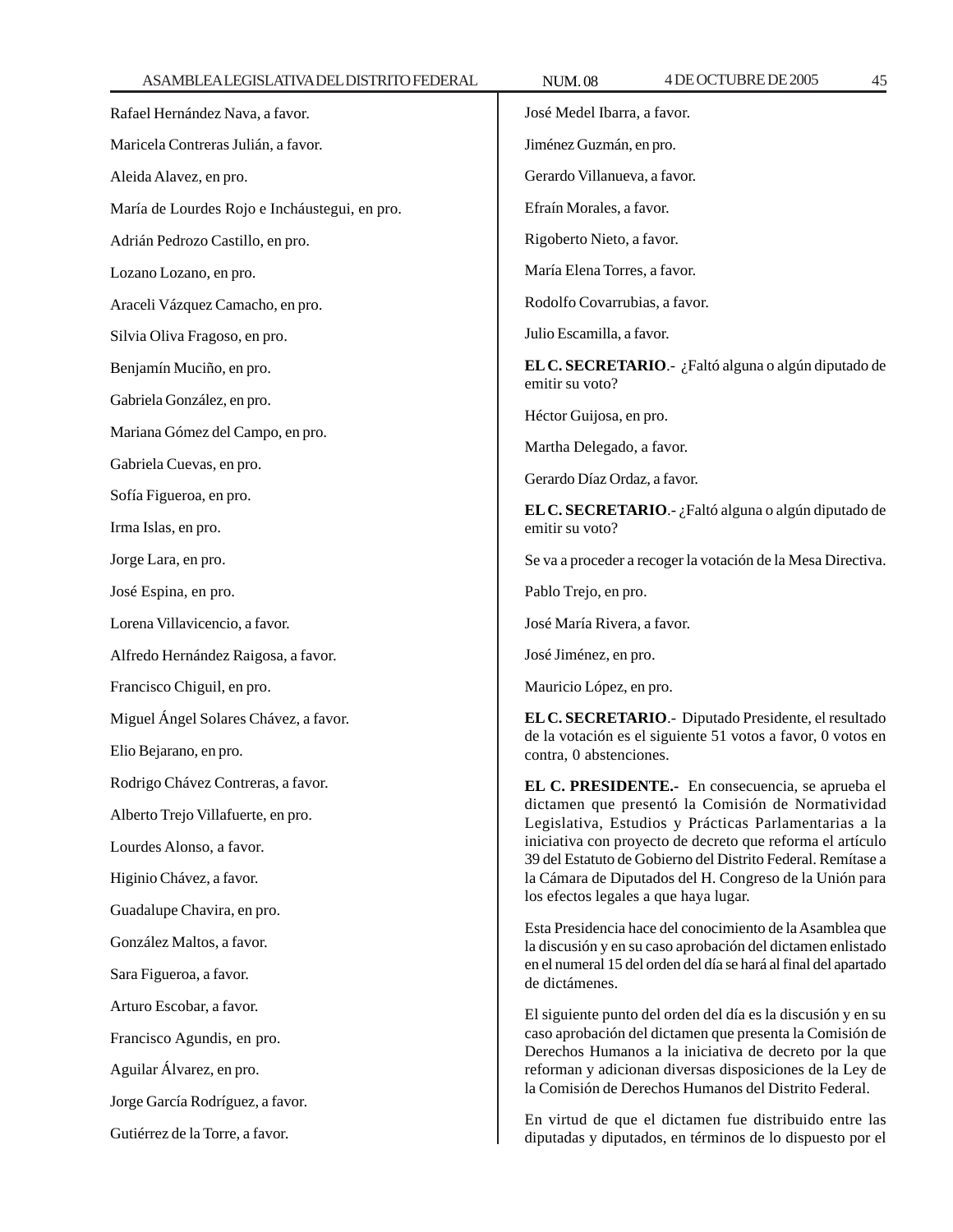Rafael Hernández Nava, a favor.

Maricela Contreras Julián, a favor.

Aleida Alavez, en pro.

María de Lourdes Rojo e Incháustegui, en pro.

Adrián Pedrozo Castillo, en pro.

Lozano Lozano, en pro.

Araceli Vázquez Camacho, en pro.

Silvia Oliva Fragoso, en pro.

Benjamín Muciño, en pro.

Gabriela González, en pro.

Mariana Gómez del Campo, en pro.

Gabriela Cuevas, en pro.

Sofía Figueroa, en pro.

Irma Islas, en pro.

Jorge Lara, en pro.

José Espina, en pro.

Lorena Villavicencio, a favor.

Alfredo Hernández Raigosa, a favor.

Francisco Chiguil, en pro.

Miguel Ángel Solares Chávez, a favor.

Elio Bejarano, en pro.

Rodrigo Chávez Contreras, a favor.

Alberto Trejo Villafuerte, en pro.

Lourdes Alonso, a favor.

Higinio Chávez, a favor.

Guadalupe Chavira, en pro.

González Maltos, a favor.

Sara Figueroa, a favor.

Arturo Escobar, a favor.

Francisco Agundis, en pro.

Aguilar Álvarez, en pro.

Jorge García Rodríguez, a favor.

Gutiérrez de la Torre, a favor.

José Medel Ibarra, a favor.

Jiménez Guzmán, en pro.

Gerardo Villanueva, a favor.

Efraín Morales, a favor.

Rigoberto Nieto, a favor.

María Elena Torres, a favor.

Rodolfo Covarrubias, a favor.

Julio Escamilla, a favor.

**EL C. SECRETARIO**.- ¿Faltó alguna o algún diputado de emitir su voto?

Héctor Guijosa, en pro.

Martha Delegado, a favor.

Gerardo Díaz Ordaz, a favor.

**EL C. SECRETARIO**.- ¿Faltó alguna o algún diputado de emitir su voto?

Se va a proceder a recoger la votación de la Mesa Directiva.

Pablo Trejo, en pro.

José María Rivera, a favor.

José Jiménez, en pro.

Mauricio López, en pro.

**EL C. SECRETARIO**.- Diputado Presidente, el resultado de la votación es el siguiente 51 votos a favor, 0 votos en contra, 0 abstenciones.

**EL C. PRESIDENTE.-** En consecuencia, se aprueba el dictamen que presentó la Comisión de Normatividad Legislativa, Estudios y Prácticas Parlamentarias a la iniciativa con proyecto de decreto que reforma el artículo 39 del Estatuto de Gobierno del Distrito Federal. Remítase a la Cámara de Diputados del H. Congreso de la Unión para los efectos legales a que haya lugar.

Esta Presidencia hace del conocimiento de la Asamblea que la discusión y en su caso aprobación del dictamen enlistado en el numeral 15 del orden del día se hará al final del apartado de dictámenes.

El siguiente punto del orden del día es la discusión y en su caso aprobación del dictamen que presenta la Comisión de Derechos Humanos a la iniciativa de decreto por la que reforman y adicionan diversas disposiciones de la Ley de la Comisión de Derechos Humanos del Distrito Federal.

En virtud de que el dictamen fue distribuido entre las diputadas y diputados, en términos de lo dispuesto por el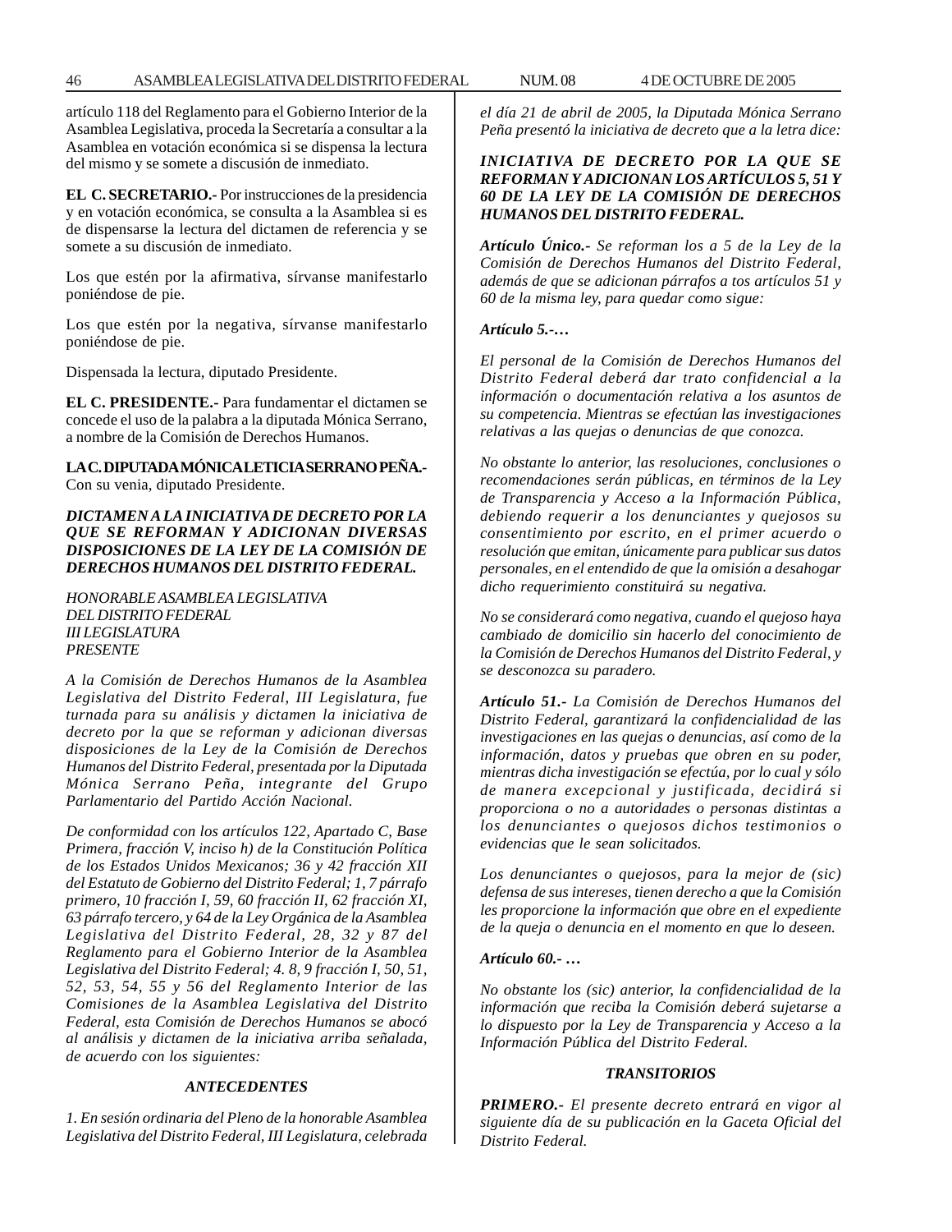artículo 118 del Reglamento para el Gobierno Interior de la Asamblea Legislativa, proceda la Secretaría a consultar a la Asamblea en votación económica si se dispensa la lectura del mismo y se somete a discusión de inmediato.

**EL C. SECRETARIO.-** Por instrucciones de la presidencia y en votación económica, se consulta a la Asamblea si es de dispensarse la lectura del dictamen de referencia y se somete a su discusión de inmediato.

Los que estén por la afirmativa, sírvanse manifestarlo poniéndose de pie.

Los que estén por la negativa, sírvanse manifestarlo poniéndose de pie.

Dispensada la lectura, diputado Presidente.

**EL C. PRESIDENTE.-** Para fundamentar el dictamen se concede el uso de la palabra a la diputada Mónica Serrano, a nombre de la Comisión de Derechos Humanos.

**LA C. DIPUTADA MÓNICA LETICIA SERRANO PEÑA.-** Con su venia, diputado Presidente.

***DICTAMEN A LA INICIATIVA DE DECRETO POR LA QUE SE REFORMAN Y ADICIONAN DIVERSAS DISPOSICIONES DE LA LEY DE LA COMISIÓN DE DERECHOS HUMANOS DEL DISTRITO FEDERAL.***

*HONORABLE ASAMBLEA LEGISLATIVA*
*DEL DISTRITO FEDERAL*
*III LEGISLATURA*
*PRESENTE*

*A la Comisión de Derechos Humanos de la Asamblea Legislativa del Distrito Federal, III Legislatura, fue turnada para su análisis y dictamen la iniciativa de decreto por la que se reforman y adicionan diversas disposiciones de la Ley de la Comisión de Derechos Humanos del Distrito Federal, presentada por la Diputada Mónica Serrano Peña, integrante del Grupo Parlamentario del Partido Acción Nacional.*

*De conformidad con los artículos 122, Apartado C, Base Primera, fracción V, inciso h) de la Constitución Política de los Estados Unidos Mexicanos; 36 y 42 fracción XII del Estatuto de Gobierno del Distrito Federal; 1, 7 párrafo primero, 10 fracción I, 59, 60 fracción II, 62 fracción XI, 63 párrafo tercero, y 64 de la Ley Orgánica de la Asamblea Legislativa del Distrito Federal, 28, 32 y 87 del Reglamento para el Gobierno Interior de la Asamblea Legislativa del Distrito Federal; 4. 8, 9 fracción I, 50, 51, 52, 53, 54, 55 y 56 del Reglamento Interior de las Comisiones de la Asamblea Legislativa del Distrito Federal, esta Comisión de Derechos Humanos se abocó al análisis y dictamen de la iniciativa arriba señalada, de acuerdo con los siguientes:*

***ANTECEDENTES***

*1. En sesión ordinaria del Pleno de la honorable Asamblea Legislativa del Distrito Federal, III Legislatura, celebrada el día 21 de abril de 2005, la Diputada Mónica Serrano Peña presentó la iniciativa de decreto que a la letra dice:*

***INICIATIVA DE DECRETO POR LA QUE SE REFORMAN Y ADICIONAN LOS ARTÍCULOS 5, 51 Y 60 DE LA LEY DE LA COMISIÓN DE DERECHOS HUMANOS DEL DISTRITO FEDERAL.***

***Artículo Único.-*** *Se reforman los a 5 de la Ley de la Comisión de Derechos Humanos del Distrito Federal, además de que se adicionan párrafos a tos artículos 51 y 60 de la misma ley, para quedar como sigue:*

***Artículo 5.-…***

*El personal de la Comisión de Derechos Humanos del Distrito Federal deberá dar trato confidencial a la información o documentación relativa a los asuntos de su competencia. Mientras se efectúan las investigaciones relativas a las quejas o denuncias de que conozca.*

*No obstante lo anterior, las resoluciones, conclusiones o recomendaciones serán públicas, en términos de la Ley de Transparencia y Acceso a la Información Pública, debiendo requerir a los denunciantes y quejosos su consentimiento por escrito, en el primer acuerdo o resolución que emitan, únicamente para publicar sus datos personales, en el entendido de que la omisión a desahogar dicho requerimiento constituirá su negativa.*

*No se considerará como negativa, cuando el quejoso haya cambiado de domicilio sin hacerlo del conocimiento de la Comisión de Derechos Humanos del Distrito Federal, y se desconozca su paradero.*

***Artículo 51.-*** *La Comisión de Derechos Humanos del Distrito Federal, garantizará la confidencialidad de las investigaciones en las quejas o denuncias, así como de la información, datos y pruebas que obren en su poder, mientras dicha investigación se efectúa, por lo cual y sólo de manera excepcional y justificada, decidirá si proporciona o no a autoridades o personas distintas a los denunciantes o quejosos dichos testimonios o evidencias que le sean solicitados.*

*Los denunciantes o quejosos, para la mejor de (sic) defensa de sus intereses, tienen derecho a que la Comisión les proporcione la información que obre en el expediente de la queja o denuncia en el momento en que lo deseen.*

***Artículo 60.- …***

*No obstante los (sic) anterior, la confidencialidad de la información que reciba la Comisión deberá sujetarse a lo dispuesto por la Ley de Transparencia y Acceso a la Información Pública del Distrito Federal.*

***TRANSITORIOS***

***PRIMERO.-*** *El presente decreto entrará en vigor al siguiente día de su publicación en la Gaceta Oficial del Distrito Federal.*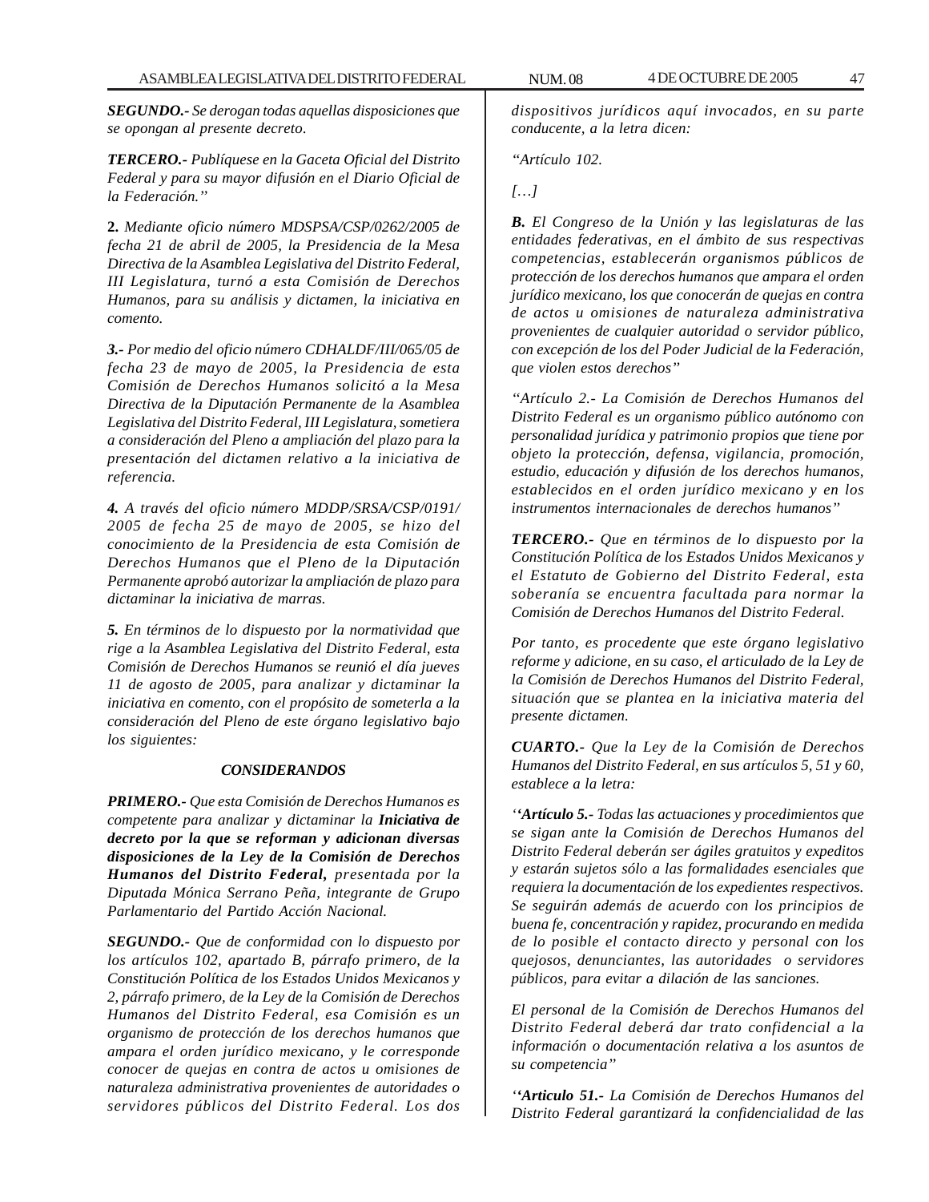***SEGUNDO.-*** *Se derogan todas aquellas disposiciones que se opongan al presente decreto.*

***TERCERO.-*** *Publíquese en la Gaceta Oficial del Distrito Federal y para su mayor difusión en el Diario Oficial de la Federación."*

**2.** *Mediante oficio número MDSPSA/CSP/0262/2005 de fecha 21 de abril de 2005, la Presidencia de la Mesa Directiva de la Asamblea Legislativa del Distrito Federal, III Legislatura, turnó a esta Comisión de Derechos Humanos, para su análisis y dictamen, la iniciativa en comento.*

***3.-*** *Por medio del oficio número CDHALDF/III/065/05 de fecha 23 de mayo de 2005, la Presidencia de esta Comisión de Derechos Humanos solicitó a la Mesa Directiva de la Diputación Permanente de la Asamblea Legislativa del Distrito Federal, III Legislatura, sometiera a consideración del Pleno a ampliación del plazo para la presentación del dictamen relativo a la iniciativa de referencia.*

***4.*** *A través del oficio número MDDP/SRSA/CSP/0191/2005 de fecha 25 de mayo de 2005, se hizo del conocimiento de la Presidencia de esta Comisión de Derechos Humanos que el Pleno de la Diputación Permanente aprobó autorizar la ampliación de plazo para dictaminar la iniciativa de marras.*

***5.*** *En términos de lo dispuesto por la normatividad que rige a la Asamblea Legislativa del Distrito Federal, esta Comisión de Derechos Humanos se reunió el día jueves 11 de agosto de 2005, para analizar y dictaminar la iniciativa en comento, con el propósito de someterla a la consideración del Pleno de este órgano legislativo bajo los siguientes:*

***CONSIDERANDOS***

***PRIMERO.-*** *Que esta Comisión de Derechos Humanos es competente para analizar y dictaminar la* ***Iniciativa de decreto por la que se reforman y adicionan diversas disposiciones de la Ley de la Comisión de Derechos Humanos del Distrito Federal,*** *presentada por la Diputada Mónica Serrano Peña, integrante de Grupo Parlamentario del Partido Acción Nacional.*

***SEGUNDO.-*** *Que de conformidad con lo dispuesto por los artículos 102, apartado B, párrafo primero, de la Constitución Política de los Estados Unidos Mexicanos y 2, párrafo primero, de la Ley de la Comisión de Derechos Humanos del Distrito Federal, esa Comisión es un organismo de protección de los derechos humanos que ampara el orden jurídico mexicano, y le corresponde conocer de quejas en contra de actos u omisiones de naturaleza administrativa provenientes de autoridades o servidores públicos del Distrito Federal. Los dos dispositivos jurídicos aquí invocados, en su parte conducente, a la letra dicen:*

*"Artículo 102.*

*[…]*

***B.*** *El Congreso de la Unión y las legislaturas de las entidades federativas, en el ámbito de sus respectivas competencias, establecerán organismos públicos de protección de los derechos humanos que ampara el orden jurídico mexicano, los que conocerán de quejas en contra de actos u omisiones de naturaleza administrativa provenientes de cualquier autoridad o servidor público, con excepción de los del Poder Judicial de la Federación, que violen estos derechos"*

*"Artículo 2.- La Comisión de Derechos Humanos del Distrito Federal es un organismo público autónomo con personalidad jurídica y patrimonio propios que tiene por objeto la protección, defensa, vigilancia, promoción, estudio, educación y difusión de los derechos humanos, establecidos en el orden jurídico mexicano y en los instrumentos internacionales de derechos humanos"*

***TERCERO.-*** *Que en términos de lo dispuesto por la Constitución Política de los Estados Unidos Mexicanos y el Estatuto de Gobierno del Distrito Federal, esta soberanía se encuentra facultada para normar la Comisión de Derechos Humanos del Distrito Federal.*

*Por tanto, es procedente que este órgano legislativo reforme y adicione, en su caso, el articulado de la Ley de la Comisión de Derechos Humanos del Distrito Federal, situación que se plantea en la iniciativa materia del presente dictamen.*

***CUARTO.-*** *Que la Ley de la Comisión de Derechos Humanos del Distrito Federal, en sus artículos 5, 51 y 60, establece a la letra:*

*''**Artículo 5.-** Todas las actuaciones y procedimientos que se sigan ante la Comisión de Derechos Humanos del Distrito Federal deberán ser ágiles gratuitos y expeditos y estarán sujetos sólo a las formalidades esenciales que requiera la documentación de los expedientes respectivos. Se seguirán además de acuerdo con los principios de buena fe, concentración y rapidez, procurando en medida de lo posible el contacto directo y personal con los quejosos, denunciantes, las autoridades  o servidores públicos, para evitar a dilación de las sanciones.*

*El personal de la Comisión de Derechos Humanos del Distrito Federal deberá dar trato confidencial a la información o documentación relativa a los asuntos de su competencia"*

*''**Articulo 51.-** La Comisión de Derechos Humanos del Distrito Federal garantizará la confidencialidad de las*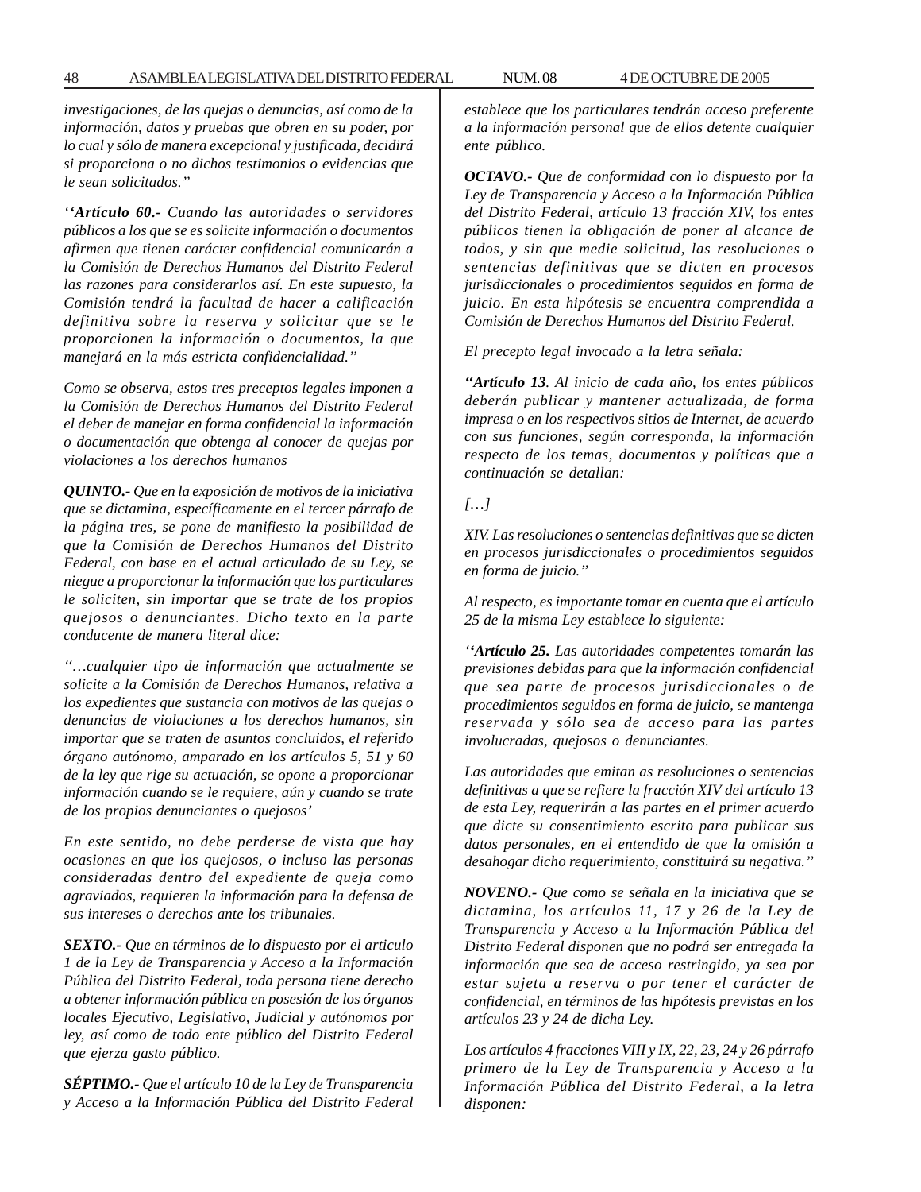*investigaciones, de las quejas o denuncias, así como de la información, datos y pruebas que obren en su poder, por lo cual y sólo de manera excepcional y justificada, decidirá si proporciona o no dichos testimonios o evidencias que le sean solicitados.”*

*‘‘**Artículo 60.-** Cuando las autoridades o servidores públicos a los que se es solicite información o documentos afirmen que tienen carácter confidencial comunicarán a la Comisión de Derechos Humanos del Distrito Federal las razones para considerarlos así. En este supuesto, la Comisión tendrá la facultad de hacer a calificación definitiva sobre la reserva y solicitar que se le proporcionen la información o documentos, la que manejará en la más estricta confidencialidad.”*

*Como se observa, estos tres preceptos legales imponen a la Comisión de Derechos Humanos del Distrito Federal el deber de manejar en forma confidencial la información o documentación que obtenga al conocer de quejas por violaciones a los derechos humanos*

***QUINTO.-** Que en la exposición de motivos de la iniciativa que se dictamina, específicamente en el tercer párrafo de la página tres, se pone de manifiesto la posibilidad de que la Comisión de Derechos Humanos del Distrito Federal, con base en el actual articulado de su Ley, se niegue a proporcionar la información que los particulares le soliciten, sin importar que se trate de los propios quejosos o denunciantes. Dicho texto en la parte conducente de manera literal dice:*

*“…cualquier tipo de información que actualmente se solicite a la Comisión de Derechos Humanos, relativa a los expedientes que sustancia con motivos de las quejas o denuncias de violaciones a los derechos humanos, sin importar que se traten de asuntos concluidos, el referido órgano autónomo, amparado en los artículos 5, 51 y 60 de la ley que rige su actuación, se opone a proporcionar información cuando se le requiere, aún y cuando se trate de los propios denunciantes o quejosos’*

*En este sentido, no debe perderse de vista que hay ocasiones en que los quejosos, o incluso las personas consideradas dentro del expediente de queja como agraviados, requieren la información para la defensa de sus intereses o derechos ante los tribunales.*

***SEXTO.-** Que en términos de lo dispuesto por el articulo 1 de la Ley de Transparencia y Acceso a la Información Pública del Distrito Federal, toda persona tiene derecho a obtener información pública en posesión de los órganos locales Ejecutivo, Legislativo, Judicial y autónomos por ley, así como de todo ente público del Distrito Federal que ejerza gasto público.*

***SÉPTIMO.-** Que el artículo 10 de la Ley de Transparencia y Acceso a la Información Pública del Distrito Federal establece que los particulares tendrán acceso preferente a la información personal que de ellos detente cualquier ente público.*

***OCTAVO.-** Que de conformidad con lo dispuesto por la Ley de Transparencia y Acceso a la Información Pública del Distrito Federal, artículo 13 fracción XIV, los entes públicos tienen la obligación de poner al alcance de todos, y sin que medie solicitud, las resoluciones o sentencias definitivas que se dicten en procesos jurisdiccionales o procedimientos seguidos en forma de juicio. En esta hipótesis se encuentra comprendida a Comisión de Derechos Humanos del Distrito Federal.*

*El precepto legal invocado a la letra señala:*

*“**Artículo 13**. Al inicio de cada año, los entes públicos deberán publicar y mantener actualizada, de forma impresa o en los respectivos sitios de Internet, de acuerdo con sus funciones, según corresponda, la información respecto de los temas, documentos y políticas que a continuación se detallan:*

*[…]*

*XIV. Las resoluciones o sentencias definitivas que se dicten en procesos jurisdiccionales o procedimientos seguidos en forma de juicio.”*

*Al respecto, es importante tomar en cuenta que el artículo 25 de la misma Ley establece lo siguiente:*

*‘‘**Artículo 25.** Las autoridades competentes tomarán las previsiones debidas para que la información confidencial que sea parte de procesos jurisdiccionales o de procedimientos seguidos en forma de juicio, se mantenga reservada y sólo sea de acceso para las partes involucradas, quejosos o denunciantes.*

*Las autoridades que emitan as resoluciones o sentencias definitivas a que se refiere la fracción XIV del artículo 13 de esta Ley, requerirán a las partes en el primer acuerdo que dicte su consentimiento escrito para publicar sus datos personales, en el entendido de que la omisión a desahogar dicho requerimiento, constituirá su negativa.”*

***NOVENO.-** Que como se señala en la iniciativa que se dictamina, los artículos 11, 17 y 26 de la Ley de Transparencia y Acceso a la Información Pública del Distrito Federal disponen que no podrá ser entregada la información que sea de acceso restringido, ya sea por estar sujeta a reserva o por tener el carácter de confidencial, en términos de las hipótesis previstas en los artículos 23 y 24 de dicha Ley.*

*Los artículos 4 fracciones VIII y IX, 22, 23, 24 y 26 párrafo primero de la Ley de Transparencia y Acceso a la Información Pública del Distrito Federal, a la letra disponen:*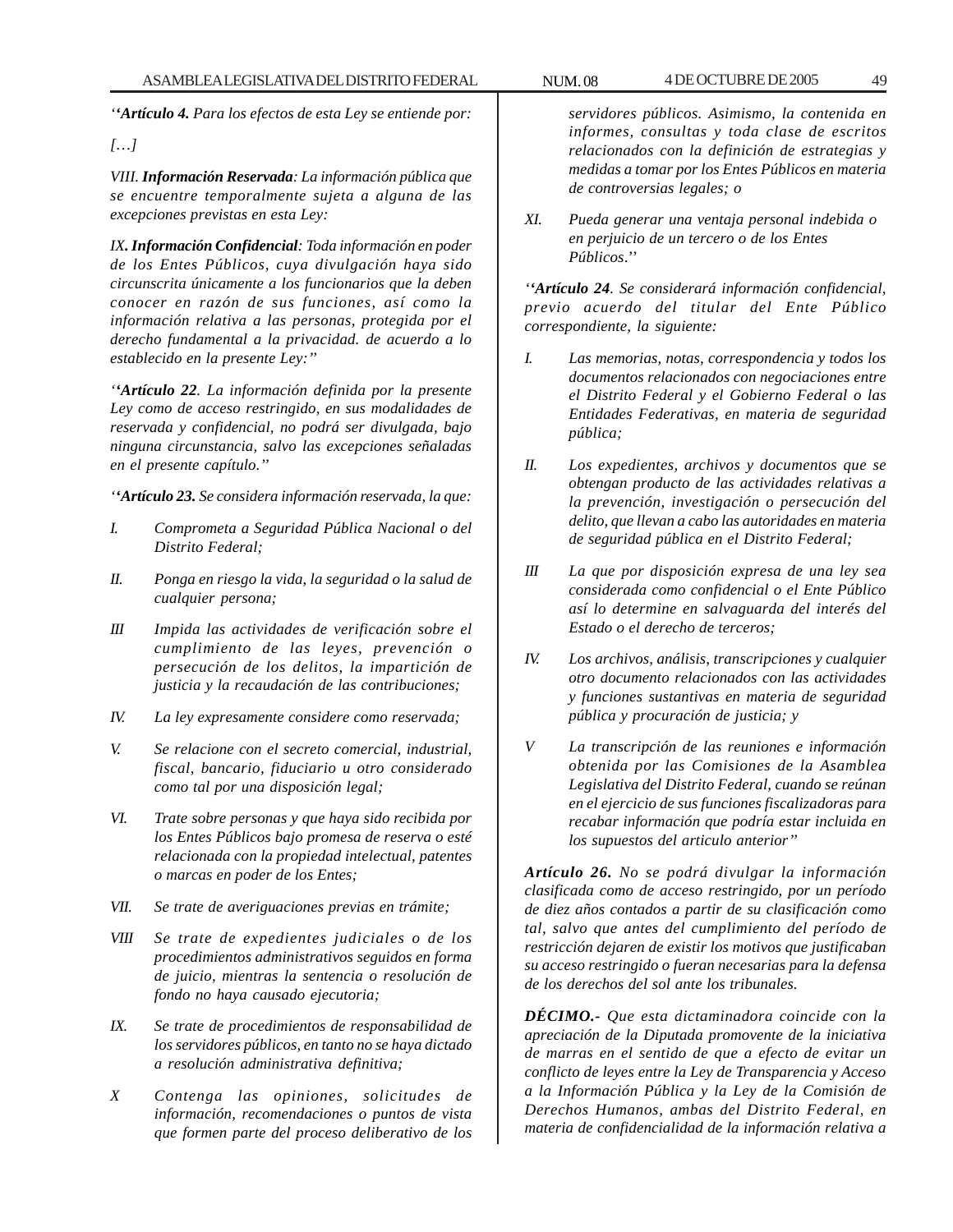*‘‘**Artículo 4.** Para los efectos de esta Ley se entiende por:*

*[…]*

*VIII. **Información Reservada**: La información pública que se encuentre temporalmente sujeta a alguna de las excepciones previstas en esta Ley:*

*IX**. Información Confidencial**: Toda información en poder de los Entes Públicos, cuya divulgación haya sido circunscrita únicamente a los funcionarios que la deben conocer en razón de sus funciones, así como la información relativa a las personas, protegida por el derecho fundamental a la privacidad. de acuerdo a lo establecido en la presente Ley:’’*

*‘‘**Artículo 22**. La información definida por la presente Ley como de acceso restringido, en sus modalidades de reservada y confidencial, no podrá ser divulgada, bajo ninguna circunstancia, salvo las excepciones señaladas en el presente capítulo.’’*

*‘‘**Artículo 23.** Se considera información reservada, la que:*

*I. Comprometa a Seguridad Pública Nacional o del Distrito Federal;*

*II. Ponga en riesgo la vida, la seguridad o la salud de cualquier persona;*

*III Impida las actividades de verificación sobre el cumplimiento de las leyes, prevención o persecución de los delitos, la impartición de justicia y la recaudación de las contribuciones;*

*IV. La ley expresamente considere como reservada;*

*V. Se relacione con el secreto comercial, industrial, fiscal, bancario, fiduciario u otro considerado como tal por una disposición legal;*

*VI. Trate sobre personas y que haya sido recibida por los Entes Públicos bajo promesa de reserva o esté relacionada con la propiedad intelectual, patentes o marcas en poder de los Entes;*

*VII. Se trate de averiguaciones previas en trámite;*

*VIII Se trate de expedientes judiciales o de los procedimientos administrativos seguidos en forma de juicio, mientras la sentencia o resolución de fondo no haya causado ejecutoria;*

*IX. Se trate de procedimientos de responsabilidad de los servidores públicos, en tanto no se haya dictado a resolución administrativa definitiva;*

*X Contenga las opiniones, solicitudes de información, recomendaciones o puntos de vista que formen parte del proceso deliberativo de los servidores públicos. Asimismo, la contenida en informes, consultas y toda clase de escritos relacionados con la definición de estrategias y medidas a tomar por los Entes Públicos en materia de controversias legales; o*

*XI. Pueda generar una ventaja personal indebida o en perjuicio de un tercero o de los Entes Públicos.’’*

*‘‘**Artículo 24**. Se considerará información confidencial, previo acuerdo del titular del Ente Público correspondiente, la siguiente:*

*I. Las memorias, notas, correspondencia y todos los documentos relacionados con negociaciones entre el Distrito Federal y el Gobierno Federal o las Entidades Federativas, en materia de seguridad pública;*

*II. Los expedientes, archivos y documentos que se obtengan producto de las actividades relativas a la prevención, investigación o persecución del delito, que llevan a cabo las autoridades en materia de seguridad pública en el Distrito Federal;*

*III La que por disposición expresa de una ley sea considerada como confidencial o el Ente Público así lo determine en salvaguarda del interés del Estado o el derecho de terceros;*

*IV. Los archivos, análisis, transcripciones y cualquier otro documento relacionados con las actividades y funciones sustantivas en materia de seguridad pública y procuración de justicia; y*

*V La transcripción de las reuniones e información obtenida por las Comisiones de la Asamblea Legislativa del Distrito Federal, cuando se reúnan en el ejercicio de sus funciones fiscalizadoras para recabar información que podría estar incluida en los supuestos del articulo anterior’’*

***Artículo 26.** No se podrá divulgar la información clasificada como de acceso restringido, por un período de diez años contados a partir de su clasificación como tal, salvo que antes del cumplimiento del período de restricción dejaren de existir los motivos que justificaban su acceso restringido o fueran necesarias para la defensa de los derechos del sol ante los tribunales.*

***DÉCIMO.-** Que esta dictaminadora coincide con la apreciación de la Diputada promovente de la iniciativa de marras en el sentido de que a efecto de evitar un conflicto de leyes entre la Ley de Transparencia y Acceso a la Información Pública y la Ley de la Comisión de Derechos Humanos, ambas del Distrito Federal, en materia de confidencialidad de la información relativa a*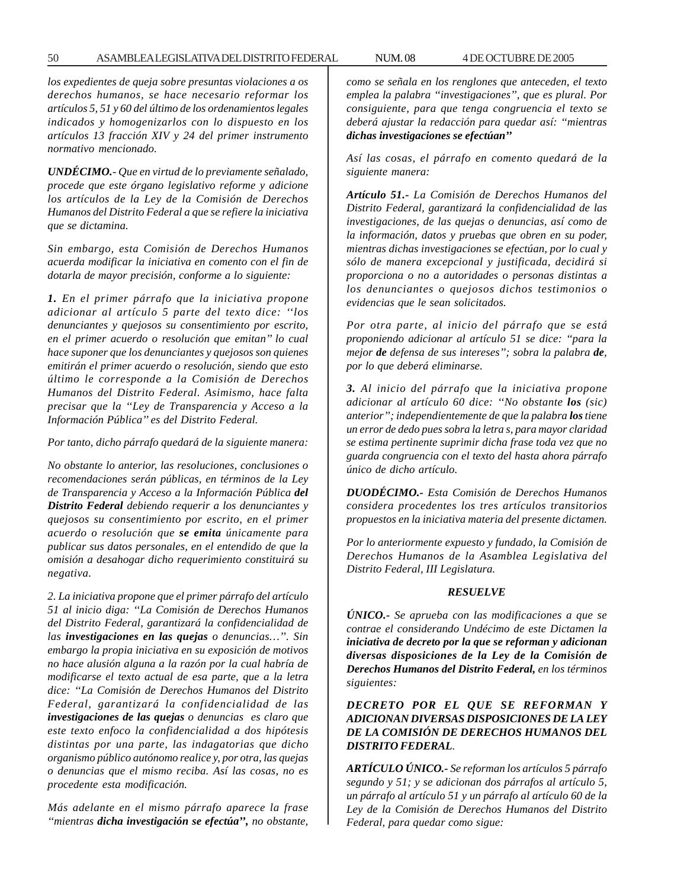*los expedientes de queja sobre presuntas violaciones a os derechos humanos, se hace necesario reformar los artículos 5, 51 y 60 del último de los ordenamientos legales indicados y homogenizarlos con lo dispuesto en los artículos 13 fracción XIV y 24 del primer instrumento normativo mencionado.*

***UNDÉCIMO.-*** *Que en virtud de lo previamente señalado, procede que este órgano legislativo reforme y adicione los artículos de la Ley de la Comisión de Derechos Humanos del Distrito Federal a que se refiere la iniciativa que se dictamina.*

*Sin embargo, esta Comisión de Derechos Humanos acuerda modificar la iniciativa en comento con el fin de dotarla de mayor precisión, conforme a lo siguiente:*

***1.*** *En el primer párrafo que la iniciativa propone adicionar al artículo 5 parte del texto dice: ''los denunciantes y quejosos su consentimiento por escrito, en el primer acuerdo o resolución que emitan'' lo cual hace suponer que los denunciantes y quejosos son quienes emitirán el primer acuerdo o resolución, siendo que esto último le corresponde a la Comisión de Derechos Humanos del Distrito Federal. Asimismo, hace falta precisar que la ''Ley de Transparencia y Acceso a la Información Pública'' es del Distrito Federal.*

*Por tanto, dicho párrafo quedará de la siguiente manera:*

*No obstante lo anterior, las resoluciones, conclusiones o recomendaciones serán públicas, en términos de la Ley de Transparencia y Acceso a la Información Pública* ***del Distrito Federal*** *debiendo requerir a los denunciantes y quejosos su consentimiento por escrito, en el primer acuerdo o resolución que* ***se emita*** *únicamente para publicar sus datos personales, en el entendido de que la omisión a desahogar dicho requerimiento constituirá su negativa.*

*2. La iniciativa propone que el primer párrafo del artículo 51 al inicio diga: ''La Comisión de Derechos Humanos del Distrito Federal, garantizará la confidencialidad de las* ***investigaciones en las quejas*** *o denuncias…''. Sin embargo la propia iniciativa en su exposición de motivos no hace alusión alguna a la razón por la cual habría de modificarse el texto actual de esa parte, que a la letra dice: ''La Comisión de Derechos Humanos del Distrito Federal, garantizará la confidencialidad de las* ***investigaciones de las quejas*** *o denuncias es claro que este texto enfoco la confidencialidad a dos hipótesis distintas por una parte, las indagatorias que dicho organismo público autónomo realice y, por otra, las quejas o denuncias que el mismo reciba. Así las cosas, no es procedente esta modificación.*

*Más adelante en el mismo párrafo aparece la frase ''mientras* ***dicha investigación se efectúa'',*** *no obstante, como se señala en los renglones que anteceden, el texto emplea la palabra ''investigaciones'', que es plural. Por consiguiente, para que tenga congruencia el texto se deberá ajustar la redacción para quedar así: ''mientras* ***dichas investigaciones se efectúan''***

*Así las cosas, el párrafo en comento quedará de la siguiente manera:*

***Artículo 51.-*** *La Comisión de Derechos Humanos del Distrito Federal, garantizará la confidencialidad de las investigaciones, de las quejas o denuncias, así como de la información, datos y pruebas que obren en su poder, mientras dichas investigaciones se efectúan, por lo cual y sólo de manera excepcional y justificada, decidirá si proporciona o no a autoridades o personas distintas a los denunciantes o quejosos dichos testimonios o evidencias que le sean solicitados.*

*Por otra parte, al inicio del párrafo que se está proponiendo adicionar al artículo 51 se dice: ''para la mejor* ***de*** *defensa de sus intereses''; sobra la palabra* ***de****, por lo que deberá eliminarse.*

***3.*** *Al inicio del párrafo que la iniciativa propone adicionar al artículo 60 dice: ''No obstante* ***los*** *(sic) anterior''; independientemente de que la palabra* ***los*** *tiene un error de dedo pues sobra la letra s, para mayor claridad se estima pertinente suprimir dicha frase toda vez que no guarda congruencia con el texto del hasta ahora párrafo único de dicho artículo.*

***DUODÉCIMO.-*** *Esta Comisión de Derechos Humanos considera procedentes los tres artículos transitorios propuestos en la iniciativa materia del presente dictamen.*

*Por lo anteriormente expuesto y fundado, la Comisión de Derechos Humanos de la Asamblea Legislativa del Distrito Federal, III Legislatura.*

***RESUELVE***

***ÚNICO.-*** *Se aprueba con las modificaciones a que se contrae el considerando Undécimo de este Dictamen la* ***iniciativa de decreto por la que se reforman y adicionan diversas disposiciones de la Ley de la Comisión de Derechos Humanos del Distrito Federal,*** *en los términos siguientes:*

***DECRETO POR EL QUE SE REFORMAN Y ADICIONAN DIVERSAS DISPOSICIONES DE LA LEY DE LA COMISIÓN DE DERECHOS HUMANOS DEL DISTRITO FEDERAL.***

***ARTÍCULO ÚNICO.-*** *Se reforman los artículos 5 párrafo segundo y 51; y se adicionan dos párrafos al artículo 5, un párrafo al artículo 51 y un párrafo al artículo 60 de la Ley de la Comisión de Derechos Humanos del Distrito Federal, para quedar como sigue:*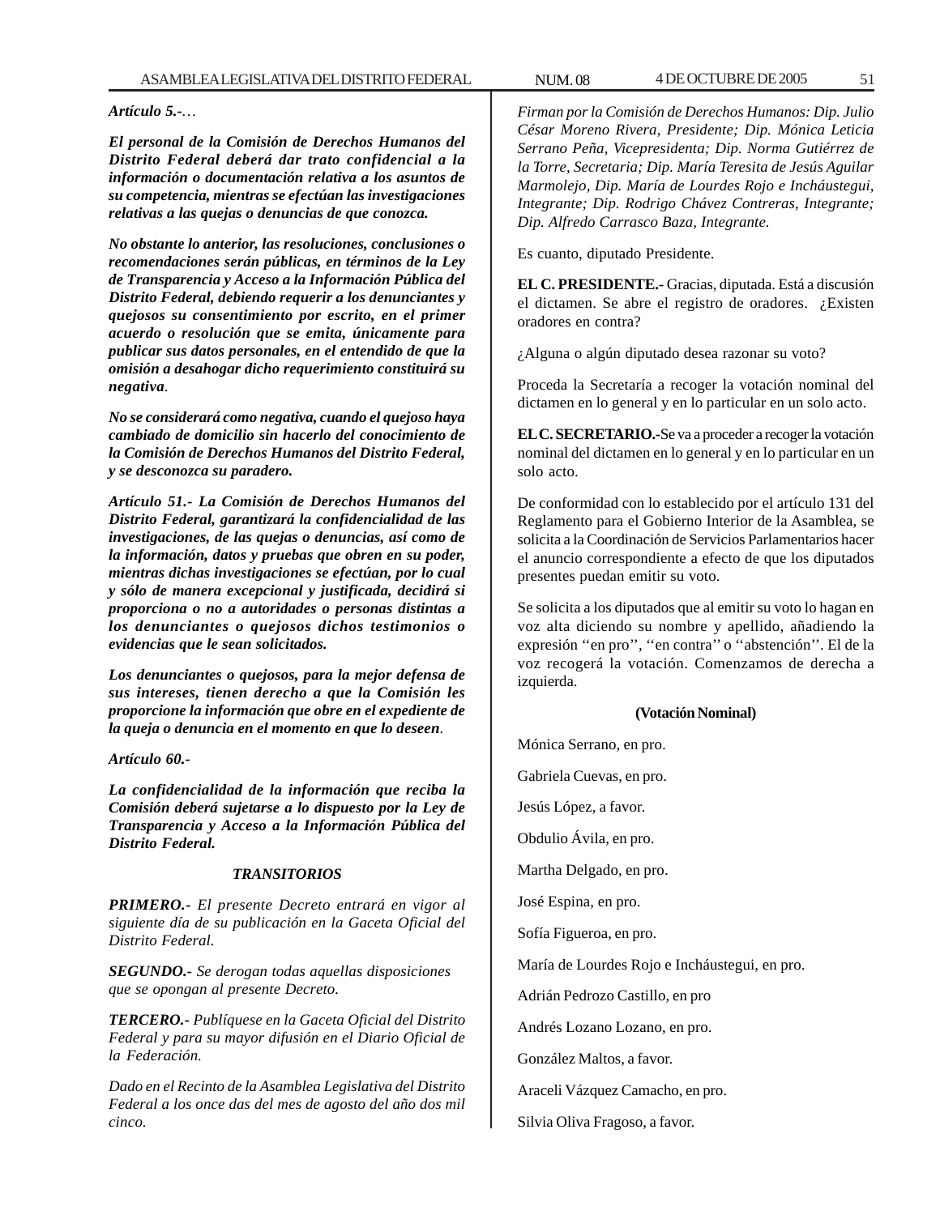*Artículo 5.-…*

***El personal de la Comisión de Derechos Humanos del Distrito Federal deberá dar trato confidencial a la información o documentación relativa a los asuntos de su competencia, mientras se efectúan las investigaciones relativas a las quejas o denuncias de que conozca.***

***No obstante lo anterior, las resoluciones, conclusiones o recomendaciones serán públicas, en términos de la Ley de Transparencia y Acceso a la Información Pública del Distrito Federal, debiendo requerir a los denunciantes y quejosos su consentimiento por escrito, en el primer acuerdo o resolución que se emita, únicamente para publicar sus datos personales, en el entendido de que la omisión a desahogar dicho requerimiento constituirá su negativa****.*

***No se considerará como negativa, cuando el quejoso haya cambiado de domicilio sin hacerlo del conocimiento de la Comisión de Derechos Humanos del Distrito Federal, y se desconozca su paradero.***

***Artículo 51.- La Comisión de Derechos Humanos del Distrito Federal, garantizará la confidencialidad de las investigaciones, de las quejas o denuncias, así como de la información, datos y pruebas que obren en su poder, mientras dichas investigaciones se efectúan, por lo cual y sólo de manera excepcional y justificada, decidirá si proporciona o no a autoridades o personas distintas a los denunciantes o quejosos dichos testimonios o evidencias que le sean solicitados.***

***Los denunciantes o quejosos, para la mejor defensa de sus intereses, tienen derecho a que la Comisión les proporcione la información que obre en el expediente de la queja o denuncia en el momento en que lo deseen****.*

*Artículo 60.-*

***La confidencialidad de la información que reciba la Comisión deberá sujetarse a lo dispuesto por la Ley de Transparencia y Acceso a la Información Pública del Distrito Federal.***

***TRANSITORIOS***

***PRIMERO.-** El presente Decreto entrará en vigor al siguiente día de su publicación en la Gaceta Oficial del Distrito Federal.*

***SEGUNDO.-** Se derogan todas aquellas disposiciones que se opongan al presente Decreto.*

***TERCERO.-** Publíquese en la Gaceta Oficial del Distrito Federal y para su mayor difusión en el Diario Oficial de la Federación.*

*Dado en el Recinto de la Asamblea Legislativa del Distrito Federal a los once das del mes de agosto del año dos mil cinco.*

*Firman por la Comisión de Derechos Humanos: Dip. Julio César Moreno Rivera, Presidente; Dip. Mónica Leticia Serrano Peña, Vicepresidenta; Dip. Norma Gutiérrez de la Torre, Secretaria; Dip. María Teresita de Jesús Aguilar Marmolejo, Dip. María de Lourdes Rojo e Incháustegui, Integrante; Dip. Rodrigo Chávez Contreras, Integrante; Dip. Alfredo Carrasco Baza, Integrante.*

Es cuanto, diputado Presidente.

**EL C. PRESIDENTE.-** Gracias, diputada. Está a discusión el dictamen. Se abre el registro de oradores. ¿Existen oradores en contra?

¿Alguna o algún diputado desea razonar su voto?

Proceda la Secretaría a recoger la votación nominal del dictamen en lo general y en lo particular en un solo acto.

**EL C. SECRETARIO.-**Se va a proceder a recoger la votación nominal del dictamen en lo general y en lo particular en un solo acto.

De conformidad con lo establecido por el artículo 131 del Reglamento para el Gobierno Interior de la Asamblea, se solicita a la Coordinación de Servicios Parlamentarios hacer el anuncio correspondiente a efecto de que los diputados presentes puedan emitir su voto.

Se solicita a los diputados que al emitir su voto lo hagan en voz alta diciendo su nombre y apellido, añadiendo la expresión ''en pro'', ''en contra'' o ''abstención''. El de la voz recogerá la votación. Comenzamos de derecha a izquierda.

**(Votación Nominal)**

Mónica Serrano, en pro.

Gabriela Cuevas, en pro.

Jesús López, a favor.

Obdulio Ávila, en pro.

Martha Delgado, en pro.

José Espina, en pro.

Sofía Figueroa, en pro.

María de Lourdes Rojo e Incháustegui, en pro.

Adrián Pedrozo Castillo, en pro

Andrés Lozano Lozano, en pro.

González Maltos, a favor.

Araceli Vázquez Camacho, en pro.

Silvia Oliva Fragoso, a favor.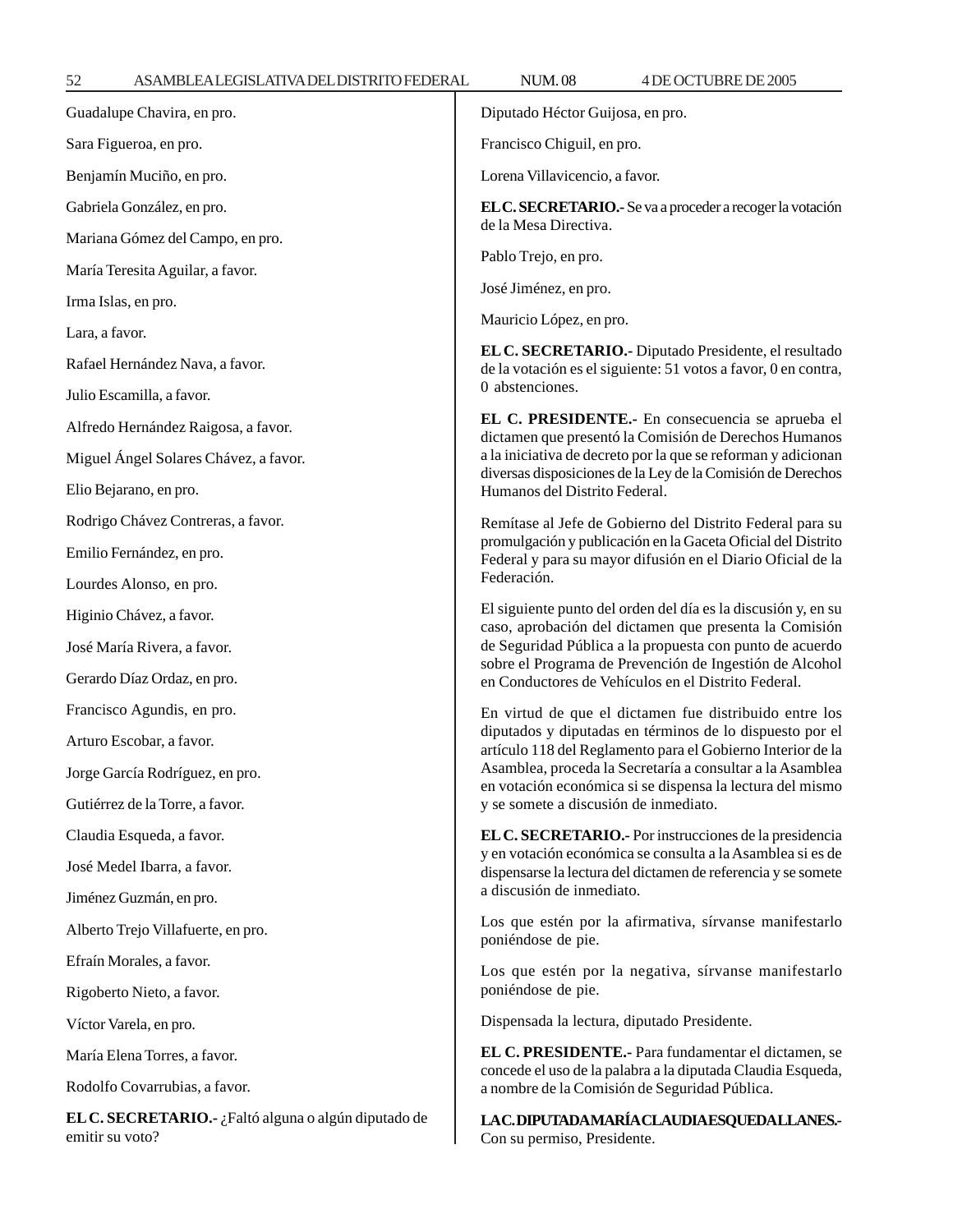Guadalupe Chavira, en pro.

Sara Figueroa, en pro.

Benjamín Muciño, en pro.

Gabriela González, en pro.

Mariana Gómez del Campo, en pro.

María Teresita Aguilar, a favor.

Irma Islas, en pro.

Lara, a favor.

Rafael Hernández Nava, a favor.

Julio Escamilla, a favor.

Alfredo Hernández Raigosa, a favor.

Miguel Ángel Solares Chávez, a favor.

Elio Bejarano, en pro.

Rodrigo Chávez Contreras, a favor.

Emilio Fernández, en pro.

Lourdes Alonso, en pro.

Higinio Chávez, a favor.

José María Rivera, a favor.

Gerardo Díaz Ordaz, en pro.

Francisco Agundis, en pro.

Arturo Escobar, a favor.

Jorge García Rodríguez, en pro.

Gutiérrez de la Torre, a favor.

Claudia Esqueda, a favor.

José Medel Ibarra, a favor.

Jiménez Guzmán, en pro.

Alberto Trejo Villafuerte, en pro.

Efraín Morales, a favor.

Rigoberto Nieto, a favor.

Víctor Varela, en pro.

María Elena Torres, a favor.

Rodolfo Covarrubias, a favor.

**EL C. SECRETARIO.-** ¿Faltó alguna o algún diputado de emitir su voto?

Diputado Héctor Guijosa, en pro.

Francisco Chiguil, en pro.

Lorena Villavicencio, a favor.

**EL C. SECRETARIO.-** Se va a proceder a recoger la votación de la Mesa Directiva.

Pablo Trejo, en pro.

José Jiménez, en pro.

Mauricio López, en pro.

**EL C. SECRETARIO.-** Diputado Presidente, el resultado de la votación es el siguiente: 51 votos a favor, 0 en contra, 0 abstenciones.

**EL C. PRESIDENTE.-** En consecuencia se aprueba el dictamen que presentó la Comisión de Derechos Humanos a la iniciativa de decreto por la que se reforman y adicionan diversas disposiciones de la Ley de la Comisión de Derechos Humanos del Distrito Federal.

Remítase al Jefe de Gobierno del Distrito Federal para su promulgación y publicación en la Gaceta Oficial del Distrito Federal y para su mayor difusión en el Diario Oficial de la Federación.

El siguiente punto del orden del día es la discusión y, en su caso, aprobación del dictamen que presenta la Comisión de Seguridad Pública a la propuesta con punto de acuerdo sobre el Programa de Prevención de Ingestión de Alcohol en Conductores de Vehículos en el Distrito Federal.

En virtud de que el dictamen fue distribuido entre los diputados y diputadas en términos de lo dispuesto por el artículo 118 del Reglamento para el Gobierno Interior de la Asamblea, proceda la Secretaría a consultar a la Asamblea en votación económica si se dispensa la lectura del mismo y se somete a discusión de inmediato.

**EL C. SECRETARIO.-** Por instrucciones de la presidencia y en votación económica se consulta a la Asamblea si es de dispensarse la lectura del dictamen de referencia y se somete a discusión de inmediato.

Los que estén por la afirmativa, sírvanse manifestarlo poniéndose de pie.

Los que estén por la negativa, sírvanse manifestarlo poniéndose de pie.

Dispensada la lectura, diputado Presidente.

**EL C. PRESIDENTE.-** Para fundamentar el dictamen, se concede el uso de la palabra a la diputada Claudia Esqueda, a nombre de la Comisión de Seguridad Pública.

**LA C. DIPUTADA MARÍA CLAUDIA ESQUEDA LLANES.-** Con su permiso, Presidente.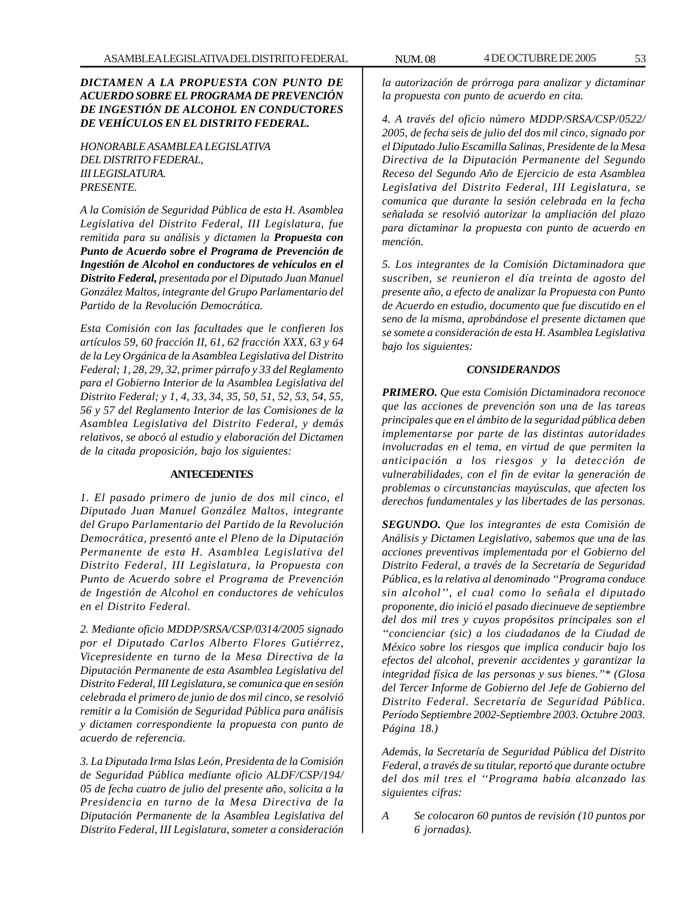***DICTAMEN A LA PROPUESTA CON PUNTO DE ACUERDO SOBRE EL PROGRAMA DE PREVENCIÓN DE INGESTIÓN DE ALCOHOL EN CONDUCTORES DE VEHÍCULOS EN EL DISTRITO FEDERAL.***

*HONORABLE ASAMBLEA LEGISLATIVA*
*DEL DISTRITO FEDERAL,*
*III LEGISLATURA.*
*PRESENTE.*

*A la Comisión de Seguridad Pública de esta H. Asamblea Legislativa del Distrito Federal, III Legislatura, fue remitida para su análisis y dictamen la **Propuesta con Punto de Acuerdo sobre el Programa de Prevención de Ingestión de Alcohol en conductores de vehículos en el Distrito Federal,** presentada por el Diputado Juan Manuel González Maltos, integrante del Grupo Parlamentario del Partido de la Revolución Democrática.*

*Esta Comisión con las facultades que le confieren los artículos 59, 60 fracción II, 61, 62 fracción XXX, 63 y 64 de la Ley Orgánica de la Asamblea Legislativa del Distrito Federal; 1, 28, 29, 32, primer párrafo y 33 del Reglamento para el Gobierno Interior de la Asamblea Legislativa del Distrito Federal; y 1, 4, 33, 34, 35, 50, 51, 52, 53, 54, 55, 56 y 57 del Reglamento Interior de las Comisiones de la Asamblea Legislativa del Distrito Federal, y demás relativos, se abocó al estudio y elaboración del Dictamen de la citada proposición, bajo los siguientes:*

**ANTECEDENTES**

*1. El pasado primero de junio de dos mil cinco, el Diputado Juan Manuel González Maltos, integrante del Grupo Parlamentario del Partido de la Revolución Democrática, presentó ante el Pleno de la Diputación Permanente de esta H. Asamblea Legislativa del Distrito Federal, III Legislatura, la Propuesta con Punto de Acuerdo sobre el Programa de Prevención de Ingestión de Alcohol en conductores de vehículos en el Distrito Federal.*

*2. Mediante oficio MDDP/SRSA/CSP/0314/2005 signado por el Diputado Carlos Alberto Flores Gutiérrez, Vicepresidente en turno de la Mesa Directiva de la Diputación Permanente de esta Asamblea Legislativa del Distrito Federal, III Legislatura, se comunica que en sesión celebrada el primero de junio de dos mil cinco, se resolvió remitir a la Comisión de Seguridad Pública para análisis y dictamen correspondiente la propuesta con punto de acuerdo de referencia.*

*3. La Diputada Irma Islas León, Presidenta de la Comisión de Seguridad Pública mediante oficio ALDF/CSP/194/05 de fecha cuatro de julio del presente año, solicita a la Presidencia en turno de la Mesa Directiva de la Diputación Permanente de la Asamblea Legislativa del Distrito Federal, III Legislatura, someter a consideración la autorización de prórroga para analizar y dictaminar la propuesta con punto de acuerdo en cita.*

*4. A través del oficio número MDDP/SRSA/CSP/0522/2005, de fecha seis de julio del dos mil cinco, signado por el Diputado Julio Escamilla Salinas, Presidente de la Mesa Directiva de la Diputación Permanente del Segundo Receso del Segundo Año de Ejercicio de esta Asamblea Legislativa del Distrito Federal, III Legislatura, se comunica que durante la sesión celebrada en la fecha señalada se resolvió autorizar la ampliación del plazo para dictaminar la propuesta con punto de acuerdo en mención.*

*5. Los integrantes de la Comisión Dictaminadora que suscriben, se reunieron el día treinta de agosto del presente año, a efecto de analizar la Propuesta con Punto de Acuerdo en estudio, documento que fue discutido en el seno de la misma, aprobándose el presente dictamen que se somete a consideración de esta H. Asamblea Legislativa bajo los siguientes:*

***CONSIDERANDOS***

***PRIMERO.*** *Que esta Comisión Dictaminadora reconoce que las acciones de prevención son una de las tareas principales que en el ámbito de la seguridad pública deben implementarse por parte de las distintas autoridades involucradas en el tema, en virtud de que permiten la anticipación a los riesgos y la detección de vulnerabilidades, con el fin de evitar la generación de problemas o circunstancias mayúsculas, que afecten los derechos fundamentales y las libertades de las personas.*

***SEGUNDO.*** *Que los integrantes de esta Comisión de Análisis y Dictamen Legislativo, sabemos que una de las acciones preventivas implementada por el Gobierno del Distrito Federal, a través de la Secretaría de Seguridad Pública, es la relativa al denominado ''Programa conduce sin alcohol'', el cual como lo señala el diputado proponente, dio inició el pasado diecinueve de septiembre del dos mil tres y cuyos propósitos principales son el ''concienciar (sic) a los ciudadanos de la Ciudad de México sobre los riesgos que implica conducir bajo los efectos del alcohol, prevenir accidentes y garantizar la integridad física de las personas y sus bienes.''\* (Glosa del Tercer Informe de Gobierno del Jefe de Gobierno del Distrito Federal. Secretaría de Seguridad Pública. Período Septiembre 2002-Septiembre 2003. Octubre 2003. Página 18.)*

*Además, la Secretaría de Seguridad Pública del Distrito Federal, a través de su titular, reportó que durante octubre del dos mil tres el ''Programa había alcanzado las siguientes cifras:*

*A Se colocaron 60 puntos de revisión (10 puntos por 6 jornadas).*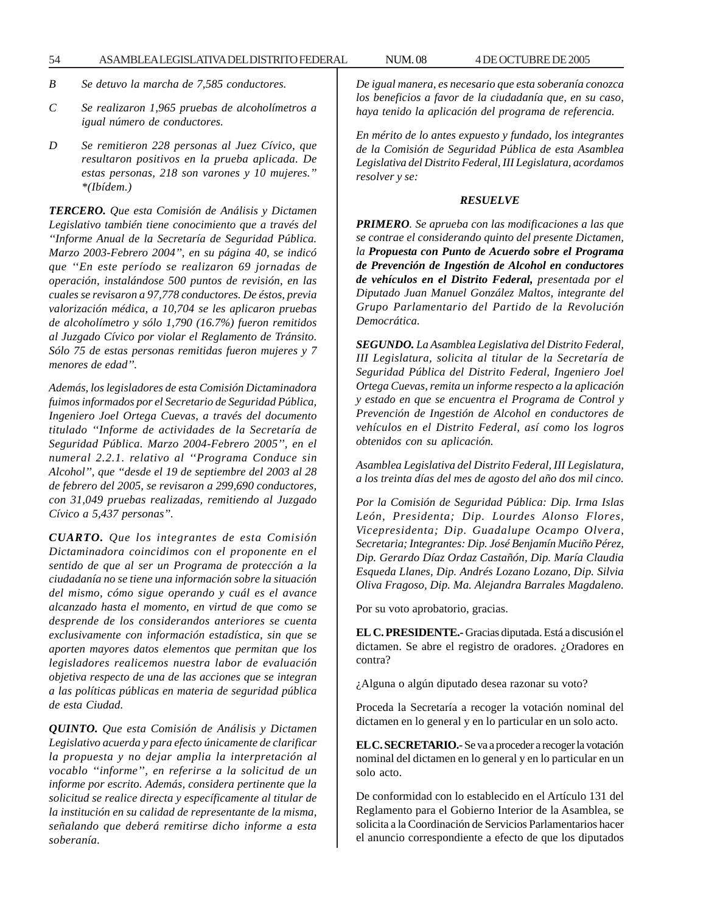*B* *Se detuvo la marcha de 7,585 conductores.*

*C* *Se realizaron 1,965 pruebas de alcoholímetros a igual número de conductores.*

*D* *Se remitieron 228 personas al Juez Cívico, que resultaron positivos en la prueba aplicada. De estas personas, 218 son varones y 10 mujeres." *(Ibídem.)*

***TERCERO.*** *Que esta Comisión de Análisis y Dictamen Legislativo también tiene conocimiento que a través del ''Informe Anual de la Secretaría de Seguridad Pública. Marzo 2003-Febrero 2004", en su página 40, se indicó que ''En este período se realizaron 69 jornadas de operación, instalándose 500 puntos de revisión, en las cuales se revisaron a 97,778 conductores. De éstos, previa valorización médica, a 10,704 se les aplicaron pruebas de alcoholímetro y sólo 1,790 (16.7%) fueron remitidos al Juzgado Cívico por violar el Reglamento de Tránsito. Sólo 75 de estas personas remitidas fueron mujeres y 7 menores de edad".*

*Además, los legisladores de esta Comisión Dictaminadora fuimos informados por el Secretario de Seguridad Pública, Ingeniero Joel Ortega Cuevas, a través del documento titulado ''Informe de actividades de la Secretaría de Seguridad Pública. Marzo 2004-Febrero 2005'', en el numeral 2.2.1. relativo al ''Programa Conduce sin Alcohol", que "desde el 19 de septiembre del 2003 al 28 de febrero del 2005, se revisaron a 299,690 conductores, con 31,049 pruebas realizadas, remitiendo al Juzgado Cívico a 5,437 personas".*

***CUARTO.*** *Que los integrantes de esta Comisión Dictaminadora coincidimos con el proponente en el sentido de que al ser un Programa de protección a la ciudadanía no se tiene una información sobre la situación del mismo, cómo sigue operando y cuál es el avance alcanzado hasta el momento, en virtud de que como se desprende de los considerandos anteriores se cuenta exclusivamente con información estadística, sin que se aporten mayores datos elementos que permitan que los legisladores realicemos nuestra labor de evaluación objetiva respecto de una de las acciones que se integran a las políticas públicas en materia de seguridad pública de esta Ciudad.*

***QUINTO.*** *Que esta Comisión de Análisis y Dictamen Legislativo acuerda y para efecto únicamente de clarificar la propuesta y no dejar amplia la interpretación al vocablo ''informe'', en referirse a la solicitud de un informe por escrito. Además, considera pertinente que la solicitud se realice directa y específicamente al titular de la institución en su calidad de representante de la misma, señalando que deberá remitirse dicho informe a esta soberanía.*

*De igual manera, es necesario que esta soberanía conozca los beneficios a favor de la ciudadanía que, en su caso, haya tenido la aplicación del programa de referencia.*

*En mérito de lo antes expuesto y fundado, los integrantes de la Comisión de Seguridad Pública de esta Asamblea Legislativa del Distrito Federal, III Legislatura, acordamos resolver y se:*

***RESUELVE***

***PRIMERO****. Se aprueba con las modificaciones a las que se contrae el considerando quinto del presente Dictamen, la* ***Propuesta con Punto de Acuerdo sobre el Programa de Prevención de Ingestión de Alcohol en conductores de vehículos en el Distrito Federal,*** *presentada por el Diputado Juan Manuel González Maltos, integrante del Grupo Parlamentario del Partido de la Revolución Democrática.*

***SEGUNDO.*** *La Asamblea Legislativa del Distrito Federal, III Legislatura, solicita al titular de la Secretaría de Seguridad Pública del Distrito Federal, Ingeniero Joel Ortega Cuevas, remita un informe respecto a la aplicación y estado en que se encuentra el Programa de Control y Prevención de Ingestión de Alcohol en conductores de vehículos en el Distrito Federal, así como los logros obtenidos con su aplicación.*

*Asamblea Legislativa del Distrito Federal, III Legislatura, a los treinta días del mes de agosto del año dos mil cinco.*

*Por la Comisión de Seguridad Pública: Dip. Irma Islas León, Presidenta; Dip. Lourdes Alonso Flores, Vicepresidenta; Dip. Guadalupe Ocampo Olvera, Secretaria; Integrantes: Dip. José Benjamín Muciño Pérez, Dip. Gerardo Díaz Ordaz Castañón, Dip. María Claudia Esqueda Llanes, Dip. Andrés Lozano Lozano, Dip. Silvia Oliva Fragoso, Dip. Ma. Alejandra Barrales Magdaleno.*

Por su voto aprobatorio, gracias.

**EL C. PRESIDENTE.-** Gracias diputada. Está a discusión el dictamen. Se abre el registro de oradores. ¿Oradores en contra?

¿Alguna o algún diputado desea razonar su voto?

Proceda la Secretaría a recoger la votación nominal del dictamen en lo general y en lo particular en un solo acto.

**EL C. SECRETARIO.-** Se va a proceder a recoger la votación nominal del dictamen en lo general y en lo particular en un solo acto.

De conformidad con lo establecido en el Artículo 131 del Reglamento para el Gobierno Interior de la Asamblea, se solicita a la Coordinación de Servicios Parlamentarios hacer el anuncio correspondiente a efecto de que los diputados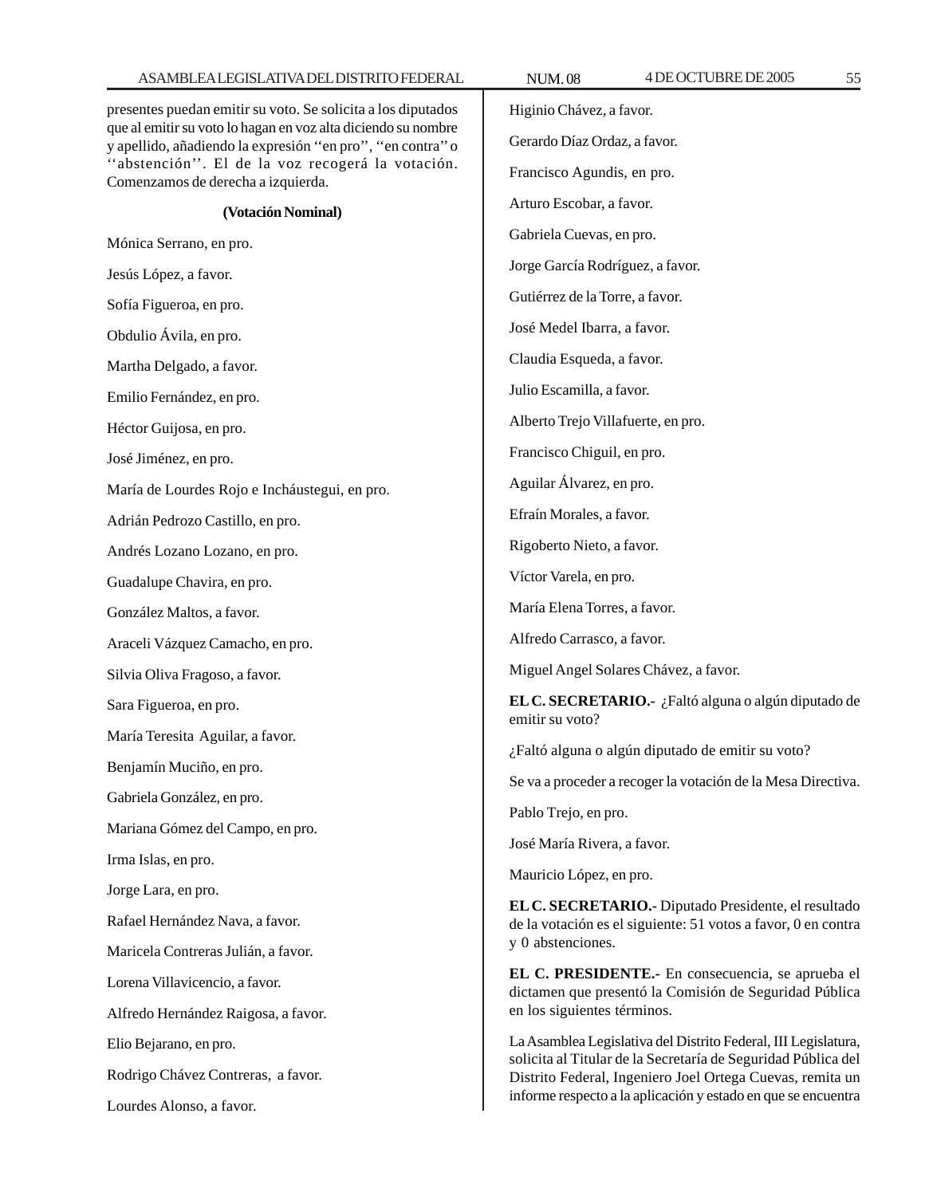presentes puedan emitir su voto. Se solicita a los diputados que al emitir su voto lo hagan en voz alta diciendo su nombre y apellido, añadiendo la expresión ''en pro'', ''en contra'' o ''abstención''. El de la voz recogerá la votación. Comenzamos de derecha a izquierda.

**(Votación Nominal)**

Mónica Serrano, en pro.

Jesús López, a favor.

Sofía Figueroa, en pro.

Obdulio Ávila, en pro.

Martha Delgado, a favor.

Emilio Fernández, en pro.

Héctor Guijosa, en pro.

José Jiménez, en pro.

María de Lourdes Rojo e Incháustegui, en pro.

Adrián Pedrozo Castillo, en pro.

Andrés Lozano Lozano, en pro.

Guadalupe Chavira, en pro.

González Maltos, a favor.

Araceli Vázquez Camacho, en pro.

Silvia Oliva Fragoso, a favor.

Sara Figueroa, en pro.

María Teresita Aguilar, a favor.

Benjamín Muciño, en pro.

Gabriela González, en pro.

Mariana Gómez del Campo, en pro.

Irma Islas, en pro.

Jorge Lara, en pro.

Rafael Hernández Nava, a favor.

Maricela Contreras Julián, a favor.

Lorena Villavicencio, a favor.

Alfredo Hernández Raigosa, a favor.

Elio Bejarano, en pro.

Rodrigo Chávez Contreras, a favor.

Lourdes Alonso, a favor.

Higinio Chávez, a favor.

Gerardo Díaz Ordaz, a favor.

Francisco Agundis, en pro.

Arturo Escobar, a favor.

Gabriela Cuevas, en pro.

Jorge García Rodríguez, a favor.

Gutiérrez de la Torre, a favor.

José Medel Ibarra, a favor.

Claudia Esqueda, a favor.

Julio Escamilla, a favor.

Alberto Trejo Villafuerte, en pro.

Francisco Chiguil, en pro.

Aguilar Álvarez, en pro.

Efraín Morales, a favor.

Rigoberto Nieto, a favor.

Víctor Varela, en pro.

María Elena Torres, a favor.

Alfredo Carrasco, a favor.

Miguel Angel Solares Chávez, a favor.

**EL C. SECRETARIO.-** ¿Faltó alguna o algún diputado de emitir su voto?

¿Faltó alguna o algún diputado de emitir su voto?

Se va a proceder a recoger la votación de la Mesa Directiva.

Pablo Trejo, en pro.

José María Rivera, a favor.

Mauricio López, en pro.

**EL C. SECRETARIO.-** Diputado Presidente, el resultado de la votación es el siguiente: 51 votos a favor, 0 en contra y 0 abstenciones.

**EL C. PRESIDENTE.-** En consecuencia, se aprueba el dictamen que presentó la Comisión de Seguridad Pública en los siguientes términos.

La Asamblea Legislativa del Distrito Federal, III Legislatura, solicita al Titular de la Secretaría de Seguridad Pública del Distrito Federal, Ingeniero Joel Ortega Cuevas, remita un informe respecto a la aplicación y estado en que se encuentra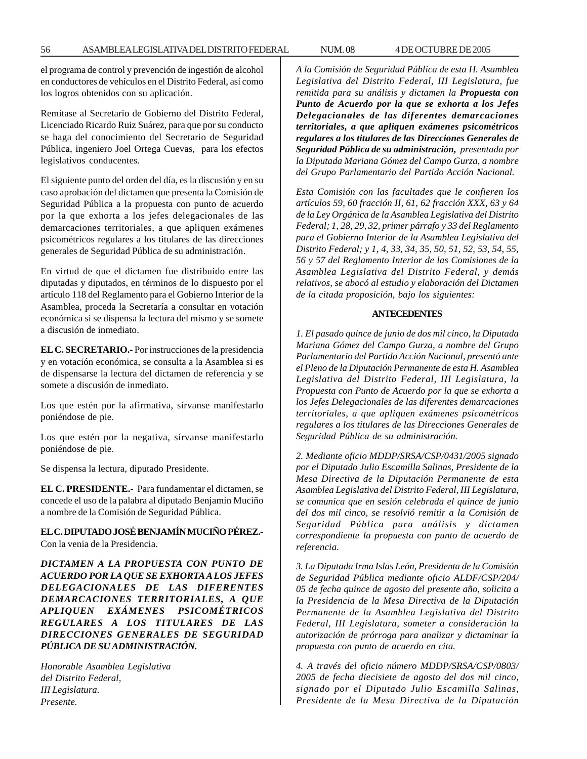el programa de control y prevención de ingestión de alcohol en conductores de vehículos en el Distrito Federal, así como los logros obtenidos con su aplicación.

Remítase al Secretario de Gobierno del Distrito Federal, Licenciado Ricardo Ruiz Suárez, para que por su conducto se haga del conocimiento del Secretario de Seguridad Pública, ingeniero Joel Ortega Cuevas, para los efectos legislativos conducentes.

El siguiente punto del orden del día, es la discusión y en su caso aprobación del dictamen que presenta la Comisión de Seguridad Pública a la propuesta con punto de acuerdo por la que se exhorta a los jefes delegacionales de las demarcaciones territoriales, a que apliquen exámenes psicométricos regulares a los titulares de las direcciones generales de Seguridad Pública de su administración.

En virtud de que el dictamen fue distribuido entre las diputadas y diputados, en términos de lo dispuesto por el artículo 118 del Reglamento para el Gobierno Interior de la Asamblea, proceda la Secretaría a consultar en votación económica si se dispensa la lectura del mismo y se somete a discusión de inmediato.

**EL C. SECRETARIO.-** Por instrucciones de la presidencia y en votación económica, se consulta a la Asamblea si es de dispensarse la lectura del dictamen de referencia y se somete a discusión de inmediato.

Los que estén por la afirmativa, sírvanse manifestarlo poniéndose de pie.

Los que estén por la negativa, sírvanse manifestarlo poniéndose de pie.

Se dispensa la lectura, diputado Presidente.

**EL C. PRESIDENTE.-** Para fundamentar el dictamen, se concede el uso de la palabra al diputado Benjamín Muciño a nombre de la Comisión de Seguridad Pública.

**EL C. DIPUTADO JOSÉ BENJAMÍN MUCIÑO PÉREZ.-** Con la venia de la Presidencia.

***DICTAMEN A LA PROPUESTA CON PUNTO DE ACUERDO POR LA QUE SE EXHORTA A LOS JEFES DELEGACIONALES DE LAS DIFERENTES DEMARCACIONES TERRITORIALES, A QUE APLIQUEN EXÁMENES PSICOMÉTRICOS REGULARES A LOS TITULARES DE LAS DIRECCIONES GENERALES DE SEGURIDAD PÚBLICA DE SU ADMINISTRACIÓN.***

*Honorable Asamblea Legislativa*
*del Distrito Federal,*
*III Legislatura.*
*Presente.*

*A la Comisión de Seguridad Pública de esta H. Asamblea Legislativa del Distrito Federal, III Legislatura, fue remitida para su análisis y dictamen la* ***Propuesta con Punto de Acuerdo por la que se exhorta a los Jefes Delegacionales de las diferentes demarcaciones territoriales, a que apliquen exámenes psicométricos regulares a los titulares de las Direcciones Generales de Seguridad Pública de su administración,*** *presentada por la Diputada Mariana Gómez del Campo Gurza, a nombre del Grupo Parlamentario del Partido Acción Nacional.*

*Esta Comisión con las facultades que le confieren los artículos 59, 60 fracción II, 61, 62 fracción XXX, 63 y 64 de la Ley Orgánica de la Asamblea Legislativa del Distrito Federal; 1, 28, 29, 32, primer párrafo y 33 del Reglamento para el Gobierno Interior de la Asamblea Legislativa del Distrito Federal; y 1, 4, 33, 34, 35, 50, 51, 52, 53, 54, 55, 56 y 57 del Reglamento Interior de las Comisiones de la Asamblea Legislativa del Distrito Federal, y demás relativos, se abocó al estudio y elaboración del Dictamen de la citada proposición, bajo los siguientes:*

**ANTECEDENTES**

*1. El pasado quince de junio de dos mil cinco, la Diputada Mariana Gómez del Campo Gurza, a nombre del Grupo Parlamentario del Partido Acción Nacional, presentó ante el Pleno de la Diputación Permanente de esta H. Asamblea Legislativa del Distrito Federal, III Legislatura, la Propuesta con Punto de Acuerdo por la que se exhorta a los Jefes Delegacionales de las diferentes demarcaciones territoriales, a que apliquen exámenes psicométricos regulares a los titulares de las Direcciones Generales de Seguridad Pública de su administración.*

*2. Mediante oficio MDDP/SRSA/CSP/0431/2005 signado por el Diputado Julio Escamilla Salinas, Presidente de la Mesa Directiva de la Diputación Permanente de esta Asamblea Legislativa del Distrito Federal, III Legislatura, se comunica que en sesión celebrada el quince de junio del dos mil cinco, se resolvió remitir a la Comisión de Seguridad Pública para análisis y dictamen correspondiente la propuesta con punto de acuerdo de referencia.*

*3. La Diputada Irma Islas León, Presidenta de la Comisión de Seguridad Pública mediante oficio ALDF/CSP/204/05 de fecha quince de agosto del presente año, solicita a la Presidencia de la Mesa Directiva de la Diputación Permanente de la Asamblea Legislativa del Distrito Federal, III Legislatura, someter a consideración la autorización de prórroga para analizar y dictaminar la propuesta con punto de acuerdo en cita.*

*4. A través del oficio número MDDP/SRSA/CSP/0803/2005 de fecha diecisiete de agosto del dos mil cinco, signado por el Diputado Julio Escamilla Salinas, Presidente de la Mesa Directiva de la Diputación*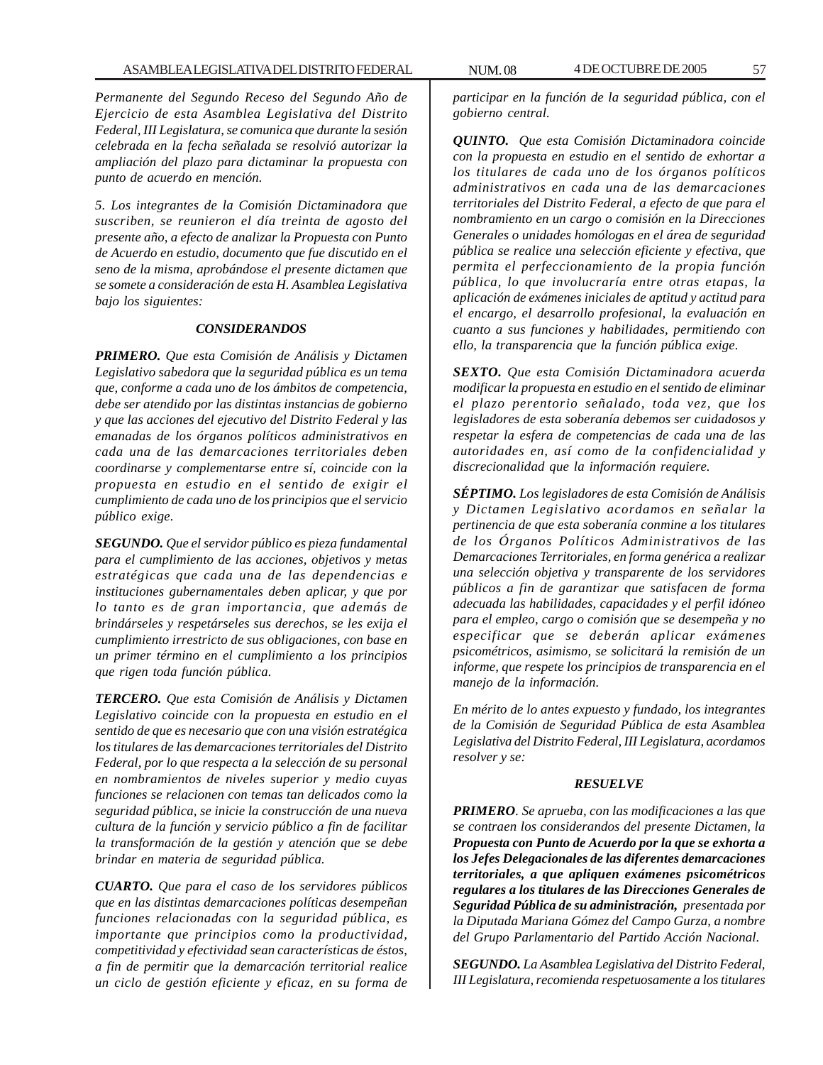*Permanente del Segundo Receso del Segundo Año de Ejercicio de esta Asamblea Legislativa del Distrito Federal, III Legislatura, se comunica que durante la sesión celebrada en la fecha señalada se resolvió autorizar la ampliación del plazo para dictaminar la propuesta con punto de acuerdo en mención.*

*5. Los integrantes de la Comisión Dictaminadora que suscriben, se reunieron el día treinta de agosto del presente año, a efecto de analizar la Propuesta con Punto de Acuerdo en estudio, documento que fue discutido en el seno de la misma, aprobándose el presente dictamen que se somete a consideración de esta H. Asamblea Legislativa bajo los siguientes:*

***CONSIDERANDOS***

***PRIMERO.*** *Que esta Comisión de Análisis y Dictamen Legislativo sabedora que la seguridad pública es un tema que, conforme a cada uno de los ámbitos de competencia, debe ser atendido por las distintas instancias de gobierno y que las acciones del ejecutivo del Distrito Federal y las emanadas de los órganos políticos administrativos en cada una de las demarcaciones territoriales deben coordinarse y complementarse entre sí, coincide con la propuesta en estudio en el sentido de exigir el cumplimiento de cada uno de los principios que el servicio público exige.*

***SEGUNDO.*** *Que el servidor público es pieza fundamental para el cumplimiento de las acciones, objetivos y metas estratégicas que cada una de las dependencias e instituciones gubernamentales deben aplicar, y que por lo tanto es de gran importancia, que además de brindárseles y respetárseles sus derechos, se les exija el cumplimiento irrestricto de sus obligaciones, con base en un primer término en el cumplimiento a los principios que rigen toda función pública.*

***TERCERO.*** *Que esta Comisión de Análisis y Dictamen Legislativo coincide con la propuesta en estudio en el sentido de que es necesario que con una visión estratégica los titulares de las demarcaciones territoriales del Distrito Federal, por lo que respecta a la selección de su personal en nombramientos de niveles superior y medio cuyas funciones se relacionen con temas tan delicados como la seguridad pública, se inicie la construcción de una nueva cultura de la función y servicio público a fin de facilitar la transformación de la gestión y atención que se debe brindar en materia de seguridad pública.*

***CUARTO.*** *Que para el caso de los servidores públicos que en las distintas demarcaciones políticas desempeñan funciones relacionadas con la seguridad pública, es importante que principios como la productividad, competitividad y efectividad sean características de éstos, a fin de permitir que la demarcación territorial realice un ciclo de gestión eficiente y eficaz, en su forma de participar en la función de la seguridad pública, con el gobierno central.*

***QUINTO.*** *Que esta Comisión Dictaminadora coincide con la propuesta en estudio en el sentido de exhortar a los titulares de cada uno de los órganos políticos administrativos en cada una de las demarcaciones territoriales del Distrito Federal, a efecto de que para el nombramiento en un cargo o comisión en la Direcciones Generales o unidades homólogas en el área de seguridad pública se realice una selección eficiente y efectiva, que permita el perfeccionamiento de la propia función pública, lo que involucraría entre otras etapas, la aplicación de exámenes iniciales de aptitud y actitud para el encargo, el desarrollo profesional, la evaluación en cuanto a sus funciones y habilidades, permitiendo con ello, la transparencia que la función pública exige.*

***SEXTO.*** *Que esta Comisión Dictaminadora acuerda modificar la propuesta en estudio en el sentido de eliminar el plazo perentorio señalado, toda vez, que los legisladores de esta soberanía debemos ser cuidadosos y respetar la esfera de competencias de cada una de las autoridades en, así como de la confidencialidad y discrecionalidad que la información requiere.*

***SÉPTIMO.*** *Los legisladores de esta Comisión de Análisis y Dictamen Legislativo acordamos en señalar la pertinencia de que esta soberanía conmine a los titulares de los Órganos Políticos Administrativos de las Demarcaciones Territoriales, en forma genérica a realizar una selección objetiva y transparente de los servidores públicos a fin de garantizar que satisfacen de forma adecuada las habilidades, capacidades y el perfil idóneo para el empleo, cargo o comisión que se desempeña y no especificar que se deberán aplicar exámenes psicométricos, asimismo, se solicitará la remisión de un informe, que respete los principios de transparencia en el manejo de la información.*

*En mérito de lo antes expuesto y fundado, los integrantes de la Comisión de Seguridad Pública de esta Asamblea Legislativa del Distrito Federal, III Legislatura, acordamos resolver y se:*

***RESUELVE***

***PRIMERO****. Se aprueba, con las modificaciones a las que se contraen los considerandos del presente Dictamen, la* ***Propuesta con Punto de Acuerdo por la que se exhorta a los Jefes Delegacionales de las diferentes demarcaciones territoriales, a que apliquen exámenes psicométricos regulares a los titulares de las Direcciones Generales de Seguridad Pública de su administración,*** *presentada por la Diputada Mariana Gómez del Campo Gurza, a nombre del Grupo Parlamentario del Partido Acción Nacional.*

***SEGUNDO.*** *La Asamblea Legislativa del Distrito Federal, III Legislatura, recomienda respetuosamente a los titulares*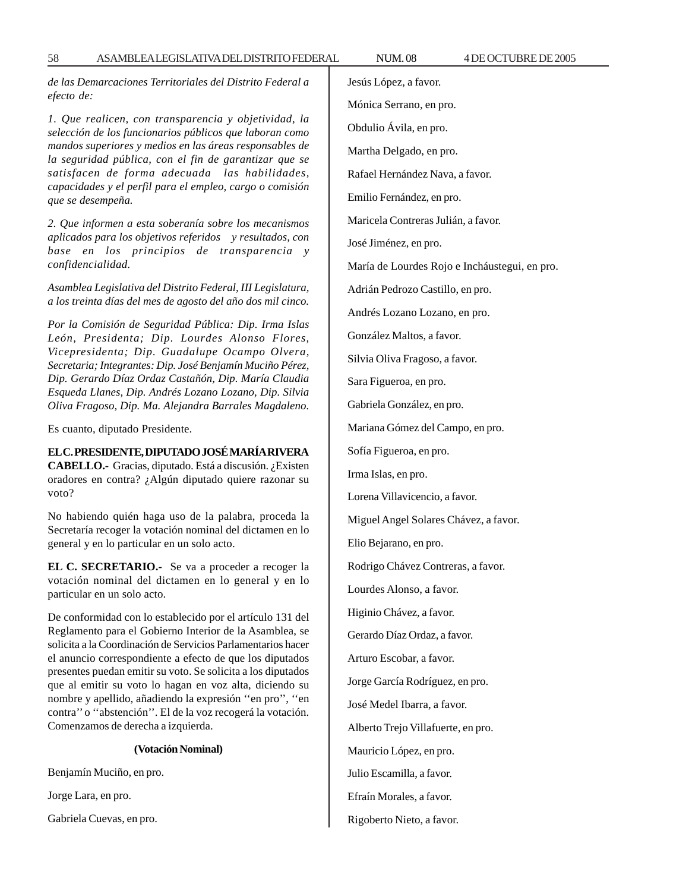*de las Demarcaciones Territoriales del Distrito Federal a efecto de:*

*1. Que realicen, con transparencia y objetividad, la selección de los funcionarios públicos que laboran como mandos superiores y medios en las áreas responsables de la seguridad pública, con el fin de garantizar que se satisfacen de forma adecuada las habilidades, capacidades y el perfil para el empleo, cargo o comisión que se desempeña.*

*2. Que informen a esta soberanía sobre los mecanismos aplicados para los objetivos referidos y resultados, con base en los principios de transparencia y confidencialidad.*

*Asamblea Legislativa del Distrito Federal, III Legislatura, a los treinta días del mes de agosto del año dos mil cinco.*

*Por la Comisión de Seguridad Pública: Dip. Irma Islas León, Presidenta; Dip. Lourdes Alonso Flores, Vicepresidenta; Dip. Guadalupe Ocampo Olvera, Secretaria; Integrantes: Dip. José Benjamín Muciño Pérez, Dip. Gerardo Díaz Ordaz Castañón, Dip. María Claudia Esqueda Llanes, Dip. Andrés Lozano Lozano, Dip. Silvia Oliva Fragoso, Dip. Ma. Alejandra Barrales Magdaleno.*

Es cuanto, diputado Presidente.

**EL C. PRESIDENTE, DIPUTADO JOSÉ MARÍA RIVERA CABELLO.-** Gracias, diputado. Está a discusión. ¿Existen oradores en contra? ¿Algún diputado quiere razonar su voto?

No habiendo quién haga uso de la palabra, proceda la Secretaría recoger la votación nominal del dictamen en lo general y en lo particular en un solo acto.

**EL C. SECRETARIO.-** Se va a proceder a recoger la votación nominal del dictamen en lo general y en lo particular en un solo acto.

De conformidad con lo establecido por el artículo 131 del Reglamento para el Gobierno Interior de la Asamblea, se solicita a la Coordinación de Servicios Parlamentarios hacer el anuncio correspondiente a efecto de que los diputados presentes puedan emitir su voto. Se solicita a los diputados que al emitir su voto lo hagan en voz alta, diciendo su nombre y apellido, añadiendo la expresión ''en pro'', ''en contra'' o ''abstención''. El de la voz recogerá la votación. Comenzamos de derecha a izquierda.

**(Votación Nominal)**

Benjamín Muciño, en pro.

Jorge Lara, en pro.

Gabriela Cuevas, en pro.

Jesús López, a favor.

Mónica Serrano, en pro.

Obdulio Ávila, en pro.

Martha Delgado, en pro.

Rafael Hernández Nava, a favor.

Emilio Fernández, en pro.

Maricela Contreras Julián, a favor.

José Jiménez, en pro.

María de Lourdes Rojo e Incháustegui, en pro.

Adrián Pedrozo Castillo, en pro.

Andrés Lozano Lozano, en pro.

González Maltos, a favor.

Silvia Oliva Fragoso, a favor.

Sara Figueroa, en pro.

Gabriela González, en pro.

Mariana Gómez del Campo, en pro.

Sofía Figueroa, en pro.

Irma Islas, en pro.

Lorena Villavicencio, a favor.

Miguel Angel Solares Chávez, a favor.

Elio Bejarano, en pro.

Rodrigo Chávez Contreras, a favor.

Lourdes Alonso, a favor.

Higinio Chávez, a favor.

Gerardo Díaz Ordaz, a favor.

Arturo Escobar, a favor.

Jorge García Rodríguez, en pro.

José Medel Ibarra, a favor.

Alberto Trejo Villafuerte, en pro.

Mauricio López, en pro.

Julio Escamilla, a favor.

Efraín Morales, a favor.

Rigoberto Nieto, a favor.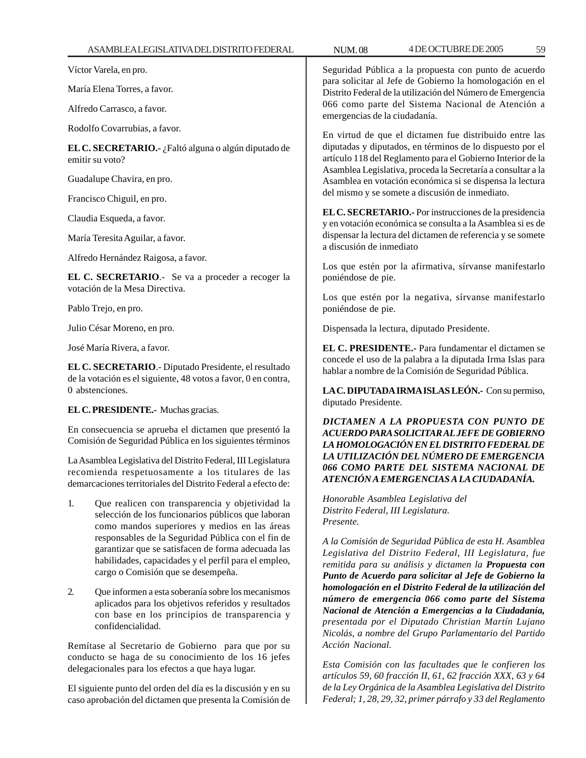Víctor Varela, en pro.

María Elena Torres, a favor.

Alfredo Carrasco, a favor.

Rodolfo Covarrubias, a favor.

**EL C. SECRETARIO.-** ¿Faltó alguna o algún diputado de emitir su voto?

Guadalupe Chavira, en pro.

Francisco Chiguil, en pro.

Claudia Esqueda, a favor.

María Teresita Aguilar, a favor.

Alfredo Hernández Raigosa, a favor.

**EL C. SECRETARIO**.- Se va a proceder a recoger la votación de la Mesa Directiva.

Pablo Trejo, en pro.

Julio César Moreno, en pro.

José María Rivera, a favor.

**EL C. SECRETARIO**.- Diputado Presidente, el resultado de la votación es el siguiente, 48 votos a favor, 0 en contra, 0 abstenciones.

**EL C. PRESIDENTE.-** Muchas gracias.

En consecuencia se aprueba el dictamen que presentó la Comisión de Seguridad Pública en los siguientes términos

La Asamblea Legislativa del Distrito Federal, III Legislatura recomienda respetuosamente a los titulares de las demarcaciones territoriales del Distrito Federal a efecto de:

1. Que realicen con transparencia y objetividad la selección de los funcionarios públicos que laboran como mandos superiores y medios en las áreas responsables de la Seguridad Pública con el fin de garantizar que se satisfacen de forma adecuada las habilidades, capacidades y el perfil para el empleo, cargo o Comisión que se desempeña.

2. Que informen a esta soberanía sobre los mecanismos aplicados para los objetivos referidos y resultados con base en los principios de transparencia y confidencialidad.

Remítase al Secretario de Gobierno para que por su conducto se haga de su conocimiento de los 16 jefes delegacionales para los efectos a que haya lugar.

El siguiente punto del orden del día es la discusión y en su caso aprobación del dictamen que presenta la Comisión de Seguridad Pública a la propuesta con punto de acuerdo para solicitar al Jefe de Gobierno la homologación en el Distrito Federal de la utilización del Número de Emergencia 066 como parte del Sistema Nacional de Atención a emergencias de la ciudadanía.

En virtud de que el dictamen fue distribuido entre las diputadas y diputados, en términos de lo dispuesto por el artículo 118 del Reglamento para el Gobierno Interior de la Asamblea Legislativa, proceda la Secretaría a consultar a la Asamblea en votación económica si se dispensa la lectura del mismo y se somete a discusión de inmediato.

**EL C. SECRETARIO.-** Por instrucciones de la presidencia y en votación económica se consulta a la Asamblea si es de dispensar la lectura del dictamen de referencia y se somete a discusión de inmediato

Los que estén por la afirmativa, sírvanse manifestarlo poniéndose de pie.

Los que estén por la negativa, sírvanse manifestarlo poniéndose de pie.

Dispensada la lectura, diputado Presidente.

**EL C. PRESIDENTE.-** Para fundamentar el dictamen se concede el uso de la palabra a la diputada Irma Islas para hablar a nombre de la Comisión de Seguridad Pública.

**LA C. DIPUTADA IRMA ISLAS LEÓN.-** Con su permiso, diputado Presidente.

***DICTAMEN A LA PROPUESTA CON PUNTO DE ACUERDO PARA SOLICITAR AL JEFE DE GOBIERNO LA HOMOLOGACIÓN EN EL DISTRITO FEDERAL DE LA UTILIZACIÓN DEL NÚMERO DE EMERGENCIA 066 COMO PARTE DEL SISTEMA NACIONAL DE ATENCIÓN A EMERGENCIAS A LA CIUDADANÍA.***

*Honorable Asamblea Legislativa del*
*Distrito Federal, III Legislatura.*
*Presente.*

*A la Comisión de Seguridad Pública de esta H. Asamblea Legislativa del Distrito Federal, III Legislatura, fue remitida para su análisis y dictamen la* ***Propuesta con Punto de Acuerdo para solicitar al Jefe de Gobierno la homologación en el Distrito Federal de la utilización del número de emergencia 066 como parte del Sistema Nacional de Atención a Emergencias a la Ciudadanía,*** *presentada por el Diputado Christian Martín Lujano Nicolás, a nombre del Grupo Parlamentario del Partido Acción Nacional.*

*Esta Comisión con las facultades que le confieren los artículos 59, 60 fracción II, 61, 62 fracción XXX, 63 y 64 de la Ley Orgánica de la Asamblea Legislativa del Distrito Federal; 1, 28, 29, 32, primer párrafo y 33 del Reglamento*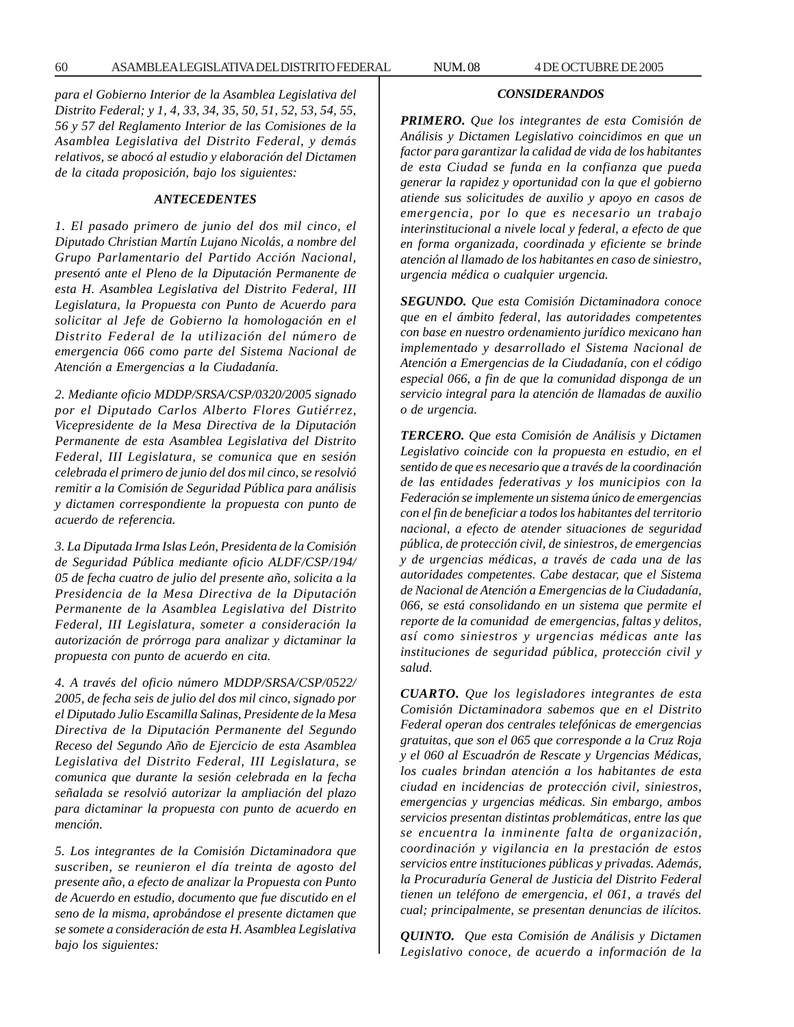*para el Gobierno Interior de la Asamblea Legislativa del Distrito Federal; y 1, 4, 33, 34, 35, 50, 51, 52, 53, 54, 55, 56 y 57 del Reglamento Interior de las Comisiones de la Asamblea Legislativa del Distrito Federal, y demás relativos, se abocó al estudio y elaboración del Dictamen de la citada proposición, bajo los siguientes:*

### *ANTECEDENTES*

*1. El pasado primero de junio del dos mil cinco, el Diputado Christian Martín Lujano Nicolás, a nombre del Grupo Parlamentario del Partido Acción Nacional, presentó ante el Pleno de la Diputación Permanente de esta H. Asamblea Legislativa del Distrito Federal, III Legislatura, la Propuesta con Punto de Acuerdo para solicitar al Jefe de Gobierno la homologación en el Distrito Federal de la utilización del número de emergencia 066 como parte del Sistema Nacional de Atención a Emergencias a la Ciudadanía.*

*2. Mediante oficio MDDP/SRSA/CSP/0320/2005 signado por el Diputado Carlos Alberto Flores Gutiérrez, Vicepresidente de la Mesa Directiva de la Diputación Permanente de esta Asamblea Legislativa del Distrito Federal, III Legislatura, se comunica que en sesión celebrada el primero de junio del dos mil cinco, se resolvió remitir a la Comisión de Seguridad Pública para análisis y dictamen correspondiente la propuesta con punto de acuerdo de referencia.*

*3. La Diputada Irma Islas León, Presidenta de la Comisión de Seguridad Pública mediante oficio ALDF/CSP/194/05 de fecha cuatro de julio del presente año, solicita a la Presidencia de la Mesa Directiva de la Diputación Permanente de la Asamblea Legislativa del Distrito Federal, III Legislatura, someter a consideración la autorización de prórroga para analizar y dictaminar la propuesta con punto de acuerdo en cita.*

*4. A través del oficio número MDDP/SRSA/CSP/0522/2005, de fecha seis de julio del dos mil cinco, signado por el Diputado Julio Escamilla Salinas, Presidente de la Mesa Directiva de la Diputación Permanente del Segundo Receso del Segundo Año de Ejercicio de esta Asamblea Legislativa del Distrito Federal, III Legislatura, se comunica que durante la sesión celebrada en la fecha señalada se resolvió autorizar la ampliación del plazo para dictaminar la propuesta con punto de acuerdo en mención.*

*5. Los integrantes de la Comisión Dictaminadora que suscriben, se reunieron el día treinta de agosto del presente año, a efecto de analizar la Propuesta con Punto de Acuerdo en estudio, documento que fue discutido en el seno de la misma, aprobándose el presente dictamen que se somete a consideración de esta H. Asamblea Legislativa bajo los siguientes:*

### *CONSIDERANDOS*

***PRIMERO.*** *Que los integrantes de esta Comisión de Análisis y Dictamen Legislativo coincidimos en que un factor para garantizar la calidad de vida de los habitantes de esta Ciudad se funda en la confianza que pueda generar la rapidez y oportunidad con la que el gobierno atiende sus solicitudes de auxilio y apoyo en casos de emergencia, por lo que es necesario un trabajo interinstitucional a nivele local y federal, a efecto de que en forma organizada, coordinada y eficiente se brinde atención al llamado de los habitantes en caso de siniestro, urgencia médica o cualquier urgencia.*

***SEGUNDO.*** *Que esta Comisión Dictaminadora conoce que en el ámbito federal, las autoridades competentes con base en nuestro ordenamiento jurídico mexicano han implementado y desarrollado el Sistema Nacional de Atención a Emergencias de la Ciudadanía, con el código especial 066, a fin de que la comunidad disponga de un servicio integral para la atención de llamadas de auxilio o de urgencia.*

***TERCERO.*** *Que esta Comisión de Análisis y Dictamen Legislativo coincide con la propuesta en estudio, en el sentido de que es necesario que a través de la coordinación de las entidades federativas y los municipios con la Federación se implemente un sistema único de emergencias con el fin de beneficiar a todos los habitantes del territorio nacional, a efecto de atender situaciones de seguridad pública, de protección civil, de siniestros, de emergencias y de urgencias médicas, a través de cada una de las autoridades competentes. Cabe destacar, que el Sistema de Nacional de Atención a Emergencias de la Ciudadanía, 066, se está consolidando en un sistema que permite el reporte de la comunidad de emergencias, faltas y delitos, así como siniestros y urgencias médicas ante las instituciones de seguridad pública, protección civil y salud.*

***CUARTO.*** *Que los legisladores integrantes de esta Comisión Dictaminadora sabemos que en el Distrito Federal operan dos centrales telefónicas de emergencias gratuitas, que son el 065 que corresponde a la Cruz Roja y el 060 al Escuadrón de Rescate y Urgencias Médicas, los cuales brindan atención a los habitantes de esta ciudad en incidencias de protección civil, siniestros, emergencias y urgencias médicas. Sin embargo, ambos servicios presentan distintas problemáticas, entre las que se encuentra la inminente falta de organización, coordinación y vigilancia en la prestación de estos servicios entre instituciones públicas y privadas. Además, la Procuraduría General de Justicia del Distrito Federal tienen un teléfono de emergencia, el 061, a través del cual; principalmente, se presentan denuncias de ilícitos.*

***QUINTO.*** *Que esta Comisión de Análisis y Dictamen Legislativo conoce, de acuerdo a información de la*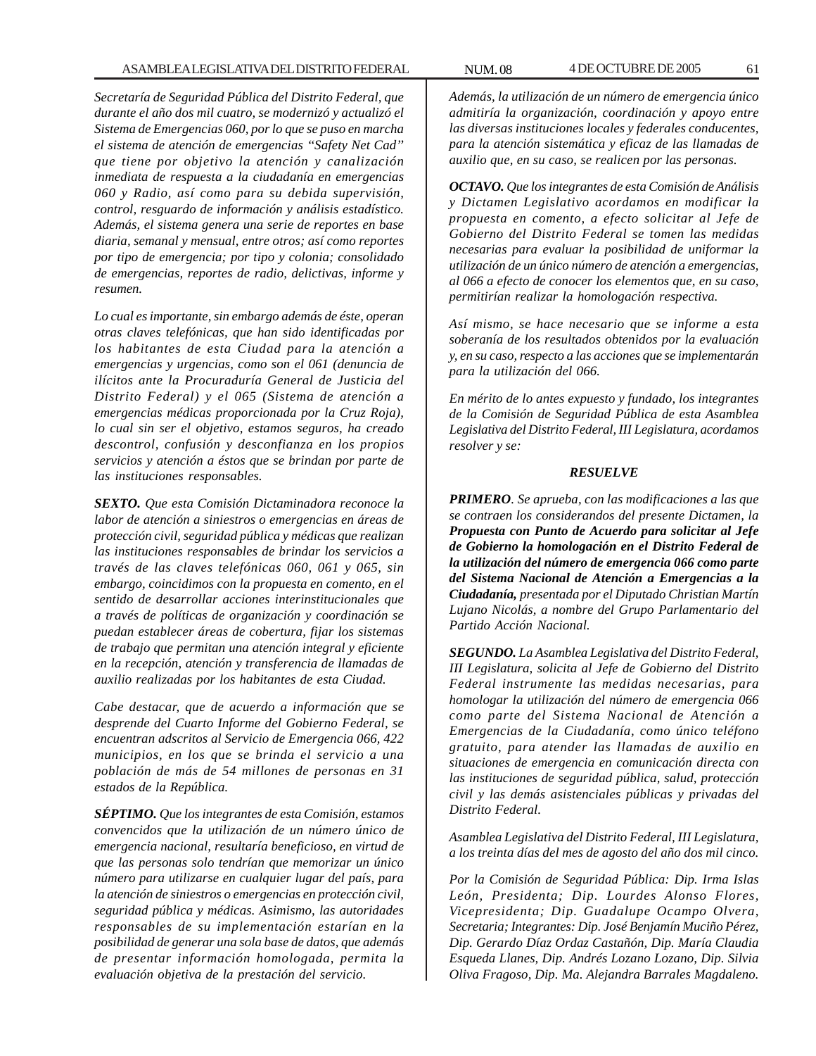*Secretaría de Seguridad Pública del Distrito Federal, que durante el año dos mil cuatro, se modernizó y actualizó el Sistema de Emergencias 060, por lo que se puso en marcha el sistema de atención de emergencias "Safety Net Cad" que tiene por objetivo la atención y canalización inmediata de respuesta a la ciudadanía en emergencias 060 y Radio, así como para su debida supervisión, control, resguardo de información y análisis estadístico. Además, el sistema genera una serie de reportes en base diaria, semanal y mensual, entre otros; así como reportes por tipo de emergencia; por tipo y colonia; consolidado de emergencias, reportes de radio, delictivas, informe y resumen.*

*Lo cual es importante, sin embargo además de éste, operan otras claves telefónicas, que han sido identificadas por los habitantes de esta Ciudad para la atención a emergencias y urgencias, como son el 061 (denuncia de ilícitos ante la Procuraduría General de Justicia del Distrito Federal) y el 065 (Sistema de atención a emergencias médicas proporcionada por la Cruz Roja), lo cual sin ser el objetivo, estamos seguros, ha creado descontrol, confusión y desconfianza en los propios servicios y atención a éstos que se brindan por parte de las instituciones responsables.*

***SEXTO.*** *Que esta Comisión Dictaminadora reconoce la labor de atención a siniestros o emergencias en áreas de protección civil, seguridad pública y médicas que realizan las instituciones responsables de brindar los servicios a través de las claves telefónicas 060, 061 y 065, sin embargo, coincidimos con la propuesta en comento, en el sentido de desarrollar acciones interinstitucionales que a través de políticas de organización y coordinación se puedan establecer áreas de cobertura, fijar los sistemas de trabajo que permitan una atención integral y eficiente en la recepción, atención y transferencia de llamadas de auxilio realizadas por los habitantes de esta Ciudad.*

*Cabe destacar, que de acuerdo a información que se desprende del Cuarto Informe del Gobierno Federal, se encuentran adscritos al Servicio de Emergencia 066, 422 municipios, en los que se brinda el servicio a una población de más de 54 millones de personas en 31 estados de la República.*

***SÉPTIMO.*** *Que los integrantes de esta Comisión, estamos convencidos que la utilización de un número único de emergencia nacional, resultaría beneficioso, en virtud de que las personas solo tendrían que memorizar un único número para utilizarse en cualquier lugar del país, para la atención de siniestros o emergencias en protección civil, seguridad pública y médicas. Asimismo, las autoridades responsables de su implementación estarían en la posibilidad de generar una sola base de datos, que además de presentar información homologada, permita la evaluación objetiva de la prestación del servicio.*

*Además, la utilización de un número de emergencia único admitiría la organización, coordinación y apoyo entre las diversas instituciones locales y federales conducentes, para la atención sistemática y eficaz de las llamadas de auxilio que, en su caso, se realicen por las personas.*

***OCTAVO.*** *Que los integrantes de esta Comisión de Análisis y Dictamen Legislativo acordamos en modificar la propuesta en comento, a efecto solicitar al Jefe de Gobierno del Distrito Federal se tomen las medidas necesarias para evaluar la posibilidad de uniformar la utilización de un único número de atención a emergencias, al 066 a efecto de conocer los elementos que, en su caso, permitirían realizar la homologación respectiva.*

*Así mismo, se hace necesario que se informe a esta soberanía de los resultados obtenidos por la evaluación y, en su caso, respecto a las acciones que se implementarán para la utilización del 066.*

*En mérito de lo antes expuesto y fundado, los integrantes de la Comisión de Seguridad Pública de esta Asamblea Legislativa del Distrito Federal, III Legislatura, acordamos resolver y se:*

***RESUELVE***

***PRIMERO****. Se aprueba, con las modificaciones a las que se contraen los considerandos del presente Dictamen, la* ***Propuesta con Punto de Acuerdo para solicitar al Jefe de Gobierno la homologación en el Distrito Federal de la utilización del número de emergencia 066 como parte del Sistema Nacional de Atención a Emergencias a la Ciudadanía,*** *presentada por el Diputado Christian Martín Lujano Nicolás, a nombre del Grupo Parlamentario del Partido Acción Nacional.*

***SEGUNDO.*** *La Asamblea Legislativa del Distrito Federal, III Legislatura, solicita al Jefe de Gobierno del Distrito Federal instrumente las medidas necesarias, para homologar la utilización del número de emergencia 066 como parte del Sistema Nacional de Atención a Emergencias de la Ciudadanía, como único teléfono gratuito, para atender las llamadas de auxilio en situaciones de emergencia en comunicación directa con las instituciones de seguridad pública, salud, protección civil y las demás asistenciales públicas y privadas del Distrito Federal.*

*Asamblea Legislativa del Distrito Federal, III Legislatura, a los treinta días del mes de agosto del año dos mil cinco.*

*Por la Comisión de Seguridad Pública: Dip. Irma Islas León, Presidenta; Dip. Lourdes Alonso Flores, Vicepresidenta; Dip. Guadalupe Ocampo Olvera, Secretaria; Integrantes: Dip. José Benjamín Muciño Pérez, Dip. Gerardo Díaz Ordaz Castañón, Dip. María Claudia Esqueda Llanes, Dip. Andrés Lozano Lozano, Dip. Silvia Oliva Fragoso, Dip. Ma. Alejandra Barrales Magdaleno.*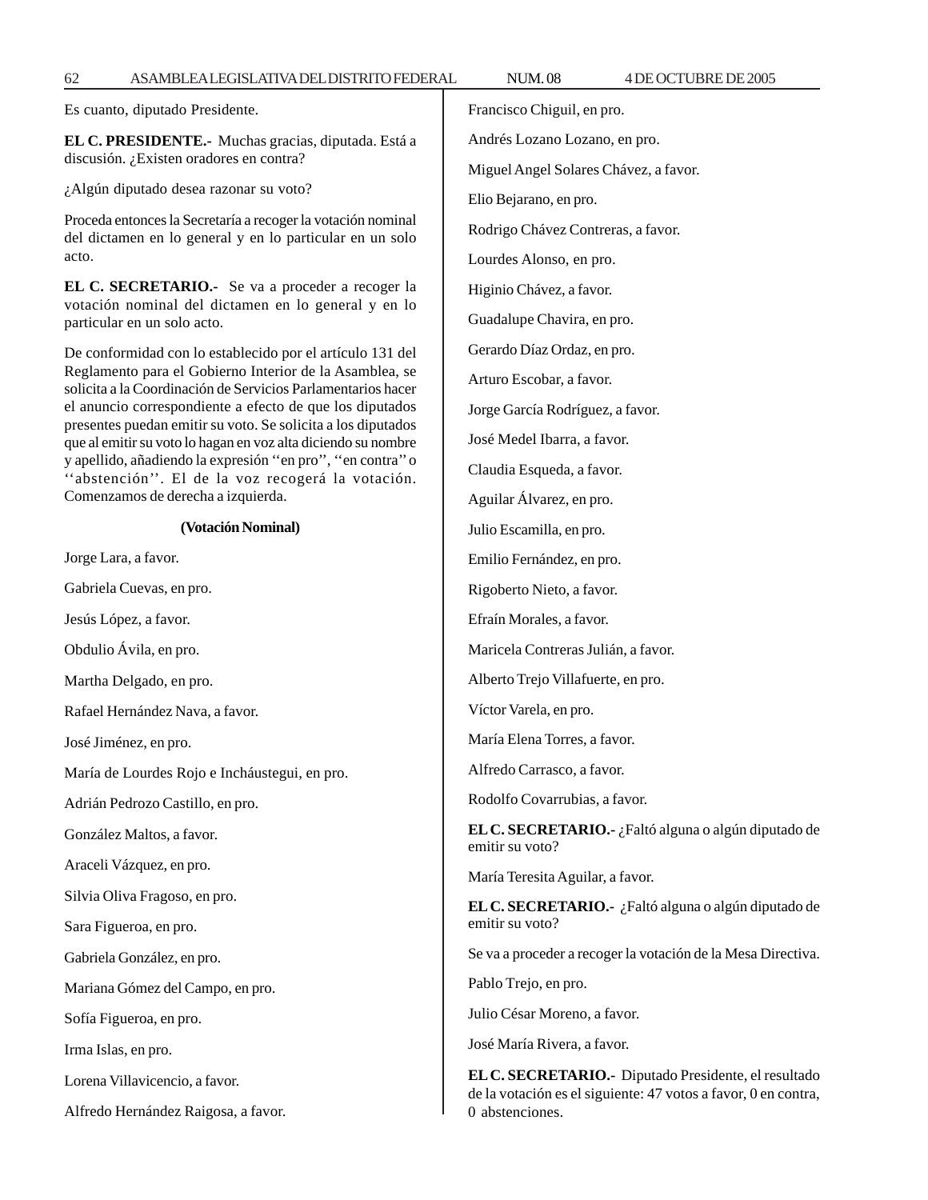Es cuanto, diputado Presidente.

**EL C. PRESIDENTE.-** Muchas gracias, diputada. Está a discusión. ¿Existen oradores en contra?

¿Algún diputado desea razonar su voto?

Proceda entonces la Secretaría a recoger la votación nominal del dictamen en lo general y en lo particular en un solo acto.

**EL C. SECRETARIO.-** Se va a proceder a recoger la votación nominal del dictamen en lo general y en lo particular en un solo acto.

De conformidad con lo establecido por el artículo 131 del Reglamento para el Gobierno Interior de la Asamblea, se solicita a la Coordinación de Servicios Parlamentarios hacer el anuncio correspondiente a efecto de que los diputados presentes puedan emitir su voto. Se solicita a los diputados que al emitir su voto lo hagan en voz alta diciendo su nombre y apellido, añadiendo la expresión ''en pro'', ''en contra'' o ''abstención''. El de la voz recogerá la votación. Comenzamos de derecha a izquierda.

**(Votación Nominal)**

Jorge Lara, a favor.

Gabriela Cuevas, en pro.

Jesús López, a favor.

Obdulio Ávila, en pro.

Martha Delgado, en pro.

Rafael Hernández Nava, a favor.

José Jiménez, en pro.

María de Lourdes Rojo e Incháustegui, en pro.

Adrián Pedrozo Castillo, en pro.

González Maltos, a favor.

Araceli Vázquez, en pro.

Silvia Oliva Fragoso, en pro.

Sara Figueroa, en pro.

Gabriela González, en pro.

Mariana Gómez del Campo, en pro.

Sofía Figueroa, en pro.

Irma Islas, en pro.

Lorena Villavicencio, a favor.

Alfredo Hernández Raigosa, a favor.

Francisco Chiguil, en pro.

Andrés Lozano Lozano, en pro.

Miguel Angel Solares Chávez, a favor.

Elio Bejarano, en pro.

Rodrigo Chávez Contreras, a favor.

Lourdes Alonso, en pro.

Higinio Chávez, a favor.

Guadalupe Chavira, en pro.

Gerardo Díaz Ordaz, en pro.

Arturo Escobar, a favor.

Jorge García Rodríguez, a favor.

José Medel Ibarra, a favor.

Claudia Esqueda, a favor.

Aguilar Álvarez, en pro.

Julio Escamilla, en pro.

Emilio Fernández, en pro.

Rigoberto Nieto, a favor.

Efraín Morales, a favor.

Maricela Contreras Julián, a favor.

Alberto Trejo Villafuerte, en pro.

Víctor Varela, en pro.

María Elena Torres, a favor.

Alfredo Carrasco, a favor.

Rodolfo Covarrubias, a favor.

**EL C. SECRETARIO.-** ¿Faltó alguna o algún diputado de emitir su voto?

María Teresita Aguilar, a favor.

**EL C. SECRETARIO.-** ¿Faltó alguna o algún diputado de emitir su voto?

Se va a proceder a recoger la votación de la Mesa Directiva.

Pablo Trejo, en pro.

Julio César Moreno, a favor.

José María Rivera, a favor.

**EL C. SECRETARIO.-** Diputado Presidente, el resultado de la votación es el siguiente: 47 votos a favor, 0 en contra, 0 abstenciones.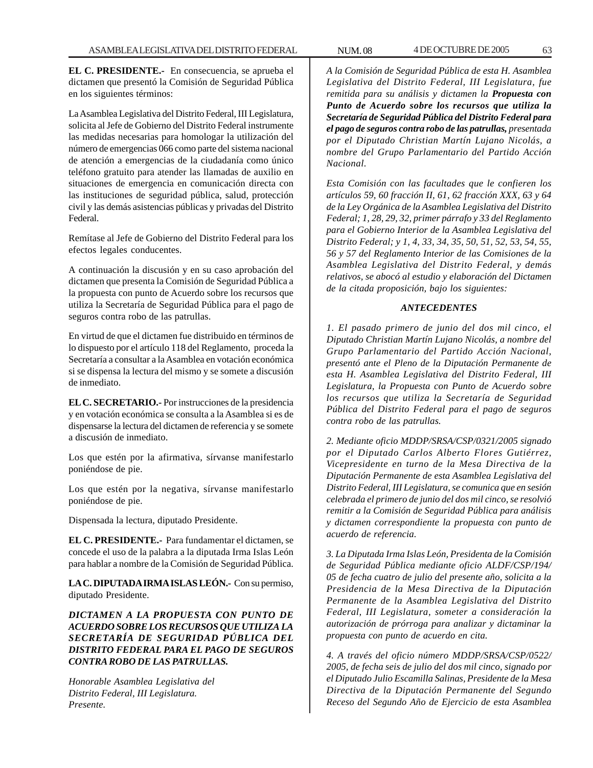**EL C. PRESIDENTE.-** En consecuencia, se aprueba el dictamen que presentó la Comisión de Seguridad Pública en los siguientes términos:

La Asamblea Legislativa del Distrito Federal, III Legislatura, solicita al Jefe de Gobierno del Distrito Federal instrumente las medidas necesarias para homologar la utilización del número de emergencias 066 como parte del sistema nacional de atención a emergencias de la ciudadanía como único teléfono gratuito para atender las llamadas de auxilio en situaciones de emergencia en comunicación directa con las instituciones de seguridad pública, salud, protección civil y las demás asistencias públicas y privadas del Distrito Federal.

Remítase al Jefe de Gobierno del Distrito Federal para los efectos legales conducentes.

A continuación la discusión y en su caso aprobación del dictamen que presenta la Comisión de Seguridad Pública a la propuesta con punto de Acuerdo sobre los recursos que utiliza la Secretaría de Seguridad Pública para el pago de seguros contra robo de las patrullas.

En virtud de que el dictamen fue distribuido en términos de lo dispuesto por el artículo 118 del Reglamento, proceda la Secretaría a consultar a la Asamblea en votación económica si se dispensa la lectura del mismo y se somete a discusión de inmediato.

**EL C. SECRETARIO.-** Por instrucciones de la presidencia y en votación económica se consulta a la Asamblea si es de dispensarse la lectura del dictamen de referencia y se somete a discusión de inmediato.

Los que estén por la afirmativa, sírvanse manifestarlo poniéndose de pie.

Los que estén por la negativa, sírvanse manifestarlo poniéndose de pie.

Dispensada la lectura, diputado Presidente.

**EL C. PRESIDENTE.-** Para fundamentar el dictamen, se concede el uso de la palabra a la diputada Irma Islas León para hablar a nombre de la Comisión de Seguridad Pública.

**LA C. DIPUTADA IRMA ISLAS LEÓN.-** Con su permiso, diputado Presidente.

***DICTAMEN A LA PROPUESTA CON PUNTO DE ACUERDO SOBRE LOS RECURSOS QUE UTILIZA LA SECRETARÍA DE SEGURIDAD PÚBLICA DEL DISTRITO FEDERAL PARA EL PAGO DE SEGUROS CONTRA ROBO DE LAS PATRULLAS.***

*Honorable Asamblea Legislativa del*
*Distrito Federal, III Legislatura.*
*Presente.*

*A la Comisión de Seguridad Pública de esta H. Asamblea Legislativa del Distrito Federal, III Legislatura, fue remitida para su análisis y dictamen la* ***Propuesta con Punto de Acuerdo sobre los recursos que utiliza la Secretaría de Seguridad Pública del Distrito Federal para el pago de seguros contra robo de las patrullas,*** *presentada por el Diputado Christian Martín Lujano Nicolás, a nombre del Grupo Parlamentario del Partido Acción Nacional.*

*Esta Comisión con las facultades que le confieren los artículos 59, 60 fracción II, 61, 62 fracción XXX, 63 y 64 de la Ley Orgánica de la Asamblea Legislativa del Distrito Federal; 1, 28, 29, 32, primer párrafo y 33 del Reglamento para el Gobierno Interior de la Asamblea Legislativa del Distrito Federal; y 1, 4, 33, 34, 35, 50, 51, 52, 53, 54, 55, 56 y 57 del Reglamento Interior de las Comisiones de la Asamblea Legislativa del Distrito Federal, y demás relativos, se abocó al estudio y elaboración del Dictamen de la citada proposición, bajo los siguientes:*

***ANTECEDENTES***

*1. El pasado primero de junio del dos mil cinco, el Diputado Christian Martín Lujano Nicolás, a nombre del Grupo Parlamentario del Partido Acción Nacional, presentó ante el Pleno de la Diputación Permanente de esta H. Asamblea Legislativa del Distrito Federal, III Legislatura, la Propuesta con Punto de Acuerdo sobre los recursos que utiliza la Secretaría de Seguridad Pública del Distrito Federal para el pago de seguros contra robo de las patrullas.*

*2. Mediante oficio MDDP/SRSA/CSP/0321/2005 signado por el Diputado Carlos Alberto Flores Gutiérrez, Vicepresidente en turno de la Mesa Directiva de la Diputación Permanente de esta Asamblea Legislativa del Distrito Federal, III Legislatura, se comunica que en sesión celebrada el primero de junio del dos mil cinco, se resolvió remitir a la Comisión de Seguridad Pública para análisis y dictamen correspondiente la propuesta con punto de acuerdo de referencia.*

*3. La Diputada Irma Islas León, Presidenta de la Comisión de Seguridad Pública mediante oficio ALDF/CSP/194/05 de fecha cuatro de julio del presente año, solicita a la Presidencia de la Mesa Directiva de la Diputación Permanente de la Asamblea Legislativa del Distrito Federal, III Legislatura, someter a consideración la autorización de prórroga para analizar y dictaminar la propuesta con punto de acuerdo en cita.*

*4. A través del oficio número MDDP/SRSA/CSP/0522/2005, de fecha seis de julio del dos mil cinco, signado por el Diputado Julio Escamilla Salinas, Presidente de la Mesa Directiva de la Diputación Permanente del Segundo Receso del Segundo Año de Ejercicio de esta Asamblea*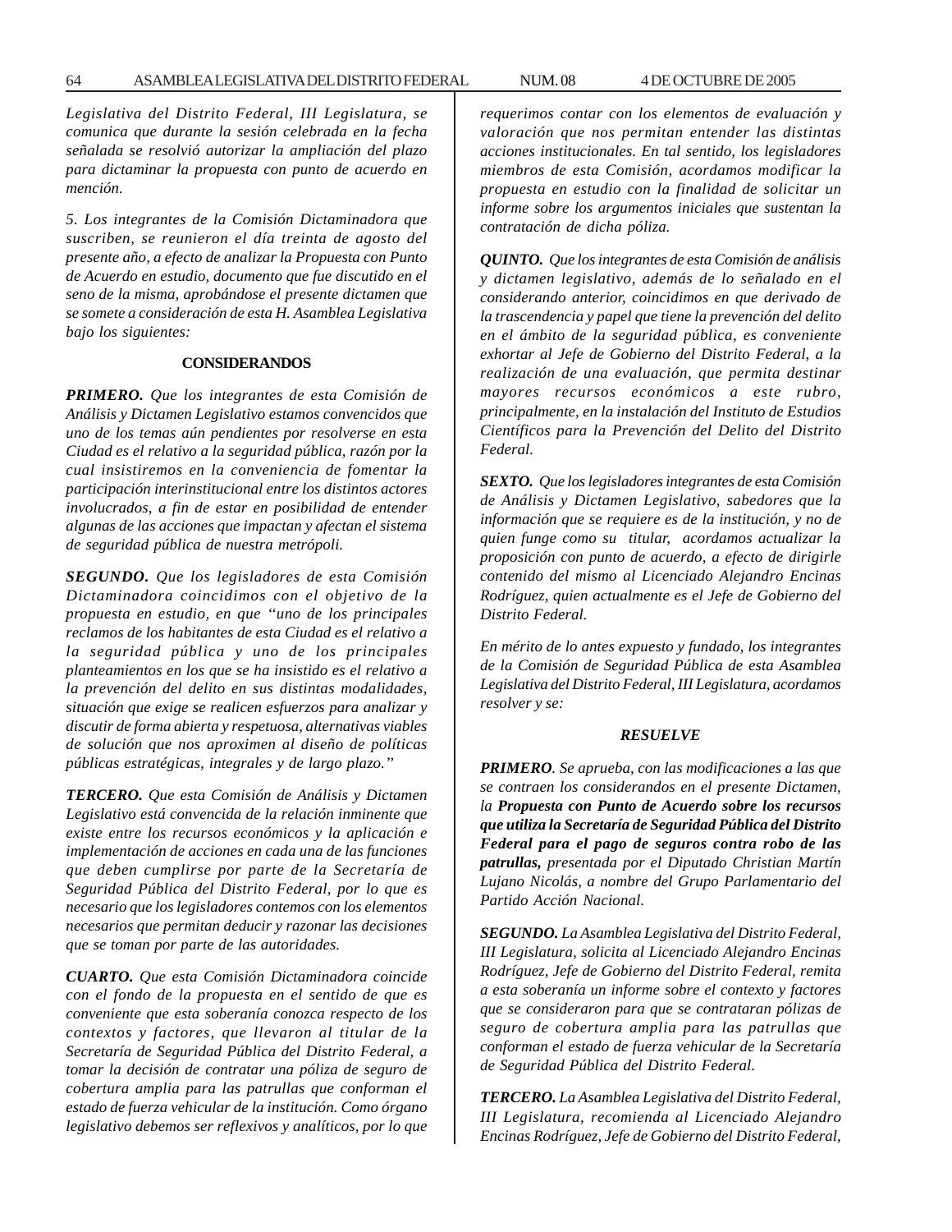*Legislativa del Distrito Federal, III Legislatura, se comunica que durante la sesión celebrada en la fecha señalada se resolvió autorizar la ampliación del plazo para dictaminar la propuesta con punto de acuerdo en mención.*

*5. Los integrantes de la Comisión Dictaminadora que suscriben, se reunieron el día treinta de agosto del presente año, a efecto de analizar la Propuesta con Punto de Acuerdo en estudio, documento que fue discutido en el seno de la misma, aprobándose el presente dictamen que se somete a consideración de esta H. Asamblea Legislativa bajo los siguientes:*

**CONSIDERANDOS**

***PRIMERO.*** *Que los integrantes de esta Comisión de Análisis y Dictamen Legislativo estamos convencidos que uno de los temas aún pendientes por resolverse en esta Ciudad es el relativo a la seguridad pública, razón por la cual insistiremos en la conveniencia de fomentar la participación interinstitucional entre los distintos actores involucrados, a fin de estar en posibilidad de entender algunas de las acciones que impactan y afectan el sistema de seguridad pública de nuestra metrópoli.*

***SEGUNDO.*** *Que los legisladores de esta Comisión Dictaminadora coincidimos con el objetivo de la propuesta en estudio, en que "uno de los principales reclamos de los habitantes de esta Ciudad es el relativo a la seguridad pública y uno de los principales planteamientos en los que se ha insistido es el relativo a la prevención del delito en sus distintas modalidades, situación que exige se realicen esfuerzos para analizar y discutir de forma abierta y respetuosa, alternativas viables de solución que nos aproximen al diseño de políticas públicas estratégicas, integrales y de largo plazo."*

***TERCERO.*** *Que esta Comisión de Análisis y Dictamen Legislativo está convencida de la relación inminente que existe entre los recursos económicos y la aplicación e implementación de acciones en cada una de las funciones que deben cumplirse por parte de la Secretaría de Seguridad Pública del Distrito Federal, por lo que es necesario que los legisladores contemos con los elementos necesarios que permitan deducir y razonar las decisiones que se toman por parte de las autoridades.*

***CUARTO.*** *Que esta Comisión Dictaminadora coincide con el fondo de la propuesta en el sentido de que es conveniente que esta soberanía conozca respecto de los contextos y factores, que llevaron al titular de la Secretaría de Seguridad Pública del Distrito Federal, a tomar la decisión de contratar una póliza de seguro de cobertura amplia para las patrullas que conforman el estado de fuerza vehicular de la institución. Como órgano legislativo debemos ser reflexivos y analíticos, por lo que requerimos contar con los elementos de evaluación y valoración que nos permitan entender las distintas acciones institucionales. En tal sentido, los legisladores miembros de esta Comisión, acordamos modificar la propuesta en estudio con la finalidad de solicitar un informe sobre los argumentos iniciales que sustentan la contratación de dicha póliza.*

***QUINTO.*** *Que los integrantes de esta Comisión de análisis y dictamen legislativo, además de lo señalado en el considerando anterior, coincidimos en que derivado de la trascendencia y papel que tiene la prevención del delito en el ámbito de la seguridad pública, es conveniente exhortar al Jefe de Gobierno del Distrito Federal, a la realización de una evaluación, que permita destinar mayores recursos económicos a este rubro, principalmente, en la instalación del Instituto de Estudios Científicos para la Prevención del Delito del Distrito Federal.*

***SEXTO.*** *Que los legisladores integrantes de esta Comisión de Análisis y Dictamen Legislativo, sabedores que la información que se requiere es de la institución, y no de quien funge como su titular, acordamos actualizar la proposición con punto de acuerdo, a efecto de dirigirle contenido del mismo al Licenciado Alejandro Encinas Rodríguez, quien actualmente es el Jefe de Gobierno del Distrito Federal.*

*En mérito de lo antes expuesto y fundado, los integrantes de la Comisión de Seguridad Pública de esta Asamblea Legislativa del Distrito Federal, III Legislatura, acordamos resolver y se:*

***RESUELVE***

***PRIMERO****. Se aprueba, con las modificaciones a las que se contraen los considerandos en el presente Dictamen, la* ***Propuesta con Punto de Acuerdo sobre los recursos que utiliza la Secretaría de Seguridad Pública del Distrito Federal para el pago de seguros contra robo de las patrullas,*** *presentada por el Diputado Christian Martín Lujano Nicolás, a nombre del Grupo Parlamentario del Partido Acción Nacional.*

***SEGUNDO.*** *La Asamblea Legislativa del Distrito Federal, III Legislatura, solicita al Licenciado Alejandro Encinas Rodríguez, Jefe de Gobierno del Distrito Federal, remita a esta soberanía un informe sobre el contexto y factores que se consideraron para que se contrataran pólizas de seguro de cobertura amplia para las patrullas que conforman el estado de fuerza vehicular de la Secretaría de Seguridad Pública del Distrito Federal.*

***TERCERO.*** *La Asamblea Legislativa del Distrito Federal, III Legislatura, recomienda al Licenciado Alejandro Encinas Rodríguez, Jefe de Gobierno del Distrito Federal,*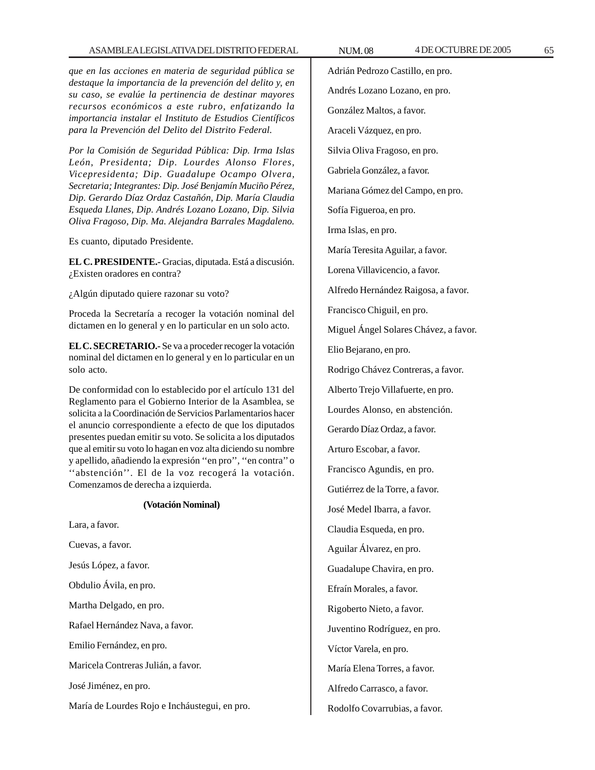*que en las acciones en materia de seguridad pública se destaque la importancia de la prevención del delito y, en su caso, se evalúe la pertinencia de destinar mayores recursos económicos a este rubro, enfatizando la importancia instalar el Instituto de Estudios Científicos para la Prevención del Delito del Distrito Federal.*

*Por la Comisión de Seguridad Pública: Dip. Irma Islas León, Presidenta; Dip. Lourdes Alonso Flores, Vicepresidenta; Dip. Guadalupe Ocampo Olvera, Secretaria; Integrantes: Dip. José Benjamín Muciño Pérez, Dip. Gerardo Díaz Ordaz Castañón, Dip. María Claudia Esqueda Llanes, Dip. Andrés Lozano Lozano, Dip. Silvia Oliva Fragoso, Dip. Ma. Alejandra Barrales Magdaleno.*

Es cuanto, diputado Presidente.

**EL C. PRESIDENTE.-** Gracias, diputada. Está a discusión. ¿Existen oradores en contra?

¿Algún diputado quiere razonar su voto?

Proceda la Secretaría a recoger la votación nominal del dictamen en lo general y en lo particular en un solo acto.

**EL C. SECRETARIO.-** Se va a proceder recoger la votación nominal del dictamen en lo general y en lo particular en un solo acto.

De conformidad con lo establecido por el artículo 131 del Reglamento para el Gobierno Interior de la Asamblea, se solicita a la Coordinación de Servicios Parlamentarios hacer el anuncio correspondiente a efecto de que los diputados presentes puedan emitir su voto. Se solicita a los diputados que al emitir su voto lo hagan en voz alta diciendo su nombre y apellido, añadiendo la expresión ''en pro'', ''en contra'' o ''abstención''. El de la voz recogerá la votación. Comenzamos de derecha a izquierda.

**(Votación Nominal)**

Lara, a favor.

Cuevas, a favor.

Jesús López, a favor.

Obdulio Ávila, en pro.

Martha Delgado, en pro.

Rafael Hernández Nava, a favor.

Emilio Fernández, en pro.

Maricela Contreras Julián, a favor.

José Jiménez, en pro.

María de Lourdes Rojo e Incháustegui, en pro.

Adrián Pedrozo Castillo, en pro.

Andrés Lozano Lozano, en pro.

González Maltos, a favor.

Araceli Vázquez, en pro.

Silvia Oliva Fragoso, en pro.

Gabriela González, a favor.

Mariana Gómez del Campo, en pro.

Sofía Figueroa, en pro.

Irma Islas, en pro.

María Teresita Aguilar, a favor.

Lorena Villavicencio, a favor.

Alfredo Hernández Raigosa, a favor.

Francisco Chiguil, en pro.

Miguel Ángel Solares Chávez, a favor.

Elio Bejarano, en pro.

Rodrigo Chávez Contreras, a favor.

Alberto Trejo Villafuerte, en pro.

Lourdes Alonso, en abstención.

Gerardo Díaz Ordaz, a favor.

Arturo Escobar, a favor.

Francisco Agundis, en pro.

Gutiérrez de la Torre, a favor.

José Medel Ibarra, a favor.

Claudia Esqueda, en pro.

Aguilar Álvarez, en pro.

Guadalupe Chavira, en pro.

Efraín Morales, a favor.

Rigoberto Nieto, a favor.

Juventino Rodríguez, en pro.

Víctor Varela, en pro.

María Elena Torres, a favor.

Alfredo Carrasco, a favor.

Rodolfo Covarrubias, a favor.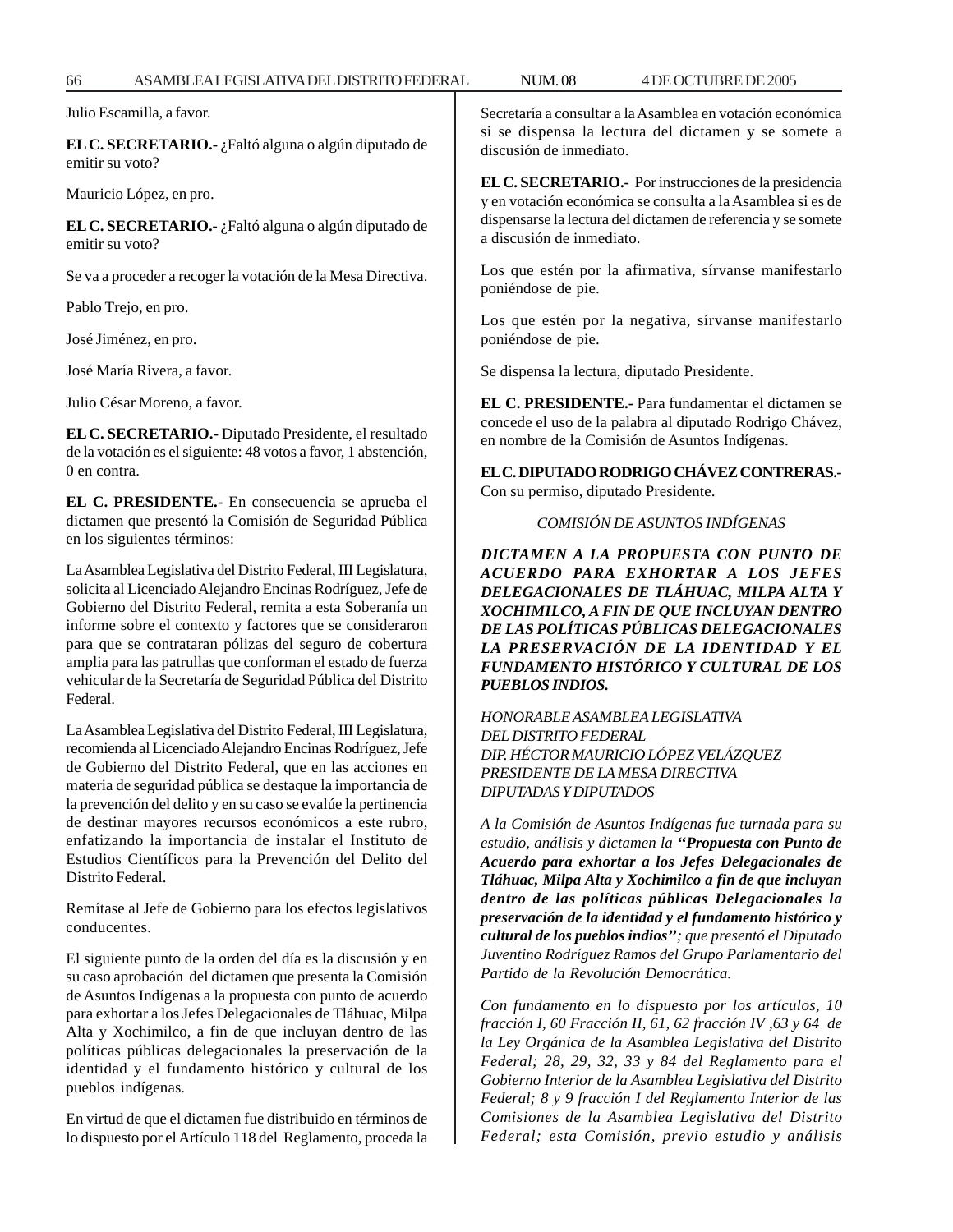Julio Escamilla, a favor.

**EL C. SECRETARIO.-** ¿Faltó alguna o algún diputado de emitir su voto?

Mauricio López, en pro.

**EL C. SECRETARIO.-** ¿Faltó alguna o algún diputado de emitir su voto?

Se va a proceder a recoger la votación de la Mesa Directiva.

Pablo Trejo, en pro.

José Jiménez, en pro.

José María Rivera, a favor.

Julio César Moreno, a favor.

**EL C. SECRETARIO.-** Diputado Presidente, el resultado de la votación es el siguiente: 48 votos a favor, 1 abstención, 0 en contra.

**EL C. PRESIDENTE.-** En consecuencia se aprueba el dictamen que presentó la Comisión de Seguridad Pública en los siguientes términos:

La Asamblea Legislativa del Distrito Federal, III Legislatura, solicita al Licenciado Alejandro Encinas Rodríguez, Jefe de Gobierno del Distrito Federal, remita a esta Soberanía un informe sobre el contexto y factores que se consideraron para que se contrataran pólizas del seguro de cobertura amplia para las patrullas que conforman el estado de fuerza vehicular de la Secretaría de Seguridad Pública del Distrito Federal.

La Asamblea Legislativa del Distrito Federal, III Legislatura, recomienda al Licenciado Alejandro Encinas Rodríguez, Jefe de Gobierno del Distrito Federal, que en las acciones en materia de seguridad pública se destaque la importancia de la prevención del delito y en su caso se evalúe la pertinencia de destinar mayores recursos económicos a este rubro, enfatizando la importancia de instalar el Instituto de Estudios Científicos para la Prevención del Delito del Distrito Federal.

Remítase al Jefe de Gobierno para los efectos legislativos conducentes.

El siguiente punto de la orden del día es la discusión y en su caso aprobación del dictamen que presenta la Comisión de Asuntos Indígenas a la propuesta con punto de acuerdo para exhortar a los Jefes Delegacionales de Tláhuac, Milpa Alta y Xochimilco, a fin de que incluyan dentro de las políticas públicas delegacionales la preservación de la identidad y el fundamento histórico y cultural de los pueblos indígenas.

En virtud de que el dictamen fue distribuido en términos de lo dispuesto por el Artículo 118 del Reglamento, proceda la Secretaría a consultar a la Asamblea en votación económica si se dispensa la lectura del dictamen y se somete a discusión de inmediato.

**EL C. SECRETARIO.-** Por instrucciones de la presidencia y en votación económica se consulta a la Asamblea si es de dispensarse la lectura del dictamen de referencia y se somete a discusión de inmediato.

Los que estén por la afirmativa, sírvanse manifestarlo poniéndose de pie.

Los que estén por la negativa, sírvanse manifestarlo poniéndose de pie.

Se dispensa la lectura, diputado Presidente.

**EL C. PRESIDENTE.-** Para fundamentar el dictamen se concede el uso de la palabra al diputado Rodrigo Chávez, en nombre de la Comisión de Asuntos Indígenas.

**EL C. DIPUTADO RODRIGO CHÁVEZ CONTRERAS.-** Con su permiso, diputado Presidente.

*COMISIÓN DE ASUNTOS INDÍGENAS*

***DICTAMEN A LA PROPUESTA CON PUNTO DE ACUERDO PARA EXHORTAR A LOS JEFES DELEGACIONALES DE TLÁHUAC, MILPA ALTA Y XOCHIMILCO, A FIN DE QUE INCLUYAN DENTRO DE LAS POLÍTICAS PÚBLICAS DELEGACIONALES LA PRESERVACIÓN DE LA IDENTIDAD Y EL FUNDAMENTO HISTÓRICO Y CULTURAL DE LOS PUEBLOS INDIOS.***

*HONORABLE ASAMBLEA LEGISLATIVA
DEL DISTRITO FEDERAL
DIP. HÉCTOR MAURICIO LÓPEZ VELÁZQUEZ
PRESIDENTE DE LA MESA DIRECTIVA
DIPUTADAS Y DIPUTADOS*

*A la Comisión de Asuntos Indígenas fue turnada para su estudio, análisis y dictamen la* ***''Propuesta con Punto de Acuerdo para exhortar a los Jefes Delegacionales de Tláhuac, Milpa Alta y Xochimilco a fin de que incluyan dentro de las políticas públicas Delegacionales la preservación de la identidad y el fundamento histórico y cultural de los pueblos indios''****; que presentó el Diputado Juventino Rodríguez Ramos del Grupo Parlamentario del Partido de la Revolución Democrática.*

*Con fundamento en lo dispuesto por los artículos, 10 fracción I, 60 Fracción II, 61, 62 fracción IV ,63 y 64 de la Ley Orgánica de la Asamblea Legislativa del Distrito Federal; 28, 29, 32, 33 y 84 del Reglamento para el Gobierno Interior de la Asamblea Legislativa del Distrito Federal; 8 y 9 fracción I del Reglamento Interior de las Comisiones de la Asamblea Legislativa del Distrito Federal; esta Comisión, previo estudio y análisis*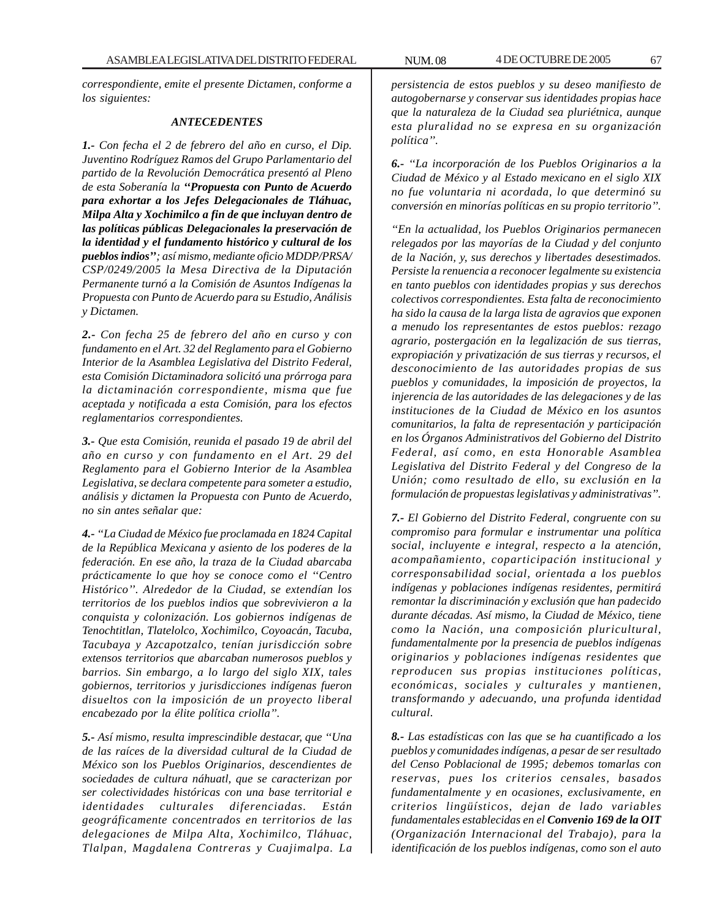*correspondiente, emite el presente Dictamen, conforme a los siguientes:*

### *ANTECEDENTES*

***1.-*** *Con fecha el 2 de febrero del año en curso, el Dip. Juventino Rodríguez Ramos del Grupo Parlamentario del partido de la Revolución Democrática presentó al Pleno de esta Soberanía la* ***"Propuesta con Punto de Acuerdo para exhortar a los Jefes Delegacionales de Tláhuac, Milpa Alta y Xochimilco a fin de que incluyan dentro de las políticas públicas Delegacionales la preservación de la identidad y el fundamento histórico y cultural de los pueblos indios"****; así mismo, mediante oficio MDDP/PRSA/CSP/0249/2005 la Mesa Directiva de la Diputación Permanente turnó a la Comisión de Asuntos Indígenas la Propuesta con Punto de Acuerdo para su Estudio, Análisis y Dictamen.*

***2.-*** *Con fecha 25 de febrero del año en curso y con fundamento en el Art. 32 del Reglamento para el Gobierno Interior de la Asamblea Legislativa del Distrito Federal, esta Comisión Dictaminadora solicitó una prórroga para la dictaminación correspondiente, misma que fue aceptada y notificada a esta Comisión, para los efectos reglamentarios correspondientes.*

***3.-*** *Que esta Comisión, reunida el pasado 19 de abril del año en curso y con fundamento en el Art. 29 del Reglamento para el Gobierno Interior de la Asamblea Legislativa, se declara competente para someter a estudio, análisis y dictamen la Propuesta con Punto de Acuerdo, no sin antes señalar que:*

***4.-*** *"La Ciudad de México fue proclamada en 1824 Capital de la República Mexicana y asiento de los poderes de la federación. En ese año, la traza de la Ciudad abarcaba prácticamente lo que hoy se conoce como el "Centro Histórico". Alrededor de la Ciudad, se extendían los territorios de los pueblos indios que sobrevivieron a la conquista y colonización. Los gobiernos indígenas de Tenochtitlan, Tlatelolco, Xochimilco, Coyoacán, Tacuba, Tacubaya y Azcapotzalco, tenían jurisdicción sobre extensos territorios que abarcaban numerosos pueblos y barrios. Sin embargo, a lo largo del siglo XIX, tales gobiernos, territorios y jurisdicciones indígenas fueron disueltos con la imposición de un proyecto liberal encabezado por la élite política criolla".*

***5.-*** *Así mismo, resulta imprescindible destacar, que "Una de las raíces de la diversidad cultural de la Ciudad de México son los Pueblos Originarios, descendientes de sociedades de cultura náhuatl, que se caracterizan por ser colectividades históricas con una base territorial e identidades culturales diferenciadas. Están geográficamente concentrados en territorios de las delegaciones de Milpa Alta, Xochimilco, Tláhuac, Tlalpan, Magdalena Contreras y Cuajimalpa. La persistencia de estos pueblos y su deseo manifiesto de autogobernarse y conservar sus identidades propias hace que la naturaleza de la Ciudad sea pluriétnica, aunque esta pluralidad no se expresa en su organización política".*

***6.-*** *"La incorporación de los Pueblos Originarios a la Ciudad de México y al Estado mexicano en el siglo XIX no fue voluntaria ni acordada, lo que determinó su conversión en minorías políticas en su propio territorio".*

*"En la actualidad, los Pueblos Originarios permanecen relegados por las mayorías de la Ciudad y del conjunto de la Nación, y, sus derechos y libertades desestimados. Persiste la renuencia a reconocer legalmente su existencia en tanto pueblos con identidades propias y sus derechos colectivos correspondientes. Esta falta de reconocimiento ha sido la causa de la larga lista de agravios que exponen a menudo los representantes de estos pueblos: rezago agrario, postergación en la legalización de sus tierras, expropiación y privatización de sus tierras y recursos, el desconocimiento de las autoridades propias de sus pueblos y comunidades, la imposición de proyectos, la injerencia de las autoridades de las delegaciones y de las instituciones de la Ciudad de México en los asuntos comunitarios, la falta de representación y participación en los Órganos Administrativos del Gobierno del Distrito Federal, así como, en esta Honorable Asamblea Legislativa del Distrito Federal y del Congreso de la Unión; como resultado de ello, su exclusión en la formulación de propuestas legislativas y administrativas".*

***7.-*** *El Gobierno del Distrito Federal, congruente con su compromiso para formular e instrumentar una política social, incluyente e integral, respecto a la atención, acompañamiento, coparticipación institucional y corresponsabilidad social, orientada a los pueblos indígenas y poblaciones indígenas residentes, permitirá remontar la discriminación y exclusión que han padecido durante décadas. Así mismo, la Ciudad de México, tiene como la Nación, una composición pluricultural, fundamentalmente por la presencia de pueblos indígenas originarios y poblaciones indígenas residentes que reproducen sus propias instituciones políticas, económicas, sociales y culturales y mantienen, transformando y adecuando, una profunda identidad cultural.*

***8.-*** *Las estadísticas con las que se ha cuantificado a los pueblos y comunidades indígenas, a pesar de ser resultado del Censo Poblacional de 1995; debemos tomarlas con reservas, pues los criterios censales, basados fundamentalmente y en ocasiones, exclusivamente, en criterios lingüísticos, dejan de lado variables fundamentales establecidas en el* ***Convenio 169 de la OIT*** *(Organización Internacional del Trabajo), para la identificación de los pueblos indígenas, como son el auto*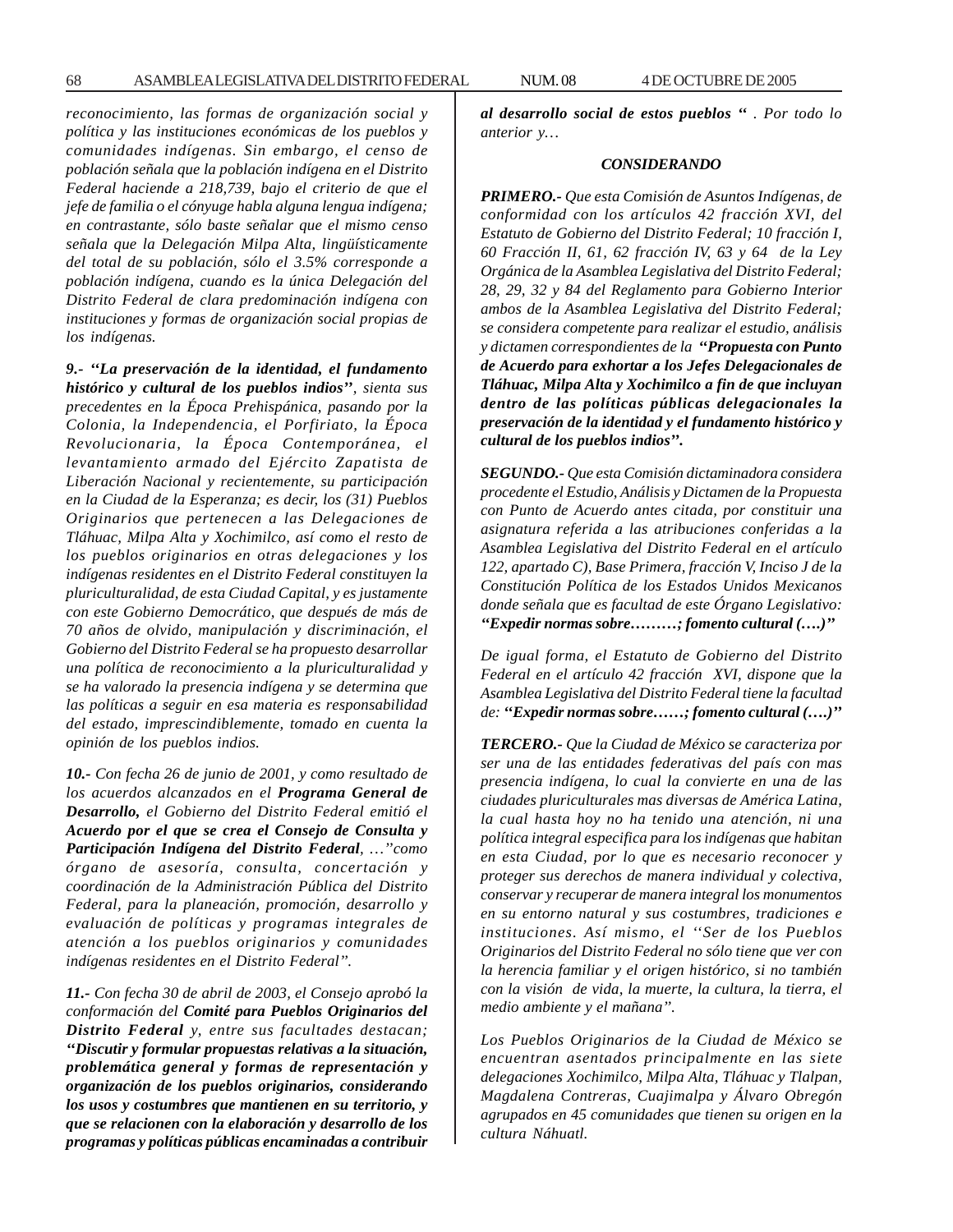*reconocimiento, las formas de organización social y política y las instituciones económicas de los pueblos y comunidades indígenas. Sin embargo, el censo de población señala que la población indígena en el Distrito Federal haciende a 218,739, bajo el criterio de que el jefe de familia o el cónyuge habla alguna lengua indígena; en contrastante, sólo baste señalar que el mismo censo señala que la Delegación Milpa Alta, lingüísticamente del total de su población, sólo el 3.5% corresponde a población indígena, cuando es la única Delegación del Distrito Federal de clara predominación indígena con instituciones y formas de organización social propias de los indígenas.*

***9.- ''La preservación de la identidad, el fundamento histórico y cultural de los pueblos indios''**, sienta sus precedentes en la Época Prehispánica, pasando por la Colonia, la Independencia, el Porfiriato, la Época Revolucionaria, la Época Contemporánea, el levantamiento armado del Ejército Zapatista de Liberación Nacional y recientemente, su participación en la Ciudad de la Esperanza; es decir, los (31) Pueblos Originarios que pertenecen a las Delegaciones de Tláhuac, Milpa Alta y Xochimilco, así como el resto de los pueblos originarios en otras delegaciones y los indígenas residentes en el Distrito Federal constituyen la pluriculturalidad, de esta Ciudad Capital, y es justamente con este Gobierno Democrático, que después de más de 70 años de olvido, manipulación y discriminación, el Gobierno del Distrito Federal se ha propuesto desarrollar una política de reconocimiento a la pluriculturalidad y se ha valorado la presencia indígena y se determina que las políticas a seguir en esa materia es responsabilidad del estado, imprescindiblemente, tomado en cuenta la opinión de los pueblos indios.*

***10.-** Con fecha 26 de junio de 2001, y como resultado de los acuerdos alcanzados en el **Programa General de Desarrollo,** el Gobierno del Distrito Federal emitió el **Acuerdo por el que se crea el Consejo de Consulta y Participación Indígena del Distrito Federal**, …"como órgano de asesoría, consulta, concertación y coordinación de la Administración Pública del Distrito Federal, para la planeación, promoción, desarrollo y evaluación de políticas y programas integrales de atención a los pueblos originarios y comunidades indígenas residentes en el Distrito Federal".*

***11.-** Con fecha 30 de abril de 2003, el Consejo aprobó la conformación del **Comité para Pueblos Originarios del Distrito Federal** y, entre sus facultades destacan; **"Discutir y formular propuestas relativas a la situación, problemática general y formas de representación y organización de los pueblos originarios, considerando los usos y costumbres que mantienen en su territorio, y que se relacionen con la elaboración y desarrollo de los programas y políticas públicas encaminadas a contribuir al desarrollo social de estos pueblos "** . Por todo lo anterior y…*

***CONSIDERANDO***

***PRIMERO.-** Que esta Comisión de Asuntos Indígenas, de conformidad con los artículos 42 fracción XVI, del Estatuto de Gobierno del Distrito Federal; 10 fracción I, 60 Fracción II, 61, 62 fracción IV, 63 y 64 de la Ley Orgánica de la Asamblea Legislativa del Distrito Federal; 28, 29, 32 y 84 del Reglamento para Gobierno Interior ambos de la Asamblea Legislativa del Distrito Federal; se considera competente para realizar el estudio, análisis y dictamen correspondientes de la **"Propuesta con Punto de Acuerdo para exhortar a los Jefes Delegacionales de Tláhuac, Milpa Alta y Xochimilco a fin de que incluyan dentro de las políticas públicas delegacionales la preservación de la identidad y el fundamento histórico y cultural de los pueblos indios".***

***SEGUNDO.-** Que esta Comisión dictaminadora considera procedente el Estudio, Análisis y Dictamen de la Propuesta con Punto de Acuerdo antes citada, por constituir una asignatura referida a las atribuciones conferidas a la Asamblea Legislativa del Distrito Federal en el artículo 122, apartado C), Base Primera, fracción V, Inciso J de la Constitución Política de los Estados Unidos Mexicanos donde señala que es facultad de este Órgano Legislativo: **"Expedir normas sobre………; fomento cultural (….)"***

*De igual forma, el Estatuto de Gobierno del Distrito Federal en el artículo 42 fracción XVI, dispone que la Asamblea Legislativa del Distrito Federal tiene la facultad de: **"Expedir normas sobre……; fomento cultural (….)"***

***TERCERO.-** Que la Ciudad de México se caracteriza por ser una de las entidades federativas del país con mas presencia indígena, lo cual la convierte en una de las ciudades pluriculturales mas diversas de América Latina, la cual hasta hoy no ha tenido una atención, ni una política integral especifica para los indígenas que habitan en esta Ciudad, por lo que es necesario reconocer y proteger sus derechos de manera individual y colectiva, conservar y recuperar de manera integral los monumentos en su entorno natural y sus costumbres, tradiciones e instituciones. Así mismo, el ''Ser de los Pueblos Originarios del Distrito Federal no sólo tiene que ver con la herencia familiar y el origen histórico, si no también con la visión de vida, la muerte, la cultura, la tierra, el medio ambiente y el mañana".*

*Los Pueblos Originarios de la Ciudad de México se encuentran asentados principalmente en las siete delegaciones Xochimilco, Milpa Alta, Tláhuac y Tlalpan, Magdalena Contreras, Cuajimalpa y Álvaro Obregón agrupados en 45 comunidades que tienen su origen en la cultura Náhuatl.*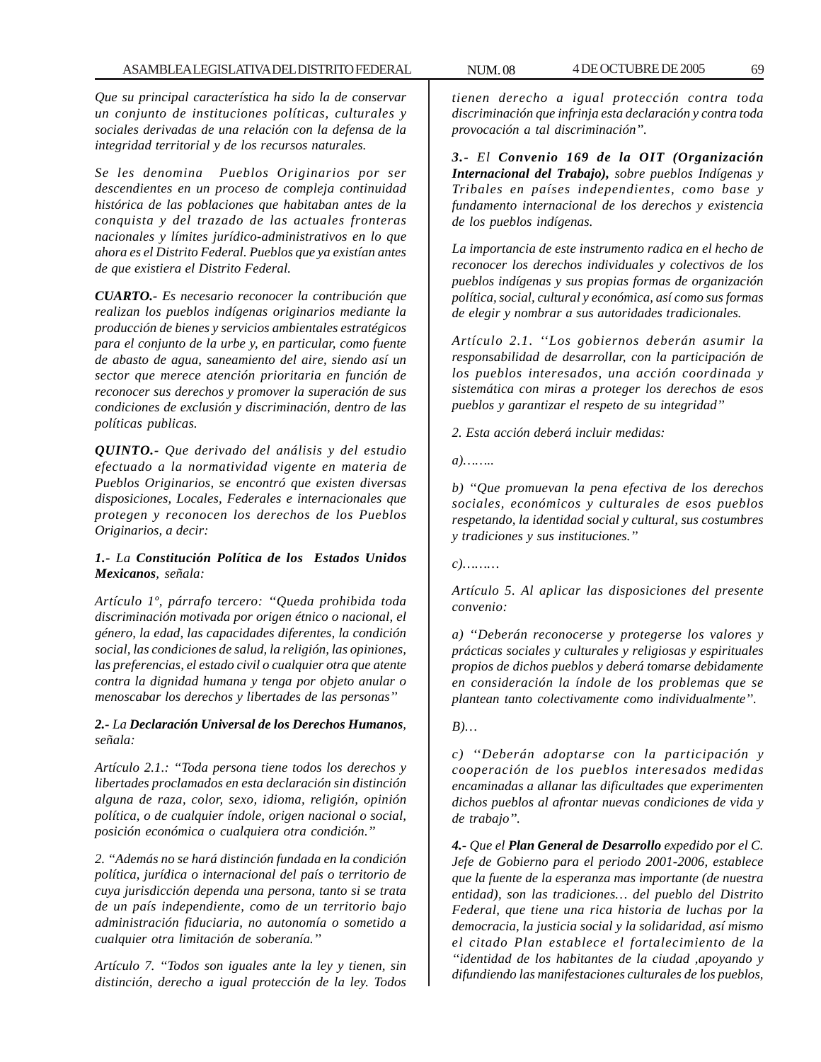*Que su principal característica ha sido la de conservar un conjunto de instituciones políticas, culturales y sociales derivadas de una relación con la defensa de la integridad territorial y de los recursos naturales.*

*Se les denomina Pueblos Originarios por ser descendientes en un proceso de compleja continuidad histórica de las poblaciones que habitaban antes de la conquista y del trazado de las actuales fronteras nacionales y límites jurídico-administrativos en lo que ahora es el Distrito Federal. Pueblos que ya existían antes de que existiera el Distrito Federal.*

***CUARTO.-** Es necesario reconocer la contribución que realizan los pueblos indígenas originarios mediante la producción de bienes y servicios ambientales estratégicos para el conjunto de la urbe y, en particular, como fuente de abasto de agua, saneamiento del aire, siendo así un sector que merece atención prioritaria en función de reconocer sus derechos y promover la superación de sus condiciones de exclusión y discriminación, dentro de las políticas publicas.*

***QUINTO.-** Que derivado del análisis y del estudio efectuado a la normatividad vigente en materia de Pueblos Originarios, se encontró que existen diversas disposiciones, Locales, Federales e internacionales que protegen y reconocen los derechos de los Pueblos Originarios, a decir:*

***1.-** La **Constitución Política de los Estados Unidos Mexicanos**, señala:*

*Artículo 1º, párrafo tercero: "Queda prohibida toda discriminación motivada por origen étnico o nacional, el género, la edad, las capacidades diferentes, la condición social, las condiciones de salud, la religión, las opiniones, las preferencias, el estado civil o cualquier otra que atente contra la dignidad humana y tenga por objeto anular o menoscabar los derechos y libertades de las personas"*

***2.-** La **Declaración Universal de los Derechos Humanos**, señala:*

*Artículo 2.1.: "Toda persona tiene todos los derechos y libertades proclamados en esta declaración sin distinción alguna de raza, color, sexo, idioma, religión, opinión política, o de cualquier índole, origen nacional o social, posición económica o cualquiera otra condición."*

*2. "Además no se hará distinción fundada en la condición política, jurídica o internacional del país o territorio de cuya jurisdicción dependa una persona, tanto si se trata de un país independiente, como de un territorio bajo administración fiduciaria, no autonomía o sometido a cualquier otra limitación de soberanía."*

*Artículo 7. "Todos son iguales ante la ley y tienen, sin distinción, derecho a igual protección de la ley. Todos tienen derecho a igual protección contra toda discriminación que infrinja esta declaración y contra toda provocación a tal discriminación".*

***3.-** El **Convenio 169 de la OIT (Organización Internacional del Trabajo),** sobre pueblos Indígenas y Tribales en países independientes, como base y fundamento internacional de los derechos y existencia de los pueblos indígenas.*

*La importancia de este instrumento radica en el hecho de reconocer los derechos individuales y colectivos de los pueblos indígenas y sus propias formas de organización política, social, cultural y económica, así como sus formas de elegir y nombrar a sus autoridades tradicionales.*

*Artículo 2.1. "Los gobiernos deberán asumir la responsabilidad de desarrollar, con la participación de los pueblos interesados, una acción coordinada y sistemática con miras a proteger los derechos de esos pueblos y garantizar el respeto de su integridad"*

*2. Esta acción deberá incluir medidas:*

*a)……..*

*b) "Que promuevan la pena efectiva de los derechos sociales, económicos y culturales de esos pueblos respetando, la identidad social y cultural, sus costumbres y tradiciones y sus instituciones."*

*c)………*

*Artículo 5. Al aplicar las disposiciones del presente convenio:*

*a) "Deberán reconocerse y protegerse los valores y prácticas sociales y culturales y religiosas y espirituales propios de dichos pueblos y deberá tomarse debidamente en consideración la índole de los problemas que se plantean tanto colectivamente como individualmente".*

*B)…*

*c) "Deberán adoptarse con la participación y cooperación de los pueblos interesados medidas encaminadas a allanar las dificultades que experimenten dichos pueblos al afrontar nuevas condiciones de vida y de trabajo".*

***4.-** Que el **Plan General de Desarrollo** expedido por el C. Jefe de Gobierno para el periodo 2001-2006, establece que la fuente de la esperanza mas importante (de nuestra entidad), son las tradiciones… del pueblo del Distrito Federal, que tiene una rica historia de luchas por la democracia, la justicia social y la solidaridad, así mismo el citado Plan establece el fortalecimiento de la "identidad de los habitantes de la ciudad ,apoyando y difundiendo las manifestaciones culturales de los pueblos,*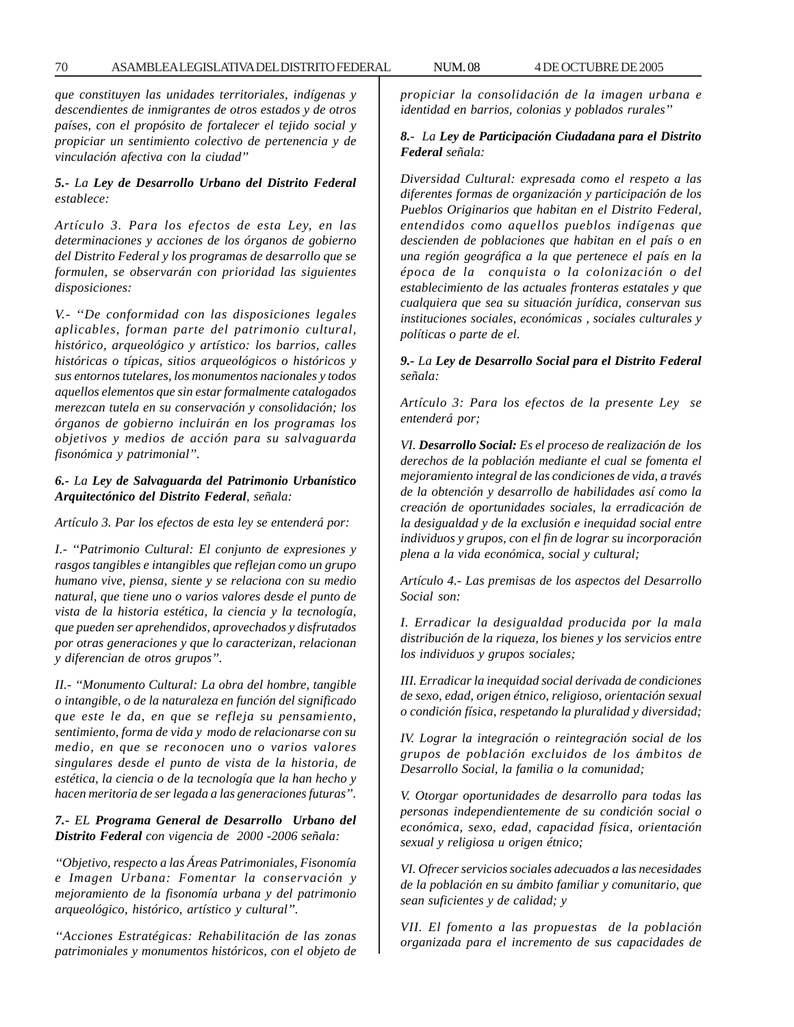*que constituyen las unidades territoriales, indígenas y descendientes de inmigrantes de otros estados y de otros países, con el propósito de fortalecer el tejido social y propiciar un sentimiento colectivo de pertenencia y de vinculación afectiva con la ciudad"*

***5.-** La **Ley de Desarrollo Urbano del Distrito Federal** establece:*

*Artículo 3. Para los efectos de esta Ley, en las determinaciones y acciones de los órganos de gobierno del Distrito Federal y los programas de desarrollo que se formulen, se observarán con prioridad las siguientes disposiciones:*

*V.- ''De conformidad con las disposiciones legales aplicables, forman parte del patrimonio cultural, histórico, arqueológico y artístico: los barrios, calles históricas o típicas, sitios arqueológicos o históricos y sus entornos tutelares, los monumentos nacionales y todos aquellos elementos que sin estar formalmente catalogados merezcan tutela en su conservación y consolidación; los órganos de gobierno incluirán en los programas los objetivos y medios de acción para su salvaguarda fisonómica y patrimonial".*

***6.-** La **Ley de Salvaguarda del Patrimonio Urbanístico Arquitectónico del Distrito Federal**, señala:*

*Artículo 3. Par los efectos de esta ley se entenderá por:*

*I.- "Patrimonio Cultural: El conjunto de expresiones y rasgos tangibles e intangibles que reflejan como un grupo humano vive, piensa, siente y se relaciona con su medio natural, que tiene uno o varios valores desde el punto de vista de la historia estética, la ciencia y la tecnología, que pueden ser aprehendidos, aprovechados y disfrutados por otras generaciones y que lo caracterizan, relacionan y diferencian de otros grupos".*

*II.- "Monumento Cultural: La obra del hombre, tangible o intangible, o de la naturaleza en función del significado que este le da, en que se refleja su pensamiento, sentimiento, forma de vida y modo de relacionarse con su medio, en que se reconocen uno o varios valores singulares desde el punto de vista de la historia, de estética, la ciencia o de la tecnología que la han hecho y hacen meritoria de ser legada a las generaciones futuras".*

***7.-** EL **Programa General de Desarrollo Urbano del Distrito Federal** con vigencia de 2000 -2006 señala:*

*"Objetivo, respecto a las Áreas Patrimoniales, Fisonomía e Imagen Urbana: Fomentar la conservación y mejoramiento de la fisonomía urbana y del patrimonio arqueológico, histórico, artístico y cultural".*

*"Acciones Estratégicas: Rehabilitación de las zonas patrimoniales y monumentos históricos, con el objeto de propiciar la consolidación de la imagen urbana e identidad en barrios, colonias y poblados rurales''*

***8.-** La **Ley de Participación Ciudadana para el Distrito Federal** señala:*

*Diversidad Cultural: expresada como el respeto a las diferentes formas de organización y participación de los Pueblos Originarios que habitan en el Distrito Federal, entendidos como aquellos pueblos indígenas que descienden de poblaciones que habitan en el país o en una región geográfica a la que pertenece el país en la época de la conquista o la colonización o del establecimiento de las actuales fronteras estatales y que cualquiera que sea su situación jurídica, conservan sus instituciones sociales, económicas , sociales culturales y políticas o parte de el.*

***9.-** La **Ley de Desarrollo Social para el Distrito Federal** señala:*

*Artículo 3: Para los efectos de la presente Ley se entenderá por;*

*VI. **Desarrollo Social:** Es el proceso de realización de los derechos de la población mediante el cual se fomenta el mejoramiento integral de las condiciones de vida, a través de la obtención y desarrollo de habilidades así como la creación de oportunidades sociales, la erradicación de la desigualdad y de la exclusión e inequidad social entre individuos y grupos, con el fin de lograr su incorporación plena a la vida económica, social y cultural;*

*Artículo 4.- Las premisas de los aspectos del Desarrollo Social son:*

*I. Erradicar la desigualdad producida por la mala distribución de la riqueza, los bienes y los servicios entre los individuos y grupos sociales;*

*III. Erradicar la inequidad social derivada de condiciones de sexo, edad, origen étnico, religioso, orientación sexual o condición física, respetando la pluralidad y diversidad;*

*IV. Lograr la integración o reintegración social de los grupos de población excluidos de los ámbitos de Desarrollo Social, la familia o la comunidad;*

*V. Otorgar oportunidades de desarrollo para todas las personas independientemente de su condición social o económica, sexo, edad, capacidad física, orientación sexual y religiosa u origen étnico;*

*VI. Ofrecer servicios sociales adecuados a las necesidades de la población en su ámbito familiar y comunitario, que sean suficientes y de calidad; y*

*VII. El fomento a las propuestas de la población organizada para el incremento de sus capacidades de*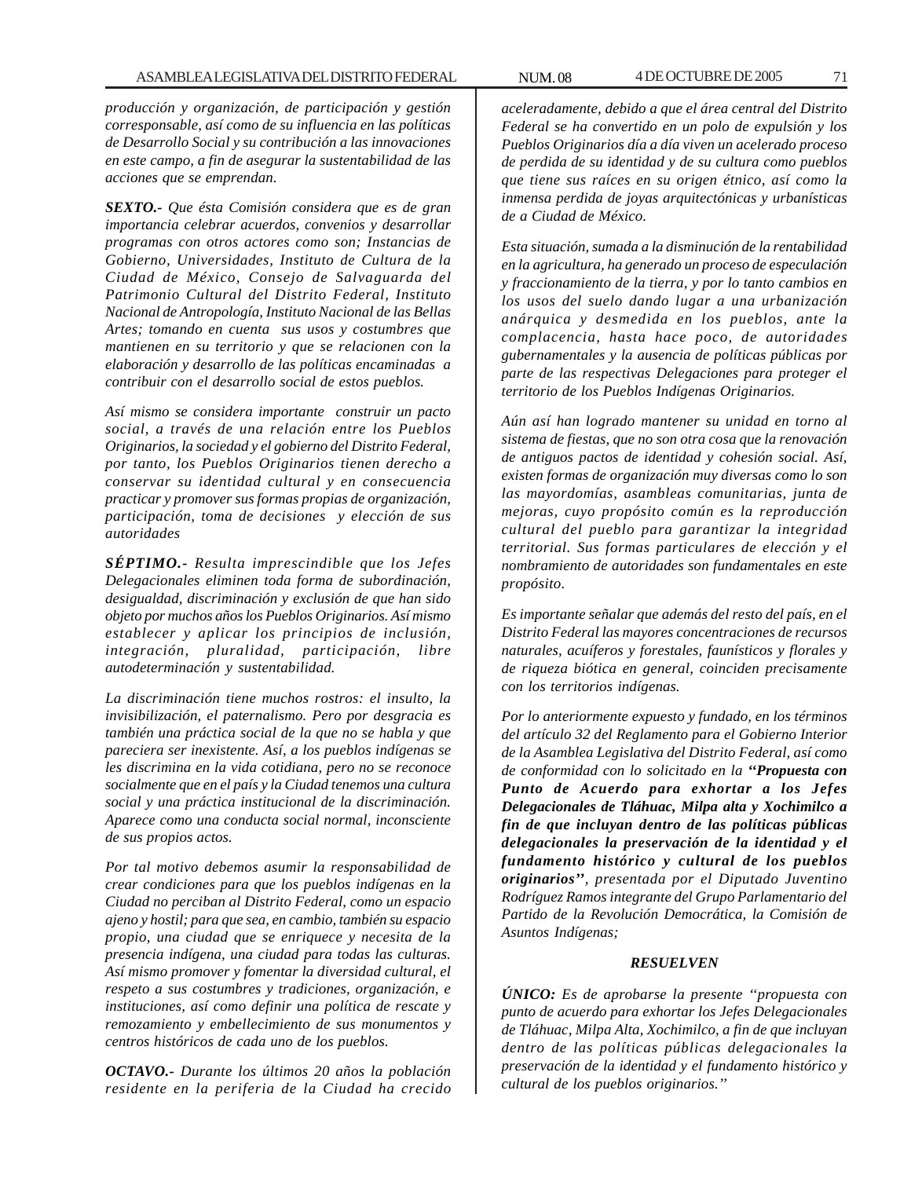*producción y organización, de participación y gestión corresponsable, así como de su influencia en las políticas de Desarrollo Social y su contribución a las innovaciones en este campo, a fin de asegurar la sustentabilidad de las acciones que se emprendan.*

***SEXTO.-*** *Que ésta Comisión considera que es de gran importancia celebrar acuerdos, convenios y desarrollar programas con otros actores como son; Instancias de Gobierno, Universidades, Instituto de Cultura de la Ciudad de México, Consejo de Salvaguarda del Patrimonio Cultural del Distrito Federal, Instituto Nacional de Antropología, Instituto Nacional de las Bellas Artes; tomando en cuenta sus usos y costumbres que mantienen en su territorio y que se relacionen con la elaboración y desarrollo de las políticas encaminadas a contribuir con el desarrollo social de estos pueblos.*

*Así mismo se considera importante construir un pacto social, a través de una relación entre los Pueblos Originarios, la sociedad y el gobierno del Distrito Federal, por tanto, los Pueblos Originarios tienen derecho a conservar su identidad cultural y en consecuencia practicar y promover sus formas propias de organización, participación, toma de decisiones y elección de sus autoridades*

***SÉPTIMO.-*** *Resulta imprescindible que los Jefes Delegacionales eliminen toda forma de subordinación, desigualdad, discriminación y exclusión de que han sido objeto por muchos años los Pueblos Originarios. Así mismo establecer y aplicar los principios de inclusión, integración, pluralidad, participación, libre autodeterminación y sustentabilidad.*

*La discriminación tiene muchos rostros: el insulto, la invisibilización, el paternalismo. Pero por desgracia es también una práctica social de la que no se habla y que pareciera ser inexistente. Así, a los pueblos indígenas se les discrimina en la vida cotidiana, pero no se reconoce socialmente que en el país y la Ciudad tenemos una cultura social y una práctica institucional de la discriminación. Aparece como una conducta social normal, inconsciente de sus propios actos.*

*Por tal motivo debemos asumir la responsabilidad de crear condiciones para que los pueblos indígenas en la Ciudad no perciban al Distrito Federal, como un espacio ajeno y hostil; para que sea, en cambio, también su espacio propio, una ciudad que se enriquece y necesita de la presencia indígena, una ciudad para todas las culturas. Así mismo promover y fomentar la diversidad cultural, el respeto a sus costumbres y tradiciones, organización, e instituciones, así como definir una política de rescate y remozamiento y embellecimiento de sus monumentos y centros históricos de cada uno de los pueblos.*

***OCTAVO.-*** *Durante los últimos 20 años la población residente en la periferia de la Ciudad ha crecido aceleradamente, debido a que el área central del Distrito Federal se ha convertido en un polo de expulsión y los Pueblos Originarios día a día viven un acelerado proceso de perdida de su identidad y de su cultura como pueblos que tiene sus raíces en su origen étnico, así como la inmensa perdida de joyas arquitectónicas y urbanísticas de a Ciudad de México.*

*Esta situación, sumada a la disminución de la rentabilidad en la agricultura, ha generado un proceso de especulación y fraccionamiento de la tierra, y por lo tanto cambios en los usos del suelo dando lugar a una urbanización anárquica y desmedida en los pueblos, ante la complacencia, hasta hace poco, de autoridades gubernamentales y la ausencia de políticas públicas por parte de las respectivas Delegaciones para proteger el territorio de los Pueblos Indígenas Originarios.*

*Aún así han logrado mantener su unidad en torno al sistema de fiestas, que no son otra cosa que la renovación de antiguos pactos de identidad y cohesión social. Así, existen formas de organización muy diversas como lo son las mayordomías, asambleas comunitarias, junta de mejoras, cuyo propósito común es la reproducción cultural del pueblo para garantizar la integridad territorial. Sus formas particulares de elección y el nombramiento de autoridades son fundamentales en este propósito.*

*Es importante señalar que además del resto del país, en el Distrito Federal las mayores concentraciones de recursos naturales, acuíferos y forestales, faunísticos y florales y de riqueza biótica en general, coinciden precisamente con los territorios indígenas.*

*Por lo anteriormente expuesto y fundado, en los términos del artículo 32 del Reglamento para el Gobierno Interior de la Asamblea Legislativa del Distrito Federal, así como de conformidad con lo solicitado en la* ***''Propuesta con Punto de Acuerdo para exhortar a los Jefes Delegacionales de Tláhuac, Milpa alta y Xochimilco a fin de que incluyan dentro de las políticas públicas delegacionales la preservación de la identidad y el fundamento histórico y cultural de los pueblos originarios''****, presentada por el Diputado Juventino Rodríguez Ramos integrante del Grupo Parlamentario del Partido de la Revolución Democrática, la Comisión de Asuntos Indígenas;*

***RESUELVEN***

***ÚNICO:*** *Es de aprobarse la presente ''propuesta con punto de acuerdo para exhortar los Jefes Delegacionales de Tláhuac, Milpa Alta, Xochimilco, a fin de que incluyan dentro de las políticas públicas delegacionales la preservación de la identidad y el fundamento histórico y cultural de los pueblos originarios.''*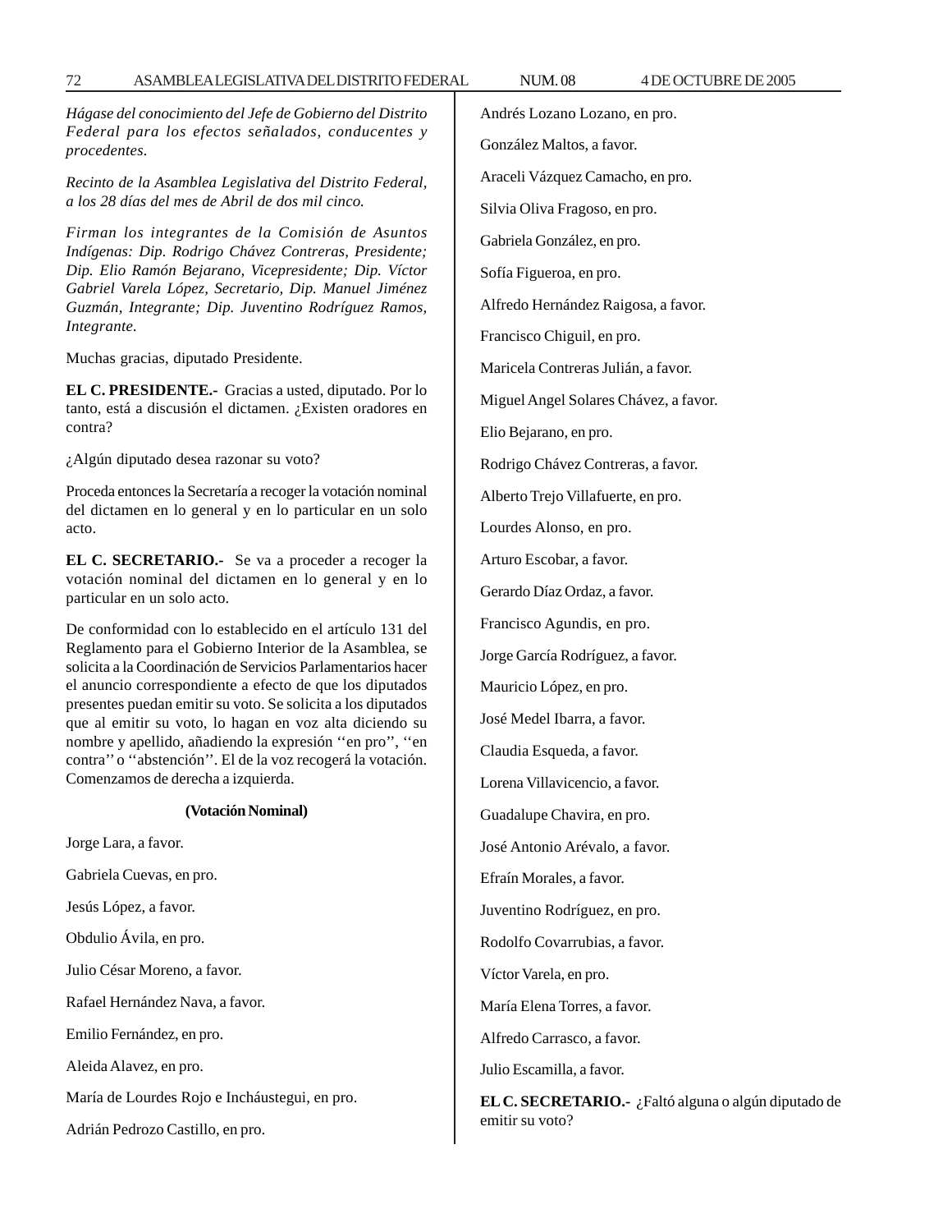*Hágase del conocimiento del Jefe de Gobierno del Distrito Federal para los efectos señalados, conducentes y procedentes.*

*Recinto de la Asamblea Legislativa del Distrito Federal, a los 28 días del mes de Abril de dos mil cinco.*

*Firman los integrantes de la Comisión de Asuntos Indígenas: Dip. Rodrigo Chávez Contreras, Presidente; Dip. Elio Ramón Bejarano, Vicepresidente; Dip. Víctor Gabriel Varela López, Secretario, Dip. Manuel Jiménez Guzmán, Integrante; Dip. Juventino Rodríguez Ramos, Integrante.*

Muchas gracias, diputado Presidente.

**EL C. PRESIDENTE.-** Gracias a usted, diputado. Por lo tanto, está a discusión el dictamen. ¿Existen oradores en contra?

¿Algún diputado desea razonar su voto?

Proceda entonces la Secretaría a recoger la votación nominal del dictamen en lo general y en lo particular en un solo acto.

**EL C. SECRETARIO.-** Se va a proceder a recoger la votación nominal del dictamen en lo general y en lo particular en un solo acto.

De conformidad con lo establecido en el artículo 131 del Reglamento para el Gobierno Interior de la Asamblea, se solicita a la Coordinación de Servicios Parlamentarios hacer el anuncio correspondiente a efecto de que los diputados presentes puedan emitir su voto. Se solicita a los diputados que al emitir su voto, lo hagan en voz alta diciendo su nombre y apellido, añadiendo la expresión ''en pro'', ''en contra'' o ''abstención''. El de la voz recogerá la votación. Comenzamos de derecha a izquierda.

**(Votación Nominal)**

Jorge Lara, a favor.

Gabriela Cuevas, en pro.

Jesús López, a favor.

Obdulio Ávila, en pro.

Julio César Moreno, a favor.

Rafael Hernández Nava, a favor.

Emilio Fernández, en pro.

Aleida Alavez, en pro.

María de Lourdes Rojo e Incháustegui, en pro.

Adrián Pedrozo Castillo, en pro.

Andrés Lozano Lozano, en pro.

González Maltos, a favor.

Araceli Vázquez Camacho, en pro.

Silvia Oliva Fragoso, en pro.

Gabriela González, en pro.

Sofía Figueroa, en pro.

Alfredo Hernández Raigosa, a favor.

Francisco Chiguil, en pro.

Maricela Contreras Julián, a favor.

Miguel Angel Solares Chávez, a favor.

Elio Bejarano, en pro.

Rodrigo Chávez Contreras, a favor.

Alberto Trejo Villafuerte, en pro.

Lourdes Alonso, en pro.

Arturo Escobar, a favor.

Gerardo Díaz Ordaz, a favor.

Francisco Agundis, en pro.

Jorge García Rodríguez, a favor.

Mauricio López, en pro.

José Medel Ibarra, a favor.

Claudia Esqueda, a favor.

Lorena Villavicencio, a favor.

Guadalupe Chavira, en pro.

José Antonio Arévalo, a favor.

Efraín Morales, a favor.

Juventino Rodríguez, en pro.

Rodolfo Covarrubias, a favor.

Víctor Varela, en pro.

María Elena Torres, a favor.

Alfredo Carrasco, a favor.

Julio Escamilla, a favor.

**EL C. SECRETARIO.-** ¿Faltó alguna o algún diputado de emitir su voto?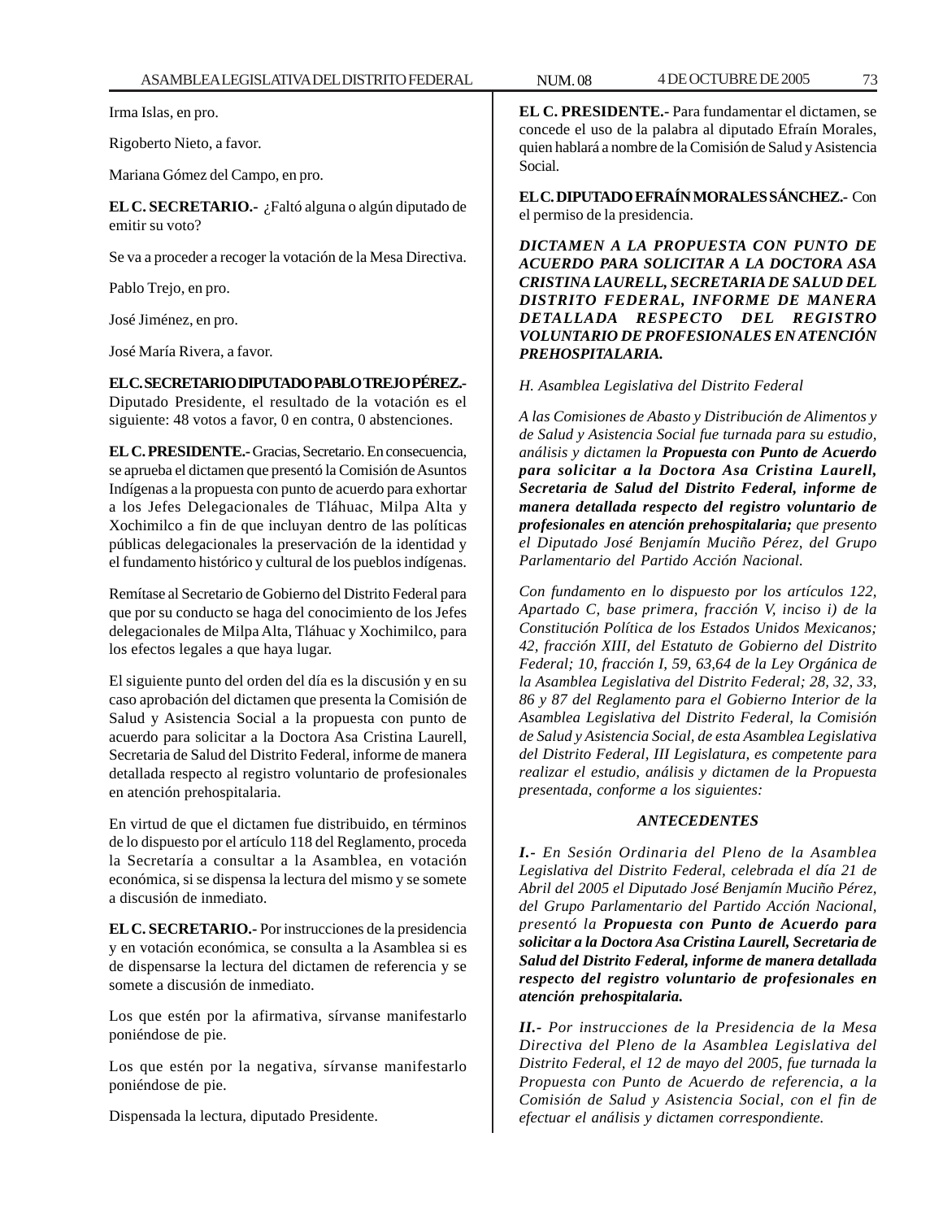Irma Islas, en pro.

Rigoberto Nieto, a favor.

Mariana Gómez del Campo, en pro.

**EL C. SECRETARIO.-** ¿Faltó alguna o algún diputado de emitir su voto?

Se va a proceder a recoger la votación de la Mesa Directiva.

Pablo Trejo, en pro.

José Jiménez, en pro.

José María Rivera, a favor.

**EL C. SECRETARIO DIPUTADO PABLO TREJO PÉREZ.-** Diputado Presidente, el resultado de la votación es el siguiente: 48 votos a favor, 0 en contra, 0 abstenciones.

**EL C. PRESIDENTE.-** Gracias, Secretario. En consecuencia, se aprueba el dictamen que presentó la Comisión de Asuntos Indígenas a la propuesta con punto de acuerdo para exhortar a los Jefes Delegacionales de Tláhuac, Milpa Alta y Xochimilco a fin de que incluyan dentro de las políticas públicas delegacionales la preservación de la identidad y el fundamento histórico y cultural de los pueblos indígenas.

Remítase al Secretario de Gobierno del Distrito Federal para que por su conducto se haga del conocimiento de los Jefes delegacionales de Milpa Alta, Tláhuac y Xochimilco, para los efectos legales a que haya lugar.

El siguiente punto del orden del día es la discusión y en su caso aprobación del dictamen que presenta la Comisión de Salud y Asistencia Social a la propuesta con punto de acuerdo para solicitar a la Doctora Asa Cristina Laurell, Secretaria de Salud del Distrito Federal, informe de manera detallada respecto al registro voluntario de profesionales en atención prehospitalaria.

En virtud de que el dictamen fue distribuido, en términos de lo dispuesto por el artículo 118 del Reglamento, proceda la Secretaría a consultar a la Asamblea, en votación económica, si se dispensa la lectura del mismo y se somete a discusión de inmediato.

**EL C. SECRETARIO.-** Por instrucciones de la presidencia y en votación económica, se consulta a la Asamblea si es de dispensarse la lectura del dictamen de referencia y se somete a discusión de inmediato.

Los que estén por la afirmativa, sírvanse manifestarlo poniéndose de pie.

Los que estén por la negativa, sírvanse manifestarlo poniéndose de pie.

Dispensada la lectura, diputado Presidente.

**EL C. PRESIDENTE.-** Para fundamentar el dictamen, se concede el uso de la palabra al diputado Efraín Morales, quien hablará a nombre de la Comisión de Salud y Asistencia Social.

**EL C. DIPUTADO EFRAÍN MORALES SÁNCHEZ.-** Con el permiso de la presidencia.

***DICTAMEN A LA PROPUESTA CON PUNTO DE ACUERDO PARA SOLICITAR A LA DOCTORA ASA CRISTINA LAURELL, SECRETARIA DE SALUD DEL DISTRITO FEDERAL, INFORME DE MANERA DETALLADA RESPECTO DEL REGISTRO VOLUNTARIO DE PROFESIONALES EN ATENCIÓN PREHOSPITALARIA.***

*H. Asamblea Legislativa del Distrito Federal*

*A las Comisiones de Abasto y Distribución de Alimentos y de Salud y Asistencia Social fue turnada para su estudio, análisis y dictamen la* ***Propuesta con Punto de Acuerdo para solicitar a la Doctora Asa Cristina Laurell, Secretaria de Salud del Distrito Federal, informe de manera detallada respecto del registro voluntario de profesionales en atención prehospitalaria;*** *que presento el Diputado José Benjamín Muciño Pérez, del Grupo Parlamentario del Partido Acción Nacional.*

*Con fundamento en lo dispuesto por los artículos 122, Apartado C, base primera, fracción V, inciso i) de la Constitución Política de los Estados Unidos Mexicanos; 42, fracción XIII, del Estatuto de Gobierno del Distrito Federal; 10, fracción I, 59, 63,64 de la Ley Orgánica de la Asamblea Legislativa del Distrito Federal; 28, 32, 33, 86 y 87 del Reglamento para el Gobierno Interior de la Asamblea Legislativa del Distrito Federal, la Comisión de Salud y Asistencia Social, de esta Asamblea Legislativa del Distrito Federal, III Legislatura, es competente para realizar el estudio, análisis y dictamen de la Propuesta presentada, conforme a los siguientes:*

***ANTECEDENTES***

***I.-*** *En Sesión Ordinaria del Pleno de la Asamblea Legislativa del Distrito Federal, celebrada el día 21 de Abril del 2005 el Diputado José Benjamín Muciño Pérez, del Grupo Parlamentario del Partido Acción Nacional, presentó la* ***Propuesta con Punto de Acuerdo para solicitar a la Doctora Asa Cristina Laurell, Secretaria de Salud del Distrito Federal, informe de manera detallada respecto del registro voluntario de profesionales en atención prehospitalaria.***

***II.-*** *Por instrucciones de la Presidencia de la Mesa Directiva del Pleno de la Asamblea Legislativa del Distrito Federal, el 12 de mayo del 2005, fue turnada la Propuesta con Punto de Acuerdo de referencia, a la Comisión de Salud y Asistencia Social, con el fin de efectuar el análisis y dictamen correspondiente.*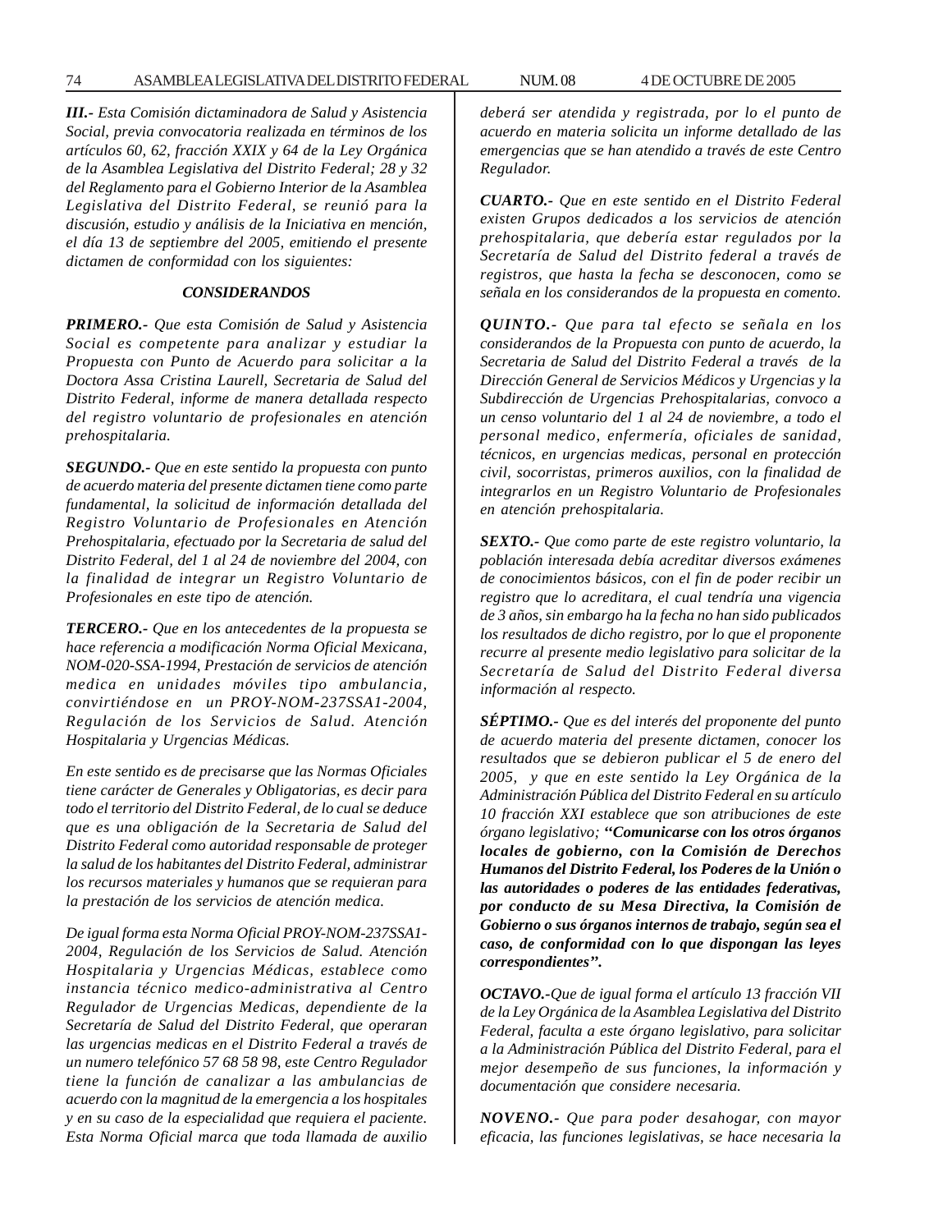*III.- Esta Comisión dictaminadora de Salud y Asistencia Social, previa convocatoria realizada en términos de los artículos 60, 62, fracción XXIX y 64 de la Ley Orgánica de la Asamblea Legislativa del Distrito Federal; 28 y 32 del Reglamento para el Gobierno Interior de la Asamblea Legislativa del Distrito Federal, se reunió para la discusión, estudio y análisis de la Iniciativa en mención, el día 13 de septiembre del 2005, emitiendo el presente dictamen de conformidad con los siguientes:*

***CONSIDERANDOS***

***PRIMERO.-*** *Que esta Comisión de Salud y Asistencia Social es competente para analizar y estudiar la Propuesta con Punto de Acuerdo para solicitar a la Doctora Assa Cristina Laurell, Secretaria de Salud del Distrito Federal, informe de manera detallada respecto del registro voluntario de profesionales en atención prehospitalaria.*

***SEGUNDO.-*** *Que en este sentido la propuesta con punto de acuerdo materia del presente dictamen tiene como parte fundamental, la solicitud de información detallada del Registro Voluntario de Profesionales en Atención Prehospitalaria, efectuado por la Secretaria de salud del Distrito Federal, del 1 al 24 de noviembre del 2004, con la finalidad de integrar un Registro Voluntario de Profesionales en este tipo de atención.*

***TERCERO.-*** *Que en los antecedentes de la propuesta se hace referencia a modificación Norma Oficial Mexicana, NOM-020-SSA-1994, Prestación de servicios de atención medica en unidades móviles tipo ambulancia, convirtiéndose en un PROY-NOM-237SSA1-2004, Regulación de los Servicios de Salud. Atención Hospitalaria y Urgencias Médicas.*

*En este sentido es de precisarse que las Normas Oficiales tiene carácter de Generales y Obligatorias, es decir para todo el territorio del Distrito Federal, de lo cual se deduce que es una obligación de la Secretaria de Salud del Distrito Federal como autoridad responsable de proteger la salud de los habitantes del Distrito Federal, administrar los recursos materiales y humanos que se requieran para la prestación de los servicios de atención medica.*

*De igual forma esta Norma Oficial PROY-NOM-237SSA1-2004, Regulación de los Servicios de Salud. Atención Hospitalaria y Urgencias Médicas, establece como instancia técnico medico-administrativa al Centro Regulador de Urgencias Medicas, dependiente de la Secretaría de Salud del Distrito Federal, que operaran las urgencias medicas en el Distrito Federal a través de un numero telefónico 57 68 58 98, este Centro Regulador tiene la función de canalizar a las ambulancias de acuerdo con la magnitud de la emergencia a los hospitales y en su caso de la especialidad que requiera el paciente. Esta Norma Oficial marca que toda llamada de auxilio deberá ser atendida y registrada, por lo el punto de acuerdo en materia solicita un informe detallado de las emergencias que se han atendido a través de este Centro Regulador.*

***CUARTO.-*** *Que en este sentido en el Distrito Federal existen Grupos dedicados a los servicios de atención prehospitalaria, que debería estar regulados por la Secretaría de Salud del Distrito federal a través de registros, que hasta la fecha se desconocen, como se señala en los considerandos de la propuesta en comento.*

***QUINTO.-*** *Que para tal efecto se señala en los considerandos de la Propuesta con punto de acuerdo, la Secretaria de Salud del Distrito Federal a través de la Dirección General de Servicios Médicos y Urgencias y la Subdirección de Urgencias Prehospitalarias, convoco a un censo voluntario del 1 al 24 de noviembre, a todo el personal medico, enfermería, oficiales de sanidad, técnicos, en urgencias medicas, personal en protección civil, socorristas, primeros auxilios, con la finalidad de integrarlos en un Registro Voluntario de Profesionales en atención prehospitalaria.*

***SEXTO.-*** *Que como parte de este registro voluntario, la población interesada debía acreditar diversos exámenes de conocimientos básicos, con el fin de poder recibir un registro que lo acreditara, el cual tendría una vigencia de 3 años, sin embargo ha la fecha no han sido publicados los resultados de dicho registro, por lo que el proponente recurre al presente medio legislativo para solicitar de la Secretaría de Salud del Distrito Federal diversa información al respecto.*

***SÉPTIMO.-*** *Que es del interés del proponente del punto de acuerdo materia del presente dictamen, conocer los resultados que se debieron publicar el 5 de enero del 2005, y que en este sentido la Ley Orgánica de la Administración Pública del Distrito Federal en su artículo 10 fracción XXI establece que son atribuciones de este órgano legislativo;* ***"Comunicarse con los otros órganos locales de gobierno, con la Comisión de Derechos Humanos del Distrito Federal, los Poderes de la Unión o las autoridades o poderes de las entidades federativas, por conducto de su Mesa Directiva, la Comisión de Gobierno o sus órganos internos de trabajo, según sea el caso, de conformidad con lo que dispongan las leyes correspondientes".***

***OCTAVO.-*** *Que de igual forma el artículo 13 fracción VII de la Ley Orgánica de la Asamblea Legislativa del Distrito Federal, faculta a este órgano legislativo, para solicitar a la Administración Pública del Distrito Federal, para el mejor desempeño de sus funciones, la información y documentación que considere necesaria.*

***NOVENO.-*** *Que para poder desahogar, con mayor eficacia, las funciones legislativas, se hace necesaria la*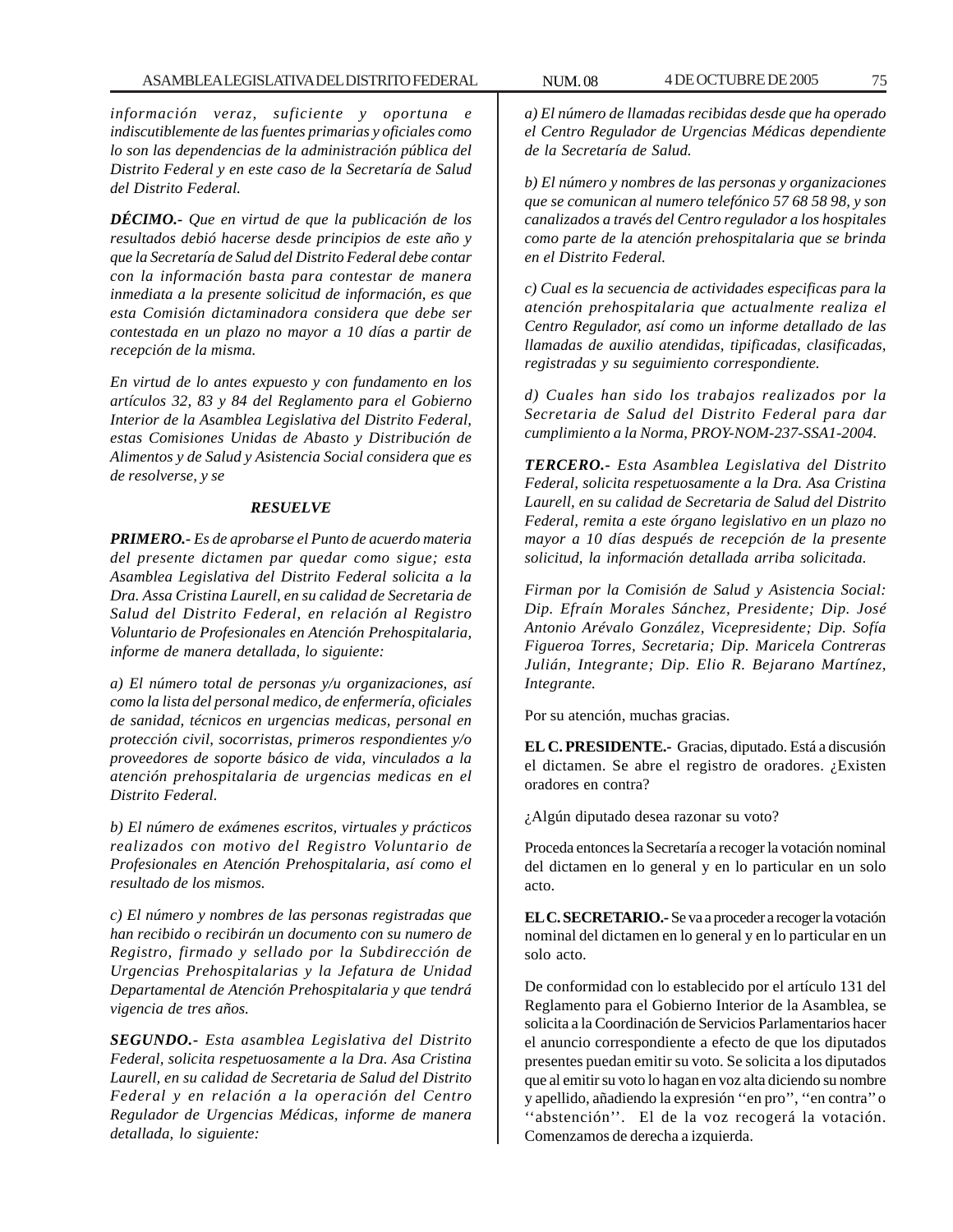*información veraz, suficiente y oportuna e indiscutiblemente de las fuentes primarias y oficiales como lo son las dependencias de la administración pública del Distrito Federal y en este caso de la Secretaría de Salud del Distrito Federal.*

***DÉCIMO.-*** *Que en virtud de que la publicación de los resultados debió hacerse desde principios de este año y que la Secretaría de Salud del Distrito Federal debe contar con la información basta para contestar de manera inmediata a la presente solicitud de información, es que esta Comisión dictaminadora considera que debe ser contestada en un plazo no mayor a 10 días a partir de recepción de la misma.*

*En virtud de lo antes expuesto y con fundamento en los artículos 32, 83 y 84 del Reglamento para el Gobierno Interior de la Asamblea Legislativa del Distrito Federal, estas Comisiones Unidas de Abasto y Distribución de Alimentos y de Salud y Asistencia Social considera que es de resolverse, y se*

***RESUELVE***

***PRIMERO.-*** *Es de aprobarse el Punto de acuerdo materia del presente dictamen par quedar como sigue; esta Asamblea Legislativa del Distrito Federal solicita a la Dra. Assa Cristina Laurell, en su calidad de Secretaria de Salud del Distrito Federal, en relación al Registro Voluntario de Profesionales en Atención Prehospitalaria, informe de manera detallada, lo siguiente:*

*a) El número total de personas y/u organizaciones, así como la lista del personal medico, de enfermería, oficiales de sanidad, técnicos en urgencias medicas, personal en protección civil, socorristas, primeros respondientes y/o proveedores de soporte básico de vida, vinculados a la atención prehospitalaria de urgencias medicas en el Distrito Federal.*

*b) El número de exámenes escritos, virtuales y prácticos realizados con motivo del Registro Voluntario de Profesionales en Atención Prehospitalaria, así como el resultado de los mismos.*

*c) El número y nombres de las personas registradas que han recibido o recibirán un documento con su numero de Registro, firmado y sellado por la Subdirección de Urgencias Prehospitalarias y la Jefatura de Unidad Departamental de Atención Prehospitalaria y que tendrá vigencia de tres años.*

***SEGUNDO.-*** *Esta asamblea Legislativa del Distrito Federal, solicita respetuosamente a la Dra. Asa Cristina Laurell, en su calidad de Secretaria de Salud del Distrito Federal y en relación a la operación del Centro Regulador de Urgencias Médicas, informe de manera detallada, lo siguiente:*

*a) El número de llamadas recibidas desde que ha operado el Centro Regulador de Urgencias Médicas dependiente de la Secretaría de Salud.*

*b) El número y nombres de las personas y organizaciones que se comunican al numero telefónico 57 68 58 98, y son canalizados a través del Centro regulador a los hospitales como parte de la atención prehospitalaria que se brinda en el Distrito Federal.*

*c) Cual es la secuencia de actividades especificas para la atención prehospitalaria que actualmente realiza el Centro Regulador, así como un informe detallado de las llamadas de auxilio atendidas, tipificadas, clasificadas, registradas y su seguimiento correspondiente.*

*d) Cuales han sido los trabajos realizados por la Secretaria de Salud del Distrito Federal para dar cumplimiento a la Norma, PROY-NOM-237-SSA1-2004.*

***TERCERO.-*** *Esta Asamblea Legislativa del Distrito Federal, solicita respetuosamente a la Dra. Asa Cristina Laurell, en su calidad de Secretaria de Salud del Distrito Federal, remita a este órgano legislativo en un plazo no mayor a 10 días después de recepción de la presente solicitud, la información detallada arriba solicitada.*

*Firman por la Comisión de Salud y Asistencia Social: Dip. Efraín Morales Sánchez, Presidente; Dip. José Antonio Arévalo González, Vicepresidente; Dip. Sofía Figueroa Torres, Secretaria; Dip. Maricela Contreras Julián, Integrante; Dip. Elio R. Bejarano Martínez, Integrante.*

Por su atención, muchas gracias.

**EL C. PRESIDENTE.-** Gracias, diputado. Está a discusión el dictamen. Se abre el registro de oradores. ¿Existen oradores en contra?

¿Algún diputado desea razonar su voto?

Proceda entonces la Secretaría a recoger la votación nominal del dictamen en lo general y en lo particular en un solo acto.

**EL C. SECRETARIO.-** Se va a proceder a recoger la votación nominal del dictamen en lo general y en lo particular en un solo acto.

De conformidad con lo establecido por el artículo 131 del Reglamento para el Gobierno Interior de la Asamblea, se solicita a la Coordinación de Servicios Parlamentarios hacer el anuncio correspondiente a efecto de que los diputados presentes puedan emitir su voto. Se solicita a los diputados que al emitir su voto lo hagan en voz alta diciendo su nombre y apellido, añadiendo la expresión ''en pro'', ''en contra'' o ''abstención''. El de la voz recogerá la votación. Comenzamos de derecha a izquierda.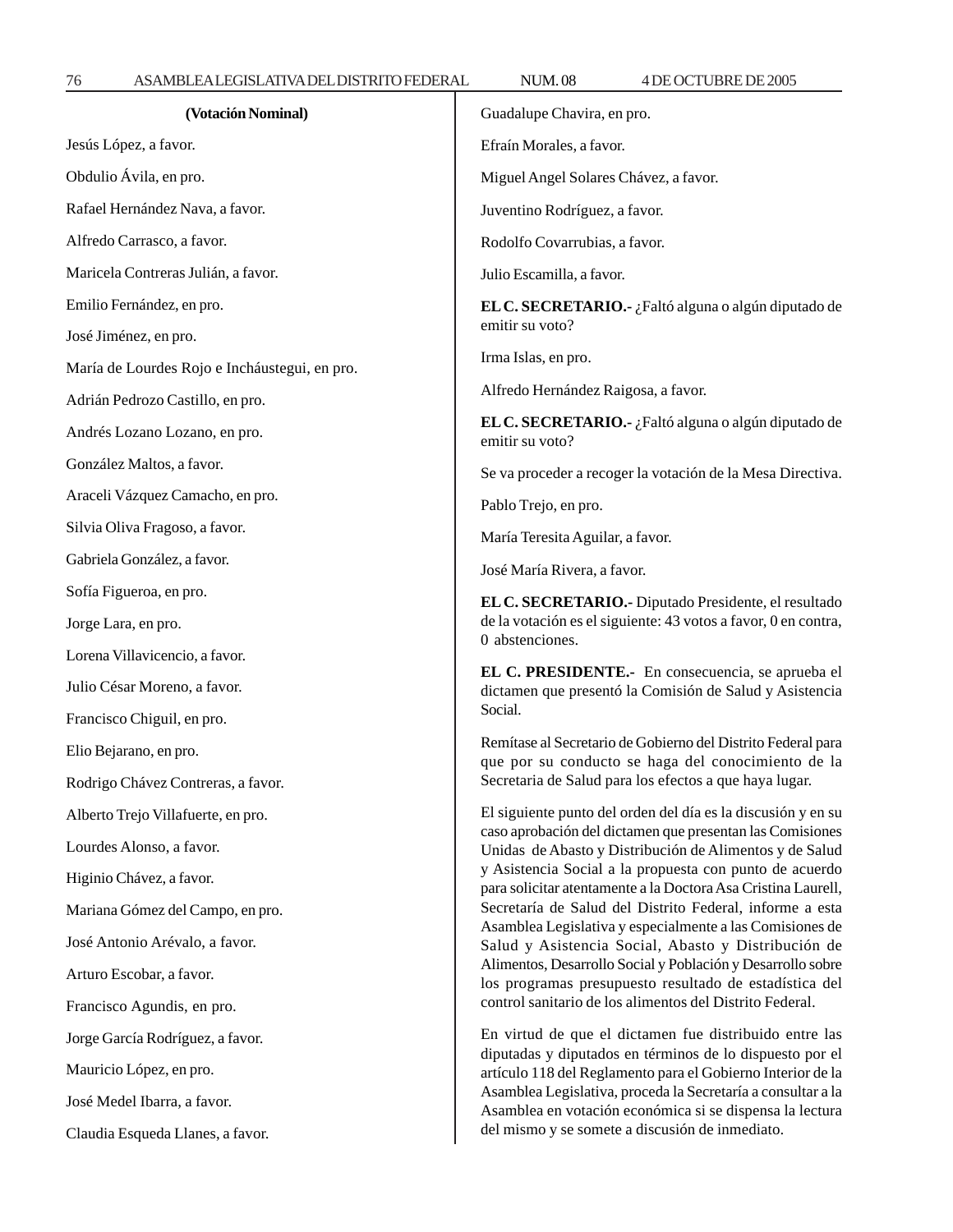**(Votación Nominal)**

Jesús López, a favor.

Obdulio Ávila, en pro.

Rafael Hernández Nava, a favor.

Alfredo Carrasco, a favor.

Maricela Contreras Julián, a favor.

Emilio Fernández, en pro.

José Jiménez, en pro.

María de Lourdes Rojo e Incháustegui, en pro.

Adrián Pedrozo Castillo, en pro.

Andrés Lozano Lozano, en pro.

González Maltos, a favor.

Araceli Vázquez Camacho, en pro.

Silvia Oliva Fragoso, a favor.

Gabriela González, a favor.

Sofía Figueroa, en pro.

Jorge Lara, en pro.

Lorena Villavicencio, a favor.

Julio César Moreno, a favor.

Francisco Chiguil, en pro.

Elio Bejarano, en pro.

Rodrigo Chávez Contreras, a favor.

Alberto Trejo Villafuerte, en pro.

Lourdes Alonso, a favor.

Higinio Chávez, a favor.

Mariana Gómez del Campo, en pro.

José Antonio Arévalo, a favor.

Arturo Escobar, a favor.

Francisco Agundis, en pro.

Jorge García Rodríguez, a favor.

Mauricio López, en pro.

José Medel Ibarra, a favor.

Claudia Esqueda Llanes, a favor.

Guadalupe Chavira, en pro.

Efraín Morales, a favor.

Miguel Angel Solares Chávez, a favor.

Juventino Rodríguez, a favor.

Rodolfo Covarrubias, a favor.

Julio Escamilla, a favor.

**EL C. SECRETARIO.-** ¿Faltó alguna o algún diputado de emitir su voto?

Irma Islas, en pro.

Alfredo Hernández Raigosa, a favor.

**EL C. SECRETARIO.-** ¿Faltó alguna o algún diputado de emitir su voto?

Se va proceder a recoger la votación de la Mesa Directiva.

Pablo Trejo, en pro.

María Teresita Aguilar, a favor.

José María Rivera, a favor.

**EL C. SECRETARIO.-** Diputado Presidente, el resultado de la votación es el siguiente: 43 votos a favor, 0 en contra, 0 abstenciones.

**EL C. PRESIDENTE.-** En consecuencia, se aprueba el dictamen que presentó la Comisión de Salud y Asistencia Social.

Remítase al Secretario de Gobierno del Distrito Federal para que por su conducto se haga del conocimiento de la Secretaria de Salud para los efectos a que haya lugar.

El siguiente punto del orden del día es la discusión y en su caso aprobación del dictamen que presentan las Comisiones Unidas de Abasto y Distribución de Alimentos y de Salud y Asistencia Social a la propuesta con punto de acuerdo para solicitar atentamente a la Doctora Asa Cristina Laurell, Secretaría de Salud del Distrito Federal, informe a esta Asamblea Legislativa y especialmente a las Comisiones de Salud y Asistencia Social, Abasto y Distribución de Alimentos, Desarrollo Social y Población y Desarrollo sobre los programas presupuesto resultado de estadística del control sanitario de los alimentos del Distrito Federal.

En virtud de que el dictamen fue distribuido entre las diputadas y diputados en términos de lo dispuesto por el artículo 118 del Reglamento para el Gobierno Interior de la Asamblea Legislativa, proceda la Secretaría a consultar a la Asamblea en votación económica si se dispensa la lectura del mismo y se somete a discusión de inmediato.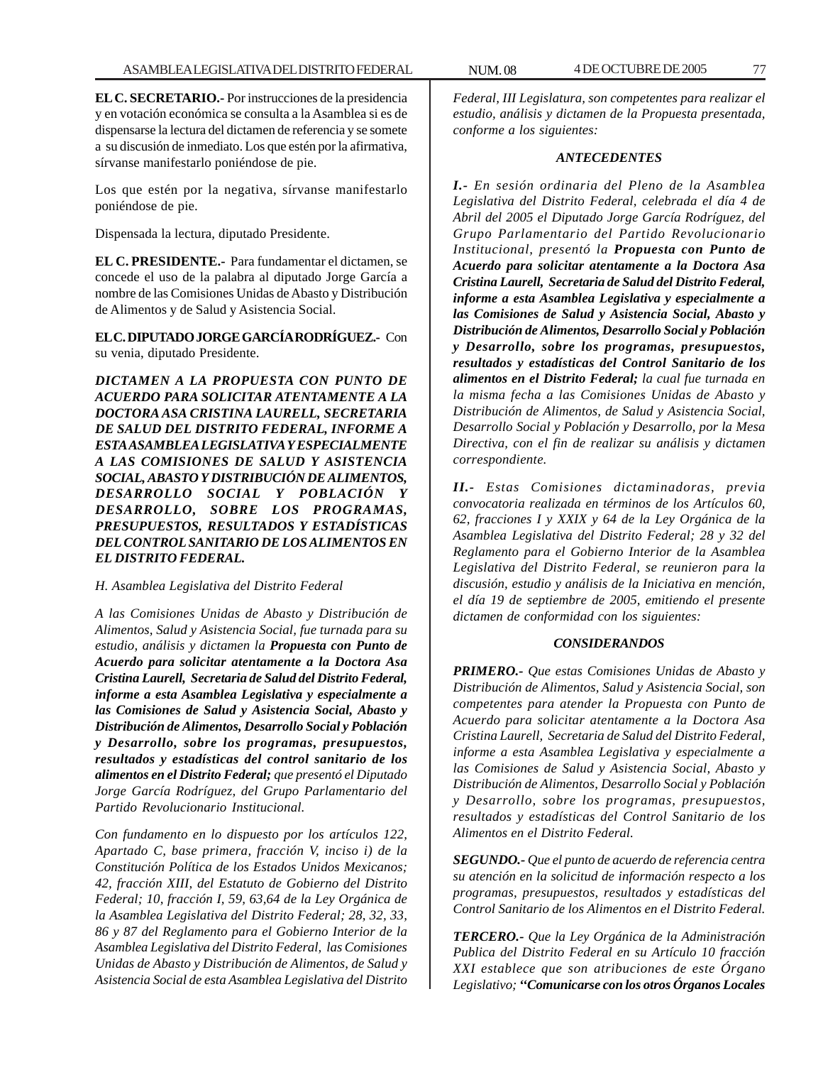**EL C. SECRETARIO.-** Por instrucciones de la presidencia y en votación económica se consulta a la Asamblea si es de dispensarse la lectura del dictamen de referencia y se somete a su discusión de inmediato. Los que estén por la afirmativa, sírvanse manifestarlo poniéndose de pie.

Los que estén por la negativa, sírvanse manifestarlo poniéndose de pie.

Dispensada la lectura, diputado Presidente.

**EL C. PRESIDENTE.-** Para fundamentar el dictamen, se concede el uso de la palabra al diputado Jorge García a nombre de las Comisiones Unidas de Abasto y Distribución de Alimentos y de Salud y Asistencia Social.

**EL C. DIPUTADO JORGE GARCÍA RODRÍGUEZ.-** Con su venia, diputado Presidente.

***DICTAMEN A LA PROPUESTA CON PUNTO DE ACUERDO PARA SOLICITAR ATENTAMENTE A LA DOCTORA ASA CRISTINA LAURELL, SECRETARIA DE SALUD DEL DISTRITO FEDERAL, INFORME A ESTA ASAMBLEA LEGISLATIVA Y ESPECIALMENTE A LAS COMISIONES DE SALUD Y ASISTENCIA SOCIAL, ABASTO Y DISTRIBUCIÓN DE ALIMENTOS, DESARROLLO SOCIAL Y POBLACIÓN Y DESARROLLO, SOBRE LOS PROGRAMAS, PRESUPUESTOS, RESULTADOS Y ESTADÍSTICAS DEL CONTROL SANITARIO DE LOS ALIMENTOS EN EL DISTRITO FEDERAL.***

*H. Asamblea Legislativa del Distrito Federal*

*A las Comisiones Unidas de Abasto y Distribución de Alimentos, Salud y Asistencia Social, fue turnada para su estudio, análisis y dictamen la* ***Propuesta con Punto de Acuerdo para solicitar atentamente a la Doctora Asa Cristina Laurell, Secretaria de Salud del Distrito Federal, informe a esta Asamblea Legislativa y especialmente a las Comisiones de Salud y Asistencia Social, Abasto y Distribución de Alimentos, Desarrollo Social y Población y Desarrollo, sobre los programas, presupuestos, resultados y estadísticas del control sanitario de los alimentos en el Distrito Federal;*** *que presentó el Diputado Jorge García Rodríguez, del Grupo Parlamentario del Partido Revolucionario Institucional.*

*Con fundamento en lo dispuesto por los artículos 122, Apartado C, base primera, fracción V, inciso i) de la Constitución Política de los Estados Unidos Mexicanos; 42, fracción XIII, del Estatuto de Gobierno del Distrito Federal; 10, fracción I, 59, 63,64 de la Ley Orgánica de la Asamblea Legislativa del Distrito Federal; 28, 32, 33, 86 y 87 del Reglamento para el Gobierno Interior de la Asamblea Legislativa del Distrito Federal, las Comisiones Unidas de Abasto y Distribución de Alimentos, de Salud y Asistencia Social de esta Asamblea Legislativa del Distrito Federal, III Legislatura, son competentes para realizar el estudio, análisis y dictamen de la Propuesta presentada, conforme a los siguientes:*

***ANTECEDENTES***

***I.-*** *En sesión ordinaria del Pleno de la Asamblea Legislativa del Distrito Federal, celebrada el día 4 de Abril del 2005 el Diputado Jorge García Rodríguez, del Grupo Parlamentario del Partido Revolucionario Institucional, presentó la* ***Propuesta con Punto de Acuerdo para solicitar atentamente a la Doctora Asa Cristina Laurell, Secretaria de Salud del Distrito Federal, informe a esta Asamblea Legislativa y especialmente a las Comisiones de Salud y Asistencia Social, Abasto y Distribución de Alimentos, Desarrollo Social y Población y Desarrollo, sobre los programas, presupuestos, resultados y estadísticas del Control Sanitario de los alimentos en el Distrito Federal;*** *la cual fue turnada en la misma fecha a las Comisiones Unidas de Abasto y Distribución de Alimentos, de Salud y Asistencia Social, Desarrollo Social y Población y Desarrollo, por la Mesa Directiva, con el fin de realizar su análisis y dictamen correspondiente.*

***II.-*** *Estas Comisiones dictaminadoras, previa convocatoria realizada en términos de los Artículos 60, 62, fracciones I y XXIX y 64 de la Ley Orgánica de la Asamblea Legislativa del Distrito Federal; 28 y 32 del Reglamento para el Gobierno Interior de la Asamblea Legislativa del Distrito Federal, se reunieron para la discusión, estudio y análisis de la Iniciativa en mención, el día 19 de septiembre de 2005, emitiendo el presente dictamen de conformidad con los siguientes:*

***CONSIDERANDOS***

***PRIMERO.-*** *Que estas Comisiones Unidas de Abasto y Distribución de Alimentos, Salud y Asistencia Social, son competentes para atender la Propuesta con Punto de Acuerdo para solicitar atentamente a la Doctora Asa Cristina Laurell, Secretaria de Salud del Distrito Federal, informe a esta Asamblea Legislativa y especialmente a las Comisiones de Salud y Asistencia Social, Abasto y Distribución de Alimentos, Desarrollo Social y Población y Desarrollo, sobre los programas, presupuestos, resultados y estadísticas del Control Sanitario de los Alimentos en el Distrito Federal.*

***SEGUNDO.-*** *Que el punto de acuerdo de referencia centra su atención en la solicitud de información respecto a los programas, presupuestos, resultados y estadísticas del Control Sanitario de los Alimentos en el Distrito Federal.*

***TERCERO.-*** *Que la Ley Orgánica de la Administración Publica del Distrito Federal en su Artículo 10 fracción XXI establece que son atribuciones de este Órgano Legislativo;* ***"Comunicarse con los otros Órganos Locales***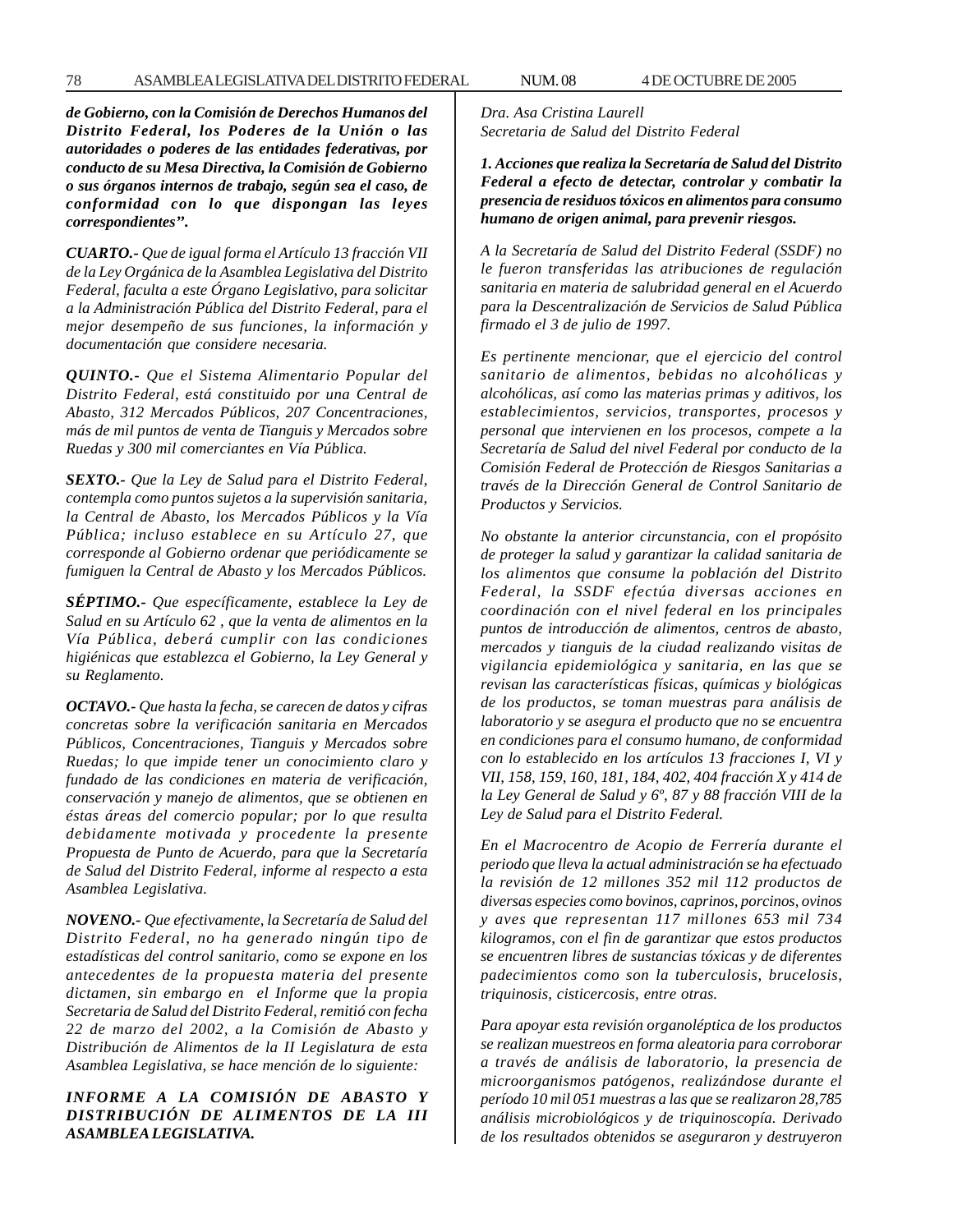***de Gobierno, con la Comisión de Derechos Humanos del Distrito Federal, los Poderes de la Unión o las autoridades o poderes de las entidades federativas, por conducto de su Mesa Directiva, la Comisión de Gobierno o sus órganos internos de trabajo, según sea el caso, de conformidad con lo que dispongan las leyes correspondientes''.***

***CUARTO.-*** *Que de igual forma el Artículo 13 fracción VII de la Ley Orgánica de la Asamblea Legislativa del Distrito Federal, faculta a este Órgano Legislativo, para solicitar a la Administración Pública del Distrito Federal, para el mejor desempeño de sus funciones, la información y documentación que considere necesaria.*

***QUINTO.-*** *Que el Sistema Alimentario Popular del Distrito Federal, está constituido por una Central de Abasto, 312 Mercados Públicos, 207 Concentraciones, más de mil puntos de venta de Tianguis y Mercados sobre Ruedas y 300 mil comerciantes en Vía Pública.*

***SEXTO.-*** *Que la Ley de Salud para el Distrito Federal, contempla como puntos sujetos a la supervisión sanitaria, la Central de Abasto, los Mercados Públicos y la Vía Pública; incluso establece en su Artículo 27, que corresponde al Gobierno ordenar que periódicamente se fumiguen la Central de Abasto y los Mercados Públicos.*

***SÉPTIMO.-*** *Que específicamente, establece la Ley de Salud en su Artículo 62 , que la venta de alimentos en la Vía Pública, deberá cumplir con las condiciones higiénicas que establezca el Gobierno, la Ley General y su Reglamento.*

***OCTAVO.-*** *Que hasta la fecha, se carecen de datos y cifras concretas sobre la verificación sanitaria en Mercados Públicos, Concentraciones, Tianguis y Mercados sobre Ruedas; lo que impide tener un conocimiento claro y fundado de las condiciones en materia de verificación, conservación y manejo de alimentos, que se obtienen en éstas áreas del comercio popular; por lo que resulta debidamente motivada y procedente la presente Propuesta de Punto de Acuerdo, para que la Secretaría de Salud del Distrito Federal, informe al respecto a esta Asamblea Legislativa.*

***NOVENO.-*** *Que efectivamente, la Secretaría de Salud del Distrito Federal, no ha generado ningún tipo de estadísticas del control sanitario, como se expone en los antecedentes de la propuesta materia del presente dictamen, sin embargo en el Informe que la propia Secretaria de Salud del Distrito Federal, remitió con fecha 22 de marzo del 2002, a la Comisión de Abasto y Distribución de Alimentos de la II Legislatura de esta Asamblea Legislativa, se hace mención de lo siguiente:*

***INFORME A LA COMISIÓN DE ABASTO Y DISTRIBUCIÓN DE ALIMENTOS DE LA III ASAMBLEA LEGISLATIVA.***

*Dra. Asa Cristina Laurell*
*Secretaria de Salud del Distrito Federal*

***1. Acciones que realiza la Secretaría de Salud del Distrito Federal a efecto de detectar, controlar y combatir la presencia de residuos tóxicos en alimentos para consumo humano de origen animal, para prevenir riesgos.***

*A la Secretaría de Salud del Distrito Federal (SSDF) no le fueron transferidas las atribuciones de regulación sanitaria en materia de salubridad general en el Acuerdo para la Descentralización de Servicios de Salud Pública firmado el 3 de julio de 1997.*

*Es pertinente mencionar, que el ejercicio del control sanitario de alimentos, bebidas no alcohólicas y alcohólicas, así como las materias primas y aditivos, los establecimientos, servicios, transportes, procesos y personal que intervienen en los procesos, compete a la Secretaría de Salud del nivel Federal por conducto de la Comisión Federal de Protección de Riesgos Sanitarias a través de la Dirección General de Control Sanitario de Productos y Servicios.*

*No obstante la anterior circunstancia, con el propósito de proteger la salud y garantizar la calidad sanitaria de los alimentos que consume la población del Distrito Federal, la SSDF efectúa diversas acciones en coordinación con el nivel federal en los principales puntos de introducción de alimentos, centros de abasto, mercados y tianguis de la ciudad realizando visitas de vigilancia epidemiológica y sanitaria, en las que se revisan las características físicas, químicas y biológicas de los productos, se toman muestras para análisis de laboratorio y se asegura el producto que no se encuentra en condiciones para el consumo humano, de conformidad con lo establecido en los artículos 13 fracciones I, VI y VII, 158, 159, 160, 181, 184, 402, 404 fracción X y 414 de la Ley General de Salud y 6º, 87 y 88 fracción VIII de la Ley de Salud para el Distrito Federal.*

*En el Macrocentro de Acopio de Ferrería durante el periodo que lleva la actual administración se ha efectuado la revisión de 12 millones 352 mil 112 productos de diversas especies como bovinos, caprinos, porcinos, ovinos y aves que representan 117 millones 653 mil 734 kilogramos, con el fin de garantizar que estos productos se encuentren libres de sustancias tóxicas y de diferentes padecimientos como son la tuberculosis, brucelosis, triquinosis, cisticercosis, entre otras.*

*Para apoyar esta revisión organoléptica de los productos se realizan muestreos en forma aleatoria para corroborar a través de análisis de laboratorio, la presencia de microorganismos patógenos, realizándose durante el período 10 mil 051 muestras a las que se realizaron 28,785 análisis microbiológicos y de triquinoscopía. Derivado de los resultados obtenidos se aseguraron y destruyeron*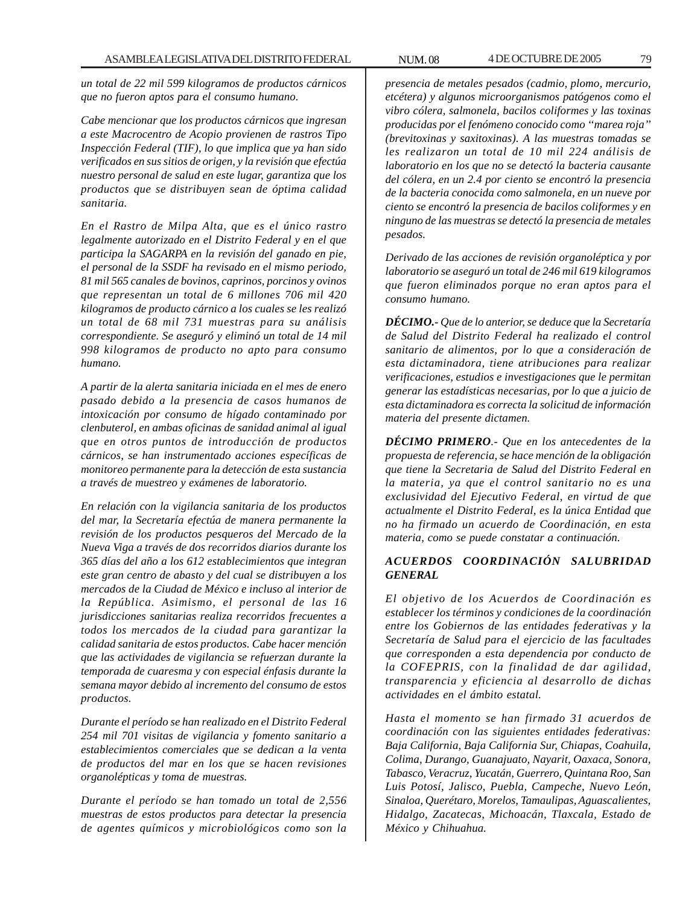*un total de 22 mil 599 kilogramos de productos cárnicos que no fueron aptos para el consumo humano.*

*Cabe mencionar que los productos cárnicos que ingresan a este Macrocentro de Acopio provienen de rastros Tipo Inspección Federal (TIF), lo que implica que ya han sido verificados en sus sitios de origen, y la revisión que efectúa nuestro personal de salud en este lugar, garantiza que los productos que se distribuyen sean de óptima calidad sanitaria.*

*En el Rastro de Milpa Alta, que es el único rastro legalmente autorizado en el Distrito Federal y en el que participa la SAGARPA en la revisión del ganado en pie, el personal de la SSDF ha revisado en el mismo periodo, 81 mil 565 canales de bovinos, caprinos, porcinos y ovinos que representan un total de 6 millones 706 mil 420 kilogramos de producto cárnico a los cuales se les realizó un total de 68 mil 731 muestras para su análisis correspondiente. Se aseguró y eliminó un total de 14 mil 998 kilogramos de producto no apto para consumo humano.*

*A partir de la alerta sanitaria iniciada en el mes de enero pasado debido a la presencia de casos humanos de intoxicación por consumo de hígado contaminado por clenbuterol, en ambas oficinas de sanidad animal al igual que en otros puntos de introducción de productos cárnicos, se han instrumentado acciones específicas de monitoreo permanente para la detección de esta sustancia a través de muestreo y exámenes de laboratorio.*

*En relación con la vigilancia sanitaria de los productos del mar, la Secretaría efectúa de manera permanente la revisión de los productos pesqueros del Mercado de la Nueva Viga a través de dos recorridos diarios durante los 365 días del año a los 612 establecimientos que integran este gran centro de abasto y del cual se distribuyen a los mercados de la Ciudad de México e incluso al interior de la República. Asimismo, el personal de las 16 jurisdicciones sanitarias realiza recorridos frecuentes a todos los mercados de la ciudad para garantizar la calidad sanitaria de estos productos. Cabe hacer mención que las actividades de vigilancia se refuerzan durante la temporada de cuaresma y con especial énfasis durante la semana mayor debido al incremento del consumo de estos productos.*

*Durante el período se han realizado en el Distrito Federal 254 mil 701 visitas de vigilancia y fomento sanitario a establecimientos comerciales que se dedican a la venta de productos del mar en los que se hacen revisiones organolépticas y toma de muestras.*

*Durante el período se han tomado un total de 2,556 muestras de estos productos para detectar la presencia de agentes químicos y microbiológicos como son la presencia de metales pesados (cadmio, plomo, mercurio, etcétera) y algunos microorganismos patógenos como el vibro cólera, salmonela, bacilos coliformes y las toxinas producidas por el fenómeno conocido como "marea roja" (brevitoxinas y saxitoxinas). A las muestras tomadas se les realizaron un total de 10 mil 224 análisis de laboratorio en los que no se detectó la bacteria causante del cólera, en un 2.4 por ciento se encontró la presencia de la bacteria conocida como salmonela, en un nueve por ciento se encontró la presencia de bacilos coliformes y en ninguno de las muestras se detectó la presencia de metales pesados.*

*Derivado de las acciones de revisión organoléptica y por laboratorio se aseguró un total de 246 mil 619 kilogramos que fueron eliminados porque no eran aptos para el consumo humano.*

***DÉCIMO.-** Que de lo anterior, se deduce que la Secretaría de Salud del Distrito Federal ha realizado el control sanitario de alimentos, por lo que a consideración de esta dictaminadora, tiene atribuciones para realizar verificaciones, estudios e investigaciones que le permitan generar las estadísticas necesarias, por lo que a juicio de esta dictaminadora es correcta la solicitud de información materia del presente dictamen.*

***DÉCIMO PRIMERO**.- Que en los antecedentes de la propuesta de referencia, se hace mención de la obligación que tiene la Secretaria de Salud del Distrito Federal en la materia, ya que el control sanitario no es una exclusividad del Ejecutivo Federal, en virtud de que actualmente el Distrito Federal, es la única Entidad que no ha firmado un acuerdo de Coordinación, en esta materia, como se puede constatar a continuación.*

***ACUERDOS COORDINACIÓN SALUBRIDAD GENERAL***

*El objetivo de los Acuerdos de Coordinación es establecer los términos y condiciones de la coordinación entre los Gobiernos de las entidades federativas y la Secretaría de Salud para el ejercicio de las facultades que corresponden a esta dependencia por conducto de la COFEPRIS, con la finalidad de dar agilidad, transparencia y eficiencia al desarrollo de dichas actividades en el ámbito estatal.*

*Hasta el momento se han firmado 31 acuerdos de coordinación con las siguientes entidades federativas: Baja California, Baja California Sur, Chiapas, Coahuila, Colima, Durango, Guanajuato, Nayarit, Oaxaca, Sonora, Tabasco, Veracruz, Yucatán, Guerrero, Quintana Roo, San Luis Potosí, Jalisco, Puebla, Campeche, Nuevo León, Sinaloa, Querétaro, Morelos, Tamaulipas, Aguascalientes, Hidalgo, Zacatecas, Michoacán, Tlaxcala, Estado de México y Chihuahua.*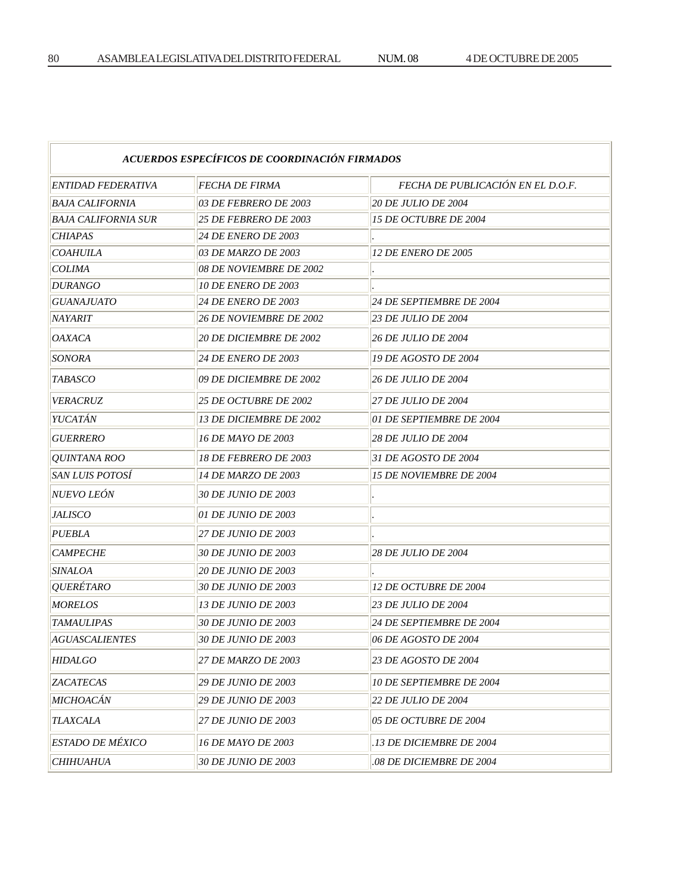| ***ACUERDOS ESPECÍFICOS DE COORDINACIÓN FIRMADOS*** | | |
|---|---|---|
| *ENTIDAD FEDERATIVA* | *FECHA DE FIRMA* | *FECHA DE PUBLICACIÓN EN EL D.O.F.* |
| *BAJA CALIFORNIA* | *03 DE FEBRERO DE 2003* | *20 DE JULIO DE 2004* |
| *BAJA CALIFORNIA SUR* | *25 DE FEBRERO DE 2003* | *15 DE OCTUBRE DE 2004* |
| *CHIAPAS* | *24 DE ENERO DE 2003* | . |
| *COAHUILA* | *03 DE MARZO DE 2003* | *12 DE ENERO DE 2005* |
| *COLIMA* | *08 DE NOVIEMBRE DE 2002* | . |
| *DURANGO* | *10 DE ENERO DE 2003* | . |
| *GUANAJUATO* | *24 DE ENERO DE 2003* | *24 DE SEPTIEMBRE DE 2004* |
| *NAYARIT* | *26 DE NOVIEMBRE DE 2002* | *23 DE JULIO DE 2004* |
| *OAXACA* | *20 DE DICIEMBRE DE 2002* | *26 DE JULIO DE 2004* |
| *SONORA* | *24 DE ENERO DE 2003* | *19 DE AGOSTO DE 2004* |
| *TABASCO* | *09 DE DICIEMBRE DE 2002* | *26 DE JULIO DE 2004* |
| *VERACRUZ* | *25 DE OCTUBRE DE 2002* | *27 DE JULIO DE 2004* |
| *YUCATÁN* | *13 DE DICIEMBRE DE 2002* | *01 DE SEPTIEMBRE DE 2004* |
| *GUERRERO* | *16 DE MAYO DE 2003* | *28 DE JULIO DE 2004* |
| *QUINTANA ROO* | *18 DE FEBRERO DE 2003* | *31 DE AGOSTO DE 2004* |
| *SAN LUIS POTOSÍ* | *14 DE MARZO DE 2003* | *15 DE NOVIEMBRE DE 2004* |
| *NUEVO LEÓN* | *30 DE JUNIO DE 2003* | . |
| *JALISCO* | *01 DE JUNIO DE 2003* | . |
| *PUEBLA* | *27 DE JUNIO DE 2003* | . |
| *CAMPECHE* | *30 DE JUNIO DE 2003* | *28 DE JULIO DE 2004* |
| *SINALOA* | *20 DE JUNIO DE 2003* | . |
| *QUERÉTARO* | *30 DE JUNIO DE 2003* | *12 DE OCTUBRE DE 2004* |
| *MORELOS* | *13 DE JUNIO DE 2003* | *23 DE JULIO DE 2004* |
| *TAMAULIPAS* | *30 DE JUNIO DE 2003* | *24 DE SEPTIEMBRE DE 2004* |
| *AGUASCALIENTES* | *30 DE JUNIO DE 2003* | *06 DE AGOSTO DE 2004* |
| *HIDALGO* | *27 DE MARZO DE 2003* | *23 DE AGOSTO DE 2004* |
| *ZACATECAS* | *29 DE JUNIO DE 2003* | *10 DE SEPTIEMBRE DE 2004* |
| *MICHOACÁN* | *29 DE JUNIO DE 2003* | *22 DE JULIO DE 2004* |
| *TLAXCALA* | *27 DE JUNIO DE 2003* | *05 DE OCTUBRE DE 2004* |
| *ESTADO DE MÉXICO* | *16 DE MAYO DE 2003* | *.13 DE DICIEMBRE DE 2004* |
| *CHIHUAHUA* | *30 DE JUNIO DE 2003* | *.08 DE DICIEMBRE DE 2004* |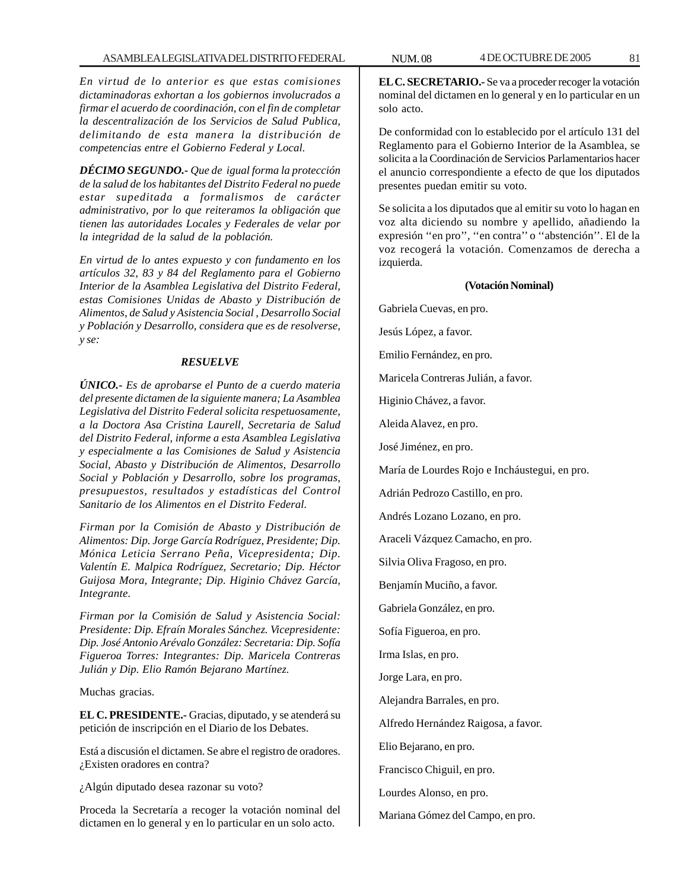*En virtud de lo anterior es que estas comisiones dictaminadoras exhortan a los gobiernos involucrados a firmar el acuerdo de coordinación, con el fin de completar la descentralización de los Servicios de Salud Publica, delimitando de esta manera la distribución de competencias entre el Gobierno Federal y Local.*

***DÉCIMO SEGUNDO.-*** *Que de igual forma la protección de la salud de los habitantes del Distrito Federal no puede estar supeditada a formalismos de carácter administrativo, por lo que reiteramos la obligación que tienen las autoridades Locales y Federales de velar por la integridad de la salud de la población.*

*En virtud de lo antes expuesto y con fundamento en los artículos 32, 83 y 84 del Reglamento para el Gobierno Interior de la Asamblea Legislativa del Distrito Federal, estas Comisiones Unidas de Abasto y Distribución de Alimentos, de Salud y Asistencia Social , Desarrollo Social y Población y Desarrollo, considera que es de resolverse, y se:*

***RESUELVE***

***ÚNICO.-*** *Es de aprobarse el Punto de a cuerdo materia del presente dictamen de la siguiente manera; La Asamblea Legislativa del Distrito Federal solicita respetuosamente, a la Doctora Asa Cristina Laurell, Secretaria de Salud del Distrito Federal, informe a esta Asamblea Legislativa y especialmente a las Comisiones de Salud y Asistencia Social, Abasto y Distribución de Alimentos, Desarrollo Social y Población y Desarrollo, sobre los programas, presupuestos, resultados y estadísticas del Control Sanitario de los Alimentos en el Distrito Federal.*

*Firman por la Comisión de Abasto y Distribución de Alimentos: Dip. Jorge García Rodríguez, Presidente; Dip. Mónica Leticia Serrano Peña, Vicepresidenta; Dip. Valentín E. Malpica Rodríguez, Secretario; Dip. Héctor Guijosa Mora, Integrante; Dip. Higinio Chávez García, Integrante.*

*Firman por la Comisión de Salud y Asistencia Social: Presidente: Dip. Efraín Morales Sánchez. Vicepresidente: Dip. José Antonio Arévalo González: Secretaria: Dip. Sofía Figueroa Torres: Integrantes: Dip. Maricela Contreras Julián y Dip. Elio Ramón Bejarano Martínez.*

Muchas gracias.

**EL C. PRESIDENTE.-** Gracias, diputado, y se atenderá su petición de inscripción en el Diario de los Debates.

Está a discusión el dictamen. Se abre el registro de oradores. ¿Existen oradores en contra?

¿Algún diputado desea razonar su voto?

Proceda la Secretaría a recoger la votación nominal del dictamen en lo general y en lo particular en un solo acto.

**EL C. SECRETARIO.-** Se va a proceder recoger la votación nominal del dictamen en lo general y en lo particular en un solo acto.

De conformidad con lo establecido por el artículo 131 del Reglamento para el Gobierno Interior de la Asamblea, se solicita a la Coordinación de Servicios Parlamentarios hacer el anuncio correspondiente a efecto de que los diputados presentes puedan emitir su voto.

Se solicita a los diputados que al emitir su voto lo hagan en voz alta diciendo su nombre y apellido, añadiendo la expresión ''en pro'', ''en contra'' o ''abstención''. El de la voz recogerá la votación. Comenzamos de derecha a izquierda.

**(Votación Nominal)**

Gabriela Cuevas, en pro.

Jesús López, a favor.

Emilio Fernández, en pro.

Maricela Contreras Julián, a favor.

Higinio Chávez, a favor.

Aleida Alavez, en pro.

José Jiménez, en pro.

María de Lourdes Rojo e Incháustegui, en pro.

Adrián Pedrozo Castillo, en pro.

Andrés Lozano Lozano, en pro.

Araceli Vázquez Camacho, en pro.

Silvia Oliva Fragoso, en pro.

Benjamín Muciño, a favor.

Gabriela González, en pro.

Sofía Figueroa, en pro.

Irma Islas, en pro.

Jorge Lara, en pro.

Alejandra Barrales, en pro.

Alfredo Hernández Raigosa, a favor.

Elio Bejarano, en pro.

Francisco Chiguil, en pro.

Lourdes Alonso, en pro.

Mariana Gómez del Campo, en pro.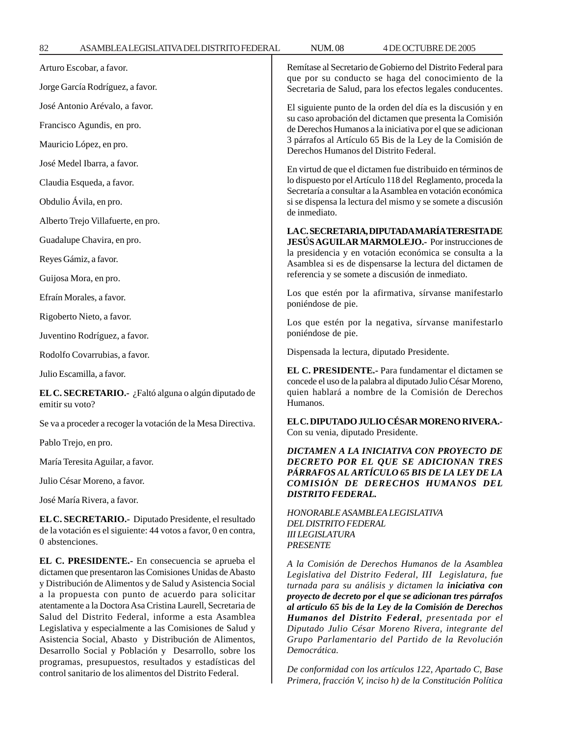Arturo Escobar, a favor.

Jorge García Rodríguez, a favor.

José Antonio Arévalo, a favor.

Francisco Agundis, en pro.

Mauricio López, en pro.

José Medel Ibarra, a favor.

Claudia Esqueda, a favor.

Obdulio Ávila, en pro.

Alberto Trejo Villafuerte, en pro.

Guadalupe Chavira, en pro.

Reyes Gámiz, a favor.

Guijosa Mora, en pro.

Efraín Morales, a favor.

Rigoberto Nieto, a favor.

Juventino Rodríguez, a favor.

Rodolfo Covarrubias, a favor.

Julio Escamilla, a favor.

**EL C. SECRETARIO.-** ¿Faltó alguna o algún diputado de emitir su voto?

Se va a proceder a recoger la votación de la Mesa Directiva.

Pablo Trejo, en pro.

María Teresita Aguilar, a favor.

Julio César Moreno, a favor.

José María Rivera, a favor.

**EL C. SECRETARIO.-** Diputado Presidente, el resultado de la votación es el siguiente: 44 votos a favor, 0 en contra, 0 abstenciones.

**EL C. PRESIDENTE.-** En consecuencia se aprueba el dictamen que presentaron las Comisiones Unidas de Abasto y Distribución de Alimentos y de Salud y Asistencia Social a la propuesta con punto de acuerdo para solicitar atentamente a la Doctora Asa Cristina Laurell, Secretaria de Salud del Distrito Federal, informe a esta Asamblea Legislativa y especialmente a las Comisiones de Salud y Asistencia Social, Abasto y Distribución de Alimentos, Desarrollo Social y Población y Desarrollo, sobre los programas, presupuestos, resultados y estadísticas del control sanitario de los alimentos del Distrito Federal.

Remítase al Secretario de Gobierno del Distrito Federal para que por su conducto se haga del conocimiento de la Secretaria de Salud, para los efectos legales conducentes.

El siguiente punto de la orden del día es la discusión y en su caso aprobación del dictamen que presenta la Comisión de Derechos Humanos a la iniciativa por el que se adicionan 3 párrafos al Artículo 65 Bis de la Ley de la Comisión de Derechos Humanos del Distrito Federal.

En virtud de que el dictamen fue distribuido en términos de lo dispuesto por el Artículo 118 del Reglamento, proceda la Secretaría a consultar a la Asamblea en votación económica si se dispensa la lectura del mismo y se somete a discusión de inmediato.

**LA C. SECRETARIA, DIPUTADA MARÍA TERESITA DE JESÚS AGUILAR MARMOLEJO.-** Por instrucciones de la presidencia y en votación económica se consulta a la Asamblea si es de dispensarse la lectura del dictamen de referencia y se somete a discusión de inmediato.

Los que estén por la afirmativa, sírvanse manifestarlo poniéndose de pie.

Los que estén por la negativa, sírvanse manifestarlo poniéndose de pie.

Dispensada la lectura, diputado Presidente.

**EL C. PRESIDENTE.-** Para fundamentar el dictamen se concede el uso de la palabra al diputado Julio César Moreno, quien hablará a nombre de la Comisión de Derechos Humanos.

**EL C. DIPUTADO JULIO CÉSAR MORENO RIVERA.-** Con su venia, diputado Presidente.

***DICTAMEN A LA INICIATIVA CON PROYECTO DE DECRETO POR EL QUE SE ADICIONAN TRES PÁRRAFOS AL ARTÍCULO 65 BIS DE LA LEY DE LA COMISIÓN DE DERECHOS HUMANOS DEL DISTRITO FEDERAL.***

*HONORABLE ASAMBLEA LEGISLATIVA*
*DEL DISTRITO FEDERAL*
*III LEGISLATURA*
*PRESENTE*

*A la Comisión de Derechos Humanos de la Asamblea Legislativa del Distrito Federal, III Legislatura, fue turnada para su análisis y dictamen la* ***iniciativa con proyecto de decreto por el que se adicionan tres párrafos al artículo 65 bis de la Ley de la Comisión de Derechos Humanos del Distrito Federal****, presentada por el Diputado Julio César Moreno Rivera, integrante del Grupo Parlamentario del Partido de la Revolución Democrática.*

*De conformidad con los artículos 122, Apartado C, Base Primera, fracción V, inciso h) de la Constitución Política*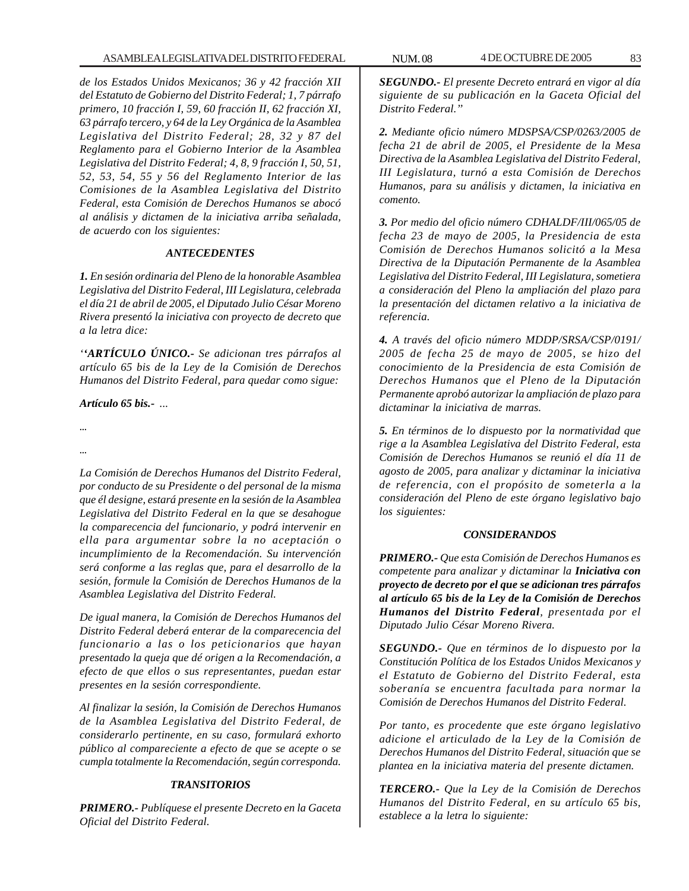*de los Estados Unidos Mexicanos; 36 y 42 fracción XII del Estatuto de Gobierno del Distrito Federal; 1, 7 párrafo primero, 10 fracción I, 59, 60 fracción II, 62 fracción XI, 63 párrafo tercero, y 64 de la Ley Orgánica de la Asamblea Legislativa del Distrito Federal; 28, 32 y 87 del Reglamento para el Gobierno Interior de la Asamblea Legislativa del Distrito Federal; 4, 8, 9 fracción I, 50, 51, 52, 53, 54, 55 y 56 del Reglamento Interior de las Comisiones de la Asamblea Legislativa del Distrito Federal, esta Comisión de Derechos Humanos se abocó al análisis y dictamen de la iniciativa arriba señalada, de acuerdo con los siguientes:*

### *ANTECEDENTES*

***1.*** *En sesión ordinaria del Pleno de la honorable Asamblea Legislativa del Distrito Federal, III Legislatura, celebrada el día 21 de abril de 2005, el Diputado Julio César Moreno Rivera presentó la iniciativa con proyecto de decreto que a la letra dice:*

*''**ARTÍCULO ÚNICO.-** Se adicionan tres párrafos al artículo 65 bis de la Ley de la Comisión de Derechos Humanos del Distrito Federal, para quedar como sigue:*

***Artículo 65 bis.-*** *...*

*...*

*...*

*La Comisión de Derechos Humanos del Distrito Federal, por conducto de su Presidente o del personal de la misma que él designe, estará presente en la sesión de la Asamblea Legislativa del Distrito Federal en la que se desahogue la comparecencia del funcionario, y podrá intervenir en ella para argumentar sobre la no aceptación o incumplimiento de la Recomendación. Su intervención será conforme a las reglas que, para el desarrollo de la sesión, formule la Comisión de Derechos Humanos de la Asamblea Legislativa del Distrito Federal.*

*De igual manera, la Comisión de Derechos Humanos del Distrito Federal deberá enterar de la comparecencia del funcionario a las o los peticionarios que hayan presentado la queja que dé origen a la Recomendación, a efecto de que ellos o sus representantes, puedan estar presentes en la sesión correspondiente.*

*Al finalizar la sesión, la Comisión de Derechos Humanos de la Asamblea Legislativa del Distrito Federal, de considerarlo pertinente, en su caso, formulará exhorto público al compareciente a efecto de que se acepte o se cumpla totalmente la Recomendación, según corresponda.*

### *TRANSITORIOS*

***PRIMERO.-*** *Publíquese el presente Decreto en la Gaceta Oficial del Distrito Federal.*

***SEGUNDO.-*** *El presente Decreto entrará en vigor al día siguiente de su publicación en la Gaceta Oficial del Distrito Federal."*

***2.*** *Mediante oficio número MDSPSA/CSP/0263/2005 de fecha 21 de abril de 2005, el Presidente de la Mesa Directiva de la Asamblea Legislativa del Distrito Federal, III Legislatura, turnó a esta Comisión de Derechos Humanos, para su análisis y dictamen, la iniciativa en comento.*

***3.*** *Por medio del oficio número CDHALDF/III/065/05 de fecha 23 de mayo de 2005, la Presidencia de esta Comisión de Derechos Humanos solicitó a la Mesa Directiva de la Diputación Permanente de la Asamblea Legislativa del Distrito Federal, III Legislatura, sometiera a consideración del Pleno la ampliación del plazo para la presentación del dictamen relativo a la iniciativa de referencia.*

***4.*** *A través del oficio número MDDP/SRSA/CSP/0191/2005 de fecha 25 de mayo de 2005, se hizo del conocimiento de la Presidencia de esta Comisión de Derechos Humanos que el Pleno de la Diputación Permanente aprobó autorizar la ampliación de plazo para dictaminar la iniciativa de marras.*

***5.*** *En términos de lo dispuesto por la normatividad que rige a la Asamblea Legislativa del Distrito Federal, esta Comisión de Derechos Humanos se reunió el día 11 de agosto de 2005, para analizar y dictaminar la iniciativa de referencia, con el propósito de someterla a la consideración del Pleno de este órgano legislativo bajo los siguientes:*

### *CONSIDERANDOS*

***PRIMERO.-*** *Que esta Comisión de Derechos Humanos es competente para analizar y dictaminar la **Iniciativa con proyecto de decreto por el que se adicionan tres párrafos al artículo 65 bis de la Ley de la Comisión de Derechos Humanos del Distrito Federal**, presentada por el Diputado Julio César Moreno Rivera.*

***SEGUNDO.-*** *Que en términos de lo dispuesto por la Constitución Política de los Estados Unidos Mexicanos y el Estatuto de Gobierno del Distrito Federal, esta soberanía se encuentra facultada para normar la Comisión de Derechos Humanos del Distrito Federal.*

*Por tanto, es procedente que este órgano legislativo adicione el articulado de la Ley de la Comisión de Derechos Humanos del Distrito Federal, situación que se plantea en la iniciativa materia del presente dictamen.*

***TERCERO.-*** *Que la Ley de la Comisión de Derechos Humanos del Distrito Federal, en su artículo 65 bis, establece a la letra lo siguiente:*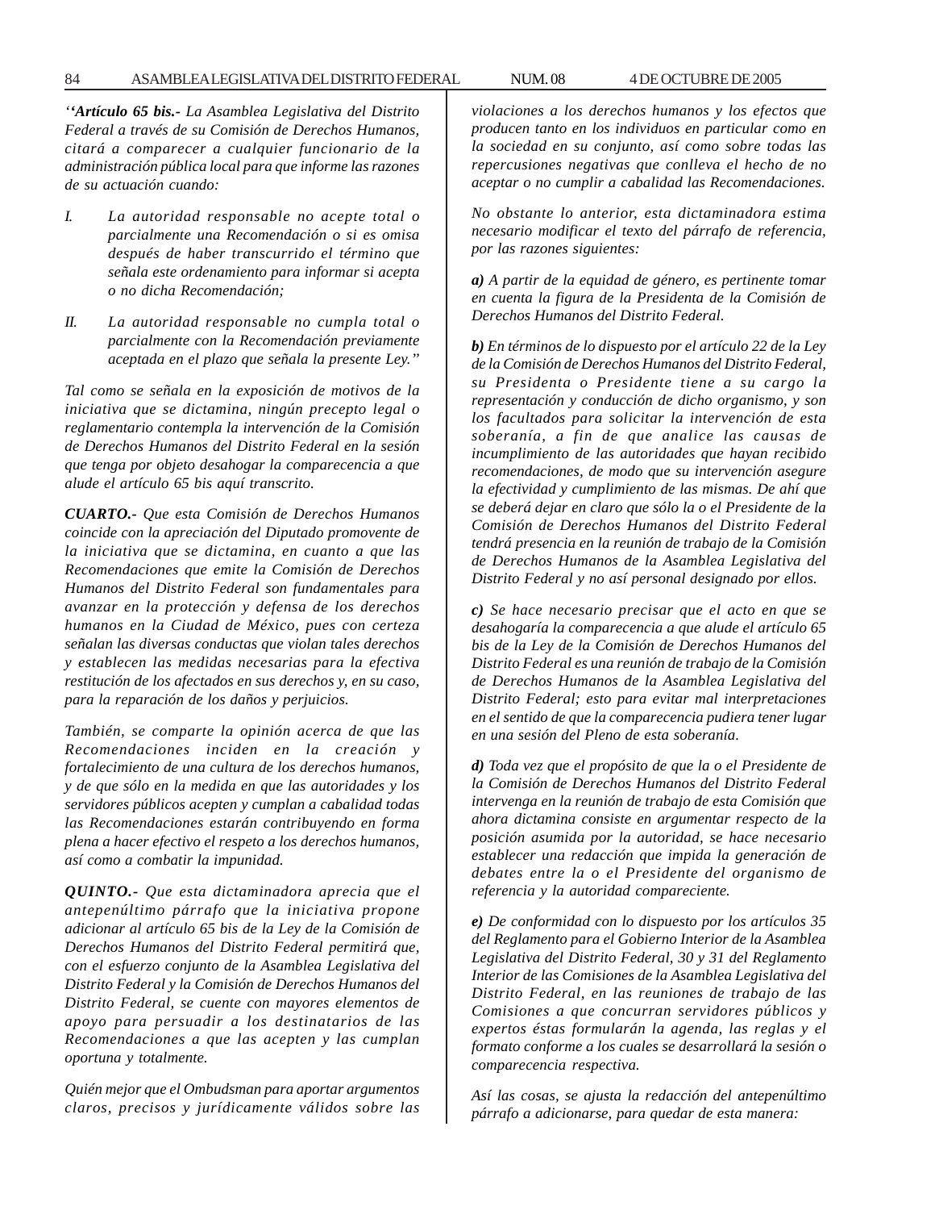*‘‘**Artículo 65 bis.-** La Asamblea Legislativa del Distrito Federal a través de su Comisión de Derechos Humanos, citará a comparecer a cualquier funcionario de la administración pública local para que informe las razones de su actuación cuando:*

*I. La autoridad responsable no acepte total o parcialmente una Recomendación o si es omisa después de haber transcurrido el término que señala este ordenamiento para informar si acepta o no dicha Recomendación;*

*II. La autoridad responsable no cumpla total o parcialmente con la Recomendación previamente aceptada en el plazo que señala la presente Ley.’’*

*Tal como se señala en la exposición de motivos de la iniciativa que se dictamina, ningún precepto legal o reglamentario contempla la intervención de la Comisión de Derechos Humanos del Distrito Federal en la sesión que tenga por objeto desahogar la comparecencia a que alude el artículo 65 bis aquí transcrito.*

***CUARTO.-** Que esta Comisión de Derechos Humanos coincide con la apreciación del Diputado promovente de la iniciativa que se dictamina, en cuanto a que las Recomendaciones que emite la Comisión de Derechos Humanos del Distrito Federal son fundamentales para avanzar en la protección y defensa de los derechos humanos en la Ciudad de México, pues con certeza señalan las diversas conductas que violan tales derechos y establecen las medidas necesarias para la efectiva restitución de los afectados en sus derechos y, en su caso, para la reparación de los daños y perjuicios.*

*También, se comparte la opinión acerca de que las Recomendaciones inciden en la creación y fortalecimiento de una cultura de los derechos humanos, y de que sólo en la medida en que las autoridades y los servidores públicos acepten y cumplan a cabalidad todas las Recomendaciones estarán contribuyendo en forma plena a hacer efectivo el respeto a los derechos humanos, así como a combatir la impunidad.*

***QUINTO.-** Que esta dictaminadora aprecia que el antepenúltimo párrafo que la iniciativa propone adicionar al artículo 65 bis de la Ley de la Comisión de Derechos Humanos del Distrito Federal permitirá que, con el esfuerzo conjunto de la Asamblea Legislativa del Distrito Federal y la Comisión de Derechos Humanos del Distrito Federal, se cuente con mayores elementos de apoyo para persuadir a los destinatarios de las Recomendaciones a que las acepten y las cumplan oportuna y totalmente.*

*Quién mejor que el Ombudsman para aportar argumentos claros, precisos y jurídicamente válidos sobre las violaciones a los derechos humanos y los efectos que producen tanto en los individuos en particular como en la sociedad en su conjunto, así como sobre todas las repercusiones negativas que conlleva el hecho de no aceptar o no cumplir a cabalidad las Recomendaciones.*

*No obstante lo anterior, esta dictaminadora estima necesario modificar el texto del párrafo de referencia, por las razones siguientes:*

***a)** A partir de la equidad de género, es pertinente tomar en cuenta la figura de la Presidenta de la Comisión de Derechos Humanos del Distrito Federal.*

***b)** En términos de lo dispuesto por el artículo 22 de la Ley de la Comisión de Derechos Humanos del Distrito Federal, su Presidenta o Presidente tiene a su cargo la representación y conducción de dicho organismo, y son los facultados para solicitar la intervención de esta soberanía, a fin de que analice las causas de incumplimiento de las autoridades que hayan recibido recomendaciones, de modo que su intervención asegure la efectividad y cumplimiento de las mismas. De ahí que se deberá dejar en claro que sólo la o el Presidente de la Comisión de Derechos Humanos del Distrito Federal tendrá presencia en la reunión de trabajo de la Comisión de Derechos Humanos de la Asamblea Legislativa del Distrito Federal y no así personal designado por ellos.*

***c)** Se hace necesario precisar que el acto en que se desahogaría la comparecencia a que alude el artículo 65 bis de la Ley de la Comisión de Derechos Humanos del Distrito Federal es una reunión de trabajo de la Comisión de Derechos Humanos de la Asamblea Legislativa del Distrito Federal; esto para evitar mal interpretaciones en el sentido de que la comparecencia pudiera tener lugar en una sesión del Pleno de esta soberanía.*

***d)** Toda vez que el propósito de que la o el Presidente de la Comisión de Derechos Humanos del Distrito Federal intervenga en la reunión de trabajo de esta Comisión que ahora dictamina consiste en argumentar respecto de la posición asumida por la autoridad, se hace necesario establecer una redacción que impida la generación de debates entre la o el Presidente del organismo de referencia y la autoridad compareciente.*

***e)** De conformidad con lo dispuesto por los artículos 35 del Reglamento para el Gobierno Interior de la Asamblea Legislativa del Distrito Federal, 30 y 31 del Reglamento Interior de las Comisiones de la Asamblea Legislativa del Distrito Federal, en las reuniones de trabajo de las Comisiones a que concurran servidores públicos y expertos éstas formularán la agenda, las reglas y el formato conforme a los cuales se desarrollará la sesión o comparecencia respectiva.*

*Así las cosas, se ajusta la redacción del antepenúltimo párrafo a adicionarse, para quedar de esta manera:*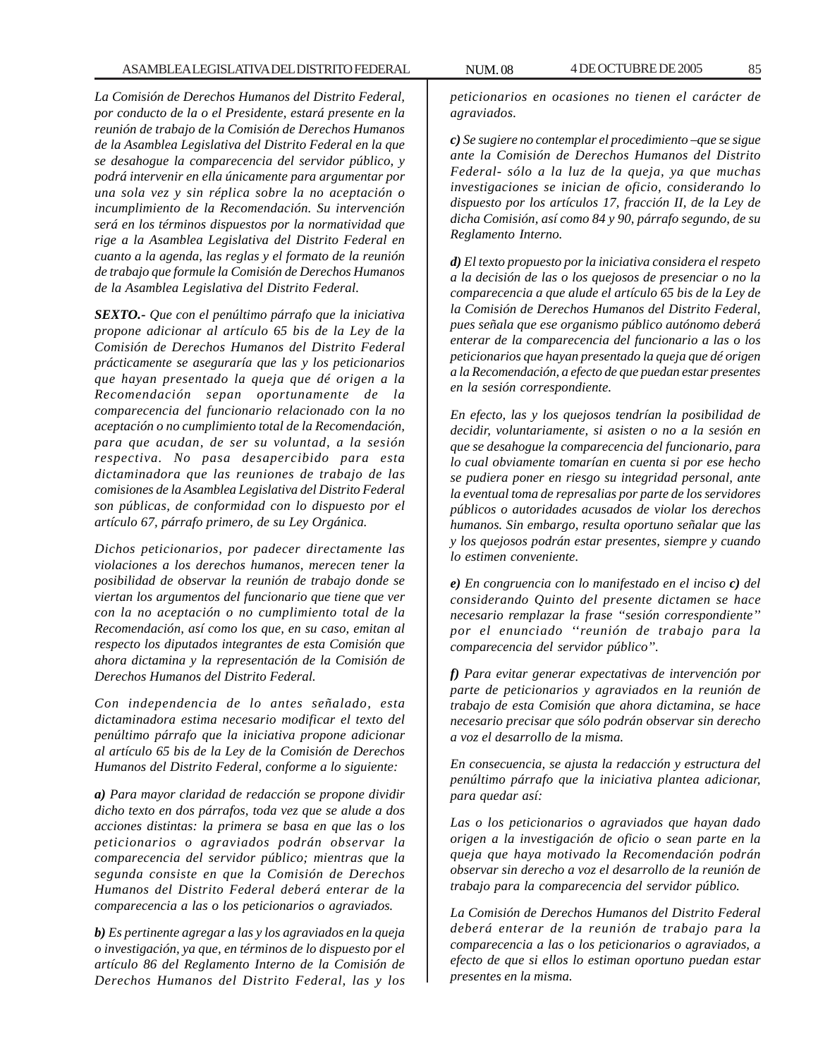*La Comisión de Derechos Humanos del Distrito Federal, por conducto de la o el Presidente, estará presente en la reunión de trabajo de la Comisión de Derechos Humanos de la Asamblea Legislativa del Distrito Federal en la que se desahogue la comparecencia del servidor público, y podrá intervenir en ella únicamente para argumentar por una sola vez y sin réplica sobre la no aceptación o incumplimiento de la Recomendación. Su intervención será en los términos dispuestos por la normatividad que rige a la Asamblea Legislativa del Distrito Federal en cuanto a la agenda, las reglas y el formato de la reunión de trabajo que formule la Comisión de Derechos Humanos de la Asamblea Legislativa del Distrito Federal.*

***SEXTO.-*** *Que con el penúltimo párrafo que la iniciativa propone adicionar al artículo 65 bis de la Ley de la Comisión de Derechos Humanos del Distrito Federal prácticamente se aseguraría que las y los peticionarios que hayan presentado la queja que dé origen a la Recomendación sepan oportunamente de la comparecencia del funcionario relacionado con la no aceptación o no cumplimiento total de la Recomendación, para que acudan, de ser su voluntad, a la sesión respectiva. No pasa desapercibido para esta dictaminadora que las reuniones de trabajo de las comisiones de la Asamblea Legislativa del Distrito Federal son públicas, de conformidad con lo dispuesto por el artículo 67, párrafo primero, de su Ley Orgánica.*

*Dichos peticionarios, por padecer directamente las violaciones a los derechos humanos, merecen tener la posibilidad de observar la reunión de trabajo donde se viertan los argumentos del funcionario que tiene que ver con la no aceptación o no cumplimiento total de la Recomendación, así como los que, en su caso, emitan al respecto los diputados integrantes de esta Comisión que ahora dictamina y la representación de la Comisión de Derechos Humanos del Distrito Federal.*

*Con independencia de lo antes señalado, esta dictaminadora estima necesario modificar el texto del penúltimo párrafo que la iniciativa propone adicionar al artículo 65 bis de la Ley de la Comisión de Derechos Humanos del Distrito Federal, conforme a lo siguiente:*

***a)*** *Para mayor claridad de redacción se propone dividir dicho texto en dos párrafos, toda vez que se alude a dos acciones distintas: la primera se basa en que las o los peticionarios o agraviados podrán observar la comparecencia del servidor público; mientras que la segunda consiste en que la Comisión de Derechos Humanos del Distrito Federal deberá enterar de la comparecencia a las o los peticionarios o agraviados.*

***b)*** *Es pertinente agregar a las y los agraviados en la queja o investigación, ya que, en términos de lo dispuesto por el artículo 86 del Reglamento Interno de la Comisión de Derechos Humanos del Distrito Federal, las y los peticionarios en ocasiones no tienen el carácter de agraviados.*

***c)*** *Se sugiere no contemplar el procedimiento –que se sigue ante la Comisión de Derechos Humanos del Distrito Federal- sólo a la luz de la queja, ya que muchas investigaciones se inician de oficio, considerando lo dispuesto por los artículos 17, fracción II, de la Ley de dicha Comisión, así como 84 y 90, párrafo segundo, de su Reglamento Interno.*

***d)*** *El texto propuesto por la iniciativa considera el respeto a la decisión de las o los quejosos de presenciar o no la comparecencia a que alude el artículo 65 bis de la Ley de la Comisión de Derechos Humanos del Distrito Federal, pues señala que ese organismo público autónomo deberá enterar de la comparecencia del funcionario a las o los peticionarios que hayan presentado la queja que dé origen a la Recomendación, a efecto de que puedan estar presentes en la sesión correspondiente.*

*En efecto, las y los quejosos tendrían la posibilidad de decidir, voluntariamente, si asisten o no a la sesión en que se desahogue la comparecencia del funcionario, para lo cual obviamente tomarían en cuenta si por ese hecho se pudiera poner en riesgo su integridad personal, ante la eventual toma de represalias por parte de los servidores públicos o autoridades acusados de violar los derechos humanos. Sin embargo, resulta oportuno señalar que las y los quejosos podrán estar presentes, siempre y cuando lo estimen conveniente.*

***e)*** *En congruencia con lo manifestado en el inciso **c)** del considerando Quinto del presente dictamen se hace necesario remplazar la frase "sesión correspondiente" por el enunciado "reunión de trabajo para la comparecencia del servidor público".*

***f)*** *Para evitar generar expectativas de intervención por parte de peticionarios y agraviados en la reunión de trabajo de esta Comisión que ahora dictamina, se hace necesario precisar que sólo podrán observar sin derecho a voz el desarrollo de la misma.*

*En consecuencia, se ajusta la redacción y estructura del penúltimo párrafo que la iniciativa plantea adicionar, para quedar así:*

*Las o los peticionarios o agraviados que hayan dado origen a la investigación de oficio o sean parte en la queja que haya motivado la Recomendación podrán observar sin derecho a voz el desarrollo de la reunión de trabajo para la comparecencia del servidor público.*

*La Comisión de Derechos Humanos del Distrito Federal deberá enterar de la reunión de trabajo para la comparecencia a las o los peticionarios o agraviados, a efecto de que si ellos lo estiman oportuno puedan estar presentes en la misma.*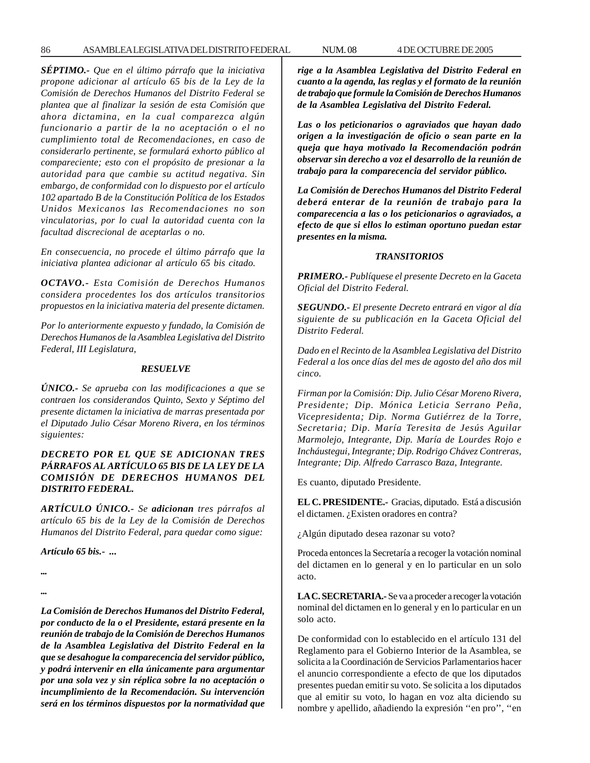*SÉPTIMO.- Que en el último párrafo que la iniciativa propone adicionar al artículo 65 bis de la Ley de la Comisión de Derechos Humanos del Distrito Federal se plantea que al finalizar la sesión de esta Comisión que ahora dictamina, en la cual comparezca algún funcionario a partir de la no aceptación o el no cumplimiento total de Recomendaciones, en caso de considerarlo pertinente, se formulará exhorto público al compareciente; esto con el propósito de presionar a la autoridad para que cambie su actitud negativa. Sin embargo, de conformidad con lo dispuesto por el artículo 102 apartado B de la Constitución Política de los Estados Unidos Mexicanos las Recomendaciones no son vinculatorias, por lo cual la autoridad cuenta con la facultad discrecional de aceptarlas o no.*

*En consecuencia, no procede el último párrafo que la iniciativa plantea adicionar al artículo 65 bis citado.*

*OCTAVO.- Esta Comisión de Derechos Humanos considera procedentes los dos artículos transitorios propuestos en la iniciativa materia del presente dictamen.*

*Por lo anteriormente expuesto y fundado, la Comisión de Derechos Humanos de la Asamblea Legislativa del Distrito Federal, III Legislatura,*

***RESUELVE***

*ÚNICO.- Se aprueba con las modificaciones a que se contraen los considerandos Quinto, Sexto y Séptimo del presente dictamen la iniciativa de marras presentada por el Diputado Julio César Moreno Rivera, en los términos siguientes:*

***DECRETO POR EL QUE SE ADICIONAN TRES PÁRRAFOS AL ARTÍCULO 65 BIS DE LA LEY DE LA COMISIÓN DE DERECHOS HUMANOS DEL DISTRITO FEDERAL.***

*ARTÍCULO ÚNICO.- Se adicionan tres párrafos al artículo 65 bis de la Ley de la Comisión de Derechos Humanos del Distrito Federal, para quedar como sigue:*

***Artículo 65 bis.- ...***

***...***

***...***

***La Comisión de Derechos Humanos del Distrito Federal, por conducto de la o el Presidente, estará presente en la reunión de trabajo de la Comisión de Derechos Humanos de la Asamblea Legislativa del Distrito Federal en la que se desahogue la comparecencia del servidor público, y podrá intervenir en ella únicamente para argumentar por una sola vez y sin réplica sobre la no aceptación o incumplimiento de la Recomendación. Su intervención será en los términos dispuestos por la normatividad que rige a la Asamblea Legislativa del Distrito Federal en cuanto a la agenda, las reglas y el formato de la reunión de trabajo que formule la Comisión de Derechos Humanos de la Asamblea Legislativa del Distrito Federal.***

***Las o los peticionarios o agraviados que hayan dado origen a la investigación de oficio o sean parte en la queja que haya motivado la Recomendación podrán observar sin derecho a voz el desarrollo de la reunión de trabajo para la comparecencia del servidor público.***

***La Comisión de Derechos Humanos del Distrito Federal deberá enterar de la reunión de trabajo para la comparecencia a las o los peticionarios o agraviados, a efecto de que si ellos lo estiman oportuno puedan estar presentes en la misma.***

***TRANSITORIOS***

*PRIMERO.- Publíquese el presente Decreto en la Gaceta Oficial del Distrito Federal.*

*SEGUNDO.- El presente Decreto entrará en vigor al día siguiente de su publicación en la Gaceta Oficial del Distrito Federal.*

*Dado en el Recinto de la Asamblea Legislativa del Distrito Federal a los once días del mes de agosto del año dos mil cinco.*

*Firman por la Comisión: Dip. Julio César Moreno Rivera, Presidente; Dip. Mónica Leticia Serrano Peña, Vicepresidenta; Dip. Norma Gutiérrez de la Torre, Secretaria; Dip. María Teresita de Jesús Aguilar Marmolejo, Integrante, Dip. María de Lourdes Rojo e Incháustegui, Integrante; Dip. Rodrigo Chávez Contreras, Integrante; Dip. Alfredo Carrasco Baza, Integrante.*

Es cuanto, diputado Presidente.

**EL C. PRESIDENTE.-** Gracias, diputado. Está a discusión el dictamen. ¿Existen oradores en contra?

¿Algún diputado desea razonar su voto?

Proceda entonces la Secretaría a recoger la votación nominal del dictamen en lo general y en lo particular en un solo acto.

**LA C. SECRETARIA.-** Se va a proceder a recoger la votación nominal del dictamen en lo general y en lo particular en un solo acto.

De conformidad con lo establecido en el artículo 131 del Reglamento para el Gobierno Interior de la Asamblea, se solicita a la Coordinación de Servicios Parlamentarios hacer el anuncio correspondiente a efecto de que los diputados presentes puedan emitir su voto. Se solicita a los diputados que al emitir su voto, lo hagan en voz alta diciendo su nombre y apellido, añadiendo la expresión ''en pro'', ''en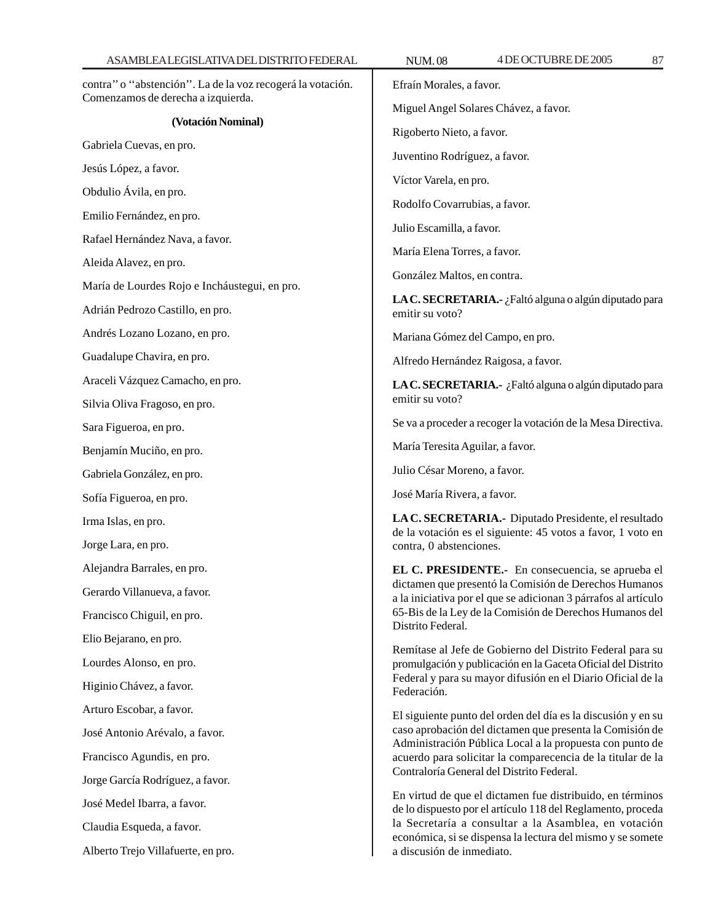contra'' o ''abstención''. La de la voz recogerá la votación. Comenzamos de derecha a izquierda.

**(Votación Nominal)**

Gabriela Cuevas, en pro.

Jesús López, a favor.

Obdulio Ávila, en pro.

Emilio Fernández, en pro.

Rafael Hernández Nava, a favor.

Aleida Alavez, en pro.

María de Lourdes Rojo e Incháustegui, en pro.

Adrián Pedrozo Castillo, en pro.

Andrés Lozano Lozano, en pro.

Guadalupe Chavira, en pro.

Araceli Vázquez Camacho, en pro.

Silvia Oliva Fragoso, en pro.

Sara Figueroa, en pro.

Benjamín Muciño, en pro.

Gabriela González, en pro.

Sofía Figueroa, en pro.

Irma Islas, en pro.

Jorge Lara, en pro.

Alejandra Barrales, en pro.

Gerardo Villanueva, a favor.

Francisco Chiguil, en pro.

Elio Bejarano, en pro.

Lourdes Alonso, en pro.

Higinio Chávez, a favor.

Arturo Escobar, a favor.

José Antonio Arévalo, a favor.

Francisco Agundis, en pro.

Jorge García Rodríguez, a favor.

José Medel Ibarra, a favor.

Claudia Esqueda, a favor.

Alberto Trejo Villafuerte, en pro.

Efraín Morales, a favor.

Miguel Angel Solares Chávez, a favor.

Rigoberto Nieto, a favor.

Juventino Rodríguez, a favor.

Víctor Varela, en pro.

Rodolfo Covarrubias, a favor.

Julio Escamilla, a favor.

María Elena Torres, a favor.

González Maltos, en contra.

**LA C. SECRETARIA.-** ¿Faltó alguna o algún diputado para emitir su voto?

Mariana Gómez del Campo, en pro.

Alfredo Hernández Raigosa, a favor.

**LA C. SECRETARIA.-** ¿Faltó alguna o algún diputado para emitir su voto?

Se va a proceder a recoger la votación de la Mesa Directiva.

María Teresita Aguilar, a favor.

Julio César Moreno, a favor.

José María Rivera, a favor.

**LA C. SECRETARIA.-** Diputado Presidente, el resultado de la votación es el siguiente: 45 votos a favor, 1 voto en contra, 0 abstenciones.

**EL C. PRESIDENTE.-** En consecuencia, se aprueba el dictamen que presentó la Comisión de Derechos Humanos a la iniciativa por el que se adicionan 3 párrafos al artículo 65-Bis de la Ley de la Comisión de Derechos Humanos del Distrito Federal.

Remítase al Jefe de Gobierno del Distrito Federal para su promulgación y publicación en la Gaceta Oficial del Distrito Federal y para su mayor difusión en el Diario Oficial de la Federación.

El siguiente punto del orden del día es la discusión y en su caso aprobación del dictamen que presenta la Comisión de Administración Pública Local a la propuesta con punto de acuerdo para solicitar la comparecencia de la titular de la Contraloría General del Distrito Federal.

En virtud de que el dictamen fue distribuido, en términos de lo dispuesto por el artículo 118 del Reglamento, proceda la Secretaría a consultar a la Asamblea, en votación económica, si se dispensa la lectura del mismo y se somete a discusión de inmediato.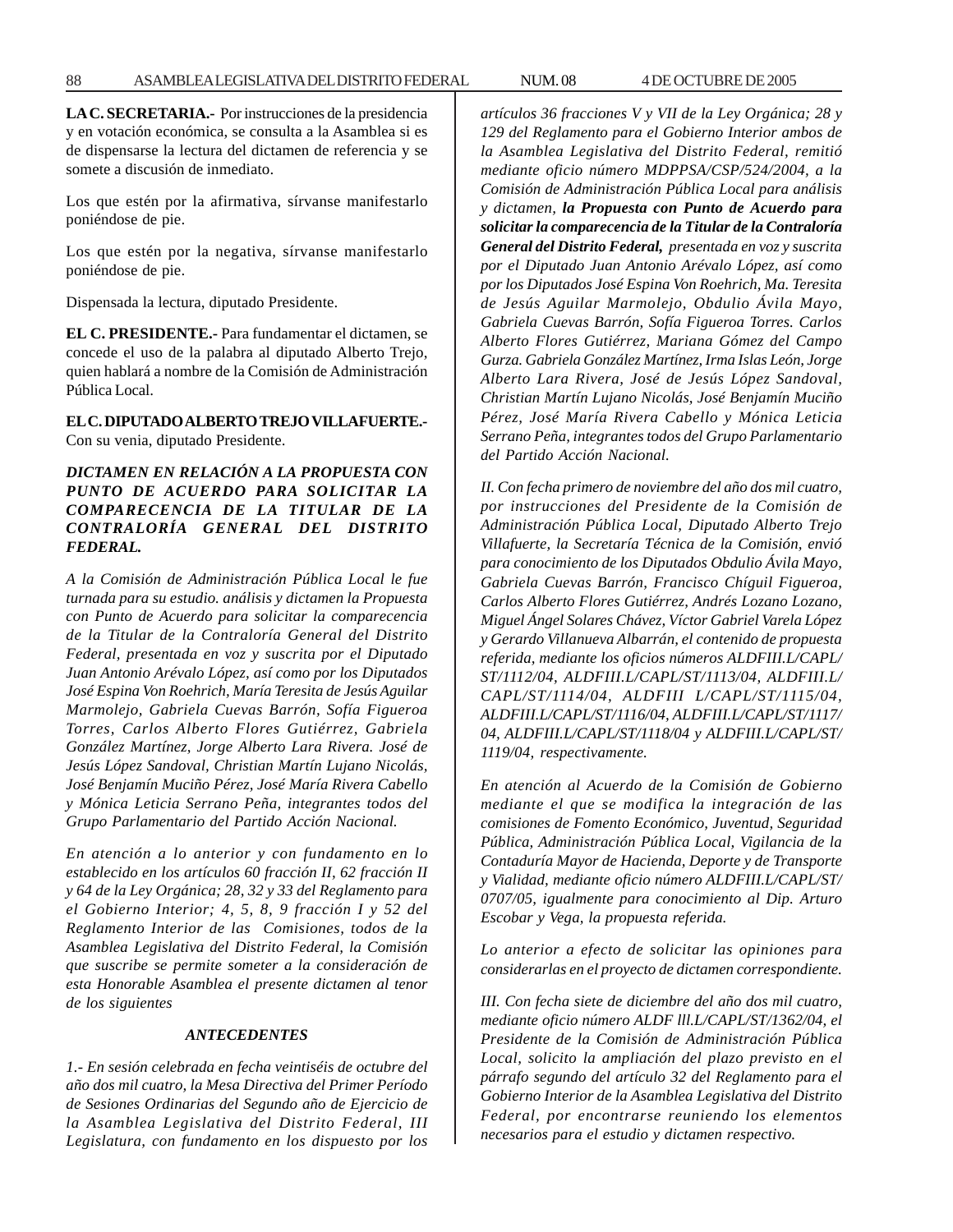**LA C. SECRETARIA.-** Por instrucciones de la presidencia y en votación económica, se consulta a la Asamblea si es de dispensarse la lectura del dictamen de referencia y se somete a discusión de inmediato.

Los que estén por la afirmativa, sírvanse manifestarlo poniéndose de pie.

Los que estén por la negativa, sírvanse manifestarlo poniéndose de pie.

Dispensada la lectura, diputado Presidente.

**EL C. PRESIDENTE.-** Para fundamentar el dictamen, se concede el uso de la palabra al diputado Alberto Trejo, quien hablará a nombre de la Comisión de Administración Pública Local.

**EL C. DIPUTADO ALBERTO TREJO VILLAFUERTE.-** Con su venia, diputado Presidente.

***DICTAMEN EN RELACIÓN A LA PROPUESTA CON PUNTO DE ACUERDO PARA SOLICITAR LA COMPARECENCIA DE LA TITULAR DE LA CONTRALORÍA GENERAL DEL DISTRITO FEDERAL.***

*A la Comisión de Administración Pública Local le fue turnada para su estudio. análisis y dictamen la Propuesta con Punto de Acuerdo para solicitar la comparecencia de la Titular de la Contraloría General del Distrito Federal, presentada en voz y suscrita por el Diputado Juan Antonio Arévalo López, así como por los Diputados José Espina Von Roehrich, María Teresita de Jesús Aguilar Marmolejo, Gabriela Cuevas Barrón, Sofía Figueroa Torres, Carlos Alberto Flores Gutiérrez, Gabriela González Martínez, Jorge Alberto Lara Rivera. José de Jesús López Sandoval, Christian Martín Lujano Nicolás, José Benjamín Muciño Pérez, José María Rivera Cabello y Mónica Leticia Serrano Peña, integrantes todos del Grupo Parlamentario del Partido Acción Nacional.*

*En atención a lo anterior y con fundamento en lo establecido en los artículos 60 fracción II, 62 fracción II y 64 de la Ley Orgánica; 28, 32 y 33 del Reglamento para el Gobierno Interior; 4, 5, 8, 9 fracción I y 52 del Reglamento Interior de las Comisiones, todos de la Asamblea Legislativa del Distrito Federal, la Comisión que suscribe se permite someter a la consideración de esta Honorable Asamblea el presente dictamen al tenor de los siguientes*

***ANTECEDENTES***

*1.- En sesión celebrada en fecha veintiséis de octubre del año dos mil cuatro, la Mesa Directiva del Primer Período de Sesiones Ordinarias del Segundo año de Ejercicio de la Asamblea Legislativa del Distrito Federal, III Legislatura, con fundamento en los dispuesto por los artículos 36 fracciones V y VII de la Ley Orgánica; 28 y 129 del Reglamento para el Gobierno Interior ambos de la Asamblea Legislativa del Distrito Federal, remitió mediante oficio número MDPPSA/CSP/524/2004, a la Comisión de Administración Pública Local para análisis y dictamen,* ***la Propuesta con Punto de Acuerdo para solicitar la comparecencia de la Titular de la Contraloría General del Distrito Federal,*** *presentada en voz y suscrita por el Diputado Juan Antonio Arévalo López, así como por los Diputados José Espina Von Roehrich, Ma. Teresita de Jesús Aguilar Marmolejo, Obdulio Ávila Mayo, Gabriela Cuevas Barrón, Sofía Figueroa Torres. Carlos Alberto Flores Gutiérrez, Mariana Gómez del Campo Gurza. Gabriela González Martínez, Irma Islas León, Jorge Alberto Lara Rivera, José de Jesús López Sandoval, Christian Martín Lujano Nicolás, José Benjamín Muciño Pérez, José María Rivera Cabello y Mónica Leticia Serrano Peña, integrantes todos del Grupo Parlamentario del Partido Acción Nacional.*

*II. Con fecha primero de noviembre del año dos mil cuatro, por instrucciones del Presidente de la Comisión de Administración Pública Local, Diputado Alberto Trejo Villafuerte, la Secretaría Técnica de la Comisión, envió para conocimiento de los Diputados Obdulio Ávila Mayo, Gabriela Cuevas Barrón, Francisco Chíguil Figueroa, Carlos Alberto Flores Gutiérrez, Andrés Lozano Lozano, Miguel Ángel Solares Chávez, Víctor Gabriel Varela López y Gerardo Villanueva Albarrán, el contenido de propuesta referida, mediante los oficios números ALDFIII.L/CAPL/ST/1112/04, ALDFIII.L/CAPL/ST/1113/04, ALDFIII.L/CAPL/ST/1114/04, ALDFIII L/CAPL/ST/1115/04, ALDFIII.L/CAPL/ST/1116/04, ALDFIII.L/CAPL/ST/1117/04, ALDFIII.L/CAPL/ST/1118/04 y ALDFIII.L/CAPL/ST/1119/04, respectivamente.*

*En atención al Acuerdo de la Comisión de Gobierno mediante el que se modifica la integración de las comisiones de Fomento Económico, Juventud, Seguridad Pública, Administración Pública Local, Vigilancia de la Contaduría Mayor de Hacienda, Deporte y de Transporte y Vialidad, mediante oficio número ALDFIII.L/CAPL/ST/0707/05, igualmente para conocimiento al Dip. Arturo Escobar y Vega, la propuesta referida.*

*Lo anterior a efecto de solicitar las opiniones para considerarlas en el proyecto de dictamen correspondiente.*

*III. Con fecha siete de diciembre del año dos mil cuatro, mediante oficio número ALDF lll.L/CAPL/ST/1362/04, el Presidente de la Comisión de Administración Pública Local, solicito la ampliación del plazo previsto en el párrafo segundo del artículo 32 del Reglamento para el Gobierno Interior de la Asamblea Legislativa del Distrito Federal, por encontrarse reuniendo los elementos necesarios para el estudio y dictamen respectivo.*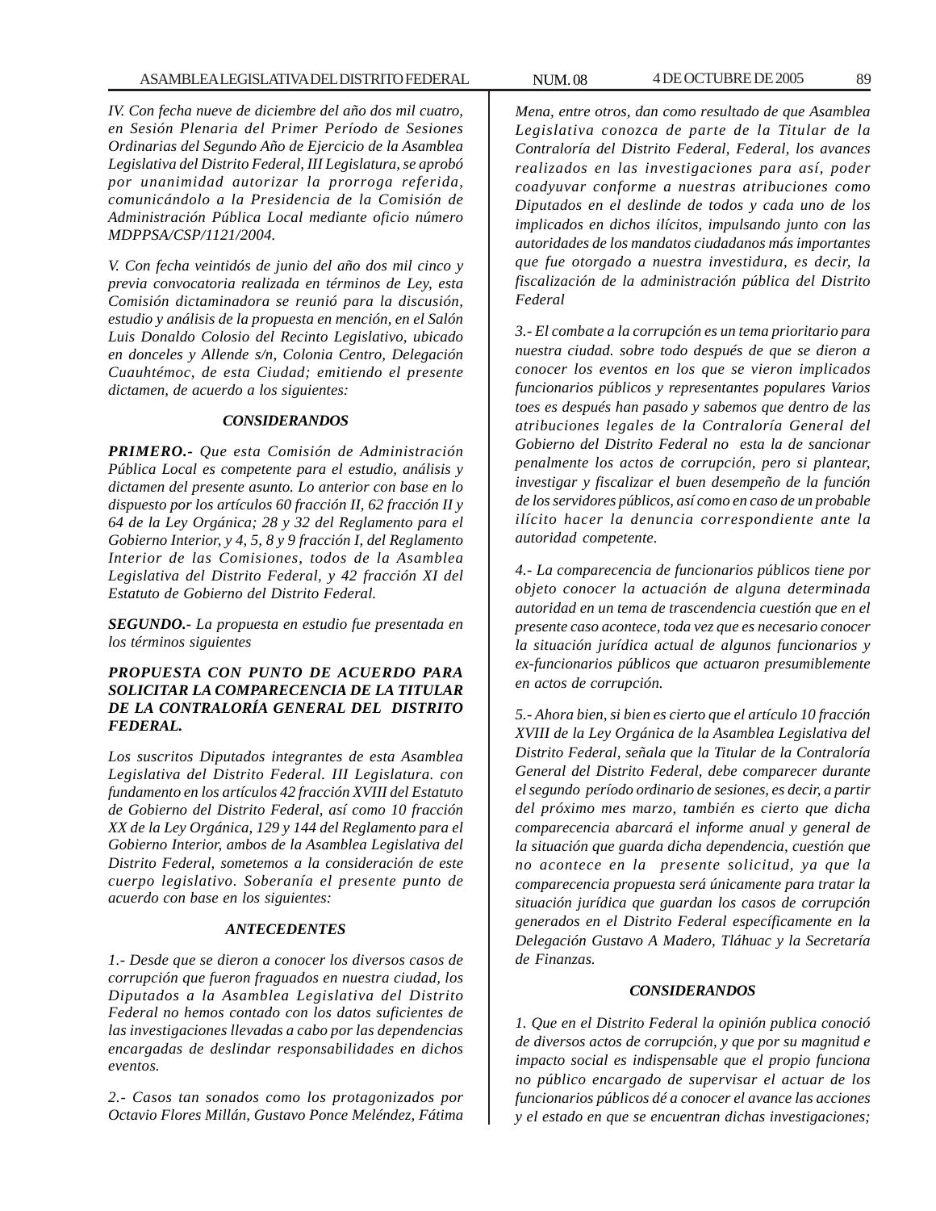*IV. Con fecha nueve de diciembre del año dos mil cuatro, en Sesión Plenaria del Primer Período de Sesiones Ordinarias del Segundo Año de Ejercicio de la Asamblea Legislativa del Distrito Federal, III Legislatura, se aprobó por unanimidad autorizar la prorroga referida, comunicándolo a la Presidencia de la Comisión de Administración Pública Local mediante oficio número MDPPSA/CSP/1121/2004.*

*V. Con fecha veintidós de junio del año dos mil cinco y previa convocatoria realizada en términos de Ley, esta Comisión dictaminadora se reunió para la discusión, estudio y análisis de la propuesta en mención, en el Salón Luis Donaldo Colosio del Recinto Legislativo, ubicado en donceles y Allende s/n, Colonia Centro, Delegación Cuauhtémoc, de esta Ciudad; emitiendo el presente dictamen, de acuerdo a los siguientes:*

***CONSIDERANDOS***

***PRIMERO.-*** *Que esta Comisión de Administración Pública Local es competente para el estudio, análisis y dictamen del presente asunto. Lo anterior con base en lo dispuesto por los artículos 60 fracción II, 62 fracción II y 64 de la Ley Orgánica; 28 y 32 del Reglamento para el Gobierno Interior, y 4, 5, 8 y 9 fracción I, del Reglamento Interior de las Comisiones, todos de la Asamblea Legislativa del Distrito Federal, y 42 fracción XI del Estatuto de Gobierno del Distrito Federal.*

***SEGUNDO.-*** *La propuesta en estudio fue presentada en los términos siguientes*

***PROPUESTA CON PUNTO DE ACUERDO PARA SOLICITAR LA COMPARECENCIA DE LA TITULAR DE LA CONTRALORÍA GENERAL DEL DISTRITO FEDERAL.***

*Los suscritos Diputados integrantes de esta Asamblea Legislativa del Distrito Federal. III Legislatura. con fundamento en los artículos 42 fracción XVIII del Estatuto de Gobierno del Distrito Federal, así como 10 fracción XX de la Ley Orgánica, 129 y 144 del Reglamento para el Gobierno Interior, ambos de la Asamblea Legislativa del Distrito Federal, sometemos a la consideración de este cuerpo legislativo. Soberanía el presente punto de acuerdo con base en los siguientes:*

***ANTECEDENTES***

*1.- Desde que se dieron a conocer los diversos casos de corrupción que fueron fraguados en nuestra ciudad, los Diputados a la Asamblea Legislativa del Distrito Federal no hemos contado con los datos suficientes de las investigaciones llevadas a cabo por las dependencias encargadas de deslindar responsabilidades en dichos eventos.*

*2.- Casos tan sonados como los protagonizados por Octavio Flores Millán, Gustavo Ponce Meléndez, Fátima Mena, entre otros, dan como resultado de que Asamblea Legislativa conozca de parte de la Titular de la Contraloría del Distrito Federal, Federal, los avances realizados en las investigaciones para así, poder coadyuvar conforme a nuestras atribuciones como Diputados en el deslinde de todos y cada uno de los implicados en dichos ilícitos, impulsando junto con las autoridades de los mandatos ciudadanos más importantes que fue otorgado a nuestra investidura, es decir, la fiscalización de la administración pública del Distrito Federal*

*3.- El combate a la corrupción es un tema prioritario para nuestra ciudad. sobre todo después de que se dieron a conocer los eventos en los que se vieron implicados funcionarios públicos y representantes populares Varios toes es después han pasado y sabemos que dentro de las atribuciones legales de la Contraloría General del Gobierno del Distrito Federal no esta la de sancionar penalmente los actos de corrupción, pero si plantear, investigar y fiscalizar el buen desempeño de la función de los servidores públicos, así como en caso de un probable ilícito hacer la denuncia correspondiente ante la autoridad competente.*

*4.- La comparecencia de funcionarios públicos tiene por objeto conocer la actuación de alguna determinada autoridad en un tema de trascendencia cuestión que en el presente caso acontece, toda vez que es necesario conocer la situación jurídica actual de algunos funcionarios y ex-funcionarios públicos que actuaron presumiblemente en actos de corrupción.*

*5.- Ahora bien, si bien es cierto que el artículo 10 fracción XVIII de la Ley Orgánica de la Asamblea Legislativa del Distrito Federal, señala que la Titular de la Contraloría General del Distrito Federal, debe comparecer durante el segundo período ordinario de sesiones, es decir, a partir del próximo mes marzo, también es cierto que dicha comparecencia abarcará el informe anual y general de la situación que guarda dicha dependencia, cuestión que no acontece en la presente solicitud, ya que la comparecencia propuesta será únicamente para tratar la situación jurídica que guardan los casos de corrupción generados en el Distrito Federal específicamente en la Delegación Gustavo A Madero, Tláhuac y la Secretaría de Finanzas.*

***CONSIDERANDOS***

*1. Que en el Distrito Federal la opinión publica conoció de diversos actos de corrupción, y que por su magnitud e impacto social es indispensable que el propio funciona no público encargado de supervisar el actuar de los funcionarios públicos dé a conocer el avance las acciones y el estado en que se encuentran dichas investigaciones;*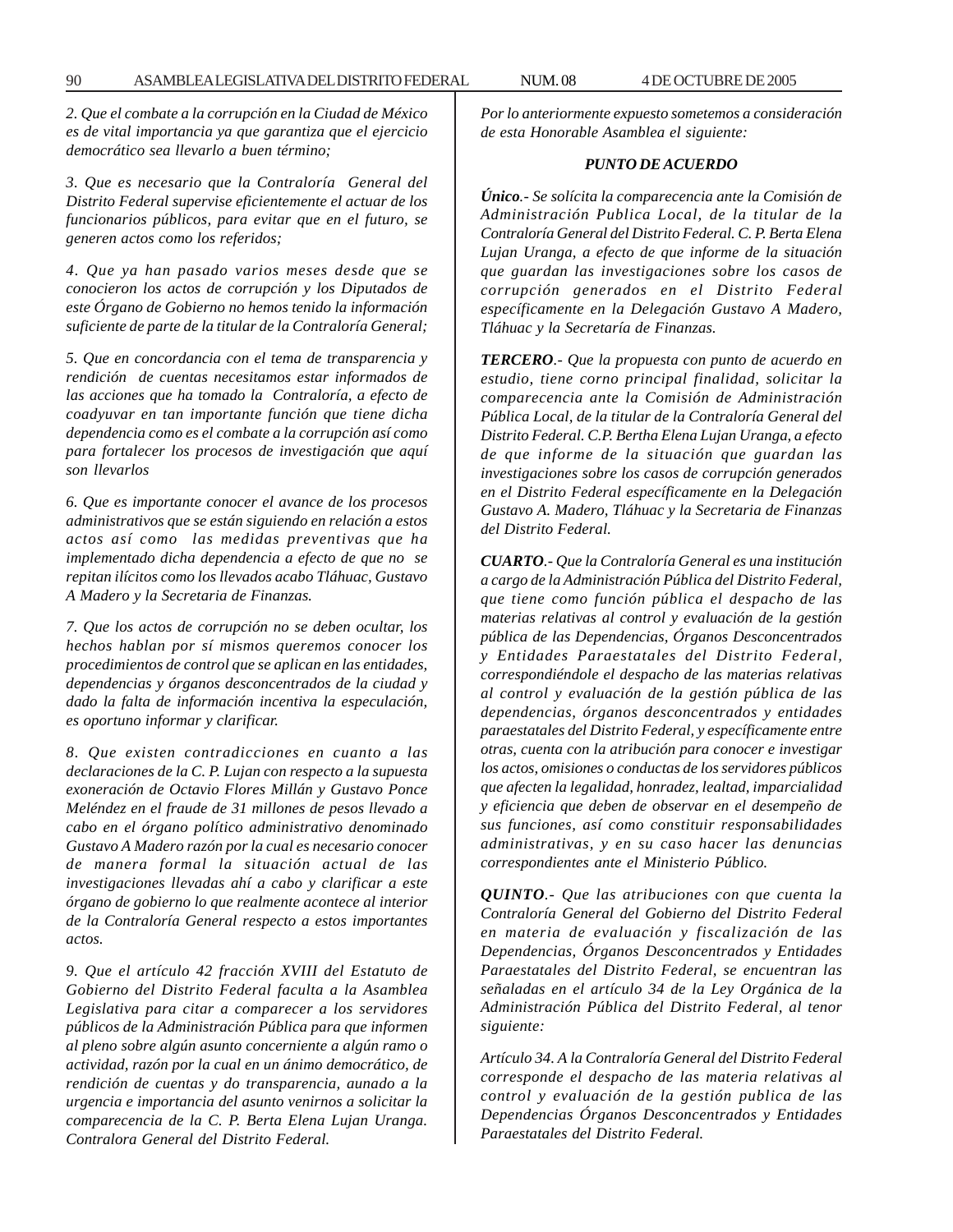*2. Que el combate a la corrupción en la Ciudad de México es de vital importancia ya que garantiza que el ejercicio democrático sea llevarlo a buen término;*

*3. Que es necesario que la Contraloría General del Distrito Federal supervise eficientemente el actuar de los funcionarios públicos, para evitar que en el futuro, se generen actos como los referidos;*

*4. Que ya han pasado varios meses desde que se conocieron los actos de corrupción y los Diputados de este Órgano de Gobierno no hemos tenido la información suficiente de parte de la titular de la Contraloría General;*

*5. Que en concordancia con el tema de transparencia y rendición de cuentas necesitamos estar informados de las acciones que ha tomado la Contraloría, a efecto de coadyuvar en tan importante función que tiene dicha dependencia como es el combate a la corrupción así como para fortalecer los procesos de investigación que aquí son llevarlos*

*6. Que es importante conocer el avance de los procesos administrativos que se están siguiendo en relación a estos actos así como las medidas preventivas que ha implementado dicha dependencia a efecto de que no se repitan ilícitos como los llevados acabo Tláhuac, Gustavo A Madero y la Secretaria de Finanzas.*

*7. Que los actos de corrupción no se deben ocultar, los hechos hablan por sí mismos queremos conocer los procedimientos de control que se aplican en las entidades, dependencias y órganos desconcentrados de la ciudad y dado la falta de información incentiva la especulación, es oportuno informar y clarificar.*

*8. Que existen contradicciones en cuanto a las declaraciones de la C. P. Lujan con respecto a la supuesta exoneración de Octavio Flores Millán y Gustavo Ponce Meléndez en el fraude de 31 millones de pesos llevado a cabo en el órgano político administrativo denominado Gustavo A Madero razón por la cual es necesario conocer de manera formal la situación actual de las investigaciones llevadas ahí a cabo y clarificar a este órgano de gobierno lo que realmente acontece al interior de la Contraloría General respecto a estos importantes actos.*

*9. Que el artículo 42 fracción XVIII del Estatuto de Gobierno del Distrito Federal faculta a la Asamblea Legislativa para citar a comparecer a los servidores públicos de la Administración Pública para que informen al pleno sobre algún asunto concerniente a algún ramo o actividad, razón por la cual en un ánimo democrático, de rendición de cuentas y do transparencia, aunado a la urgencia e importancia del asunto venirnos a solicitar la comparecencia de la C. P. Berta Elena Lujan Uranga. Contralora General del Distrito Federal.*

*Por lo anteriormente expuesto sometemos a consideración de esta Honorable Asamblea el siguiente:*

***PUNTO DE ACUERDO***

***Único**.- Se solícita la comparecencia ante la Comisión de Administración Publica Local, de la titular de la Contraloría General del Distrito Federal. C. P. Berta Elena Lujan Uranga, a efecto de que informe de la situación que guardan las investigaciones sobre los casos de corrupción generados en el Distrito Federal específicamente en la Delegación Gustavo A Madero, Tláhuac y la Secretaría de Finanzas.*

***TERCERO**.- Que la propuesta con punto de acuerdo en estudio, tiene corno principal finalidad, solicitar la comparecencia ante la Comisión de Administración Pública Local, de la titular de la Contraloría General del Distrito Federal. C.P. Bertha Elena Lujan Uranga, a efecto de que informe de la situación que guardan las investigaciones sobre los casos de corrupción generados en el Distrito Federal específicamente en la Delegación Gustavo A. Madero, Tláhuac y la Secretaria de Finanzas del Distrito Federal.*

***CUARTO**.- Que la Contraloría General es una institución a cargo de la Administración Pública del Distrito Federal, que tiene como función pública el despacho de las materias relativas al control y evaluación de la gestión pública de las Dependencias, Órganos Desconcentrados y Entidades Paraestatales del Distrito Federal, correspondiéndole el despacho de las materias relativas al control y evaluación de la gestión pública de las dependencias, órganos desconcentrados y entidades paraestatales del Distrito Federal, y específicamente entre otras, cuenta con la atribución para conocer e investigar los actos, omisiones o conductas de los servidores públicos que afecten la legalidad, honradez, lealtad, imparcialidad y eficiencia que deben de observar en el desempeño de sus funciones, así como constituir responsabilidades administrativas, y en su caso hacer las denuncias correspondientes ante el Ministerio Público.*

***QUINTO**.- Que las atribuciones con que cuenta la Contraloría General del Gobierno del Distrito Federal en materia de evaluación y fiscalización de las Dependencias, Órganos Desconcentrados y Entidades Paraestatales del Distrito Federal, se encuentran las señaladas en el artículo 34 de la Ley Orgánica de la Administración Pública del Distrito Federal, al tenor siguiente:*

*Artículo 34. A la Contraloría General del Distrito Federal corresponde el despacho de las materia relativas al control y evaluación de la gestión publica de las Dependencias Órganos Desconcentrados y Entidades Paraestatales del Distrito Federal.*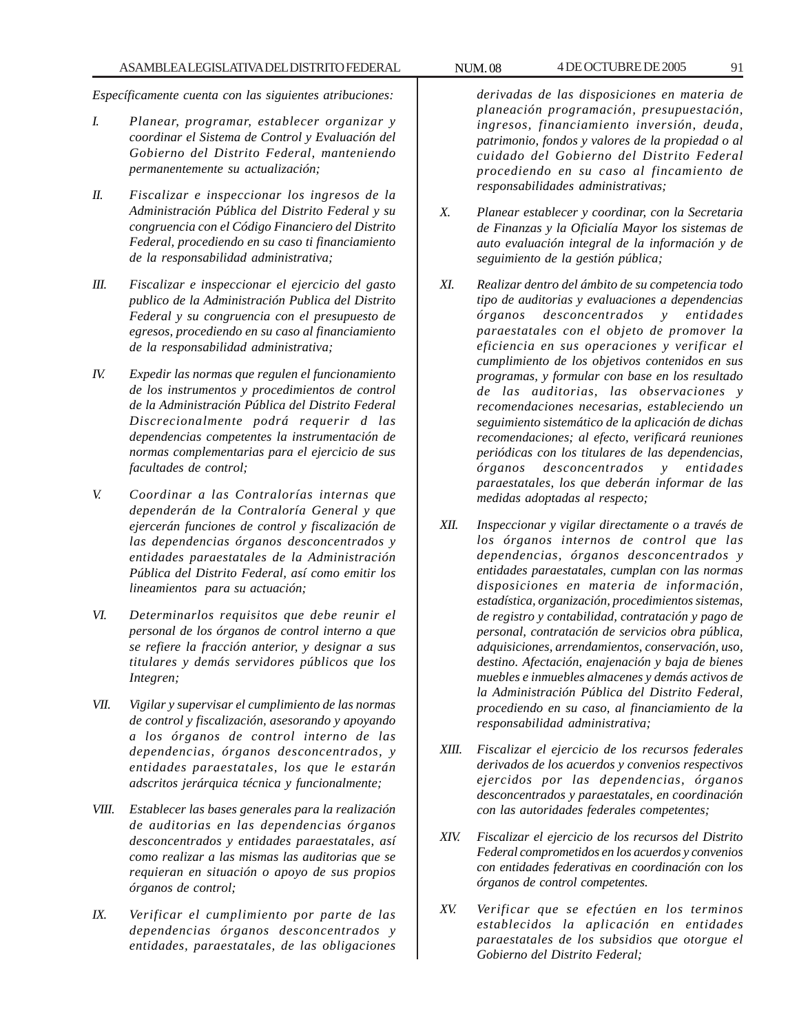*Específicamente cuenta con las siguientes atribuciones:*

*I. Planear, programar, establecer organizar y coordinar el Sistema de Control y Evaluación del Gobierno del Distrito Federal, manteniendo permanentemente su actualización;*

*II. Fiscalizar e inspeccionar los ingresos de la Administración Pública del Distrito Federal y su congruencia con el Código Financiero del Distrito Federal, procediendo en su caso ti financiamiento de la responsabilidad administrativa;*

*III. Fiscalizar e inspeccionar el ejercicio del gasto publico de la Administración Publica del Distrito Federal y su congruencia con el presupuesto de egresos, procediendo en su caso al financiamiento de la responsabilidad administrativa;*

*IV. Expedir las normas que regulen el funcionamiento de los instrumentos y procedimientos de control de la Administración Pública del Distrito Federal Discrecionalmente podrá requerir d las dependencias competentes la instrumentación de normas complementarias para el ejercicio de sus facultades de control;*

*V. Coordinar a las Contralorías internas que dependerán de la Contraloría General y que ejercerán funciones de control y fiscalización de las dependencias órganos desconcentrados y entidades paraestatales de la Administración Pública del Distrito Federal, así como emitir los lineamientos para su actuación;*

*VI. Determinarlos requisitos que debe reunir el personal de los órganos de control interno a que se refiere la fracción anterior, y designar a sus titulares y demás servidores públicos que los Integren;*

*VII. Vigilar y supervisar el cumplimiento de las normas de control y fiscalización, asesorando y apoyando a los órganos de control interno de las dependencias, órganos desconcentrados, y entidades paraestatales, los que le estarán adscritos jerárquica técnica y funcionalmente;*

*VIII. Establecer las bases generales para la realización de auditorias en las dependencias órganos desconcentrados y entidades paraestatales, así como realizar a las mismas las auditorias que se requieran en situación o apoyo de sus propios órganos de control;*

*IX. Verificar el cumplimiento por parte de las dependencias órganos desconcentrados y entidades, paraestatales, de las obligaciones derivadas de las disposiciones en materia de planeación programación, presupuestación, ingresos, financiamiento inversión, deuda, patrimonio, fondos y valores de la propiedad o al cuidado del Gobierno del Distrito Federal procediendo en su caso al fincamiento de responsabilidades administrativas;*

*X. Planear establecer y coordinar, con la Secretaria de Finanzas y la Oficialía Mayor los sistemas de auto evaluación integral de la información y de seguimiento de la gestión pública;*

*XI. Realizar dentro del ámbito de su competencia todo tipo de auditorias y evaluaciones a dependencias órganos desconcentrados y entidades paraestatales con el objeto de promover la eficiencia en sus operaciones y verificar el cumplimiento de los objetivos contenidos en sus programas, y formular con base en los resultado de las auditorias, las observaciones y recomendaciones necesarias, estableciendo un seguimiento sistemático de la aplicación de dichas recomendaciones; al efecto, verificará reuniones periódicas con los titulares de las dependencias, órganos desconcentrados y entidades paraestatales, los que deberán informar de las medidas adoptadas al respecto;*

*XII. Inspeccionar y vigilar directamente o a través de los órganos internos de control que las dependencias, órganos desconcentrados y entidades paraestatales, cumplan con las normas disposiciones en materia de información, estadística, organización, procedimientos sistemas, de registro y contabilidad, contratación y pago de personal, contratación de servicios obra pública, adquisiciones, arrendamientos, conservación, uso, destino. Afectación, enajenación y baja de bienes muebles e inmuebles almacenes y demás activos de la Administración Pública del Distrito Federal, procediendo en su caso, al financiamiento de la responsabilidad administrativa;*

*XIII. Fiscalizar el ejercicio de los recursos federales derivados de los acuerdos y convenios respectivos ejercidos por las dependencias, órganos desconcentrados y paraestatales, en coordinación con las autoridades federales competentes;*

*XIV. Fiscalizar el ejercicio de los recursos del Distrito Federal comprometidos en los acuerdos y convenios con entidades federativas en coordinación con los órganos de control competentes.*

*XV. Verificar que se efectúen en los terminos establecidos la aplicación en entidades paraestatales de los subsidios que otorgue el Gobierno del Distrito Federal;*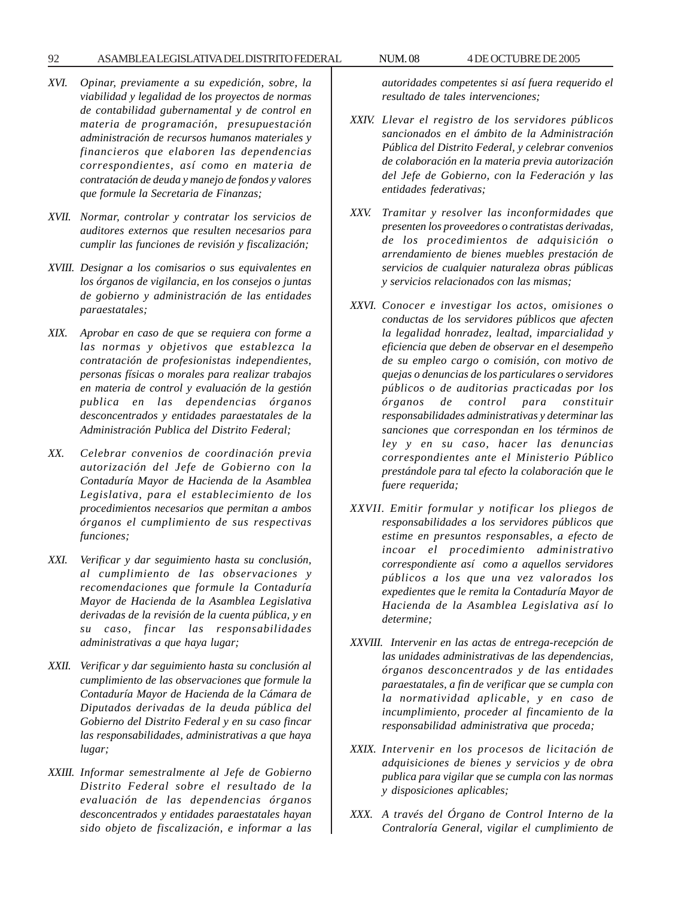*XVI. Opinar, previamente a su expedición, sobre, la viabilidad y legalidad de los proyectos de normas de contabilidad gubernamental y de control en materia de programación, presupuestación administración de recursos humanos materiales y financieros que elaboren las dependencias correspondientes, así como en materia de contratación de deuda y manejo de fondos y valores que formule la Secretaria de Finanzas;*

*XVII. Normar, controlar y contratar los servicios de auditores externos que resulten necesarios para cumplir las funciones de revisión y fiscalización;*

*XVIII. Designar a los comisarios o sus equivalentes en los órganos de vigilancia, en los consejos o juntas de gobierno y administración de las entidades paraestatales;*

*XIX. Aprobar en caso de que se requiera con forme a las normas y objetivos que establezca la contratación de profesionistas independientes, personas físicas o morales para realizar trabajos en materia de control y evaluación de la gestión publica en las dependencias órganos desconcentrados y entidades paraestatales de la Administración Publica del Distrito Federal;*

*XX. Celebrar convenios de coordinación previa autorización del Jefe de Gobierno con la Contaduría Mayor de Hacienda de la Asamblea Legislativa, para el establecimiento de los procedimientos necesarios que permitan a ambos órganos el cumplimiento de sus respectivas funciones;*

*XXI. Verificar y dar seguimiento hasta su conclusión, al cumplimiento de las observaciones y recomendaciones que formule la Contaduría Mayor de Hacienda de la Asamblea Legislativa derivadas de la revisión de la cuenta pública, y en su caso, fincar las responsabilidades administrativas a que haya lugar;*

*XXII. Verificar y dar seguimiento hasta su conclusión al cumplimiento de las observaciones que formule la Contaduría Mayor de Hacienda de la Cámara de Diputados derivadas de la deuda pública del Gobierno del Distrito Federal y en su caso fincar las responsabilidades, administrativas a que haya lugar;*

*XXIII. Informar semestralmente al Jefe de Gobierno Distrito Federal sobre el resultado de la evaluación de las dependencias órganos desconcentrados y entidades paraestatales hayan sido objeto de fiscalización, e informar a las autoridades competentes si así fuera requerido el resultado de tales intervenciones;*

*XXIV. Llevar el registro de los servidores públicos sancionados en el ámbito de la Administración Pública del Distrito Federal, y celebrar convenios de colaboración en la materia previa autorización del Jefe de Gobierno, con la Federación y las entidades federativas;*

*XXV. Tramitar y resolver las inconformidades que presenten los proveedores o contratistas derivadas, de los procedimientos de adquisición o arrendamiento de bienes muebles prestación de servicios de cualquier naturaleza obras públicas y servicios relacionados con las mismas;*

*XXVI. Conocer e investigar los actos, omisiones o conductas de los servidores públicos que afecten la legalidad honradez, lealtad, imparcialidad y eficiencia que deben de observar en el desempeño de su empleo cargo o comisión, con motivo de quejas o denuncias de los particulares o servidores públicos o de auditorias practicadas por los órganos de control para constituir responsabilidades administrativas y determinar las sanciones que correspondan en los términos de ley y en su caso, hacer las denuncias correspondientes ante el Ministerio Público prestándole para tal efecto la colaboración que le fuere requerida;*

*XXVII. Emitir formular y notificar los pliegos de responsabilidades a los servidores públicos que estime en presuntos responsables, a efecto de incoar el procedimiento administrativo correspondiente así como a aquellos servidores públicos a los que una vez valorados los expedientes que le remita la Contaduría Mayor de Hacienda de la Asamblea Legislativa así lo determine;*

*XXVIII. Intervenir en las actas de entrega-recepción de las unidades administrativas de las dependencias, órganos desconcentrados y de las entidades paraestatales, a fin de verificar que se cumpla con la normatividad aplicable, y en caso de incumplimiento, proceder al fincamiento de la responsabilidad administrativa que proceda;*

*XXIX. Intervenir en los procesos de licitación de adquisiciones de bienes y servicios y de obra publica para vigilar que se cumpla con las normas y disposiciones aplicables;*

*XXX. A través del Órgano de Control Interno de la Contraloría General, vigilar el cumplimiento de*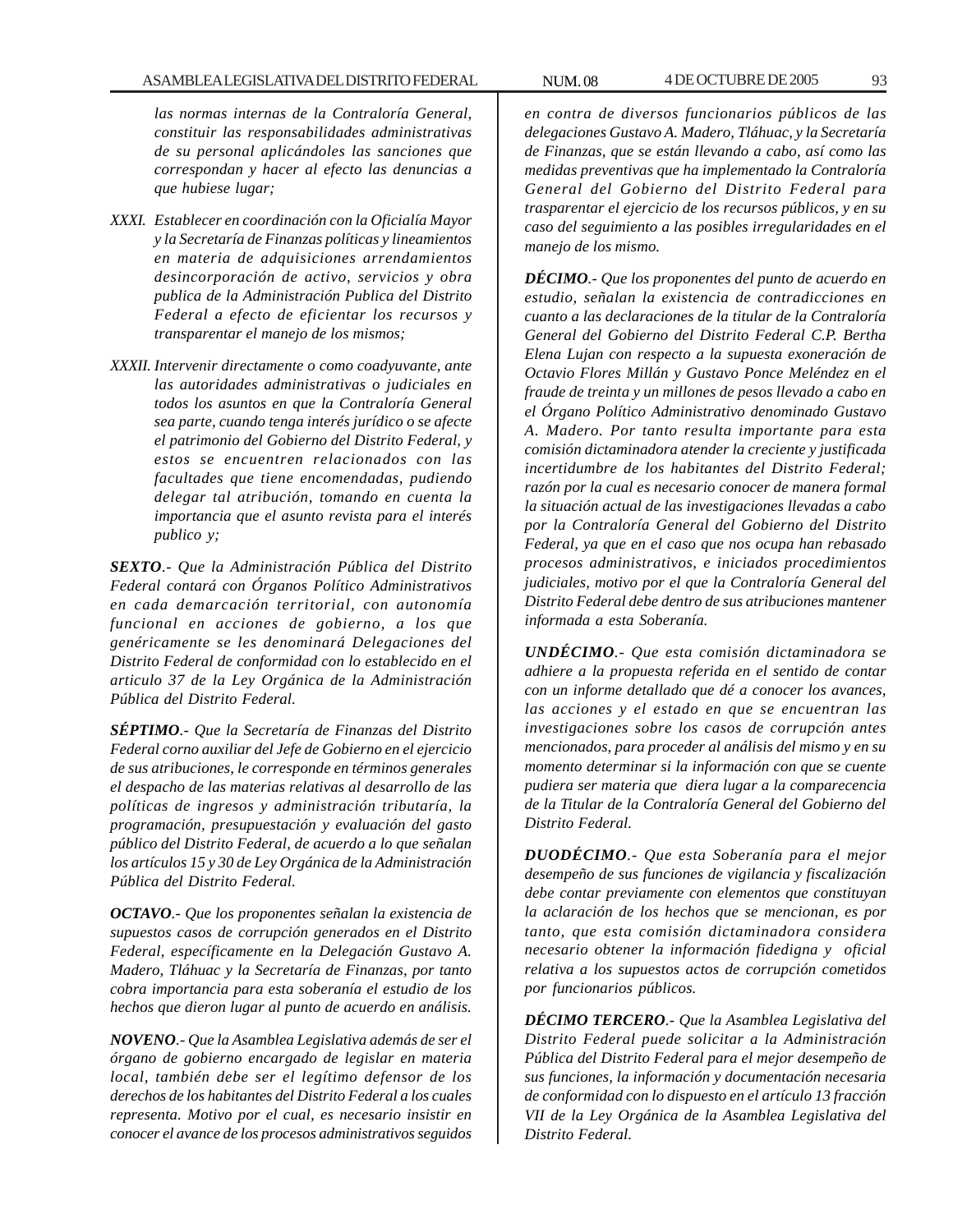*las normas internas de la Contraloría General, constituir las responsabilidades administrativas de su personal aplicándoles las sanciones que correspondan y hacer al efecto las denuncias a que hubiese lugar;*

*XXXI. Establecer en coordinación con la Oficialía Mayor y la Secretaría de Finanzas políticas y lineamientos en materia de adquisiciones arrendamientos desincorporación de activo, servicios y obra publica de la Administración Publica del Distrito Federal a efecto de eficientar los recursos y transparentar el manejo de los mismos;*

*XXXII. Intervenir directamente o como coadyuvante, ante las autoridades administrativas o judiciales en todos los asuntos en que la Contraloría General sea parte, cuando tenga interés jurídico o se afecte el patrimonio del Gobierno del Distrito Federal, y estos se encuentren relacionados con las facultades que tiene encomendadas, pudiendo delegar tal atribución, tomando en cuenta la importancia que el asunto revista para el interés publico y;*

***SEXTO**.- Que la Administración Pública del Distrito Federal contará con Órganos Político Administrativos en cada demarcación territorial, con autonomía funcional en acciones de gobierno, a los que genéricamente se les denominará Delegaciones del Distrito Federal de conformidad con lo establecido en el articulo 37 de la Ley Orgánica de la Administración Pública del Distrito Federal.*

***SÉPTIMO**.- Que la Secretaría de Finanzas del Distrito Federal corno auxiliar del Jefe de Gobierno en el ejercicio de sus atribuciones, le corresponde en términos generales el despacho de las materias relativas al desarrollo de las políticas de ingresos y administración tributaría, la programación, presupuestación y evaluación del gasto público del Distrito Federal, de acuerdo a lo que señalan los artículos 15 y 30 de Ley Orgánica de la Administración Pública del Distrito Federal.*

***OCTAVO**.- Que los proponentes señalan la existencia de supuestos casos de corrupción generados en el Distrito Federal, específicamente en la Delegación Gustavo A. Madero, Tláhuac y la Secretaría de Finanzas, por tanto cobra importancia para esta soberanía el estudio de los hechos que dieron lugar al punto de acuerdo en análisis.*

***NOVENO**.- Que la Asamblea Legislativa además de ser el órgano de gobierno encargado de legislar en materia local, también debe ser el legítimo defensor de los derechos de los habitantes del Distrito Federal a los cuales representa. Motivo por el cual, es necesario insistir en conocer el avance de los procesos administrativos seguidos en contra de diversos funcionarios públicos de las delegaciones Gustavo A. Madero, Tláhuac, y la Secretaría de Finanzas, que se están llevando a cabo, así como las medidas preventivas que ha implementado la Contraloría General del Gobierno del Distrito Federal para trasparentar el ejercicio de los recursos públicos, y en su caso del seguimiento a las posibles irregularidades en el manejo de los mismo.*

***DÉCIMO**.- Que los proponentes del punto de acuerdo en estudio, señalan la existencia de contradicciones en cuanto a las declaraciones de la titular de la Contraloría General del Gobierno del Distrito Federal C.P. Bertha Elena Lujan con respecto a la supuesta exoneración de Octavio Flores Millán y Gustavo Ponce Meléndez en el fraude de treinta y un millones de pesos llevado a cabo en el Órgano Político Administrativo denominado Gustavo A. Madero. Por tanto resulta importante para esta comisión dictaminadora atender la creciente y justificada incertidumbre de los habitantes del Distrito Federal; razón por la cual es necesario conocer de manera formal la situación actual de las investigaciones llevadas a cabo por la Contraloría General del Gobierno del Distrito Federal, ya que en el caso que nos ocupa han rebasado procesos administrativos, e iniciados procedimientos judiciales, motivo por el que la Contraloría General del Distrito Federal debe dentro de sus atribuciones mantener informada a esta Soberanía.*

***UNDÉCIMO**.- Que esta comisión dictaminadora se adhiere a la propuesta referida en el sentido de contar con un informe detallado que dé a conocer los avances, las acciones y el estado en que se encuentran las investigaciones sobre los casos de corrupción antes mencionados, para proceder al análisis del mismo y en su momento determinar si la información con que se cuente pudiera ser materia que diera lugar a la comparecencia de la Titular de la Contraloría General del Gobierno del Distrito Federal.*

***DUODÉCIMO**.- Que esta Soberanía para el mejor desempeño de sus funciones de vigilancia y fiscalización debe contar previamente con elementos que constituyan la aclaración de los hechos que se mencionan, es por tanto, que esta comisión dictaminadora considera necesario obtener la información fidedigna y oficial relativa a los supuestos actos de corrupción cometidos por funcionarios públicos.*

***DÉCIMO TERCERO**.- Que la Asamblea Legislativa del Distrito Federal puede solicitar a la Administración Pública del Distrito Federal para el mejor desempeño de sus funciones, la información y documentación necesaria de conformidad con lo dispuesto en el artículo 13 fracción VII de la Ley Orgánica de la Asamblea Legislativa del Distrito Federal.*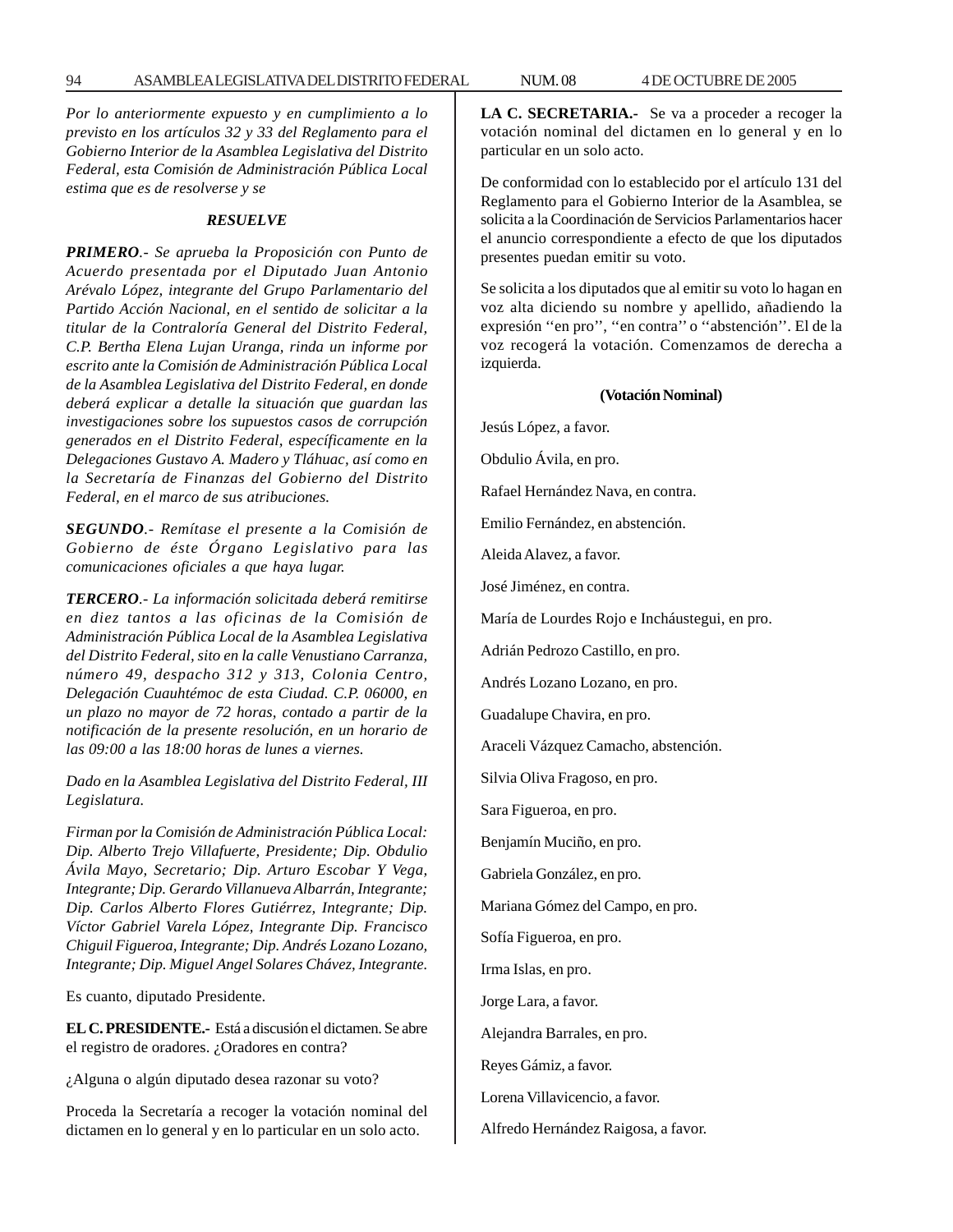*Por lo anteriormente expuesto y en cumplimiento a lo previsto en los artículos 32 y 33 del Reglamento para el Gobierno Interior de la Asamblea Legislativa del Distrito Federal, esta Comisión de Administración Pública Local estima que es de resolverse y se*

***RESUELVE***

***PRIMERO**.- Se aprueba la Proposición con Punto de Acuerdo presentada por el Diputado Juan Antonio Arévalo López, integrante del Grupo Parlamentario del Partido Acción Nacional, en el sentido de solicitar a la titular de la Contraloría General del Distrito Federal, C.P. Bertha Elena Lujan Uranga, rinda un informe por escrito ante la Comisión de Administración Pública Local de la Asamblea Legislativa del Distrito Federal, en donde deberá explicar a detalle la situación que guardan las investigaciones sobre los supuestos casos de corrupción generados en el Distrito Federal, específicamente en la Delegaciones Gustavo A. Madero y Tláhuac, así como en la Secretaría de Finanzas del Gobierno del Distrito Federal, en el marco de sus atribuciones.*

***SEGUNDO**.- Remítase el presente a la Comisión de Gobierno de éste Órgano Legislativo para las comunicaciones oficiales a que haya lugar.*

***TERCERO**.- La información solicitada deberá remitirse en diez tantos a las oficinas de la Comisión de Administración Pública Local de la Asamblea Legislativa del Distrito Federal, sito en la calle Venustiano Carranza, número 49, despacho 312 y 313, Colonia Centro, Delegación Cuauhtémoc de esta Ciudad. C.P. 06000, en un plazo no mayor de 72 horas, contado a partir de la notificación de la presente resolución, en un horario de las 09:00 a las 18:00 horas de lunes a viernes.*

*Dado en la Asamblea Legislativa del Distrito Federal, III Legislatura.*

*Firman por la Comisión de Administración Pública Local: Dip. Alberto Trejo Villafuerte, Presidente; Dip. Obdulio Ávila Mayo, Secretario; Dip. Arturo Escobar Y Vega, Integrante; Dip. Gerardo Villanueva Albarrán, Integrante; Dip. Carlos Alberto Flores Gutiérrez, Integrante; Dip. Víctor Gabriel Varela López, Integrante Dip. Francisco Chiguil Figueroa, Integrante; Dip. Andrés Lozano Lozano, Integrante; Dip. Miguel Angel Solares Chávez, Integrante.*

Es cuanto, diputado Presidente.

**EL C. PRESIDENTE.-** Está a discusión el dictamen. Se abre el registro de oradores. ¿Oradores en contra?

¿Alguna o algún diputado desea razonar su voto?

Proceda la Secretaría a recoger la votación nominal del dictamen en lo general y en lo particular en un solo acto.

**LA C. SECRETARIA.-** Se va a proceder a recoger la votación nominal del dictamen en lo general y en lo particular en un solo acto.

De conformidad con lo establecido por el artículo 131 del Reglamento para el Gobierno Interior de la Asamblea, se solicita a la Coordinación de Servicios Parlamentarios hacer el anuncio correspondiente a efecto de que los diputados presentes puedan emitir su voto.

Se solicita a los diputados que al emitir su voto lo hagan en voz alta diciendo su nombre y apellido, añadiendo la expresión ''en pro'', ''en contra'' o ''abstención''. El de la voz recogerá la votación. Comenzamos de derecha a izquierda.

**(Votación Nominal)**

Jesús López, a favor.

Obdulio Ávila, en pro.

Rafael Hernández Nava, en contra.

Emilio Fernández, en abstención.

Aleida Alavez, a favor.

José Jiménez, en contra.

María de Lourdes Rojo e Incháustegui, en pro.

Adrián Pedrozo Castillo, en pro.

Andrés Lozano Lozano, en pro.

Guadalupe Chavira, en pro.

Araceli Vázquez Camacho, abstención.

Silvia Oliva Fragoso, en pro.

Sara Figueroa, en pro.

Benjamín Muciño, en pro.

Gabriela González, en pro.

Mariana Gómez del Campo, en pro.

Sofía Figueroa, en pro.

Irma Islas, en pro.

Jorge Lara, a favor.

Alejandra Barrales, en pro.

Reyes Gámiz, a favor.

Lorena Villavicencio, a favor.

Alfredo Hernández Raigosa, a favor.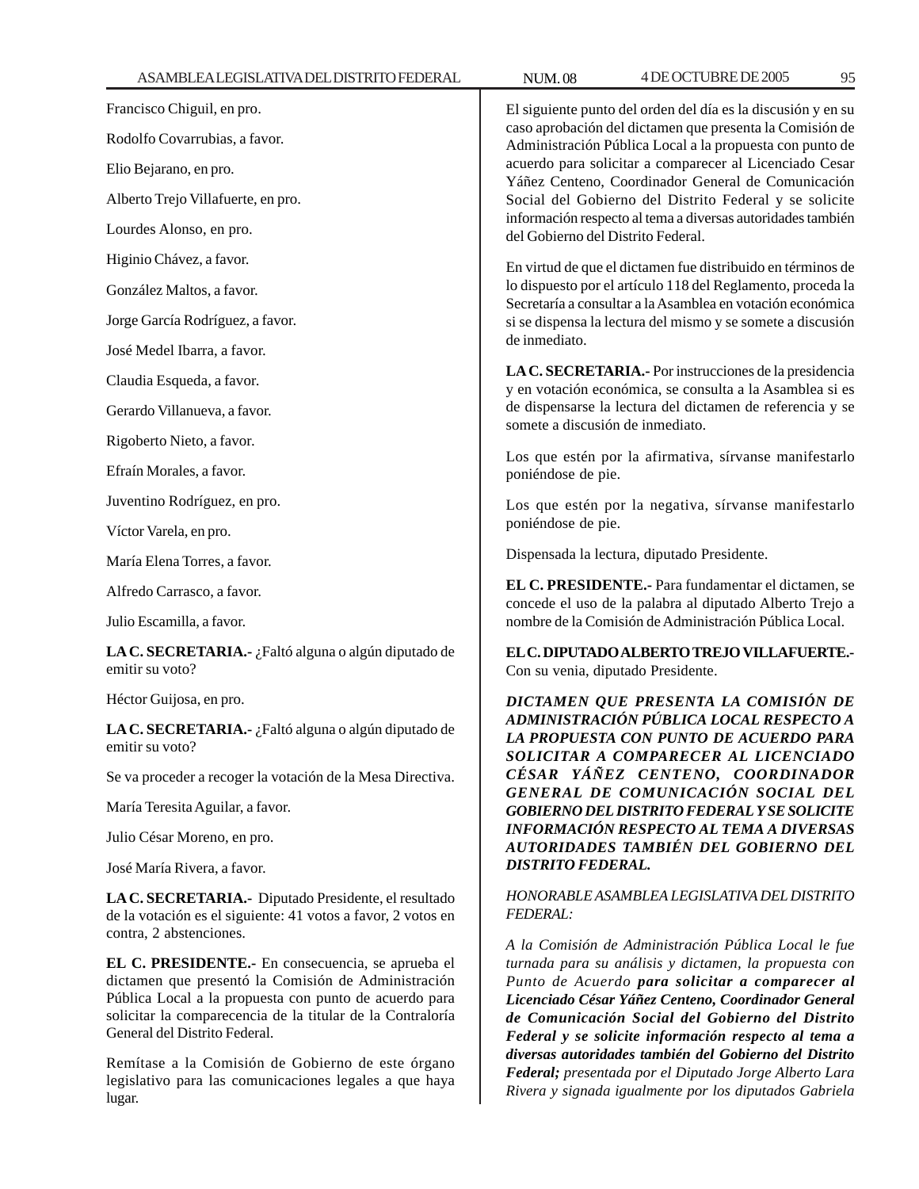Francisco Chiguil, en pro.

Rodolfo Covarrubias, a favor.

Elio Bejarano, en pro.

Alberto Trejo Villafuerte, en pro.

Lourdes Alonso, en pro.

Higinio Chávez, a favor.

González Maltos, a favor.

Jorge García Rodríguez, a favor.

José Medel Ibarra, a favor.

Claudia Esqueda, a favor.

Gerardo Villanueva, a favor.

Rigoberto Nieto, a favor.

Efraín Morales, a favor.

Juventino Rodríguez, en pro.

Víctor Varela, en pro.

María Elena Torres, a favor.

Alfredo Carrasco, a favor.

Julio Escamilla, a favor.

**LA C. SECRETARIA.-** ¿Faltó alguna o algún diputado de emitir su voto?

Héctor Guijosa, en pro.

**LA C. SECRETARIA.-** ¿Faltó alguna o algún diputado de emitir su voto?

Se va proceder a recoger la votación de la Mesa Directiva.

María Teresita Aguilar, a favor.

Julio César Moreno, en pro.

José María Rivera, a favor.

**LA C. SECRETARIA.-** Diputado Presidente, el resultado de la votación es el siguiente: 41 votos a favor, 2 votos en contra, 2 abstenciones.

**EL C. PRESIDENTE.-** En consecuencia, se aprueba el dictamen que presentó la Comisión de Administración Pública Local a la propuesta con punto de acuerdo para solicitar la comparecencia de la titular de la Contraloría General del Distrito Federal.

Remítase a la Comisión de Gobierno de este órgano legislativo para las comunicaciones legales a que haya lugar.

El siguiente punto del orden del día es la discusión y en su caso aprobación del dictamen que presenta la Comisión de Administración Pública Local a la propuesta con punto de acuerdo para solicitar a comparecer al Licenciado Cesar Yáñez Centeno, Coordinador General de Comunicación Social del Gobierno del Distrito Federal y se solicite información respecto al tema a diversas autoridades también del Gobierno del Distrito Federal.

En virtud de que el dictamen fue distribuido en términos de lo dispuesto por el artículo 118 del Reglamento, proceda la Secretaría a consultar a la Asamblea en votación económica si se dispensa la lectura del mismo y se somete a discusión de inmediato.

**LA C. SECRETARIA.-** Por instrucciones de la presidencia y en votación económica, se consulta a la Asamblea si es de dispensarse la lectura del dictamen de referencia y se somete a discusión de inmediato.

Los que estén por la afirmativa, sírvanse manifestarlo poniéndose de pie.

Los que estén por la negativa, sírvanse manifestarlo poniéndose de pie.

Dispensada la lectura, diputado Presidente.

**EL C. PRESIDENTE.-** Para fundamentar el dictamen, se concede el uso de la palabra al diputado Alberto Trejo a nombre de la Comisión de Administración Pública Local.

**EL C. DIPUTADO ALBERTO TREJO VILLAFUERTE.-** Con su venia, diputado Presidente.

***DICTAMEN QUE PRESENTA LA COMISIÓN DE ADMINISTRACIÓN PÚBLICA LOCAL RESPECTO A LA PROPUESTA CON PUNTO DE ACUERDO PARA SOLICITAR A COMPARECER AL LICENCIADO CÉSAR YÁÑEZ CENTENO, COORDINADOR GENERAL DE COMUNICACIÓN SOCIAL DEL GOBIERNO DEL DISTRITO FEDERAL Y SE SOLICITE INFORMACIÓN RESPECTO AL TEMA A DIVERSAS AUTORIDADES TAMBIÉN DEL GOBIERNO DEL DISTRITO FEDERAL.***

*HONORABLE ASAMBLEA LEGISLATIVA DEL DISTRITO FEDERAL:*

*A la Comisión de Administración Pública Local le fue turnada para su análisis y dictamen, la propuesta con Punto de Acuerdo* ***para solicitar a comparecer al Licenciado César Yáñez Centeno, Coordinador General de Comunicación Social del Gobierno del Distrito Federal y se solicite información respecto al tema a diversas autoridades también del Gobierno del Distrito Federal;*** *presentada por el Diputado Jorge Alberto Lara Rivera y signada igualmente por los diputados Gabriela*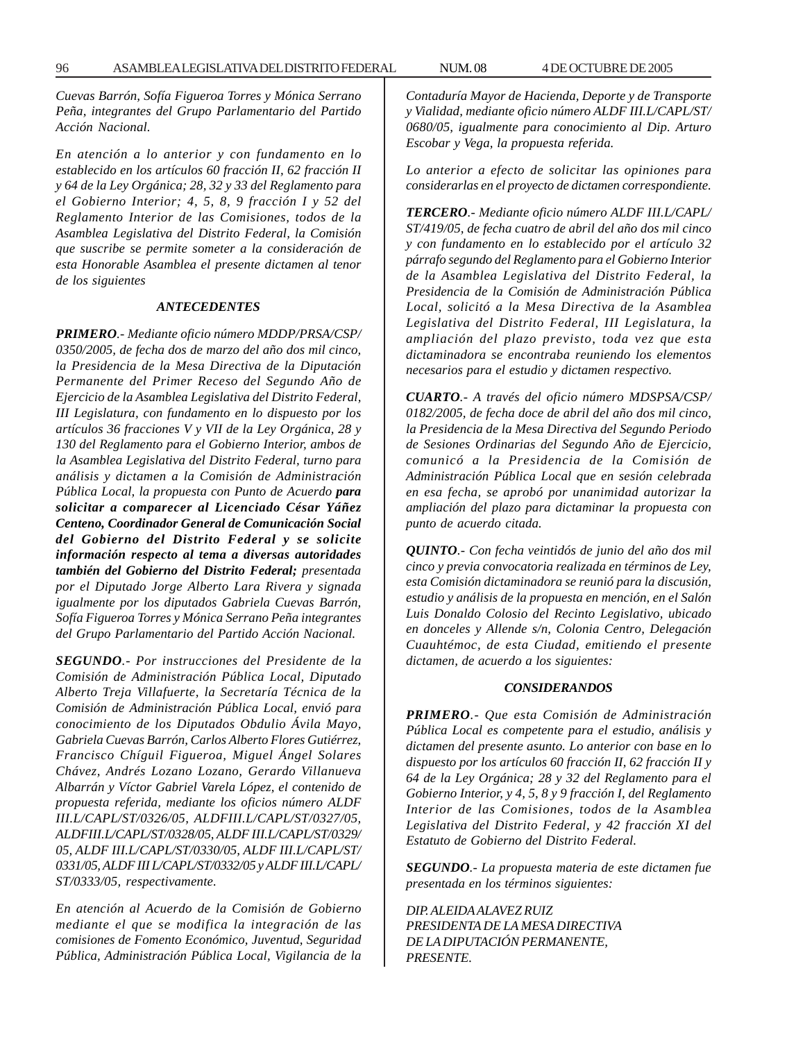*Cuevas Barrón, Sofía Figueroa Torres y Mónica Serrano Peña, integrantes del Grupo Parlamentario del Partido Acción Nacional.*

*En atención a lo anterior y con fundamento en lo establecido en los artículos 60 fracción II, 62 fracción II y 64 de la Ley Orgánica; 28, 32 y 33 del Reglamento para el Gobierno Interior; 4, 5, 8, 9 fracción I y 52 del Reglamento Interior de las Comisiones, todos de la Asamblea Legislativa del Distrito Federal, la Comisión que suscribe se permite someter a la consideración de esta Honorable Asamblea el presente dictamen al tenor de los siguientes*

### *ANTECEDENTES*

***PRIMERO**.- Mediante oficio número MDDP/PRSA/CSP/0350/2005, de fecha dos de marzo del año dos mil cinco, la Presidencia de la Mesa Directiva de la Diputación Permanente del Primer Receso del Segundo Año de Ejercicio de la Asamblea Legislativa del Distrito Federal, III Legislatura, con fundamento en lo dispuesto por los artículos 36 fracciones V y VII de la Ley Orgánica, 28 y 130 del Reglamento para el Gobierno Interior, ambos de la Asamblea Legislativa del Distrito Federal, turno para análisis y dictamen a la Comisión de Administración Pública Local, la propuesta con Punto de Acuerdo **para solicitar a comparecer al Licenciado César Yáñez Centeno, Coordinador General de Comunicación Social del Gobierno del Distrito Federal y se solicite información respecto al tema a diversas autoridades también del Gobierno del Distrito Federal;** presentada por el Diputado Jorge Alberto Lara Rivera y signada igualmente por los diputados Gabriela Cuevas Barrón, Sofía Figueroa Torres y Mónica Serrano Peña integrantes del Grupo Parlamentario del Partido Acción Nacional.*

***SEGUNDO**.- Por instrucciones del Presidente de la Comisión de Administración Pública Local, Diputado Alberto Treja Villafuerte, la Secretaría Técnica de la Comisión de Administración Pública Local, envió para conocimiento de los Diputados Obdulio Ávila Mayo, Gabriela Cuevas Barrón, Carlos Alberto Flores Gutiérrez, Francisco Chíguil Figueroa, Miguel Ángel Solares Chávez, Andrés Lozano Lozano, Gerardo Villanueva Albarrán y Víctor Gabriel Varela López, el contenido de propuesta referida, mediante los oficios número ALDF III.L/CAPL/ST/0326/05, ALDFIII.L/CAPL/ST/0327/05, ALDFIII.L/CAPL/ST/0328/05, ALDF III.L/CAPL/ST/0329/05, ALDF III.L/CAPL/ST/0330/05, ALDF III.L/CAPL/ST/0331/05, ALDF III L/CAPL/ST/0332/05 y ALDF III.L/CAPL/ST/0333/05, respectivamente.*

*En atención al Acuerdo de la Comisión de Gobierno mediante el que se modifica la integración de las comisiones de Fomento Económico, Juventud, Seguridad Pública, Administración Pública Local, Vigilancia de la Contaduría Mayor de Hacienda, Deporte y de Transporte y Vialidad, mediante oficio número ALDF III.L/CAPL/ST/0680/05, igualmente para conocimiento al Dip. Arturo Escobar y Vega, la propuesta referida.*

*Lo anterior a efecto de solicitar las opiniones para considerarlas en el proyecto de dictamen correspondiente.*

***TERCERO**.- Mediante oficio número ALDF III.L/CAPL/ST/419/05, de fecha cuatro de abril del año dos mil cinco y con fundamento en lo establecido por el artículo 32 párrafo segundo del Reglamento para el Gobierno Interior de la Asamblea Legislativa del Distrito Federal, la Presidencia de la Comisión de Administración Pública Local, solicitó a la Mesa Directiva de la Asamblea Legislativa del Distrito Federal, III Legislatura, la ampliación del plazo previsto, toda vez que esta dictaminadora se encontraba reuniendo los elementos necesarios para el estudio y dictamen respectivo.*

***CUARTO**.- A través del oficio número MDSPSA/CSP/0182/2005, de fecha doce de abril del año dos mil cinco, la Presidencia de la Mesa Directiva del Segundo Periodo de Sesiones Ordinarias del Segundo Año de Ejercicio, comunicó a la Presidencia de la Comisión de Administración Pública Local que en sesión celebrada en esa fecha, se aprobó por unanimidad autorizar la ampliación del plazo para dictaminar la propuesta con punto de acuerdo citada.*

***QUINTO**.- Con fecha veintidós de junio del año dos mil cinco y previa convocatoria realizada en términos de Ley, esta Comisión dictaminadora se reunió para la discusión, estudio y análisis de la propuesta en mención, en el Salón Luis Donaldo Colosio del Recinto Legislativo, ubicado en donceles y Allende s/n, Colonia Centro, Delegación Cuauhtémoc, de esta Ciudad, emitiendo el presente dictamen, de acuerdo a los siguientes:*

### *CONSIDERANDOS*

***PRIMERO**.- Que esta Comisión de Administración Pública Local es competente para el estudio, análisis y dictamen del presente asunto. Lo anterior con base en lo dispuesto por los artículos 60 fracción II, 62 fracción II y 64 de la Ley Orgánica; 28 y 32 del Reglamento para el Gobierno Interior, y 4, 5, 8 y 9 fracción I, del Reglamento Interior de las Comisiones, todos de la Asamblea Legislativa del Distrito Federal, y 42 fracción XI del Estatuto de Gobierno del Distrito Federal.*

***SEGUNDO**.- La propuesta materia de este dictamen fue presentada en los términos siguientes:*

*DIP. ALEIDA ALAVEZ RUIZ*
*PRESIDENTA DE LA MESA DIRECTIVA*
*DE LA DIPUTACIÓN PERMANENTE,*
*PRESENTE.*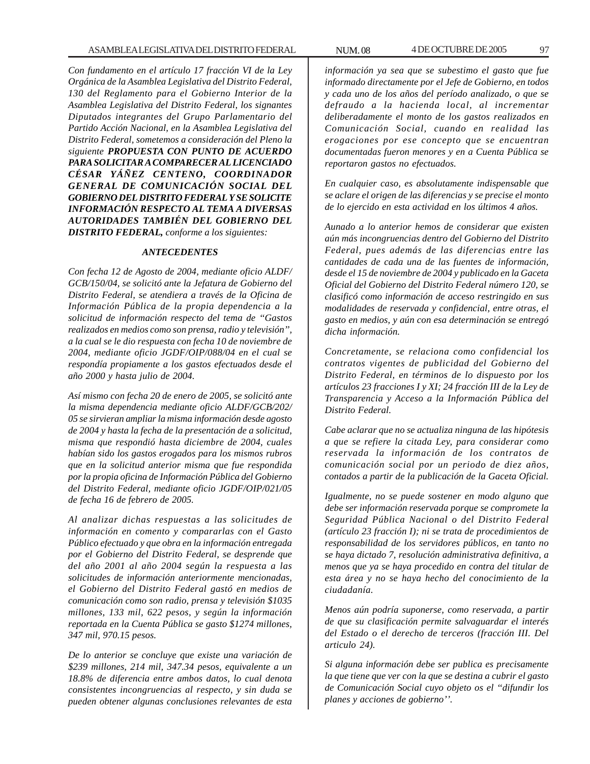*Con fundamento en el artículo 17 fracción VI de la Ley Orgánica de la Asamblea Legislativa del Distrito Federal, 130 del Reglamento para el Gobierno Interior de la Asamblea Legislativa del Distrito Federal, los signantes Diputados integrantes del Grupo Parlamentario del Partido Acción Nacional, en la Asamblea Legislativa del Distrito Federal, sometemos a consideración del Pleno la siguiente* ***PROPUESTA CON PUNTO DE ACUERDO PARA SOLICITAR A COMPARECER AL LICENCIADO CÉSAR YÁÑEZ CENTENO, COORDINADOR GENERAL DE COMUNICACIÓN SOCIAL DEL GOBIERNO DEL DISTRITO FEDERAL Y SE SOLICITE INFORMACIÓN RESPECTO AL TEMA A DIVERSAS AUTORIDADES TAMBIÉN DEL GOBIERNO DEL DISTRITO FEDERAL,*** *conforme a los siguientes:*

***ANTECEDENTES***

*Con fecha 12 de Agosto de 2004, mediante oficio ALDF/GCB/150/04, se solicitó ante la Jefatura de Gobierno del Distrito Federal, se atendiera a través de la Oficina de Información Pública de la propia dependencia a la solicitud de información respecto del tema de "Gastos realizados en medios como son prensa, radio y televisión", a la cual se le dio respuesta con fecha 10 de noviembre de 2004, mediante oficio JGDF/OIP/088/04 en el cual se respondía propiamente a los gastos efectuados desde el año 2000 y hasta julio de 2004.*

*Así mismo con fecha 20 de enero de 2005, se solicitó ante la misma dependencia mediante oficio ALDF/GCB/202/05 se sirvieran ampliar la misma información desde agosto de 2004 y hasta la fecha de la presentación de a solicitud, misma que respondió hasta diciembre de 2004, cuales habían sido los gastos erogados para los mismos rubros que en la solicitud anterior misma que fue respondida por la propia oficina de Información Pública del Gobierno del Distrito Federal, mediante oficio JGDF/OIP/021/05 de fecha 16 de febrero de 2005.*

*Al analizar dichas respuestas a las solicitudes de información en comento y compararlas con el Gasto Público efectuado y que obra en la información entregada por el Gobierno del Distrito Federal, se desprende que del año 2001 al año 2004 según la respuesta a las solicitudes de información anteriormente mencionadas, el Gobierno del Distrito Federal gastó en medios de comunicación como son radio, prensa y televisión $1035 millones, 133 mil, 622 pesos, y según la información reportada en la Cuenta Pública se gasto $1274 millones, 347 mil, 970.15 pesos.*

*De lo anterior se concluye que existe una variación de $239 millones, 214 mil, 347.34 pesos, equivalente a un 18.8% de diferencia entre ambos datos, lo cual denota consistentes incongruencias al respecto, y sin duda se pueden obtener algunas conclusiones relevantes de esta información ya sea que se subestimo el gasto que fue informado directamente por el Jefe de Gobierno, en todos y cada uno de los años del período analizado, o que se defraudo a la hacienda local, al incrementar deliberadamente el monto de los gastos realizados en Comunicación Social, cuando en realidad las erogaciones por ese concepto que se encuentran documentadas fueron menores y en a Cuenta Pública se reportaron gastos no efectuados.*

*En cualquier caso, es absolutamente indispensable que se aclare el origen de las diferencias y se precise el monto de lo ejercido en esta actividad en los últimos 4 años.*

*Aunado a lo anterior hemos de considerar que existen aún más incongruencias dentro del Gobierno del Distrito Federal, pues además de las diferencias entre las cantidades de cada una de las fuentes de información, desde el 15 de noviembre de 2004 y publicado en la Gaceta Oficial del Gobierno del Distrito Federal número 120, se clasificó como información de acceso restringido en sus modalidades de reservada y confidencial, entre otras, el gasto en medios, y aún con esa determinación se entregó dicha información.*

*Concretamente, se relaciona como confidencial los contratos vigentes de publicidad del Gobierno del Distrito Federal, en términos de lo dispuesto por los artículos 23 fracciones I y XI; 24 fracción III de la Ley de Transparencia y Acceso a la Información Pública del Distrito Federal.*

*Cabe aclarar que no se actualiza ninguna de las hipótesis a que se refiere la citada Ley, para considerar como reservada la información de los contratos de comunicación social por un periodo de diez años, contados a partir de la publicación de la Gaceta Oficial.*

*Igualmente, no se puede sostener en modo alguno que debe ser información reservada porque se compromete la Seguridad Pública Nacional o del Distrito Federal (artículo 23 fracción I); ni se trata de procedimientos de responsabilidad de los servidores públicos, en tanto no se haya dictado 7, resolución administrativa definitiva, a menos que ya se haya procedido en contra del titular de esta área y no se haya hecho del conocimiento de la ciudadanía.*

*Menos aún podría suponerse, como reservada, a partir de que su clasificación permite salvaguardar el interés del Estado o el derecho de terceros (fracción III. Del articulo 24).*

*Si alguna información debe ser publica es precisamente la que tiene que ver con la que se destina a cubrir el gasto de Comunicación Social cuyo objeto os el "difundir los planes y acciones de gobierno''.*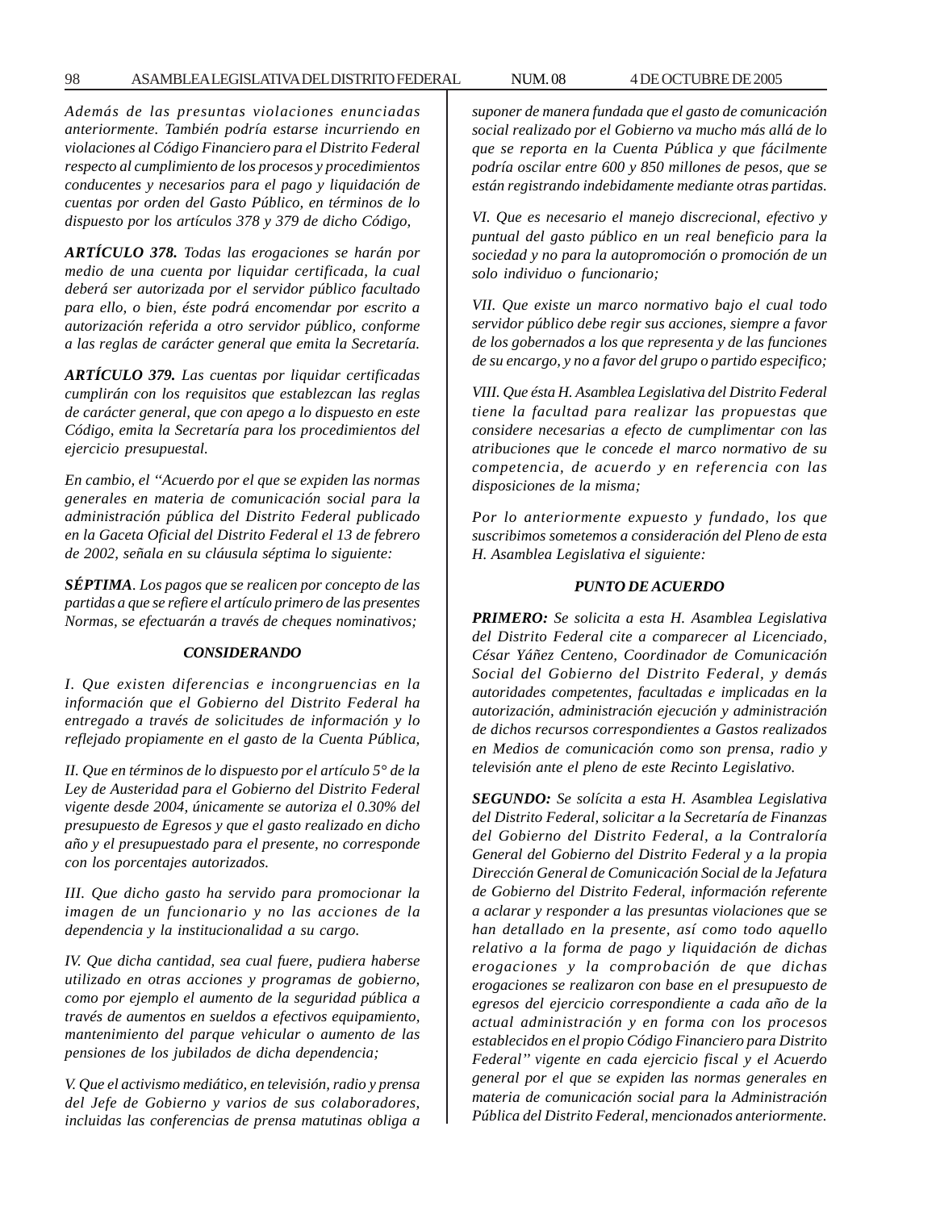*Además de las presuntas violaciones enunciadas anteriormente. También podría estarse incurriendo en violaciones al Código Financiero para el Distrito Federal respecto al cumplimiento de los procesos y procedimientos conducentes y necesarios para el pago y liquidación de cuentas por orden del Gasto Público, en términos de lo dispuesto por los artículos 378 y 379 de dicho Código,*

***ARTÍCULO 378.*** *Todas las erogaciones se harán por medio de una cuenta por liquidar certificada, la cual deberá ser autorizada por el servidor público facultado para ello, o bien, éste podrá encomendar por escrito a autorización referida a otro servidor público, conforme a las reglas de carácter general que emita la Secretaría.*

***ARTÍCULO 379.*** *Las cuentas por liquidar certificadas cumplirán con los requisitos que establezcan las reglas de carácter general, que con apego a lo dispuesto en este Código, emita la Secretaría para los procedimientos del ejercicio presupuestal.*

*En cambio, el "Acuerdo por el que se expiden las normas generales en materia de comunicación social para la administración pública del Distrito Federal publicado en la Gaceta Oficial del Distrito Federal el 13 de febrero de 2002, señala en su cláusula séptima lo siguiente:*

***SÉPTIMA***. *Los pagos que se realicen por concepto de las partidas a que se refiere el artículo primero de las presentes Normas, se efectuarán a través de cheques nominativos;*

***CONSIDERANDO***

*I. Que existen diferencias e incongruencias en la información que el Gobierno del Distrito Federal ha entregado a través de solicitudes de información y lo reflejado propiamente en el gasto de la Cuenta Pública,*

*II. Que en términos de lo dispuesto por el artículo 5° de la Ley de Austeridad para el Gobierno del Distrito Federal vigente desde 2004, únicamente se autoriza el 0.30% del presupuesto de Egresos y que el gasto realizado en dicho año y el presupuestado para el presente, no corresponde con los porcentajes autorizados.*

*III. Que dicho gasto ha servido para promocionar la imagen de un funcionario y no las acciones de la dependencia y la institucionalidad a su cargo.*

*IV. Que dicha cantidad, sea cual fuere, pudiera haberse utilizado en otras acciones y programas de gobierno, como por ejemplo el aumento de la seguridad pública a través de aumentos en sueldos a efectivos equipamiento, mantenimiento del parque vehicular o aumento de las pensiones de los jubilados de dicha dependencia;*

*V. Que el activismo mediático, en televisión, radio y prensa del Jefe de Gobierno y varios de sus colaboradores, incluidas las conferencias de prensa matutinas obliga a suponer de manera fundada que el gasto de comunicación social realizado por el Gobierno va mucho más allá de lo que se reporta en la Cuenta Pública y que fácilmente podría oscilar entre 600 y 850 millones de pesos, que se están registrando indebidamente mediante otras partidas.*

*VI. Que es necesario el manejo discrecional, efectivo y puntual del gasto público en un real beneficio para la sociedad y no para la autopromoción o promoción de un solo individuo o funcionario;*

*VII. Que existe un marco normativo bajo el cual todo servidor público debe regir sus acciones, siempre a favor de los gobernados a los que representa y de las funciones de su encargo, y no a favor del grupo o partido especifico;*

*VIII. Que ésta H. Asamblea Legislativa del Distrito Federal tiene la facultad para realizar las propuestas que considere necesarias a efecto de cumplimentar con las atribuciones que le concede el marco normativo de su competencia, de acuerdo y en referencia con las disposiciones de la misma;*

*Por lo anteriormente expuesto y fundado, los que suscribimos sometemos a consideración del Pleno de esta H. Asamblea Legislativa el siguiente:*

***PUNTO DE ACUERDO***

***PRIMERO:*** *Se solicita a esta H. Asamblea Legislativa del Distrito Federal cite a comparecer al Licenciado, César Yáñez Centeno, Coordinador de Comunicación Social del Gobierno del Distrito Federal, y demás autoridades competentes, facultadas e implicadas en la autorización, administración ejecución y administración de dichos recursos correspondientes a Gastos realizados en Medios de comunicación como son prensa, radio y televisión ante el pleno de este Recinto Legislativo.*

***SEGUNDO:*** *Se solícita a esta H. Asamblea Legislativa del Distrito Federal, solicitar a la Secretaría de Finanzas del Gobierno del Distrito Federal, a la Contraloría General del Gobierno del Distrito Federal y a la propia Dirección General de Comunicación Social de la Jefatura de Gobierno del Distrito Federal, información referente a aclarar y responder a las presuntas violaciones que se han detallado en la presente, así como todo aquello relativo a la forma de pago y liquidación de dichas erogaciones y la comprobación de que dichas erogaciones se realizaron con base en el presupuesto de egresos del ejercicio correspondiente a cada año de la actual administración y en forma con los procesos establecidos en el propio Código Financiero para Distrito Federal" vigente en cada ejercicio fiscal y el Acuerdo general por el que se expiden las normas generales en materia de comunicación social para la Administración Pública del Distrito Federal, mencionados anteriormente.*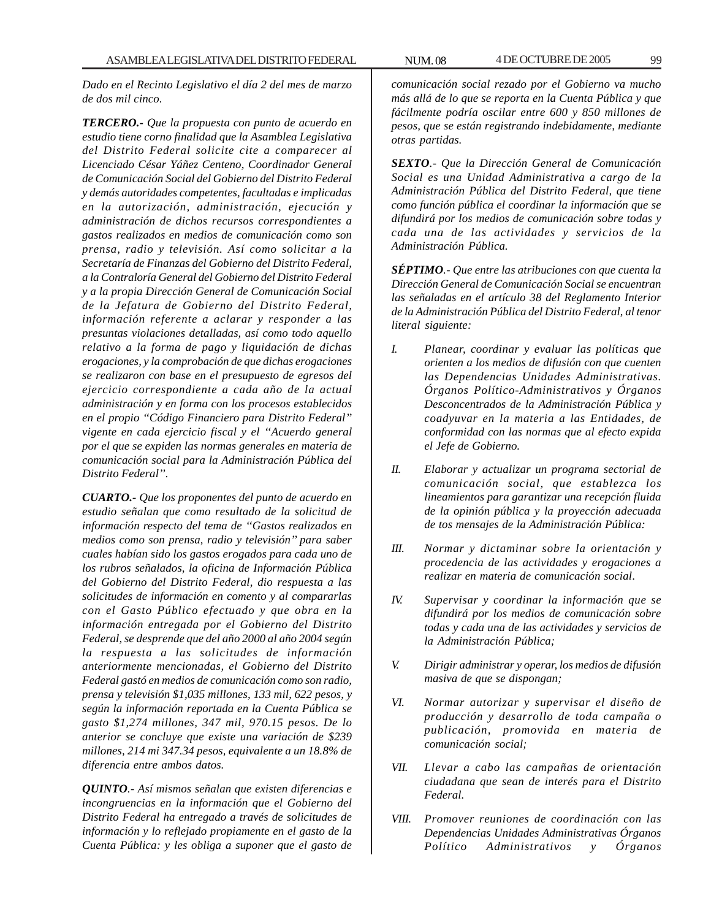*Dado en el Recinto Legislativo el día 2 del mes de marzo de dos mil cinco.*

***TERCERO.-*** *Que la propuesta con punto de acuerdo en estudio tiene corno finalidad que la Asamblea Legislativa del Distrito Federal solicite cite a comparecer al Licenciado César Yáñez Centeno, Coordinador General de Comunicación Social del Gobierno del Distrito Federal y demás autoridades competentes, facultadas e implicadas en la autorización, administración, ejecución y administración de dichos recursos correspondientes a gastos realizados en medios de comunicación como son prensa, radio y televisión. Así como solicitar a la Secretaría de Finanzas del Gobierno del Distrito Federal, a la Contraloría General del Gobierno del Distrito Federal y a la propia Dirección General de Comunicación Social de la Jefatura de Gobierno del Distrito Federal, información referente a aclarar y responder a las presuntas violaciones detalladas, así como todo aquello relativo a la forma de pago y liquidación de dichas erogaciones, y la comprobación de que dichas erogaciones se realizaron con base en el presupuesto de egresos del ejercicio correspondiente a cada año de la actual administración y en forma con los procesos establecidos en el propio "Código Financiero para Distrito Federal" vigente en cada ejercicio fiscal y el "Acuerdo general por el que se expiden las normas generales en materia de comunicación social para la Administración Pública del Distrito Federal".*

***CUARTO.-*** *Que los proponentes del punto de acuerdo en estudio señalan que como resultado de la solicitud de información respecto del tema de "Gastos realizados en medios como son prensa, radio y televisión" para saber cuales habían sido los gastos erogados para cada uno de los rubros señalados, la oficina de Información Pública del Gobierno del Distrito Federal, dio respuesta a las solicitudes de información en comento y al compararlas con el Gasto Público efectuado y que obra en la información entregada por el Gobierno del Distrito Federal, se desprende que del año 2000 al año 2004 según la respuesta a las solicitudes de información anteriormente mencionadas, el Gobierno del Distrito Federal gastó en medios de comunicación como son radio, prensa y televisión $1,035 millones, 133 mil, 622 pesos, y según la información reportada en la Cuenta Pública se gasto $1,274 millones, 347 mil, 970.15 pesos. De lo anterior se concluye que existe una variación de $239 millones, 214 mi 347.34 pesos, equivalente a un 18.8% de diferencia entre ambos datos.*

***QUINTO***.- *Así mismos señalan que existen diferencias e incongruencias en la información que el Gobierno del Distrito Federal ha entregado a través de solicitudes de información y lo reflejado propiamente en el gasto de la Cuenta Pública: y les obliga a suponer que el gasto de comunicación social rezado por el Gobierno va mucho más allá de lo que se reporta en la Cuenta Pública y que fácilmente podría oscilar entre 600 y 850 millones de pesos, que se están registrando indebidamente, mediante otras partidas.*

***SEXTO***.- *Que la Dirección General de Comunicación Social es una Unidad Administrativa a cargo de la Administración Pública del Distrito Federal, que tiene como función pública el coordinar la información que se difundirá por los medios de comunicación sobre todas y cada una de las actividades y servicios de la Administración Pública.*

***SÉPTIMO***.- *Que entre las atribuciones con que cuenta la Dirección General de Comunicación Social se encuentran las señaladas en el artículo 38 del Reglamento Interior de la Administración Pública del Distrito Federal, al tenor literal siguiente:*

*I.* *Planear, coordinar y evaluar las políticas que orienten a los medios de difusión con que cuenten las Dependencias Unidades Administrativas. Órganos Político-Administrativos y Órganos Desconcentrados de la Administración Pública y coadyuvar en la materia a las Entidades, de conformidad con las normas que al efecto expida el Jefe de Gobierno.*

*II.* *Elaborar y actualizar un programa sectorial de comunicación social, que establezca los lineamientos para garantizar una recepción fluida de la opinión pública y la proyección adecuada de tos mensajes de la Administración Pública:*

*III.* *Normar y dictaminar sobre la orientación y procedencia de las actividades y erogaciones a realizar en materia de comunicación social.*

*IV.* *Supervisar y coordinar la información que se difundirá por los medios de comunicación sobre todas y cada una de las actividades y servicios de la Administración Pública;*

*V.* *Dirigir administrar y operar, los medios de difusión masiva de que se dispongan;*

*VI.* *Normar autorizar y supervisar el diseño de producción y desarrollo de toda campaña o publicación, promovida en materia de comunicación social;*

*VII.* *Llevar a cabo las campañas de orientación ciudadana que sean de interés para el Distrito Federal.*

*VIII.* *Promover reuniones de coordinación con las Dependencias Unidades Administrativas Órganos Político Administrativos y Órganos*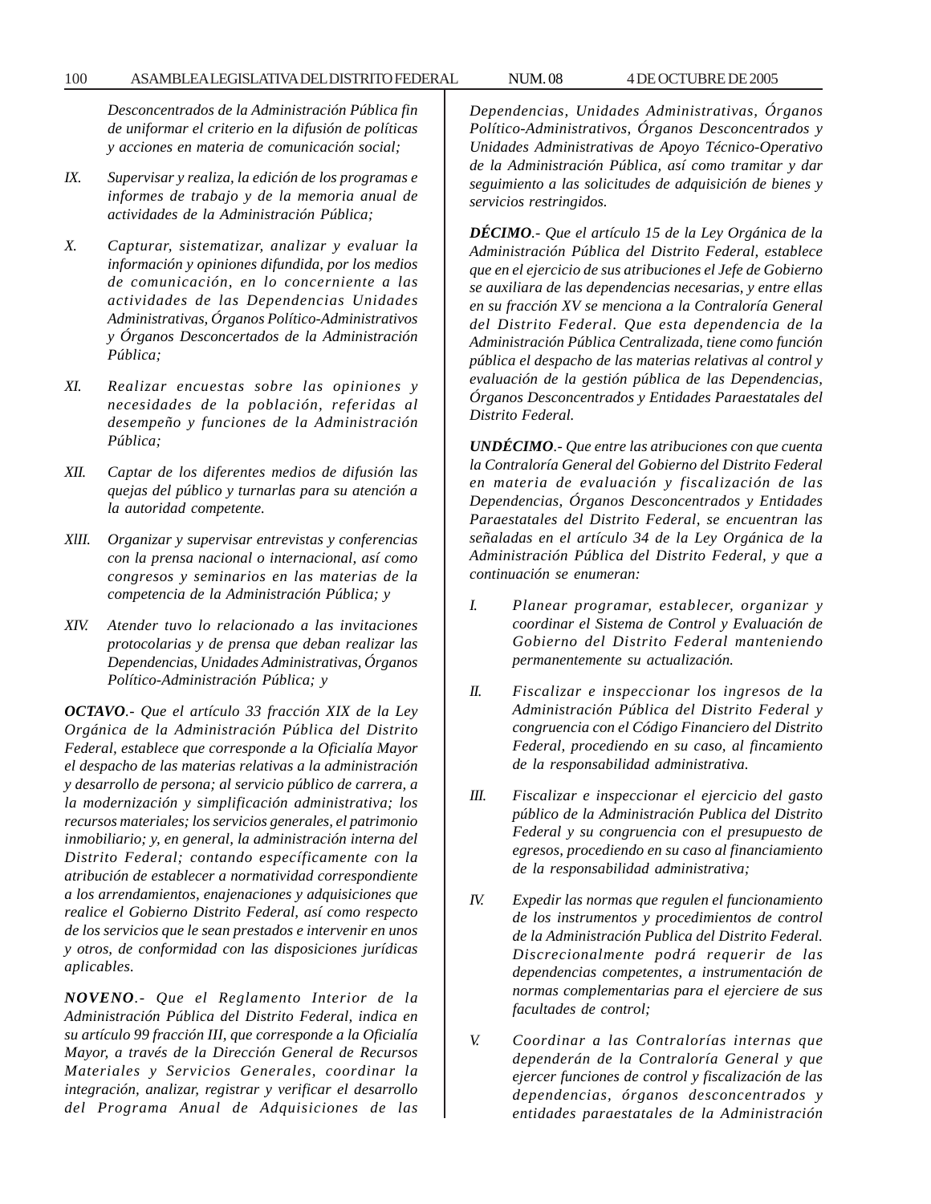*Desconcentrados de la Administración Pública fin de uniformar el criterio en la difusión de políticas y acciones en materia de comunicación social;*

*IX. Supervisar y realiza, la edición de los programas e informes de trabajo y de la memoria anual de actividades de la Administración Pública;*

*X. Capturar, sistematizar, analizar y evaluar la información y opiniones difundida, por los medios de comunicación, en lo concerniente a las actividades de las Dependencias Unidades Administrativas, Órganos Político-Administrativos y Órganos Desconcertados de la Administración Pública;*

*XI. Realizar encuestas sobre las opiniones y necesidades de la población, referidas al desempeño y funciones de la Administración Pública;*

*XII. Captar de los diferentes medios de difusión las quejas del público y turnarlas para su atención a la autoridad competente.*

*XlII. Organizar y supervisar entrevistas y conferencias con la prensa nacional o internacional, así como congresos y seminarios en las materias de la competencia de la Administración Pública; y*

*XIV. Atender tuvo lo relacionado a las invitaciones protocolarias y de prensa que deban realizar las Dependencias, Unidades Administrativas, Órganos Político-Administración Pública; y*

***OCTAVO**.- Que el artículo 33 fracción XIX de la Ley Orgánica de la Administración Pública del Distrito Federal, establece que corresponde a la Oficialía Mayor el despacho de las materias relativas a la administración y desarrollo de persona; al servicio público de carrera, a la modernización y simplificación administrativa; los recursos materiales; los servicios generales, el patrimonio inmobiliario; y, en general, la administración interna del Distrito Federal; contando específicamente con la atribución de establecer a normatividad correspondiente a los arrendamientos, enajenaciones y adquisiciones que realice el Gobierno Distrito Federal, así como respecto de los servicios que le sean prestados e intervenir en unos y otros, de conformidad con las disposiciones jurídicas aplicables.*

***NOVENO**.- Que el Reglamento Interior de la Administración Pública del Distrito Federal, indica en su artículo 99 fracción III, que corresponde a la Oficialía Mayor, a través de la Dirección General de Recursos Materiales y Servicios Generales, coordinar la integración, analizar, registrar y verificar el desarrollo del Programa Anual de Adquisiciones de las Dependencias, Unidades Administrativas, Órganos Político-Administrativos, Órganos Desconcentrados y Unidades Administrativas de Apoyo Técnico-Operativo de la Administración Pública, así como tramitar y dar seguimiento a las solicitudes de adquisición de bienes y servicios restringidos.*

***DÉCIMO**.- Que el artículo 15 de la Ley Orgánica de la Administración Pública del Distrito Federal, establece que en el ejercicio de sus atribuciones el Jefe de Gobierno se auxiliara de las dependencias necesarias, y entre ellas en su fracción XV se menciona a la Contraloría General del Distrito Federal. Que esta dependencia de la Administración Pública Centralizada, tiene como función pública el despacho de las materias relativas al control y evaluación de la gestión pública de las Dependencias, Órganos Desconcentrados y Entidades Paraestatales del Distrito Federal.*

***UNDÉCIMO**.- Que entre las atribuciones con que cuenta la Contraloría General del Gobierno del Distrito Federal en materia de evaluación y fiscalización de las Dependencias, Órganos Desconcentrados y Entidades Paraestatales del Distrito Federal, se encuentran las señaladas en el artículo 34 de la Ley Orgánica de la Administración Pública del Distrito Federal, y que a continuación se enumeran:*

*I. Planear programar, establecer, organizar y coordinar el Sistema de Control y Evaluación de Gobierno del Distrito Federal manteniendo permanentemente su actualización.*

*II. Fiscalizar e inspeccionar los ingresos de la Administración Pública del Distrito Federal y congruencia con el Código Financiero del Distrito Federal, procediendo en su caso, al fincamiento de la responsabilidad administrativa.*

*III. Fiscalizar e inspeccionar el ejercicio del gasto público de la Administración Publica del Distrito Federal y su congruencia con el presupuesto de egresos, procediendo en su caso al financiamiento de la responsabilidad administrativa;*

*IV. Expedir las normas que regulen el funcionamiento de los instrumentos y procedimientos de control de la Administración Publica del Distrito Federal. Discrecionalmente podrá requerir de las dependencias competentes, a instrumentación de normas complementarias para el ejerciere de sus facultades de control;*

*V. Coordinar a las Contralorías internas que dependerán de la Contraloría General y que ejercer funciones de control y fiscalización de las dependencias, órganos desconcentrados y entidades paraestatales de la Administración*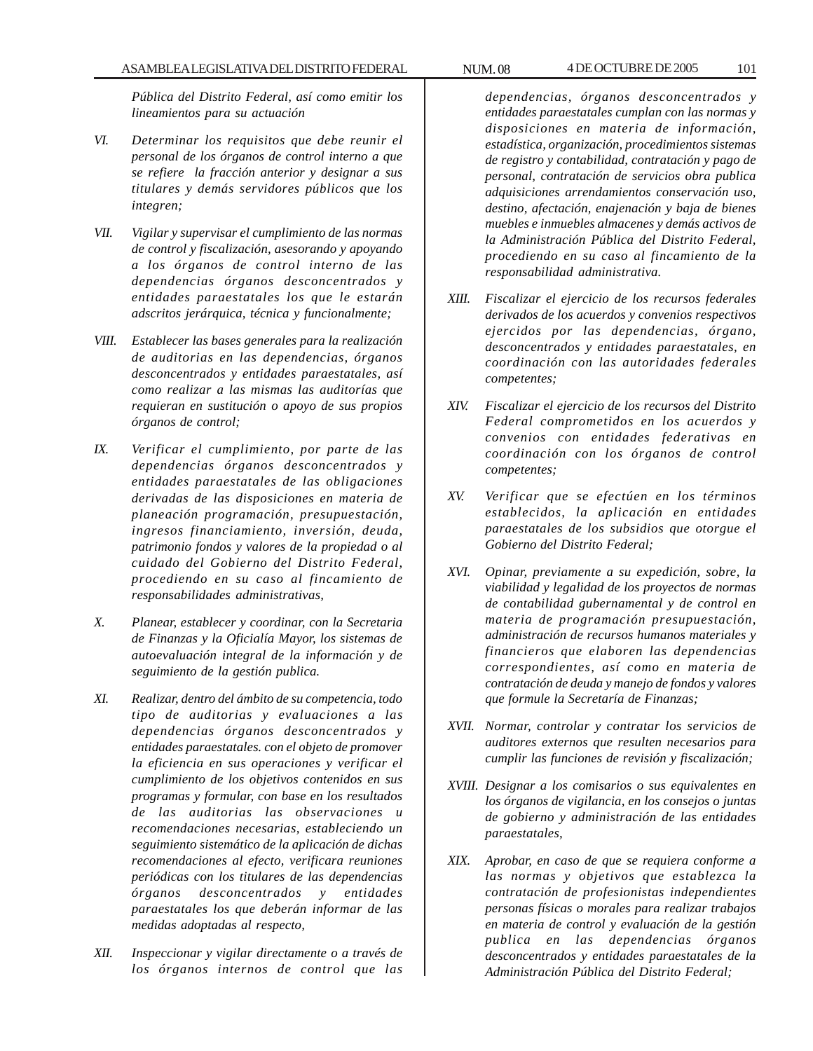*Pública del Distrito Federal, así como emitir los lineamientos para su actuación*

*VI. Determinar los requisitos que debe reunir el personal de los órganos de control interno a que se refiere la fracción anterior y designar a sus titulares y demás servidores públicos que los integren;*

*VII. Vigilar y supervisar el cumplimiento de las normas de control y fiscalización, asesorando y apoyando a los órganos de control interno de las dependencias órganos desconcentrados y entidades paraestatales los que le estarán adscritos jerárquica, técnica y funcionalmente;*

*VIII. Establecer las bases generales para la realización de auditorias en las dependencias, órganos desconcentrados y entidades paraestatales, así como realizar a las mismas las auditorías que requieran en sustitución o apoyo de sus propios órganos de control;*

*IX. Verificar el cumplimiento, por parte de las dependencias órganos desconcentrados y entidades paraestatales de las obligaciones derivadas de las disposiciones en materia de planeación programación, presupuestación, ingresos financiamiento, inversión, deuda, patrimonio fondos y valores de la propiedad o al cuidado del Gobierno del Distrito Federal, procediendo en su caso al fincamiento de responsabilidades administrativas,*

*X. Planear, establecer y coordinar, con la Secretaria de Finanzas y la Oficialía Mayor, los sistemas de autoevaluación integral de la información y de seguimiento de la gestión publica.*

*XI. Realizar, dentro del ámbito de su competencia, todo tipo de auditorias y evaluaciones a las dependencias órganos desconcentrados y entidades paraestatales. con el objeto de promover la eficiencia en sus operaciones y verificar el cumplimiento de los objetivos contenidos en sus programas y formular, con base en los resultados de las auditorias las observaciones u recomendaciones necesarias, estableciendo un seguimiento sistemático de la aplicación de dichas recomendaciones al efecto, verificara reuniones periódicas con los titulares de las dependencias órganos desconcentrados y entidades paraestatales los que deberán informar de las medidas adoptadas al respecto,*

*XII. Inspeccionar y vigilar directamente o a través de los órganos internos de control que las dependencias, órganos desconcentrados y entidades paraestatales cumplan con las normas y disposiciones en materia de información, estadística, organización, procedimientos sistemas de registro y contabilidad, contratación y pago de personal, contratación de servicios obra publica adquisiciones arrendamientos conservación uso, destino, afectación, enajenación y baja de bienes muebles e inmuebles almacenes y demás activos de la Administración Pública del Distrito Federal, procediendo en su caso al fincamiento de la responsabilidad administrativa.*

*XIII. Fiscalizar el ejercicio de los recursos federales derivados de los acuerdos y convenios respectivos ejercidos por las dependencias, órgano, desconcentrados y entidades paraestatales, en coordinación con las autoridades federales competentes;*

*XIV. Fiscalizar el ejercicio de los recursos del Distrito Federal comprometidos en los acuerdos y convenios con entidades federativas en coordinación con los órganos de control competentes;*

*XV. Verificar que se efectúen en los términos establecidos, la aplicación en entidades paraestatales de los subsidios que otorgue el Gobierno del Distrito Federal;*

*XVI. Opinar, previamente a su expedición, sobre, la viabilidad y legalidad de los proyectos de normas de contabilidad gubernamental y de control en materia de programación presupuestación, administración de recursos humanos materiales y financieros que elaboren las dependencias correspondientes, así como en materia de contratación de deuda y manejo de fondos y valores que formule la Secretaría de Finanzas;*

*XVII. Normar, controlar y contratar los servicios de auditores externos que resulten necesarios para cumplir las funciones de revisión y fiscalización;*

*XVIII. Designar a los comisarios o sus equivalentes en los órganos de vigilancia, en los consejos o juntas de gobierno y administración de las entidades paraestatales,*

*XIX. Aprobar, en caso de que se requiera conforme a las normas y objetivos que establezca la contratación de profesionistas independientes personas físicas o morales para realizar trabajos en materia de control y evaluación de la gestión publica en las dependencias órganos desconcentrados y entidades paraestatales de la Administración Pública del Distrito Federal;*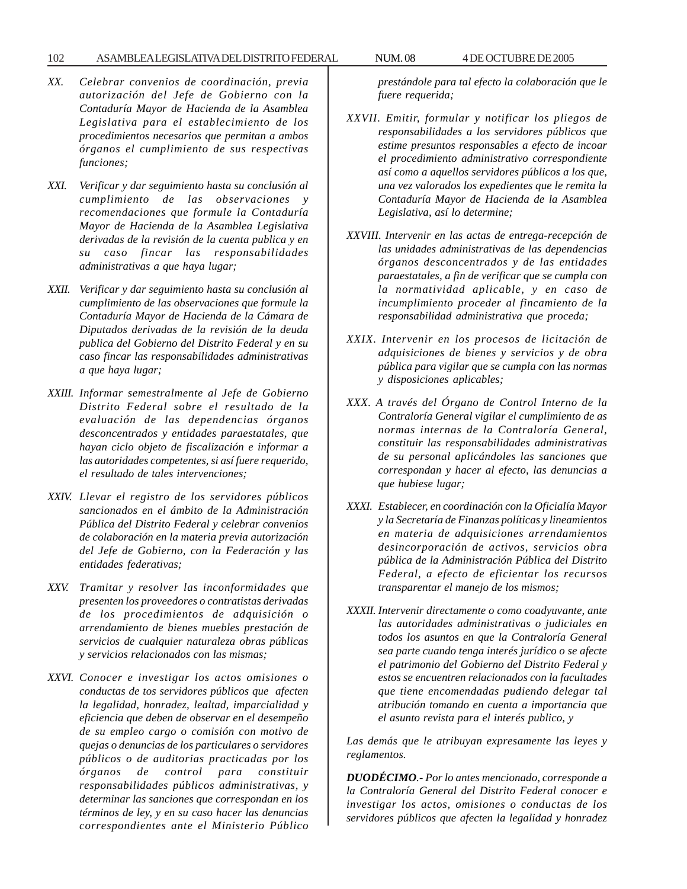*XX. Celebrar convenios de coordinación, previa autorización del Jefe de Gobierno con la Contaduría Mayor de Hacienda de la Asamblea Legislativa para el establecimiento de los procedimientos necesarios que permitan a ambos órganos el cumplimiento de sus respectivas funciones;*

*XXI. Verificar y dar seguimiento hasta su conclusión al cumplimiento de las observaciones y recomendaciones que formule la Contaduría Mayor de Hacienda de la Asamblea Legislativa derivadas de la revisión de la cuenta publica y en su caso fincar las responsabilidades administrativas a que haya lugar;*

*XXII. Verificar y dar seguimiento hasta su conclusión al cumplimiento de las observaciones que formule la Contaduría Mayor de Hacienda de la Cámara de Diputados derivadas de la revisión de la deuda publica del Gobierno del Distrito Federal y en su caso fincar las responsabilidades administrativas a que haya lugar;*

*XXIII. Informar semestralmente al Jefe de Gobierno Distrito Federal sobre el resultado de la evaluación de las dependencias órganos desconcentrados y entidades paraestatales, que hayan ciclo objeto de fiscalización e informar a las autoridades competentes, si así fuere requerido, el resultado de tales intervenciones;*

*XXIV. Llevar el registro de los servidores públicos sancionados en el ámbito de la Administración Pública del Distrito Federal y celebrar convenios de colaboración en la materia previa autorización del Jefe de Gobierno, con la Federación y las entidades federativas;*

*XXV. Tramitar y resolver las inconformidades que presenten los proveedores o contratistas derivadas de los procedimientos de adquisición o arrendamiento de bienes muebles prestación de servicios de cualquier naturaleza obras públicas y servicios relacionados con las mismas;*

*XXVI. Conocer e investigar los actos omisiones o conductas de tos servidores públicos que afecten la legalidad, honradez, lealtad, imparcialidad y eficiencia que deben de observar en el desempeño de su empleo cargo o comisión con motivo de quejas o denuncias de los particulares o servidores públicos o de auditorias practicadas por los órganos de control para constituir responsabilidades públicos administrativas, y determinar las sanciones que correspondan en los términos de ley, y en su caso hacer las denuncias correspondientes ante el Ministerio Público prestándole para tal efecto la colaboración que le fuere requerida;*

*XXVII. Emitir, formular y notificar los pliegos de responsabilidades a los servidores públicos que estime presuntos responsables a efecto de incoar el procedimiento administrativo correspondiente así como a aquellos servidores públicos a los que, una vez valorados los expedientes que le remita la Contaduría Mayor de Hacienda de la Asamblea Legislativa, así lo determine;*

*XXVIII. Intervenir en las actas de entrega-recepción de las unidades administrativas de las dependencias órganos desconcentrados y de las entidades paraestatales, a fin de verificar que se cumpla con la normatividad aplicable, y en caso de incumplimiento proceder al fincamiento de la responsabilidad administrativa que proceda;*

*XXIX. Intervenir en los procesos de licitación de adquisiciones de bienes y servicios y de obra pública para vigilar que se cumpla con las normas y disposiciones aplicables;*

*XXX. A través del Órgano de Control Interno de la Contraloría General vigilar el cumplimiento de as normas internas de la Contraloría General, constituir las responsabilidades administrativas de su personal aplicándoles las sanciones que correspondan y hacer al efecto, las denuncias a que hubiese lugar;*

*XXXI. Establecer, en coordinación con la Oficialía Mayor y la Secretaría de Finanzas políticas y lineamientos en materia de adquisiciones arrendamientos desincorporación de activos, servicios obra pública de la Administración Pública del Distrito Federal, a efecto de eficientar los recursos transparentar el manejo de los mismos;*

*XXXII. Intervenir directamente o como coadyuvante, ante las autoridades administrativas o judiciales en todos los asuntos en que la Contraloría General sea parte cuando tenga interés jurídico o se afecte el patrimonio del Gobierno del Distrito Federal y estos se encuentren relacionados con la facultades que tiene encomendadas pudiendo delegar tal atribución tomando en cuenta a importancia que el asunto revista para el interés publico, y*

*Las demás que le atribuyan expresamente las leyes y reglamentos.*

***DUODÉCIMO**.- Por lo antes mencionado, corresponde a la Contraloría General del Distrito Federal conocer e investigar los actos, omisiones o conductas de los servidores públicos que afecten la legalidad y honradez*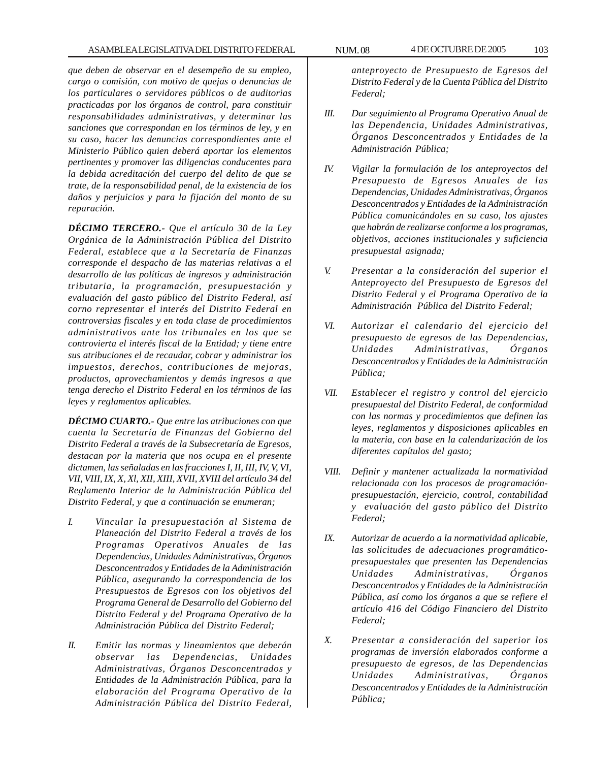*que deben de observar en el desempeño de su empleo, cargo o comisión, con motivo de quejas o denuncias de los particulares o servidores públicos o de auditorias practicadas por los órganos de control, para constituir responsabilidades administrativas, y determinar las sanciones que correspondan en los términos de ley, y en su caso, hacer las denuncias correspondientes ante el Ministerio Público quien deberá aportar los elementos pertinentes y promover las diligencias conducentes para la debida acreditación del cuerpo del delito de que se trate, de la responsabilidad penal, de la existencia de los daños y perjuicios y para la fijación del monto de su reparación.*

***DÉCIMO TERCERO.-*** *Que el artículo 30 de la Ley Orgánica de la Administración Pública del Distrito Federal, establece que a la Secretaría de Finanzas corresponde el despacho de las materias relativas a el desarrollo de las políticas de ingresos y administración tributaria, la programación, presupuestación y evaluación del gasto público del Distrito Federal, así corno representar el interés del Distrito Federal en controversias fiscales y en toda clase de procedimientos administrativos ante los tribunales en los que se controvierta el interés fiscal de la Entidad; y tiene entre sus atribuciones el de recaudar, cobrar y administrar los impuestos, derechos, contribuciones de mejoras, productos, aprovechamientos y demás ingresos a que tenga derecho el Distrito Federal en los términos de las leyes y reglamentos aplicables.*

***DÉCIMO CUARTO.-*** *Que entre las atribuciones con que cuenta la Secretaría de Finanzas del Gobierno del Distrito Federal a través de la Subsecretaría de Egresos, destacan por la materia que nos ocupa en el presente dictamen, las señaladas en las fracciones I, II, III, IV, V, VI, VII, VIII, IX, X, Xl, XII, XIII, XVII, XVIII del artículo 34 del Reglamento Interior de la Administración Pública del Distrito Federal, y que a continuación se enumeran;*

*I. Vincular la presupuestación al Sistema de Planeación del Distrito Federal a través de los Programas Operativos Anuales de las Dependencias, Unidades Administrativas, Órganos Desconcentrados y Entidades de la Administración Pública, asegurando la correspondencia de los Presupuestos de Egresos con los objetivos del Programa General de Desarrollo del Gobierno del Distrito Federal y del Programa Operativo de la Administración Pública del Distrito Federal;*

*II. Emitir las normas y lineamientos que deberán observar las Dependencias, Unidades Administrativas, Órganos Desconcentrados y Entidades de la Administración Pública, para la elaboración del Programa Operativo de la Administración Pública del Distrito Federal, anteproyecto de Presupuesto de Egresos del Distrito Federal y de la Cuenta Pública del Distrito Federal;*

*III. Dar seguimiento al Programa Operativo Anual de las Dependencia, Unidades Administrativas, Órganos Desconcentrados y Entidades de la Administración Pública;*

*IV. Vigilar la formulación de los anteproyectos del Presupuesto de Egresos Anuales de las Dependencias, Unidades Administrativas, Órganos Desconcentrados y Entidades de la Administración Pública comunicándoles en su caso, los ajustes que habrán de realizarse conforme a los programas, objetivos, acciones institucionales y suficiencia presupuestal asignada;*

*V. Presentar a la consideración del superior el Anteproyecto del Presupuesto de Egresos del Distrito Federal y el Programa Operativo de la Administración Pública del Distrito Federal;*

*VI. Autorizar el calendario del ejercicio del presupuesto de egresos de las Dependencias, Unidades Administrativas, Órganos Desconcentrados y Entidades de la Administración Pública;*

*VII. Establecer el registro y control del ejercicio presupuestal del Distrito Federal, de conformidad con las normas y procedimientos que definen las leyes, reglamentos y disposiciones aplicables en la materia, con base en la calendarización de los diferentes capítulos del gasto;*

*VIII. Definir y mantener actualizada la normatividad relacionada con los procesos de programación-presupuestación, ejercicio, control, contabilidad y evaluación del gasto público del Distrito Federal;*

*IX. Autorizar de acuerdo a la normatividad aplicable, las solicitudes de adecuaciones programático-presupuestales que presenten las Dependencias Unidades Administrativas, Órganos Desconcentrados y Entidades de la Administración Pública, así como los órganos a que se refiere el artículo 416 del Código Financiero del Distrito Federal;*

*X. Presentar a consideración del superior los programas de inversión elaborados conforme a presupuesto de egresos, de las Dependencias Unidades Administrativas, Órganos Desconcentrados y Entidades de la Administración Pública;*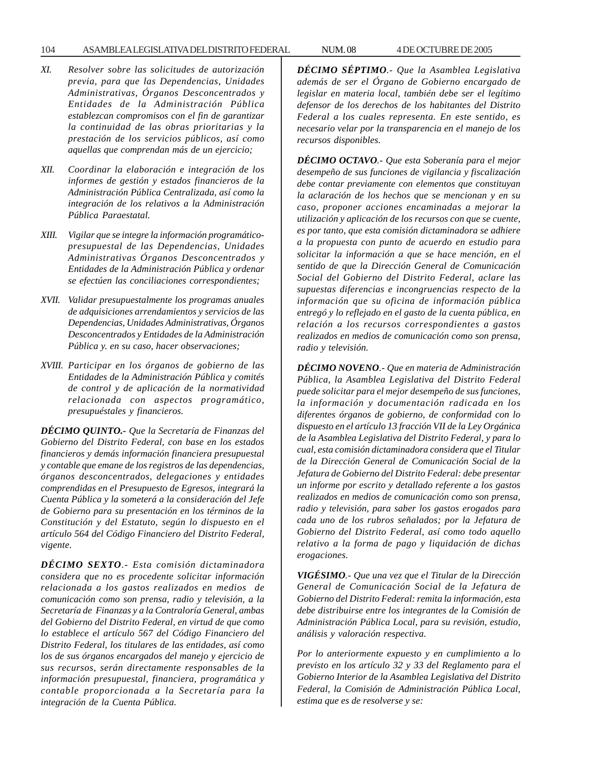*XI.* *Resolver sobre las solicitudes de autorización previa, para que las Dependencias, Unidades Administrativas, Órganos Desconcentrados y Entidades de la Administración Pública establezcan compromisos con el fin de garantizar la continuidad de las obras prioritarias y la prestación de los servicios públicos, así como aquellas que comprendan más de un ejercicio;*

*XII.* *Coordinar la elaboración e integración de los informes de gestión y estados financieros de la Administración Pública Centralizada, así como la integración de los relativos a la Administración Pública Paraestatal.*

*XIII.* *Vigilar que se integre la información programático-presupuestal de las Dependencias, Unidades Administrativas Órganos Desconcentrados y Entidades de la Administración Pública y ordenar se efectúen las conciliaciones correspondientes;*

*XVII.* *Validar presupuestalmente los programas anuales de adquisiciones arrendamientos y servicios de las Dependencias, Unidades Administrativas, Órganos Desconcentrados y Entidades de la Administración Pública y. en su caso, hacer observaciones;*

*XVIII.* *Participar en los órganos de gobierno de las Entidades de la Administración Pública y comités de control y de aplicación de la normatividad relacionada con aspectos programático, presupuéstales y financieros.*

***DÉCIMO QUINTO.-*** *Que la Secretaría de Finanzas del Gobierno del Distrito Federal, con base en los estados financieros y demás información financiera presupuestal y contable que emane de los registros de las dependencias, órganos desconcentrados, delegaciones y entidades comprendidas en el Presupuesto de Egresos, integrará la Cuenta Pública y la someterá a la consideración del Jefe de Gobierno para su presentación en los términos de la Constitución y del Estatuto, según lo dispuesto en el artículo 564 del Código Financiero del Distrito Federal, vigente.*

***DÉCIMO SEXTO****.- Esta comisión dictaminadora considera que no es procedente solicitar información relacionada a los gastos realizados en medios de comunicación como son prensa, radio y televisión, a la Secretaría de Finanzas y a la Contraloría General, ambas del Gobierno del Distrito Federal, en virtud de que como lo establece el artículo 567 del Código Financiero del Distrito Federal, los titulares de las entidades, así como los de sus órganos encargados del manejo y ejercicio de sus recursos, serán directamente responsables de la información presupuestal, financiera, programática y contable proporcionada a la Secretaría para la integración de la Cuenta Pública.*

***DÉCIMO SÉPTIMO****.- Que la Asamblea Legislativa además de ser el Órgano de Gobierno encargado de legislar en materia local, también debe ser el legítimo defensor de los derechos de los habitantes del Distrito Federal a los cuales representa. En este sentido, es necesario velar por la transparencia en el manejo de los recursos disponibles.*

***DÉCIMO OCTAVO****.- Que esta Soberanía para el mejor desempeño de sus funciones de vigilancia y fiscalización debe contar previamente con elementos que constituyan la aclaración de los hechos que se mencionan y en su caso, proponer acciones encaminadas a mejorar la utilización y aplicación de los recursos con que se cuente, es por tanto, que esta comisión dictaminadora se adhiere a la propuesta con punto de acuerdo en estudio para solicitar la información a que se hace mención, en el sentido de que la Dirección General de Comunicación Social del Gobierno del Distrito Federal, aclare las supuestas diferencias e incongruencias respecto de la información que su oficina de información pública entregó y lo reflejado en el gasto de la cuenta pública, en relación a los recursos correspondientes a gastos realizados en medios de comunicación como son prensa, radio y televisión.*

***DÉCIMO NOVENO****.- Que en materia de Administración Pública, la Asamblea Legislativa del Distrito Federal puede solicitar para el mejor desempeño de sus funciones, la información y documentación radicada en los diferentes órganos de gobierno, de conformidad con lo dispuesto en el artículo 13 fracción VII de la Ley Orgánica de la Asamblea Legislativa del Distrito Federal, y para lo cual, esta comisión dictaminadora considera que el Titular de la Dirección General de Comunicación Social de la Jefatura de Gobierno del Distrito Federal: debe presentar un informe por escrito y detallado referente a los gastos realizados en medios de comunicación como son prensa, radio y televisión, para saber los gastos erogados para cada uno de los rubros señalados; por la Jefatura de Gobierno del Distrito Federal, así como todo aquello relativo a la forma de pago y liquidación de dichas erogaciones.*

***VIGÉSIMO****.- Que una vez que el Titular de la Dirección General de Comunicación Social de la Jefatura de Gobierno del Distrito Federal: remita la información, esta debe distribuirse entre los integrantes de la Comisión de Administración Pública Local, para su revisión, estudio, análisis y valoración respectiva.*

*Por lo anteriormente expuesto y en cumplimiento a lo previsto en los artículo 32 y 33 del Reglamento para el Gobierno Interior de la Asamblea Legislativa del Distrito Federal, la Comisión de Administración Pública Local, estima que es de resolverse y se:*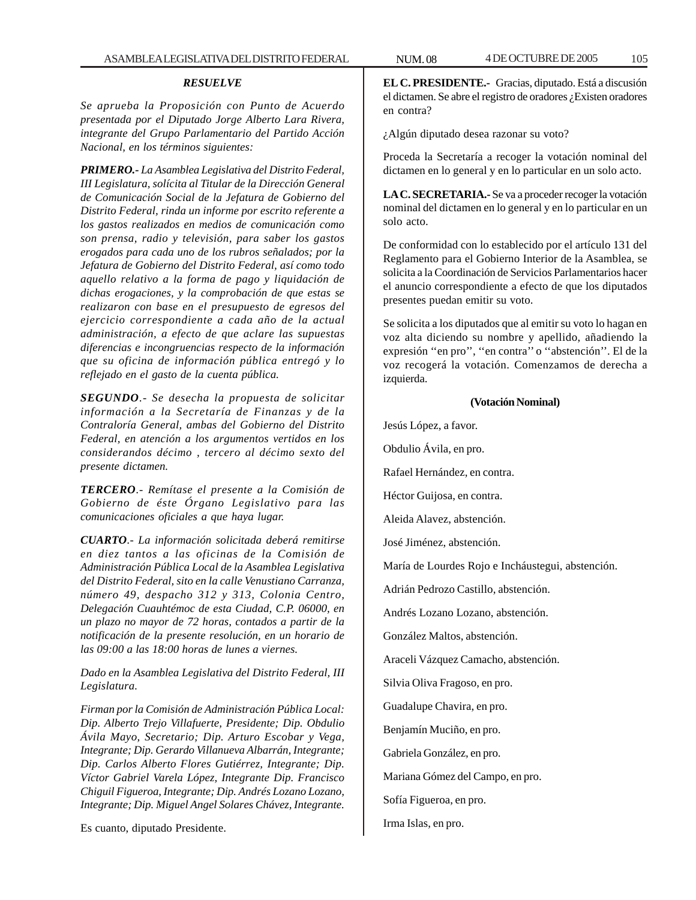*RESUELVE*

*Se aprueba la Proposición con Punto de Acuerdo presentada por el Diputado Jorge Alberto Lara Rivera, integrante del Grupo Parlamentario del Partido Acción Nacional, en los términos siguientes:*

***PRIMERO.-*** *La Asamblea Legislativa del Distrito Federal, III Legislatura, solícita al Titular de la Dirección General de Comunicación Social de la Jefatura de Gobierno del Distrito Federal, rinda un informe por escrito referente a los gastos realizados en medios de comunicación como son prensa, radio y televisión, para saber los gastos erogados para cada uno de los rubros señalados; por la Jefatura de Gobierno del Distrito Federal, así como todo aquello relativo a la forma de pago y liquidación de dichas erogaciones, y la comprobación de que estas se realizaron con base en el presupuesto de egresos del ejercicio correspondiente a cada año de la actual administración, a efecto de que aclare las supuestas diferencias e incongruencias respecto de la información que su oficina de información pública entregó y lo reflejado en el gasto de la cuenta pública.*

***SEGUNDO****.- Se desecha la propuesta de solicitar información a la Secretaría de Finanzas y de la Contraloría General, ambas del Gobierno del Distrito Federal, en atención a los argumentos vertidos en los considerandos décimo , tercero al décimo sexto del presente dictamen.*

***TERCERO****.- Remítase el presente a la Comisión de Gobierno de éste Órgano Legislativo para las comunicaciones oficiales a que haya lugar.*

***CUARTO****.- La información solicitada deberá remitirse en diez tantos a las oficinas de la Comisión de Administración Pública Local de la Asamblea Legislativa del Distrito Federal, sito en la calle Venustiano Carranza, número 49, despacho 312 y 313, Colonia Centro, Delegación Cuauhtémoc de esta Ciudad, C.P. 06000, en un plazo no mayor de 72 horas, contados a partir de la notificación de la presente resolución, en un horario de las 09:00 a las 18:00 horas de lunes a viernes.*

*Dado en la Asamblea Legislativa del Distrito Federal, III Legislatura.*

*Firman por la Comisión de Administración Pública Local: Dip. Alberto Trejo Villafuerte, Presidente; Dip. Obdulio Ávila Mayo, Secretario; Dip. Arturo Escobar y Vega, Integrante; Dip. Gerardo Villanueva Albarrán, Integrante; Dip. Carlos Alberto Flores Gutiérrez, Integrante; Dip. Víctor Gabriel Varela López, Integrante Dip. Francisco Chiguil Figueroa, Integrante; Dip. Andrés Lozano Lozano, Integrante; Dip. Miguel Angel Solares Chávez, Integrante.*

Es cuanto, diputado Presidente.

**EL C. PRESIDENTE.-** Gracias, diputado. Está a discusión el dictamen. Se abre el registro de oradores ¿Existen oradores en contra?

¿Algún diputado desea razonar su voto?

Proceda la Secretaría a recoger la votación nominal del dictamen en lo general y en lo particular en un solo acto.

**LA C. SECRETARIA.-** Se va a proceder recoger la votación nominal del dictamen en lo general y en lo particular en un solo acto.

De conformidad con lo establecido por el artículo 131 del Reglamento para el Gobierno Interior de la Asamblea, se solicita a la Coordinación de Servicios Parlamentarios hacer el anuncio correspondiente a efecto de que los diputados presentes puedan emitir su voto.

Se solicita a los diputados que al emitir su voto lo hagan en voz alta diciendo su nombre y apellido, añadiendo la expresión ''en pro'', ''en contra'' o ''abstención''. El de la voz recogerá la votación. Comenzamos de derecha a izquierda.

**(Votación Nominal)**

Jesús López, a favor.

Obdulio Ávila, en pro.

Rafael Hernández, en contra.

Héctor Guijosa, en contra.

Aleida Alavez, abstención.

José Jiménez, abstención.

María de Lourdes Rojo e Incháustegui, abstención.

Adrián Pedrozo Castillo, abstención.

Andrés Lozano Lozano, abstención.

González Maltos, abstención.

Araceli Vázquez Camacho, abstención.

Silvia Oliva Fragoso, en pro.

Guadalupe Chavira, en pro.

Benjamín Muciño, en pro.

Gabriela González, en pro.

Mariana Gómez del Campo, en pro.

Sofía Figueroa, en pro.

Irma Islas, en pro.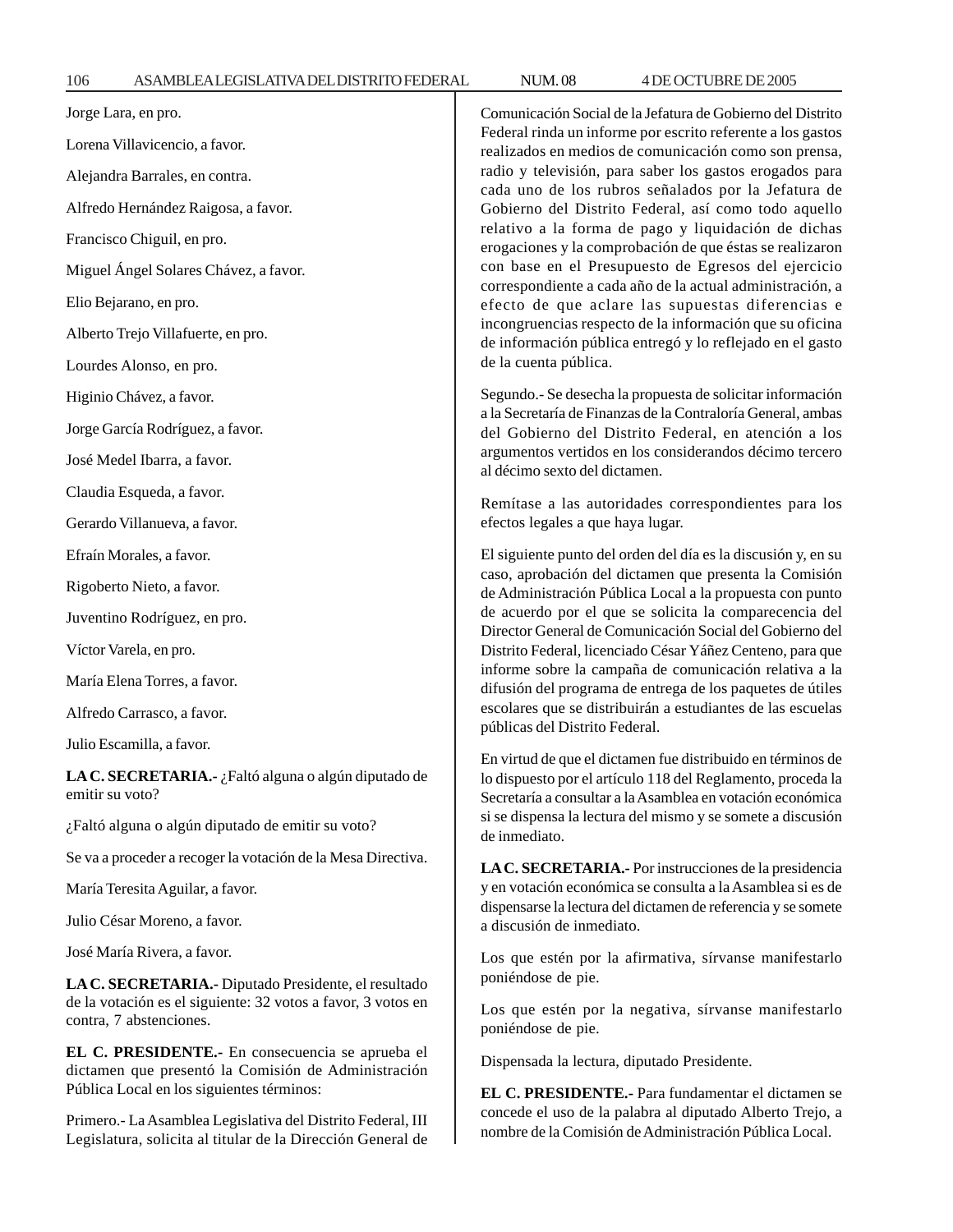Jorge Lara, en pro.

Lorena Villavicencio, a favor.

Alejandra Barrales, en contra.

Alfredo Hernández Raigosa, a favor.

Francisco Chiguil, en pro.

Miguel Ángel Solares Chávez, a favor.

Elio Bejarano, en pro.

Alberto Trejo Villafuerte, en pro.

Lourdes Alonso, en pro.

Higinio Chávez, a favor.

Jorge García Rodríguez, a favor.

José Medel Ibarra, a favor.

Claudia Esqueda, a favor.

Gerardo Villanueva, a favor.

Efraín Morales, a favor.

Rigoberto Nieto, a favor.

Juventino Rodríguez, en pro.

Víctor Varela, en pro.

María Elena Torres, a favor.

Alfredo Carrasco, a favor.

Julio Escamilla, a favor.

**LA C. SECRETARIA.-** ¿Faltó alguna o algún diputado de emitir su voto?

¿Faltó alguna o algún diputado de emitir su voto?

Se va a proceder a recoger la votación de la Mesa Directiva.

María Teresita Aguilar, a favor.

Julio César Moreno, a favor.

José María Rivera, a favor.

**LA C. SECRETARIA.-** Diputado Presidente, el resultado de la votación es el siguiente: 32 votos a favor, 3 votos en contra, 7 abstenciones.

**EL C. PRESIDENTE.-** En consecuencia se aprueba el dictamen que presentó la Comisión de Administración Pública Local en los siguientes términos:

Primero.- La Asamblea Legislativa del Distrito Federal, III Legislatura, solicita al titular de la Dirección General de Comunicación Social de la Jefatura de Gobierno del Distrito Federal rinda un informe por escrito referente a los gastos realizados en medios de comunicación como son prensa, radio y televisión, para saber los gastos erogados para cada uno de los rubros señalados por la Jefatura de Gobierno del Distrito Federal, así como todo aquello relativo a la forma de pago y liquidación de dichas erogaciones y la comprobación de que éstas se realizaron con base en el Presupuesto de Egresos del ejercicio correspondiente a cada año de la actual administración, a efecto de que aclare las supuestas diferencias e incongruencias respecto de la información que su oficina de información pública entregó y lo reflejado en el gasto de la cuenta pública.

Segundo.- Se desecha la propuesta de solicitar información a la Secretaría de Finanzas de la Contraloría General, ambas del Gobierno del Distrito Federal, en atención a los argumentos vertidos en los considerandos décimo tercero al décimo sexto del dictamen.

Remítase a las autoridades correspondientes para los efectos legales a que haya lugar.

El siguiente punto del orden del día es la discusión y, en su caso, aprobación del dictamen que presenta la Comisión de Administración Pública Local a la propuesta con punto de acuerdo por el que se solicita la comparecencia del Director General de Comunicación Social del Gobierno del Distrito Federal, licenciado César Yáñez Centeno, para que informe sobre la campaña de comunicación relativa a la difusión del programa de entrega de los paquetes de útiles escolares que se distribuirán a estudiantes de las escuelas públicas del Distrito Federal.

En virtud de que el dictamen fue distribuido en términos de lo dispuesto por el artículo 118 del Reglamento, proceda la Secretaría a consultar a la Asamblea en votación económica si se dispensa la lectura del mismo y se somete a discusión de inmediato.

**LA C. SECRETARIA.-** Por instrucciones de la presidencia y en votación económica se consulta a la Asamblea si es de dispensarse la lectura del dictamen de referencia y se somete a discusión de inmediato.

Los que estén por la afirmativa, sírvanse manifestarlo poniéndose de pie.

Los que estén por la negativa, sírvanse manifestarlo poniéndose de pie.

Dispensada la lectura, diputado Presidente.

**EL C. PRESIDENTE.-** Para fundamentar el dictamen se concede el uso de la palabra al diputado Alberto Trejo, a nombre de la Comisión de Administración Pública Local.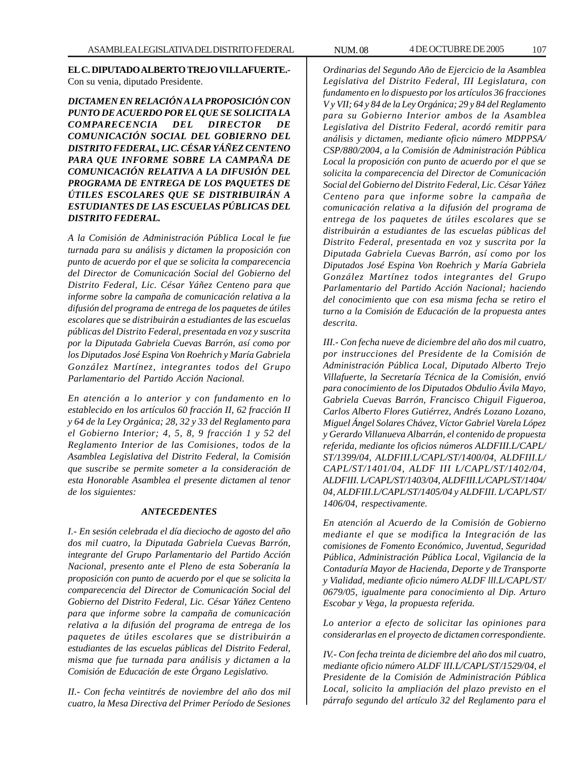**EL C. DIPUTADO ALBERTO TREJO VILLAFUERTE.-** Con su venia, diputado Presidente.

***DICTAMEN EN RELACIÓN A LA PROPOSICIÓN CON PUNTO DE ACUERDO POR EL QUE SE SOLICITA LA COMPARECENCIA DEL DIRECTOR DE COMUNICACIÓN SOCIAL DEL GOBIERNO DEL DISTRITO FEDERAL, LIC. CÉSAR YÁÑEZ CENTENO PARA QUE INFORME SOBRE LA CAMPAÑA DE COMUNICACIÓN RELATIVA A LA DIFUSIÓN DEL PROGRAMA DE ENTREGA DE LOS PAQUETES DE ÚTILES ESCOLARES QUE SE DISTRIBUIRÁN A ESTUDIANTES DE LAS ESCUELAS PÚBLICAS DEL DISTRITO FEDERAL.***

*A la Comisión de Administración Pública Local le fue turnada para su análisis y dictamen la proposición con punto de acuerdo por el que se solicita la comparecencia del Director de Comunicación Social del Gobierno del Distrito Federal, Lic. César Yáñez Centeno para que informe sobre la campaña de comunicación relativa a la difusión del programa de entrega de los paquetes de útiles escolares que se distribuirán a estudiantes de las escuelas públicas del Distrito Federal, presentada en voz y suscrita por la Diputada Gabriela Cuevas Barrón, así como por los Diputados José Espina Von Roehrich y María Gabriela González Martínez, integrantes todos del Grupo Parlamentario del Partido Acción Nacional.*

*En atención a lo anterior y con fundamento en lo establecido en los artículos 60 fracción II, 62 fracción II y 64 de la Ley Orgánica; 28, 32 y 33 del Reglamento para el Gobierno Interior; 4, 5, 8, 9 fracción 1 y 52 del Reglamento Interior de las Comisiones, todos de la Asamblea Legislativa del Distrito Federal, la Comisión que suscribe se permite someter a la consideración de esta Honorable Asamblea el presente dictamen al tenor de los siguientes:*

***ANTECEDENTES***

*I.- En sesión celebrada el día dieciocho de agosto del año dos mil cuatro, la Diputada Gabriela Cuevas Barrón, integrante del Grupo Parlamentario del Partido Acción Nacional, presento ante el Pleno de esta Soberanía la proposición con punto de acuerdo por el que se solicita la comparecencia del Director de Comunicación Social del Gobierno del Distrito Federal, Lic. César Yáñez Centeno para que informe sobre la campaña de comunicación relativa a la difusión del programa de entrega de los paquetes de útiles escolares que se distribuirán a estudiantes de las escuelas públicas del Distrito Federal, misma que fue turnada para análisis y dictamen a la Comisión de Educación de este Órgano Legislativo.*

*II.- Con fecha veintitrés de noviembre del año dos mil cuatro, la Mesa Directiva del Primer Período de Sesiones Ordinarias del Segundo Año de Ejercicio de la Asamblea Legislativa del Distrito Federal, III Legislatura, con fundamento en lo dispuesto por los artículos 36 fracciones V y VII; 64 y 84 de la Ley Orgánica; 29 y 84 del Reglamento para su Gobierno Interior ambos de la Asamblea Legislativa del Distrito Federal, acordó remitir para análisis y dictamen, mediante oficio número MDPPSA/CSP/880/2004, a la Comisión de Administración Pública Local la proposición con punto de acuerdo por el que se solicita la comparecencia del Director de Comunicación Social del Gobierno del Distrito Federal, Lic. César Yáñez Centeno para que informe sobre la campaña de comunicación relativa a la difusión del programa de entrega de los paquetes de útiles escolares que se distribuirán a estudiantes de las escuelas públicas del Distrito Federal, presentada en voz y suscrita por la Diputada Gabriela Cuevas Barrón, así como por los Diputados José Espina Von Roehrich y María Gabriela González Martínez todos integrantes del Grupo Parlamentario del Partido Acción Nacional; haciendo del conocimiento que con esa misma fecha se retiro el turno a la Comisión de Educación de la propuesta antes descrita.*

*III.- Con fecha nueve de diciembre del año dos mil cuatro, por instrucciones del Presidente de la Comisión de Administración Pública Local, Diputado Alberto Trejo Villafuerte, la Secretaría Técnica de la Comisión, envió para conocimiento de los Diputados Obdulio Ávila Mayo, Gabriela Cuevas Barrón, Francisco Chiguil Figueroa, Carlos Alberto Flores Gutiérrez, Andrés Lozano Lozano, Miguel Ángel Solares Chávez, Víctor Gabriel Varela López y Gerardo Villanueva Albarrán, el contenido de propuesta referida, mediante los oficios números ALDFIII.L/CAPL/ST/1399/04, ALDFIII.L/CAPL/ST/1400/04, ALDFIII.L/CAPL/ST/1401/04, ALDF III L/CAPL/ST/1402/04, ALDFIII. L/CAPL/ST/1403/04, ALDFIII.L/CAPL/ST/1404/04, ALDFIII.L/CAPL/ST/1405/04 y ALDFIII. L/CAPL/ST/1406/04, respectivamente.*

*En atención al Acuerdo de la Comisión de Gobierno mediante el que se modifica la Integración de las comisiones de Fomento Económico, Juventud, Seguridad Pública, Administración Pública Local, Vigilancia de la Contaduría Mayor de Hacienda, Deporte y de Transporte y Vialidad, mediante oficio número ALDF lll.L/CAPL/ST/0679/05, igualmente para conocimiento al Dip. Arturo Escobar y Vega, la propuesta referida.*

*Lo anterior a efecto de solicitar las opiniones para considerarlas en el proyecto de dictamen correspondiente.*

*IV.- Con fecha treinta de diciembre del año dos mil cuatro, mediante oficio número ALDF lII.L/CAPL/ST/1529/04, el Presidente de la Comisión de Administración Pública Local, solicito la ampliación del plazo previsto en el párrafo segundo del artículo 32 del Reglamento para el*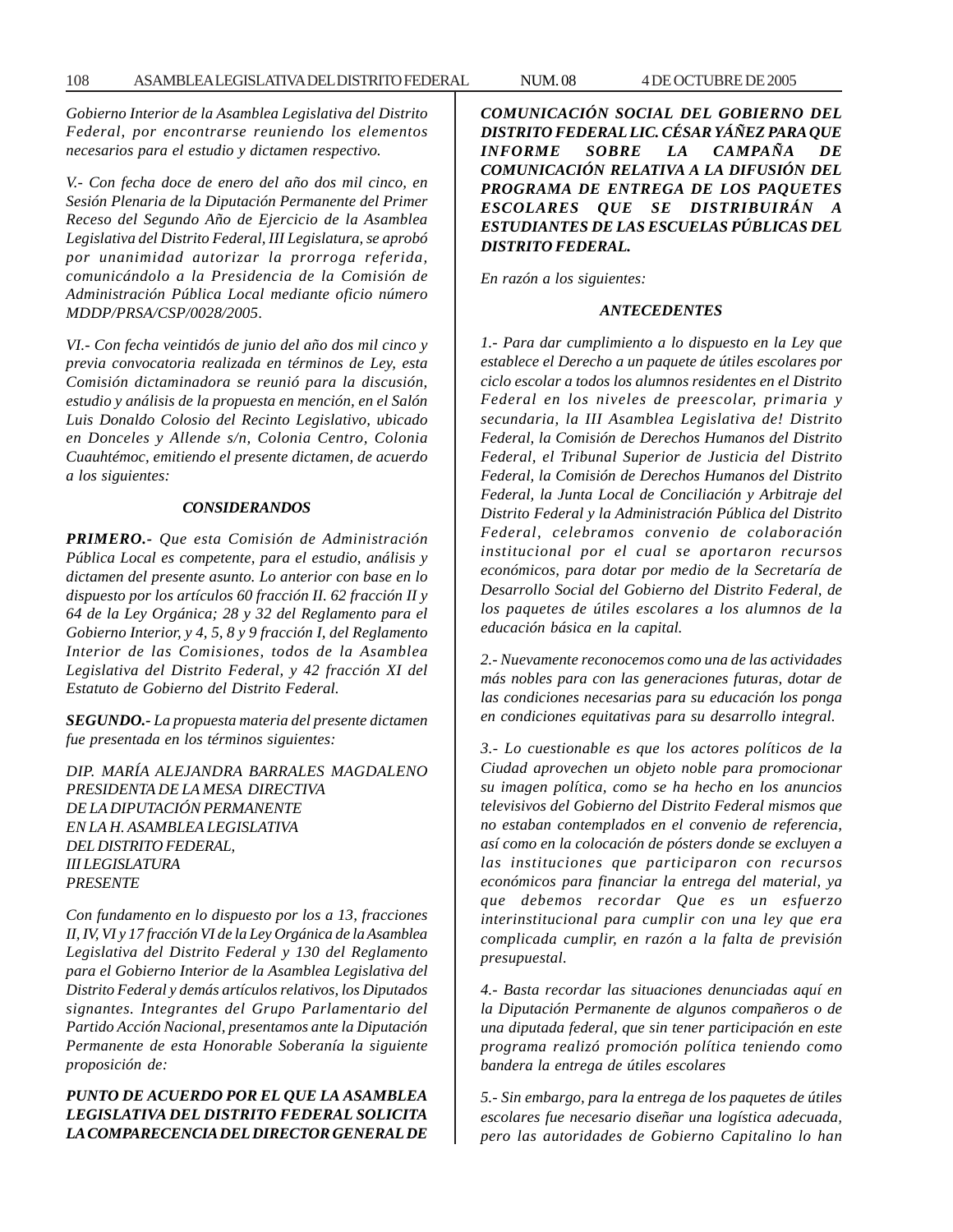*Gobierno Interior de la Asamblea Legislativa del Distrito Federal, por encontrarse reuniendo los elementos necesarios para el estudio y dictamen respectivo.*

*V.- Con fecha doce de enero del año dos mil cinco, en Sesión Plenaria de la Diputación Permanente del Primer Receso del Segundo Año de Ejercicio de la Asamblea Legislativa del Distrito Federal, III Legislatura, se aprobó por unanimidad autorizar la prorroga referida, comunicándolo a la Presidencia de la Comisión de Administración Pública Local mediante oficio número MDDP/PRSA/CSP/0028/2005.*

*VI.- Con fecha veintidós de junio del año dos mil cinco y previa convocatoria realizada en términos de Ley, esta Comisión dictaminadora se reunió para la discusión, estudio y análisis de la propuesta en mención, en el Salón Luis Donaldo Colosio del Recinto Legislativo, ubicado en Donceles y Allende s/n, Colonia Centro, Colonia Cuauhtémoc, emitiendo el presente dictamen, de acuerdo a los siguientes:*

### *CONSIDERANDOS*

***PRIMERO.-*** *Que esta Comisión de Administración Pública Local es competente, para el estudio, análisis y dictamen del presente asunto. Lo anterior con base en lo dispuesto por los artículos 60 fracción II. 62 fracción II y 64 de la Ley Orgánica; 28 y 32 del Reglamento para el Gobierno Interior, y 4, 5, 8 y 9 fracción I, del Reglamento Interior de las Comisiones, todos de la Asamblea Legislativa del Distrito Federal, y 42 fracción XI del Estatuto de Gobierno del Distrito Federal.*

***SEGUNDO.-*** *La propuesta materia del presente dictamen fue presentada en los términos siguientes:*

*DIP. MARÍA ALEJANDRA BARRALES MAGDALENO*
*PRESIDENTA DE LA MESA DIRECTIVA*
*DE LA DIPUTACIÓN PERMANENTE*
*EN LA H. ASAMBLEA LEGISLATIVA*
*DEL DISTRITO FEDERAL,*
*III LEGISLATURA*
*PRESENTE*

*Con fundamento en lo dispuesto por los a 13, fracciones II, IV, VI y 17 fracción VI de la Ley Orgánica de la Asamblea Legislativa del Distrito Federal y 130 del Reglamento para el Gobierno Interior de la Asamblea Legislativa del Distrito Federal y demás artículos relativos, los Diputados signantes. Integrantes del Grupo Parlamentario del Partido Acción Nacional, presentamos ante la Diputación Permanente de esta Honorable Soberanía la siguiente proposición de:*

***PUNTO DE ACUERDO POR EL QUE LA ASAMBLEA LEGISLATIVA DEL DISTRITO FEDERAL SOLICITA LA COMPARECENCIA DEL DIRECTOR GENERAL DE COMUNICACIÓN SOCIAL DEL GOBIERNO DEL DISTRITO FEDERAL LIC. CÉSAR YÁÑEZ PARA QUE INFORME SOBRE LA CAMPAÑA DE COMUNICACIÓN RELATIVA A LA DIFUSIÓN DEL PROGRAMA DE ENTREGA DE LOS PAQUETES ESCOLARES QUE SE DISTRIBUIRÁN A ESTUDIANTES DE LAS ESCUELAS PÚBLICAS DEL DISTRITO FEDERAL.***

*En razón a los siguientes:*

### *ANTECEDENTES*

*1.- Para dar cumplimiento a lo dispuesto en la Ley que establece el Derecho a un paquete de útiles escolares por ciclo escolar a todos los alumnos residentes en el Distrito Federal en los niveles de preescolar, primaria y secundaria, la III Asamblea Legislativa de! Distrito Federal, la Comisión de Derechos Humanos del Distrito Federal, el Tribunal Superior de Justicia del Distrito Federal, la Comisión de Derechos Humanos del Distrito Federal, la Junta Local de Conciliación y Arbitraje del Distrito Federal y la Administración Pública del Distrito Federal, celebramos convenio de colaboración institucional por el cual se aportaron recursos económicos, para dotar por medio de la Secretaría de Desarrollo Social del Gobierno del Distrito Federal, de los paquetes de útiles escolares a los alumnos de la educación básica en la capital.*

*2.- Nuevamente reconocemos como una de las actividades más nobles para con las generaciones futuras, dotar de las condiciones necesarias para su educación los ponga en condiciones equitativas para su desarrollo integral.*

*3.- Lo cuestionable es que los actores políticos de la Ciudad aprovechen un objeto noble para promocionar su imagen política, como se ha hecho en los anuncios televisivos del Gobierno del Distrito Federal mismos que no estaban contemplados en el convenio de referencia, así como en la colocación de pósters donde se excluyen a las instituciones que participaron con recursos económicos para financiar la entrega del material, ya que debemos recordar Que es un esfuerzo interinstitucional para cumplir con una ley que era complicada cumplir, en razón a la falta de previsión presupuestal.*

*4.- Basta recordar las situaciones denunciadas aquí en la Diputación Permanente de algunos compañeros o de una diputada federal, que sin tener participación en este programa realizó promoción política teniendo como bandera la entrega de útiles escolares*

*5.- Sin embargo, para la entrega de los paquetes de útiles escolares fue necesario diseñar una logística adecuada, pero las autoridades de Gobierno Capitalino lo han*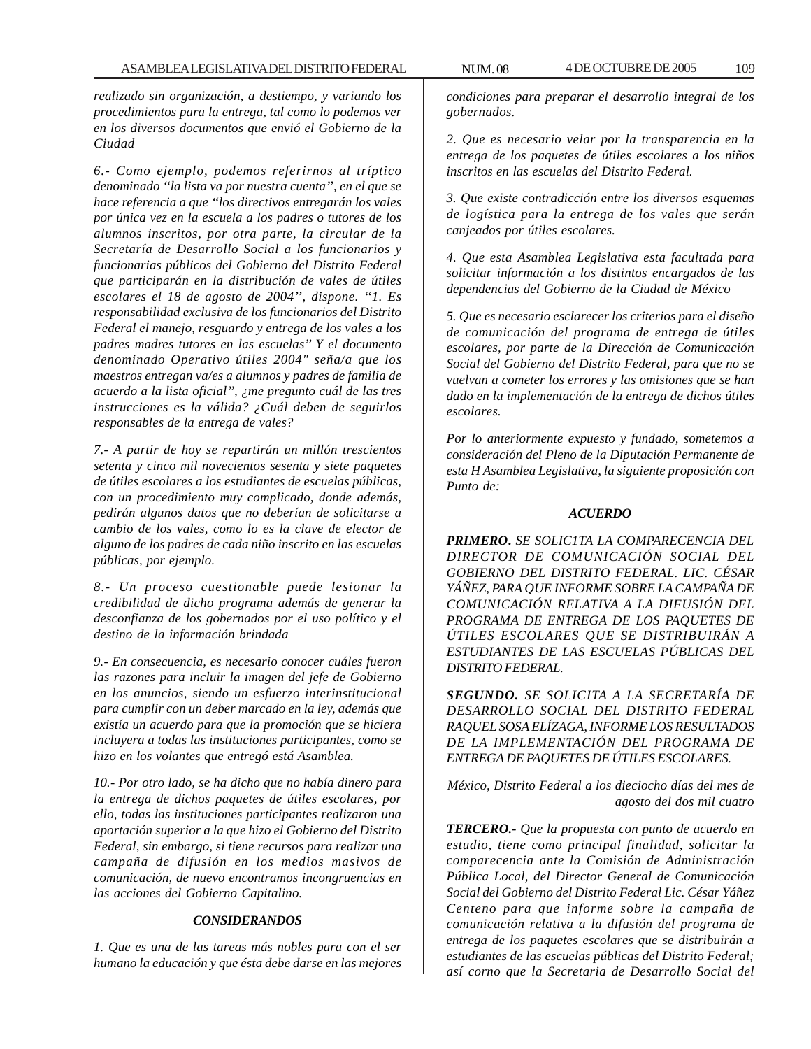*realizado sin organización, a destiempo, y variando los procedimientos para la entrega, tal como lo podemos ver en los diversos documentos que envió el Gobierno de la Ciudad*

*6.- Como ejemplo, podemos referirnos al tríptico denominado "la lista va por nuestra cuenta", en el que se hace referencia a que "los directivos entregarán los vales por única vez en la escuela a los padres o tutores de los alumnos inscritos, por otra parte, la circular de la Secretaría de Desarrollo Social a los funcionarios y funcionarias públicos del Gobierno del Distrito Federal que participarán en la distribución de vales de útiles escolares el 18 de agosto de 2004", dispone. "1. Es responsabilidad exclusiva de los funcionarios del Distrito Federal el manejo, resguardo y entrega de los vales a los padres madres tutores en las escuelas" Y el documento denominado Operativo útiles 2004" seña/a que los maestros entregan va/es a alumnos y padres de familia de acuerdo a la lista oficial", ¿me pregunto cuál de las tres instrucciones es la válida? ¿Cuál deben de seguirlos responsables de la entrega de vales?*

*7.- A partir de hoy se repartirán un millón trescientos setenta y cinco mil novecientos sesenta y siete paquetes de útiles escolares a los estudiantes de escuelas públicas, con un procedimiento muy complicado, donde además, pedirán algunos datos que no deberían de solicitarse a cambio de los vales, como lo es la clave de elector de alguno de los padres de cada niño inscrito en las escuelas públicas, por ejemplo.*

*8.- Un proceso cuestionable puede lesionar la credibilidad de dicho programa además de generar la desconfianza de los gobernados por el uso político y el destino de la información brindada*

*9.- En consecuencia, es necesario conocer cuáles fueron las razones para incluir la imagen del jefe de Gobierno en los anuncios, siendo un esfuerzo interinstitucional para cumplir con un deber marcado en la ley, además que existía un acuerdo para que la promoción que se hiciera incluyera a todas las instituciones participantes, como se hizo en los volantes que entregó está Asamblea.*

*10.- Por otro lado, se ha dicho que no había dinero para la entrega de dichos paquetes de útiles escolares, por ello, todas las instituciones participantes realizaron una aportación superior a la que hizo el Gobierno del Distrito Federal, sin embargo, si tiene recursos para realizar una campaña de difusión en los medios masivos de comunicación, de nuevo encontramos incongruencias en las acciones del Gobierno Capitalino.*

***CONSIDERANDOS***

*1. Que es una de las tareas más nobles para con el ser humano la educación y que ésta debe darse en las mejores condiciones para preparar el desarrollo integral de los gobernados.*

*2. Que es necesario velar por la transparencia en la entrega de los paquetes de útiles escolares a los niños inscritos en las escuelas del Distrito Federal.*

*3. Que existe contradicción entre los diversos esquemas de logística para la entrega de los vales que serán canjeados por útiles escolares.*

*4. Que esta Asamblea Legislativa esta facultada para solicitar información a los distintos encargados de las dependencias del Gobierno de la Ciudad de México*

*5. Que es necesario esclarecer los criterios para el diseño de comunicación del programa de entrega de útiles escolares, por parte de la Dirección de Comunicación Social del Gobierno del Distrito Federal, para que no se vuelvan a cometer los errores y las omisiones que se han dado en la implementación de la entrega de dichos útiles escolares.*

*Por lo anteriormente expuesto y fundado, sometemos a consideración del Pleno de la Diputación Permanente de esta H Asamblea Legislativa, la siguiente proposición con Punto de:*

***ACUERDO***

***PRIMERO.** SE SOLIC1TA LA COMPARECENCIA DEL DIRECTOR DE COMUNICACIÓN SOCIAL DEL GOBIERNO DEL DISTRITO FEDERAL. LIC. CÉSAR YÁÑEZ, PARA QUE INFORME SOBRE LA CAMPAÑA DE COMUNICACIÓN RELATIVA A LA DIFUSIÓN DEL PROGRAMA DE ENTREGA DE LOS PAQUETES DE ÚTILES ESCOLARES QUE SE DISTRIBUIRÁN A ESTUDIANTES DE LAS ESCUELAS PÚBLICAS DEL DISTRITO FEDERAL.*

***SEGUNDO.** SE SOLICITA A LA SECRETARÍA DE DESARROLLO SOCIAL DEL DISTRITO FEDERAL RAQUEL SOSA ELÍZAGA, INFORME LOS RESULTADOS DE LA IMPLEMENTACIÓN DEL PROGRAMA DE ENTREGA DE PAQUETES DE ÚTILES ESCOLARES.*

*México, Distrito Federal a los dieciocho días del mes de agosto del dos mil cuatro*

***TERCERO.-** Que la propuesta con punto de acuerdo en estudio, tiene como principal finalidad, solicitar la comparecencia ante la Comisión de Administración Pública Local, del Director General de Comunicación Social del Gobierno del Distrito Federal Lic. César Yáñez Centeno para que informe sobre la campaña de comunicación relativa a la difusión del programa de entrega de los paquetes escolares que se distribuirán a estudiantes de las escuelas públicas del Distrito Federal; así corno que la Secretaria de Desarrollo Social del*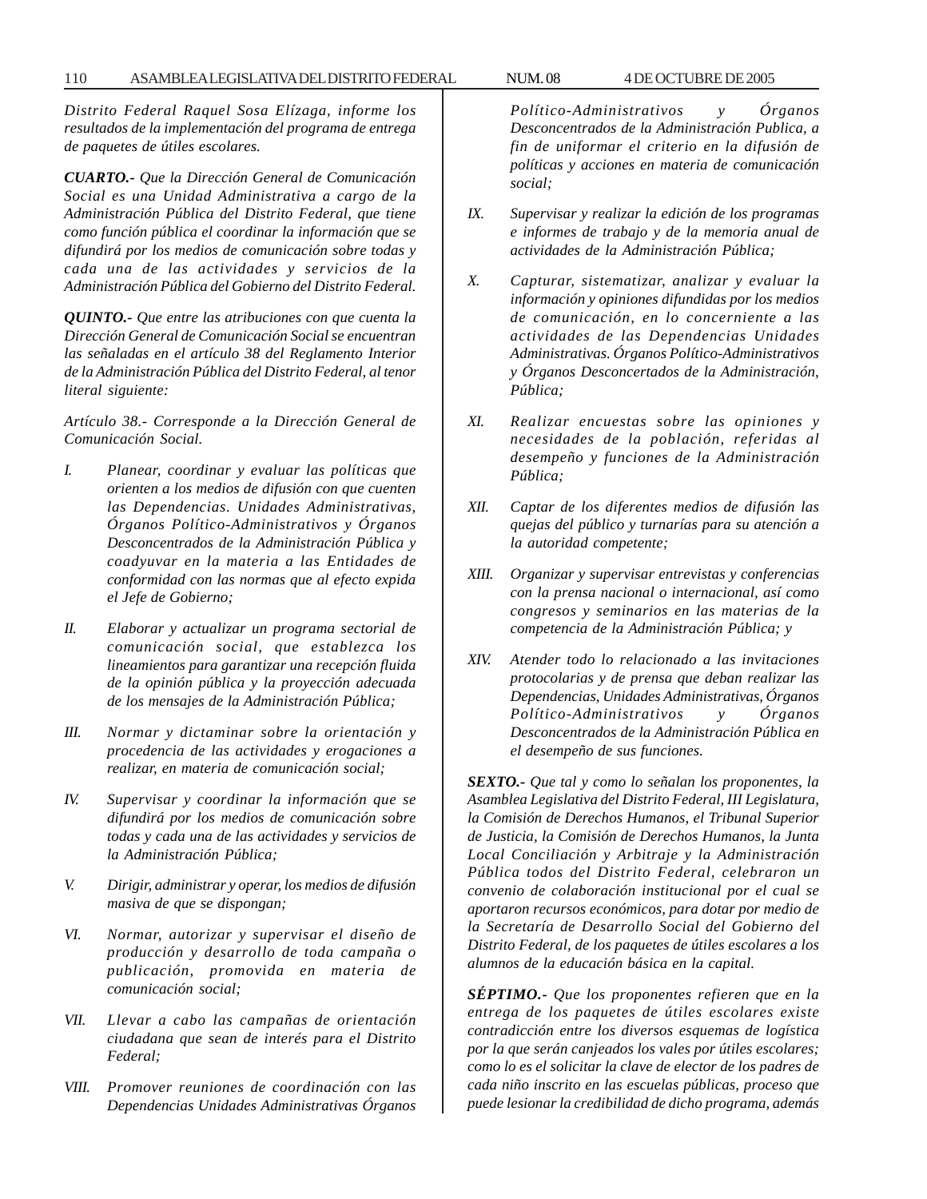*Distrito Federal Raquel Sosa Elízaga, informe los resultados de la implementación del programa de entrega de paquetes de útiles escolares.*

***CUARTO.-*** *Que la Dirección General de Comunicación Social es una Unidad Administrativa a cargo de la Administración Pública del Distrito Federal, que tiene como función pública el coordinar la información que se difundirá por los medios de comunicación sobre todas y cada una de las actividades y servicios de la Administración Pública del Gobierno del Distrito Federal.*

***QUINTO.-*** *Que entre las atribuciones con que cuenta la Dirección General de Comunicación Social se encuentran las señaladas en el artículo 38 del Reglamento Interior de la Administración Pública del Distrito Federal, al tenor literal siguiente:*

*Artículo 38.- Corresponde a la Dirección General de Comunicación Social.*

*I. Planear, coordinar y evaluar las políticas que orienten a los medios de difusión con que cuenten las Dependencias. Unidades Administrativas, Órganos Político-Administrativos y Órganos Desconcentrados de la Administración Pública y coadyuvar en la materia a las Entidades de conformidad con las normas que al efecto expida el Jefe de Gobierno;*

*II. Elaborar y actualizar un programa sectorial de comunicación social, que establezca los lineamientos para garantizar una recepción fluida de la opinión pública y la proyección adecuada de los mensajes de la Administración Pública;*

*III. Normar y dictaminar sobre la orientación y procedencia de las actividades y erogaciones a realizar, en materia de comunicación social;*

*IV. Supervisar y coordinar la información que se difundirá por los medios de comunicación sobre todas y cada una de las actividades y servicios de la Administración Pública;*

*V. Dirigir, administrar y operar, los medios de difusión masiva de que se dispongan;*

*VI. Normar, autorizar y supervisar el diseño de producción y desarrollo de toda campaña o publicación, promovida en materia de comunicación social;*

*VII. Llevar a cabo las campañas de orientación ciudadana que sean de interés para el Distrito Federal;*

*VIII. Promover reuniones de coordinación con las Dependencias Unidades Administrativas Órganos Político-Administrativos y Órganos Desconcentrados de la Administración Publica, a fin de uniformar el criterio en la difusión de políticas y acciones en materia de comunicación social;*

*IX. Supervisar y realizar la edición de los programas e informes de trabajo y de la memoria anual de actividades de la Administración Pública;*

*X. Capturar, sistematizar, analizar y evaluar la información y opiniones difundidas por los medios de comunicación, en lo concerniente a las actividades de las Dependencias Unidades Administrativas. Órganos Político-Administrativos y Órganos Desconcertados de la Administración, Pública;*

*XI. Realizar encuestas sobre las opiniones y necesidades de la población, referidas al desempeño y funciones de la Administración Pública;*

*XII. Captar de los diferentes medios de difusión las quejas del público y turnarías para su atención a la autoridad competente;*

*XIII. Organizar y supervisar entrevistas y conferencias con la prensa nacional o internacional, así como congresos y seminarios en las materias de la competencia de la Administración Pública; y*

*XIV. Atender todo lo relacionado a las invitaciones protocolarias y de prensa que deban realizar las Dependencias, Unidades Administrativas, Órganos Político-Administrativos y Órganos Desconcentrados de la Administración Pública en el desempeño de sus funciones.*

***SEXTO.-*** *Que tal y como lo señalan los proponentes, la Asamblea Legislativa del Distrito Federal, III Legislatura, la Comisión de Derechos Humanos, el Tribunal Superior de Justicia, la Comisión de Derechos Humanos, la Junta Local Conciliación y Arbitraje y la Administración Pública todos del Distrito Federal, celebraron un convenio de colaboración institucional por el cual se aportaron recursos económicos, para dotar por medio de la Secretaría de Desarrollo Social del Gobierno del Distrito Federal, de los paquetes de útiles escolares a los alumnos de la educación básica en la capital.*

***SÉPTIMO.-*** *Que los proponentes refieren que en la entrega de los paquetes de útiles escolares existe contradicción entre los diversos esquemas de logística por la que serán canjeados los vales por útiles escolares; como lo es el solicitar la clave de elector de los padres de cada niño inscrito en las escuelas públicas, proceso que puede lesionar la credibilidad de dicho programa, además*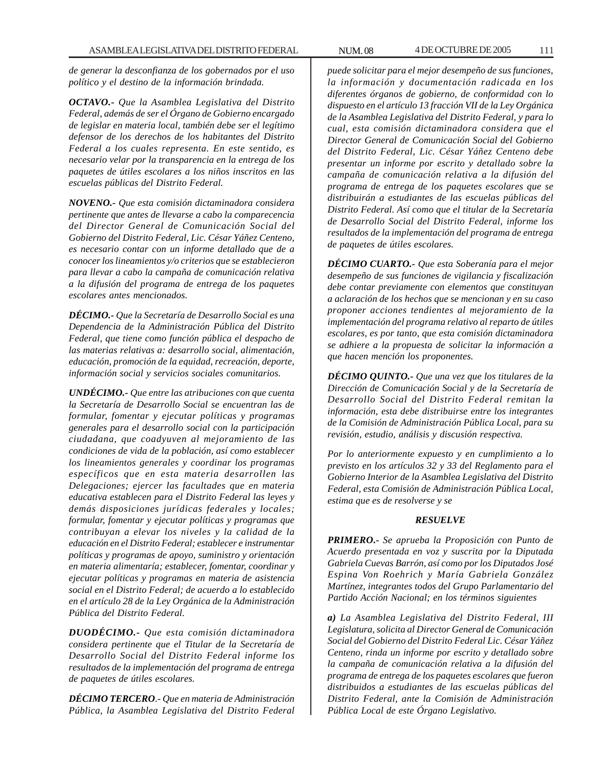*de generar la desconfianza de los gobernados por el uso político y el destino de la información brindada.*

***OCTAVO.-*** *Que la Asamblea Legislativa del Distrito Federal, además de ser el Órgano de Gobierno encargado de legislar en materia local, también debe ser el legítimo defensor de los derechos de los habitantes del Distrito Federal a los cuales representa. En este sentido, es necesario velar por la transparencia en la entrega de los paquetes de útiles escolares a los niños inscritos en las escuelas públicas del Distrito Federal.*

***NOVENO.-*** *Que esta comisión dictaminadora considera pertinente que antes de llevarse a cabo la comparecencia del Director General de Comunicación Social del Gobierno del Distrito Federal, Lic. César Yáñez Centeno, es necesario contar con un informe detallado que de a conocer los lineamientos y/o criterios que se establecieron para llevar a cabo la campaña de comunicación relativa a la difusión del programa de entrega de los paquetes escolares antes mencionados.*

***DÉCIMO.-*** *Que la Secretaría de Desarrollo Social es una Dependencia de la Administración Pública del Distrito Federal, que tiene como función pública el despacho de las materias relativas a: desarrollo social, alimentación, educación, promoción de la equidad, recreación, deporte, información social y servicios sociales comunitarios.*

***UNDÉCIMO.-*** *Que entre las atribuciones con que cuenta la Secretaría de Desarrollo Social se encuentran las de formular, fomentar y ejecutar políticas y programas generales para el desarrollo social con la participación ciudadana, que coadyuven al mejoramiento de las condiciones de vida de la población, así como establecer los lineamientos generales y coordinar los programas específicos que en esta materia desarrollen las Delegaciones; ejercer las facultades que en materia educativa establecen para el Distrito Federal las leyes y demás disposiciones jurídicas federales y locales; formular, fomentar y ejecutar políticas y programas que contribuyan a elevar los niveles y la calidad de la educación en el Distrito Federal; establecer e instrumentar políticas y programas de apoyo, suministro y orientación en materia alimentaría; establecer, fomentar, coordinar y ejecutar políticas y programas en materia de asistencia social en el Distrito Federal; de acuerdo a lo establecido en el artículo 28 de la Ley Orgánica de la Administración Pública del Distrito Federal.*

***DUODÉCIMO.-*** *Que esta comisión dictaminadora considera pertinente que el Titular de la Secretaría de Desarrollo Social del Distrito Federal informe los resultados de la implementación del programa de entrega de paquetes de útiles escolares.*

***DÉCIMO TERCERO****.- Que en materia de Administración Pública, la Asamblea Legislativa del Distrito Federal puede solicitar para el mejor desempeño de sus funciones, la información y documentación radicada en los diferentes órganos de gobierno, de conformidad con lo dispuesto en el artículo 13 fracción VII de la Ley Orgánica de la Asamblea Legislativa del Distrito Federal, y para lo cual, esta comisión dictaminadora considera que el Director General de Comunicación Social del Gobierno del Distrito Federal, Lic. César Yáñez Centeno debe presentar un informe por escrito y detallado sobre la campaña de comunicación relativa a la difusión del programa de entrega de los paquetes escolares que se distribuirán a estudiantes de las escuelas públicas del Distrito Federal. Así como que el titular de la Secretaría de Desarrollo Social del Distrito Federal, informe los resultados de la implementación del programa de entrega de paquetes de útiles escolares.*

***DÉCIMO CUARTO.-*** *Que esta Soberanía para el mejor desempeño de sus funciones de vigilancia y fiscalización debe contar previamente con elementos que constituyan a aclaración de los hechos que se mencionan y en su caso proponer acciones tendientes al mejoramiento de la implementación del programa relativo al reparto de útiles escolares, es por tanto, que esta comisión dictaminadora se adhiere a la propuesta de solicitar la información a que hacen mención los proponentes.*

***DÉCIMO QUINTO.-*** *Que una vez que los titulares de la Dirección de Comunicación Social y de la Secretaría de Desarrollo Social del Distrito Federal remitan la información, esta debe distribuirse entre los integrantes de la Comisión de Administración Pública Local, para su revisión, estudio, análisis y discusión respectiva.*

*Por lo anteriormente expuesto y en cumplimiento a lo previsto en los artículos 32 y 33 del Reglamento para el Gobierno Interior de la Asamblea Legislativa del Distrito Federal, esta Comisión de Administración Pública Local, estima que es de resolverse y se*

***RESUELVE***

***PRIMERO.-*** *Se aprueba la Proposición con Punto de Acuerdo presentada en voz y suscrita por la Diputada Gabriela Cuevas Barrón, así como por los Diputados José Espina Von Roehrich y María Gabriela González Martínez, integrantes todos del Grupo Parlamentario del Partido Acción Nacional; en los términos siguientes*

***a)*** *La Asamblea Legislativa del Distrito Federal, III Legislatura, solicita al Director General de Comunicación Social del Gobierno del Distrito Federal Lic. César Yáñez Centeno, rinda un informe por escrito y detallado sobre la campaña de comunicación relativa a la difusión del programa de entrega de los paquetes escolares que fueron distribuidos a estudiantes de las escuelas públicas del Distrito Federal, ante la Comisión de Administración Pública Local de este Órgano Legislativo.*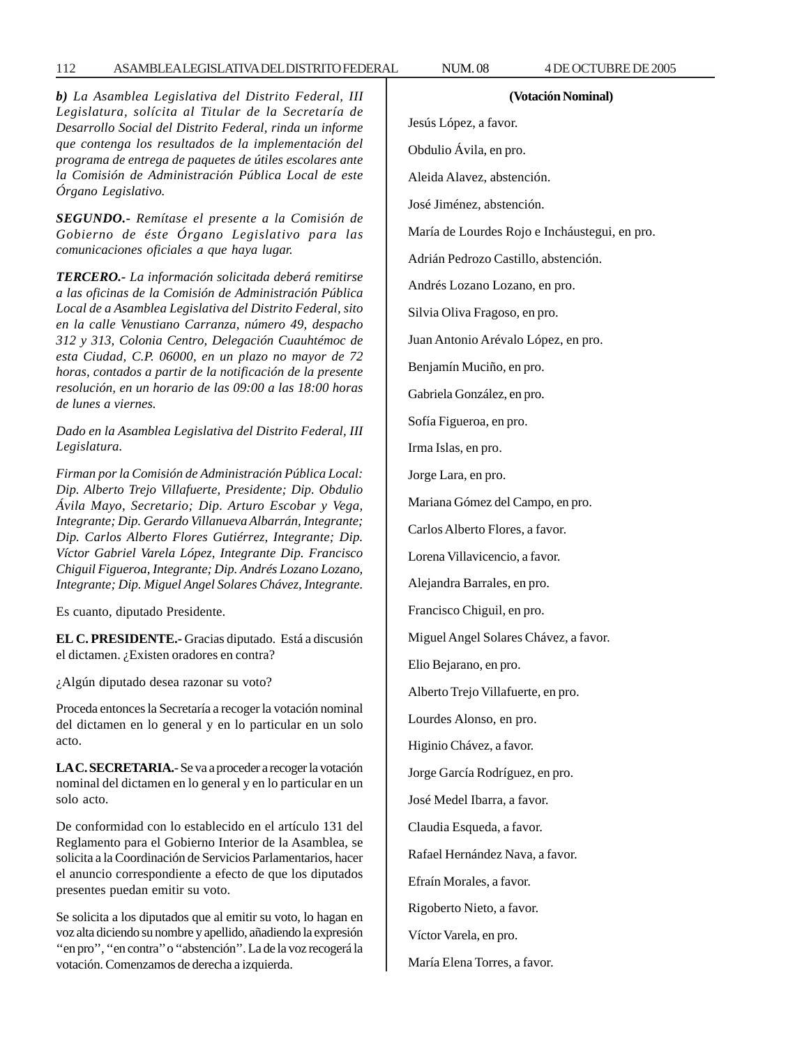*b) La Asamblea Legislativa del Distrito Federal, III Legislatura, solícita al Titular de la Secretaría de Desarrollo Social del Distrito Federal, rinda un informe que contenga los resultados de la implementación del programa de entrega de paquetes de útiles escolares ante la Comisión de Administración Pública Local de este Órgano Legislativo.*

***SEGUNDO.-** Remítase el presente a la Comisión de Gobierno de éste Órgano Legislativo para las comunicaciones oficiales a que haya lugar.*

***TERCERO.-** La información solicitada deberá remitirse a las oficinas de la Comisión de Administración Pública Local de a Asamblea Legislativa del Distrito Federal, sito en la calle Venustiano Carranza, número 49, despacho 312 y 313, Colonia Centro, Delegación Cuauhtémoc de esta Ciudad, C.P. 06000, en un plazo no mayor de 72 horas, contados a partir de la notificación de la presente resolución, en un horario de las 09:00 a las 18:00 horas de lunes a viernes.*

*Dado en la Asamblea Legislativa del Distrito Federal, III Legislatura.*

*Firman por la Comisión de Administración Pública Local: Dip. Alberto Trejo Villafuerte, Presidente; Dip. Obdulio Ávila Mayo, Secretario; Dip. Arturo Escobar y Vega, Integrante; Dip. Gerardo Villanueva Albarrán, Integrante; Dip. Carlos Alberto Flores Gutiérrez, Integrante; Dip. Víctor Gabriel Varela López, Integrante Dip. Francisco Chiguil Figueroa, Integrante; Dip. Andrés Lozano Lozano, Integrante; Dip. Miguel Angel Solares Chávez, Integrante.*

Es cuanto, diputado Presidente.

**EL C. PRESIDENTE.-** Gracias diputado. Está a discusión el dictamen. ¿Existen oradores en contra?

¿Algún diputado desea razonar su voto?

Proceda entonces la Secretaría a recoger la votación nominal del dictamen en lo general y en lo particular en un solo acto.

**LA C. SECRETARIA.**- Se va a proceder a recoger la votación nominal del dictamen en lo general y en lo particular en un solo acto.

De conformidad con lo establecido en el artículo 131 del Reglamento para el Gobierno Interior de la Asamblea, se solicita a la Coordinación de Servicios Parlamentarios, hacer el anuncio correspondiente a efecto de que los diputados presentes puedan emitir su voto.

Se solicita a los diputados que al emitir su voto, lo hagan en voz alta diciendo su nombre y apellido, añadiendo la expresión ''en pro'', ''en contra'' o ''abstención''. La de la voz recogerá la votación. Comenzamos de derecha a izquierda.

**(Votación Nominal)**

Jesús López, a favor.

Obdulio Ávila, en pro.

Aleida Alavez, abstención.

José Jiménez, abstención.

María de Lourdes Rojo e Incháustegui, en pro.

Adrián Pedrozo Castillo, abstención.

Andrés Lozano Lozano, en pro.

Silvia Oliva Fragoso, en pro.

Juan Antonio Arévalo López, en pro.

Benjamín Muciño, en pro.

Gabriela González, en pro.

Sofía Figueroa, en pro.

Irma Islas, en pro.

Jorge Lara, en pro.

Mariana Gómez del Campo, en pro.

Carlos Alberto Flores, a favor.

Lorena Villavicencio, a favor.

Alejandra Barrales, en pro.

Francisco Chiguil, en pro.

Miguel Angel Solares Chávez, a favor.

Elio Bejarano, en pro.

Alberto Trejo Villafuerte, en pro.

Lourdes Alonso, en pro.

Higinio Chávez, a favor.

Jorge García Rodríguez, en pro.

José Medel Ibarra, a favor.

Claudia Esqueda, a favor.

Rafael Hernández Nava, a favor.

Efraín Morales, a favor.

Rigoberto Nieto, a favor.

Víctor Varela, en pro.

María Elena Torres, a favor.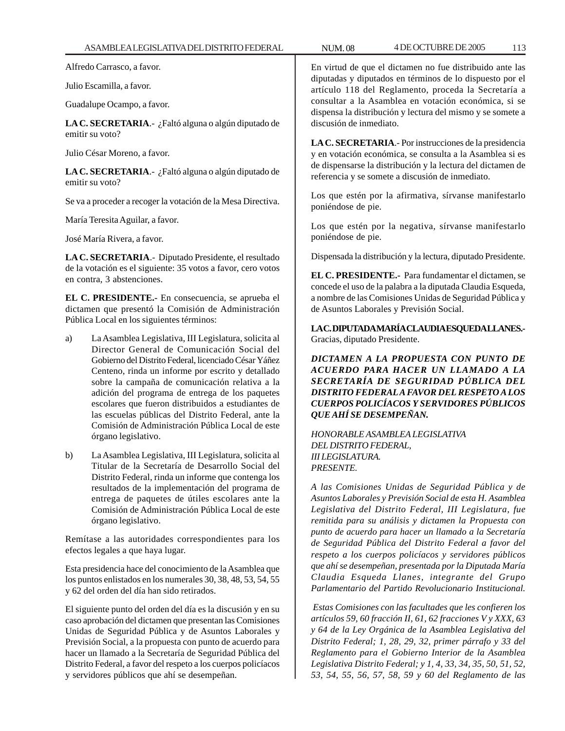Alfredo Carrasco, a favor.

Julio Escamilla, a favor.

Guadalupe Ocampo, a favor.

**LA C. SECRETARIA**.- ¿Faltó alguna o algún diputado de emitir su voto?

Julio César Moreno, a favor.

**LA C. SECRETARIA**.- ¿Faltó alguna o algún diputado de emitir su voto?

Se va a proceder a recoger la votación de la Mesa Directiva.

María Teresita Aguilar, a favor.

José María Rivera, a favor.

**LA C. SECRETARIA**.- Diputado Presidente, el resultado de la votación es el siguiente: 35 votos a favor, cero votos en contra, 3 abstenciones.

**EL C. PRESIDENTE.-** En consecuencia, se aprueba el dictamen que presentó la Comisión de Administración Pública Local en los siguientes términos:

a) La Asamblea Legislativa, III Legislatura, solicita al Director General de Comunicación Social del Gobierno del Distrito Federal, licenciado César Yáñez Centeno, rinda un informe por escrito y detallado sobre la campaña de comunicación relativa a la adición del programa de entrega de los paquetes escolares que fueron distribuidos a estudiantes de las escuelas públicas del Distrito Federal, ante la Comisión de Administración Pública Local de este órgano legislativo.

b) La Asamblea Legislativa, III Legislatura, solicita al Titular de la Secretaría de Desarrollo Social del Distrito Federal, rinda un informe que contenga los resultados de la implementación del programa de entrega de paquetes de útiles escolares ante la Comisión de Administración Pública Local de este órgano legislativo.

Remítase a las autoridades correspondientes para los efectos legales a que haya lugar.

Esta presidencia hace del conocimiento de la Asamblea que los puntos enlistados en los numerales 30, 38, 48, 53, 54, 55 y 62 del orden del día han sido retirados.

El siguiente punto del orden del día es la discusión y en su caso aprobación del dictamen que presentan las Comisiones Unidas de Seguridad Pública y de Asuntos Laborales y Previsión Social, a la propuesta con punto de acuerdo para hacer un llamado a la Secretaría de Seguridad Pública del Distrito Federal, a favor del respeto a los cuerpos policíacos y servidores públicos que ahí se desempeñan.

En virtud de que el dictamen no fue distribuido ante las diputadas y diputados en términos de lo dispuesto por el artículo 118 del Reglamento, proceda la Secretaría a consultar a la Asamblea en votación económica, si se dispensa la distribución y lectura del mismo y se somete a discusión de inmediato.

**LA C. SECRETARIA**.- Por instrucciones de la presidencia y en votación económica, se consulta a la Asamblea si es de dispensarse la distribución y la lectura del dictamen de referencia y se somete a discusión de inmediato.

Los que estén por la afirmativa, sírvanse manifestarlo poniéndose de pie.

Los que estén por la negativa, sírvanse manifestarlo poniéndose de pie.

Dispensada la distribución y la lectura, diputado Presidente.

**EL C. PRESIDENTE.-** Para fundamentar el dictamen, se concede el uso de la palabra a la diputada Claudia Esqueda, a nombre de las Comisiones Unidas de Seguridad Pública y de Asuntos Laborales y Previsión Social.

**LA C. DIPUTADA MARÍA CLAUDIA ESQUEDA LLANES.-** Gracias, diputado Presidente.

***DICTAMEN A LA PROPUESTA CON PUNTO DE ACUERDO PARA HACER UN LLAMADO A LA SECRETARÍA DE SEGURIDAD PÚBLICA DEL DISTRITO FEDERAL A FAVOR DEL RESPETO A LOS CUERPOS POLICÍACOS Y SERVIDORES PÚBLICOS QUE AHÍ SE DESEMPEÑAN.***

*HONORABLE ASAMBLEA LEGISLATIVA*
*DEL DISTRITO FEDERAL,*
*III LEGISLATURA.*
*PRESENTE.*

*A las Comisiones Unidas de Seguridad Pública y de Asuntos Laborales y Previsión Social de esta H. Asamblea Legislativa del Distrito Federal, III Legislatura, fue remitida para su análisis y dictamen la Propuesta con punto de acuerdo para hacer un llamado a la Secretaría de Seguridad Pública del Distrito Federal a favor del respeto a los cuerpos policíacos y servidores públicos que ahí se desempeñan, presentada por la Diputada María Claudia Esqueda Llanes, integrante del Grupo Parlamentario del Partido Revolucionario Institucional.*

*Estas Comisiones con las facultades que les confieren los artículos 59, 60 fracción II, 61, 62 fracciones V y XXX, 63 y 64 de la Ley Orgánica de la Asamblea Legislativa del Distrito Federal; 1, 28, 29, 32, primer párrafo y 33 del Reglamento para el Gobierno Interior de la Asamblea Legislativa Distrito Federal; y 1, 4, 33, 34, 35, 50, 51, 52, 53, 54, 55, 56, 57, 58, 59 y 60 del Reglamento de las*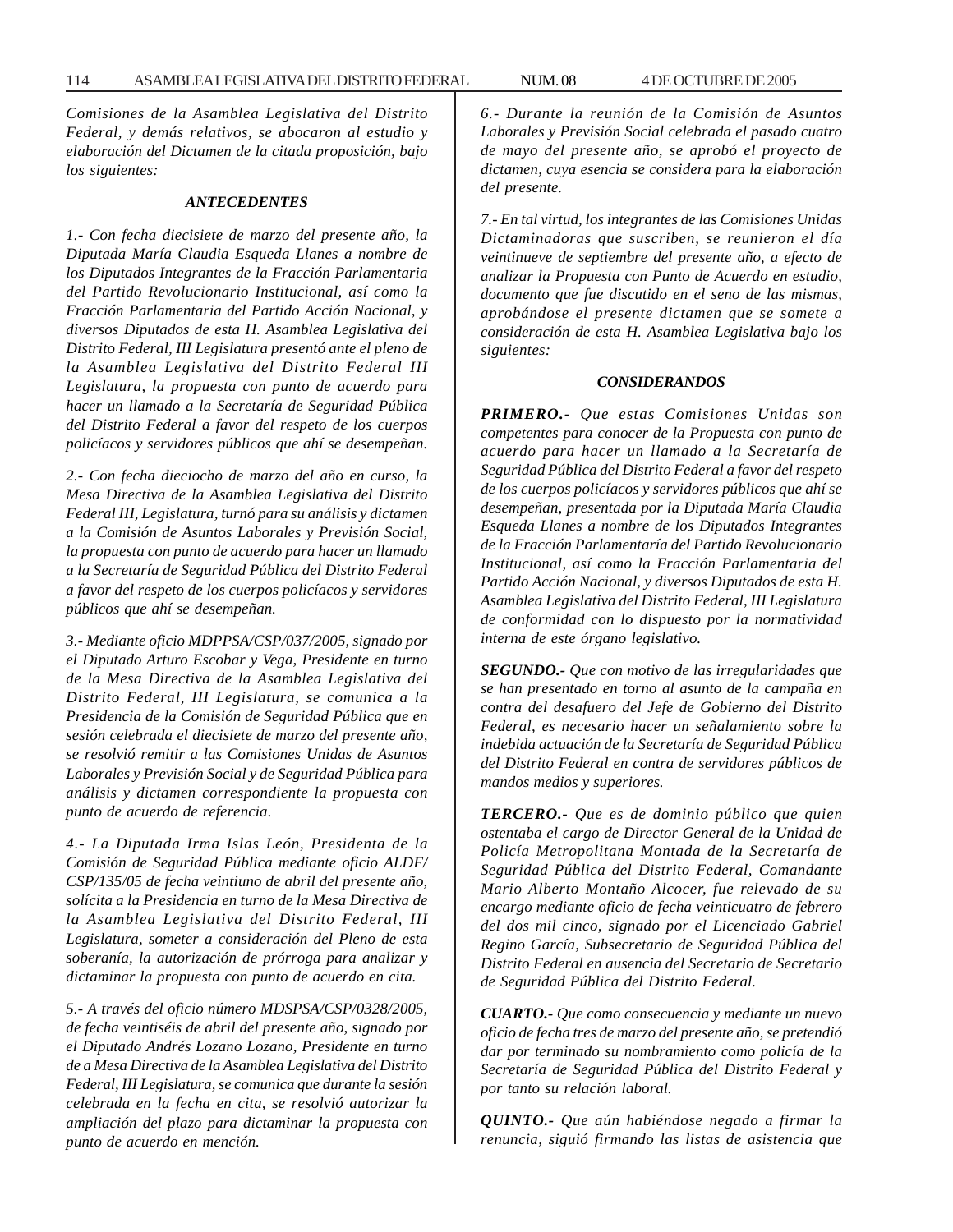*Comisiones de la Asamblea Legislativa del Distrito Federal, y demás relativos, se abocaron al estudio y elaboración del Dictamen de la citada proposición, bajo los siguientes:*

### *ANTECEDENTES*

*1.- Con fecha diecisiete de marzo del presente año, la Diputada María Claudia Esqueda Llanes a nombre de los Diputados Integrantes de la Fracción Parlamentaria del Partido Revolucionario Institucional, así como la Fracción Parlamentaria del Partido Acción Nacional, y diversos Diputados de esta H. Asamblea Legislativa del Distrito Federal, III Legislatura presentó ante el pleno de la Asamblea Legislativa del Distrito Federal III Legislatura, la propuesta con punto de acuerdo para hacer un llamado a la Secretaría de Seguridad Pública del Distrito Federal a favor del respeto de los cuerpos policíacos y servidores públicos que ahí se desempeñan.*

*2.- Con fecha dieciocho de marzo del año en curso, la Mesa Directiva de la Asamblea Legislativa del Distrito Federal III, Legislatura, turnó para su análisis y dictamen a la Comisión de Asuntos Laborales y Previsión Social, la propuesta con punto de acuerdo para hacer un llamado a la Secretaría de Seguridad Pública del Distrito Federal a favor del respeto de los cuerpos policíacos y servidores públicos que ahí se desempeñan.*

*3.- Mediante oficio MDPPSA/CSP/037/2005, signado por el Diputado Arturo Escobar y Vega, Presidente en turno de la Mesa Directiva de la Asamblea Legislativa del Distrito Federal, III Legislatura, se comunica a la Presidencia de la Comisión de Seguridad Pública que en sesión celebrada el diecisiete de marzo del presente año, se resolvió remitir a las Comisiones Unidas de Asuntos Laborales y Previsión Social y de Seguridad Pública para análisis y dictamen correspondiente la propuesta con punto de acuerdo de referencia.*

*4.- La Diputada Irma Islas León, Presidenta de la Comisión de Seguridad Pública mediante oficio ALDF/CSP/135/05 de fecha veintiuno de abril del presente año, solícita a la Presidencia en turno de la Mesa Directiva de la Asamblea Legislativa del Distrito Federal, III Legislatura, someter a consideración del Pleno de esta soberanía, la autorización de prórroga para analizar y dictaminar la propuesta con punto de acuerdo en cita.*

*5.- A través del oficio número MDSPSA/CSP/0328/2005, de fecha veintiséis de abril del presente año, signado por el Diputado Andrés Lozano Lozano, Presidente en turno de a Mesa Directiva de la Asamblea Legislativa del Distrito Federal, III Legislatura, se comunica que durante la sesión celebrada en la fecha en cita, se resolvió autorizar la ampliación del plazo para dictaminar la propuesta con punto de acuerdo en mención.*

*6.- Durante la reunión de la Comisión de Asuntos Laborales y Previsión Social celebrada el pasado cuatro de mayo del presente año, se aprobó el proyecto de dictamen, cuya esencia se considera para la elaboración del presente.*

*7.- En tal virtud, los integrantes de las Comisiones Unidas Dictaminadoras que suscriben, se reunieron el día veintinueve de septiembre del presente año, a efecto de analizar la Propuesta con Punto de Acuerdo en estudio, documento que fue discutido en el seno de las mismas, aprobándose el presente dictamen que se somete a consideración de esta H. Asamblea Legislativa bajo los siguientes:*

### *CONSIDERANDOS*

***PRIMERO.-*** *Que estas Comisiones Unidas son competentes para conocer de la Propuesta con punto de acuerdo para hacer un llamado a la Secretaría de Seguridad Pública del Distrito Federal a favor del respeto de los cuerpos policíacos y servidores públicos que ahí se desempeñan, presentada por la Diputada María Claudia Esqueda Llanes a nombre de los Diputados Integrantes de la Fracción Parlamentaría del Partido Revolucionario Institucional, así como la Fracción Parlamentaria del Partido Acción Nacional, y diversos Diputados de esta H. Asamblea Legislativa del Distrito Federal, III Legislatura de conformidad con lo dispuesto por la normatividad interna de este órgano legislativo.*

***SEGUNDO.-*** *Que con motivo de las irregularidades que se han presentado en torno al asunto de la campaña en contra del desafuero del Jefe de Gobierno del Distrito Federal, es necesario hacer un señalamiento sobre la indebida actuación de la Secretaría de Seguridad Pública del Distrito Federal en contra de servidores públicos de mandos medios y superiores.*

***TERCERO.-*** *Que es de dominio público que quien ostentaba el cargo de Director General de la Unidad de Policía Metropolitana Montada de la Secretaría de Seguridad Pública del Distrito Federal, Comandante Mario Alberto Montaño Alcocer, fue relevado de su encargo mediante oficio de fecha veinticuatro de febrero del dos mil cinco, signado por el Licenciado Gabriel Regino García, Subsecretario de Seguridad Pública del Distrito Federal en ausencia del Secretario de Secretario de Seguridad Pública del Distrito Federal.*

***CUARTO.-*** *Que como consecuencia y mediante un nuevo oficio de fecha tres de marzo del presente año, se pretendió dar por terminado su nombramiento como policía de la Secretaría de Seguridad Pública del Distrito Federal y por tanto su relación laboral.*

***QUINTO.-*** *Que aún habiéndose negado a firmar la renuncia, siguió firmando las listas de asistencia que*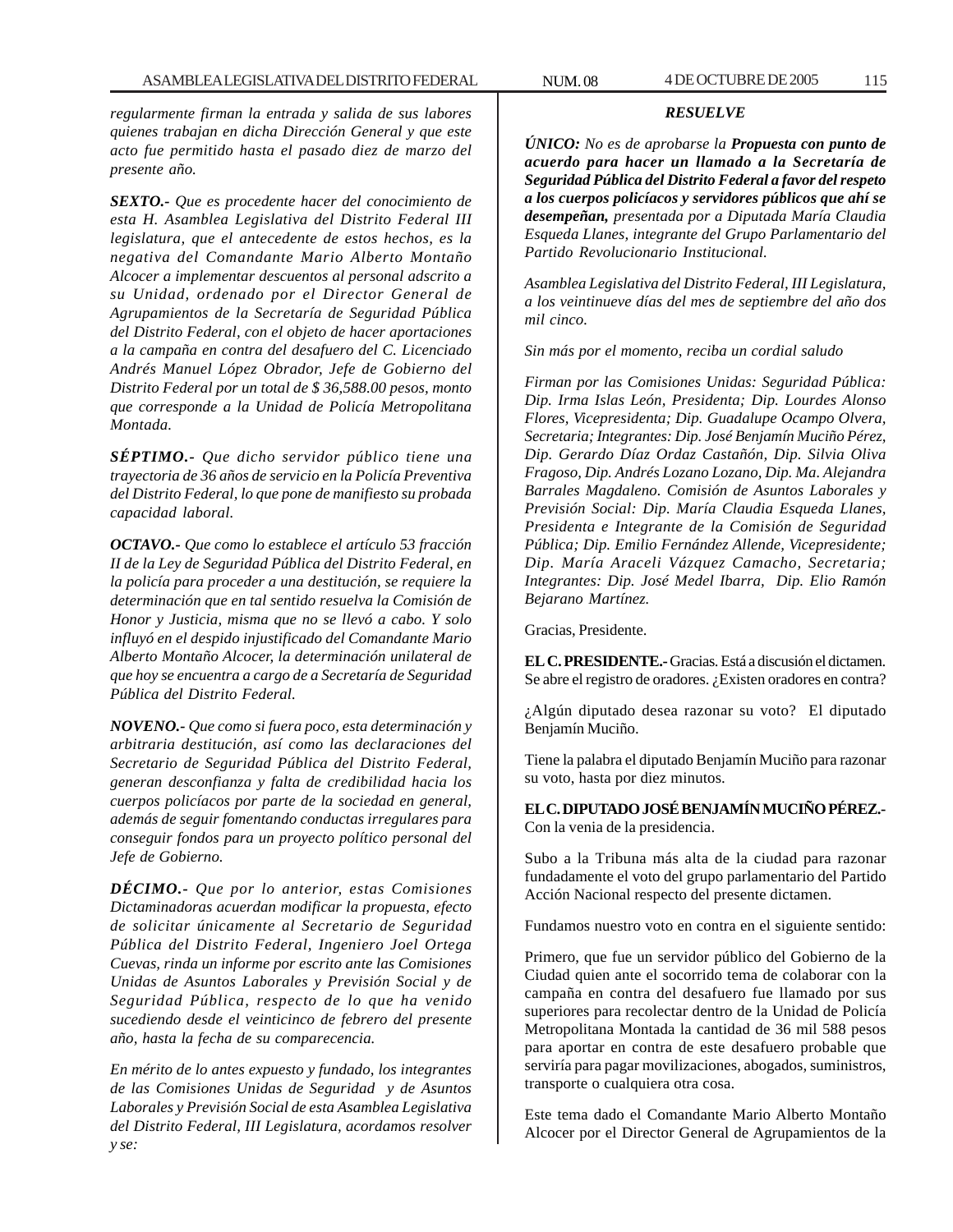*regularmente firman la entrada y salida de sus labores quienes trabajan en dicha Dirección General y que este acto fue permitido hasta el pasado diez de marzo del presente año.*

***SEXTO.-*** *Que es procedente hacer del conocimiento de esta H. Asamblea Legislativa del Distrito Federal III legislatura, que el antecedente de estos hechos, es la negativa del Comandante Mario Alberto Montaño Alcocer a implementar descuentos al personal adscrito a su Unidad, ordenado por el Director General de Agrupamientos de la Secretaría de Seguridad Pública del Distrito Federal, con el objeto de hacer aportaciones a la campaña en contra del desafuero del C. Licenciado Andrés Manuel López Obrador, Jefe de Gobierno del Distrito Federal por un total de $ 36,588.00 pesos, monto que corresponde a la Unidad de Policía Metropolitana Montada.*

***SÉPTIMO.-*** *Que dicho servidor público tiene una trayectoria de 36 años de servicio en la Policía Preventiva del Distrito Federal, lo que pone de manifiesto su probada capacidad laboral.*

***OCTAVO.-*** *Que como lo establece el artículo 53 fracción II de la Ley de Seguridad Pública del Distrito Federal, en la policía para proceder a una destitución, se requiere la determinación que en tal sentido resuelva la Comisión de Honor y Justicia, misma que no se llevó a cabo. Y solo influyó en el despido injustificado del Comandante Mario Alberto Montaño Alcocer, la determinación unilateral de que hoy se encuentra a cargo de a Secretaría de Seguridad Pública del Distrito Federal.*

***NOVENO.-*** *Que como si fuera poco, esta determinación y arbitraria destitución, así como las declaraciones del Secretario de Seguridad Pública del Distrito Federal, generan desconfianza y falta de credibilidad hacia los cuerpos policíacos por parte de la sociedad en general, además de seguir fomentando conductas irregulares para conseguir fondos para un proyecto político personal del Jefe de Gobierno.*

***DÉCIMO.-*** *Que por lo anterior, estas Comisiones Dictaminadoras acuerdan modificar la propuesta, efecto de solicitar únicamente al Secretario de Seguridad Pública del Distrito Federal, Ingeniero Joel Ortega Cuevas, rinda un informe por escrito ante las Comisiones Unidas de Asuntos Laborales y Previsión Social y de Seguridad Pública, respecto de lo que ha venido sucediendo desde el veinticinco de febrero del presente año, hasta la fecha de su comparecencia.*

*En mérito de lo antes expuesto y fundado, los integrantes de las Comisiones Unidas de Seguridad y de Asuntos Laborales y Previsión Social de esta Asamblea Legislativa del Distrito Federal, III Legislatura, acordamos resolver y se:*

***RESUELVE***

***ÚNICO:*** *No es de aprobarse la* ***Propuesta con punto de acuerdo para hacer un llamado a la Secretaría de Seguridad Pública del Distrito Federal a favor del respeto a los cuerpos policíacos y servidores públicos que ahí se desempeñan,*** *presentada por a Diputada María Claudia Esqueda Llanes, integrante del Grupo Parlamentario del Partido Revolucionario Institucional.*

*Asamblea Legislativa del Distrito Federal, III Legislatura, a los veintinueve días del mes de septiembre del año dos mil cinco.*

*Sin más por el momento, reciba un cordial saludo*

*Firman por las Comisiones Unidas: Seguridad Pública: Dip. Irma Islas León, Presidenta; Dip. Lourdes Alonso Flores, Vicepresidenta; Dip. Guadalupe Ocampo Olvera, Secretaria; Integrantes: Dip. José Benjamín Muciño Pérez, Dip. Gerardo Díaz Ordaz Castañón, Dip. Silvia Oliva Fragoso, Dip. Andrés Lozano Lozano, Dip. Ma. Alejandra Barrales Magdaleno. Comisión de Asuntos Laborales y Previsión Social: Dip. María Claudia Esqueda Llanes, Presidenta e Integrante de la Comisión de Seguridad Pública; Dip. Emilio Fernández Allende, Vicepresidente; Dip. María Araceli Vázquez Camacho, Secretaria; Integrantes: Dip. José Medel Ibarra, Dip. Elio Ramón Bejarano Martínez.*

Gracias, Presidente.

**EL C. PRESIDENTE.-** Gracias. Está a discusión el dictamen. Se abre el registro de oradores. ¿Existen oradores en contra?

¿Algún diputado desea razonar su voto? El diputado Benjamín Muciño.

Tiene la palabra el diputado Benjamín Muciño para razonar su voto, hasta por diez minutos.

**EL C. DIPUTADO JOSÉ BENJAMÍN MUCIÑO PÉREZ.-** Con la venia de la presidencia.

Subo a la Tribuna más alta de la ciudad para razonar fundadamente el voto del grupo parlamentario del Partido Acción Nacional respecto del presente dictamen.

Fundamos nuestro voto en contra en el siguiente sentido:

Primero, que fue un servidor público del Gobierno de la Ciudad quien ante el socorrido tema de colaborar con la campaña en contra del desafuero fue llamado por sus superiores para recolectar dentro de la Unidad de Policía Metropolitana Montada la cantidad de 36 mil 588 pesos para aportar en contra de este desafuero probable que serviría para pagar movilizaciones, abogados, suministros, transporte o cualquiera otra cosa.

Este tema dado el Comandante Mario Alberto Montaño Alcocer por el Director General de Agrupamientos de la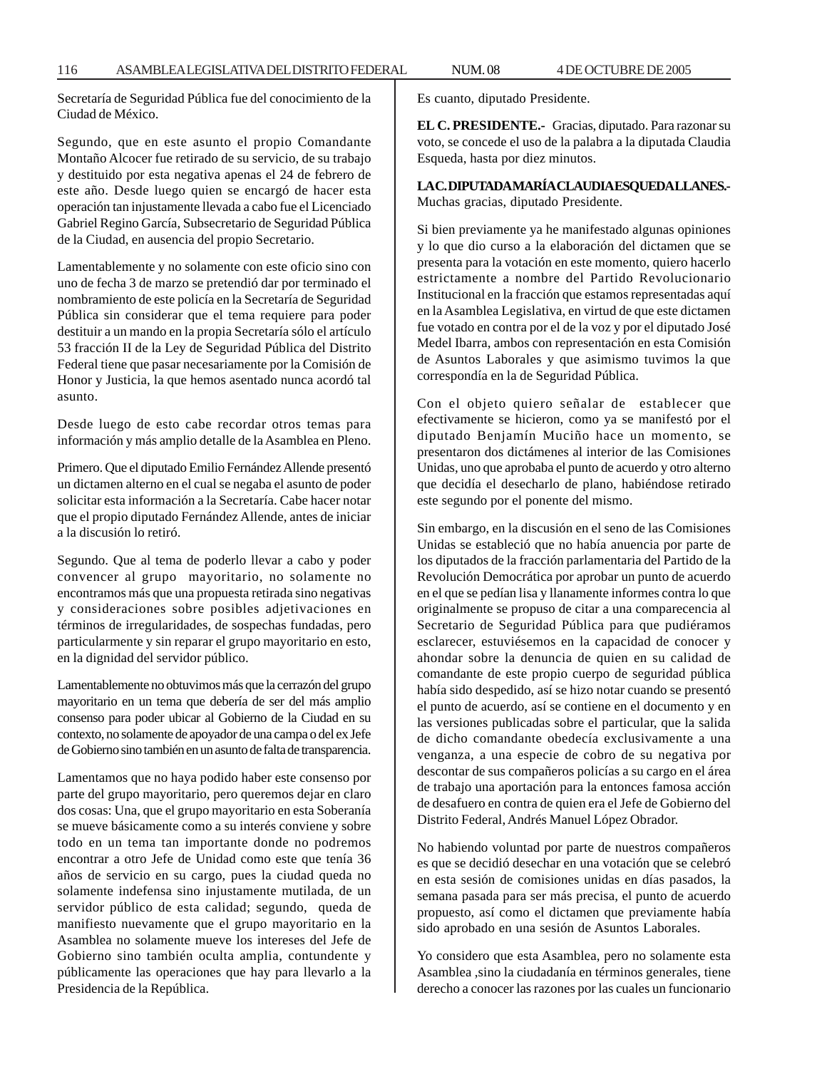Secretaría de Seguridad Pública fue del conocimiento de la Ciudad de México.

Segundo, que en este asunto el propio Comandante Montaño Alcocer fue retirado de su servicio, de su trabajo y destituido por esta negativa apenas el 24 de febrero de este año. Desde luego quien se encargó de hacer esta operación tan injustamente llevada a cabo fue el Licenciado Gabriel Regino García, Subsecretario de Seguridad Pública de la Ciudad, en ausencia del propio Secretario.

Lamentablemente y no solamente con este oficio sino con uno de fecha 3 de marzo se pretendió dar por terminado el nombramiento de este policía en la Secretaría de Seguridad Pública sin considerar que el tema requiere para poder destituir a un mando en la propia Secretaría sólo el artículo 53 fracción II de la Ley de Seguridad Pública del Distrito Federal tiene que pasar necesariamente por la Comisión de Honor y Justicia, la que hemos asentado nunca acordó tal asunto.

Desde luego de esto cabe recordar otros temas para información y más amplio detalle de la Asamblea en Pleno.

Primero. Que el diputado Emilio Fernández Allende presentó un dictamen alterno en el cual se negaba el asunto de poder solicitar esta información a la Secretaría. Cabe hacer notar que el propio diputado Fernández Allende, antes de iniciar a la discusión lo retiró.

Segundo. Que al tema de poderlo llevar a cabo y poder convencer al grupo mayoritario, no solamente no encontramos más que una propuesta retirada sino negativas y consideraciones sobre posibles adjetivaciones en términos de irregularidades, de sospechas fundadas, pero particularmente y sin reparar el grupo mayoritario en esto, en la dignidad del servidor público.

Lamentablemente no obtuvimos más que la cerrazón del grupo mayoritario en un tema que debería de ser del más amplio consenso para poder ubicar al Gobierno de la Ciudad en su contexto, no solamente de apoyador de una campa o del ex Jefe de Gobierno sino también en un asunto de falta de transparencia.

Lamentamos que no haya podido haber este consenso por parte del grupo mayoritario, pero queremos dejar en claro dos cosas: Una, que el grupo mayoritario en esta Soberanía se mueve básicamente como a su interés conviene y sobre todo en un tema tan importante donde no podremos encontrar a otro Jefe de Unidad como este que tenía 36 años de servicio en su cargo, pues la ciudad queda no solamente indefensa sino injustamente mutilada, de un servidor público de esta calidad; segundo, queda de manifiesto nuevamente que el grupo mayoritario en la Asamblea no solamente mueve los intereses del Jefe de Gobierno sino también oculta amplia, contundente y públicamente las operaciones que hay para llevarlo a la Presidencia de la República.

Es cuanto, diputado Presidente.

**EL C. PRESIDENTE.-** Gracias, diputado. Para razonar su voto, se concede el uso de la palabra a la diputada Claudia Esqueda, hasta por diez minutos.

**LA C. DIPUTADA MARÍA CLAUDIA ESQUEDA LLANES.-** Muchas gracias, diputado Presidente.

Si bien previamente ya he manifestado algunas opiniones y lo que dio curso a la elaboración del dictamen que se presenta para la votación en este momento, quiero hacerlo estrictamente a nombre del Partido Revolucionario Institucional en la fracción que estamos representadas aquí en la Asamblea Legislativa, en virtud de que este dictamen fue votado en contra por el de la voz y por el diputado José Medel Ibarra, ambos con representación en esta Comisión de Asuntos Laborales y que asimismo tuvimos la que correspondía en la de Seguridad Pública.

Con el objeto quiero señalar de establecer que efectivamente se hicieron, como ya se manifestó por el diputado Benjamín Muciño hace un momento, se presentaron dos dictámenes al interior de las Comisiones Unidas, uno que aprobaba el punto de acuerdo y otro alterno que decidía el desecharlo de plano, habiéndose retirado este segundo por el ponente del mismo.

Sin embargo, en la discusión en el seno de las Comisiones Unidas se estableció que no había anuencia por parte de los diputados de la fracción parlamentaria del Partido de la Revolución Democrática por aprobar un punto de acuerdo en el que se pedían lisa y llanamente informes contra lo que originalmente se propuso de citar a una comparecencia al Secretario de Seguridad Pública para que pudiéramos esclarecer, estuviésemos en la capacidad de conocer y ahondar sobre la denuncia de quien en su calidad de comandante de este propio cuerpo de seguridad pública había sido despedido, así se hizo notar cuando se presentó el punto de acuerdo, así se contiene en el documento y en las versiones publicadas sobre el particular, que la salida de dicho comandante obedecía exclusivamente a una venganza, a una especie de cobro de su negativa por descontar de sus compañeros policías a su cargo en el área de trabajo una aportación para la entonces famosa acción de desafuero en contra de quien era el Jefe de Gobierno del Distrito Federal, Andrés Manuel López Obrador.

No habiendo voluntad por parte de nuestros compañeros es que se decidió desechar en una votación que se celebró en esta sesión de comisiones unidas en días pasados, la semana pasada para ser más precisa, el punto de acuerdo propuesto, así como el dictamen que previamente había sido aprobado en una sesión de Asuntos Laborales.

Yo considero que esta Asamblea, pero no solamente esta Asamblea ,sino la ciudadanía en términos generales, tiene derecho a conocer las razones por las cuales un funcionario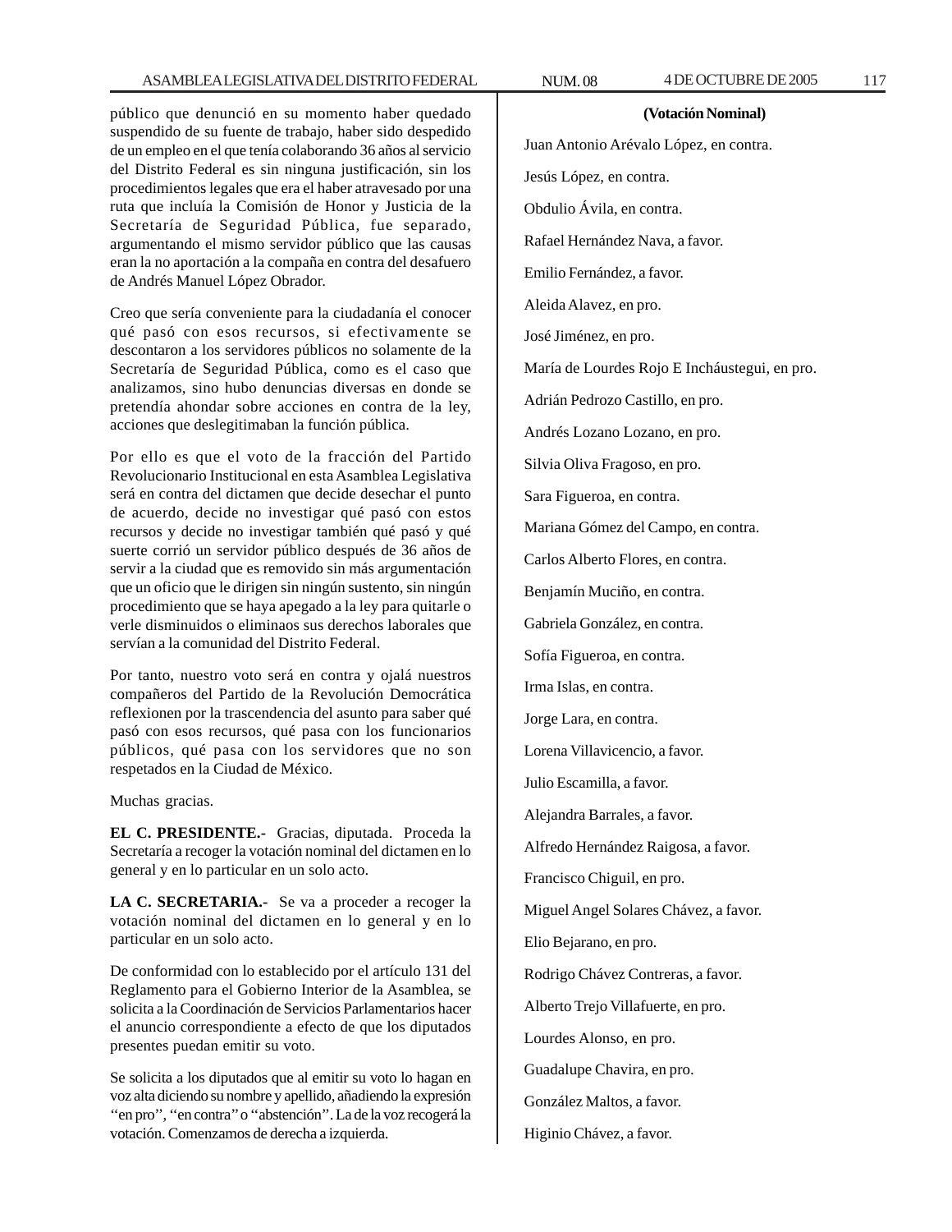público que denunció en su momento haber quedado suspendido de su fuente de trabajo, haber sido despedido de un empleo en el que tenía colaborando 36 años al servicio del Distrito Federal es sin ninguna justificación, sin los procedimientos legales que era el haber atravesado por una ruta que incluía la Comisión de Honor y Justicia de la Secretaría de Seguridad Pública, fue separado, argumentando el mismo servidor público que las causas eran la no aportación a la compaña en contra del desafuero de Andrés Manuel López Obrador.

Creo que sería conveniente para la ciudadanía el conocer qué pasó con esos recursos, si efectivamente se descontaron a los servidores públicos no solamente de la Secretaría de Seguridad Pública, como es el caso que analizamos, sino hubo denuncias diversas en donde se pretendía ahondar sobre acciones en contra de la ley, acciones que deslegitimaban la función pública.

Por ello es que el voto de la fracción del Partido Revolucionario Institucional en esta Asamblea Legislativa será en contra del dictamen que decide desechar el punto de acuerdo, decide no investigar qué pasó con estos recursos y decide no investigar también qué pasó y qué suerte corrió un servidor público después de 36 años de servir a la ciudad que es removido sin más argumentación que un oficio que le dirigen sin ningún sustento, sin ningún procedimiento que se haya apegado a la ley para quitarle o verle disminuidos o eliminaos sus derechos laborales que servían a la comunidad del Distrito Federal.

Por tanto, nuestro voto será en contra y ojalá nuestros compañeros del Partido de la Revolución Democrática reflexionen por la trascendencia del asunto para saber qué pasó con esos recursos, qué pasa con los funcionarios públicos, qué pasa con los servidores que no son respetados en la Ciudad de México.

Muchas gracias.

**EL C. PRESIDENTE.-** Gracias, diputada. Proceda la Secretaría a recoger la votación nominal del dictamen en lo general y en lo particular en un solo acto.

**LA C. SECRETARIA.-** Se va a proceder a recoger la votación nominal del dictamen en lo general y en lo particular en un solo acto.

De conformidad con lo establecido por el artículo 131 del Reglamento para el Gobierno Interior de la Asamblea, se solicita a la Coordinación de Servicios Parlamentarios hacer el anuncio correspondiente a efecto de que los diputados presentes puedan emitir su voto.

Se solicita a los diputados que al emitir su voto lo hagan en voz alta diciendo su nombre y apellido, añadiendo la expresión ''en pro'', ''en contra'' o ''abstención''. La de la voz recogerá la votación. Comenzamos de derecha a izquierda.

**(Votación Nominal)**

Juan Antonio Arévalo López, en contra.

Jesús López, en contra.

Obdulio Ávila, en contra.

Rafael Hernández Nava, a favor.

Emilio Fernández, a favor.

Aleida Alavez, en pro.

José Jiménez, en pro.

María de Lourdes Rojo E Incháustegui, en pro.

Adrián Pedrozo Castillo, en pro.

Andrés Lozano Lozano, en pro.

Silvia Oliva Fragoso, en pro.

Sara Figueroa, en contra.

Mariana Gómez del Campo, en contra.

Carlos Alberto Flores, en contra.

Benjamín Muciño, en contra.

Gabriela González, en contra.

Sofía Figueroa, en contra.

Irma Islas, en contra.

Jorge Lara, en contra.

Lorena Villavicencio, a favor.

Julio Escamilla, a favor.

Alejandra Barrales, a favor.

Alfredo Hernández Raigosa, a favor.

Francisco Chiguil, en pro.

Miguel Angel Solares Chávez, a favor.

Elio Bejarano, en pro.

Rodrigo Chávez Contreras, a favor.

Alberto Trejo Villafuerte, en pro.

Lourdes Alonso, en pro.

Guadalupe Chavira, en pro.

González Maltos, a favor.

Higinio Chávez, a favor.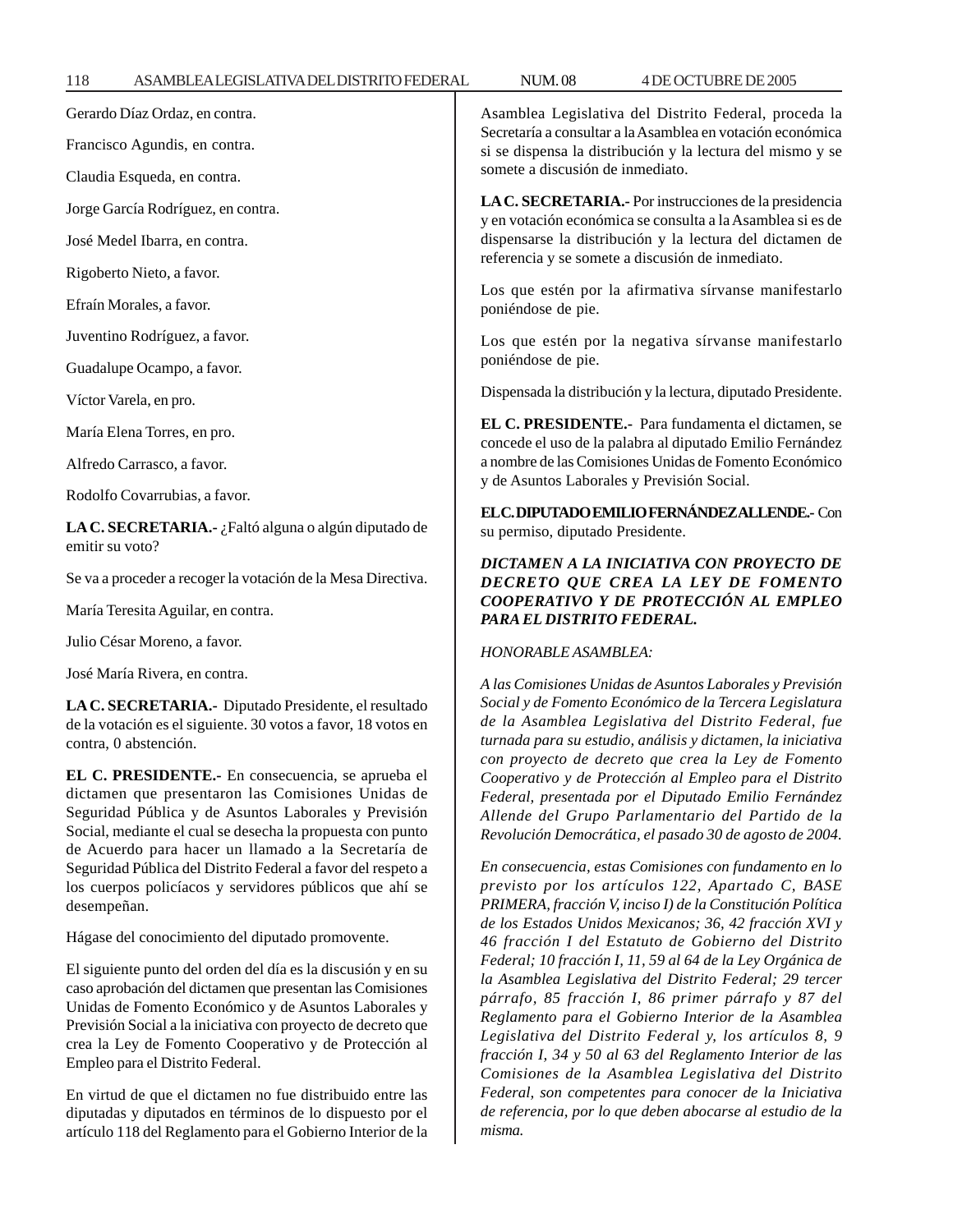Gerardo Díaz Ordaz, en contra.

Francisco Agundis, en contra.

Claudia Esqueda, en contra.

Jorge García Rodríguez, en contra.

José Medel Ibarra, en contra.

Rigoberto Nieto, a favor.

Efraín Morales, a favor.

Juventino Rodríguez, a favor.

Guadalupe Ocampo, a favor.

Víctor Varela, en pro.

María Elena Torres, en pro.

Alfredo Carrasco, a favor.

Rodolfo Covarrubias, a favor.

**LA C. SECRETARIA.-** ¿Faltó alguna o algún diputado de emitir su voto?

Se va a proceder a recoger la votación de la Mesa Directiva.

María Teresita Aguilar, en contra.

Julio César Moreno, a favor.

José María Rivera, en contra.

**LA C. SECRETARIA.-** Diputado Presidente, el resultado de la votación es el siguiente. 30 votos a favor, 18 votos en contra, 0 abstención.

**EL C. PRESIDENTE.-** En consecuencia, se aprueba el dictamen que presentaron las Comisiones Unidas de Seguridad Pública y de Asuntos Laborales y Previsión Social, mediante el cual se desecha la propuesta con punto de Acuerdo para hacer un llamado a la Secretaría de Seguridad Pública del Distrito Federal a favor del respeto a los cuerpos policíacos y servidores públicos que ahí se desempeñan.

Hágase del conocimiento del diputado promovente.

El siguiente punto del orden del día es la discusión y en su caso aprobación del dictamen que presentan las Comisiones Unidas de Fomento Económico y de Asuntos Laborales y Previsión Social a la iniciativa con proyecto de decreto que crea la Ley de Fomento Cooperativo y de Protección al Empleo para el Distrito Federal.

En virtud de que el dictamen no fue distribuido entre las diputadas y diputados en términos de lo dispuesto por el artículo 118 del Reglamento para el Gobierno Interior de la Asamblea Legislativa del Distrito Federal, proceda la Secretaría a consultar a la Asamblea en votación económica si se dispensa la distribución y la lectura del mismo y se somete a discusión de inmediato.

**LA C. SECRETARIA.-** Por instrucciones de la presidencia y en votación económica se consulta a la Asamblea si es de dispensarse la distribución y la lectura del dictamen de referencia y se somete a discusión de inmediato.

Los que estén por la afirmativa sírvanse manifestarlo poniéndose de pie.

Los que estén por la negativa sírvanse manifestarlo poniéndose de pie.

Dispensada la distribución y la lectura, diputado Presidente.

**EL C. PRESIDENTE.-** Para fundamenta el dictamen, se concede el uso de la palabra al diputado Emilio Fernández a nombre de las Comisiones Unidas de Fomento Económico y de Asuntos Laborales y Previsión Social.

**EL C. DIPUTADO EMILIO FERNÁNDEZ ALLENDE.-** Con su permiso, diputado Presidente.

***DICTAMEN A LA INICIATIVA CON PROYECTO DE DECRETO QUE CREA LA LEY DE FOMENTO COOPERATIVO Y DE PROTECCIÓN AL EMPLEO PARA EL DISTRITO FEDERAL.***

*HONORABLE ASAMBLEA:*

*A las Comisiones Unidas de Asuntos Laborales y Previsión Social y de Fomento Económico de la Tercera Legislatura de la Asamblea Legislativa del Distrito Federal, fue turnada para su estudio, análisis y dictamen, la iniciativa con proyecto de decreto que crea la Ley de Fomento Cooperativo y de Protección al Empleo para el Distrito Federal, presentada por el Diputado Emilio Fernández Allende del Grupo Parlamentario del Partido de la Revolución Democrática, el pasado 30 de agosto de 2004.*

*En consecuencia, estas Comisiones con fundamento en lo previsto por los artículos 122, Apartado C, BASE PRIMERA, fracción V, inciso I) de la Constitución Política de los Estados Unidos Mexicanos; 36, 42 fracción XVI y 46 fracción I del Estatuto de Gobierno del Distrito Federal; 10 fracción I, 11, 59 al 64 de la Ley Orgánica de la Asamblea Legislativa del Distrito Federal; 29 tercer párrafo, 85 fracción I, 86 primer párrafo y 87 del Reglamento para el Gobierno Interior de la Asamblea Legislativa del Distrito Federal y, los artículos 8, 9 fracción I, 34 y 50 al 63 del Reglamento Interior de las Comisiones de la Asamblea Legislativa del Distrito Federal, son competentes para conocer de la Iniciativa de referencia, por lo que deben abocarse al estudio de la misma.*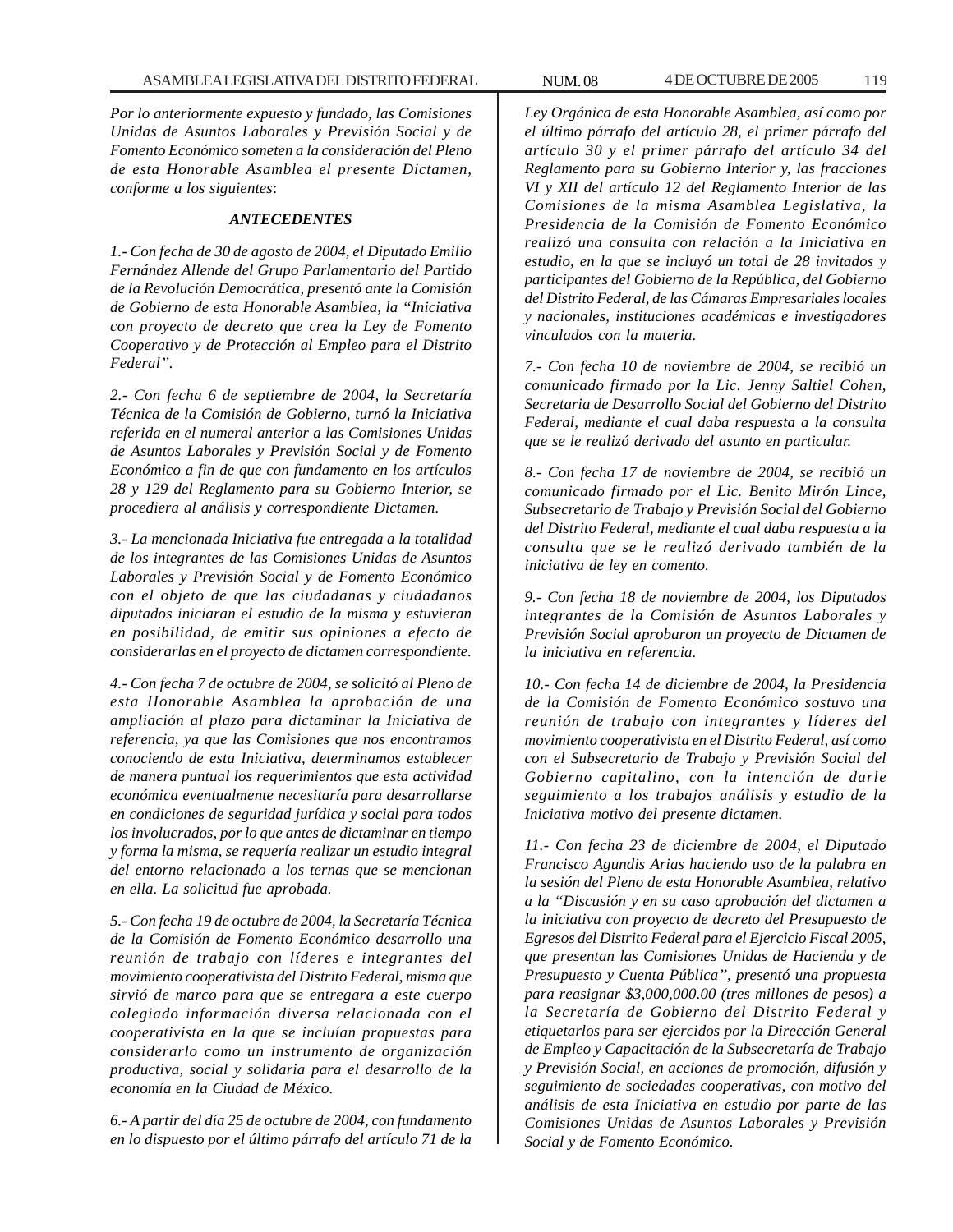*Por lo anteriormente expuesto y fundado, las Comisiones Unidas de Asuntos Laborales y Previsión Social y de Fomento Económico someten a la consideración del Pleno de esta Honorable Asamblea el presente Dictamen, conforme a los siguientes*:

### *ANTECEDENTES*

*1.- Con fecha de 30 de agosto de 2004, el Diputado Emilio Fernández Allende del Grupo Parlamentario del Partido de la Revolución Democrática, presentó ante la Comisión de Gobierno de esta Honorable Asamblea, la "Iniciativa con proyecto de decreto que crea la Ley de Fomento Cooperativo y de Protección al Empleo para el Distrito Federal".*

*2.- Con fecha 6 de septiembre de 2004, la Secretaría Técnica de la Comisión de Gobierno, turnó la Iniciativa referida en el numeral anterior a las Comisiones Unidas de Asuntos Laborales y Previsión Social y de Fomento Económico a fin de que con fundamento en los artículos 28 y 129 del Reglamento para su Gobierno Interior, se procediera al análisis y correspondiente Dictamen.*

*3.- La mencionada Iniciativa fue entregada a la totalidad de los integrantes de las Comisiones Unidas de Asuntos Laborales y Previsión Social y de Fomento Económico con el objeto de que las ciudadanas y ciudadanos diputados iniciaran el estudio de la misma y estuvieran en posibilidad, de emitir sus opiniones a efecto de considerarlas en el proyecto de dictamen correspondiente.*

*4.- Con fecha 7 de octubre de 2004, se solicitó al Pleno de esta Honorable Asamblea la aprobación de una ampliación al plazo para dictaminar la Iniciativa de referencia, ya que las Comisiones que nos encontramos conociendo de esta Iniciativa, determinamos establecer de manera puntual los requerimientos que esta actividad económica eventualmente necesitaría para desarrollarse en condiciones de seguridad jurídica y social para todos los involucrados, por lo que antes de dictaminar en tiempo y forma la misma, se requería realizar un estudio integral del entorno relacionado a los ternas que se mencionan en ella. La solicitud fue aprobada.*

*5.- Con fecha 19 de octubre de 2004, la Secretaría Técnica de la Comisión de Fomento Económico desarrollo una reunión de trabajo con líderes e integrantes del movimiento cooperativista del Distrito Federal, misma que sirvió de marco para que se entregara a este cuerpo colegiado información diversa relacionada con el cooperativista en la que se incluían propuestas para considerarlo como un instrumento de organización productiva, social y solidaria para el desarrollo de la economía en la Ciudad de México.*

*6.- A partir del día 25 de octubre de 2004, con fundamento en lo dispuesto por el último párrafo del artículo 71 de la Ley Orgánica de esta Honorable Asamblea, así como por el último párrafo del artículo 28, el primer párrafo del artículo 30 y el primer párrafo del artículo 34 del Reglamento para su Gobierno Interior y, las fracciones VI y XII del artículo 12 del Reglamento Interior de las Comisiones de la misma Asamblea Legislativa, la Presidencia de la Comisión de Fomento Económico realizó una consulta con relación a la Iniciativa en estudio, en la que se incluyó un total de 28 invitados y participantes del Gobierno de la República, del Gobierno del Distrito Federal, de las Cámaras Empresariales locales y nacionales, instituciones académicas e investigadores vinculados con la materia.*

*7.- Con fecha 10 de noviembre de 2004, se recibió un comunicado firmado por la Lic. Jenny Saltiel Cohen, Secretaria de Desarrollo Social del Gobierno del Distrito Federal, mediante el cual daba respuesta a la consulta que se le realizó derivado del asunto en particular.*

*8.- Con fecha 17 de noviembre de 2004, se recibió un comunicado firmado por el Lic. Benito Mirón Lince, Subsecretario de Trabajo y Previsión Social del Gobierno del Distrito Federal, mediante el cual daba respuesta a la consulta que se le realizó derivado también de la iniciativa de ley en comento.*

*9.- Con fecha 18 de noviembre de 2004, los Diputados integrantes de la Comisión de Asuntos Laborales y Previsión Social aprobaron un proyecto de Dictamen de la iniciativa en referencia.*

*10.- Con fecha 14 de diciembre de 2004, la Presidencia de la Comisión de Fomento Económico sostuvo una reunión de trabajo con integrantes y líderes del movimiento cooperativista en el Distrito Federal, así como con el Subsecretario de Trabajo y Previsión Social del Gobierno capitalino, con la intención de darle seguimiento a los trabajos análisis y estudio de la Iniciativa motivo del presente dictamen.*

*11.- Con fecha 23 de diciembre de 2004, el Diputado Francisco Agundis Arias haciendo uso de la palabra en la sesión del Pleno de esta Honorable Asamblea, relativo a la "Discusión y en su caso aprobación del dictamen a la iniciativa con proyecto de decreto del Presupuesto de Egresos del Distrito Federal para el Ejercicio Fiscal 2005, que presentan las Comisiones Unidas de Hacienda y de Presupuesto y Cuenta Pública", presentó una propuesta para reasignar $3,000,000.00 (tres millones de pesos) a la Secretaría de Gobierno del Distrito Federal y etiquetarlos para ser ejercidos por la Dirección General de Empleo y Capacitación de la Subsecretaría de Trabajo y Previsión Social, en acciones de promoción, difusión y seguimiento de sociedades cooperativas, con motivo del análisis de esta Iniciativa en estudio por parte de las Comisiones Unidas de Asuntos Laborales y Previsión Social y de Fomento Económico.*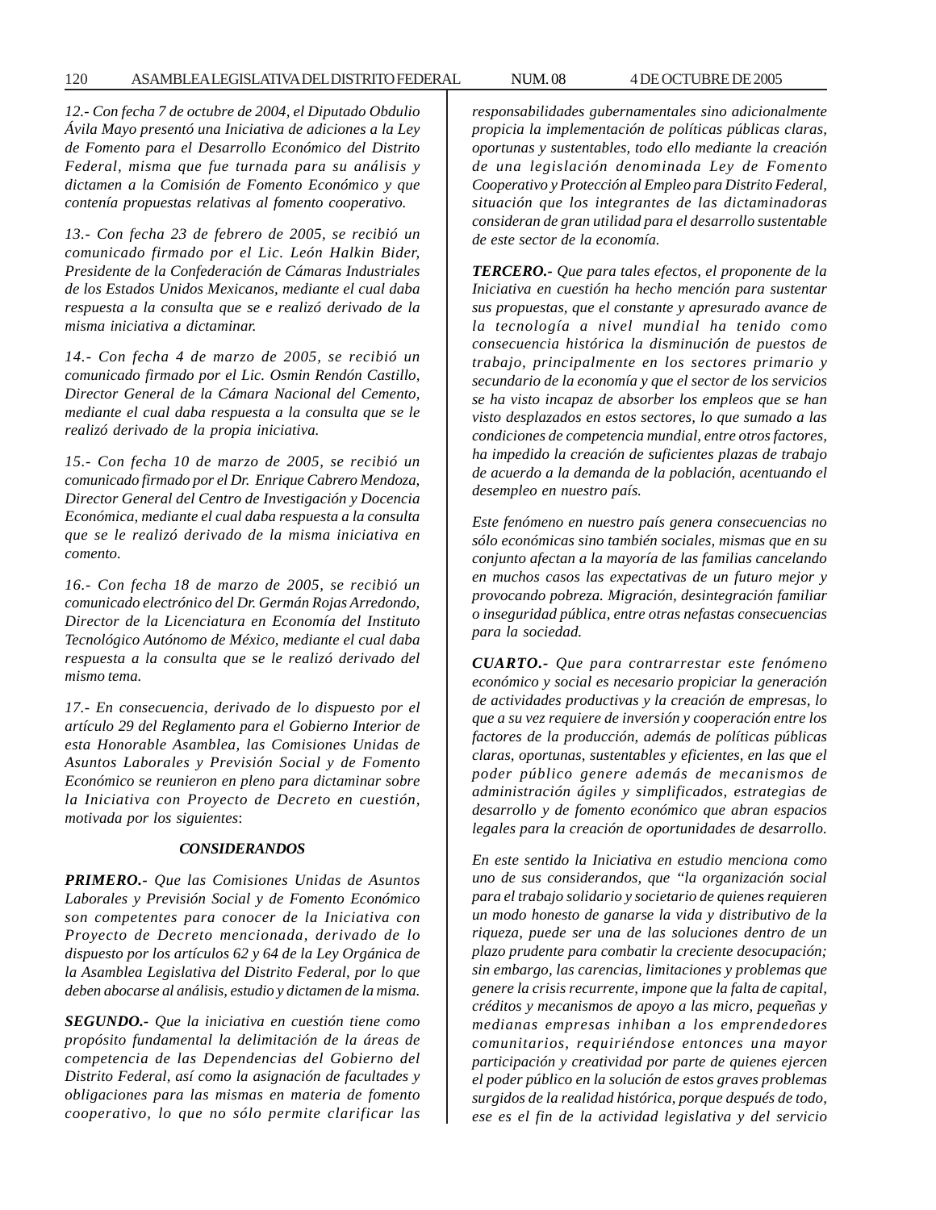*12.- Con fecha 7 de octubre de 2004, el Diputado Obdulio Ávila Mayo presentó una Iniciativa de adiciones a la Ley de Fomento para el Desarrollo Económico del Distrito Federal, misma que fue turnada para su análisis y dictamen a la Comisión de Fomento Económico y que contenía propuestas relativas al fomento cooperativo.*

*13.- Con fecha 23 de febrero de 2005, se recibió un comunicado firmado por el Lic. León Halkin Bider, Presidente de la Confederación de Cámaras Industriales de los Estados Unidos Mexicanos, mediante el cual daba respuesta a la consulta que se e realizó derivado de la misma iniciativa a dictaminar.*

*14.- Con fecha 4 de marzo de 2005, se recibió un comunicado firmado por el Lic. Osmin Rendón Castillo, Director General de la Cámara Nacional del Cemento, mediante el cual daba respuesta a la consulta que se le realizó derivado de la propia iniciativa.*

*15.- Con fecha 10 de marzo de 2005, se recibió un comunicado firmado por el Dr. Enrique Cabrero Mendoza, Director General del Centro de Investigación y Docencia Económica, mediante el cual daba respuesta a la consulta que se le realizó derivado de la misma iniciativa en comento.*

*16.- Con fecha 18 de marzo de 2005, se recibió un comunicado electrónico del Dr. Germán Rojas Arredondo, Director de la Licenciatura en Economía del Instituto Tecnológico Autónomo de México, mediante el cual daba respuesta a la consulta que se le realizó derivado del mismo tema.*

*17.- En consecuencia, derivado de lo dispuesto por el artículo 29 del Reglamento para el Gobierno Interior de esta Honorable Asamblea, las Comisiones Unidas de Asuntos Laborales y Previsión Social y de Fomento Económico se reunieron en pleno para dictaminar sobre la Iniciativa con Proyecto de Decreto en cuestión, motivada por los siguientes*:

## ***CONSIDERANDOS***

***PRIMERO.-*** *Que las Comisiones Unidas de Asuntos Laborales y Previsión Social y de Fomento Económico son competentes para conocer de la Iniciativa con Proyecto de Decreto mencionada, derivado de lo dispuesto por los artículos 62 y 64 de la Ley Orgánica de la Asamblea Legislativa del Distrito Federal, por lo que deben abocarse al análisis, estudio y dictamen de la misma.*

***SEGUNDO.-*** *Que la iniciativa en cuestión tiene como propósito fundamental la delimitación de la áreas de competencia de las Dependencias del Gobierno del Distrito Federal, así como la asignación de facultades y obligaciones para las mismas en materia de fomento cooperativo, lo que no sólo permite clarificar las responsabilidades gubernamentales sino adicionalmente propicia la implementación de políticas públicas claras, oportunas y sustentables, todo ello mediante la creación de una legislación denominada Ley de Fomento Cooperativo y Protección al Empleo para Distrito Federal, situación que los integrantes de las dictaminadoras consideran de gran utilidad para el desarrollo sustentable de este sector de la economía.*

***TERCERO.-*** *Que para tales efectos, el proponente de la Iniciativa en cuestión ha hecho mención para sustentar sus propuestas, que el constante y apresurado avance de la tecnología a nivel mundial ha tenido como consecuencia histórica la disminución de puestos de trabajo, principalmente en los sectores primario y secundario de la economía y que el sector de los servicios se ha visto incapaz de absorber los empleos que se han visto desplazados en estos sectores, lo que sumado a las condiciones de competencia mundial, entre otros factores, ha impedido la creación de suficientes plazas de trabajo de acuerdo a la demanda de la población, acentuando el desempleo en nuestro país.*

*Este fenómeno en nuestro país genera consecuencias no sólo económicas sino también sociales, mismas que en su conjunto afectan a la mayoría de las familias cancelando en muchos casos las expectativas de un futuro mejor y provocando pobreza. Migración, desintegración familiar o inseguridad pública, entre otras nefastas consecuencias para la sociedad.*

***CUARTO.-*** *Que para contrarrestar este fenómeno económico y social es necesario propiciar la generación de actividades productivas y la creación de empresas, lo que a su vez requiere de inversión y cooperación entre los factores de la producción, además de políticas públicas claras, oportunas, sustentables y eficientes, en las que el poder público genere además de mecanismos de administración ágiles y simplificados, estrategias de desarrollo y de fomento económico que abran espacios legales para la creación de oportunidades de desarrollo.*

*En este sentido la Iniciativa en estudio menciona como uno de sus considerandos, que "la organización social para el trabajo solidario y societario de quienes requieren un modo honesto de ganarse la vida y distributivo de la riqueza, puede ser una de las soluciones dentro de un plazo prudente para combatir la creciente desocupación; sin embargo, las carencias, limitaciones y problemas que genere la crisis recurrente, impone que la falta de capital, créditos y mecanismos de apoyo a las micro, pequeñas y medianas empresas inhiban a los emprendedores comunitarios, requiriéndose entonces una mayor participación y creatividad por parte de quienes ejercen el poder público en la solución de estos graves problemas surgidos de la realidad histórica, porque después de todo, ese es el fin de la actividad legislativa y del servicio*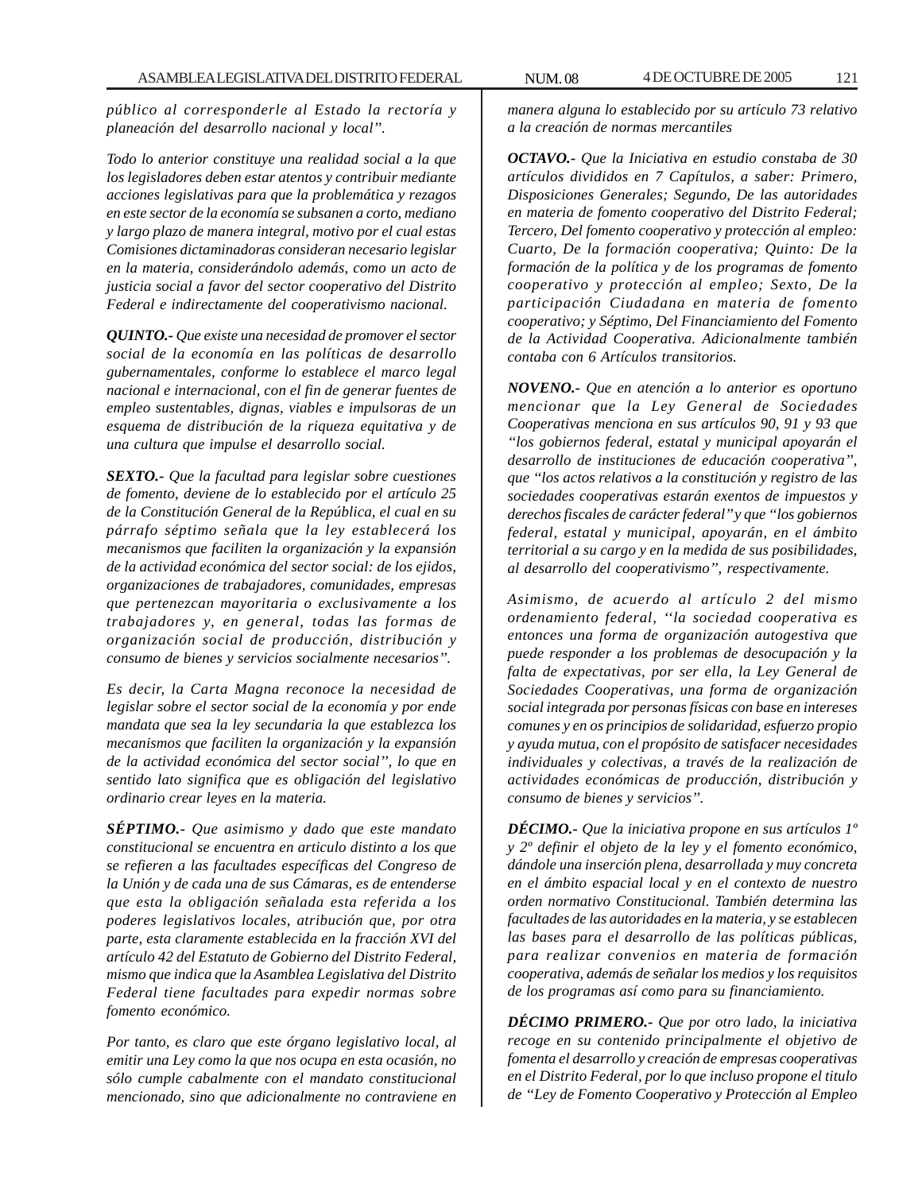*público al corresponderle al Estado la rectoría y planeación del desarrollo nacional y local".*

*Todo lo anterior constituye una realidad social a la que los legisladores deben estar atentos y contribuir mediante acciones legislativas para que la problemática y rezagos en este sector de la economía se subsanen a corto, mediano y largo plazo de manera integral, motivo por el cual estas Comisiones dictaminadoras consideran necesario legislar en la materia, considerándolo además, como un acto de justicia social a favor del sector cooperativo del Distrito Federal e indirectamente del cooperativismo nacional.*

***QUINTO.-*** *Que existe una necesidad de promover el sector social de la economía en las políticas de desarrollo gubernamentales, conforme lo establece el marco legal nacional e internacional, con el fin de generar fuentes de empleo sustentables, dignas, viables e impulsoras de un esquema de distribución de la riqueza equitativa y de una cultura que impulse el desarrollo social.*

***SEXTO.-*** *Que la facultad para legislar sobre cuestiones de fomento, deviene de lo establecido por el artículo 25 de la Constitución General de la República, el cual en su párrafo séptimo señala que la ley establecerá los mecanismos que faciliten la organización y la expansión de la actividad económica del sector social: de los ejidos, organizaciones de trabajadores, comunidades, empresas que pertenezcan mayoritaria o exclusivamente a los trabajadores y, en general, todas las formas de organización social de producción, distribución y consumo de bienes y servicios socialmente necesarios".*

*Es decir, la Carta Magna reconoce la necesidad de legislar sobre el sector social de la economía y por ende mandata que sea la ley secundaria la que establezca los mecanismos que faciliten la organización y la expansión de la actividad económica del sector social", lo que en sentido lato significa que es obligación del legislativo ordinario crear leyes en la materia.*

***SÉPTIMO.-*** *Que asimismo y dado que este mandato constitucional se encuentra en articulo distinto a los que se refieren a las facultades específicas del Congreso de la Unión y de cada una de sus Cámaras, es de entenderse que esta la obligación señalada esta referida a los poderes legislativos locales, atribución que, por otra parte, esta claramente establecida en la fracción XVI del artículo 42 del Estatuto de Gobierno del Distrito Federal, mismo que indica que la Asamblea Legislativa del Distrito Federal tiene facultades para expedir normas sobre fomento económico.*

*Por tanto, es claro que este órgano legislativo local, al emitir una Ley como la que nos ocupa en esta ocasión, no sólo cumple cabalmente con el mandato constitucional mencionado, sino que adicionalmente no contraviene en manera alguna lo establecido por su artículo 73 relativo a la creación de normas mercantiles*

***OCTAVO.-*** *Que la Iniciativa en estudio constaba de 30 artículos divididos en 7 Capítulos, a saber: Primero, Disposiciones Generales; Segundo, De las autoridades en materia de fomento cooperativo del Distrito Federal; Tercero, Del fomento cooperativo y protección al empleo: Cuarto, De la formación cooperativa; Quinto: De la formación de la política y de los programas de fomento cooperativo y protección al empleo; Sexto, De la participación Ciudadana en materia de fomento cooperativo; y Séptimo, Del Financiamiento del Fomento de la Actividad Cooperativa. Adicionalmente también contaba con 6 Artículos transitorios.*

***NOVENO.-*** *Que en atención a lo anterior es oportuno mencionar que la Ley General de Sociedades Cooperativas menciona en sus artículos 90, 91 y 93 que "los gobiernos federal, estatal y municipal apoyarán el desarrollo de instituciones de educación cooperativa", que "los actos relativos a la constitución y registro de las sociedades cooperativas estarán exentos de impuestos y derechos fiscales de carácter federal" y que "los gobiernos federal, estatal y municipal, apoyarán, en el ámbito territorial a su cargo y en la medida de sus posibilidades, al desarrollo del cooperativismo", respectivamente.*

*Asimismo, de acuerdo al artículo 2 del mismo ordenamiento federal, "la sociedad cooperativa es entonces una forma de organización autogestiva que puede responder a los problemas de desocupación y la falta de expectativas, por ser ella, la Ley General de Sociedades Cooperativas, una forma de organización social integrada por personas físicas con base en intereses comunes y en os principios de solidaridad, esfuerzo propio y ayuda mutua, con el propósito de satisfacer necesidades individuales y colectivas, a través de la realización de actividades económicas de producción, distribución y consumo de bienes y servicios".*

***DÉCIMO.-*** *Que la iniciativa propone en sus artículos 1º y 2º definir el objeto de la ley y el fomento económico, dándole una inserción plena, desarrollada y muy concreta en el ámbito espacial local y en el contexto de nuestro orden normativo Constitucional. También determina las facultades de las autoridades en la materia, y se establecen las bases para el desarrollo de las políticas públicas, para realizar convenios en materia de formación cooperativa, además de señalar los medios y los requisitos de los programas así como para su financiamiento.*

***DÉCIMO PRIMERO.-*** *Que por otro lado, la iniciativa recoge en su contenido principalmente el objetivo de fomenta el desarrollo y creación de empresas cooperativas en el Distrito Federal, por lo que incluso propone el titulo de "Ley de Fomento Cooperativo y Protección al Empleo*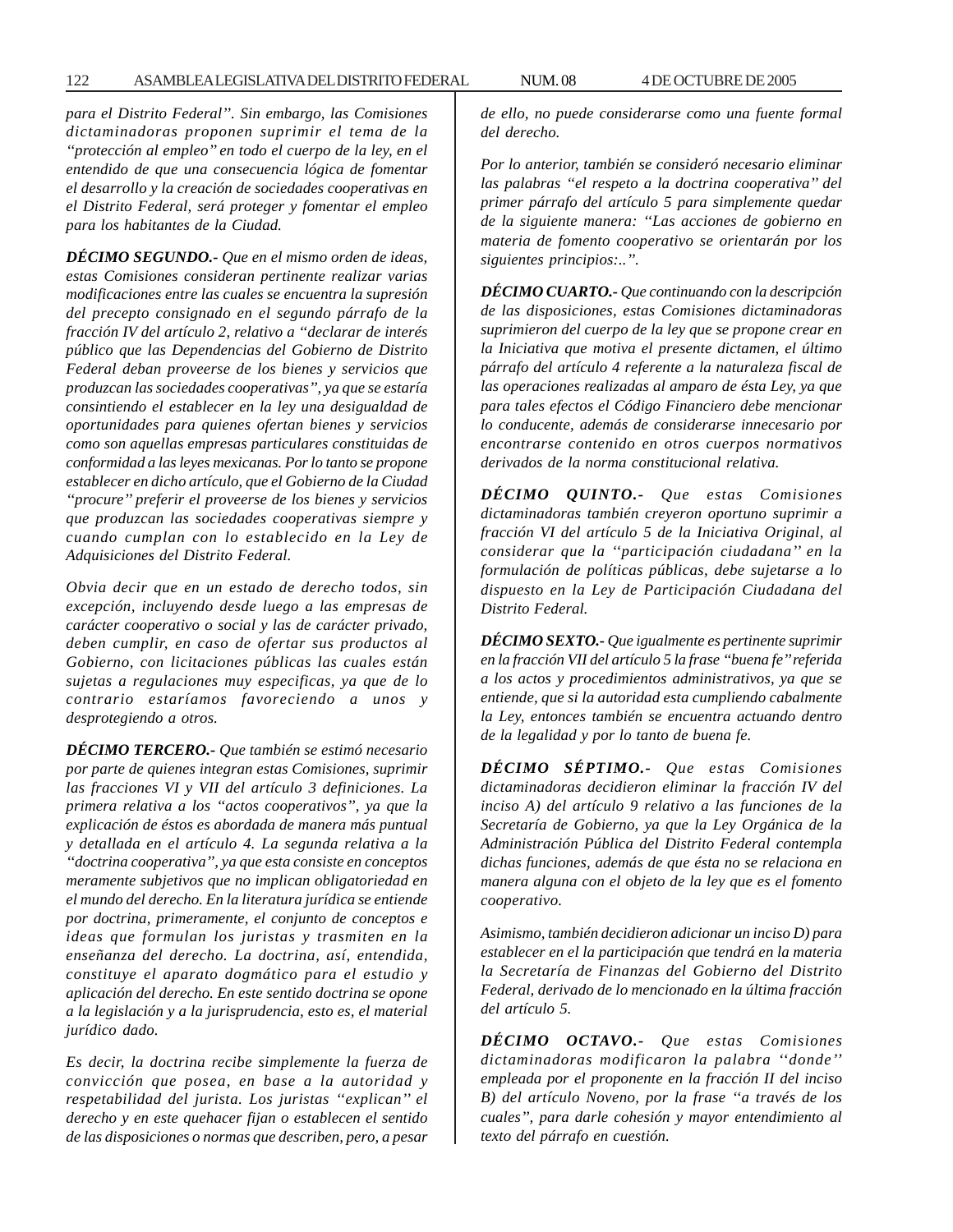*para el Distrito Federal". Sin embargo, las Comisiones dictaminadoras proponen suprimir el tema de la "protección al empleo" en todo el cuerpo de la ley, en el entendido de que una consecuencia lógica de fomentar el desarrollo y la creación de sociedades cooperativas en el Distrito Federal, será proteger y fomentar el empleo para los habitantes de la Ciudad.*

***DÉCIMO SEGUNDO.-*** *Que en el mismo orden de ideas, estas Comisiones consideran pertinente realizar varias modificaciones entre las cuales se encuentra la supresión del precepto consignado en el segundo párrafo de la fracción IV del artículo 2, relativo a "declarar de interés público que las Dependencias del Gobierno de Distrito Federal deban proveerse de los bienes y servicios que produzcan las sociedades cooperativas", ya que se estaría consintiendo el establecer en la ley una desigualdad de oportunidades para quienes ofertan bienes y servicios como son aquellas empresas particulares constituidas de conformidad a las leyes mexicanas. Por lo tanto se propone establecer en dicho artículo, que el Gobierno de la Ciudad "procure" preferir el proveerse de los bienes y servicios que produzcan las sociedades cooperativas siempre y cuando cumplan con lo establecido en la Ley de Adquisiciones del Distrito Federal.*

*Obvia decir que en un estado de derecho todos, sin excepción, incluyendo desde luego a las empresas de carácter cooperativo o social y las de carácter privado, deben cumplir, en caso de ofertar sus productos al Gobierno, con licitaciones públicas las cuales están sujetas a regulaciones muy especificas, ya que de lo contrario estaríamos favoreciendo a unos y desprotegiendo a otros.*

***DÉCIMO TERCERO.-*** *Que también se estimó necesario por parte de quienes integran estas Comisiones, suprimir las fracciones VI y VII del artículo 3 definiciones. La primera relativa a los "actos cooperativos", ya que la explicación de éstos es abordada de manera más puntual y detallada en el artículo 4. La segunda relativa a la "doctrina cooperativa", ya que esta consiste en conceptos meramente subjetivos que no implican obligatoriedad en el mundo del derecho. En la literatura jurídica se entiende por doctrina, primeramente, el conjunto de conceptos e ideas que formulan los juristas y trasmiten en la enseñanza del derecho. La doctrina, así, entendida, constituye el aparato dogmático para el estudio y aplicación del derecho. En este sentido doctrina se opone a la legislación y a la jurisprudencia, esto es, el material jurídico dado.*

*Es decir, la doctrina recibe simplemente la fuerza de convicción que posea, en base a la autoridad y respetabilidad del jurista. Los juristas "explican" el derecho y en este quehacer fijan o establecen el sentido de las disposiciones o normas que describen, pero, a pesar de ello, no puede considerarse como una fuente formal del derecho.*

*Por lo anterior, también se consideró necesario eliminar las palabras "el respeto a la doctrina cooperativa" del primer párrafo del artículo 5 para simplemente quedar de la siguiente manera: "Las acciones de gobierno en materia de fomento cooperativo se orientarán por los siguientes principios:..".*

***DÉCIMO CUARTO.-*** *Que continuando con la descripción de las disposiciones, estas Comisiones dictaminadoras suprimieron del cuerpo de la ley que se propone crear en la Iniciativa que motiva el presente dictamen, el último párrafo del artículo 4 referente a la naturaleza fiscal de las operaciones realizadas al amparo de ésta Ley, ya que para tales efectos el Código Financiero debe mencionar lo conducente, además de considerarse innecesario por encontrarse contenido en otros cuerpos normativos derivados de la norma constitucional relativa.*

***DÉCIMO QUINTO.-*** *Que estas Comisiones dictaminadoras también creyeron oportuno suprimir a fracción VI del artículo 5 de la Iniciativa Original, al considerar que la "participación ciudadana" en la formulación de políticas públicas, debe sujetarse a lo dispuesto en la Ley de Participación Ciudadana del Distrito Federal.*

***DÉCIMO SEXTO.-*** *Que igualmente es pertinente suprimir en la fracción VII del artículo 5 la frase "buena fe" referida a los actos y procedimientos administrativos, ya que se entiende, que si la autoridad esta cumpliendo cabalmente la Ley, entonces también se encuentra actuando dentro de la legalidad y por lo tanto de buena fe.*

***DÉCIMO SÉPTIMO.-*** *Que estas Comisiones dictaminadoras decidieron eliminar la fracción IV del inciso A) del artículo 9 relativo a las funciones de la Secretaría de Gobierno, ya que la Ley Orgánica de la Administración Pública del Distrito Federal contempla dichas funciones, además de que ésta no se relaciona en manera alguna con el objeto de la ley que es el fomento cooperativo.*

*Asimismo, también decidieron adicionar un inciso D) para establecer en el la participación que tendrá en la materia la Secretaría de Finanzas del Gobierno del Distrito Federal, derivado de lo mencionado en la última fracción del artículo 5.*

***DÉCIMO OCTAVO.-*** *Que estas Comisiones dictaminadoras modificaron la palabra "donde" empleada por el proponente en la fracción II del inciso B) del artículo Noveno, por la frase "a través de los cuales", para darle cohesión y mayor entendimiento al texto del párrafo en cuestión.*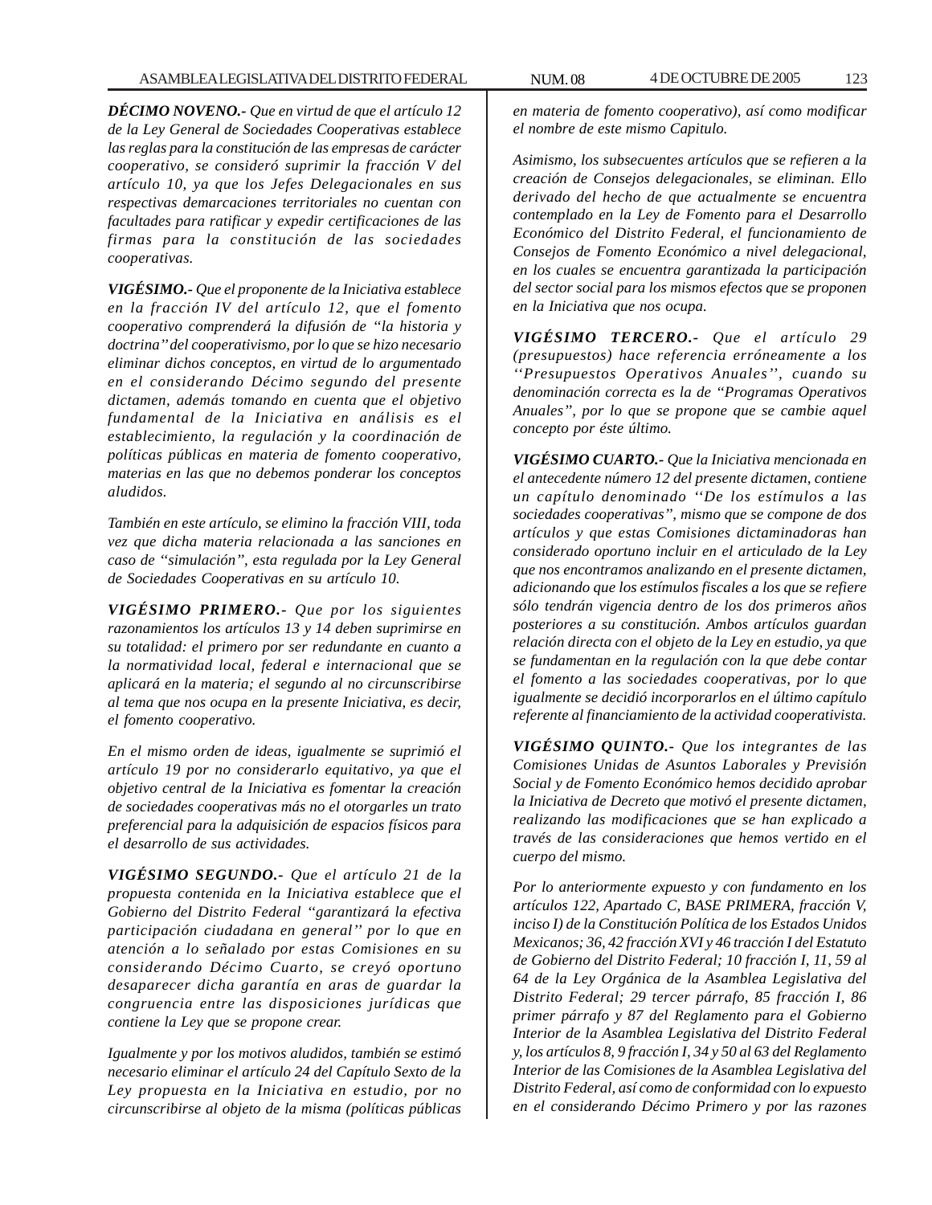***DÉCIMO NOVENO.-*** *Que en virtud de que el artículo 12 de la Ley General de Sociedades Cooperativas establece las reglas para la constitución de las empresas de carácter cooperativo, se consideró suprimir la fracción V del artículo 10, ya que los Jefes Delegacionales en sus respectivas demarcaciones territoriales no cuentan con facultades para ratificar y expedir certificaciones de las firmas para la constitución de las sociedades cooperativas.*

***VIGÉSIMO.-*** *Que el proponente de la Iniciativa establece en la fracción IV del artículo 12, que el fomento cooperativo comprenderá la difusión de "la historia y doctrina" del cooperativismo, por lo que se hizo necesario eliminar dichos conceptos, en virtud de lo argumentado en el considerando Décimo segundo del presente dictamen, además tomando en cuenta que el objetivo fundamental de la Iniciativa en análisis es el establecimiento, la regulación y la coordinación de políticas públicas en materia de fomento cooperativo, materias en las que no debemos ponderar los conceptos aludidos.*

*También en este artículo, se elimino la fracción VIII, toda vez que dicha materia relacionada a las sanciones en caso de "simulación", esta regulada por la Ley General de Sociedades Cooperativas en su artículo 10.*

***VIGÉSIMO PRIMERO.-*** *Que por los siguientes razonamientos los artículos 13 y 14 deben suprimirse en su totalidad: el primero por ser redundante en cuanto a la normatividad local, federal e internacional que se aplicará en la materia; el segundo al no circunscribirse al tema que nos ocupa en la presente Iniciativa, es decir, el fomento cooperativo.*

*En el mismo orden de ideas, igualmente se suprimió el artículo 19 por no considerarlo equitativo, ya que el objetivo central de la Iniciativa es fomentar la creación de sociedades cooperativas más no el otorgarles un trato preferencial para la adquisición de espacios físicos para el desarrollo de sus actividades.*

***VIGÉSIMO SEGUNDO.-*** *Que el artículo 21 de la propuesta contenida en la Iniciativa establece que el Gobierno del Distrito Federal "garantizará la efectiva participación ciudadana en general" por lo que en atención a lo señalado por estas Comisiones en su considerando Décimo Cuarto, se creyó oportuno desaparecer dicha garantía en aras de guardar la congruencia entre las disposiciones jurídicas que contiene la Ley que se propone crear.*

*Igualmente y por los motivos aludidos, también se estimó necesario eliminar el artículo 24 del Capítulo Sexto de la Ley propuesta en la Iniciativa en estudio, por no circunscribirse al objeto de la misma (políticas públicas en materia de fomento cooperativo), así como modificar el nombre de este mismo Capitulo.*

*Asimismo, los subsecuentes artículos que se refieren a la creación de Consejos delegacionales, se eliminan. Ello derivado del hecho de que actualmente se encuentra contemplado en la Ley de Fomento para el Desarrollo Económico del Distrito Federal, el funcionamiento de Consejos de Fomento Económico a nivel delegacional, en los cuales se encuentra garantizada la participación del sector social para los mismos efectos que se proponen en la Iniciativa que nos ocupa.*

***VIGÉSIMO TERCERO.-*** *Que el artículo 29 (presupuestos) hace referencia erróneamente a los "Presupuestos Operativos Anuales", cuando su denominación correcta es la de "Programas Operativos Anuales", por lo que se propone que se cambie aquel concepto por éste último.*

***VIGÉSIMO CUARTO.-*** *Que la Iniciativa mencionada en el antecedente número 12 del presente dictamen, contiene un capítulo denominado "De los estímulos a las sociedades cooperativas", mismo que se compone de dos artículos y que estas Comisiones dictaminadoras han considerado oportuno incluir en el articulado de la Ley que nos encontramos analizando en el presente dictamen, adicionando que los estímulos fiscales a los que se refiere sólo tendrán vigencia dentro de los dos primeros años posteriores a su constitución. Ambos artículos guardan relación directa con el objeto de la Ley en estudio, ya que se fundamentan en la regulación con la que debe contar el fomento a las sociedades cooperativas, por lo que igualmente se decidió incorporarlos en el último capítulo referente al financiamiento de la actividad cooperativista.*

***VIGÉSIMO QUINTO.-*** *Que los integrantes de las Comisiones Unidas de Asuntos Laborales y Previsión Social y de Fomento Económico hemos decidido aprobar la Iniciativa de Decreto que motivó el presente dictamen, realizando las modificaciones que se han explicado a través de las consideraciones que hemos vertido en el cuerpo del mismo.*

*Por lo anteriormente expuesto y con fundamento en los artículos 122, Apartado C, BASE PRIMERA, fracción V, inciso I) de la Constitución Política de los Estados Unidos Mexicanos; 36, 42 fracción XVI y 46 tracción I del Estatuto de Gobierno del Distrito Federal; 10 fracción I, 11, 59 al 64 de la Ley Orgánica de la Asamblea Legislativa del Distrito Federal; 29 tercer párrafo, 85 fracción I, 86 primer párrafo y 87 del Reglamento para el Gobierno Interior de la Asamblea Legislativa del Distrito Federal y, los artículos 8, 9 fracción I, 34 y 50 al 63 del Reglamento Interior de las Comisiones de la Asamblea Legislativa del Distrito Federal, así como de conformidad con lo expuesto en el considerando Décimo Primero y por las razones*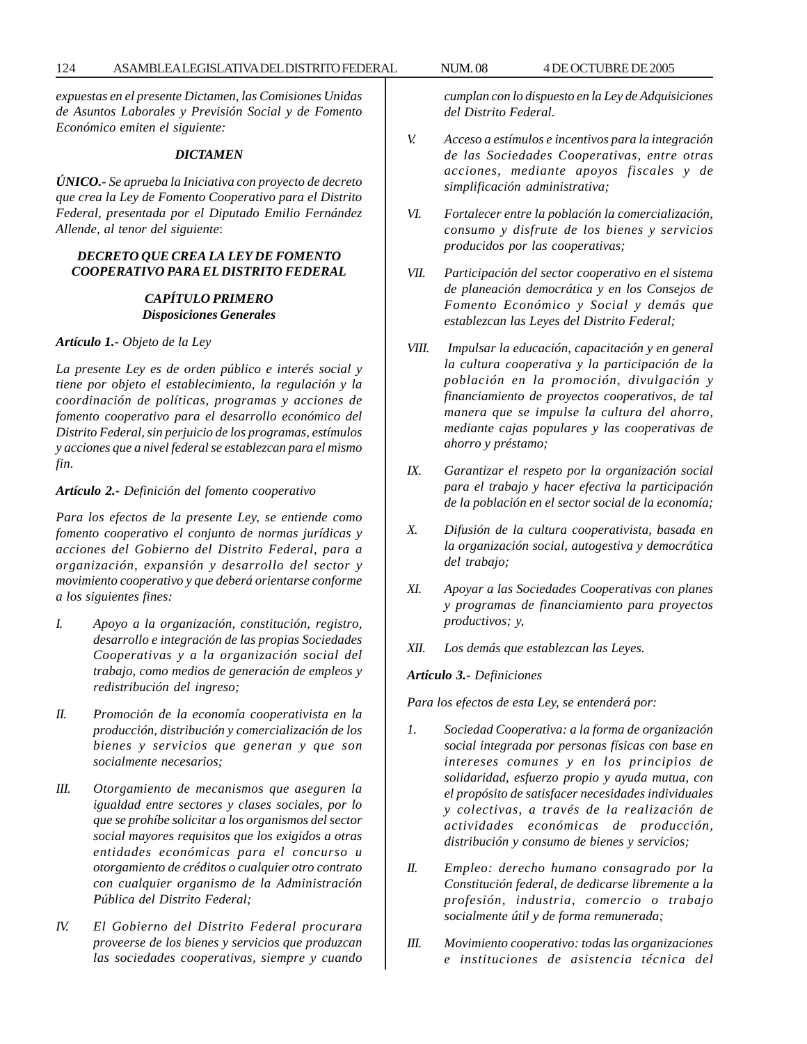*expuestas en el presente Dictamen, las Comisiones Unidas de Asuntos Laborales y Previsión Social y de Fomento Económico emiten el siguiente:*

***DICTAMEN***

***ÚNICO.-*** *Se aprueba la Iniciativa con proyecto de decreto que crea la Ley de Fomento Cooperativo para el Distrito Federal, presentada por el Diputado Emilio Fernández Allende, al tenor del siguiente*:

***DECRETO QUE CREA LA LEY DE FOMENTO COOPERATIVO PARA EL DISTRITO FEDERAL***

***CAPÍTULO PRIMERO***
***Disposiciones Generales***

***Artículo 1.-*** *Objeto de la Ley*

*La presente Ley es de orden público e interés social y tiene por objeto el establecimiento, la regulación y la coordinación de políticas, programas y acciones de fomento cooperativo para el desarrollo económico del Distrito Federal, sin perjuicio de los programas, estímulos y acciones que a nivel federal se establezcan para el mismo fin.*

***Artículo 2.-*** *Definición del fomento cooperativo*

*Para los efectos de la presente Ley, se entiende como fomento cooperativo el conjunto de normas jurídicas y acciones del Gobierno del Distrito Federal, para a organización, expansión y desarrollo del sector y movimiento cooperativo y que deberá orientarse conforme a los siguientes fines:*

*I. Apoyo a la organización, constitución, registro, desarrollo e integración de las propias Sociedades Cooperativas y a la organización social del trabajo, como medios de generación de empleos y redistribución del ingreso;*

*II. Promoción de la economía cooperativista en la producción, distribución y comercialización de los bienes y servicios que generan y que son socialmente necesarios;*

*III. Otorgamiento de mecanismos que aseguren la igualdad entre sectores y clases sociales, por lo que se prohíbe solicitar a los organismos del sector social mayores requisitos que los exigidos a otras entidades económicas para el concurso u otorgamiento de créditos o cualquier otro contrato con cualquier organismo de la Administración Pública del Distrito Federal;*

*IV. El Gobierno del Distrito Federal procurara proveerse de los bienes y servicios que produzcan las sociedades cooperativas, siempre y cuando cumplan con lo dispuesto en la Ley de Adquisiciones del Distrito Federal.*

*V. Acceso a estímulos e incentivos para la integración de las Sociedades Cooperativas, entre otras acciones, mediante apoyos fiscales y de simplificación administrativa;*

*VI. Fortalecer entre la población la comercialización, consumo y disfrute de los bienes y servicios producidos por las cooperativas;*

*VII. Participación del sector cooperativo en el sistema de planeación democrática y en los Consejos de Fomento Económico y Social y demás que establezcan las Leyes del Distrito Federal;*

*VIII. Impulsar la educación, capacitación y en general la cultura cooperativa y la participación de la población en la promoción, divulgación y financiamiento de proyectos cooperativos, de tal manera que se impulse la cultura del ahorro, mediante cajas populares y las cooperativas de ahorro y préstamo;*

*IX. Garantizar el respeto por la organización social para el trabajo y hacer efectiva la participación de la población en el sector social de la economía;*

*X. Difusión de la cultura cooperativista, basada en la organización social, autogestiva y democrática del trabajo;*

*XI. Apoyar a las Sociedades Cooperativas con planes y programas de financiamiento para proyectos productivos; y,*

*XII. Los demás que establezcan las Leyes.*

***Artículo 3.-*** *Definiciones*

*Para los efectos de esta Ley, se entenderá por:*

*1. Sociedad Cooperativa: a la forma de organización social integrada por personas físicas con base en intereses comunes y en los principios de solidaridad, esfuerzo propio y ayuda mutua, con el propósito de satisfacer necesidades individuales y colectivas, a través de la realización de actividades económicas de producción, distribución y consumo de bienes y servicios;*

*II. Empleo: derecho humano consagrado por la Constitución federal, de dedicarse libremente a la profesión, industria, comercio o trabajo socialmente útil y de forma remunerada;*

*III. Movimiento cooperativo: todas las organizaciones e instituciones de asistencia técnica del*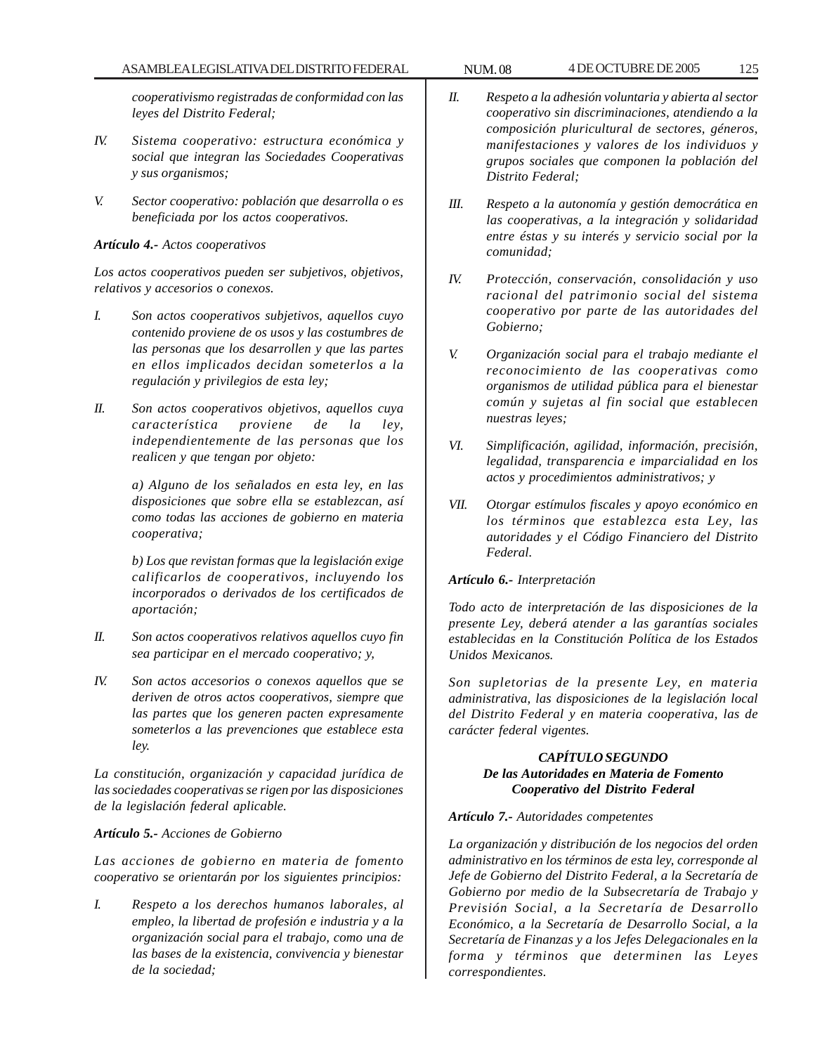*cooperativismo registradas de conformidad con las leyes del Distrito Federal;*

*IV. Sistema cooperativo: estructura económica y social que integran las Sociedades Cooperativas y sus organismos;*

*V. Sector cooperativo: población que desarrolla o es beneficiada por los actos cooperativos.*

***Artículo 4.-** Actos cooperativos*

*Los actos cooperativos pueden ser subjetivos, objetivos, relativos y accesorios o conexos.*

*I. Son actos cooperativos subjetivos, aquellos cuyo contenido proviene de os usos y las costumbres de las personas que los desarrollen y que las partes en ellos implicados decidan someterlos a la regulación y privilegios de esta ley;*

*II. Son actos cooperativos objetivos, aquellos cuya característica proviene de la ley, independientemente de las personas que los realicen y que tengan por objeto:*

*a) Alguno de los señalados en esta ley, en las disposiciones que sobre ella se establezcan, así como todas las acciones de gobierno en materia cooperativa;*

*b) Los que revistan formas que la legislación exige calificarlos de cooperativos, incluyendo los incorporados o derivados de los certificados de aportación;*

*II. Son actos cooperativos relativos aquellos cuyo fin sea participar en el mercado cooperativo; y,*

*IV. Son actos accesorios o conexos aquellos que se deriven de otros actos cooperativos, siempre que las partes que los generen pacten expresamente someterlos a las prevenciones que establece esta ley.*

*La constitución, organización y capacidad jurídica de las sociedades cooperativas se rigen por las disposiciones de la legislación federal aplicable.*

***Artículo 5.-** Acciones de Gobierno*

*Las acciones de gobierno en materia de fomento cooperativo se orientarán por los siguientes principios:*

*I. Respeto a los derechos humanos laborales, al empleo, la libertad de profesión e industria y a la organización social para el trabajo, como una de las bases de la existencia, convivencia y bienestar de la sociedad;*

*II. Respeto a la adhesión voluntaria y abierta al sector cooperativo sin discriminaciones, atendiendo a la composición pluricultural de sectores, géneros, manifestaciones y valores de los individuos y grupos sociales que componen la población del Distrito Federal;*

*III. Respeto a la autonomía y gestión democrática en las cooperativas, a la integración y solidaridad entre éstas y su interés y servicio social por la comunidad;*

*IV. Protección, conservación, consolidación y uso racional del patrimonio social del sistema cooperativo por parte de las autoridades del Gobierno;*

*V. Organización social para el trabajo mediante el reconocimiento de las cooperativas como organismos de utilidad pública para el bienestar común y sujetas al fin social que establecen nuestras leyes;*

*VI. Simplificación, agilidad, información, precisión, legalidad, transparencia e imparcialidad en los actos y procedimientos administrativos; y*

*VII. Otorgar estímulos fiscales y apoyo económico en los términos que establezca esta Ley, las autoridades y el Código Financiero del Distrito Federal.*

***Artículo 6.-** Interpretación*

*Todo acto de interpretación de las disposiciones de la presente Ley, deberá atender a las garantías sociales establecidas en la Constitución Política de los Estados Unidos Mexicanos.*

*Son supletorias de la presente Ley, en materia administrativa, las disposiciones de la legislación local del Distrito Federal y en materia cooperativa, las de carácter federal vigentes.*

***CAPÍTULO SEGUNDO***
***De las Autoridades en Materia de Fomento Cooperativo del Distrito Federal***

***Artículo 7.-** Autoridades competentes*

*La organización y distribución de los negocios del orden administrativo en los términos de esta ley, corresponde al Jefe de Gobierno del Distrito Federal, a la Secretaría de Gobierno por medio de la Subsecretaría de Trabajo y Previsión Social, a la Secretaría de Desarrollo Económico, a la Secretaría de Desarrollo Social, a la Secretaría de Finanzas y a los Jefes Delegacionales en la forma y términos que determinen las Leyes correspondientes.*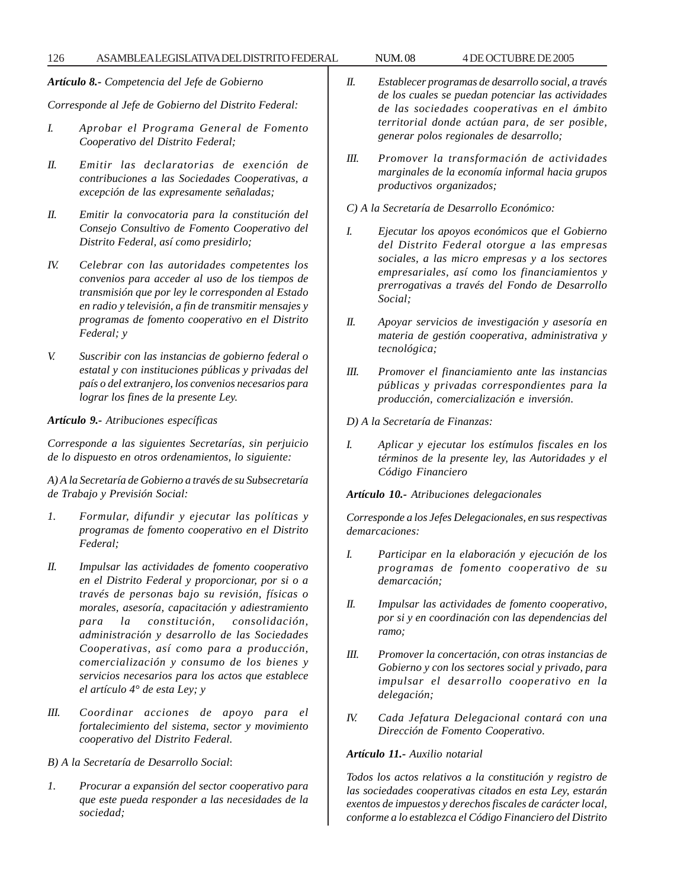***Artículo 8.-*** *Competencia del Jefe de Gobierno*

*Corresponde al Jefe de Gobierno del Distrito Federal:*

*I. Aprobar el Programa General de Fomento Cooperativo del Distrito Federal;*

*II. Emitir las declaratorias de exención de contribuciones a las Sociedades Cooperativas, a excepción de las expresamente señaladas;*

*II. Emitir la convocatoria para la constitución del Consejo Consultivo de Fomento Cooperativo del Distrito Federal, así como presidirlo;*

*IV. Celebrar con las autoridades competentes los convenios para acceder al uso de los tiempos de transmisión que por ley le corresponden al Estado en radio y televisión, a fin de transmitir mensajes y programas de fomento cooperativo en el Distrito Federal; y*

*V. Suscribir con las instancias de gobierno federal o estatal y con instituciones públicas y privadas del país o del extranjero, los convenios necesarios para lograr los fines de la presente Ley.*

***Artículo 9.-*** *Atribuciones específicas*

*Corresponde a las siguientes Secretarías, sin perjuicio de lo dispuesto en otros ordenamientos, lo siguiente:*

*A) A la Secretaría de Gobierno a través de su Subsecretaría de Trabajo y Previsión Social:*

*1. Formular, difundir y ejecutar las políticas y programas de fomento cooperativo en el Distrito Federal;*

*II. Impulsar las actividades de fomento cooperativo en el Distrito Federal y proporcionar, por si o a través de personas bajo su revisión, físicas o morales, asesoría, capacitación y adiestramiento para la constitución, consolidación, administración y desarrollo de las Sociedades Cooperativas, así como para a producción, comercialización y consumo de los bienes y servicios necesarios para los actos que establece el artículo 4° de esta Ley; y*

*III. Coordinar acciones de apoyo para el fortalecimiento del sistema, sector y movimiento cooperativo del Distrito Federal.*

*B) A la Secretaría de Desarrollo Social*:

*1. Procurar a expansión del sector cooperativo para que este pueda responder a las necesidades de la sociedad;*

*II. Establecer programas de desarrollo social, a través de los cuales se puedan potenciar las actividades de las sociedades cooperativas en el ámbito territorial donde actúan para, de ser posible, generar polos regionales de desarrollo;*

*III. Promover la transformación de actividades marginales de la economía informal hacia grupos productivos organizados;*

*C) A la Secretaría de Desarrollo Económico:*

*I. Ejecutar los apoyos económicos que el Gobierno del Distrito Federal otorgue a las empresas sociales, a las micro empresas y a los sectores empresariales, así como los financiamientos y prerrogativas a través del Fondo de Desarrollo Social;*

*II. Apoyar servicios de investigación y asesoría en materia de gestión cooperativa, administrativa y tecnológica;*

*III. Promover el financiamiento ante las instancias públicas y privadas correspondientes para la producción, comercialización e inversión.*

*D) A la Secretaría de Finanzas:*

*I. Aplicar y ejecutar los estímulos fiscales en los términos de la presente ley, las Autoridades y el Código Financiero*

***Artículo 10.-*** *Atribuciones delegacionales*

*Corresponde a los Jefes Delegacionales, en sus respectivas demarcaciones:*

*I. Participar en la elaboración y ejecución de los programas de fomento cooperativo de su demarcación;*

*II. Impulsar las actividades de fomento cooperativo, por si y en coordinación con las dependencias del ramo;*

*III. Promover la concertación, con otras instancias de Gobierno y con los sectores social y privado, para impulsar el desarrollo cooperativo en la delegación;*

*IV. Cada Jefatura Delegacional contará con una Dirección de Fomento Cooperativo.*

***Artículo 11.-*** *Auxilio notarial*

*Todos los actos relativos a la constitución y registro de las sociedades cooperativas citados en esta Ley, estarán exentos de impuestos y derechos fiscales de carácter local, conforme a lo establezca el Código Financiero del Distrito*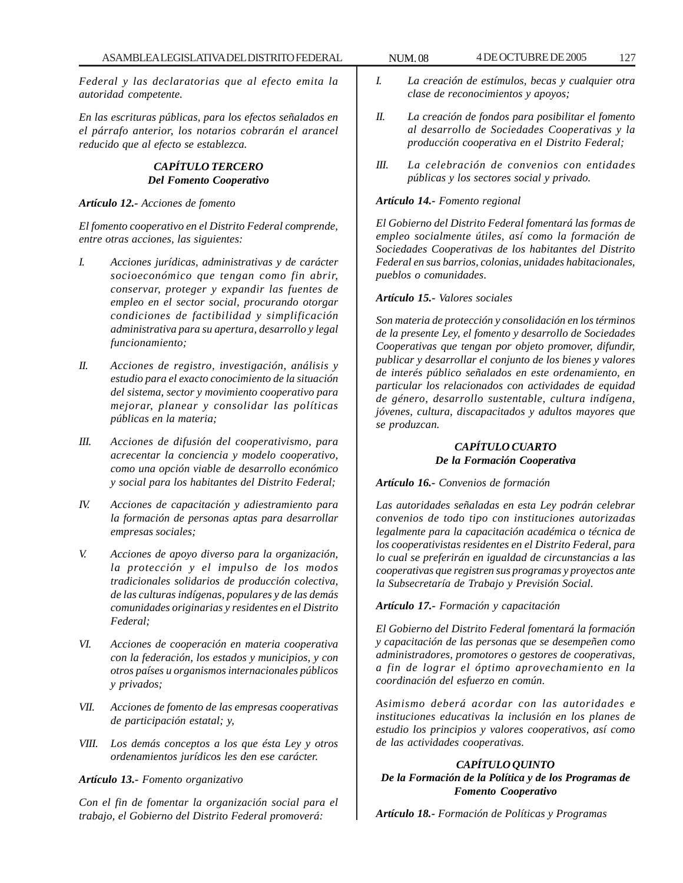*Federal y las declaratorias que al efecto emita la autoridad competente.*

*En las escrituras públicas, para los efectos señalados en el párrafo anterior, los notarios cobrarán el arancel reducido que al efecto se establezca.*

### *CAPÍTULO TERCERO*
### *Del Fomento Cooperativo*

***Artículo 12.-*** *Acciones de fomento*

*El fomento cooperativo en el Distrito Federal comprende, entre otras acciones, las siguientes:*

*I. Acciones jurídicas, administrativas y de carácter socioeconómico que tengan como fin abrir, conservar, proteger y expandir las fuentes de empleo en el sector social, procurando otorgar condiciones de factibilidad y simplificación administrativa para su apertura, desarrollo y legal funcionamiento;*

*II. Acciones de registro, investigación, análisis y estudio para el exacto conocimiento de la situación del sistema, sector y movimiento cooperativo para mejorar, planear y consolidar las políticas públicas en la materia;*

*III. Acciones de difusión del cooperativismo, para acrecentar la conciencia y modelo cooperativo, como una opción viable de desarrollo económico y social para los habitantes del Distrito Federal;*

*IV. Acciones de capacitación y adiestramiento para la formación de personas aptas para desarrollar empresas sociales;*

*V. Acciones de apoyo diverso para la organización, la protección y el impulso de los modos tradicionales solidarios de producción colectiva, de las culturas indígenas, populares y de las demás comunidades originarias y residentes en el Distrito Federal;*

*VI. Acciones de cooperación en materia cooperativa con la federación, los estados y municipios, y con otros países u organismos internacionales públicos y privados;*

*VII. Acciones de fomento de las empresas cooperativas de participación estatal; y,*

*VIII. Los demás conceptos a los que ésta Ley y otros ordenamientos jurídicos les den ese carácter.*

***Artículo 13.-*** *Fomento organizativo*

*Con el fin de fomentar la organización social para el trabajo, el Gobierno del Distrito Federal promoverá:*

*I. La creación de estímulos, becas y cualquier otra clase de reconocimientos y apoyos;*

*II. La creación de fondos para posibilitar el fomento al desarrollo de Sociedades Cooperativas y la producción cooperativa en el Distrito Federal;*

*III. La celebración de convenios con entidades públicas y los sectores social y privado.*

***Artículo 14.-*** *Fomento regional*

*El Gobierno del Distrito Federal fomentará las formas de empleo socialmente útiles, así como la formación de Sociedades Cooperativas de los habitantes del Distrito Federal en sus barrios, colonias, unidades habitacionales, pueblos o comunidades.*

***Artículo 15.-*** *Valores sociales*

*Son materia de protección y consolidación en los términos de la presente Ley, el fomento y desarrollo de Sociedades Cooperativas que tengan por objeto promover, difundir, publicar y desarrollar el conjunto de los bienes y valores de interés público señalados en este ordenamiento, en particular los relacionados con actividades de equidad de género, desarrollo sustentable, cultura indígena, jóvenes, cultura, discapacitados y adultos mayores que se produzcan.*

### *CAPÍTULO CUARTO*
### *De la Formación Cooperativa*

***Artículo 16.-*** *Convenios de formación*

*Las autoridades señaladas en esta Ley podrán celebrar convenios de todo tipo con instituciones autorizadas legalmente para la capacitación académica o técnica de los cooperativistas residentes en el Distrito Federal, para lo cual se preferirán en igualdad de circunstancias a las cooperativas que registren sus programas y proyectos ante la Subsecretaría de Trabajo y Previsión Social.*

***Artículo 17.-*** *Formación y capacitación*

*El Gobierno del Distrito Federal fomentará la formación y capacitación de las personas que se desempeñen como administradores, promotores o gestores de cooperativas, a fin de lograr el óptimo aprovechamiento en la coordinación del esfuerzo en común.*

*Asimismo deberá acordar con las autoridades e instituciones educativas la inclusión en los planes de estudio los principios y valores cooperativos, así como de las actividades cooperativas.*

### *CAPÍTULO QUINTO*
### *De la Formación de la Política y de los Programas de Fomento Cooperativo*

***Artículo 18.-*** *Formación de Políticas y Programas*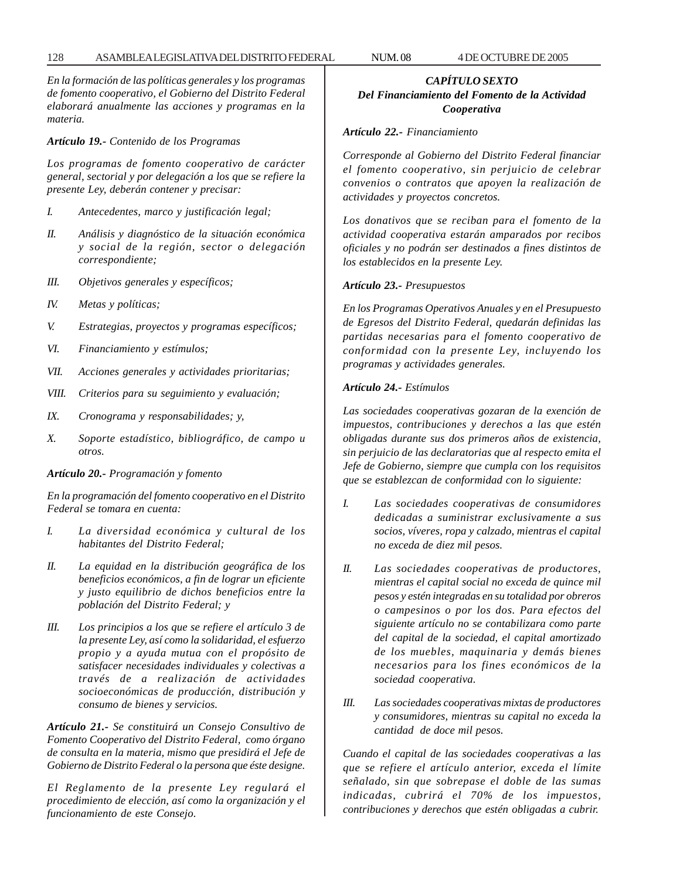*En la formación de las políticas generales y los programas de fomento cooperativo, el Gobierno del Distrito Federal elaborará anualmente las acciones y programas en la materia.*

***Artículo 19.-*** *Contenido de los Programas*

*Los programas de fomento cooperativo de carácter general, sectorial y por delegación a los que se refiere la presente Ley, deberán contener y precisar:*

*I. Antecedentes, marco y justificación legal;*

*II. Análisis y diagnóstico de la situación económica y social de la región, sector o delegación correspondiente;*

*III. Objetivos generales y específicos;*

*IV. Metas y políticas;*

*V. Estrategias, proyectos y programas específicos;*

*VI. Financiamiento y estímulos;*

*VII. Acciones generales y actividades prioritarias;*

*VIII. Criterios para su seguimiento y evaluación;*

*IX. Cronograma y responsabilidades; y,*

*X. Soporte estadístico, bibliográfico, de campo u otros.*

***Artículo 20.-*** *Programación y fomento*

*En la programación del fomento cooperativo en el Distrito Federal se tomara en cuenta:*

*I. La diversidad económica y cultural de los habitantes del Distrito Federal;*

*II. La equidad en la distribución geográfica de los beneficios económicos, a fin de lograr un eficiente y justo equilibrio de dichos beneficios entre la población del Distrito Federal; y*

*III. Los principios a los que se refiere el artículo 3 de la presente Ley, así como la solidaridad, el esfuerzo propio y a ayuda mutua con el propósito de satisfacer necesidades individuales y colectivas a través de a realización de actividades socioeconómicas de producción, distribución y consumo de bienes y servicios.*

***Artículo 21.-*** *Se constituirá un Consejo Consultivo de Fomento Cooperativo del Distrito Federal, como órgano de consulta en la materia, mismo que presidirá el Jefe de Gobierno de Distrito Federal o la persona que éste designe.*

*El Reglamento de la presente Ley regulará el procedimiento de elección, así como la organización y el funcionamiento de este Consejo.*

## *CAPÍTULO SEXTO*
## *Del Financiamiento del Fomento de la Actividad Cooperativa*

***Artículo 22.-*** *Financiamiento*

*Corresponde al Gobierno del Distrito Federal financiar el fomento cooperativo, sin perjuicio de celebrar convenios o contratos que apoyen la realización de actividades y proyectos concretos.*

*Los donativos que se reciban para el fomento de la actividad cooperativa estarán amparados por recibos oficiales y no podrán ser destinados a fines distintos de los establecidos en la presente Ley.*

***Artículo 23.-*** *Presupuestos*

*En los Programas Operativos Anuales y en el Presupuesto de Egresos del Distrito Federal, quedarán definidas las partidas necesarias para el fomento cooperativo de conformidad con la presente Ley, incluyendo los programas y actividades generales.*

***Artículo 24.-*** *Estímulos*

*Las sociedades cooperativas gozaran de la exención de impuestos, contribuciones y derechos a las que estén obligadas durante sus dos primeros años de existencia, sin perjuicio de las declaratorias que al respecto emita el Jefe de Gobierno, siempre que cumpla con los requisitos que se establezcan de conformidad con lo siguiente:*

*I. Las sociedades cooperativas de consumidores dedicadas a suministrar exclusivamente a sus socios, víveres, ropa y calzado, mientras el capital no exceda de diez mil pesos.*

*II. Las sociedades cooperativas de productores, mientras el capital social no exceda de quince mil pesos y estén integradas en su totalidad por obreros o campesinos o por los dos. Para efectos del siguiente artículo no se contabilizara como parte del capital de la sociedad, el capital amortizado de los muebles, maquinaria y demás bienes necesarios para los fines económicos de la sociedad cooperativa.*

*III. Las sociedades cooperativas mixtas de productores y consumidores, mientras su capital no exceda la cantidad de doce mil pesos.*

*Cuando el capital de las sociedades cooperativas a las que se refiere el artículo anterior, exceda el límite señalado, sin que sobrepase el doble de las sumas indicadas, cubrirá el 70% de los impuestos, contribuciones y derechos que estén obligadas a cubrir.*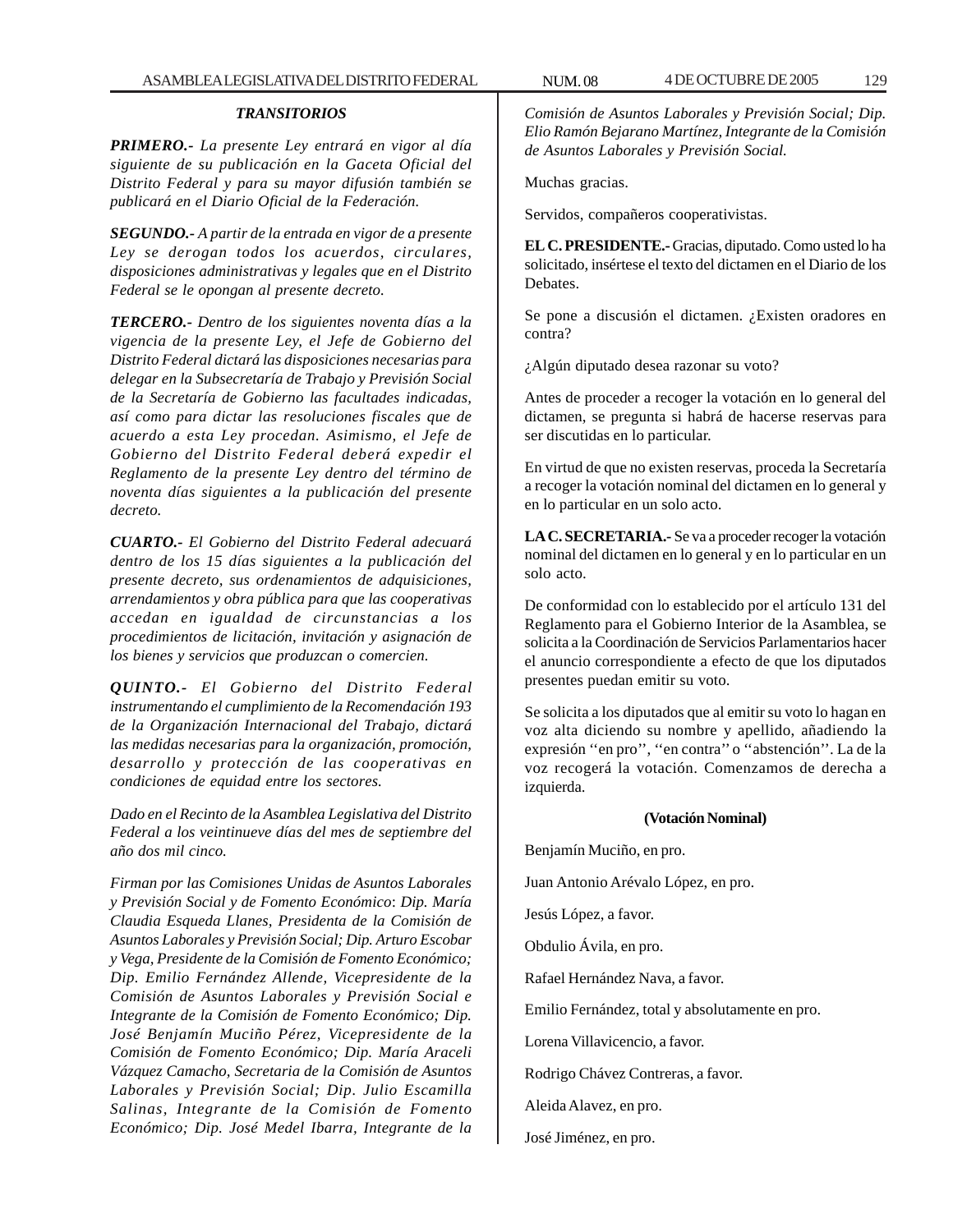### *TRANSITORIOS*

***PRIMERO.-*** *La presente Ley entrará en vigor al día siguiente de su publicación en la Gaceta Oficial del Distrito Federal y para su mayor difusión también se publicará en el Diario Oficial de la Federación.*

***SEGUNDO.-*** *A partir de la entrada en vigor de a presente Ley se derogan todos los acuerdos, circulares, disposiciones administrativas y legales que en el Distrito Federal se le opongan al presente decreto.*

***TERCERO.-*** *Dentro de los siguientes noventa días a la vigencia de la presente Ley, el Jefe de Gobierno del Distrito Federal dictará las disposiciones necesarias para delegar en la Subsecretaría de Trabajo y Previsión Social de la Secretaría de Gobierno las facultades indicadas, así como para dictar las resoluciones fiscales que de acuerdo a esta Ley procedan. Asimismo, el Jefe de Gobierno del Distrito Federal deberá expedir el Reglamento de la presente Ley dentro del término de noventa días siguientes a la publicación del presente decreto.*

***CUARTO.-*** *El Gobierno del Distrito Federal adecuará dentro de los 15 días siguientes a la publicación del presente decreto, sus ordenamientos de adquisiciones, arrendamientos y obra pública para que las cooperativas accedan en igualdad de circunstancias a los procedimientos de licitación, invitación y asignación de los bienes y servicios que produzcan o comercien.*

***QUINTO.-*** *El Gobierno del Distrito Federal instrumentando el cumplimiento de la Recomendación 193 de la Organización Internacional del Trabajo, dictará las medidas necesarias para la organización, promoción, desarrollo y protección de las cooperativas en condiciones de equidad entre los sectores.*

*Dado en el Recinto de la Asamblea Legislativa del Distrito Federal a los veintinueve días del mes de septiembre del año dos mil cinco.*

*Firman por las Comisiones Unidas de Asuntos Laborales y Previsión Social y de Fomento Económico: Dip. María Claudia Esqueda Llanes, Presidenta de la Comisión de Asuntos Laborales y Previsión Social; Dip. Arturo Escobar y Vega, Presidente de la Comisión de Fomento Económico; Dip. Emilio Fernández Allende, Vicepresidente de la Comisión de Asuntos Laborales y Previsión Social e Integrante de la Comisión de Fomento Económico; Dip. José Benjamín Muciño Pérez, Vicepresidente de la Comisión de Fomento Económico; Dip. María Araceli Vázquez Camacho, Secretaria de la Comisión de Asuntos Laborales y Previsión Social; Dip. Julio Escamilla Salinas, Integrante de la Comisión de Fomento Económico; Dip. José Medel Ibarra, Integrante de la Comisión de Asuntos Laborales y Previsión Social; Dip. Elio Ramón Bejarano Martínez, Integrante de la Comisión de Asuntos Laborales y Previsión Social.*

Muchas gracias.

Servidos, compañeros cooperativistas.

**EL C. PRESIDENTE.-** Gracias, diputado. Como usted lo ha solicitado, insértese el texto del dictamen en el Diario de los Debates.

Se pone a discusión el dictamen. ¿Existen oradores en contra?

¿Algún diputado desea razonar su voto?

Antes de proceder a recoger la votación en lo general del dictamen, se pregunta si habrá de hacerse reservas para ser discutidas en lo particular.

En virtud de que no existen reservas, proceda la Secretaría a recoger la votación nominal del dictamen en lo general y en lo particular en un solo acto.

**LA C. SECRETARIA.-** Se va a proceder recoger la votación nominal del dictamen en lo general y en lo particular en un solo acto.

De conformidad con lo establecido por el artículo 131 del Reglamento para el Gobierno Interior de la Asamblea, se solicita a la Coordinación de Servicios Parlamentarios hacer el anuncio correspondiente a efecto de que los diputados presentes puedan emitir su voto.

Se solicita a los diputados que al emitir su voto lo hagan en voz alta diciendo su nombre y apellido, añadiendo la expresión ''en pro'', ''en contra'' o ''abstención''. La de la voz recogerá la votación. Comenzamos de derecha a izquierda.

**(Votación Nominal)**

Benjamín Muciño, en pro.

Juan Antonio Arévalo López, en pro.

Jesús López, a favor.

Obdulio Ávila, en pro.

Rafael Hernández Nava, a favor.

Emilio Fernández, total y absolutamente en pro.

Lorena Villavicencio, a favor.

Rodrigo Chávez Contreras, a favor.

Aleida Alavez, en pro.

José Jiménez, en pro.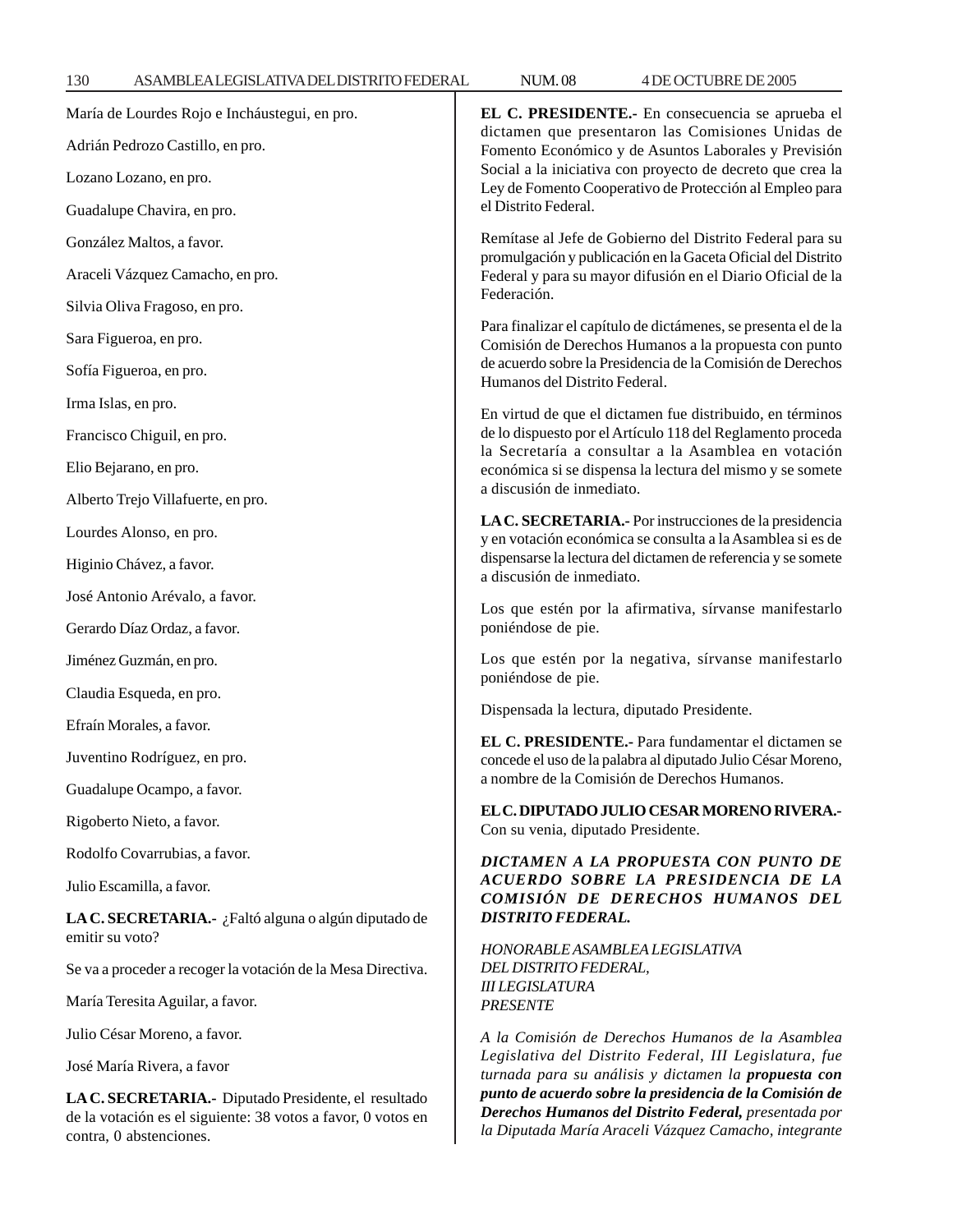María de Lourdes Rojo e Incháustegui, en pro.

Adrián Pedrozo Castillo, en pro.

Lozano Lozano, en pro.

Guadalupe Chavira, en pro.

González Maltos, a favor.

Araceli Vázquez Camacho, en pro.

Silvia Oliva Fragoso, en pro.

Sara Figueroa, en pro.

Sofía Figueroa, en pro.

Irma Islas, en pro.

Francisco Chiguil, en pro.

Elio Bejarano, en pro.

Alberto Trejo Villafuerte, en pro.

Lourdes Alonso, en pro.

Higinio Chávez, a favor.

José Antonio Arévalo, a favor.

Gerardo Díaz Ordaz, a favor.

Jiménez Guzmán, en pro.

Claudia Esqueda, en pro.

Efraín Morales, a favor.

Juventino Rodríguez, en pro.

Guadalupe Ocampo, a favor.

Rigoberto Nieto, a favor.

Rodolfo Covarrubias, a favor.

Julio Escamilla, a favor.

**LA C. SECRETARIA.-** ¿Faltó alguna o algún diputado de emitir su voto?

Se va a proceder a recoger la votación de la Mesa Directiva.

María Teresita Aguilar, a favor.

Julio César Moreno, a favor.

José María Rivera, a favor

**LA C. SECRETARIA.-** Diputado Presidente, el resultado de la votación es el siguiente: 38 votos a favor, 0 votos en contra, 0 abstenciones.

**EL C. PRESIDENTE.-** En consecuencia se aprueba el dictamen que presentaron las Comisiones Unidas de Fomento Económico y de Asuntos Laborales y Previsión Social a la iniciativa con proyecto de decreto que crea la Ley de Fomento Cooperativo de Protección al Empleo para el Distrito Federal.

Remítase al Jefe de Gobierno del Distrito Federal para su promulgación y publicación en la Gaceta Oficial del Distrito Federal y para su mayor difusión en el Diario Oficial de la Federación.

Para finalizar el capítulo de dictámenes, se presenta el de la Comisión de Derechos Humanos a la propuesta con punto de acuerdo sobre la Presidencia de la Comisión de Derechos Humanos del Distrito Federal.

En virtud de que el dictamen fue distribuido, en términos de lo dispuesto por el Artículo 118 del Reglamento proceda la Secretaría a consultar a la Asamblea en votación económica si se dispensa la lectura del mismo y se somete a discusión de inmediato.

**LA C. SECRETARIA.-** Por instrucciones de la presidencia y en votación económica se consulta a la Asamblea si es de dispensarse la lectura del dictamen de referencia y se somete a discusión de inmediato.

Los que estén por la afirmativa, sírvanse manifestarlo poniéndose de pie.

Los que estén por la negativa, sírvanse manifestarlo poniéndose de pie.

Dispensada la lectura, diputado Presidente.

**EL C. PRESIDENTE.-** Para fundamentar el dictamen se concede el uso de la palabra al diputado Julio César Moreno, a nombre de la Comisión de Derechos Humanos.

**EL C. DIPUTADO JULIO CESAR MORENO RIVERA.-** Con su venia, diputado Presidente.

***DICTAMEN A LA PROPUESTA CON PUNTO DE ACUERDO SOBRE LA PRESIDENCIA DE LA COMISIÓN DE DERECHOS HUMANOS DEL DISTRITO FEDERAL.***

*HONORABLE ASAMBLEA LEGISLATIVA*
*DEL DISTRITO FEDERAL,*
*III LEGISLATURA*
*PRESENTE*

*A la Comisión de Derechos Humanos de la Asamblea Legislativa del Distrito Federal, III Legislatura, fue turnada para su análisis y dictamen la **propuesta con punto de acuerdo sobre la presidencia de la Comisión de Derechos Humanos del Distrito Federal,** presentada por la Diputada María Araceli Vázquez Camacho, integrante*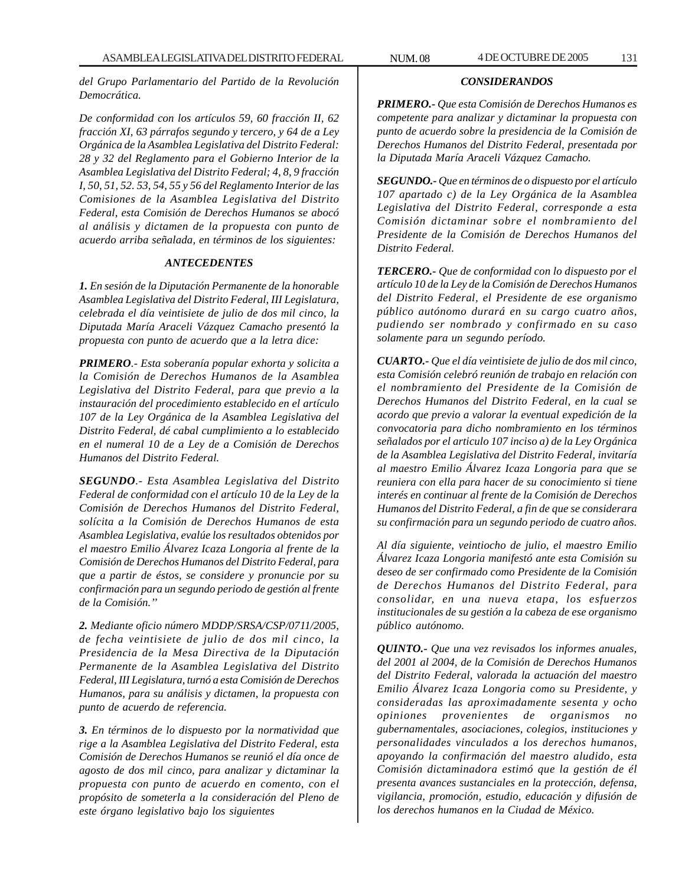*del Grupo Parlamentario del Partido de la Revolución Democrática.*

*De conformidad con los artículos 59, 60 fracción II, 62 fracción XI, 63 párrafos segundo y tercero, y 64 de a Ley Orgánica de la Asamblea Legislativa del Distrito Federal: 28 y 32 del Reglamento para el Gobierno Interior de la Asamblea Legislativa del Distrito Federal; 4, 8, 9 fracción I, 50, 51, 52. 53, 54, 55 y 56 del Reglamento Interior de las Comisiones de la Asamblea Legislativa del Distrito Federal, esta Comisión de Derechos Humanos se abocó al análisis y dictamen de la propuesta con punto de acuerdo arriba señalada, en términos de los siguientes:*

***ANTECEDENTES***

***1.** En sesión de la Diputación Permanente de la honorable Asamblea Legislativa del Distrito Federal, III Legislatura, celebrada el día veintisiete de julio de dos mil cinco, la Diputada María Araceli Vázquez Camacho presentó la propuesta con punto de acuerdo que a la letra dice:*

***PRIMERO**.- Esta soberanía popular exhorta y solicita a la Comisión de Derechos Humanos de la Asamblea Legislativa del Distrito Federal, para que previo a la instauración del procedimiento establecido en el artículo 107 de la Ley Orgánica de la Asamblea Legislativa del Distrito Federal, dé cabal cumplimiento a lo establecido en el numeral 10 de a Ley de a Comisión de Derechos Humanos del Distrito Federal.*

***SEGUNDO**.- Esta Asamblea Legislativa del Distrito Federal de conformidad con el artículo 10 de la Ley de la Comisión de Derechos Humanos del Distrito Federal, solícita a la Comisión de Derechos Humanos de esta Asamblea Legislativa, evalúe los resultados obtenidos por el maestro Emilio Álvarez Icaza Longoria al frente de la Comisión de Derechos Humanos del Distrito Federal, para que a partir de éstos, se considere y pronuncie por su confirmación para un segundo periodo de gestión al frente de la Comisión.''*

***2.** Mediante oficio número MDDP/SRSA/CSP/0711/2005, de fecha veintisiete de julio de dos mil cinco, la Presidencia de la Mesa Directiva de la Diputación Permanente de la Asamblea Legislativa del Distrito Federal, III Legislatura, turnó a esta Comisión de Derechos Humanos, para su análisis y dictamen, la propuesta con punto de acuerdo de referencia.*

***3.** En términos de lo dispuesto por la normatividad que rige a la Asamblea Legislativa del Distrito Federal, esta Comisión de Derechos Humanos se reunió el día once de agosto de dos mil cinco, para analizar y dictaminar la propuesta con punto de acuerdo en comento, con el propósito de someterla a la consideración del Pleno de este órgano legislativo bajo los siguientes*

***CONSIDERANDOS***

***PRIMERO.-** Que esta Comisión de Derechos Humanos es competente para analizar y dictaminar la propuesta con punto de acuerdo sobre la presidencia de la Comisión de Derechos Humanos del Distrito Federal, presentada por la Diputada María Araceli Vázquez Camacho.*

***SEGUNDO.-** Que en términos de o dispuesto por el artículo 107 apartado c) de la Ley Orgánica de la Asamblea Legislativa del Distrito Federal, corresponde a esta Comisión dictaminar sobre el nombramiento del Presidente de la Comisión de Derechos Humanos del Distrito Federal.*

***TERCERO.-** Que de conformidad con lo dispuesto por el artículo 10 de la Ley de la Comisión de Derechos Humanos del Distrito Federal, el Presidente de ese organismo público autónomo durará en su cargo cuatro años, pudiendo ser nombrado y confirmado en su caso solamente para un segundo período.*

***CUARTO.-** Que el día veintisiete de julio de dos mil cinco, esta Comisión celebró reunión de trabajo en relación con el nombramiento del Presidente de la Comisión de Derechos Humanos del Distrito Federal, en la cual se acordo que previo a valorar la eventual expedición de la convocatoria para dicho nombramiento en los términos señalados por el articulo 107 inciso a) de la Ley Orgánica de la Asamblea Legislativa del Distrito Federal, invitaría al maestro Emilio Álvarez Icaza Longoria para que se reuniera con ella para hacer de su conocimiento si tiene interés en continuar al frente de la Comisión de Derechos Humanos del Distrito Federal, a fin de que se considerara su confirmación para un segundo periodo de cuatro años.*

*Al día siguiente, veintiocho de julio, el maestro Emilio Álvarez Icaza Longoria manifestó ante esta Comisión su deseo de ser confirmado como Presidente de la Comisión de Derechos Humanos del Distrito Federal, para consolidar, en una nueva etapa, los esfuerzos institucionales de su gestión a la cabeza de ese organismo público autónomo.*

***QUINTO.-** Que una vez revisados los informes anuales, del 2001 al 2004, de la Comisión de Derechos Humanos del Distrito Federal, valorada la actuación del maestro Emilio Álvarez Icaza Longoria como su Presidente, y consideradas las aproximadamente sesenta y ocho opiniones provenientes de organismos no gubernamentales, asociaciones, colegios, instituciones y personalidades vinculados a los derechos humanos, apoyando la confirmación del maestro aludido, esta Comisión dictaminadora estimó que la gestión de él presenta avances sustanciales en la protección, defensa, vigilancia, promoción, estudio, educación y difusión de los derechos humanos en la Ciudad de México.*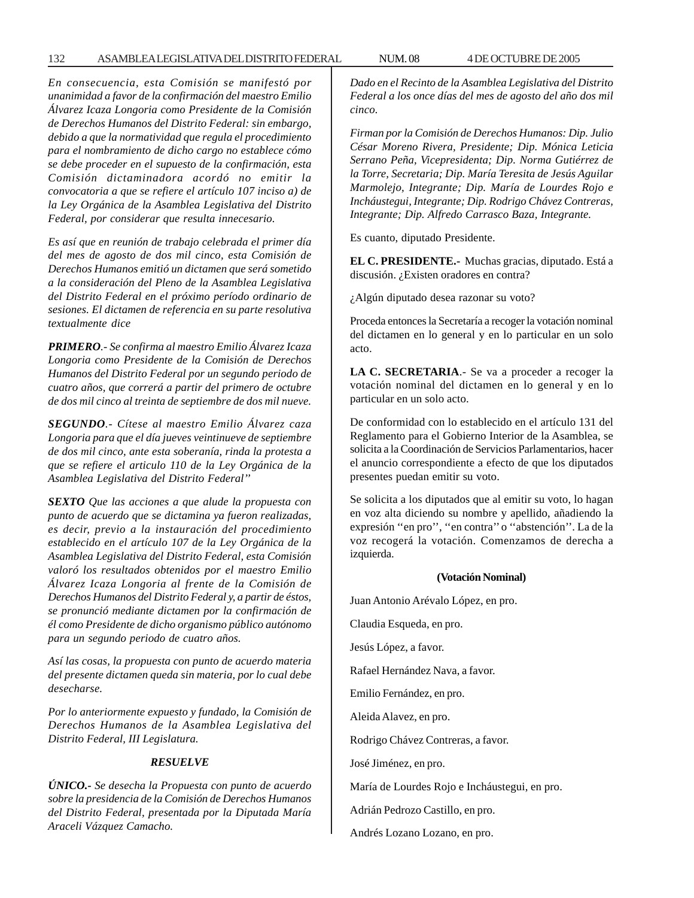*En consecuencia, esta Comisión se manifestó por unanimidad a favor de la confirmación del maestro Emilio Álvarez Icaza Longoria como Presidente de la Comisión de Derechos Humanos del Distrito Federal: sin embargo, debido a que la normatividad que regula el procedimiento para el nombramiento de dicho cargo no establece cómo se debe proceder en el supuesto de la confirmación, esta Comisión dictaminadora acordó no emitir la convocatoria a que se refiere el artículo 107 inciso a) de la Ley Orgánica de la Asamblea Legislativa del Distrito Federal, por considerar que resulta innecesario.*

*Es así que en reunión de trabajo celebrada el primer día del mes de agosto de dos mil cinco, esta Comisión de Derechos Humanos emitió un dictamen que será sometido a la consideración del Pleno de la Asamblea Legislativa del Distrito Federal en el próximo período ordinario de sesiones. El dictamen de referencia en su parte resolutiva textualmente dice*

***PRIMERO**.- Se confirma al maestro Emilio Álvarez Icaza Longoria como Presidente de la Comisión de Derechos Humanos del Distrito Federal por un segundo periodo de cuatro años, que correrá a partir del primero de octubre de dos mil cinco al treinta de septiembre de dos mil nueve.*

***SEGUNDO**.- Cítese al maestro Emilio Álvarez caza Longoria para que el día jueves veintinueve de septiembre de dos mil cinco, ante esta soberanía, rinda la protesta a que se refiere el articulo 110 de la Ley Orgánica de la Asamblea Legislativa del Distrito Federal''*

***SEXTO** Que las acciones a que alude la propuesta con punto de acuerdo que se dictamina ya fueron realizadas, es decir, previo a la instauración del procedimiento establecido en el artículo 107 de la Ley Orgánica de la Asamblea Legislativa del Distrito Federal, esta Comisión valoró los resultados obtenidos por el maestro Emilio Álvarez Icaza Longoria al frente de la Comisión de Derechos Humanos del Distrito Federal y, a partir de éstos, se pronunció mediante dictamen por la confirmación de él como Presidente de dicho organismo público autónomo para un segundo periodo de cuatro años.*

*Así las cosas, la propuesta con punto de acuerdo materia del presente dictamen queda sin materia, por lo cual debe desecharse.*

*Por lo anteriormente expuesto y fundado, la Comisión de Derechos Humanos de la Asamblea Legislativa del Distrito Federal, III Legislatura.*

***RESUELVE***

***ÚNICO.**- Se desecha la Propuesta con punto de acuerdo sobre la presidencia de la Comisión de Derechos Humanos del Distrito Federal, presentada por la Diputada María Araceli Vázquez Camacho.*

*Dado en el Recinto de la Asamblea Legislativa del Distrito Federal a los once días del mes de agosto del año dos mil cinco.*

*Firman por la Comisión de Derechos Humanos: Dip. Julio César Moreno Rivera, Presidente; Dip. Mónica Leticia Serrano Peña, Vicepresidenta; Dip. Norma Gutiérrez de la Torre, Secretaria; Dip. María Teresita de Jesús Aguilar Marmolejo, Integrante; Dip. María de Lourdes Rojo e Incháustegui, Integrante; Dip. Rodrigo Chávez Contreras, Integrante; Dip. Alfredo Carrasco Baza, Integrante.*

Es cuanto, diputado Presidente.

**EL C. PRESIDENTE.-** Muchas gracias, diputado. Está a discusión. ¿Existen oradores en contra?

¿Algún diputado desea razonar su voto?

Proceda entonces la Secretaría a recoger la votación nominal del dictamen en lo general y en lo particular en un solo acto.

**LA C. SECRETARIA**.- Se va a proceder a recoger la votación nominal del dictamen en lo general y en lo particular en un solo acto.

De conformidad con lo establecido en el artículo 131 del Reglamento para el Gobierno Interior de la Asamblea, se solicita a la Coordinación de Servicios Parlamentarios, hacer el anuncio correspondiente a efecto de que los diputados presentes puedan emitir su voto.

Se solicita a los diputados que al emitir su voto, lo hagan en voz alta diciendo su nombre y apellido, añadiendo la expresión ''en pro'', ''en contra'' o ''abstención''. La de la voz recogerá la votación. Comenzamos de derecha a izquierda.

**(Votación Nominal)**

Juan Antonio Arévalo López, en pro.

Claudia Esqueda, en pro.

Jesús López, a favor.

Rafael Hernández Nava, a favor.

Emilio Fernández, en pro.

Aleida Alavez, en pro.

Rodrigo Chávez Contreras, a favor.

José Jiménez, en pro.

María de Lourdes Rojo e Incháustegui, en pro.

Adrián Pedrozo Castillo, en pro.

Andrés Lozano Lozano, en pro.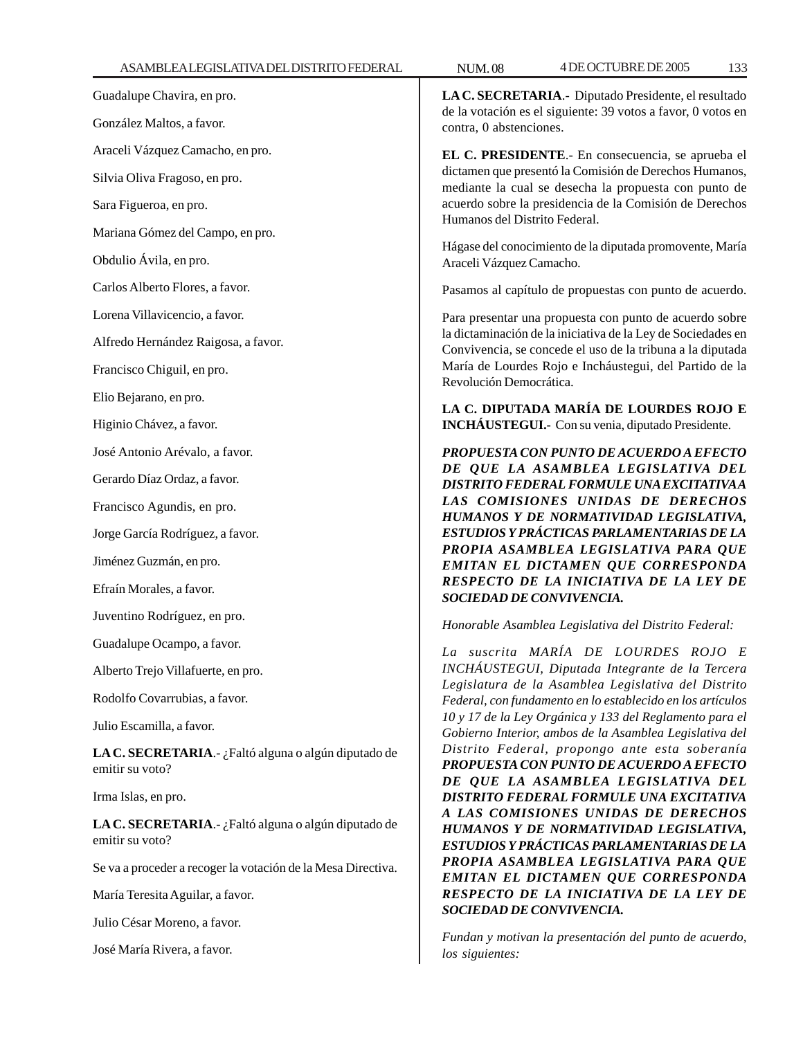Guadalupe Chavira, en pro.

González Maltos, a favor.

Araceli Vázquez Camacho, en pro.

Silvia Oliva Fragoso, en pro.

Sara Figueroa, en pro.

Mariana Gómez del Campo, en pro.

Obdulio Ávila, en pro.

Carlos Alberto Flores, a favor.

Lorena Villavicencio, a favor.

Alfredo Hernández Raigosa, a favor.

Francisco Chiguil, en pro.

Elio Bejarano, en pro.

Higinio Chávez, a favor.

José Antonio Arévalo, a favor.

Gerardo Díaz Ordaz, a favor.

Francisco Agundis, en pro.

Jorge García Rodríguez, a favor.

Jiménez Guzmán, en pro.

Efraín Morales, a favor.

Juventino Rodríguez, en pro.

Guadalupe Ocampo, a favor.

Alberto Trejo Villafuerte, en pro.

Rodolfo Covarrubias, a favor.

Julio Escamilla, a favor.

**LA C. SECRETARIA**.- ¿Faltó alguna o algún diputado de emitir su voto?

Irma Islas, en pro.

**LA C. SECRETARIA**.- ¿Faltó alguna o algún diputado de emitir su voto?

Se va a proceder a recoger la votación de la Mesa Directiva.

María Teresita Aguilar, a favor.

Julio César Moreno, a favor.

José María Rivera, a favor.

**LA C. SECRETARIA**.- Diputado Presidente, el resultado de la votación es el siguiente: 39 votos a favor, 0 votos en contra, 0 abstenciones.

**EL C. PRESIDENTE**.- En consecuencia, se aprueba el dictamen que presentó la Comisión de Derechos Humanos, mediante la cual se desecha la propuesta con punto de acuerdo sobre la presidencia de la Comisión de Derechos Humanos del Distrito Federal.

Hágase del conocimiento de la diputada promovente, María Araceli Vázquez Camacho.

Pasamos al capítulo de propuestas con punto de acuerdo.

Para presentar una propuesta con punto de acuerdo sobre la dictaminación de la iniciativa de la Ley de Sociedades en Convivencia, se concede el uso de la tribuna a la diputada María de Lourdes Rojo e Incháustegui, del Partido de la Revolución Democrática.

**LA C. DIPUTADA MARÍA DE LOURDES ROJO E INCHÁUSTEGUI.-** Con su venia, diputado Presidente.

***PROPUESTA CON PUNTO DE ACUERDO A EFECTO DE QUE LA ASAMBLEA LEGISLATIVA DEL DISTRITO FEDERAL FORMULE UNA EXCITATIVA A LAS COMISIONES UNIDAS DE DERECHOS HUMANOS Y DE NORMATIVIDAD LEGISLATIVA, ESTUDIOS Y PRÁCTICAS PARLAMENTARIAS DE LA PROPIA ASAMBLEA LEGISLATIVA PARA QUE EMITAN EL DICTAMEN QUE CORRESPONDA RESPECTO DE LA INICIATIVA DE LA LEY DE SOCIEDAD DE CONVIVENCIA.***

*Honorable Asamblea Legislativa del Distrito Federal:*

*La suscrita MARÍA DE LOURDES ROJO E INCHÁUSTEGUI, Diputada Integrante de la Tercera Legislatura de la Asamblea Legislativa del Distrito Federal, con fundamento en lo establecido en los artículos 10 y 17 de la Ley Orgánica y 133 del Reglamento para el Gobierno Interior, ambos de la Asamblea Legislativa del Distrito Federal, propongo ante esta soberanía* ***PROPUESTA CON PUNTO DE ACUERDO A EFECTO DE QUE LA ASAMBLEA LEGISLATIVA DEL DISTRITO FEDERAL FORMULE UNA EXCITATIVA A LAS COMISIONES UNIDAS DE DERECHOS HUMANOS Y DE NORMATIVIDAD LEGISLATIVA, ESTUDIOS Y PRÁCTICAS PARLAMENTARIAS DE LA PROPIA ASAMBLEA LEGISLATIVA PARA QUE EMITAN EL DICTAMEN QUE CORRESPONDA RESPECTO DE LA INICIATIVA DE LA LEY DE SOCIEDAD DE CONVIVENCIA.***

*Fundan y motivan la presentación del punto de acuerdo, los siguientes:*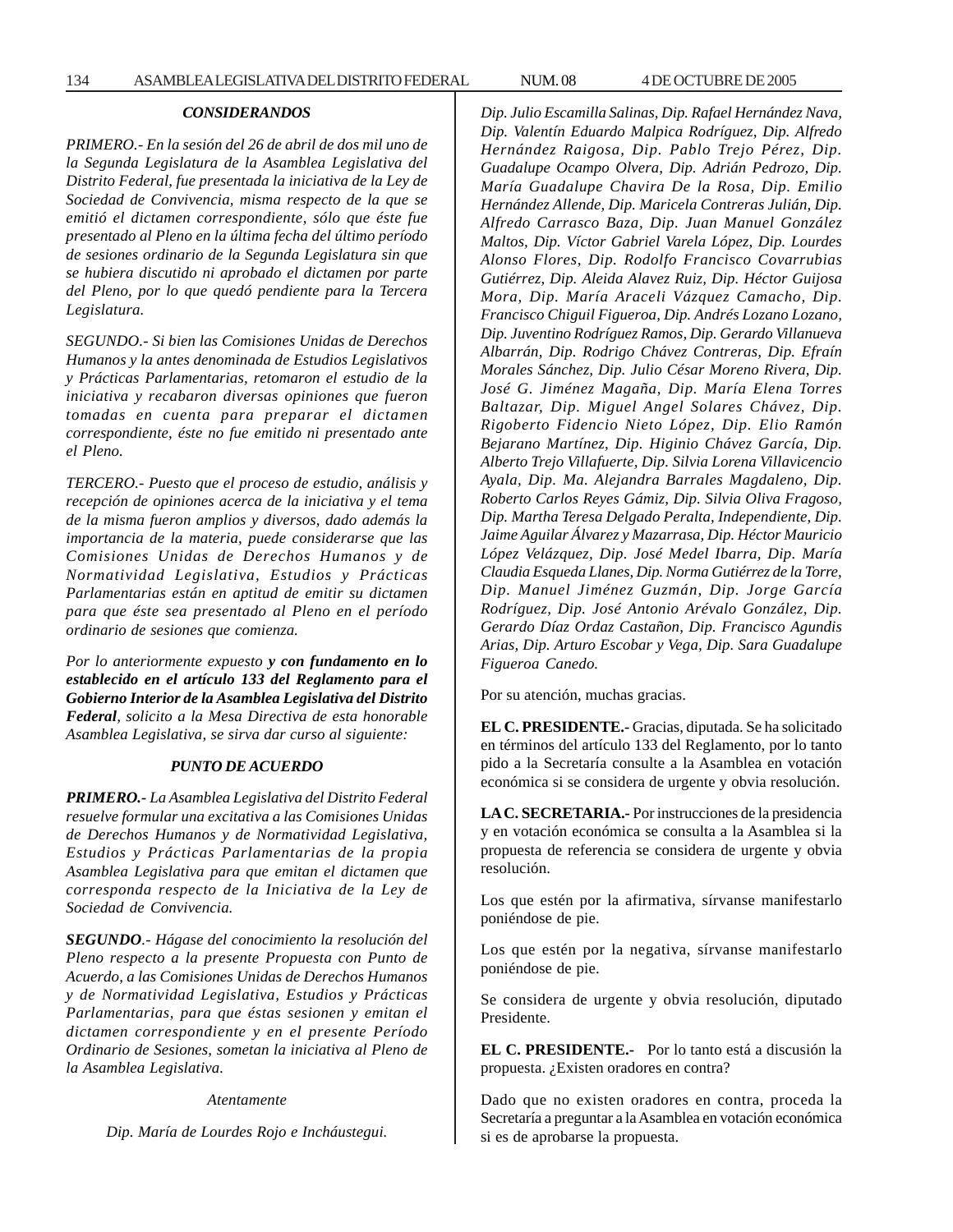### *CONSIDERANDOS*

*PRIMERO.- En la sesión del 26 de abril de dos mil uno de la Segunda Legislatura de la Asamblea Legislativa del Distrito Federal, fue presentada la iniciativa de la Ley de Sociedad de Convivencia, misma respecto de la que se emitió el dictamen correspondiente, sólo que éste fue presentado al Pleno en la última fecha del último período de sesiones ordinario de la Segunda Legislatura sin que se hubiera discutido ni aprobado el dictamen por parte del Pleno, por lo que quedó pendiente para la Tercera Legislatura.*

*SEGUNDO.- Si bien las Comisiones Unidas de Derechos Humanos y la antes denominada de Estudios Legislativos y Prácticas Parlamentarias, retomaron el estudio de la iniciativa y recabaron diversas opiniones que fueron tomadas en cuenta para preparar el dictamen correspondiente, éste no fue emitido ni presentado ante el Pleno.*

*TERCERO.- Puesto que el proceso de estudio, análisis y recepción de opiniones acerca de la iniciativa y el tema de la misma fueron amplios y diversos, dado además la importancia de la materia, puede considerarse que las Comisiones Unidas de Derechos Humanos y de Normatividad Legislativa, Estudios y Prácticas Parlamentarias están en aptitud de emitir su dictamen para que éste sea presentado al Pleno en el período ordinario de sesiones que comienza.*

*Por lo anteriormente expuesto* ***y con fundamento en lo establecido en el artículo 133 del Reglamento para el Gobierno Interior de la Asamblea Legislativa del Distrito Federal****, solicito a la Mesa Directiva de esta honorable Asamblea Legislativa, se sirva dar curso al siguiente:*

### *PUNTO DE ACUERDO*

***PRIMERO.-*** *La Asamblea Legislativa del Distrito Federal resuelve formular una excitativa a las Comisiones Unidas de Derechos Humanos y de Normatividad Legislativa, Estudios y Prácticas Parlamentarias de la propia Asamblea Legislativa para que emitan el dictamen que corresponda respecto de la Iniciativa de la Ley de Sociedad de Convivencia.*

***SEGUNDO****.- Hágase del conocimiento la resolución del Pleno respecto a la presente Propuesta con Punto de Acuerdo, a las Comisiones Unidas de Derechos Humanos y de Normatividad Legislativa, Estudios y Prácticas Parlamentarias, para que éstas sesionen y emitan el dictamen correspondiente y en el presente Período Ordinario de Sesiones, sometan la iniciativa al Pleno de la Asamblea Legislativa.*

*Atentamente*

*Dip. María de Lourdes Rojo e Incháustegui.*

*Dip. Julio Escamilla Salinas, Dip. Rafael Hernández Nava, Dip. Valentín Eduardo Malpica Rodríguez, Dip. Alfredo Hernández Raigosa, Dip. Pablo Trejo Pérez, Dip. Guadalupe Ocampo Olvera, Dip. Adrián Pedrozo, Dip. María Guadalupe Chavira De la Rosa, Dip. Emilio Hernández Allende, Dip. Maricela Contreras Julián, Dip. Alfredo Carrasco Baza, Dip. Juan Manuel González Maltos, Dip. Víctor Gabriel Varela López, Dip. Lourdes Alonso Flores, Dip. Rodolfo Francisco Covarrubias Gutiérrez, Dip. Aleida Alavez Ruiz, Dip. Héctor Guijosa Mora, Dip. María Araceli Vázquez Camacho, Dip. Francisco Chiguil Figueroa, Dip. Andrés Lozano Lozano, Dip. Juventino Rodríguez Ramos, Dip. Gerardo Villanueva Albarrán, Dip. Rodrigo Chávez Contreras, Dip. Efraín Morales Sánchez, Dip. Julio César Moreno Rivera, Dip. José G. Jiménez Magaña, Dip. María Elena Torres Baltazar, Dip. Miguel Angel Solares Chávez, Dip. Rigoberto Fidencio Nieto López, Dip. Elio Ramón Bejarano Martínez, Dip. Higinio Chávez García, Dip. Alberto Trejo Villafuerte, Dip. Silvia Lorena Villavicencio Ayala, Dip. Ma. Alejandra Barrales Magdaleno, Dip. Roberto Carlos Reyes Gámiz, Dip. Silvia Oliva Fragoso, Dip. Martha Teresa Delgado Peralta, Independiente, Dip. Jaime Aguilar Álvarez y Mazarrasa, Dip. Héctor Mauricio López Velázquez, Dip. José Medel Ibarra, Dip. María Claudia Esqueda Llanes, Dip. Norma Gutiérrez de la Torre, Dip. Manuel Jiménez Guzmán, Dip. Jorge García Rodríguez, Dip. José Antonio Arévalo González, Dip. Gerardo Díaz Ordaz Castañon, Dip. Francisco Agundis Arias, Dip. Arturo Escobar y Vega, Dip. Sara Guadalupe Figueroa Canedo.*

Por su atención, muchas gracias.

**EL C. PRESIDENTE.-** Gracias, diputada. Se ha solicitado en términos del artículo 133 del Reglamento, por lo tanto pido a la Secretaría consulte a la Asamblea en votación económica si se considera de urgente y obvia resolución.

**LA C. SECRETARIA.-** Por instrucciones de la presidencia y en votación económica se consulta a la Asamblea si la propuesta de referencia se considera de urgente y obvia resolución.

Los que estén por la afirmativa, sírvanse manifestarlo poniéndose de pie.

Los que estén por la negativa, sírvanse manifestarlo poniéndose de pie.

Se considera de urgente y obvia resolución, diputado Presidente.

**EL C. PRESIDENTE.-** Por lo tanto está a discusión la propuesta. ¿Existen oradores en contra?

Dado que no existen oradores en contra, proceda la Secretaría a preguntar a la Asamblea en votación económica si es de aprobarse la propuesta.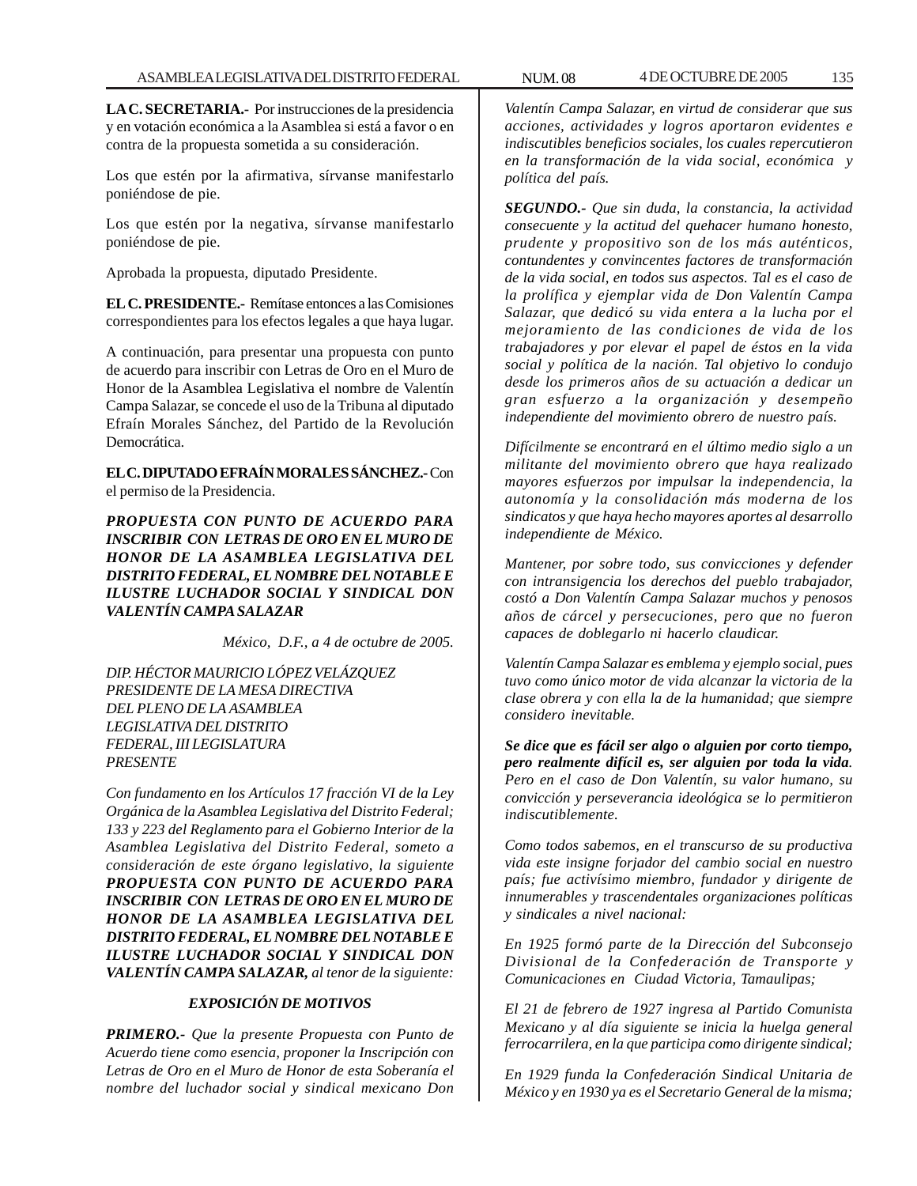**LA C. SECRETARIA.-** Por instrucciones de la presidencia y en votación económica a la Asamblea si está a favor o en contra de la propuesta sometida a su consideración.

Los que estén por la afirmativa, sírvanse manifestarlo poniéndose de pie.

Los que estén por la negativa, sírvanse manifestarlo poniéndose de pie.

Aprobada la propuesta, diputado Presidente.

**EL C. PRESIDENTE.-** Remítase entonces a las Comisiones correspondientes para los efectos legales a que haya lugar.

A continuación, para presentar una propuesta con punto de acuerdo para inscribir con Letras de Oro en el Muro de Honor de la Asamblea Legislativa el nombre de Valentín Campa Salazar, se concede el uso de la Tribuna al diputado Efraín Morales Sánchez, del Partido de la Revolución Democrática.

**EL C. DIPUTADO EFRAÍN MORALES SÁNCHEZ.-** Con el permiso de la Presidencia.

***PROPUESTA CON PUNTO DE ACUERDO PARA INSCRIBIR CON LETRAS DE ORO EN EL MURO DE HONOR DE LA ASAMBLEA LEGISLATIVA DEL DISTRITO FEDERAL, EL NOMBRE DEL NOTABLE E ILUSTRE LUCHADOR SOCIAL Y SINDICAL DON VALENTÍN CAMPA SALAZAR***

*México, D.F., a 4 de octubre de 2005.*

*DIP. HÉCTOR MAURICIO LÓPEZ VELÁZQUEZ*
*PRESIDENTE DE LA MESA DIRECTIVA*
*DEL PLENO DE LA ASAMBLEA*
*LEGISLATIVA DEL DISTRITO*
*FEDERAL, III LEGISLATURA*
*PRESENTE*

*Con fundamento en los Artículos 17 fracción VI de la Ley Orgánica de la Asamblea Legislativa del Distrito Federal; 133 y 223 del Reglamento para el Gobierno Interior de la Asamblea Legislativa del Distrito Federal, someto a consideración de este órgano legislativo, la siguiente* ***PROPUESTA CON PUNTO DE ACUERDO PARA INSCRIBIR CON LETRAS DE ORO EN EL MURO DE HONOR DE LA ASAMBLEA LEGISLATIVA DEL DISTRITO FEDERAL, EL NOMBRE DEL NOTABLE E ILUSTRE LUCHADOR SOCIAL Y SINDICAL DON VALENTÍN CAMPA SALAZAR,*** *al tenor de la siguiente:*

***EXPOSICIÓN DE MOTIVOS***

***PRIMERO.-*** *Que la presente Propuesta con Punto de Acuerdo tiene como esencia, proponer la Inscripción con Letras de Oro en el Muro de Honor de esta Soberanía el nombre del luchador social y sindical mexicano Don Valentín Campa Salazar, en virtud de considerar que sus acciones, actividades y logros aportaron evidentes e indiscutibles beneficios sociales, los cuales repercutieron en la transformación de la vida social, económica y política del país.*

***SEGUNDO.-*** *Que sin duda, la constancia, la actividad consecuente y la actitud del quehacer humano honesto, prudente y propositivo son de los más auténticos, contundentes y convincentes factores de transformación de la vida social, en todos sus aspectos. Tal es el caso de la prolífica y ejemplar vida de Don Valentín Campa Salazar, que dedicó su vida entera a la lucha por el mejoramiento de las condiciones de vida de los trabajadores y por elevar el papel de éstos en la vida social y política de la nación. Tal objetivo lo condujo desde los primeros años de su actuación a dedicar un gran esfuerzo a la organización y desempeño independiente del movimiento obrero de nuestro país.*

*Difícilmente se encontrará en el último medio siglo a un militante del movimiento obrero que haya realizado mayores esfuerzos por impulsar la independencia, la autonomía y la consolidación más moderna de los sindicatos y que haya hecho mayores aportes al desarrollo independiente de México.*

*Mantener, por sobre todo, sus convicciones y defender con intransigencia los derechos del pueblo trabajador, costó a Don Valentín Campa Salazar muchos y penosos años de cárcel y persecuciones, pero que no fueron capaces de doblegarlo ni hacerlo claudicar.*

*Valentín Campa Salazar es emblema y ejemplo social, pues tuvo como único motor de vida alcanzar la victoria de la clase obrera y con ella la de la humanidad; que siempre considero inevitable.*

***Se dice que es fácil ser algo o alguien por corto tiempo, pero realmente difícil es, ser alguien por toda la vida.*** *Pero en el caso de Don Valentín, su valor humano, su convicción y perseverancia ideológica se lo permitieron indiscutiblemente.*

*Como todos sabemos, en el transcurso de su productiva vida este insigne forjador del cambio social en nuestro país; fue activísimo miembro, fundador y dirigente de innumerables y trascendentales organizaciones políticas y sindicales a nivel nacional:*

*En 1925 formó parte de la Dirección del Subconsejo Divisional de la Confederación de Transporte y Comunicaciones en Ciudad Victoria, Tamaulipas;*

*El 21 de febrero de 1927 ingresa al Partido Comunista Mexicano y al día siguiente se inicia la huelga general ferrocarrilera, en la que participa como dirigente sindical;*

*En 1929 funda la Confederación Sindical Unitaria de México y en 1930 ya es el Secretario General de la misma;*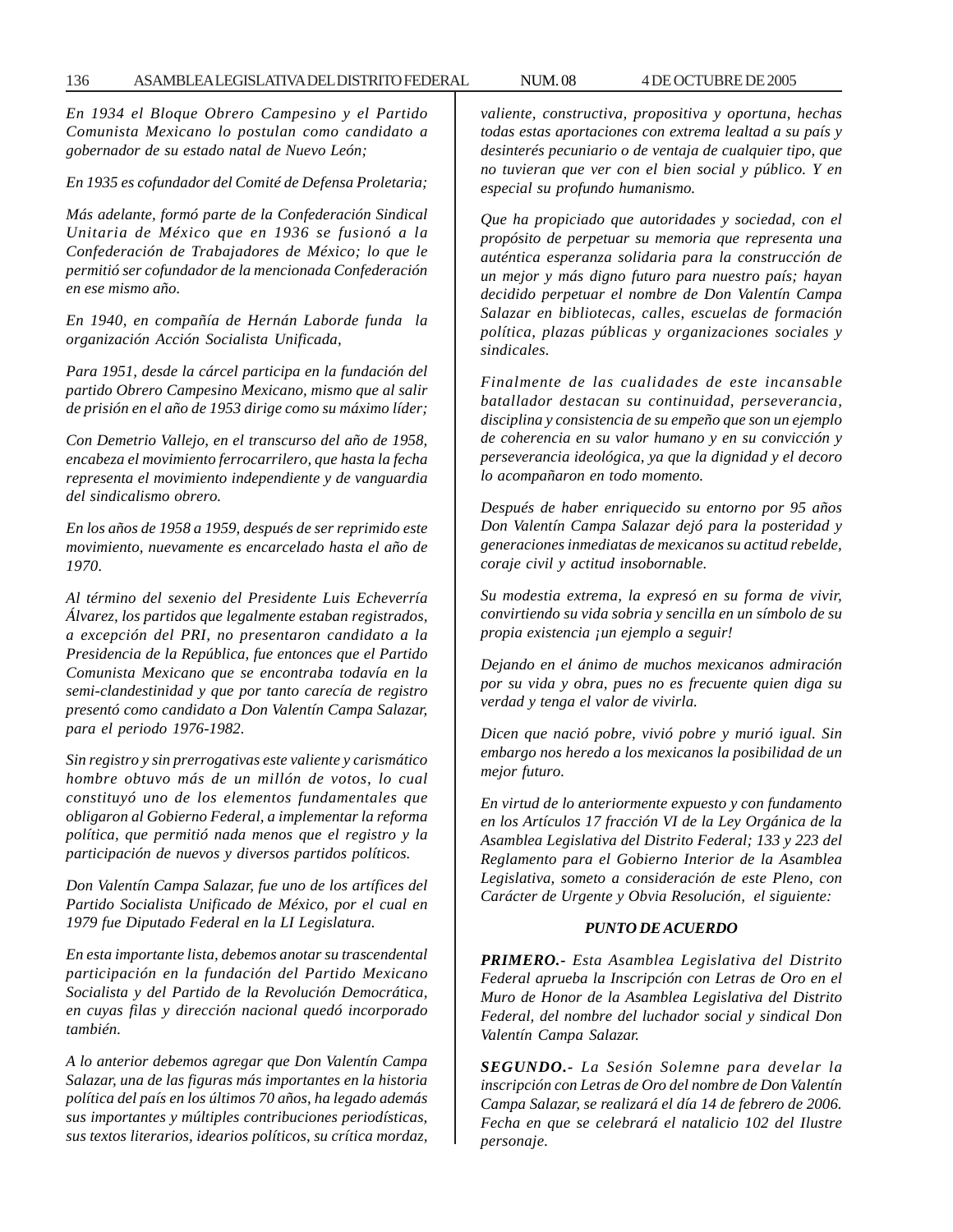*En 1934 el Bloque Obrero Campesino y el Partido Comunista Mexicano lo postulan como candidato a gobernador de su estado natal de Nuevo León;*

*En 1935 es cofundador del Comité de Defensa Proletaria;*

*Más adelante, formó parte de la Confederación Sindical Unitaria de México que en 1936 se fusionó a la Confederación de Trabajadores de México; lo que le permitió ser cofundador de la mencionada Confederación en ese mismo año.*

*En 1940, en compañía de Hernán Laborde funda la organización Acción Socialista Unificada,*

*Para 1951, desde la cárcel participa en la fundación del partido Obrero Campesino Mexicano, mismo que al salir de prisión en el año de 1953 dirige como su máximo líder;*

*Con Demetrio Vallejo, en el transcurso del año de 1958, encabeza el movimiento ferrocarrilero, que hasta la fecha representa el movimiento independiente y de vanguardia del sindicalismo obrero.*

*En los años de 1958 a 1959, después de ser reprimido este movimiento, nuevamente es encarcelado hasta el año de 1970.*

*Al término del sexenio del Presidente Luis Echeverría Álvarez, los partidos que legalmente estaban registrados, a excepción del PRI, no presentaron candidato a la Presidencia de la República, fue entonces que el Partido Comunista Mexicano que se encontraba todavía en la semi-clandestinidad y que por tanto carecía de registro presentó como candidato a Don Valentín Campa Salazar, para el periodo 1976-1982.*

*Sin registro y sin prerrogativas este valiente y carismático hombre obtuvo más de un millón de votos, lo cual constituyó uno de los elementos fundamentales que obligaron al Gobierno Federal, a implementar la reforma política, que permitió nada menos que el registro y la participación de nuevos y diversos partidos políticos.*

*Don Valentín Campa Salazar, fue uno de los artífices del Partido Socialista Unificado de México, por el cual en 1979 fue Diputado Federal en la LI Legislatura.*

*En esta importante lista, debemos anotar su trascendental participación en la fundación del Partido Mexicano Socialista y del Partido de la Revolución Democrática, en cuyas filas y dirección nacional quedó incorporado también.*

*A lo anterior debemos agregar que Don Valentín Campa Salazar, una de las figuras más importantes en la historia política del país en los últimos 70 años, ha legado además sus importantes y múltiples contribuciones periodísticas, sus textos literarios, idearios políticos, su crítica mordaz, valiente, constructiva, propositiva y oportuna, hechas todas estas aportaciones con extrema lealtad a su país y desinterés pecuniario o de ventaja de cualquier tipo, que no tuvieran que ver con el bien social y público. Y en especial su profundo humanismo.*

*Que ha propiciado que autoridades y sociedad, con el propósito de perpetuar su memoria que representa una auténtica esperanza solidaria para la construcción de un mejor y más digno futuro para nuestro país; hayan decidido perpetuar el nombre de Don Valentín Campa Salazar en bibliotecas, calles, escuelas de formación política, plazas públicas y organizaciones sociales y sindicales.*

*Finalmente de las cualidades de este incansable batallador destacan su continuidad, perseverancia, disciplina y consistencia de su empeño que son un ejemplo de coherencia en su valor humano y en su convicción y perseverancia ideológica, ya que la dignidad y el decoro lo acompañaron en todo momento.*

*Después de haber enriquecido su entorno por 95 años Don Valentín Campa Salazar dejó para la posteridad y generaciones inmediatas de mexicanos su actitud rebelde, coraje civil y actitud insobornable.*

*Su modestia extrema, la expresó en su forma de vivir, convirtiendo su vida sobria y sencilla en un símbolo de su propia existencia ¡un ejemplo a seguir!*

*Dejando en el ánimo de muchos mexicanos admiración por su vida y obra, pues no es frecuente quien diga su verdad y tenga el valor de vivirla.*

*Dicen que nació pobre, vivió pobre y murió igual. Sin embargo nos heredo a los mexicanos la posibilidad de un mejor futuro.*

*En virtud de lo anteriormente expuesto y con fundamento en los Artículos 17 fracción VI de la Ley Orgánica de la Asamblea Legislativa del Distrito Federal; 133 y 223 del Reglamento para el Gobierno Interior de este la Asamblea Legislativa, someto a consideración de este Pleno, con Carácter de Urgente y Obvia Resolución, el siguiente:*

***PUNTO DE ACUERDO***

***PRIMERO.-** Esta Asamblea Legislativa del Distrito Federal aprueba la Inscripción con Letras de Oro en el Muro de Honor de la Asamblea Legislativa del Distrito Federal, del nombre del luchador social y sindical Don Valentín Campa Salazar.*

***SEGUNDO.-** La Sesión Solemne para develar la inscripción con Letras de Oro del nombre de Don Valentín Campa Salazar, se realizará el día 14 de febrero de 2006. Fecha en que se celebrará el natalicio 102 del Ilustre personaje.*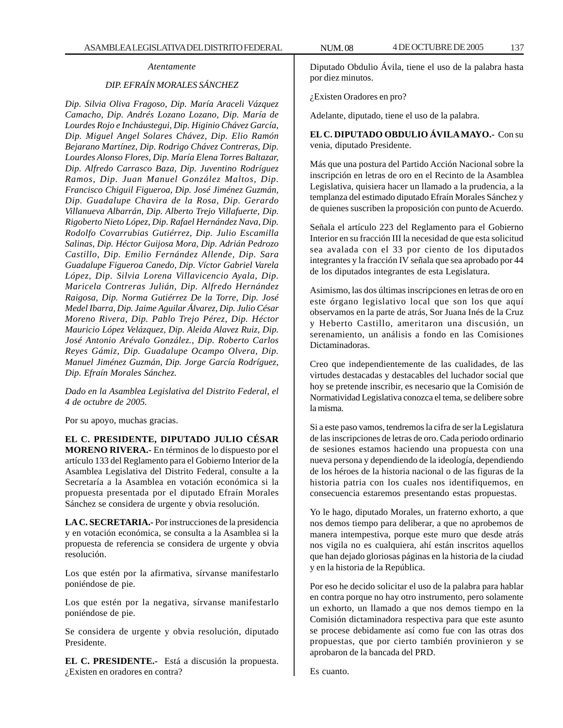*Atentamente*

*DIP. EFRAÍN MORALES SÁNCHEZ*

***Dip. Silvia Oliva Fragoso, Dip. María Araceli Vázquez Camacho, Dip. Andrés Lozano Lozano, Dip. María de Lourdes Rojo e Incháustegui, Dip. Higinio Chávez García, Dip. Miguel Angel Solares Chávez, Dip. Elio Ramón Bejarano Martínez, Dip. Rodrigo Chávez Contreras, Dip. Lourdes Alonso Flores, Dip. María Elena Torres Baltazar, Dip. Alfredo Carrasco Baza, Dip. Juventino Rodríguez Ramos, Dip. Juan Manuel González Maltos, Dip. Francisco Chiguil Figueroa, Dip. José Jiménez Guzmán, Dip. Guadalupe Chavira de la Rosa, Dip. Gerardo Villanueva Albarrán, Dip. Alberto Trejo Villafuerte, Dip. Rigoberto Nieto López, Dip. Rafael Hernández Nava, Dip. Rodolfo Covarrubias Gutiérrez, Dip. Julio Escamilla Salinas, Dip. Héctor Guijosa Mora, Dip. Adrián Pedrozo Castillo, Dip. Emilio Fernández Allende, Dip. Sara Guadalupe Figueroa Canedo, Dip. Víctor Gabriel Varela López, Dip. Silvia Lorena Villavicencio Ayala, Dip. Maricela Contreras Julián, Dip. Alfredo Hernández Raigosa, Dip. Norma Gutiérrez De la Torre, Dip. José Medel Ibarra, Dip. Jaime Aguilar Álvarez, Dip. Julio César Moreno Rivera, Dip. Pablo Trejo Pérez, Dip. Héctor Mauricio López Velázquez, Dip. Aleida Alavez Ruiz, Dip. José Antonio Arévalo González., Dip. Roberto Carlos Reyes Gámiz, Dip. Guadalupe Ocampo Olvera, Dip. Manuel Jiménez Guzmán, Dip. Jorge García Rodríguez, Dip. Efraín Morales Sánchez.***

*Dado en la Asamblea Legislativa del Distrito Federal, el 4 de octubre de 2005.*

Por su apoyo, muchas gracias.

**EL C. PRESIDENTE, DIPUTADO JULIO CÉSAR MORENO RIVERA.-** En términos de lo dispuesto por el artículo 133 del Reglamento para el Gobierno Interior de la Asamblea Legislativa del Distrito Federal, consulte a la Secretaría a la Asamblea en votación económica si la propuesta presentada por el diputado Efraín Morales Sánchez se considera de urgente y obvia resolución.

**LA C. SECRETARIA.-** Por instrucciones de la presidencia y en votación económica, se consulta a la Asamblea si la propuesta de referencia se considera de urgente y obvia resolución.

Los que estén por la afirmativa, sírvanse manifestarlo poniéndose de pie.

Los que estén por la negativa, sírvanse manifestarlo poniéndose de pie.

Se considera de urgente y obvia resolución, diputado Presidente.

**EL C. PRESIDENTE.-** Está a discusión la propuesta. ¿Existen en oradores en contra?

Diputado Obdulio Ávila, tiene el uso de la palabra hasta por diez minutos.

¿Existen Oradores en pro?

Adelante, diputado, tiene el uso de la palabra.

**EL C. DIPUTADO OBDULIO ÁVILA MAYO.-** Con su venia, diputado Presidente.

Más que una postura del Partido Acción Nacional sobre la inscripción en letras de oro en el Recinto de la Asamblea Legislativa, quisiera hacer un llamado a la prudencia, a la templanza del estimado diputado Efraín Morales Sánchez y de quienes suscriben la proposición con punto de Acuerdo.

Señala el artículo 223 del Reglamento para el Gobierno Interior en su fracción III la necesidad de que esta solicitud sea avalada con el 33 por ciento de los diputados integrantes y la fracción IV señala que sea aprobado por 44 de los diputados integrantes de esta Legislatura.

Asimismo, las dos últimas inscripciones en letras de oro en este órgano legislativo local que son los que aquí observamos en la parte de atrás, Sor Juana Inés de la Cruz y Heberto Castillo, ameritaron una discusión, un serenamiento, un análisis a fondo en las Comisiones Dictaminadoras.

Creo que independientemente de las cualidades, de las virtudes destacadas y destacables del luchador social que hoy se pretende inscribir, es necesario que la Comisión de Normatividad Legislativa conozca el tema, se delibere sobre la misma.

Si a este paso vamos, tendremos la cifra de ser la Legislatura de las inscripciones de letras de oro. Cada periodo ordinario de sesiones estamos haciendo una propuesta con una nueva persona y dependiendo de la ideología, dependiendo de los héroes de la historia nacional o de las figuras de la historia patria con los cuales nos identifiquemos, en consecuencia estaremos presentando estas propuestas.

Yo le hago, diputado Morales, un fraterno exhorto, a que nos demos tiempo para deliberar, a que no aprobemos de manera intempestiva, porque este muro que desde atrás nos vigila no es cualquiera, ahí están inscritos aquellos que han dejado gloriosas páginas en la historia de la ciudad y en la historia de la República.

Por eso he decido solicitar el uso de la palabra para hablar en contra porque no hay otro instrumento, pero solamente un exhorto, un llamado a que nos demos tiempo en la Comisión dictaminadora respectiva para que este asunto se procese debidamente así como fue con las otras dos propuestas, que por cierto también provinieron y se aprobaron de la bancada del PRD.

Es cuanto.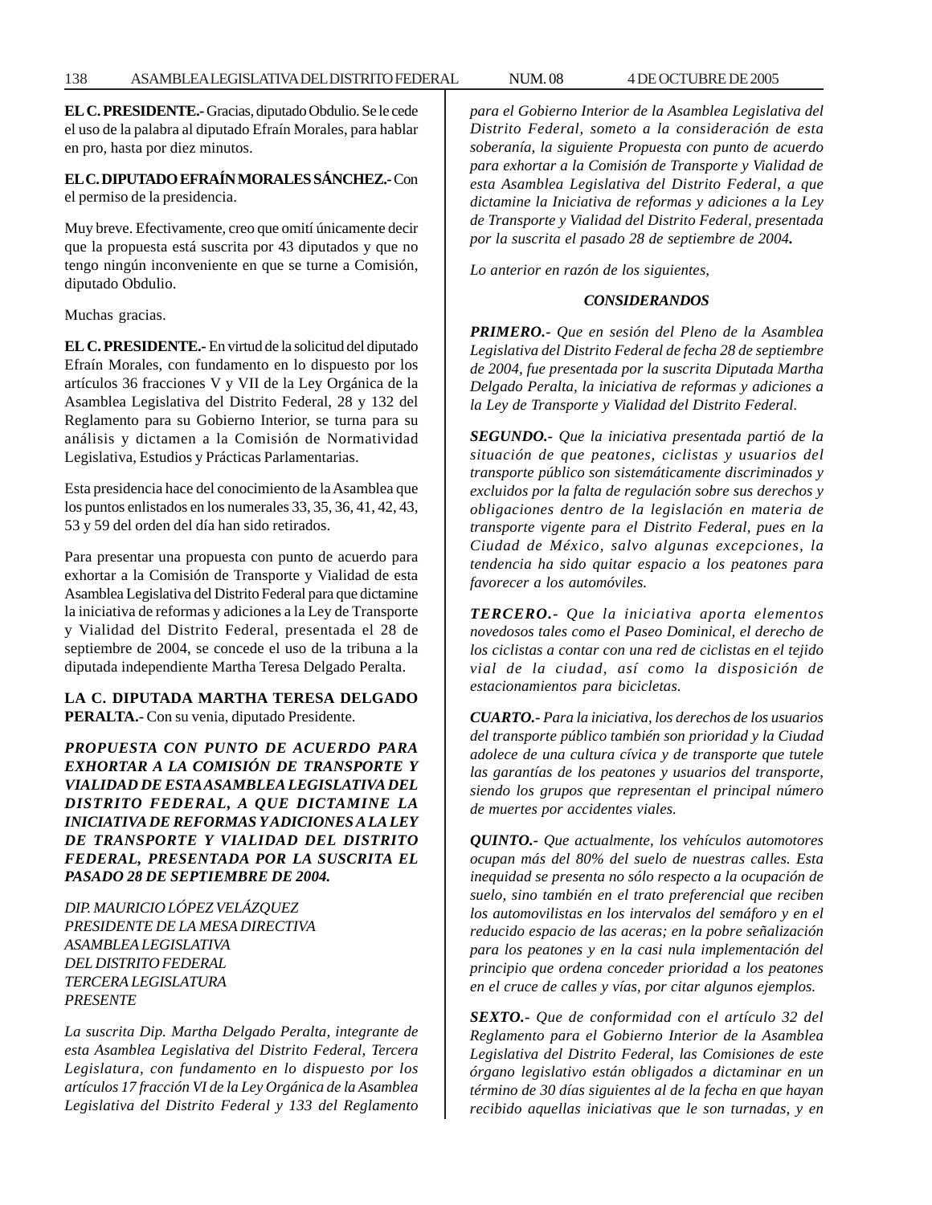**EL C. PRESIDENTE.-** Gracias, diputado Obdulio. Se le cede el uso de la palabra al diputado Efraín Morales, para hablar en pro, hasta por diez minutos.

**EL C. DIPUTADO EFRAÍN MORALES SÁNCHEZ.-** Con el permiso de la presidencia.

Muy breve. Efectivamente, creo que omití únicamente decir que la propuesta está suscrita por 43 diputados y que no tengo ningún inconveniente en que se turne a Comisión, diputado Obdulio.

Muchas gracias.

**EL C. PRESIDENTE.-** En virtud de la solicitud del diputado Efraín Morales, con fundamento en lo dispuesto por los artículos 36 fracciones V y VII de la Ley Orgánica de la Asamblea Legislativa del Distrito Federal, 28 y 132 del Reglamento para su Gobierno Interior, se turna para su análisis y dictamen a la Comisión de Normatividad Legislativa, Estudios y Prácticas Parlamentarias.

Esta presidencia hace del conocimiento de la Asamblea que los puntos enlistados en los numerales 33, 35, 36, 41, 42, 43, 53 y 59 del orden del día han sido retirados.

Para presentar una propuesta con punto de acuerdo para exhortar a la Comisión de Transporte y Vialidad de esta Asamblea Legislativa del Distrito Federal para que dictamine la iniciativa de reformas y adiciones a la Ley de Transporte y Vialidad del Distrito Federal, presentada el 28 de septiembre de 2004, se concede el uso de la tribuna a la diputada independiente Martha Teresa Delgado Peralta.

**LA C. DIPUTADA MARTHA TERESA DELGADO PERALTA.-** Con su venia, diputado Presidente.

***PROPUESTA CON PUNTO DE ACUERDO PARA EXHORTAR A LA COMISIÓN DE TRANSPORTE Y VIALIDAD DE ESTA ASAMBLEA LEGISLATIVA DEL DISTRITO FEDERAL, A QUE DICTAMINE LA INICIATIVA DE REFORMAS Y ADICIONES A LA LEY DE TRANSPORTE Y VIALIDAD DEL DISTRITO FEDERAL, PRESENTADA POR LA SUSCRITA EL PASADO 28 DE SEPTIEMBRE DE 2004.***

*DIP. MAURICIO LÓPEZ VELÁZQUEZ*
*PRESIDENTE DE LA MESA DIRECTIVA*
*ASAMBLEA LEGISLATIVA*
*DEL DISTRITO FEDERAL*
*TERCERA LEGISLATURA*
*PRESENTE*

*La suscrita Dip. Martha Delgado Peralta, integrante de esta Asamblea Legislativa del Distrito Federal, Tercera Legislatura, con fundamento en lo dispuesto por los artículos 17 fracción VI de la Ley Orgánica de la Asamblea Legislativa del Distrito Federal y 133 del Reglamento para el Gobierno Interior de la Asamblea Legislativa del Distrito Federal, someto a la consideración de esta soberanía, la siguiente Propuesta con punto de acuerdo para exhortar a la Comisión de Transporte y Vialidad de esta Asamblea Legislativa del Distrito Federal, a que dictamine la Iniciativa de reformas y adiciones a la Ley de Transporte y Vialidad del Distrito Federal, presentada por la suscrita el pasado 28 de septiembre de 2004.*

*Lo anterior en razón de los siguientes,*

***CONSIDERANDOS***

***PRIMERO.-*** *Que en sesión del Pleno de la Asamblea Legislativa del Distrito Federal de fecha 28 de septiembre de 2004, fue presentada por la suscrita Diputada Martha Delgado Peralta, la iniciativa de reformas y adiciones a la Ley de Transporte y Vialidad del Distrito Federal.*

***SEGUNDO.-*** *Que la iniciativa presentada partió de la situación de que peatones, ciclistas y usuarios del transporte público son sistemáticamente discriminados y excluidos por la falta de regulación sobre sus derechos y obligaciones dentro de la legislación en materia de transporte vigente para el Distrito Federal, pues en la Ciudad de México, salvo algunas excepciones, la tendencia ha sido quitar espacio a los peatones para favorecer a los automóviles.*

***TERCERO.-*** *Que la iniciativa aporta elementos novedosos tales como el Paseo Dominical, el derecho de los ciclistas a contar con una red de ciclistas en el tejido vial de la ciudad, así como la disposición de estacionamientos para bicicletas.*

***CUARTO.-*** *Para la iniciativa, los derechos de los usuarios del transporte público también son prioridad y la Ciudad adolece de una cultura cívica y de transporte que tutele las garantías de los peatones y usuarios del transporte, siendo los grupos que representan el principal número de muertes por accidentes viales.*

***QUINTO.-*** *Que actualmente, los vehículos automotores ocupan más del 80% del suelo de nuestras calles. Esta inequidad se presenta no sólo respecto a la ocupación de suelo, sino también en el trato preferencial que reciben los automovilistas en los intervalos del semáforo y en el reducido espacio de las aceras; en la pobre señalización para los peatones y en la casi nula implementación del principio que ordena conceder prioridad a los peatones en el cruce de calles y vías, por citar algunos ejemplos.*

***SEXTO.-*** *Que de conformidad con el artículo 32 del Reglamento para el Gobierno Interior de la Asamblea Legislativa del Distrito Federal, las Comisiones de este órgano legislativo están obligados a dictaminar en un término de 30 días siguientes al de la fecha en que hayan recibido aquellas iniciativas que le son turnadas, y en*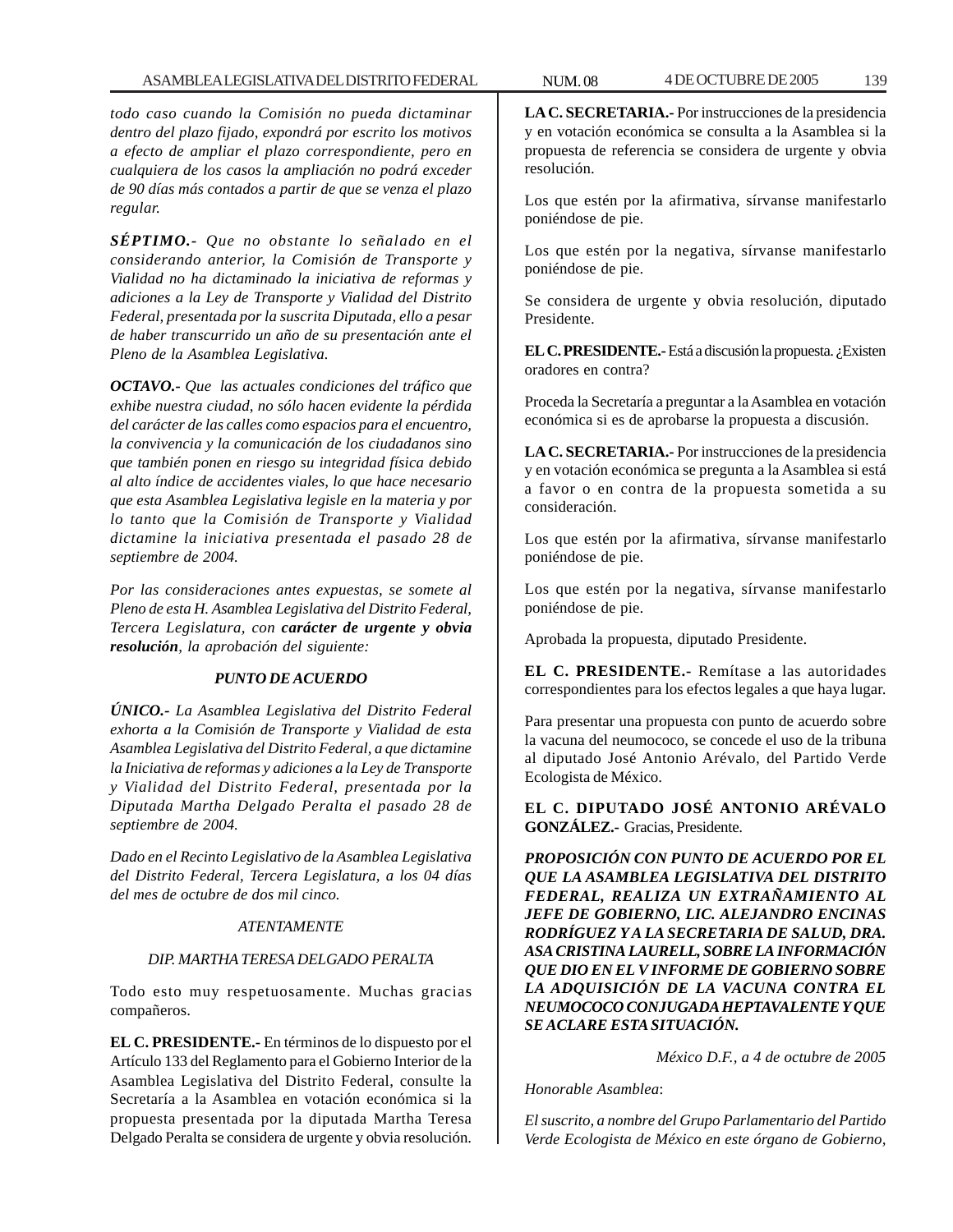*todo caso cuando la Comisión no pueda dictaminar dentro del plazo fijado, expondrá por escrito los motivos a efecto de ampliar el plazo correspondiente, pero en cualquiera de los casos la ampliación no podrá exceder de 90 días más contados a partir de que se venza el plazo regular.*

***SÉPTIMO.-*** *Que no obstante lo señalado en el considerando anterior, la Comisión de Transporte y Vialidad no ha dictaminado la iniciativa de reformas y adiciones a la Ley de Transporte y Vialidad del Distrito Federal, presentada por la suscrita Diputada, ello a pesar de haber transcurrido un año de su presentación ante el Pleno de la Asamblea Legislativa.*

***OCTAVO.-*** *Que las actuales condiciones del tráfico que exhibe nuestra ciudad, no sólo hacen evidente la pérdida del carácter de las calles como espacios para el encuentro, la convivencia y la comunicación de los ciudadanos sino que también ponen en riesgo su integridad física debido al alto índice de accidentes viales, lo que hace necesario que esta Asamblea Legislativa legisle en la materia y por lo tanto que la Comisión de Transporte y Vialidad dictamine la iniciativa presentada el pasado 28 de septiembre de 2004.*

*Por las consideraciones antes expuestas, se somete al Pleno de esta H. Asamblea Legislativa del Distrito Federal, Tercera Legislatura, con* ***carácter de urgente y obvia resolución****, la aprobación del siguiente:*

***PUNTO DE ACUERDO***

***ÚNICO.-*** *La Asamblea Legislativa del Distrito Federal exhorta a la Comisión de Transporte y Vialidad de esta Asamblea Legislativa del Distrito Federal, a que dictamine la Iniciativa de reformas y adiciones a la Ley de Transporte y Vialidad del Distrito Federal, presentada por la Diputada Martha Delgado Peralta el pasado 28 de septiembre de 2004.*

*Dado en el Recinto Legislativo de la Asamblea Legislativa del Distrito Federal, Tercera Legislatura, a los 04 días del mes de octubre de dos mil cinco.*

*ATENTAMENTE*

*DIP. MARTHA TERESA DELGADO PERALTA*

Todo esto muy respetuosamente. Muchas gracias compañeros.

**EL C. PRESIDENTE.-** En términos de lo dispuesto por el Artículo 133 del Reglamento para el Gobierno Interior de la Asamblea Legislativa del Distrito Federal, consulte la Secretaría a la Asamblea en votación económica si la propuesta presentada por la diputada Martha Teresa Delgado Peralta se considera de urgente y obvia resolución.

**LA C. SECRETARIA.-** Por instrucciones de la presidencia y en votación económica se consulta a la Asamblea si la propuesta de referencia se considera de urgente y obvia resolución.

Los que estén por la afirmativa, sírvanse manifestarlo poniéndose de pie.

Los que estén por la negativa, sírvanse manifestarlo poniéndose de pie.

Se considera de urgente y obvia resolución, diputado Presidente.

**EL C. PRESIDENTE.-** Está a discusión la propuesta. ¿Existen oradores en contra?

Proceda la Secretaría a preguntar a la Asamblea en votación económica si es de aprobarse la propuesta a discusión.

**LA C. SECRETARIA.-** Por instrucciones de la presidencia y en votación económica se pregunta a la Asamblea si está a favor o en contra de la propuesta sometida a su consideración.

Los que estén por la afirmativa, sírvanse manifestarlo poniéndose de pie.

Los que estén por la negativa, sírvanse manifestarlo poniéndose de pie.

Aprobada la propuesta, diputado Presidente.

**EL C. PRESIDENTE.-** Remítase a las autoridades correspondientes para los efectos legales a que haya lugar.

Para presentar una propuesta con punto de acuerdo sobre la vacuna del neumococo, se concede el uso de la tribuna al diputado José Antonio Arévalo, del Partido Verde Ecologista de México.

**EL C. DIPUTADO JOSÉ ANTONIO ARÉVALO GONZÁLEZ.-** Gracias, Presidente.

***PROPOSICIÓN CON PUNTO DE ACUERDO POR EL QUE LA ASAMBLEA LEGISLATIVA DEL DISTRITO FEDERAL, REALIZA UN EXTRAÑAMIENTO AL JEFE DE GOBIERNO, LIC. ALEJANDRO ENCINAS RODRÍGUEZ Y A LA SECRETARIA DE SALUD, DRA. ASA CRISTINA LAURELL, SOBRE LA INFORMACIÓN QUE DIO EN EL V INFORME DE GOBIERNO SOBRE LA ADQUISICIÓN DE LA VACUNA CONTRA EL NEUMOCOCO CONJUGADA HEPTAVALENTE Y QUE SE ACLARE ESTA SITUACIÓN.***

*México D.F., a 4 de octubre de 2005*

*Honorable Asamblea*:

*El suscrito, a nombre del Grupo Parlamentario del Partido Verde Ecologista de México en este órgano de Gobierno,*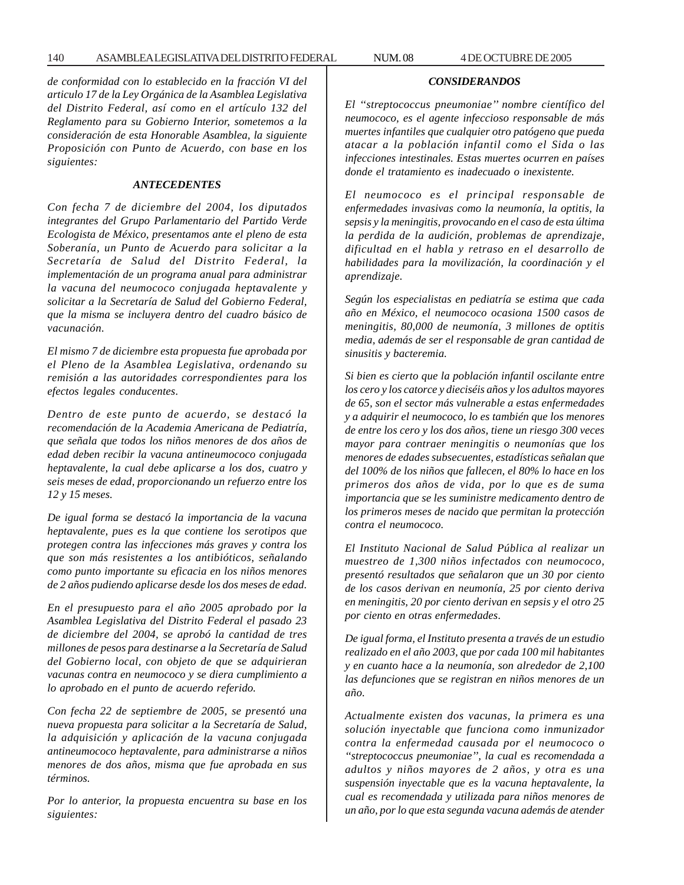*de conformidad con lo establecido en la fracción VI del articulo 17 de la Ley Orgánica de la Asamblea Legislativa del Distrito Federal, así como en el artículo 132 del Reglamento para su Gobierno Interior, sometemos a la consideración de esta Honorable Asamblea, la siguiente Proposición con Punto de Acuerdo, con base en los siguientes:*

### ANTECEDENTES

*Con fecha 7 de diciembre del 2004, los diputados integrantes del Grupo Parlamentario del Partido Verde Ecologista de México, presentamos ante el pleno de esta Soberanía, un Punto de Acuerdo para solicitar a la Secretaría de Salud del Distrito Federal, la implementación de un programa anual para administrar la vacuna del neumococo conjugada heptavalente y solicitar a la Secretaría de Salud del Gobierno Federal, que la misma se incluyera dentro del cuadro básico de vacunación.*

*El mismo 7 de diciembre esta propuesta fue aprobada por el Pleno de la Asamblea Legislativa, ordenando su remisión a las autoridades correspondientes para los efectos legales conducentes.*

*Dentro de este punto de acuerdo, se destacó la recomendación de la Academia Americana de Pediatría, que señala que todos los niños menores de dos años de edad deben recibir la vacuna antineumococo conjugada heptavalente, la cual debe aplicarse a los dos, cuatro y seis meses de edad, proporcionando un refuerzo entre los 12 y 15 meses.*

*De igual forma se destacó la importancia de la vacuna heptavalente, pues es la que contiene los serotipos que protegen contra las infecciones más graves y contra los que son más resistentes a los antibióticos, señalando como punto importante su eficacia en los niños menores de 2 años pudiendo aplicarse desde los dos meses de edad.*

*En el presupuesto para el año 2005 aprobado por la Asamblea Legislativa del Distrito Federal el pasado 23 de diciembre del 2004, se aprobó la cantidad de tres millones de pesos para destinarse a la Secretaría de Salud del Gobierno local, con objeto de que se adquirieran vacunas contra en neumococo y se diera cumplimiento a lo aprobado en el punto de acuerdo referido.*

*Con fecha 22 de septiembre de 2005, se presentó una nueva propuesta para solicitar a la Secretaría de Salud, la adquisición y aplicación de la vacuna conjugada antineumococo heptavalente, para administrarse a niños menores de dos años, misma que fue aprobada en sus términos.*

*Por lo anterior, la propuesta encuentra su base en los siguientes:*

### CONSIDERANDOS

*El "streptococcus pneumoniae" nombre científico del neumococo, es el agente infeccioso responsable de más muertes infantiles que cualquier otro patógeno que pueda atacar a la población infantil como el Sida o las infecciones intestinales. Estas muertes ocurren en países donde el tratamiento es inadecuado o inexistente.*

*El neumococo es el principal responsable de enfermedades invasivas como la neumonía, la optitis, la sepsis y la meningitis, provocando en el caso de esta última la perdida de la audición, problemas de aprendizaje, dificultad en el habla y retraso en el desarrollo de habilidades para la movilización, la coordinación y el aprendizaje.*

*Según los especialistas en pediatría se estima que cada año en México, el neumococo ocasiona 1500 casos de meningitis, 80,000 de neumonía, 3 millones de optitis media, además de ser el responsable de gran cantidad de sinusitis y bacteremia.*

*Si bien es cierto que la población infantil oscilante entre los cero y los catorce y dieciséis años y los adultos mayores de 65, son el sector más vulnerable a estas enfermedades y a adquirir el neumococo, lo es también que los menores de entre los cero y los dos años, tiene un riesgo 300 veces mayor para contraer meningitis o neumonías que los menores de edades subsecuentes, estadísticas señalan que del 100% de los niños que fallecen, el 80% lo hace en los primeros dos años de vida, por lo que es de suma importancia que se les suministre medicamento dentro de los primeros meses de nacido que permitan la protección contra el neumococo.*

*El Instituto Nacional de Salud Pública al realizar un muestreo de 1,300 niños infectados con neumococo, presentó resultados que señalaron que un 30 por ciento de los casos derivan en neumonía, 25 por ciento deriva en meningitis, 20 por ciento derivan en sepsis y el otro 25 por ciento en otras enfermedades.*

*De igual forma, el Instituto presenta a través de un estudio realizado en el año 2003, que por cada 100 mil habitantes y en cuanto hace a la neumonía, son alrededor de 2,100 las defunciones que se registran en niños menores de un año.*

*Actualmente existen dos vacunas, la primera es una solución inyectable que funciona como inmunizador contra la enfermedad causada por el neumococo o "streptococcus pneumoniae", la cual es recomendada a adultos y niños mayores de 2 años, y otra es una suspensión inyectable que es la vacuna heptavalente, la cual es recomendada y utilizada para niños menores de un año, por lo que esta segunda vacuna además de atender*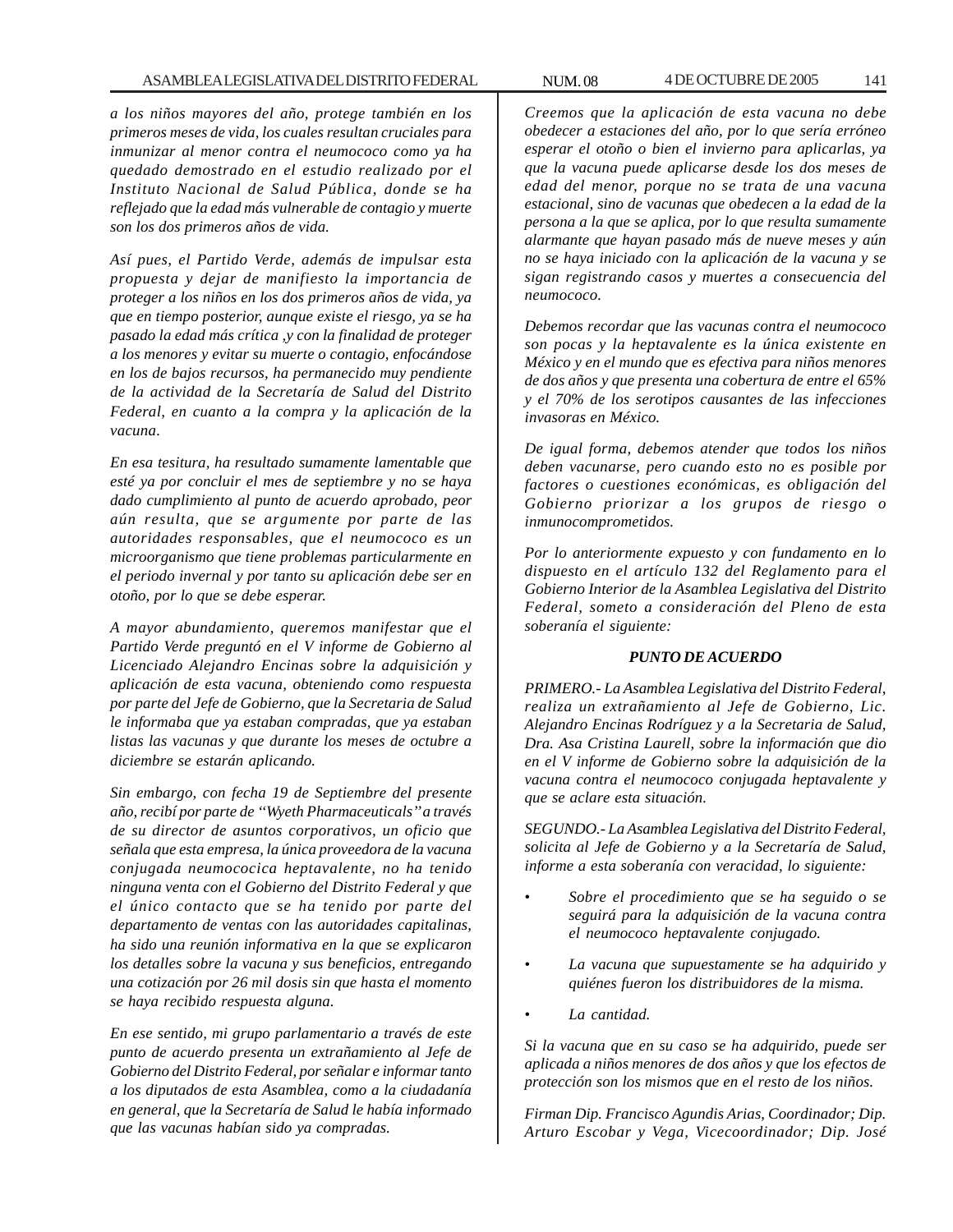*a los niños mayores del año, protege también en los primeros meses de vida, los cuales resultan cruciales para inmunizar al menor contra el neumococo como ya ha quedado demostrado en el estudio realizado por el Instituto Nacional de Salud Pública, donde se ha reflejado que la edad más vulnerable de contagio y muerte son los dos primeros años de vida.*

*Así pues, el Partido Verde, además de impulsar esta propuesta y dejar de manifiesto la importancia de proteger a los niños en los dos primeros años de vida, ya que en tiempo posterior, aunque existe el riesgo, ya se ha pasado la edad más crítica ,y con la finalidad de proteger a los menores y evitar su muerte o contagio, enfocándose en los de bajos recursos, ha permanecido muy pendiente de la actividad de la Secretaría de Salud del Distrito Federal, en cuanto a la compra y la aplicación de la vacuna.*

*En esa tesitura, ha resultado sumamente lamentable que esté ya por concluir el mes de septiembre y no se haya dado cumplimiento al punto de acuerdo aprobado, peor aún resulta, que se argumente por parte de las autoridades responsables, que el neumococo es un microorganismo que tiene problemas particularmente en el periodo invernal y por tanto su aplicación debe ser en otoño, por lo que se debe esperar.*

*A mayor abundamiento, queremos manifestar que el Partido Verde preguntó en el V informe de Gobierno al Licenciado Alejandro Encinas sobre la adquisición y aplicación de esta vacuna, obteniendo como respuesta por parte del Jefe de Gobierno, que la Secretaria de Salud le informaba que ya estaban compradas, que ya estaban listas las vacunas y que durante los meses de octubre a diciembre se estarán aplicando.*

*Sin embargo, con fecha 19 de Septiembre del presente año, recibí por parte de "Wyeth Pharmaceuticals" a través de su director de asuntos corporativos, un oficio que señala que esta empresa, la única proveedora de la vacuna conjugada neumococica heptavalente, no ha tenido ninguna venta con el Gobierno del Distrito Federal y que el único contacto que se ha tenido por parte del departamento de ventas con las autoridades capitalinas, ha sido una reunión informativa en la que se explicaron los detalles sobre la vacuna y sus beneficios, entregando una cotización por 26 mil dosis sin que hasta el momento se haya recibido respuesta alguna.*

*En ese sentido, mi grupo parlamentario a través de este punto de acuerdo presenta un extrañamiento al Jefe de Gobierno del Distrito Federal, por señalar e informar tanto a los diputados de esta Asamblea, como a la ciudadanía en general, que la Secretaría de Salud le había informado que las vacunas habían sido ya compradas.*

*Creemos que la aplicación de esta vacuna no debe obedecer a estaciones del año, por lo que sería erróneo esperar el otoño o bien el invierno para aplicarlas, ya que la vacuna puede aplicarse desde los dos meses de edad del menor, porque no se trata de una vacuna estacional, sino de vacunas que obedecen a la edad de la persona a la que se aplica, por lo que resulta sumamente alarmante que hayan pasado más de nueve meses y aún no se haya iniciado con la aplicación de la vacuna y se sigan registrando casos y muertes a consecuencia del neumococo.*

*Debemos recordar que las vacunas contra el neumococo son pocas y la heptavalente es la única existente en México y en el mundo que es efectiva para niños menores de dos años y que presenta una cobertura de entre el 65% y el 70% de los serotipos causantes de las infecciones invasoras en México.*

*De igual forma, debemos atender que todos los niños deben vacunarse, pero cuando esto no es posible por factores o cuestiones económicas, es obligación del Gobierno priorizar a los grupos de riesgo o inmunocomprometidos.*

*Por lo anteriormente expuesto y con fundamento en lo dispuesto en el artículo 132 del Reglamento para el Gobierno Interior de la Asamblea Legislativa del Distrito Federal, someto a consideración del Pleno de esta soberanía el siguiente:*

**_PUNTO DE ACUERDO_**

*PRIMERO.- La Asamblea Legislativa del Distrito Federal, realiza un extrañamiento al Jefe de Gobierno, Lic. Alejandro Encinas Rodríguez y a la Secretaria de Salud, Dra. Asa Cristina Laurell, sobre la información que dio en el V informe de Gobierno sobre la adquisición de la vacuna contra el neumococo conjugada heptavalente y que se aclare esta situación.*

*SEGUNDO.- La Asamblea Legislativa del Distrito Federal, solicita al Jefe de Gobierno y a la Secretaría de Salud, informe a esta soberanía con veracidad, lo siguiente:*

- *Sobre el procedimiento que se ha seguido o se seguirá para la adquisición de la vacuna contra el neumococo heptavalente conjugado.*
- *La vacuna que supuestamente se ha adquirido y quiénes fueron los distribuidores de la misma.*
- *La cantidad.*

*Si la vacuna que en su caso se ha adquirido, puede ser aplicada a niños menores de dos años y que los efectos de protección son los mismos que en el resto de los niños.*

*Firman Dip. Francisco Agundis Arias, Coordinador; Dip. Arturo Escobar y Vega, Vicecoordinador; Dip. José*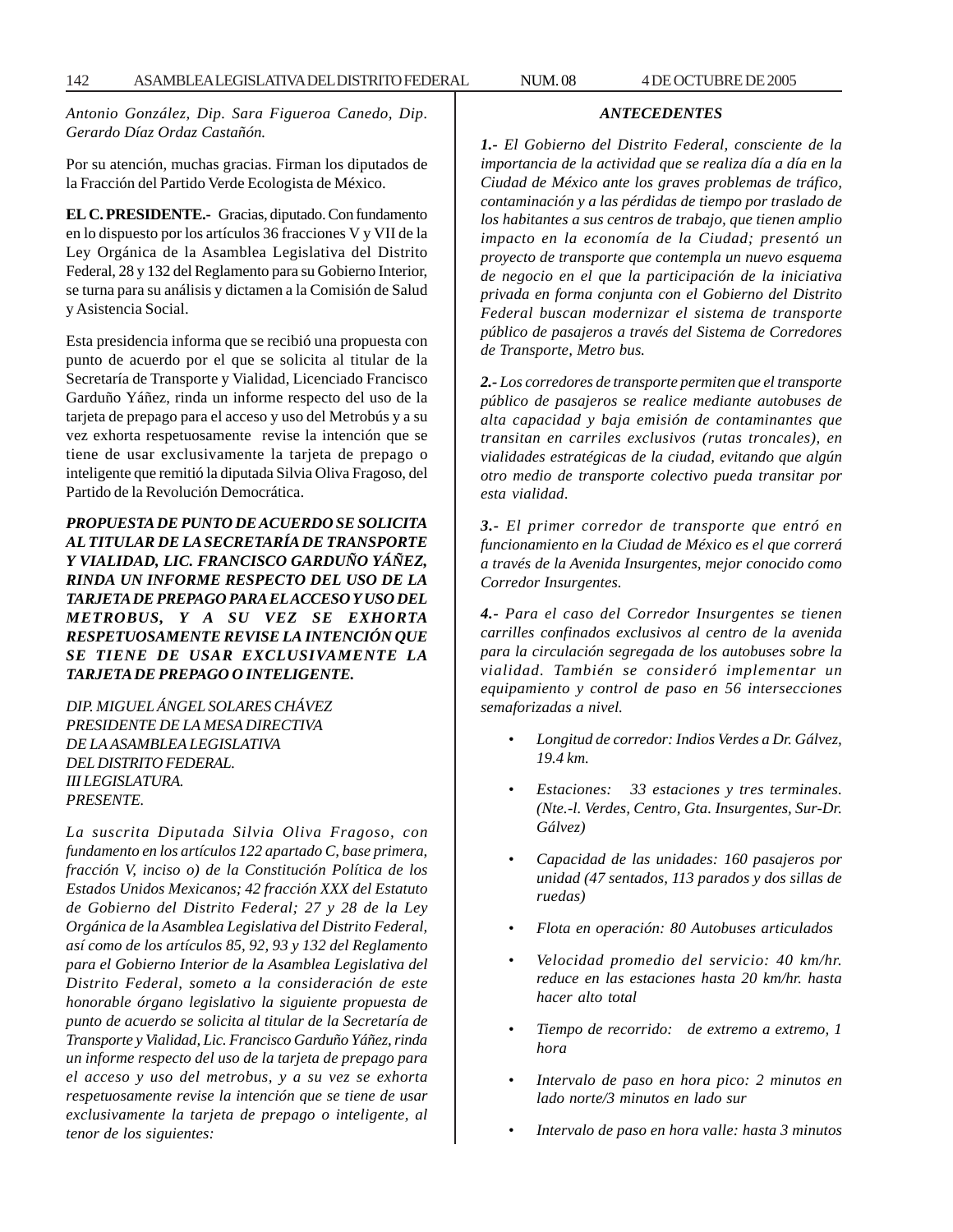*Antonio González, Dip. Sara Figueroa Canedo, Dip. Gerardo Díaz Ordaz Castañón.*

Por su atención, muchas gracias. Firman los diputados de la Fracción del Partido Verde Ecologista de México.

**EL C. PRESIDENTE.-** Gracias, diputado. Con fundamento en lo dispuesto por los artículos 36 fracciones V y VII de la Ley Orgánica de la Asamblea Legislativa del Distrito Federal, 28 y 132 del Reglamento para su Gobierno Interior, se turna para su análisis y dictamen a la Comisión de Salud y Asistencia Social.

Esta presidencia informa que se recibió una propuesta con punto de acuerdo por el que se solicita al titular de la Secretaría de Transporte y Vialidad, Licenciado Francisco Garduño Yáñez, rinda un informe respecto del uso de la tarjeta de prepago para el acceso y uso del Metrobús y a su vez exhorta respetuosamente revise la intención que se tiene de usar exclusivamente la tarjeta de prepago o inteligente que remitió la diputada Silvia Oliva Fragoso, del Partido de la Revolución Democrática.

***PROPUESTA DE PUNTO DE ACUERDO SE SOLICITA AL TITULAR DE LA SECRETARÍA DE TRANSPORTE Y VIALIDAD, LIC. FRANCISCO GARDUÑO YÁÑEZ, RINDA UN INFORME RESPECTO DEL USO DE LA TARJETA DE PREPAGO PARA EL ACCESO Y USO DEL METROBUS, Y A SU VEZ SE EXHORTA RESPETUOSAMENTE REVISE LA INTENCIÓN QUE SE TIENE DE USAR EXCLUSIVAMENTE LA TARJETA DE PREPAGO O INTELIGENTE.***

*DIP. MIGUEL ÁNGEL SOLARES CHÁVEZ*
*PRESIDENTE DE LA MESA DIRECTIVA*
*DE LA ASAMBLEA LEGISLATIVA*
*DEL DISTRITO FEDERAL.*
*III LEGISLATURA.*
*PRESENTE.*

*La suscrita Diputada Silvia Oliva Fragoso, con fundamento en los artículos 122 apartado C, base primera, fracción V, inciso o) de la Constitución Política de los Estados Unidos Mexicanos; 42 fracción XXX del Estatuto de Gobierno del Distrito Federal; 27 y 28 de la Ley Orgánica de la Asamblea Legislativa del Distrito Federal, así como de los artículos 85, 92, 93 y 132 del Reglamento para el Gobierno Interior de la Asamblea Legislativa del Distrito Federal, someto a la consideración de este honorable órgano legislativo la siguiente propuesta de punto de acuerdo se solicita al titular de la Secretaría de Transporte y Vialidad, Lic. Francisco Garduño Yáñez, rinda un informe respecto del uso de la tarjeta de prepago para el acceso y uso del metrobus, y a su vez se exhorta respetuosamente revise la intención que se tiene de usar exclusivamente la tarjeta de prepago o inteligente, al tenor de los siguientes:*

***ANTECEDENTES***

***1.-*** *El Gobierno del Distrito Federal, consciente de la importancia de la actividad que se realiza día a día en la Ciudad de México ante los graves problemas de tráfico, contaminación y a las pérdidas de tiempo por traslado de los habitantes a sus centros de trabajo, que tienen amplio impacto en la economía de la Ciudad; presentó un proyecto de transporte que contempla un nuevo esquema de negocio en el que la participación de la iniciativa privada en forma conjunta con el Gobierno del Distrito Federal buscan modernizar el sistema de transporte público de pasajeros a través del Sistema de Corredores de Transporte, Metro bus.*

***2.-*** *Los corredores de transporte permiten que el transporte público de pasajeros se realice mediante autobuses de alta capacidad y baja emisión de contaminantes que transitan en carriles exclusivos (rutas troncales), en vialidades estratégicas de la ciudad, evitando que algún otro medio de transporte colectivo pueda transitar por esta vialidad.*

***3.-*** *El primer corredor de transporte que entró en funcionamiento en la Ciudad de México es el que correrá a través de la Avenida Insurgentes, mejor conocido como Corredor Insurgentes.*

***4.-*** *Para el caso del Corredor Insurgentes se tienen carrilles confinados exclusivos al centro de la avenida para la circulación segregada de los autobuses sobre la vialidad. También se consideró implementar un equipamiento y control de paso en 56 intersecciones semaforizadas a nivel.*

- *Longitud de corredor: Indios Verdes a Dr. Gálvez, 19.4 km.*
- *Estaciones: 33 estaciones y tres terminales. (Nte.-I. Verdes, Centro, Gta. Insurgentes, Sur-Dr. Gálvez)*
- *Capacidad de las unidades: 160 pasajeros por unidad (47 sentados, 113 parados y dos sillas de ruedas)*
- *Flota en operación: 80 Autobuses articulados*
- *Velocidad promedio del servicio: 40 km/hr. reduce en las estaciones hasta 20 km/hr. hasta hacer alto total*
- *Tiempo de recorrido: de extremo a extremo, 1 hora*
- *Intervalo de paso en hora pico: 2 minutos en lado norte/3 minutos en lado sur*
- *Intervalo de paso en hora valle: hasta 3 minutos*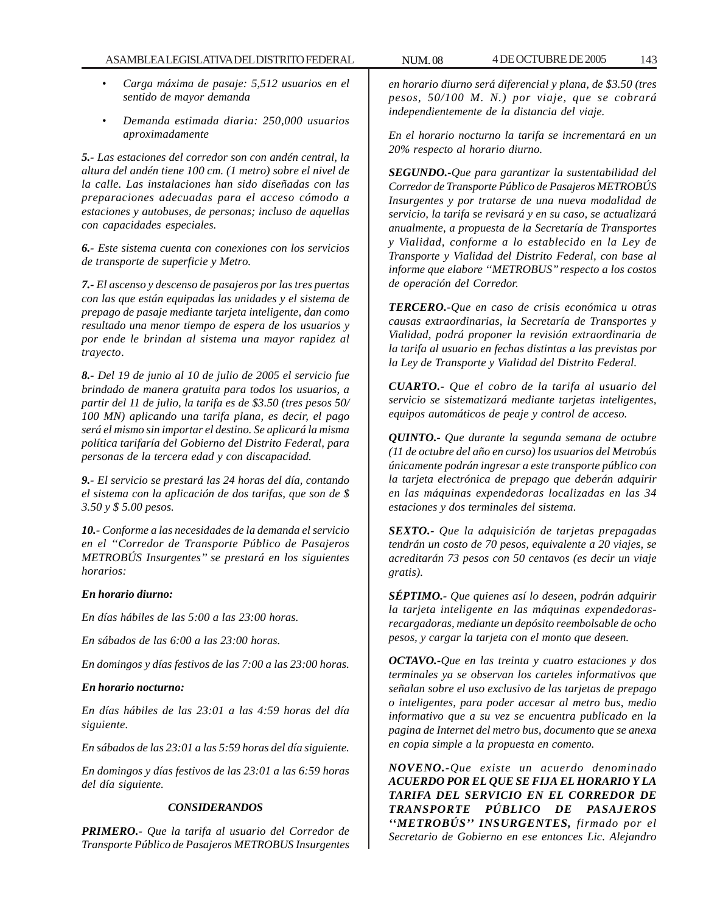- *Carga máxima de pasaje: 5,512 usuarios en el sentido de mayor demanda*

- *Demanda estimada diaria: 250,000 usuarios aproximadamente*

***5.-*** *Las estaciones del corredor son con andén central, la altura del andén tiene 100 cm. (1 metro) sobre el nivel de la calle. Las instalaciones han sido diseñadas con las preparaciones adecuadas para el acceso cómodo a estaciones y autobuses, de personas; incluso de aquellas con capacidades especiales.*

***6.-*** *Este sistema cuenta con conexiones con los servicios de transporte de superficie y Metro.*

***7.-*** *El ascenso y descenso de pasajeros por las tres puertas con las que están equipadas las unidades y el sistema de prepago de pasaje mediante tarjeta inteligente, dan como resultado una menor tiempo de espera de los usuarios y por ende le brindan al sistema una mayor rapidez al trayecto.*

***8.-*** *Del 19 de junio al 10 de julio de 2005 el servicio fue brindado de manera gratuita para todos los usuarios, a partir del 11 de julio, la tarifa es de $3.50 (tres pesos 50/100 MN) aplicando una tarifa plana, es decir, el pago será el mismo sin importar el destino. Se aplicará la misma política tarifaría del Gobierno del Distrito Federal, para personas de la tercera edad y con discapacidad.*

***9.-*** *El servicio se prestará las 24 horas del día, contando el sistema con la aplicación de dos tarifas, que son de $ 3.50 y $ 5.00 pesos.*

***10.-*** *Conforme a las necesidades de la demanda el servicio en el ''Corredor de Transporte Público de Pasajeros METROBÚS Insurgentes'' se prestará en los siguientes horarios:*

***En horario diurno:***

*En días hábiles de las 5:00 a las 23:00 horas.*

*En sábados de las 6:00 a las 23:00 horas.*

*En domingos y días festivos de las 7:00 a las 23:00 horas.*

***En horario nocturno:***

*En días hábiles de las 23:01 a las 4:59 horas del día siguiente.*

*En sábados de las 23:01 a las 5:59 horas del día siguiente.*

*En domingos y días festivos de las 23:01 a las 6:59 horas del día siguiente.*

***CONSIDERANDOS***

***PRIMERO.-*** *Que la tarifa al usuario del Corredor de Transporte Público de Pasajeros METROBUS Insurgentes en horario diurno será diferencial y plana, de $3.50 (tres pesos, 50/100 M. N.) por viaje, que se cobrará independientemente de la distancia del viaje.*

*En el horario nocturno la tarifa se incrementará en un 20% respecto al horario diurno.*

***SEGUNDO.-****Que para garantizar la sustentabilidad del Corredor de Transporte Público de Pasajeros METROBÚS Insurgentes y por tratarse de una nueva modalidad de servicio, la tarifa se revisará y en su caso, se actualizará anualmente, a propuesta de la Secretaría de Transportes y Vialidad, conforme a lo establecido en la Ley de Transporte y Vialidad del Distrito Federal, con base al informe que elabore ''METROBUS'' respecto a los costos de operación del Corredor.*

***TERCERO.-****Que en caso de crisis económica u otras causas extraordinarias, la Secretaría de Transportes y Vialidad, podrá proponer la revisión extraordinaria de la tarifa al usuario en fechas distintas a las previstas por la Ley de Transporte y Vialidad del Distrito Federal.*

***CUARTO.-*** *Que el cobro de la tarifa al usuario del servicio se sistematizará mediante tarjetas inteligentes, equipos automáticos de peaje y control de acceso.*

***QUINTO.-*** *Que durante la segunda semana de octubre (11 de octubre del año en curso) los usuarios del Metrobús únicamente podrán ingresar a este transporte público con la tarjeta electrónica de prepago que deberán adquirir en las máquinas expendedoras localizadas en las 34 estaciones y dos terminales del sistema.*

***SEXTO.-*** *Que la adquisición de tarjetas prepagadas tendrán un costo de 70 pesos, equivalente a 20 viajes, se acreditarán 73 pesos con 50 centavos (es decir un viaje gratis).*

***SÉPTIMO.-*** *Que quienes así lo deseen, podrán adquirir la tarjeta inteligente en las máquinas expendedoras-recargadoras, mediante un depósito reembolsable de ocho pesos, y cargar la tarjeta con el monto que deseen.*

***OCTAVO.-****Que en las treinta y cuatro estaciones y dos terminales ya se observan los carteles informativos que señalan sobre el uso exclusivo de las tarjetas de prepago o inteligentes, para poder accesar al metro bus, medio informativo que a su vez se encuentra publicado en la pagina de Internet del metro bus, documento que se anexa en copia simple a la propuesta en comento.*

***NOVENO.-****Que existe un acuerdo denominado* ***ACUERDO POR EL QUE SE FIJA EL HORARIO Y LA TARIFA DEL SERVICIO EN EL CORREDOR DE TRANSPORTE PÚBLICO DE PASAJEROS ''METROBÚS'' INSURGENTES,*** *firmado por el Secretario de Gobierno en ese entonces Lic. Alejandro*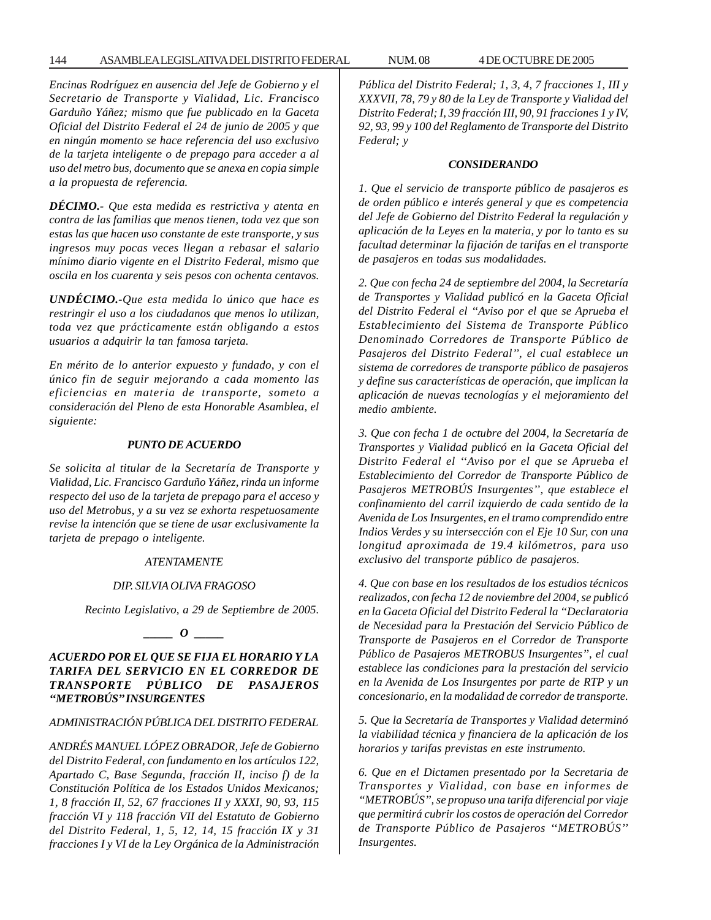*Encinas Rodríguez en ausencia del Jefe de Gobierno y el Secretario de Transporte y Vialidad, Lic. Francisco Garduño Yáñez; mismo que fue publicado en la Gaceta Oficial del Distrito Federal el 24 de junio de 2005 y que en ningún momento se hace referencia del uso exclusivo de la tarjeta inteligente o de prepago para acceder a al uso del metro bus, documento que se anexa en copia simple a la propuesta de referencia.*

***DÉCIMO.-** Que esta medida es restrictiva y atenta en contra de las familias que menos tienen, toda vez que son estas las que hacen uso constante de este transporte, y sus ingresos muy pocas veces llegan a rebasar el salario mínimo diario vigente en el Distrito Federal, mismo que oscila en los cuarenta y seis pesos con ochenta centavos.*

***UNDÉCIMO.-**Que esta medida lo único que hace es restringir el uso a los ciudadanos que menos lo utilizan, toda vez que prácticamente están obligando a estos usuarios a adquirir la tan famosa tarjeta.*

*En mérito de lo anterior expuesto y fundado, y con el único fin de seguir mejorando a cada momento las eficiencias en materia de transporte, someto a consideración del Pleno de esta Honorable Asamblea, el siguiente:*

***PUNTO DE ACUERDO***

*Se solicita al titular de la Secretaría de Transporte y Vialidad, Lic. Francisco Garduño Yáñez, rinda un informe respecto del uso de la tarjeta de prepago para el acceso y uso del Metrobus, y a su vez se exhorta respetuosamente revise la intención que se tiene de usar exclusivamente la tarjeta de prepago o inteligente.*

*ATENTAMENTE*

*DIP. SILVIA OLIVA FRAGOSO*

*Recinto Legislativo, a 29 de Septiembre de 2005.*

**_____ *O* _____**

***ACUERDO POR EL QUE SE FIJA EL HORARIO Y LA TARIFA DEL SERVICIO EN EL CORREDOR DE TRANSPORTE PÚBLICO DE PASAJEROS "METROBÚS" INSURGENTES***

*ADMINISTRACIÓN PÚBLICA DEL DISTRITO FEDERAL*

*ANDRÉS MANUEL LÓPEZ OBRADOR, Jefe de Gobierno del Distrito Federal, con fundamento en los artículos 122, Apartado C, Base Segunda, fracción II, inciso f) de la Constitución Política de los Estados Unidos Mexicanos; 1, 8 fracción II, 52, 67 fracciones II y XXXI, 90, 93, 115 fracción VI y 118 fracción VII del Estatuto de Gobierno del Distrito Federal, 1, 5, 12, 14, 15 fracción IX y 31 fracciones I y VI de la Ley Orgánica de la Administración Pública del Distrito Federal; 1, 3, 4, 7 fracciones 1, III y XXXVII, 78, 79 y 80 de la Ley de Transporte y Vialidad del Distrito Federal; I, 39 fracción III, 90, 91 fracciones 1 y IV, 92, 93, 99 y 100 del Reglamento de Transporte del Distrito Federal; y*

***CONSIDERANDO***

*1. Que el servicio de transporte público de pasajeros es de orden público e interés general y que es competencia del Jefe de Gobierno del Distrito Federal la regulación y aplicación de la Leyes en la materia, y por lo tanto es su facultad determinar la fijación de tarifas en el transporte de pasajeros en todas sus modalidades.*

*2. Que con fecha 24 de septiembre del 2004, la Secretaría de Transportes y Vialidad publicó en la Gaceta Oficial del Distrito Federal el "Aviso por el que se Aprueba el Establecimiento del Sistema de Transporte Público Denominado Corredores de Transporte Público de Pasajeros del Distrito Federal", el cual establece un sistema de corredores de transporte público de pasajeros y define sus características de operación, que implican la aplicación de nuevas tecnologías y el mejoramiento del medio ambiente.*

*3. Que con fecha 1 de octubre del 2004, la Secretaría de Transportes y Vialidad publicó en la Gaceta Oficial del Distrito Federal el ''Aviso por el que se Aprueba el Establecimiento del Corredor de Transporte Público de Pasajeros METROBÚS Insurgentes'', que establece el confinamiento del carril izquierdo de cada sentido de la Avenida de Los Insurgentes, en el tramo comprendido entre Indios Verdes y su intersección con el Eje 10 Sur, con una longitud aproximada de 19.4 kilómetros, para uso exclusivo del transporte público de pasajeros.*

*4. Que con base en los resultados de los estudios técnicos realizados, con fecha 12 de noviembre del 2004, se publicó en la Gaceta Oficial del Distrito Federal la "Declaratoria de Necesidad para la Prestación del Servicio Público de Transporte de Pasajeros en el Corredor de Transporte Público de Pasajeros METROBUS Insurgentes", el cual establece las condiciones para la prestación del servicio en la Avenida de Los Insurgentes por parte de RTP y un concesionario, en la modalidad de corredor de transporte.*

*5. Que la Secretaría de Transportes y Vialidad determinó la viabilidad técnica y financiera de la aplicación de los horarios y tarifas previstas en este instrumento.*

*6. Que en el Dictamen presentado por la Secretaria de Transportes y Vialidad, con base en informes de "METROBÚS", se propuso una tarifa diferencial por viaje que permitirá cubrir los costos de operación del Corredor de Transporte Público de Pasajeros ''METROBÚS'' Insurgentes.*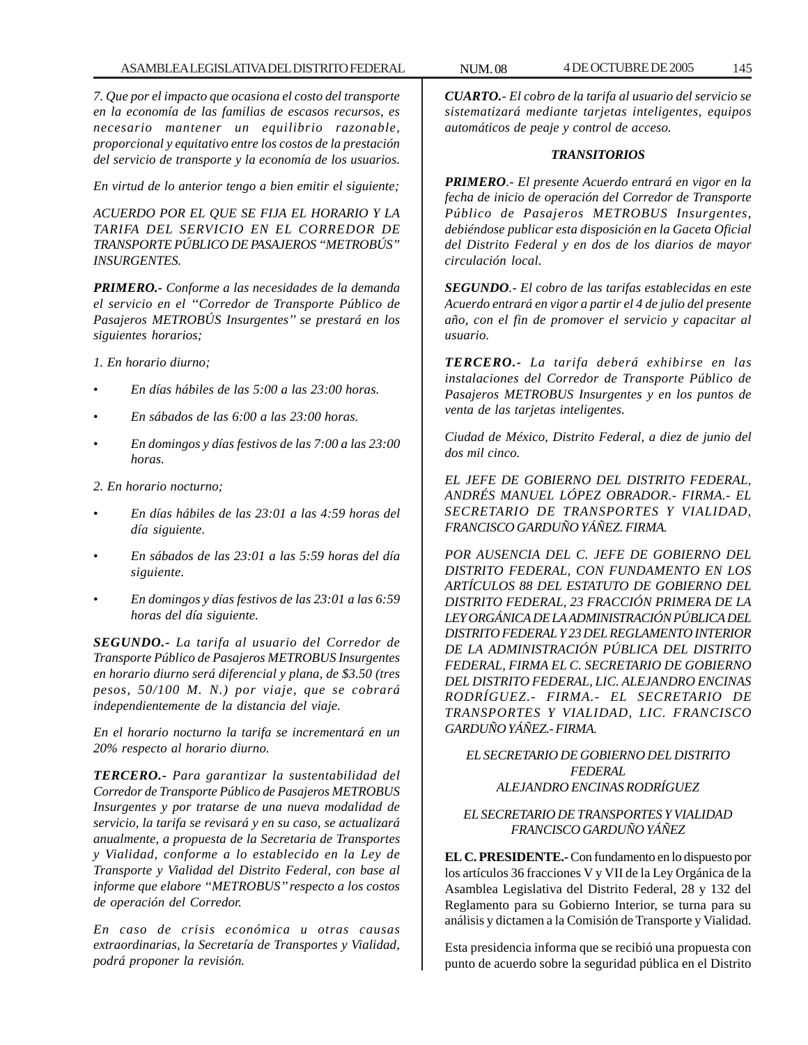*7. Que por el impacto que ocasiona el costo del transporte en la economía de las familias de escasos recursos, es necesario mantener un equilibrio razonable, proporcional y equitativo entre los costos de la prestación del servicio de transporte y la economía de los usuarios.*

*En virtud de lo anterior tengo a bien emitir el siguiente;*

*ACUERDO POR EL QUE SE FIJA EL HORARIO Y LA TARIFA DEL SERVICIO EN EL CORREDOR DE TRANSPORTE PÚBLICO DE PASAJEROS "METROBÚS" INSURGENTES.*

***PRIMERO.-** Conforme a las necesidades de la demanda el servicio en el "Corredor de Transporte Público de Pasajeros METROBÚS Insurgentes" se prestará en los siguientes horarios;*

*1. En horario diurno;*

- *En días hábiles de las 5:00 a las 23:00 horas.*
- *En sábados de las 6:00 a las 23:00 horas.*
- *En domingos y días festivos de las 7:00 a las 23:00 horas.*

*2. En horario nocturno;*

- *En días hábiles de las 23:01 a las 4:59 horas del día siguiente.*
- *En sábados de las 23:01 a las 5:59 horas del día siguiente.*
- *En domingos y días festivos de las 23:01 a las 6:59 horas del día siguiente.*

***SEGUNDO.-** La tarifa al usuario del Corredor de Transporte Público de Pasajeros METROBUS Insurgentes en horario diurno será diferencial y plana, de $3.50 (tres pesos, 50/100 M. N.) por viaje, que se cobrará independientemente de la distancia del viaje.*

*En el horario nocturno la tarifa se incrementará en un 20% respecto al horario diurno.*

***TERCERO.-** Para garantizar la sustentabilidad del Corredor de Transporte Público de Pasajeros METROBUS Insurgentes y por tratarse de una nueva modalidad de servicio, la tarifa se revisará y en su caso, se actualizará anualmente, a propuesta de la Secretaria de Transportes y Vialidad, conforme a lo establecido en la Ley de Transporte y Vialidad del Distrito Federal, con base al informe que elabore "METROBUS" respecto a los costos de operación del Corredor.*

*En caso de crisis económica u otras causas extraordinarias, la Secretaría de Transportes y Vialidad, podrá proponer la revisión.*

***CUARTO.-** El cobro de la tarifa al usuario del servicio se sistematizará mediante tarjetas inteligentes, equipos automáticos de peaje y control de acceso.*

***TRANSITORIOS***

***PRIMERO**.- El presente Acuerdo entrará en vigor en la fecha de inicio de operación del Corredor de Transporte Público de Pasajeros METROBUS Insurgentes, debiéndose publicar esta disposición en la Gaceta Oficial del Distrito Federal y en dos de los diarios de mayor circulación local.*

***SEGUNDO**.- El cobro de las tarifas establecidas en este Acuerdo entrará en vigor a partir el 4 de julio del presente año, con el fin de promover el servicio y capacitar al usuario.*

***TERCERO.-** La tarifa deberá exhibirse en las instalaciones del Corredor de Transporte Público de Pasajeros METROBUS Insurgentes y en los puntos de venta de las tarjetas inteligentes.*

*Ciudad de México, Distrito Federal, a diez de junio del dos mil cinco.*

*EL JEFE DE GOBIERNO DEL DISTRITO FEDERAL, ANDRÉS MANUEL LÓPEZ OBRADOR.- FIRMA.- EL SECRETARIO DE TRANSPORTES Y VIALIDAD, FRANCISCO GARDUÑO YÁÑEZ. FIRMA.*

*POR AUSENCIA DEL C. JEFE DE GOBIERNO DEL DISTRITO FEDERAL, CON FUNDAMENTO EN LOS ARTÍCULOS 88 DEL ESTATUTO DE GOBIERNO DEL DISTRITO FEDERAL, 23 FRACCIÓN PRIMERA DE LA LEY ORGÁNICA DE LA ADMINISTRACIÓN PÚBLICA DEL DISTRITO FEDERAL Y 23 DEL REGLAMENTO INTERIOR DE LA ADMINISTRACIÓN PÚBLICA DEL DISTRITO FEDERAL, FIRMA EL C. SECRETARIO DE GOBIERNO DEL DISTRITO FEDERAL, LIC. ALEJANDRO ENCINAS RODRÍGUEZ.- FIRMA.- EL SECRETARIO DE TRANSPORTES Y VIALIDAD, LIC. FRANCISCO GARDUÑO YÁÑEZ.- FIRMA.*

*EL SECRETARIO DE GOBIERNO DEL DISTRITO FEDERAL*
*ALEJANDRO ENCINAS RODRÍGUEZ*

*EL SECRETARIO DE TRANSPORTES Y VIALIDAD*
*FRANCISCO GARDUÑO YÁÑEZ*

**EL C. PRESIDENTE.-** Con fundamento en lo dispuesto por los artículos 36 fracciones V y VII de la Ley Orgánica de la Asamblea Legislativa del Distrito Federal, 28 y 132 del Reglamento para su Gobierno Interior, se turna para su análisis y dictamen a la Comisión de Transporte y Vialidad.

Esta presidencia informa que se recibió una propuesta con punto de acuerdo sobre la seguridad pública en el Distrito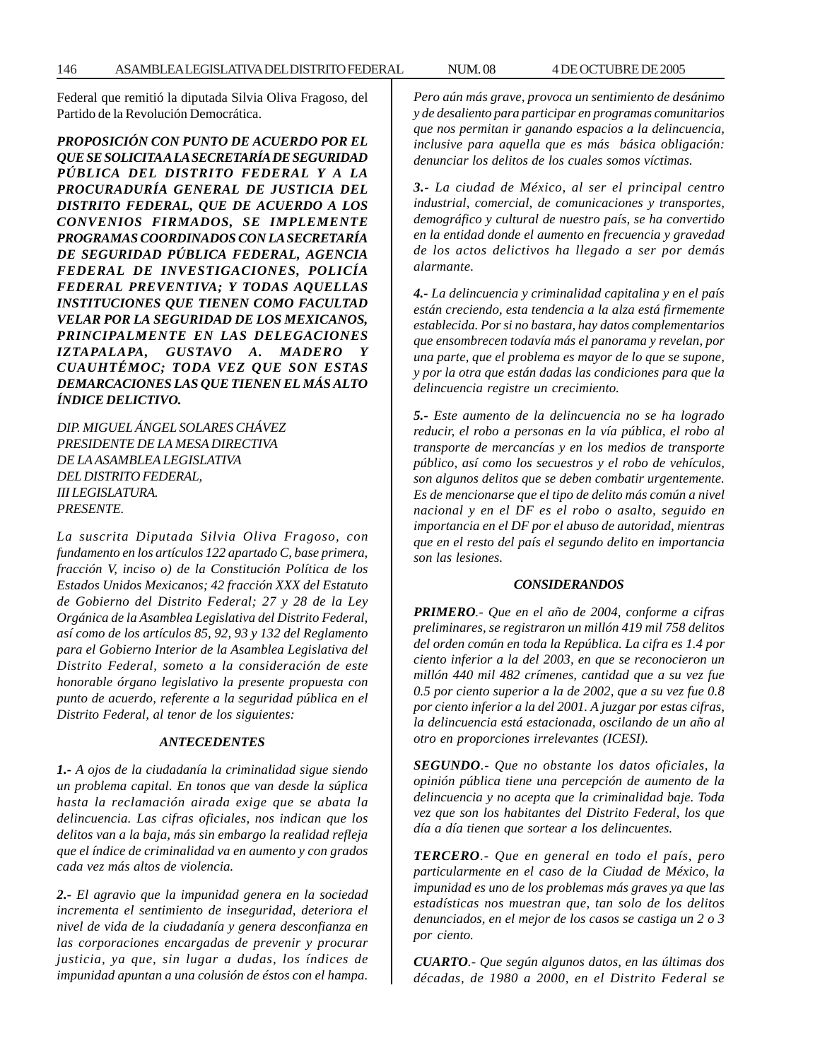Federal que remitió la diputada Silvia Oliva Fragoso, del Partido de la Revolución Democrática.

***PROPOSICIÓN CON PUNTO DE ACUERDO POR EL QUE SE SOLICITA A LA SECRETARÍA DE SEGURIDAD PÚBLICA DEL DISTRITO FEDERAL Y A LA PROCURADURÍA GENERAL DE JUSTICIA DEL DISTRITO FEDERAL, QUE DE ACUERDO A LOS CONVENIOS FIRMADOS, SE IMPLEMENTE PROGRAMAS COORDINADOS CON LA SECRETARÍA DE SEGURIDAD PÚBLICA FEDERAL, AGENCIA FEDERAL DE INVESTIGACIONES, POLICÍA FEDERAL PREVENTIVA; Y TODAS AQUELLAS INSTITUCIONES QUE TIENEN COMO FACULTAD VELAR POR LA SEGURIDAD DE LOS MEXICANOS, PRINCIPALMENTE EN LAS DELEGACIONES IZTAPALAPA, GUSTAVO A. MADERO Y CUAUHTÉMOC; TODA VEZ QUE SON ESTAS DEMARCACIONES LAS QUE TIENEN EL MÁS ALTO ÍNDICE DELICTIVO.***

*DIP. MIGUEL ÁNGEL SOLARES CHÁVEZ*
*PRESIDENTE DE LA MESA DIRECTIVA*
*DE LA ASAMBLEA LEGISLATIVA*
*DEL DISTRITO FEDERAL,*
*III LEGISLATURA.*
*PRESENTE.*

*La suscrita Diputada Silvia Oliva Fragoso, con fundamento en los artículos 122 apartado C, base primera, fracción V, inciso o) de la Constitución Política de los Estados Unidos Mexicanos; 42 fracción XXX del Estatuto de Gobierno del Distrito Federal; 27 y 28 de la Ley Orgánica de la Asamblea Legislativa del Distrito Federal, así como de los artículos 85, 92, 93 y 132 del Reglamento para el Gobierno Interior de la Asamblea Legislativa del Distrito Federal, someto a la consideración de este honorable órgano legislativo la presente propuesta con punto de acuerdo, referente a la seguridad pública en el Distrito Federal, al tenor de los siguientes:*

***ANTECEDENTES***

***1.-*** *A ojos de la ciudadanía la criminalidad sigue siendo un problema capital. En tonos que van desde la súplica hasta la reclamación airada exige que se abata la delincuencia. Las cifras oficiales, nos indican que los delitos van a la baja, más sin embargo la realidad refleja que el índice de criminalidad va en aumento y con grados cada vez más altos de violencia.*

***2.-*** *El agravio que la impunidad genera en la sociedad incrementa el sentimiento de inseguridad, deteriora el nivel de vida de la ciudadanía y genera desconfianza en las corporaciones encargadas de prevenir y procurar justicia, ya que, sin lugar a dudas, los índices de impunidad apuntan a una colusión de éstos con el hampa.*

*Pero aún más grave, provoca un sentimiento de desánimo y de desaliento para participar en programas comunitarios que nos permitan ir ganando espacios a la delincuencia, inclusive para aquella que es más básica obligación: denunciar los delitos de los cuales somos víctimas.*

***3.-*** *La ciudad de México, al ser el principal centro industrial, comercial, de comunicaciones y transportes, demográfico y cultural de nuestro país, se ha convertido en la entidad donde el aumento en frecuencia y gravedad de los actos delictivos ha llegado a ser por demás alarmante.*

***4.-*** *La delincuencia y criminalidad capitalina y en el país están creciendo, esta tendencia a la alza está firmemente establecida. Por si no bastara, hay datos complementarios que ensombrecen todavía más el panorama y revelan, por una parte, que el problema es mayor de lo que se supone, y por la otra que están dadas las condiciones para que la delincuencia registre un crecimiento.*

***5.-*** *Este aumento de la delincuencia no se ha logrado reducir, el robo a personas en la vía pública, el robo al transporte de mercancías y en los medios de transporte público, así como los secuestros y el robo de vehículos, son algunos delitos que se deben combatir urgentemente. Es de mencionarse que el tipo de delito más común a nivel nacional y en el DF es el robo o asalto, seguido en importancia en el DF por el abuso de autoridad, mientras que en el resto del país el segundo delito en importancia son las lesiones.*

***CONSIDERANDOS***

***PRIMERO****.- Que en el año de 2004, conforme a cifras preliminares, se registraron un millón 419 mil 758 delitos del orden común en toda la República. La cifra es 1.4 por ciento inferior a la del 2003, en que se reconocieron un millón 440 mil 482 crímenes, cantidad que a su vez fue 0.5 por ciento superior a la de 2002, que a su vez fue 0.8 por ciento inferior a la del 2001. A juzgar por estas cifras, la delincuencia está estacionada, oscilando de un año al otro en proporciones irrelevantes (ICESI).*

***SEGUNDO****.- Que no obstante los datos oficiales, la opinión pública tiene una percepción de aumento de la delincuencia y no acepta que la criminalidad baje. Toda vez que son los habitantes del Distrito Federal, los que día a día tienen que sortear a los delincuentes.*

***TERCERO****.- Que en general en todo el país, pero particularmente en el caso de la Ciudad de México, la impunidad es uno de los problemas más graves ya que las estadísticas nos muestran que, tan solo de los delitos denunciados, en el mejor de los casos se castiga un 2 o 3 por ciento.*

***CUARTO****.- Que según algunos datos, en las últimas dos décadas, de 1980 a 2000, en el Distrito Federal se*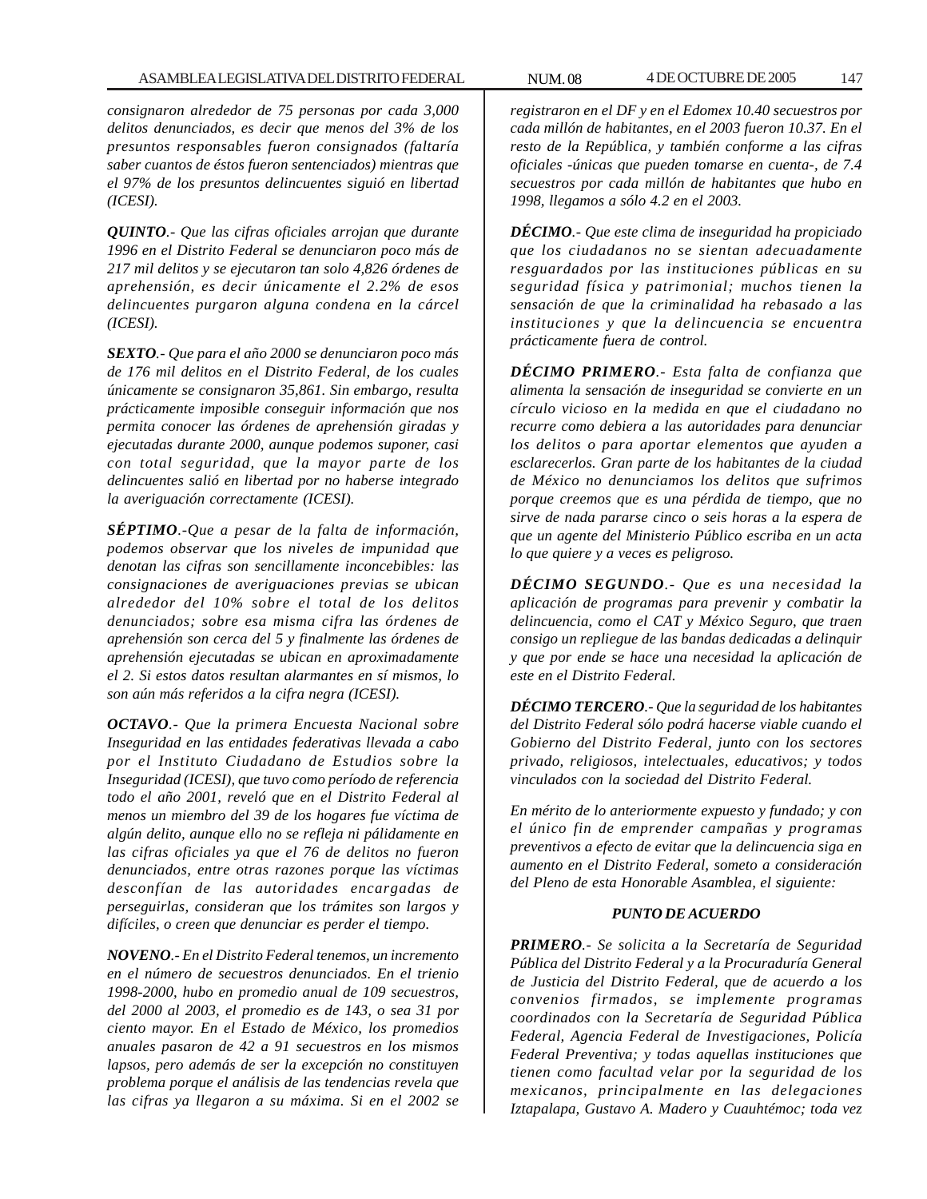*consignaron alrededor de 75 personas por cada 3,000 delitos denunciados, es decir que menos del 3% de los presuntos responsables fueron consignados (faltaría saber cuantos de éstos fueron sentenciados) mientras que el 97% de los presuntos delincuentes siguió en libertad (ICESI).*

***QUINTO**.- Que las cifras oficiales arrojan que durante 1996 en el Distrito Federal se denunciaron poco más de 217 mil delitos y se ejecutaron tan solo 4,826 órdenes de aprehensión, es decir únicamente el 2.2% de esos delincuentes purgaron alguna condena en la cárcel (ICESI).*

***SEXTO**.- Que para el año 2000 se denunciaron poco más de 176 mil delitos en el Distrito Federal, de los cuales únicamente se consignaron 35,861. Sin embargo, resulta prácticamente imposible conseguir información que nos permita conocer las órdenes de aprehensión giradas y ejecutadas durante 2000, aunque podemos suponer, casi con total seguridad, que la mayor parte de los delincuentes salió en libertad por no haberse integrado la averiguación correctamente (ICESI).*

***SÉPTIMO**.-Que a pesar de la falta de información, podemos observar que los niveles de impunidad que denotan las cifras son sencillamente inconcebibles: las consignaciones de averiguaciones previas se ubican alrededor del 10% sobre el total de los delitos denunciados; sobre esa misma cifra las órdenes de aprehensión son cerca del 5 y finalmente las órdenes de aprehensión ejecutadas se ubican en aproximadamente el 2. Si estos datos resultan alarmantes en sí mismos, lo son aún más referidos a la cifra negra (ICESI).*

***OCTAVO**.- Que la primera Encuesta Nacional sobre Inseguridad en las entidades federativas llevada a cabo por el Instituto Ciudadano de Estudios sobre la Inseguridad (ICESI), que tuvo como período de referencia todo el año 2001, reveló que en el Distrito Federal al menos un miembro del 39 de los hogares fue víctima de algún delito, aunque ello no se refleja ni pálidamente en las cifras oficiales ya que el 76 de delitos no fueron denunciados, entre otras razones porque las víctimas desconfían de las autoridades encargadas de perseguirlas, consideran que los trámites son largos y difíciles, o creen que denunciar es perder el tiempo.*

***NOVENO**.- En el Distrito Federal tenemos, un incremento en el número de secuestros denunciados. En el trienio 1998-2000, hubo en promedio anual de 109 secuestros, del 2000 al 2003, el promedio es de 143, o sea 31 por ciento mayor. En el Estado de México, los promedios anuales pasaron de 42 a 91 secuestros en los mismos lapsos, pero además de ser la excepción no constituyen problema porque el análisis de las tendencias revela que las cifras ya llegaron a su máxima. Si en el 2002 se registraron en el DF y en el Edomex 10.40 secuestros por cada millón de habitantes, en el 2003 fueron 10.37. En el resto de la República, y también conforme a las cifras oficiales -únicas que pueden tomarse en cuenta-, de 7.4 secuestros por cada millón de habitantes que hubo en 1998, llegamos a sólo 4.2 en el 2003.*

***DÉCIMO**.- Que este clima de inseguridad ha propiciado que los ciudadanos no se sientan adecuadamente resguardados por las instituciones públicas en su seguridad física y patrimonial; muchos tienen la sensación de que la criminalidad ha rebasado a las instituciones y que la delincuencia se encuentra prácticamente fuera de control.*

***DÉCIMO PRIMERO**.- Esta falta de confianza que alimenta la sensación de inseguridad se convierte en un círculo vicioso en la medida en que el ciudadano no recurre como debiera a las autoridades para denunciar los delitos o para aportar elementos que ayuden a esclarecerlos. Gran parte de los habitantes de la ciudad de México no denunciamos los delitos que sufrimos porque creemos que es una pérdida de tiempo, que no sirve de nada pararse cinco o seis horas a la espera de que un agente del Ministerio Público escriba en un acta lo que quiere y a veces es peligroso.*

***DÉCIMO SEGUNDO**.- Que es una necesidad la aplicación de programas para prevenir y combatir la delincuencia, como el CAT y México Seguro, que traen consigo un repliegue de las bandas dedicadas a delinquir y que por ende se hace una necesidad la aplicación de este en el Distrito Federal.*

***DÉCIMO TERCERO**.- Que la seguridad de los habitantes del Distrito Federal sólo podrá hacerse viable cuando el Gobierno del Distrito Federal, junto con los sectores privado, religiosos, intelectuales, educativos; y todos vinculados con la sociedad del Distrito Federal.*

*En mérito de lo anteriormente expuesto y fundado; y con el único fin de emprender campañas y programas preventivos a efecto de evitar que la delincuencia siga en aumento en el Distrito Federal, someto a consideración del Pleno de esta Honorable Asamblea, el siguiente:*

***PUNTO DE ACUERDO***

***PRIMERO**.- Se solicita a la Secretaría de Seguridad Pública del Distrito Federal y a la Procuraduría General de Justicia del Distrito Federal, que de acuerdo a los convenios firmados, se implemente programas coordinados con la Secretaría de Seguridad Pública Federal, Agencia Federal de Investigaciones, Policía Federal Preventiva; y todas aquellas instituciones que tienen como facultad velar por la seguridad de los mexicanos, principalmente en las delegaciones Iztapalapa, Gustavo A. Madero y Cuauhtémoc; toda vez*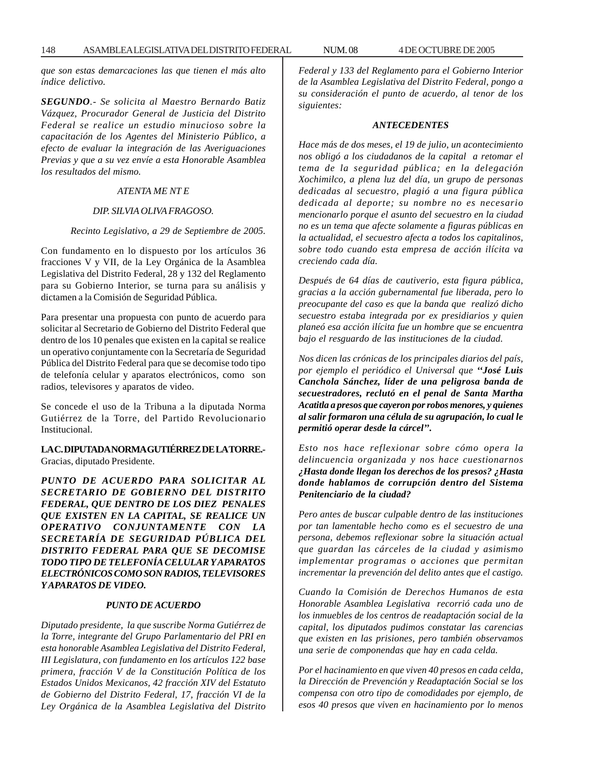*que son estas demarcaciones las que tienen el más alto índice delictivo.*

***SEGUNDO**.- Se solicita al Maestro Bernardo Batiz Vázquez, Procurador General de Justicia del Distrito Federal se realice un estudio minucioso sobre la capacitación de los Agentes del Ministerio Público, a efecto de evaluar la integración de las Averiguaciones Previas y que a su vez envíe a esta Honorable Asamblea los resultados del mismo.*

*ATENTA ME NT E*

*DIP. SILVIA OLIVA FRAGOSO.*

*Recinto Legislativo, a 29 de Septiembre de 2005.*

Con fundamento en lo dispuesto por los artículos 36 fracciones V y VII, de la Ley Orgánica de la Asamblea Legislativa del Distrito Federal, 28 y 132 del Reglamento para su Gobierno Interior, se turna para su análisis y dictamen a la Comisión de Seguridad Pública.

Para presentar una propuesta con punto de acuerdo para solicitar al Secretario de Gobierno del Distrito Federal que dentro de los 10 penales que existen en la capital se realice un operativo conjuntamente con la Secretaría de Seguridad Pública del Distrito Federal para que se decomise todo tipo de telefonía celular y aparatos electrónicos, como son radios, televisores y aparatos de video.

Se concede el uso de la Tribuna a la diputada Norma Gutiérrez de la Torre, del Partido Revolucionario Institucional.

**LA C. DIPUTADA NORMA GUTIÉRREZ DE LA TORRE.-** Gracias, diputado Presidente.

***PUNTO DE ACUERDO PARA SOLICITAR AL SECRETARIO DE GOBIERNO DEL DISTRITO FEDERAL, QUE DENTRO DE LOS DIEZ PENALES QUE EXISTEN EN LA CAPITAL, SE REALICE UN OPERATIVO CONJUNTAMENTE CON LA SECRETARÍA DE SEGURIDAD PÚBLICA DEL DISTRITO FEDERAL PARA QUE SE DECOMISE TODO TIPO DE TELEFONÍA CELULAR Y APARATOS ELECTRÓNICOS COMO SON RADIOS, TELEVISORES Y APARATOS DE VIDEO.***

***PUNTO DE ACUERDO***

*Diputado presidente, la que suscribe Norma Gutiérrez de la Torre, integrante del Grupo Parlamentario del PRI en esta honorable Asamblea Legislativa del Distrito Federal, III Legislatura, con fundamento en los artículos 122 base primera, fracción V de la Constitución Política de los Estados Unidos Mexicanos, 42 fracción XIV del Estatuto de Gobierno del Distrito Federal, 17, fracción VI de la Ley Orgánica de la Asamblea Legislativa del Distrito Federal y 133 del Reglamento para el Gobierno Interior de la Asamblea Legislativa del Distrito Federal, pongo a su consideración el punto de acuerdo, al tenor de los siguientes:*

***ANTECEDENTES***

*Hace más de dos meses, el 19 de julio, un acontecimiento nos obligó a los ciudadanos de la capital a retomar el tema de la seguridad pública; en la delegación Xochimilco, a plena luz del día, un grupo de personas dedicadas al secuestro, plagió a una figura pública dedicada al deporte; su nombre no es necesario mencionarlo porque el asunto del secuestro en la ciudad no es un tema que afecte solamente a figuras públicas en la actualidad, el secuestro afecta a todos los capitalinos, sobre todo cuando esta empresa de acción ilícita va creciendo cada día.*

*Después de 64 días de cautiverio, esta figura pública, gracias a la acción gubernamental fue liberada, pero lo preocupante del caso es que la banda que realizó dicho secuestro estaba integrada por ex presidiarios y quien planeó esa acción ilícita fue un hombre que se encuentra bajo el resguardo de las instituciones de la ciudad.*

*Nos dicen las crónicas de los principales diarios del país, por ejemplo el periódico el Universal que **"José Luis Canchola Sánchez, líder de una peligrosa banda de secuestradores, reclutó en el penal de Santa Martha Acatitla a presos que cayeron por robos menores, y quienes al salir formaron una célula de su agrupación, lo cual le permitió operar desde la cárcel".***

*Esto nos hace reflexionar sobre cómo opera la delincuencia organizada y nos hace cuestionarnos **¿Hasta donde llegan los derechos de los presos? ¿Hasta donde hablamos de corrupción dentro del Sistema Penitenciario de la ciudad?***

*Pero antes de buscar culpable dentro de las instituciones por tan lamentable hecho como es el secuestro de una persona, debemos reflexionar sobre la situación actual que guardan las cárceles de la ciudad y asimismo implementar programas o acciones que permitan incrementar la prevención del delito antes que el castigo.*

*Cuando la Comisión de Derechos Humanos de esta Honorable Asamblea Legislativa recorrió cada uno de los inmuebles de los centros de readaptación social de la capital, los diputados pudimos constatar las carencias que existen en las prisiones, pero también observamos una serie de componendas que hay en cada celda.*

*Por el hacinamiento en que viven 40 presos en cada celda, la Dirección de Prevención y Readaptación Social se los compensa con otro tipo de comodidades por ejemplo, de esos 40 presos que viven en hacinamiento por lo menos*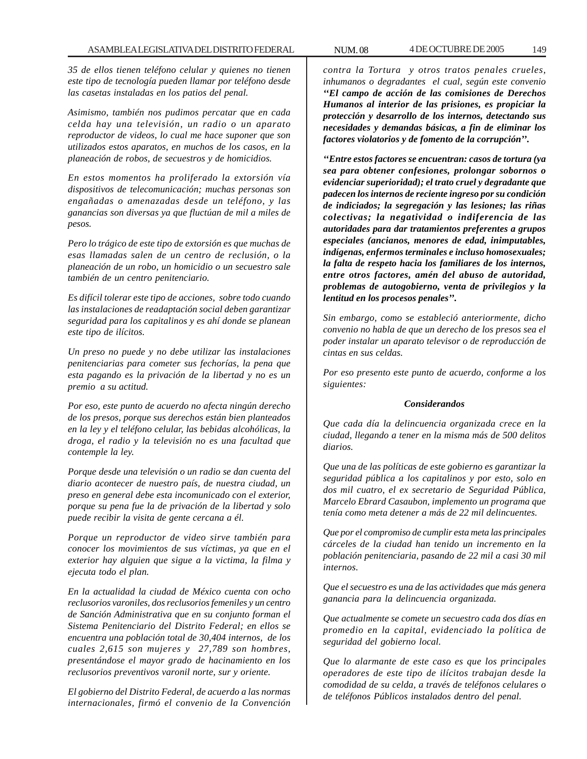*35 de ellos tienen teléfono celular y quienes no tienen este tipo de tecnología pueden llamar por teléfono desde las casetas instaladas en los patios del penal.*

*Asimismo, también nos pudimos percatar que en cada celda hay una televisión, un radio o un aparato reproductor de videos, lo cual me hace suponer que son utilizados estos aparatos, en muchos de los casos, en la planeación de robos, de secuestros y de homicidios.*

*En estos momentos ha proliferado la extorsión vía dispositivos de telecomunicación; muchas personas son engañadas o amenazadas desde un teléfono, y las ganancias son diversas ya que fluctúan de mil a miles de pesos.*

*Pero lo trágico de este tipo de extorsión es que muchas de esas llamadas salen de un centro de reclusión, o la planeación de un robo, un homicidio o un secuestro sale también de un centro penitenciario.*

*Es difícil tolerar este tipo de acciones, sobre todo cuando las instalaciones de readaptación social deben garantizar seguridad para los capitalinos y es ahí donde se planean este tipo de ilícitos.*

*Un preso no puede y no debe utilizar las instalaciones penitenciarias para cometer sus fechorías, la pena que esta pagando es la privación de la libertad y no es un premio a su actitud.*

*Por eso, este punto de acuerdo no afecta ningún derecho de los presos, porque sus derechos están bien planteados en la ley y el teléfono celular, las bebidas alcohólicas, la droga, el radio y la televisión no es una facultad que contemple la ley.*

*Porque desde una televisión o un radio se dan cuenta del diario acontecer de nuestro país, de nuestra ciudad, un preso en general debe esta incomunicado con el exterior, porque su pena fue la de privación de la libertad y solo puede recibir la visita de gente cercana a él.*

*Porque un reproductor de video sirve también para conocer los movimientos de sus víctimas, ya que en el exterior hay alguien que sigue a la victima, la filma y ejecuta todo el plan.*

*En la actualidad la ciudad de México cuenta con ocho reclusorios varoniles, dos reclusorios femeniles y un centro de Sanción Administrativa que en su conjunto forman el Sistema Penitenciario del Distrito Federal; en ellos se encuentra una población total de 30,404 internos, de los cuales 2,615 son mujeres y 27,789 son hombres, presentándose el mayor grado de hacinamiento en los reclusorios preventivos varonil norte, sur y oriente.*

*El gobierno del Distrito Federal, de acuerdo a las normas internacionales, firmó el convenio de la Convención contra la Tortura y otros tratos penales crueles, inhumanos o degradantes el cual, según este convenio* ***''El campo de acción de las comisiones de Derechos Humanos al interior de las prisiones, es propiciar la protección y desarrollo de los internos, detectando sus necesidades y demandas básicas, a fin de eliminar los factores violatorios y de fomento de la corrupción''.***

***''Entre estos factores se encuentran: casos de tortura (ya sea para obtener confesiones, prolongar sobornos o evidenciar superioridad); el trato cruel y degradante que padecen los internos de reciente ingreso por su condición de indiciados; la segregación y las lesiones; las riñas colectivas; la negatividad o indiferencia de las autoridades para dar tratamientos preferentes a grupos especiales (ancianos, menores de edad, inimputables, indígenas, enfermos terminales e incluso homosexuales; la falta de respeto hacia los familiares de los internos, entre otros factores, amén del abuso de autoridad, problemas de autogobierno, venta de privilegios y la lentitud en los procesos penales''.***

*Sin embargo, como se estableció anteriormente, dicho convenio no habla de que un derecho de los presos sea el poder instalar un aparato televisor o de reproducción de cintas en sus celdas.*

*Por eso presento este punto de acuerdo, conforme a los siguientes:*

***Considerandos***

*Que cada día la delincuencia organizada crece en la ciudad, llegando a tener en la misma más de 500 delitos diarios.*

*Que una de las políticas de este gobierno es garantizar la seguridad pública a los capitalinos y por esto, solo en dos mil cuatro, el ex secretario de Seguridad Pública, Marcelo Ebrard Casaubon, implemento un programa que tenía como meta detener a más de 22 mil delincuentes.*

*Que por el compromiso de cumplir esta meta las principales cárceles de la ciudad han tenido un incremento en la población penitenciaria, pasando de 22 mil a casi 30 mil internos.*

*Que el secuestro es una de las actividades que más genera ganancia para la delincuencia organizada.*

*Que actualmente se comete un secuestro cada dos días en promedio en la capital, evidenciado la política de seguridad del gobierno local.*

*Que lo alarmante de este caso es que los principales operadores de este tipo de ilícitos trabajan desde la comodidad de su celda, a través de teléfonos celulares o de teléfonos Públicos instalados dentro del penal.*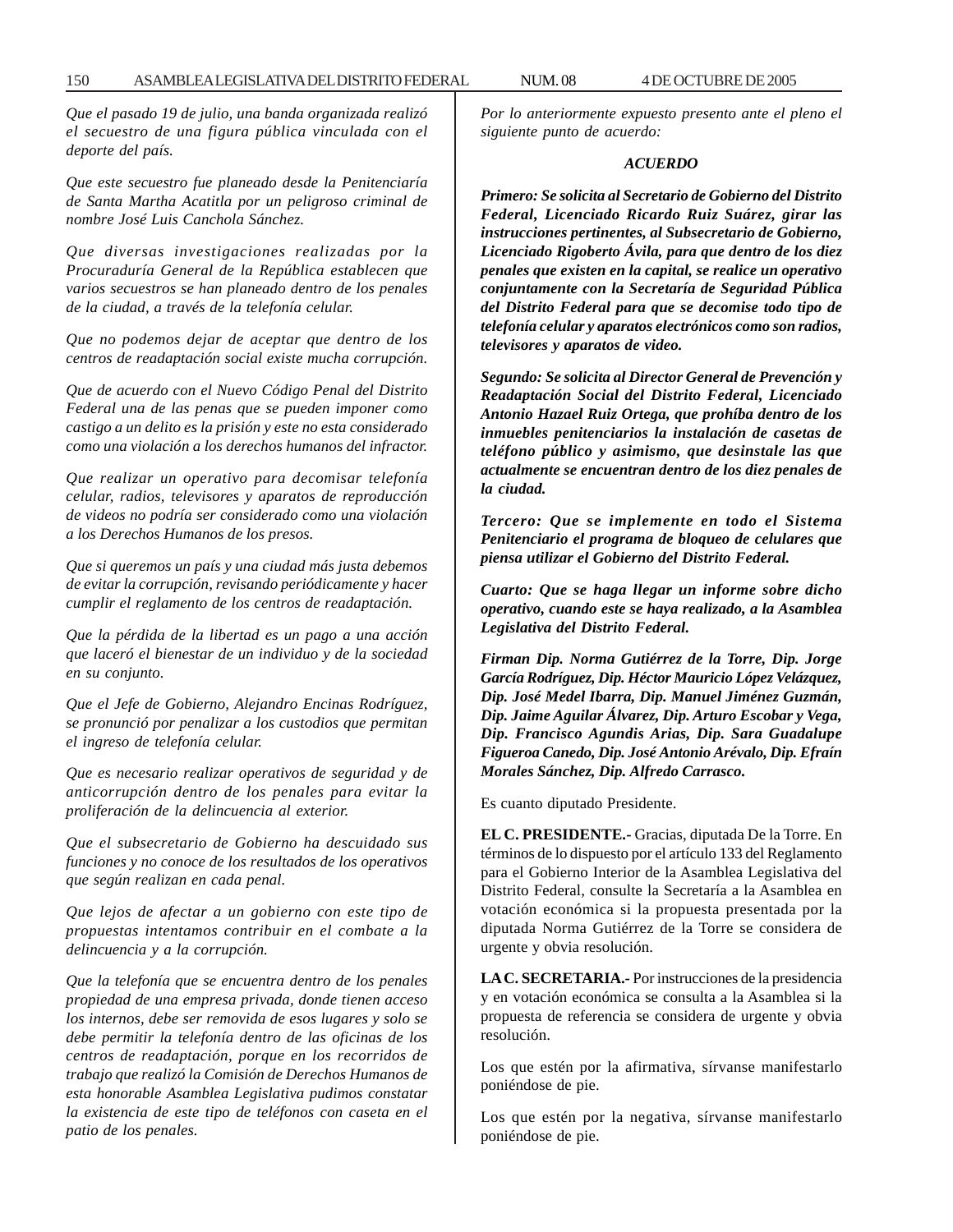*Que el pasado 19 de julio, una banda organizada realizó el secuestro de una figura pública vinculada con el deporte del país.*

*Que este secuestro fue planeado desde la Penitenciaría de Santa Martha Acatitla por un peligroso criminal de nombre José Luis Canchola Sánchez.*

*Que diversas investigaciones realizadas por la Procuraduría General de la República establecen que varios secuestros se han planeado dentro de los penales de la ciudad, a través de la telefonía celular.*

*Que no podemos dejar de aceptar que dentro de los centros de readaptación social existe mucha corrupción.*

*Que de acuerdo con el Nuevo Código Penal del Distrito Federal una de las penas que se pueden imponer como castigo a un delito es la prisión y este no esta considerado como una violación a los derechos humanos del infractor.*

*Que realizar un operativo para decomisar telefonía celular, radios, televisores y aparatos de reproducción de videos no podría ser considerado como una violación a los Derechos Humanos de los presos.*

*Que si queremos un país y una ciudad más justa debemos de evitar la corrupción, revisando periódicamente y hacer cumplir el reglamento de los centros de readaptación.*

*Que la pérdida de la libertad es un pago a una acción que laceró el bienestar de un individuo y de la sociedad en su conjunto.*

*Que el Jefe de Gobierno, Alejandro Encinas Rodríguez, se pronunció por penalizar a los custodios que permitan el ingreso de telefonía celular.*

*Que es necesario realizar operativos de seguridad y de anticorrupción dentro de los penales para evitar la proliferación de la delincuencia al exterior.*

*Que el subsecretario de Gobierno ha descuidado sus funciones y no conoce de los resultados de los operativos que según realizan en cada penal.*

*Que lejos de afectar a un gobierno con este tipo de propuestas intentamos contribuir en el combate a la delincuencia y a la corrupción.*

*Que la telefonía que se encuentra dentro de los penales propiedad de una empresa privada, donde tienen acceso los internos, debe ser removida de esos lugares y solo se debe permitir la telefonía dentro de las oficinas de los centros de readaptación, porque en los recorridos de trabajo que realizó la Comisión de Derechos Humanos de esta honorable Asamblea Legislativa pudimos constatar la existencia de este tipo de teléfonos con caseta en el patio de los penales.*

*Por lo anteriormente expuesto presento ante el pleno el siguiente punto de acuerdo:*

***ACUERDO***

***Primero: Se solicita al Secretario de Gobierno del Distrito Federal, Licenciado Ricardo Ruiz Suárez, girar las instrucciones pertinentes, al Subsecretario de Gobierno, Licenciado Rigoberto Ávila, para que dentro de los diez penales que existen en la capital, se realice un operativo conjuntamente con la Secretaría de Seguridad Pública del Distrito Federal para que se decomise todo tipo de telefonía celular y aparatos electrónicos como son radios, televisores y aparatos de video.***

***Segundo: Se solicita al Director General de Prevención y Readaptación Social del Distrito Federal, Licenciado Antonio Hazael Ruiz Ortega, que prohíba dentro de los inmuebles penitenciarios la instalación de casetas de teléfono público y asimismo, que desinstale las que actualmente se encuentran dentro de los diez penales de la ciudad.***

***Tercero: Que se implemente en todo el Sistema Penitenciario el programa de bloqueo de celulares que piensa utilizar el Gobierno del Distrito Federal.***

***Cuarto: Que se haga llegar un informe sobre dicho operativo, cuando este se haya realizado, a la Asamblea Legislativa del Distrito Federal.***

***Firman Dip. Norma Gutiérrez de la Torre, Dip. Jorge García Rodríguez, Dip. Héctor Mauricio López Velázquez, Dip. José Medel Ibarra, Dip. Manuel Jiménez Guzmán, Dip. Jaime Aguilar Álvarez, Dip. Arturo Escobar y Vega, Dip. Francisco Agundis Arias, Dip. Sara Guadalupe Figueroa Canedo, Dip. José Antonio Arévalo, Dip. Efraín Morales Sánchez, Dip. Alfredo Carrasco.***

Es cuanto diputado Presidente.

**EL C. PRESIDENTE.-** Gracias, diputada De la Torre. En términos de lo dispuesto por el artículo 133 del Reglamento para el Gobierno Interior de la Asamblea Legislativa del Distrito Federal, consulte la Secretaría a la Asamblea en votación económica si la propuesta presentada por la diputada Norma Gutiérrez de la Torre se considera de urgente y obvia resolución.

**LA C. SECRETARIA.-** Por instrucciones de la presidencia y en votación económica se consulta a la Asamblea si la propuesta de referencia se considera de urgente y obvia resolución.

Los que estén por la afirmativa, sírvanse manifestarlo poniéndose de pie.

Los que estén por la negativa, sírvanse manifestarlo poniéndose de pie.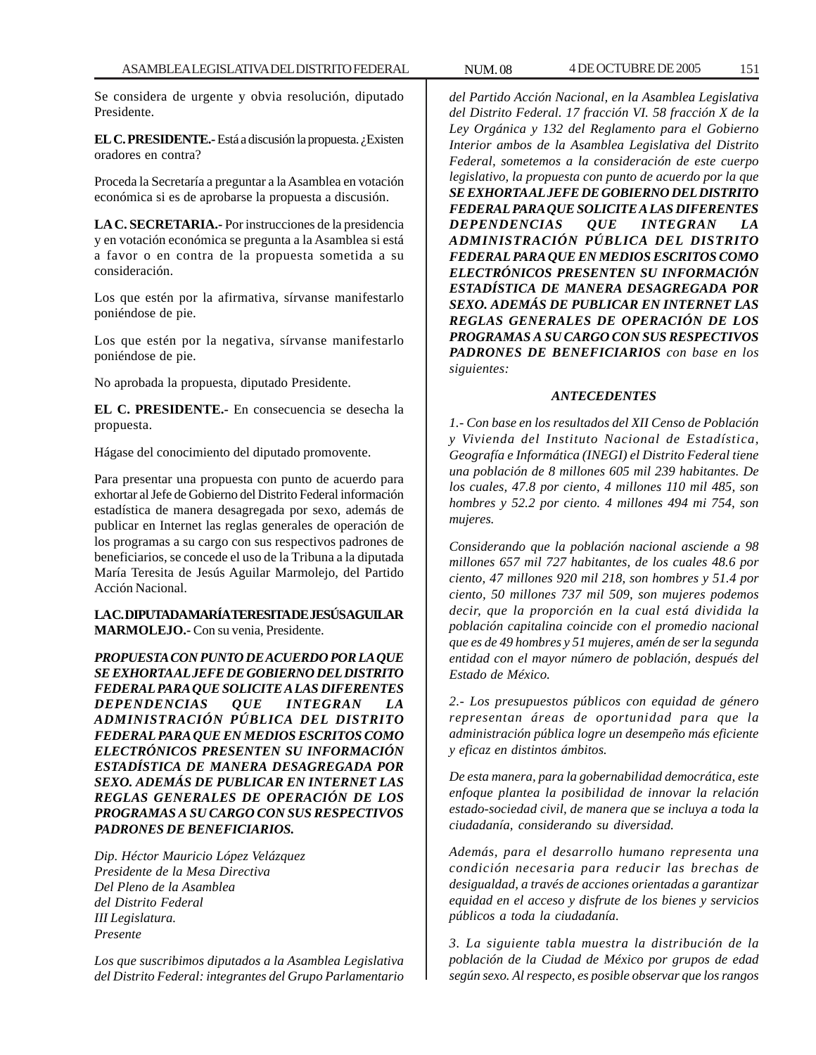Se considera de urgente y obvia resolución, diputado Presidente.

**EL C. PRESIDENTE.-** Está a discusión la propuesta. ¿Existen oradores en contra?

Proceda la Secretaría a preguntar a la Asamblea en votación económica si es de aprobarse la propuesta a discusión.

**LA C. SECRETARIA.-** Por instrucciones de la presidencia y en votación económica se pregunta a la Asamblea si está a favor o en contra de la propuesta sometida a su consideración.

Los que estén por la afirmativa, sírvanse manifestarlo poniéndose de pie.

Los que estén por la negativa, sírvanse manifestarlo poniéndose de pie.

No aprobada la propuesta, diputado Presidente.

**EL C. PRESIDENTE.-** En consecuencia se desecha la propuesta.

Hágase del conocimiento del diputado promovente.

Para presentar una propuesta con punto de acuerdo para exhortar al Jefe de Gobierno del Distrito Federal información estadística de manera desagregada por sexo, además de publicar en Internet las reglas generales de operación de los programas a su cargo con sus respectivos padrones de beneficiarios, se concede el uso de la Tribuna a la diputada María Teresita de Jesús Aguilar Marmolejo, del Partido Acción Nacional.

**LA C. DIPUTADA MARÍA TERESITA DE JESÚS AGUILAR MARMOLEJO.-** Con su venia, Presidente.

***PROPUESTA CON PUNTO DE ACUERDO POR LA QUE SE EXHORTA AL JEFE DE GOBIERNO DEL DISTRITO FEDERAL PARA QUE SOLICITE A LAS DIFERENTES DEPENDENCIAS QUE INTEGRAN LA ADMINISTRACIÓN PÚBLICA DEL DISTRITO FEDERAL PARA QUE EN MEDIOS ESCRITOS COMO ELECTRÓNICOS PRESENTEN SU INFORMACIÓN ESTADÍSTICA DE MANERA DESAGREGADA POR SEXO. ADEMÁS DE PUBLICAR EN INTERNET LAS REGLAS GENERALES DE OPERACIÓN DE LOS PROGRAMAS A SU CARGO CON SUS RESPECTIVOS PADRONES DE BENEFICIARIOS.***

*Dip. Héctor Mauricio López Velázquez*
*Presidente de la Mesa Directiva*
*Del Pleno de la Asamblea*
*del Distrito Federal*
*III Legislatura.*
*Presente*

*Los que suscribimos diputados a la Asamblea Legislativa del Distrito Federal: integrantes del Grupo Parlamentario del Partido Acción Nacional, en la Asamblea Legislativa del Distrito Federal. 17 fracción VI. 58 fracción X de la Ley Orgánica y 132 del Reglamento para el Gobierno Interior ambos de la Asamblea Legislativa del Distrito Federal, sometemos a la consideración de este cuerpo legislativo, la propuesta con punto de acuerdo por la que* ***SE EXHORTA AL JEFE DE GOBIERNO DEL DISTRITO FEDERAL PARA QUE SOLICITE A LAS DIFERENTES DEPENDENCIAS QUE INTEGRAN LA ADMINISTRACIÓN PÚBLICA DEL DISTRITO FEDERAL PARA QUE EN MEDIOS ESCRITOS COMO ELECTRÓNICOS PRESENTEN SU INFORMACIÓN ESTADÍSTICA DE MANERA DESAGREGADA POR SEXO. ADEMÁS DE PUBLICAR EN INTERNET LAS REGLAS GENERALES DE OPERACIÓN DE LOS PROGRAMAS A SU CARGO CON SUS RESPECTIVOS PADRONES DE BENEFICIARIOS*** *con base en los siguientes:*

***ANTECEDENTES***

*1.- Con base en los resultados del XII Censo de Población y Vivienda del Instituto Nacional de Estadística, Geografía e Informática (INEGI) el Distrito Federal tiene una población de 8 millones 605 mil 239 habitantes. De los cuales, 47.8 por ciento, 4 millones 110 mil 485, son hombres y 52.2 por ciento. 4 millones 494 mi 754, son mujeres.*

*Considerando que la población nacional asciende a 98 millones 657 mil 727 habitantes, de los cuales 48.6 por ciento, 47 millones 920 mil 218, son hombres y 51.4 por ciento, 50 millones 737 mil 509, son mujeres podemos decir, que la proporción en la cual está dividida la población capitalina coincide con el promedio nacional que es de 49 hombres y 51 mujeres, amén de ser la segunda entidad con el mayor número de población, después del Estado de México.*

*2.- Los presupuestos públicos con equidad de género representan áreas de oportunidad para que la administración pública logre un desempeño más eficiente y eficaz en distintos ámbitos.*

*De esta manera, para la gobernabilidad democrática, este enfoque plantea la posibilidad de innovar la relación estado-sociedad civil, de manera que se incluya a toda la ciudadanía, considerando su diversidad.*

*Además, para el desarrollo humano representa una condición necesaria para reducir las brechas de desigualdad, a través de acciones orientadas a garantizar equidad en el acceso y disfrute de los bienes y servicios públicos a toda la ciudadanía.*

*3. La siguiente tabla muestra la distribución de la población de la Ciudad de México por grupos de edad según sexo. Al respecto, es posible observar que los rangos*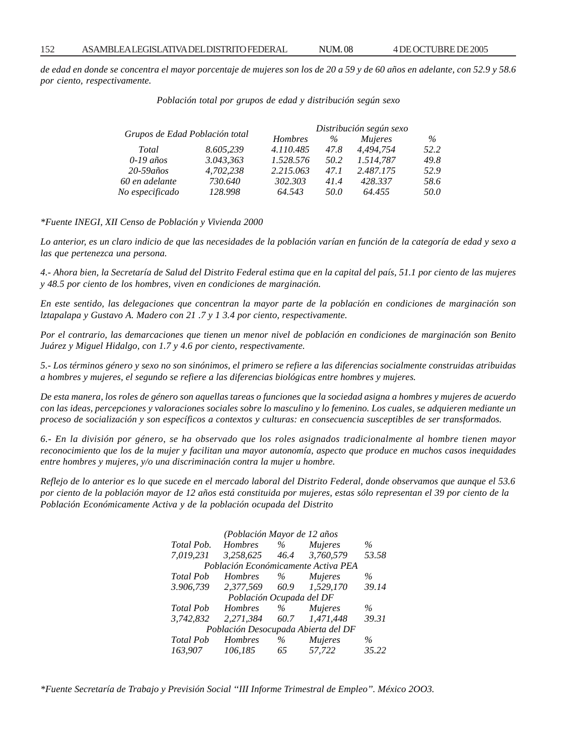*de edad en donde se concentra el mayor porcentaje de mujeres son los de 20 a 59 y de 60 años en adelante, con 52.9 y 58.6 por ciento, respectivamente.*

*Población total por grupos de edad y distribución según sexo*

| *Grupos de Edad* | *Población total* | *Distribución según sexo* | | | |
|---|---|---|---|---|---|
| | | *Hombres* | *%* | *Mujeres* | *%* |
| *Total* | *8.605,239* | *4.110.485* | *47.8* | *4,494,754* | *52.2* |
| *0-19 años* | *3.043,363* | *1.528.576* | *50.2* | *1.514,787* | *49.8* |
| *20-59años* | *4,702,238* | *2.215.063* | *47.1* | *2.487.175* | *52.9* |
| *60 en adelante* | *730.640* | *302.303* | *41.4* | *428.337* | *58.6* |
| *No especificado* | *128.998* | *64.543* | *50.0* | *64.455* | *50.0* |

*\*Fuente INEGI, XII Censo de Población y Vivienda 2000*

*Lo anterior, es un claro indicio de que las necesidades de la población varían en función de la categoría de edad y sexo a las que pertenezca una persona.*

*4.- Ahora bien, la Secretaría de Salud del Distrito Federal estima que en la capital del país, 51.1 por ciento de las mujeres y 48.5 por ciento de los hombres, viven en condiciones de marginación.*

*En este sentido, las delegaciones que concentran la mayor parte de la población en condiciones de marginación son lztapalapa y Gustavo A. Madero con 21 .7 y 1 3.4 por ciento, respectivamente.*

*Por el contrario, las demarcaciones que tienen un menor nivel de población en condiciones de marginación son Benito Juárez y Miguel Hidalgo, con 1.7 y 4.6 por ciento, respectivamente.*

*5.- Los términos género y sexo no son sinónimos, el primero se refiere a las diferencias socialmente construidas atribuidas a hombres y mujeres, el segundo se refiere a las diferencias biológicas entre hombres y mujeres.*

*De esta manera, los roles de género son aquellas tareas o funciones que la sociedad asigna a hombres y mujeres de acuerdo con las ideas, percepciones y valoraciones sociales sobre lo masculino y lo femenino. Los cuales, se adquieren mediante un proceso de socialización y son específicos a contextos y culturas: en consecuencia susceptibles de ser transformados.*

*6.- En la división por género, se ha observado que los roles asignados tradicionalmente al hombre tienen mayor reconocimiento que los de la mujer y facilitan una mayor autonomía, aspecto que produce en muchos casos inequidades entre hombres y mujeres, y/o una discriminación contra la mujer u hombre.*

*Reflejo de lo anterior es lo que sucede en el mercado laboral del Distrito Federal, donde observamos que aunque el 53.6 por ciento de la población mayor de 12 años está constituida por mujeres, estas sólo representan el 39 por ciento de la Población Económicamente Activa y de la población ocupada del Distrito*

| *(Población Mayor de 12 años* | | | | |
|---|---|---|---|---|
| *Total Pob.* | *Hombres* | *%* | *Mujeres* | *%* |
| *7,019,231* | *3,258,625* | *46.4* | *3,760,579* | *53.58* |
| *Población Económicamente Activa PEA* | | | | |
| *Total Pob* | *Hombres* | *%* | *Mujeres* | *%* |
| *3.906,739* | *2,377,569* | *60.9* | *1,529,170* | *39.14* |
| *Población Ocupada del DF* | | | | |
| *Total Pob* | *Hombres* | *%* | *Mujeres* | *%* |
| *3,742,832* | *2,271,384* | *60.7* | *1,471,448* | *39.31* |
| *Población Desocupada Abierta del DF* | | | | |
| *Total Pob* | *Hombres* | *%* | *Mujeres* | *%* |
| *163,907* | *106,185* | *65* | *57,722* | *35.22* |

*\*Fuente Secretaría de Trabajo y Previsión Social "III Informe Trimestral de Empleo". México 2OO3.*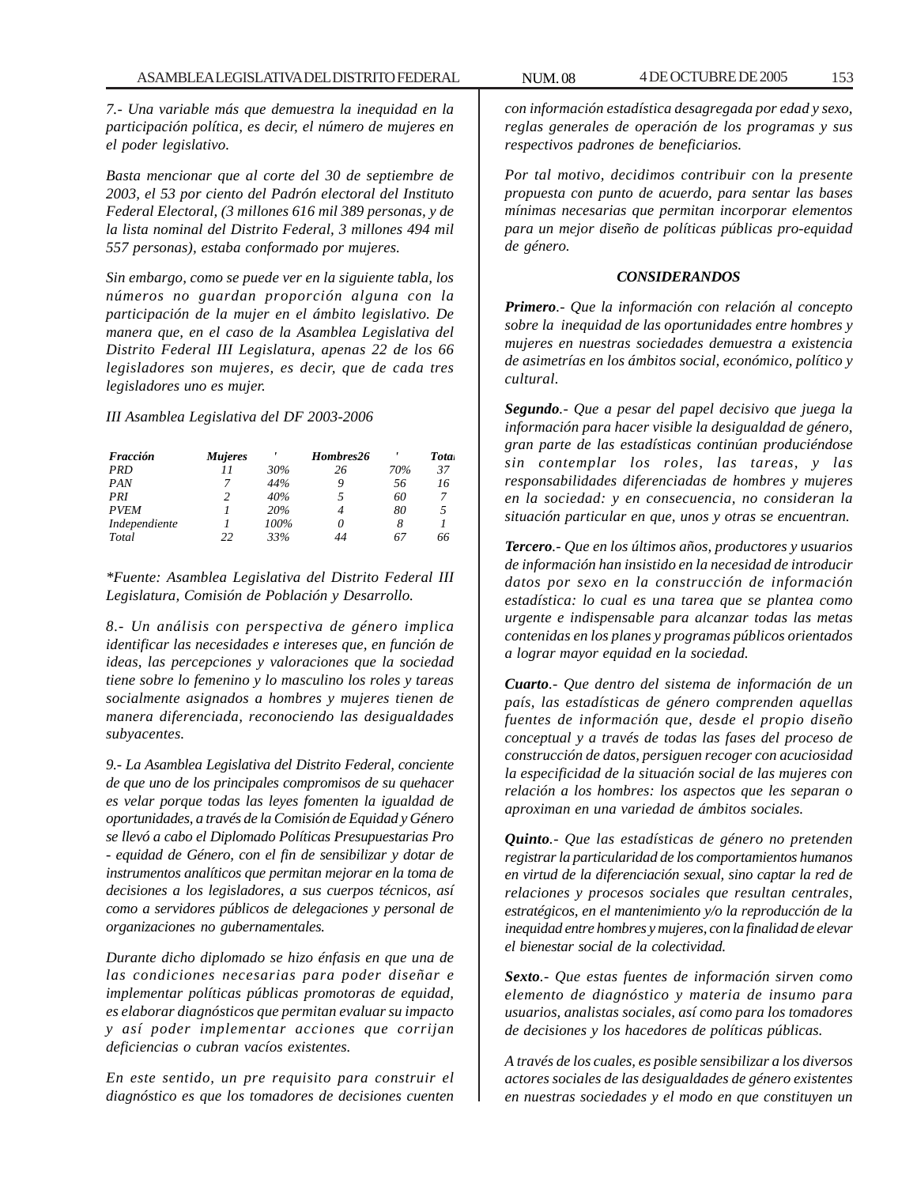*7.- Una variable más que demuestra la inequidad en la participación política, es decir, el número de mujeres en el poder legislativo.*

*Basta mencionar que al corte del 30 de septiembre de 2003, el 53 por ciento del Padrón electoral del Instituto Federal Electoral, (3 millones 616 mil 389 personas, y de la lista nominal del Distrito Federal, 3 millones 494 mil 557 personas), estaba conformado por mujeres.*

*Sin embargo, como se puede ver en la siguiente tabla, los números no guardan proporción alguna con la participación de la mujer en el ámbito legislativo. De manera que, en el caso de la Asamblea Legislativa del Distrito Federal III Legislatura, apenas 22 de los 66 legisladores son mujeres, es decir, que de cada tres legisladores uno es mujer.*

*III Asamblea Legislativa del DF 2003-2006*

| *Fracción* | *Mujeres* | *'* | *Hombres26* | *'* | *Total* |
|---|---|---|---|---|---|
| *PRD* | *11* | *30%* | *26* | *70%* | *37* |
| *PAN* | *7* | *44%* | *9* | *56* | *16* |
| *PRI* | *2* | *40%* | *5* | *60* | *7* |
| *PVEM* | *1* | *20%* | *4* | *80* | *5* |
| *Independiente* | *1* | *100%* | *0* | *8* | *1* |
| *Total* | *22* | *33%* | *44* | *67* | *66* |

*\*Fuente: Asamblea Legislativa del Distrito Federal III Legislatura, Comisión de Población y Desarrollo.*

*8.- Un análisis con perspectiva de género implica identificar las necesidades e intereses que, en función de ideas, las percepciones y valoraciones que la sociedad tiene sobre lo femenino y lo masculino los roles y tareas socialmente asignados a hombres y mujeres tienen de manera diferenciada, reconociendo las desigualdades subyacentes.*

*9.- La Asamblea Legislativa del Distrito Federal, conciente de que uno de los principales compromisos de su quehacer es velar porque todas las leyes fomenten la igualdad de oportunidades, a través de la Comisión de Equidad y Género se llevó a cabo el Diplomado Políticas Presupuestarias Pro - equidad de Género, con el fin de sensibilizar y dotar de instrumentos analíticos que permitan mejorar en la toma de decisiones a los legisladores, a sus cuerpos técnicos, así como a servidores públicos de delegaciones y personal de organizaciones no gubernamentales.*

*Durante dicho diplomado se hizo énfasis en que una de las condiciones necesarias para poder diseñar e implementar políticas públicas promotoras de equidad, es elaborar diagnósticos que permitan evaluar su impacto y así poder implementar acciones que corrijan deficiencias o cubran vacíos existentes.*

*En este sentido, un pre requisito para construir el diagnóstico es que los tomadores de decisiones cuenten con información estadística desagregada por edad y sexo, reglas generales de operación de los programas y sus respectivos padrones de beneficiarios.*

*Por tal motivo, decidimos contribuir con la presente propuesta con punto de acuerdo, para sentar las bases mínimas necesarias que permitan incorporar elementos para un mejor diseño de políticas públicas pro-equidad de género.*

***CONSIDERANDOS***

***Primero**.- Que la información con relación al concepto sobre la inequidad de las oportunidades entre hombres y mujeres en nuestras sociedades demuestra a existencia de asimetrías en los ámbitos social, económico, político y cultural.*

***Segundo**.- Que a pesar del papel decisivo que juega la información para hacer visible la desigualdad de género, gran parte de las estadísticas continúan produciéndose sin contemplar los roles, las tareas, y las responsabilidades diferenciadas de hombres y mujeres en la sociedad: y en consecuencia, no consideran la situación particular en que, unos y otras se encuentran.*

***Tercero**.- Que en los últimos años, productores y usuarios de información han insistido en la necesidad de introducir datos por sexo en la construcción de información estadística: lo cual es una tarea que se plantea como urgente e indispensable para alcanzar todas las metas contenidas en los planes y programas públicos orientados a lograr mayor equidad en la sociedad.*

***Cuarto**.- Que dentro del sistema de información de un país, las estadísticas de género comprenden aquellas fuentes de información que, desde el propio diseño conceptual y a través de todas las fases del proceso de construcción de datos, persiguen recoger con acuciosidad la especificidad de la situación social de las mujeres con relación a los hombres: los aspectos que les separan o aproximan en una variedad de ámbitos sociales.*

***Quinto**.- Que las estadísticas de género no pretenden registrar la particularidad de los comportamientos humanos en virtud de la diferenciación sexual, sino captar la red de relaciones y procesos sociales que resultan centrales, estratégicos, en el mantenimiento y/o la reproducción de la inequidad entre hombres y mujeres, con la finalidad de elevar el bienestar social de la colectividad.*

***Sexto**.- Que estas fuentes de información sirven como elemento de diagnóstico y materia de insumo para usuarios, analistas sociales, así como para los tomadores de decisiones y los hacedores de políticas públicas.*

*A través de los cuales, es posible sensibilizar a los diversos actores sociales de las desigualdades de género existentes en nuestras sociedades y el modo en que constituyen un*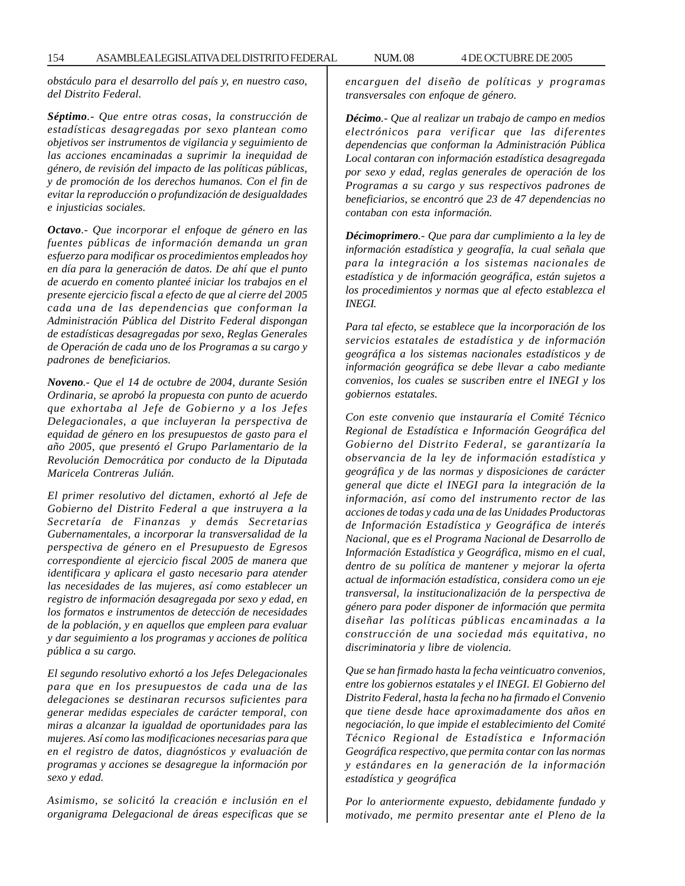*obstáculo para el desarrollo del país y, en nuestro caso, del Distrito Federal.*

***Séptimo**.- Que entre otras cosas, la construcción de estadísticas desagregadas por sexo plantean como objetivos ser instrumentos de vigilancia y seguimiento de las acciones encaminadas a suprimir la inequidad de género, de revisión del impacto de las políticas públicas, y de promoción de los derechos humanos. Con el fin de evitar la reproducción o profundización de desigualdades e injusticias sociales.*

***Octavo**.- Que incorporar el enfoque de género en las fuentes públicas de información demanda un gran esfuerzo para modificar os procedimientos empleados hoy en día para la generación de datos. De ahí que el punto de acuerdo en comento planteé iniciar los trabajos en el presente ejercicio fiscal a efecto de que al cierre del 2005 cada una de las dependencias que conforman la Administración Pública del Distrito Federal dispongan de estadísticas desagregadas por sexo, Reglas Generales de Operación de cada uno de los Programas a su cargo y padrones de beneficiarios.*

***Noveno**.- Que el 14 de octubre de 2004, durante Sesión Ordinaria, se aprobó la propuesta con punto de acuerdo que exhortaba al Jefe de Gobierno y a los Jefes Delegacionales, a que incluyeran la perspectiva de equidad de género en los presupuestos de gasto para el año 2005, que presentó el Grupo Parlamentario de la Revolución Democrática por conducto de la Diputada Maricela Contreras Julián.*

*El primer resolutivo del dictamen, exhortó al Jefe de Gobierno del Distrito Federal a que instruyera a la Secretaría de Finanzas y demás Secretarias Gubernamentales, a incorporar la transversalidad de la perspectiva de género en el Presupuesto de Egresos correspondiente al ejercicio fiscal 2005 de manera que identificara y aplicara el gasto necesario para atender las necesidades de las mujeres, así como establecer un registro de información desagregada por sexo y edad, en los formatos e instrumentos de detección de necesidades de la población, y en aquellos que empleen para evaluar y dar seguimiento a los programas y acciones de política pública a su cargo.*

*El segundo resolutivo exhortó a los Jefes Delegacionales para que en los presupuestos de cada una de las delegaciones se destinaran recursos suficientes para generar medidas especiales de carácter temporal, con miras a alcanzar la igualdad de oportunidades para las mujeres. Así como las modificaciones necesarias para que en el registro de datos, diagnósticos y evaluación de programas y acciones se desagregue la información por sexo y edad.*

*Asimismo, se solicitó la creación e inclusión en el organigrama Delegacional de áreas especificas que se encarguen del diseño de políticas y programas transversales con enfoque de género.*

***Décimo**.- Que al realizar un trabajo de campo en medios electrónicos para verificar que las diferentes dependencias que conforman la Administración Pública Local contaran con información estadística desagregada por sexo y edad, reglas generales de operación de los Programas a su cargo y sus respectivos padrones de beneficiarios, se encontró que 23 de 47 dependencias no contaban con esta información.*

***Décimoprimero**.- Que para dar cumplimiento a la ley de información estadística y geografía, la cual señala que para la integración a los sistemas nacionales de estadística y de información geográfica, están sujetos a los procedimientos y normas que al efecto establezca el INEGI.*

*Para tal efecto, se establece que la incorporación de los servicios estatales de estadística y de información geográfica a los sistemas nacionales estadísticos y de información geográfica se debe llevar a cabo mediante convenios, los cuales se suscriben entre el INEGI y los gobiernos estatales.*

*Con este convenio que instauraría el Comité Técnico Regional de Estadística e Información Geográfica del Gobierno del Distrito Federal, se garantizaría la observancia de la ley de información estadística y geográfica y de las normas y disposiciones de carácter general que dicte el INEGI para la integración de la información, así como del instrumento rector de las acciones de todas y cada una de las Unidades Productoras de Información Estadística y Geográfica de interés Nacional, que es el Programa Nacional de Desarrollo de Información Estadística y Geográfica, mismo en el cual, dentro de su política de mantener y mejorar la oferta actual de información estadística, considera como un eje transversal, la institucionalización de la perspectiva de género para poder disponer de información que permita diseñar las políticas públicas encaminadas a la construcción de una sociedad más equitativa, no discriminatoria y libre de violencia.*

*Que se han firmado hasta la fecha veinticuatro convenios, entre los gobiernos estatales y el INEGI. El Gobierno del Distrito Federal, hasta la fecha no ha firmado el Convenio que tiene desde hace aproximadamente dos años en negociación, lo que impide el establecimiento del Comité Técnico Regional de Estadística e Información Geográfica respectivo, que permita contar con las normas y estándares en la generación de la información estadística y geográfica*

*Por lo anteriormente expuesto, debidamente fundado y motivado, me permito presentar ante el Pleno de la*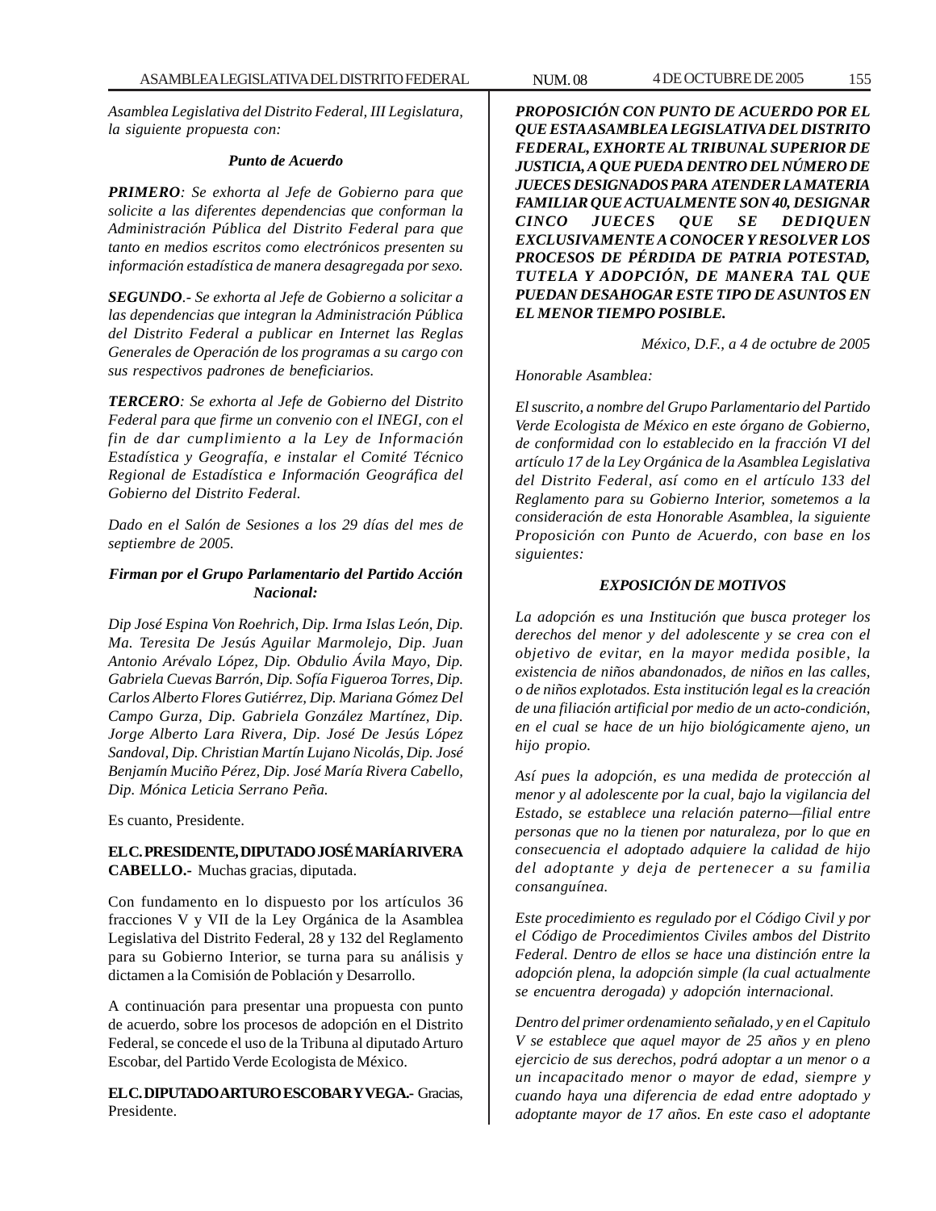*Asamblea Legislativa del Distrito Federal, III Legislatura, la siguiente propuesta con:*

***Punto de Acuerdo***

***PRIMERO**: Se exhorta al Jefe de Gobierno para que solicite a las diferentes dependencias que conforman la Administración Pública del Distrito Federal para que tanto en medios escritos como electrónicos presenten su información estadística de manera desagregada por sexo.*

***SEGUNDO**.- Se exhorta al Jefe de Gobierno a solicitar a las dependencias que integran la Administración Pública del Distrito Federal a publicar en Internet las Reglas Generales de Operación de los programas a su cargo con sus respectivos padrones de beneficiarios.*

***TERCERO**: Se exhorta al Jefe de Gobierno del Distrito Federal para que firme un convenio con el INEGI, con el fin de dar cumplimiento a la Ley de Información Estadística y Geografía, e instalar el Comité Técnico Regional de Estadística e Información Geográfica del Gobierno del Distrito Federal.*

*Dado en el Salón de Sesiones a los 29 días del mes de septiembre de 2005.*

***Firman por el Grupo Parlamentario del Partido Acción Nacional:***

*Dip José Espina Von Roehrich, Dip. Irma Islas León, Dip. Ma. Teresita De Jesús Aguilar Marmolejo, Dip. Juan Antonio Arévalo López, Dip. Obdulio Ávila Mayo, Dip. Gabriela Cuevas Barrón, Dip. Sofía Figueroa Torres, Dip. Carlos Alberto Flores Gutiérrez, Dip. Mariana Gómez Del Campo Gurza, Dip. Gabriela González Martínez, Dip. Jorge Alberto Lara Rivera, Dip. José De Jesús López Sandoval, Dip. Christian Martín Lujano Nicolás, Dip. José Benjamín Muciño Pérez, Dip. José María Rivera Cabello, Dip. Mónica Leticia Serrano Peña.*

Es cuanto, Presidente.

**EL C. PRESIDENTE, DIPUTADO JOSÉ MARÍA RIVERA CABELLO.-** Muchas gracias, diputada.

Con fundamento en lo dispuesto por los artículos 36 fracciones V y VII de la Ley Orgánica de la Asamblea Legislativa del Distrito Federal, 28 y 132 del Reglamento para su Gobierno Interior, se turna para su análisis y dictamen a la Comisión de Población y Desarrollo.

A continuación para presentar una propuesta con punto de acuerdo, sobre los procesos de adopción en el Distrito Federal, se concede el uso de la Tribuna al diputado Arturo Escobar, del Partido Verde Ecologista de México.

**EL C. DIPUTADO ARTURO ESCOBAR Y VEGA.-** Gracias, Presidente.

***PROPOSICIÓN CON PUNTO DE ACUERDO POR EL QUE ESTA ASAMBLEA LEGISLATIVA DEL DISTRITO FEDERAL, EXHORTE AL TRIBUNAL SUPERIOR DE JUSTICIA, A QUE PUEDA DENTRO DEL NÚMERO DE JUECES DESIGNADOS PARA ATENDER LA MATERIA FAMILIAR QUE ACTUALMENTE SON 40, DESIGNAR CINCO JUECES QUE SE DEDIQUEN EXCLUSIVAMENTE A CONOCER Y RESOLVER LOS PROCESOS DE PÉRDIDA DE PATRIA POTESTAD, TUTELA Y ADOPCIÓN, DE MANERA TAL QUE PUEDAN DESAHOGAR ESTE TIPO DE ASUNTOS EN EL MENOR TIEMPO POSIBLE.***

*México, D.F., a 4 de octubre de 2005*

*Honorable Asamblea:*

*El suscrito, a nombre del Grupo Parlamentario del Partido Verde Ecologista de México en este órgano de Gobierno, de conformidad con lo establecido en la fracción VI del artículo 17 de la Ley Orgánica de la Asamblea Legislativa del Distrito Federal, así como en el artículo 133 del Reglamento para su Gobierno Interior, sometemos a la consideración de esta Honorable Asamblea, la siguiente Proposición con Punto de Acuerdo, con base en los siguientes:*

***EXPOSICIÓN DE MOTIVOS***

*La adopción es una Institución que busca proteger los derechos del menor y del adolescente y se crea con el objetivo de evitar, en la mayor medida posible, la existencia de niños abandonados, de niños en las calles, o de niños explotados. Esta institución legal es la creación de una filiación artificial por medio de un acto-condición, en el cual se hace de un hijo biológicamente ajeno, un hijo propio.*

*Así pues la adopción, es una medida de protección al menor y al adolescente por la cual, bajo la vigilancia del Estado, se establece una relación paterno—filial entre personas que no la tienen por naturaleza, por lo que en consecuencia el adoptado adquiere la calidad de hijo del adoptante y deja de pertenecer a su familia consanguínea.*

*Este procedimiento es regulado por el Código Civil y por el Código de Procedimientos Civiles ambos del Distrito Federal. Dentro de ellos se hace una distinción entre la adopción plena, la adopción simple (la cual actualmente se encuentra derogada) y adopción internacional.*

*Dentro del primer ordenamiento señalado, y en el Capitulo V se establece que aquel mayor de 25 años y en pleno ejercicio de sus derechos, podrá adoptar a un menor o a un incapacitado menor o mayor de edad, siempre y cuando haya una diferencia de edad entre adoptado y adoptante mayor de 17 años. En este caso el adoptante*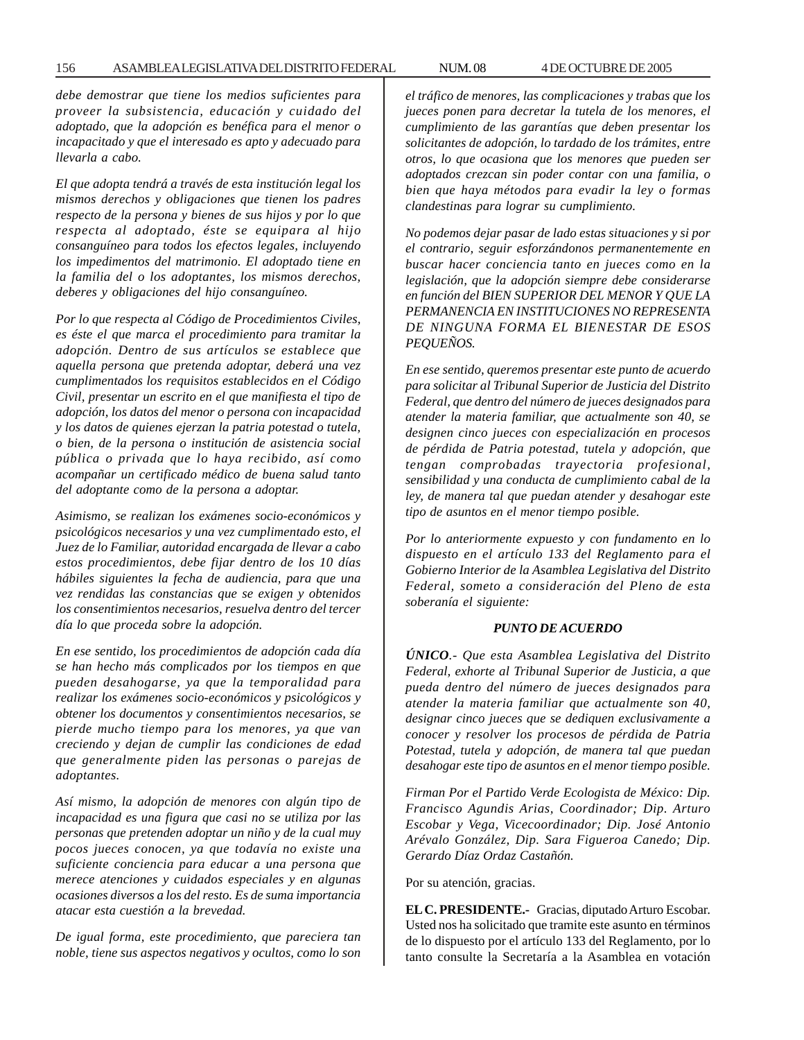*debe demostrar que tiene los medios suficientes para proveer la subsistencia, educación y cuidado del adoptado, que la adopción es benéfica para el menor o incapacitado y que el interesado es apto y adecuado para llevarla a cabo.*

*El que adopta tendrá a través de esta institución legal los mismos derechos y obligaciones que tienen los padres respecto de la persona y bienes de sus hijos y por lo que respecta al adoptado, éste se equipara al hijo consanguíneo para todos los efectos legales, incluyendo los impedimentos del matrimonio. El adoptado tiene en la familia del o los adoptantes, los mismos derechos, deberes y obligaciones del hijo consanguíneo.*

*Por lo que respecta al Código de Procedimientos Civiles, es éste el que marca el procedimiento para tramitar la adopción. Dentro de sus artículos se establece que aquella persona que pretenda adoptar, deberá una vez cumplimentados los requisitos establecidos en el Código Civil, presentar un escrito en el que manifiesta el tipo de adopción, los datos del menor o persona con incapacidad y los datos de quienes ejerzan la patria potestad o tutela, o bien, de la persona o institución de asistencia social pública o privada que lo haya recibido, así como acompañar un certificado médico de buena salud tanto del adoptante como de la persona a adoptar.*

*Asimismo, se realizan los exámenes socio-económicos y psicológicos necesarios y una vez cumplimentado esto, el Juez de lo Familiar, autoridad encargada de llevar a cabo estos procedimientos, debe fijar dentro de los 10 días hábiles siguientes la fecha de audiencia, para que una vez rendidas las constancias que se exigen y obtenidos los consentimientos necesarios, resuelva dentro del tercer día lo que proceda sobre la adopción.*

*En ese sentido, los procedimientos de adopción cada día se han hecho más complicados por los tiempos en que pueden desahogarse, ya que la temporalidad para realizar los exámenes socio-económicos y psicológicos y obtener los documentos y consentimientos necesarios, se pierde mucho tiempo para los menores, ya que van creciendo y dejan de cumplir las condiciones de edad que generalmente piden las personas o parejas de adoptantes.*

*Así mismo, la adopción de menores con algún tipo de incapacidad es una figura que casi no se utiliza por las personas que pretenden adoptar un niño y de la cual muy pocos jueces conocen, ya que todavía no existe una suficiente conciencia para educar a una persona que merece atenciones y cuidados especiales y en algunas ocasiones diversos a los del resto. Es de suma importancia atacar esta cuestión a la brevedad.*

*De igual forma, este procedimiento, que pareciera tan noble, tiene sus aspectos negativos y ocultos, como lo son el tráfico de menores, las complicaciones y trabas que los jueces ponen para decretar la tutela de los menores, el cumplimiento de las garantías que deben presentar los solicitantes de adopción, lo tardado de los trámites, entre otros, lo que ocasiona que los menores que pueden ser adoptados crezcan sin poder contar con una familia, o bien que haya métodos para evadir la ley o formas clandestinas para lograr su cumplimiento.*

*No podemos dejar pasar de lado estas situaciones y si por el contrario, seguir esforzándonos permanentemente en buscar hacer conciencia tanto en jueces como en la legislación, que la adopción siempre debe considerarse en función del BIEN SUPERIOR DEL MENOR Y QUE LA PERMANENCIA EN INSTITUCIONES NO REPRESENTA DE NINGUNA FORMA EL BIENESTAR DE ESOS PEQUEÑOS.*

*En ese sentido, queremos presentar este punto de acuerdo para solicitar al Tribunal Superior de Justicia del Distrito Federal, que dentro del número de jueces designados para atender la materia familiar, que actualmente son 40, se designen cinco jueces con especialización en procesos de pérdida de Patria potestad, tutela y adopción, que tengan comprobadas trayectoria profesional, sensibilidad y una conducta de cumplimiento cabal de la ley, de manera tal que puedan atender y desahogar este tipo de asuntos en el menor tiempo posible.*

*Por lo anteriormente expuesto y con fundamento en lo dispuesto en el artículo 133 del Reglamento para el Gobierno Interior de la Asamblea Legislativa del Distrito Federal, someto a consideración del Pleno de esta soberanía el siguiente:*

***PUNTO DE ACUERDO***

***ÚNICO****.- Que esta Asamblea Legislativa del Distrito Federal, exhorte al Tribunal Superior de Justicia, a que pueda dentro del número de jueces designados para atender la materia familiar que actualmente son 40, designar cinco jueces que se dediquen exclusivamente a conocer y resolver los procesos de pérdida de Patria Potestad, tutela y adopción, de manera tal que puedan desahogar este tipo de asuntos en el menor tiempo posible.*

*Firman Por el Partido Verde Ecologista de México: Dip. Francisco Agundis Arias, Coordinador; Dip. Arturo Escobar y Vega, Vicecoordinador; Dip. José Antonio Arévalo González, Dip. Sara Figueroa Canedo; Dip. Gerardo Díaz Ordaz Castañón.*

Por su atención, gracias.

**EL C. PRESIDENTE.-** Gracias, diputado Arturo Escobar. Usted nos ha solicitado que tramite este asunto en términos de lo dispuesto por el artículo 133 del Reglamento, por lo tanto consulte la Secretaría a la Asamblea en votación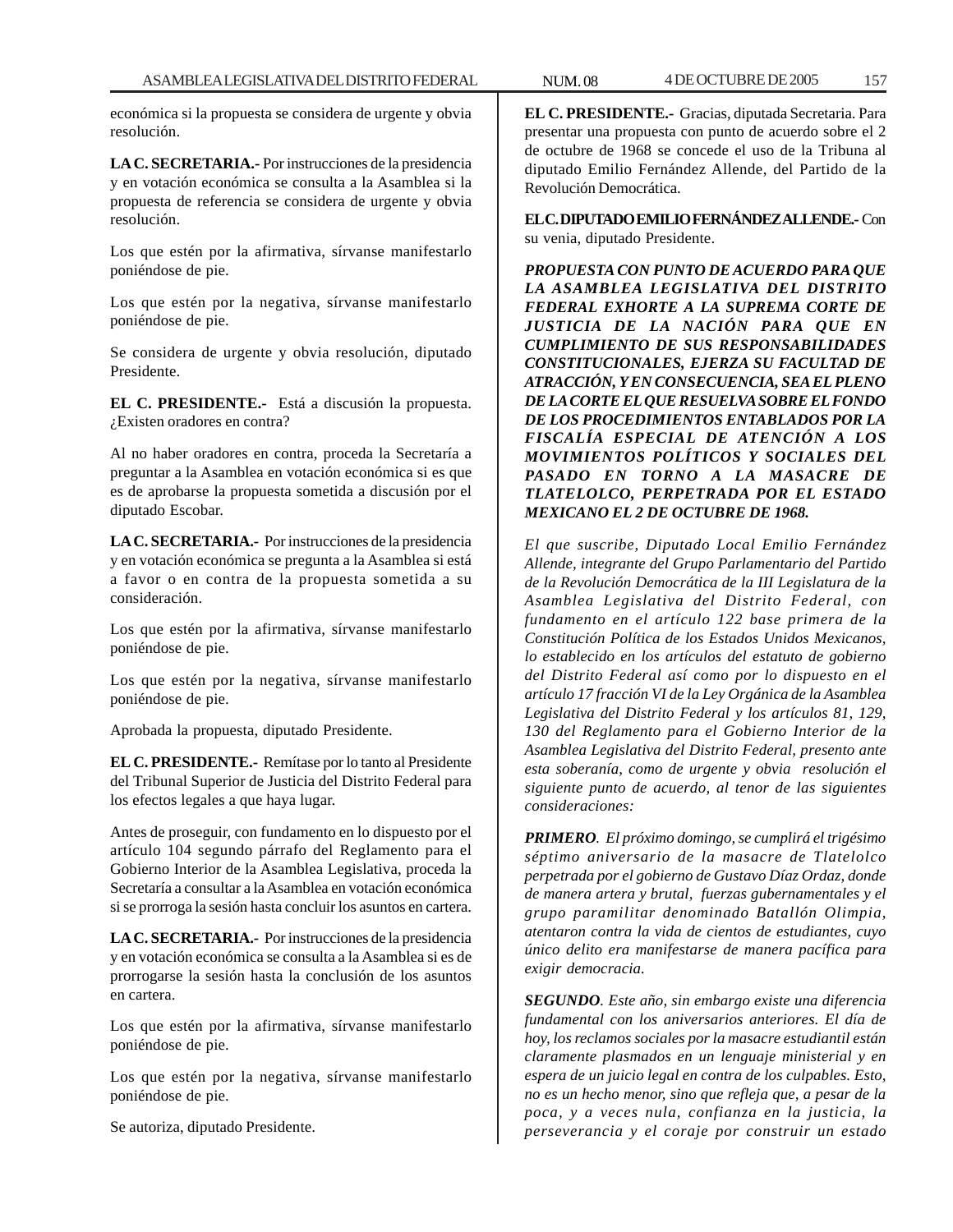económica si la propuesta se considera de urgente y obvia resolución.

**LA C. SECRETARIA.-** Por instrucciones de la presidencia y en votación económica se consulta a la Asamblea si la propuesta de referencia se considera de urgente y obvia resolución.

Los que estén por la afirmativa, sírvanse manifestarlo poniéndose de pie.

Los que estén por la negativa, sírvanse manifestarlo poniéndose de pie.

Se considera de urgente y obvia resolución, diputado Presidente.

**EL C. PRESIDENTE.-** Está a discusión la propuesta. ¿Existen oradores en contra?

Al no haber oradores en contra, proceda la Secretaría a preguntar a la Asamblea en votación económica si es que es de aprobarse la propuesta sometida a discusión por el diputado Escobar.

**LA C. SECRETARIA.-** Por instrucciones de la presidencia y en votación económica se pregunta a la Asamblea si está a favor o en contra de la propuesta sometida a su consideración.

Los que estén por la afirmativa, sírvanse manifestarlo poniéndose de pie.

Los que estén por la negativa, sírvanse manifestarlo poniéndose de pie.

Aprobada la propuesta, diputado Presidente.

**EL C. PRESIDENTE.-** Remítase por lo tanto al Presidente del Tribunal Superior de Justicia del Distrito Federal para los efectos legales a que haya lugar.

Antes de proseguir, con fundamento en lo dispuesto por el artículo 104 segundo párrafo del Reglamento para el Gobierno Interior de la Asamblea Legislativa, proceda la Secretaría a consultar a la Asamblea en votación económica si se prorroga la sesión hasta concluir los asuntos en cartera.

**LA C. SECRETARIA.-** Por instrucciones de la presidencia y en votación económica se consulta a la Asamblea si es de prorrogarse la sesión hasta la conclusión de los asuntos en cartera.

Los que estén por la afirmativa, sírvanse manifestarlo poniéndose de pie.

Los que estén por la negativa, sírvanse manifestarlo poniéndose de pie.

Se autoriza, diputado Presidente.

**EL C. PRESIDENTE.-** Gracias, diputada Secretaria. Para presentar una propuesta con punto de acuerdo sobre el 2 de octubre de 1968 se concede el uso de la Tribuna al diputado Emilio Fernández Allende, del Partido de la Revolución Democrática.

**EL C. DIPUTADO EMILIO FERNÁNDEZ ALLENDE.-** Con su venia, diputado Presidente.

***PROPUESTA CON PUNTO DE ACUERDO PARA QUE LA ASAMBLEA LEGISLATIVA DEL DISTRITO FEDERAL EXHORTE A LA SUPREMA CORTE DE JUSTICIA DE LA NACIÓN PARA QUE EN CUMPLIMIENTO DE SUS RESPONSABILIDADES CONSTITUCIONALES, EJERZA SU FACULTAD DE ATRACCIÓN, Y EN CONSECUENCIA, SEA EL PLENO DE LA CORTE EL QUE RESUELVA SOBRE EL FONDO DE LOS PROCEDIMIENTOS ENTABLADOS POR LA FISCALÍA ESPECIAL DE ATENCIÓN A LOS MOVIMIENTOS POLÍTICOS Y SOCIALES DEL PASADO EN TORNO A LA MASACRE DE TLATELOLCO, PERPETRADA POR EL ESTADO MEXICANO EL 2 DE OCTUBRE DE 1968.***

*El que suscribe, Diputado Local Emilio Fernández Allende, integrante del Grupo Parlamentario del Partido de la Revolución Democrática de la III Legislatura de la Asamblea Legislativa del Distrito Federal, con fundamento en el artículo 122 base primera de la Constitución Política de los Estados Unidos Mexicanos, lo establecido en los artículos del estatuto de gobierno del Distrito Federal así como por lo dispuesto en el artículo 17 fracción VI de la Ley Orgánica de la Asamblea Legislativa del Distrito Federal y los artículos 81, 129, 130 del Reglamento para el Gobierno Interior de la Asamblea Legislativa del Distrito Federal, presento ante esta soberanía, como de urgente y obvia resolución el siguiente punto de acuerdo, al tenor de las siguientes consideraciones:*

***PRIMERO**. El próximo domingo, se cumplirá el trigésimo séptimo aniversario de la masacre de Tlatelolco perpetrada por el gobierno de Gustavo Díaz Ordaz, donde de manera artera y brutal, fuerzas gubernamentales y el grupo paramilitar denominado Batallón Olimpia, atentaron contra la vida de cientos de estudiantes, cuyo único delito era manifestarse de manera pacífica para exigir democracia.*

***SEGUNDO**. Este año, sin embargo existe una diferencia fundamental con los aniversarios anteriores. El día de hoy, los reclamos sociales por la masacre estudiantil están claramente plasmados en un lenguaje ministerial y en espera de un juicio legal en contra de los culpables. Esto, no es un hecho menor, sino que refleja que, a pesar de la poca, y a veces nula, confianza en la justicia, la perseverancia y el coraje por construir un estado*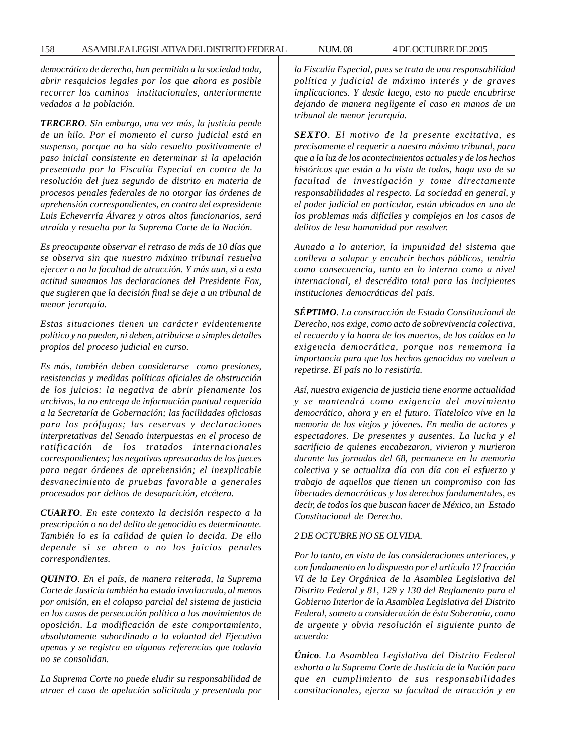*democrático de derecho, han permitido a la sociedad toda, abrir resquicios legales por los que ahora es posible recorrer los caminos institucionales, anteriormente vedados a la población.*

***TERCERO**. Sin embargo, una vez más, la justicia pende de un hilo. Por el momento el curso judicial está en suspenso, porque no ha sido resuelto positivamente el paso inicial consistente en determinar si la apelación presentada por la Fiscalía Especial en contra de la resolución del juez segundo de distrito en materia de procesos penales federales de no otorgar las órdenes de aprehensión correspondientes, en contra del expresidente Luis Echeverría Álvarez y otros altos funcionarios, será atraída y resuelta por la Suprema Corte de la Nación.*

*Es preocupante observar el retraso de más de 10 días que se observa sin que nuestro máximo tribunal resuelva ejercer o no la facultad de atracción. Y más aun, si a esta actitud sumamos las declaraciones del Presidente Fox, que sugieren que la decisión final se deje a un tribunal de menor jerarquía.*

*Estas situaciones tienen un carácter evidentemente político y no pueden, ni deben, atribuirse a simples detalles propios del proceso judicial en curso.*

*Es más, también deben considerarse como presiones, resistencias y medidas políticas oficiales de obstrucción de los juicios: la negativa de abrir plenamente los archivos, la no entrega de información puntual requerida a la Secretaría de Gobernación; las facilidades oficiosas para los prófugos; las reservas y declaraciones interpretativas del Senado interpuestas en el proceso de ratificación de los tratados internacionales correspondientes; las negativas apresuradas de los jueces para negar órdenes de aprehensión; el inexplicable desvanecimiento de pruebas favorable a generales procesados por delitos de desaparición, etcétera.*

***CUARTO**. En este contexto la decisión respecto a la prescripción o no del delito de genocidio es determinante. También lo es la calidad de quien lo decida. De ello depende si se abren o no los juicios penales correspondientes.*

***QUINTO**. En el país, de manera reiterada, la Suprema Corte de Justicia también ha estado involucrada, al menos por omisión, en el colapso parcial del sistema de justicia en los casos de persecución política a los movimientos de oposición. La modificación de este comportamiento, absolutamente subordinado a la voluntad del Ejecutivo apenas y se registra en algunas referencias que todavía no se consolidan.*

*La Suprema Corte no puede eludir su responsabilidad de atraer el caso de apelación solicitada y presentada por la Fiscalía Especial, pues se trata de una responsabilidad política y judicial de máximo interés y de graves implicaciones. Y desde luego, esto no puede encubrirse dejando de manera negligente el caso en manos de un tribunal de menor jerarquía.*

***SEXTO**. El motivo de la presente excitativa, es precisamente el requerir a nuestro máximo tribunal, para que a la luz de los acontecimientos actuales y de los hechos históricos que están a la vista de todos, haga uso de su facultad de investigación y tome directamente responsabilidades al respecto. La sociedad en general, y el poder judicial en particular, están ubicados en uno de los problemas más difíciles y complejos en los casos de delitos de lesa humanidad por resolver.*

*Aunado a lo anterior, la impunidad del sistema que conlleva a solapar y encubrir hechos públicos, tendría como consecuencia, tanto en lo interno como a nivel internacional, el descrédito total para las incipientes instituciones democráticas del país.*

***SÉPTIMO**. La construcción de Estado Constitucional de Derecho, nos exige, como acto de sobrevivencia colectiva, el recuerdo y la honra de los muertos, de los caídos en la exigencia democrática, porque nos rememora la importancia para que los hechos genocidas no vuelvan a repetirse. El país no lo resistiría.*

*Así, nuestra exigencia de justicia tiene enorme actualidad y se mantendrá como exigencia del movimiento democrático, ahora y en el futuro. Tlatelolco vive en la memoria de los viejos y jóvenes. En medio de actores y espectadores. De presentes y ausentes. La lucha y el sacrificio de quienes encabezaron, vivieron y murieron durante las jornadas del 68, permanece en la memoria colectiva y se actualiza día con día con el esfuerzo y trabajo de aquellos que tienen un compromiso con las libertades democráticas y los derechos fundamentales, es decir, de todos los que buscan hacer de México, un Estado Constitucional de Derecho.*

*2 DE OCTUBRE NO SE OLVIDA.*

*Por lo tanto, en vista de las consideraciones anteriores, y con fundamento en lo dispuesto por el artículo 17 fracción VI de la Ley Orgánica de la Asamblea Legislativa del Distrito Federal y 81, 129 y 130 del Reglamento para el Gobierno Interior de la Asamblea Legislativa del Distrito Federal, someto a consideración de ésta Soberanía, como de urgente y obvia resolución el siguiente punto de acuerdo:*

***Único**. La Asamblea Legislativa del Distrito Federal exhorta a la Suprema Corte de Justicia de la Nación para que en cumplimiento de sus responsabilidades constitucionales, ejerza su facultad de atracción y en*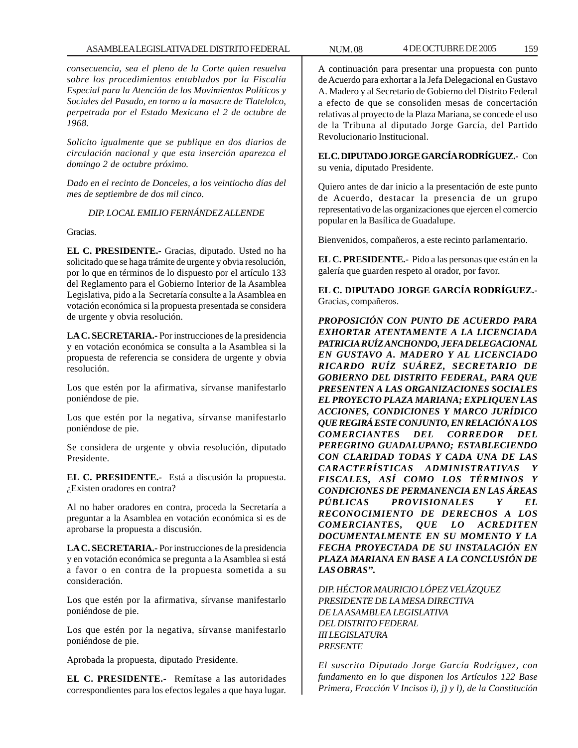*consecuencia, sea el pleno de la Corte quien resuelva sobre los procedimientos entablados por la Fiscalía Especial para la Atención de los Movimientos Políticos y Sociales del Pasado, en torno a la masacre de Tlatelolco, perpetrada por el Estado Mexicano el 2 de octubre de 1968.*

*Solicito igualmente que se publique en dos diarios de circulación nacional y que esta inserción aparezca el domingo 2 de octubre próximo.*

*Dado en el recinto de Donceles, a los veintiocho días del mes de septiembre de dos mil cinco.*

*DIP. LOCAL EMILIO FERNÁNDEZ ALLENDE*

Gracias.

**EL C. PRESIDENTE.-** Gracias, diputado. Usted no ha solicitado que se haga trámite de urgente y obvia resolución, por lo que en términos de lo dispuesto por el artículo 133 del Reglamento para el Gobierno Interior de la Asamblea Legislativa, pido a la Secretaría consulte a la Asamblea en votación económica si la propuesta presentada se considera de urgente y obvia resolución.

**LA C. SECRETARIA.-** Por instrucciones de la presidencia y en votación económica se consulta a la Asamblea si la propuesta de referencia se considera de urgente y obvia resolución.

Los que estén por la afirmativa, sírvanse manifestarlo poniéndose de pie.

Los que estén por la negativa, sírvanse manifestarlo poniéndose de pie.

Se considera de urgente y obvia resolución, diputado Presidente.

**EL C. PRESIDENTE.-** Está a discusión la propuesta. ¿Existen oradores en contra?

Al no haber oradores en contra, proceda la Secretaría a preguntar a la Asamblea en votación económica si es de aprobarse la propuesta a discusión.

**LA C. SECRETARIA.-** Por instrucciones de la presidencia y en votación económica se pregunta a la Asamblea si está a favor o en contra de la propuesta sometida a su consideración.

Los que estén por la afirmativa, sírvanse manifestarlo poniéndose de pie.

Los que estén por la negativa, sírvanse manifestarlo poniéndose de pie.

Aprobada la propuesta, diputado Presidente.

**EL C. PRESIDENTE.-** Remítase a las autoridades correspondientes para los efectos legales a que haya lugar.

A continuación para presentar una propuesta con punto de Acuerdo para exhortar a la Jefa Delegacional en Gustavo A. Madero y al Secretario de Gobierno del Distrito Federal a efecto de que se consoliden mesas de concertación relativas al proyecto de la Plaza Mariana, se concede el uso de la Tribuna al diputado Jorge García, del Partido Revolucionario Institucional.

**EL C. DIPUTADO JORGE GARCÍA RODRÍGUEZ.-** Con su venia, diputado Presidente.

Quiero antes de dar inicio a la presentación de este punto de Acuerdo, destacar la presencia de un grupo representativo de las organizaciones que ejercen el comercio popular en la Basílica de Guadalupe.

Bienvenidos, compañeros, a este recinto parlamentario.

**EL C. PRESIDENTE.-** Pido a las personas que están en la galería que guarden respeto al orador, por favor.

**EL C. DIPUTADO JORGE GARCÍA RODRÍGUEZ.-** Gracias, compañeros.

***PROPOSICIÓN CON PUNTO DE ACUERDO PARA EXHORTAR ATENTAMENTE A LA LICENCIADA PATRICIA RUÍZ ANCHONDO, JEFA DELEGACIONAL EN GUSTAVO A. MADERO Y AL LICENCIADO RICARDO RUÍZ SUÁREZ, SECRETARIO DE GOBIERNO DEL DISTRITO FEDERAL, PARA QUE PRESENTEN A LAS ORGANIZACIONES SOCIALES EL PROYECTO PLAZA MARIANA; EXPLIQUEN LAS ACCIONES, CONDICIONES Y MARCO JURÍDICO QUE REGIRÁ ESTE CONJUNTO, EN RELACIÓN A LOS COMERCIANTES DEL CORREDOR DEL PEREGRINO GUADALUPANO; ESTABLECIENDO CON CLARIDAD TODAS Y CADA UNA DE LAS CARACTERÍSTICAS ADMINISTRATIVAS Y FISCALES, ASÍ COMO LOS TÉRMINOS Y CONDICIONES DE PERMANENCIA EN LAS ÁREAS PÚBLICAS PROVISIONALES Y EL RECONOCIMIENTO DE DERECHOS A LOS COMERCIANTES, QUE LO ACREDITEN DOCUMENTALMENTE EN SU MOMENTO Y LA FECHA PROYECTADA DE SU INSTALACIÓN EN PLAZA MARIANA EN BASE A LA CONCLUSIÓN DE LAS OBRAS".***

*DIP. HÉCTOR MAURICIO LÓPEZ VELÁZQUEZ*
*PRESIDENTE DE LA MESA DIRECTIVA*
*DE LA ASAMBLEA LEGISLATIVA*
*DEL DISTRITO FEDERAL*
*III LEGISLATURA*
*PRESENTE*

*El suscrito Diputado Jorge García Rodríguez, con fundamento en lo que disponen los Artículos 122 Base Primera, Fracción V Incisos i), j) y l), de la Constitución*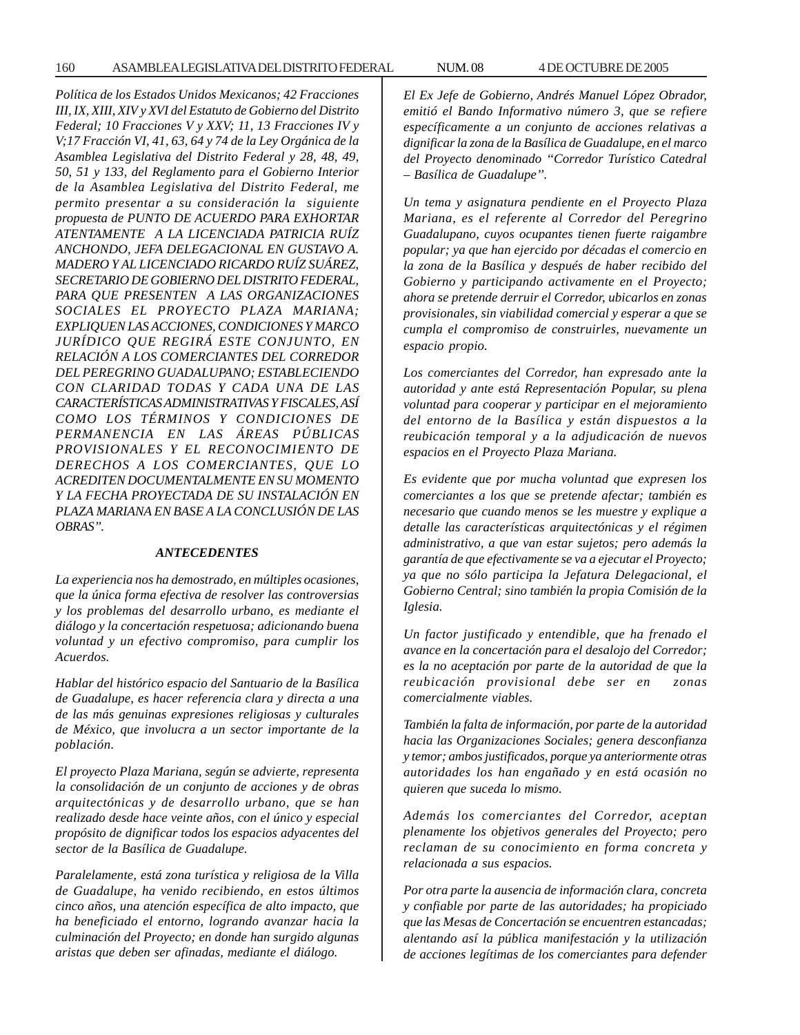*Política de los Estados Unidos Mexicanos; 42 Fracciones III, IX, XIII, XIV y XVI del Estatuto de Gobierno del Distrito Federal; 10 Fracciones V y XXV; 11, 13 Fracciones IV y V;17 Fracción VI, 41, 63, 64 y 74 de la Ley Orgánica de la Asamblea Legislativa del Distrito Federal y 28, 48, 49, 50, 51 y 133, del Reglamento para el Gobierno Interior de la Asamblea Legislativa del Distrito Federal, me permito presentar a su consideración la siguiente propuesta de PUNTO DE ACUERDO PARA EXHORTAR ATENTAMENTE A LA LICENCIADA PATRICIA RUÍZ ANCHONDO, JEFA DELEGACIONAL EN GUSTAVO A. MADERO Y AL LICENCIADO RICARDO RUÍZ SUÁREZ, SECRETARIO DE GOBIERNO DEL DISTRITO FEDERAL, PARA QUE PRESENTEN A LAS ORGANIZACIONES SOCIALES EL PROYECTO PLAZA MARIANA; EXPLIQUEN LAS ACCIONES, CONDICIONES Y MARCO JURÍDICO QUE REGIRÁ ESTE CONJUNTO, EN RELACIÓN A LOS COMERCIANTES DEL CORREDOR DEL PEREGRINO GUADALUPANO; ESTABLECIENDO CON CLARIDAD TODAS Y CADA UNA DE LAS CARACTERÍSTICAS ADMINISTRATIVAS Y FISCALES, ASÍ COMO LOS TÉRMINOS Y CONDICIONES DE PERMANENCIA EN LAS ÁREAS PÚBLICAS PROVISIONALES Y EL RECONOCIMIENTO DE DERECHOS A LOS COMERCIANTES, QUE LO ACREDITEN DOCUMENTALMENTE EN SU MOMENTO Y LA FECHA PROYECTADA DE SU INSTALACIÓN EN PLAZA MARIANA EN BASE A LA CONCLUSIÓN DE LAS OBRAS".*

### *ANTECEDENTES*

*La experiencia nos ha demostrado, en múltiples ocasiones, que la única forma efectiva de resolver las controversias y los problemas del desarrollo urbano, es mediante el diálogo y la concertación respetuosa; adicionando buena voluntad y un efectivo compromiso, para cumplir los Acuerdos.*

*Hablar del histórico espacio del Santuario de la Basílica de Guadalupe, es hacer referencia clara y directa a una de las más genuinas expresiones religiosas y culturales de México, que involucra a un sector importante de la población.*

*El proyecto Plaza Mariana, según se advierte, representa la consolidación de un conjunto de acciones y de obras arquitectónicas y de desarrollo urbano, que se han realizado desde hace veinte años, con el único y especial propósito de dignificar todos los espacios adyacentes del sector de la Basílica de Guadalupe.*

*Paralelamente, está zona turística y religiosa de la Villa de Guadalupe, ha venido recibiendo, en estos últimos cinco años, una atención específica de alto impacto, que ha beneficiado el entorno, logrando avanzar hacia la culminación del Proyecto; en donde han surgido algunas aristas que deben ser afinadas, mediante el diálogo.*

*El Ex Jefe de Gobierno, Andrés Manuel López Obrador, emitió el Bando Informativo número 3, que se refiere específicamente a un conjunto de acciones relativas a dignificar la zona de la Basílica de Guadalupe, en el marco del Proyecto denominado "Corredor Turístico Catedral – Basílica de Guadalupe".*

*Un tema y asignatura pendiente en el Proyecto Plaza Mariana, es el referente al Corredor del Peregrino Guadalupano, cuyos ocupantes tienen fuerte raigambre popular; ya que han ejercido por décadas el comercio en la zona de la Basílica y después de haber recibido del Gobierno y participando activamente en el Proyecto; ahora se pretende derruir el Corredor, ubicarlos en zonas provisionales, sin viabilidad comercial y esperar a que se cumpla el compromiso de construirles, nuevamente un espacio propio.*

*Los comerciantes del Corredor, han expresado ante la autoridad y ante está Representación Popular, su plena voluntad para cooperar y participar en el mejoramiento del entorno de la Basílica y están dispuestos a la reubicación temporal y a la adjudicación de nuevos espacios en el Proyecto Plaza Mariana.*

*Es evidente que por mucha voluntad que expresen los comerciantes a los que se pretende afectar; también es necesario que cuando menos se les muestre y explique a detalle las características arquitectónicas y el régimen administrativo, a que van estar sujetos; pero además la garantía de que efectivamente se va a ejecutar el Proyecto; ya que no sólo participa la Jefatura Delegacional, el Gobierno Central; sino también la propia Comisión de la Iglesia.*

*Un factor justificado y entendible, que ha frenado el avance en la concertación para el desalojo del Corredor; es la no aceptación por parte de la autoridad de que la reubicación provisional debe ser en zonas comercialmente viables.*

*También la falta de información, por parte de la autoridad hacia las Organizaciones Sociales; genera desconfianza y temor; ambos justificados, porque ya anteriormente otras autoridades los han engañado y en está ocasión no quieren que suceda lo mismo.*

*Además los comerciantes del Corredor, aceptan plenamente los objetivos generales del Proyecto; pero reclaman de su conocimiento en forma concreta y relacionada a sus espacios.*

*Por otra parte la ausencia de información clara, concreta y confiable por parte de las autoridades; ha propiciado que las Mesas de Concertación se encuentren estancadas; alentando así la pública manifestación y la utilización de acciones legítimas de los comerciantes para defender*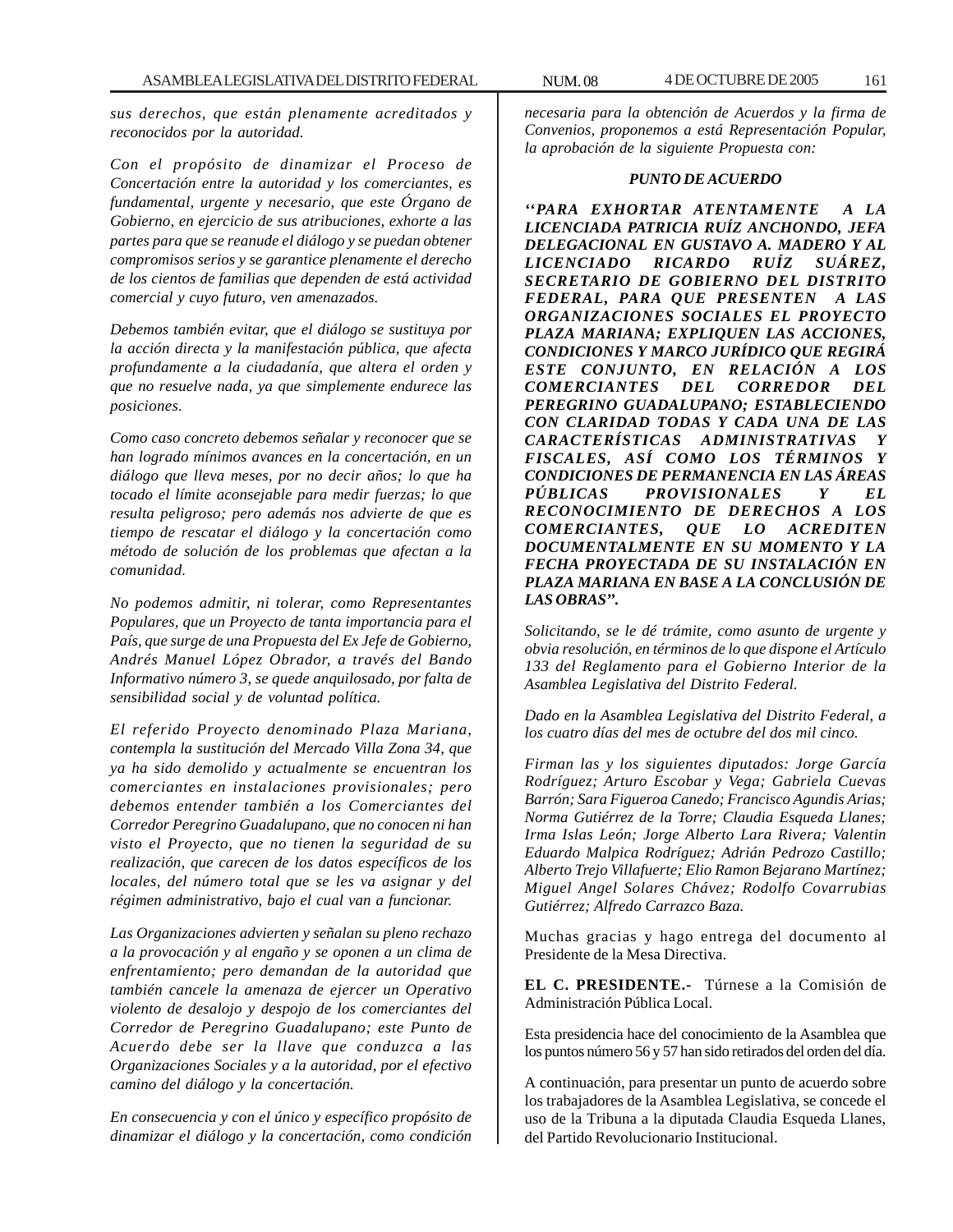*sus derechos, que están plenamente acreditados y reconocidos por la autoridad.*

*Con el propósito de dinamizar el Proceso de Concertación entre la autoridad y los comerciantes, es fundamental, urgente y necesario, que este Órgano de Gobierno, en ejercicio de sus atribuciones, exhorte a las partes para que se reanude el diálogo y se puedan obtener compromisos serios y se garantice plenamente el derecho de los cientos de familias que dependen de está actividad comercial y cuyo futuro, ven amenazados.*

*Debemos también evitar, que el diálogo se sustituya por la acción directa y la manifestación pública, que afecta profundamente a la ciudadanía, que altera el orden y que no resuelve nada, ya que simplemente endurece las posiciones.*

*Como caso concreto debemos señalar y reconocer que se han logrado mínimos avances en la concertación, en un diálogo que lleva meses, por no decir años; lo que ha tocado el límite aconsejable para medir fuerzas; lo que resulta peligroso; pero además nos advierte de que es tiempo de rescatar el diálogo y la concertación como método de solución de los problemas que afectan a la comunidad.*

*No podemos admitir, ni tolerar, como Representantes Populares, que un Proyecto de tanta importancia para el País, que surge de una Propuesta del Ex Jefe de Gobierno, Andrés Manuel López Obrador, a través del Bando Informativo número 3, se quede anquilosado, por falta de sensibilidad social y de voluntad política.*

*El referido Proyecto denominado Plaza Mariana, contempla la sustitución del Mercado Villa Zona 34, que ya ha sido demolido y actualmente se encuentran los comerciantes en instalaciones provisionales; pero debemos entender también a los Comerciantes del Corredor Peregrino Guadalupano, que no conocen ni han visto el Proyecto, que no tienen la seguridad de su realización, que carecen de los datos específicos de los locales, del número total que se les va asignar y del régimen administrativo, bajo el cual van a funcionar.*

*Las Organizaciones advierten y señalan su pleno rechazo a la provocación y al engaño y se oponen a un clima de enfrentamiento; pero demandan de la autoridad que también cancele la amenaza de ejercer un Operativo violento de desalojo y despojo de los comerciantes del Corredor de Peregrino Guadalupano; este Punto de Acuerdo debe ser la llave que conduzca a las Organizaciones Sociales y a la autoridad, por el efectivo camino del diálogo y la concertación.*

*En consecuencia y con el único y específico propósito de dinamizar el diálogo y la concertación, como condición necesaria para la obtención de Acuerdos y la firma de Convenios, proponemos a está Representación Popular, la aprobación de la siguiente Propuesta con:*

***PUNTO DE ACUERDO***

***''PARA EXHORTAR ATENTAMENTE A LA LICENCIADA PATRICIA RUÍZ ANCHONDO, JEFA DELEGACIONAL EN GUSTAVO A. MADERO Y AL LICENCIADO RICARDO RUÍZ SUÁREZ, SECRETARIO DE GOBIERNO DEL DISTRITO FEDERAL, PARA QUE PRESENTEN A LAS ORGANIZACIONES SOCIALES EL PROYECTO PLAZA MARIANA; EXPLIQUEN LAS ACCIONES, CONDICIONES Y MARCO JURÍDICO QUE REGIRÁ ESTE CONJUNTO, EN RELACIÓN A LOS COMERCIANTES DEL CORREDOR DEL PEREGRINO GUADALUPANO; ESTABLECIENDO CON CLARIDAD TODAS Y CADA UNA DE LAS CARACTERÍSTICAS ADMINISTRATIVAS Y FISCALES, ASÍ COMO LOS TÉRMINOS Y CONDICIONES DE PERMANENCIA EN LAS ÁREAS PÚBLICAS PROVISIONALES Y EL RECONOCIMIENTO DE DERECHOS A LOS COMERCIANTES, QUE LO ACREDITEN DOCUMENTALMENTE EN SU MOMENTO Y LA FECHA PROYECTADA DE SU INSTALACIÓN EN PLAZA MARIANA EN BASE A LA CONCLUSIÓN DE LAS OBRAS".***

*Solicitando, se le dé trámite, como asunto de urgente y obvia resolución, en términos de lo que dispone el Artículo 133 del Reglamento para el Gobierno Interior de la Asamblea Legislativa del Distrito Federal.*

*Dado en la Asamblea Legislativa del Distrito Federal, a los cuatro días del mes de octubre del dos mil cinco.*

*Firman las y los siguientes diputados: Jorge García Rodríguez; Arturo Escobar y Vega; Gabriela Cuevas Barrón; Sara Figueroa Canedo; Francisco Agundis Arias; Norma Gutiérrez de la Torre; Claudia Esqueda Llanes; Irma Islas León; Jorge Alberto Lara Rivera; Valentin Eduardo Malpica Rodríguez; Adrián Pedrozo Castillo; Alberto Trejo Villafuerte; Elio Ramon Bejarano Martínez; Miguel Angel Solares Chávez; Rodolfo Covarrubias Gutiérrez; Alfredo Carrazco Baza.*

Muchas gracias y hago entrega del documento al Presidente de la Mesa Directiva.

**EL C. PRESIDENTE.-** Túrnese a la Comisión de Administración Pública Local.

Esta presidencia hace del conocimiento de la Asamblea que los puntos número 56 y 57 han sido retirados del orden del día.

A continuación, para presentar un punto de acuerdo sobre los trabajadores de la Asamblea Legislativa, se concede el uso de la Tribuna a la diputada Claudia Esqueda Llanes, del Partido Revolucionario Institucional.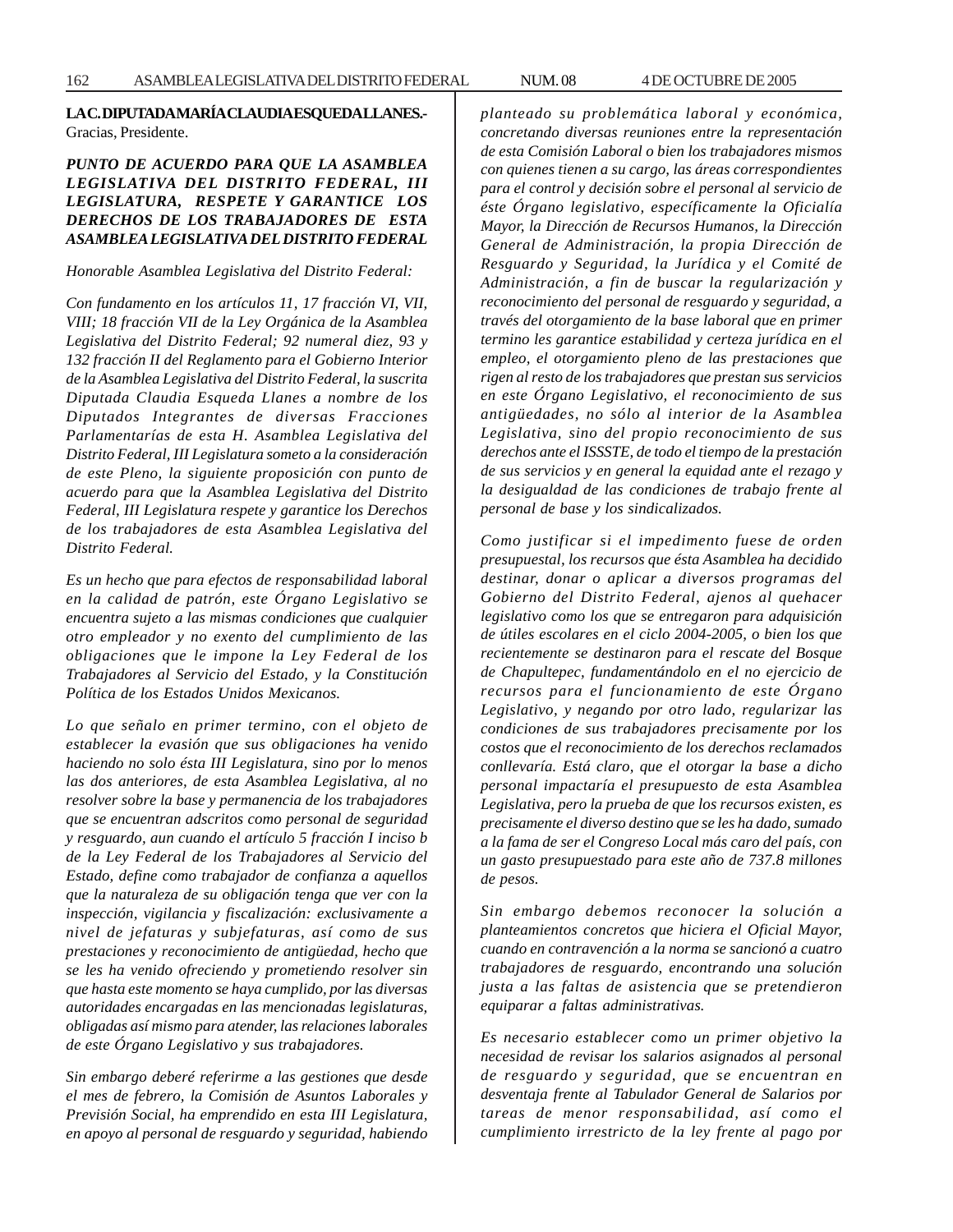**LA C. DIPUTADA MARÍA CLAUDIA ESQUEDA LLANES.-** Gracias, Presidente.

***PUNTO DE ACUERDO PARA QUE LA ASAMBLEA LEGISLATIVA DEL DISTRITO FEDERAL, III LEGISLATURA, RESPETE Y GARANTICE LOS DERECHOS DE LOS TRABAJADORES DE ESTA ASAMBLEA LEGISLATIVA DEL DISTRITO FEDERAL***

*Honorable Asamblea Legislativa del Distrito Federal:*

*Con fundamento en los artículos 11, 17 fracción VI, VII, VIII; 18 fracción VII de la Ley Orgánica de la Asamblea Legislativa del Distrito Federal; 92 numeral diez, 93 y 132 fracción II del Reglamento para el Gobierno Interior de la Asamblea Legislativa del Distrito Federal, la suscrita Diputada Claudia Esqueda Llanes a nombre de los Diputados Integrantes de diversas Fracciones Parlamentarías de esta H. Asamblea Legislativa del Distrito Federal, III Legislatura someto a la consideración de este Pleno, la siguiente proposición con punto de acuerdo para que la Asamblea Legislativa del Distrito Federal, III Legislatura respete y garantice los Derechos de los trabajadores de esta Asamblea Legislativa del Distrito Federal.*

*Es un hecho que para efectos de responsabilidad laboral en la calidad de patrón, este Órgano Legislativo se encuentra sujeto a las mismas condiciones que cualquier otro empleador y no exento del cumplimiento de las obligaciones que le impone la Ley Federal de los Trabajadores al Servicio del Estado, y la Constitución Política de los Estados Unidos Mexicanos.*

*Lo que señalo en primer termino, con el objeto de establecer la evasión que sus obligaciones ha venido haciendo no solo ésta III Legislatura, sino por lo menos las dos anteriores, de esta Asamblea Legislativa, al no resolver sobre la base y permanencia de los trabajadores que se encuentran adscritos como personal de seguridad y resguardo, aun cuando el artículo 5 fracción I inciso b de la Ley Federal de los Trabajadores al Servicio del Estado, define como trabajador de confianza a aquellos que la naturaleza de su obligación tenga que ver con la inspección, vigilancia y fiscalización: exclusivamente a nivel de jefaturas y subjefaturas, así como de sus prestaciones y reconocimiento de antigüedad, hecho que se les ha venido ofreciendo y prometiendo resolver sin que hasta este momento se haya cumplido, por las diversas autoridades encargadas en las mencionadas legislaturas, obligadas así mismo para atender, las relaciones laborales de este Órgano Legislativo y sus trabajadores.*

*Sin embargo deberé referirme a las gestiones que desde el mes de febrero, la Comisión de Asuntos Laborales y Previsión Social, ha emprendido en esta III Legislatura, en apoyo al personal de resguardo y seguridad, habiendo planteado su problemática laboral y económica, concretando diversas reuniones entre la representación de esta Comisión Laboral o bien los trabajadores mismos con quienes tienen a su cargo, las áreas correspondientes para el control y decisión sobre el personal al servicio de éste Órgano legislativo, específicamente la Oficialía Mayor, la Dirección de Recursos Humanos, la Dirección General de Administración, la propia Dirección de Resguardo y Seguridad, la Jurídica y el Comité de Administración, a fin de buscar la regularización y reconocimiento del personal de resguardo y seguridad, a través del otorgamiento de la base laboral que en primer termino les garantice estabilidad y certeza jurídica en el empleo, el otorgamiento pleno de las prestaciones que rigen al resto de los trabajadores que prestan sus servicios en este Órgano Legislativo, el reconocimiento de sus antigüedades, no sólo al interior de la Asamblea Legislativa, sino del propio reconocimiento de sus derechos ante el ISSSTE, de todo el tiempo de la prestación de sus servicios y en general la equidad ante el rezago y la desigualdad de las condiciones de trabajo frente al personal de base y los sindicalizados.*

*Como justificar si el impedimento fuese de orden presupuestal, los recursos que ésta Asamblea ha decidido destinar, donar o aplicar a diversos programas del Gobierno del Distrito Federal, ajenos al quehacer legislativo como los que se entregaron para adquisición de útiles escolares en el ciclo 2004-2005, o bien los que recientemente se destinaron para el rescate del Bosque de Chapultepec, fundamentándolo en el no ejercicio de recursos para el funcionamiento de este Órgano Legislativo, y negando por otro lado, regularizar las condiciones de sus trabajadores precisamente por los costos que el reconocimiento de los derechos reclamados conllevaría. Está claro, que el otorgar la base a dicho personal impactaría el presupuesto de esta Asamblea Legislativa, pero la prueba de que los recursos existen, es precisamente el diverso destino que se les ha dado, sumado a la fama de ser el Congreso Local más caro del país, con un gasto presupuestado para este año de 737.8 millones de pesos.*

*Sin embargo debemos reconocer la solución a planteamientos concretos que hiciera el Oficial Mayor, cuando en contravención a la norma se sancionó a cuatro trabajadores de resguardo, encontrando una solución justa a las faltas de asistencia que se pretendieron equiparar a faltas administrativas.*

*Es necesario establecer como un primer objetivo la necesidad de revisar los salarios asignados al personal de resguardo y seguridad, que se encuentran en desventaja frente al Tabulador General de Salarios por tareas de menor responsabilidad, así como el cumplimiento irrestricto de la ley frente al pago por*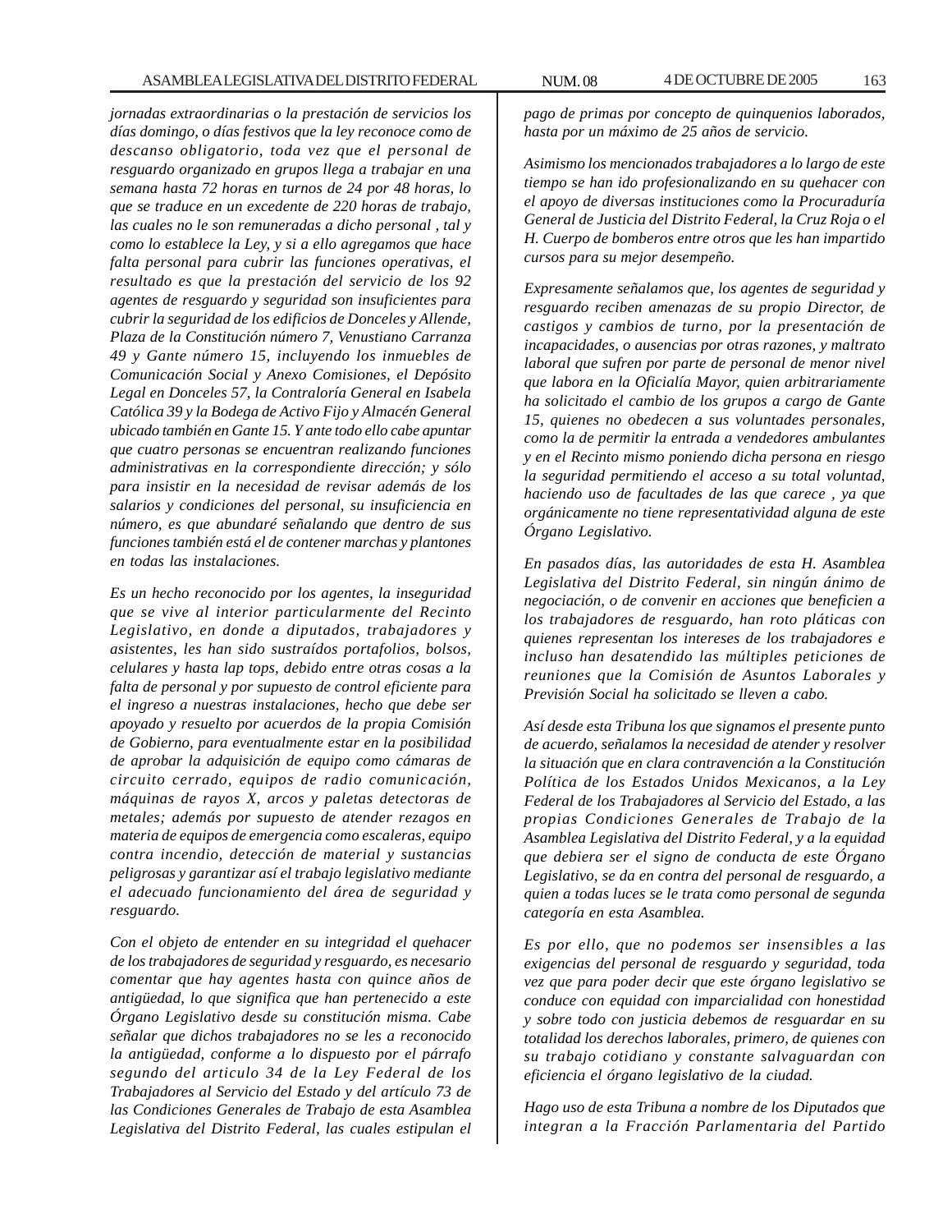*jornadas extraordinarias o la prestación de servicios los días domingo, o días festivos que la ley reconoce como de descanso obligatorio, toda vez que el personal de resguardo organizado en grupos llega a trabajar en una semana hasta 72 horas en turnos de 24 por 48 horas, lo que se traduce en un excedente de 220 horas de trabajo, las cuales no le son remuneradas a dicho personal , tal y como lo establece la Ley, y si a ello agregamos que hace falta personal para cubrir las funciones operativas, el resultado es que la prestación del servicio de los 92 agentes de resguardo y seguridad son insuficientes para cubrir la seguridad de los edificios de Donceles y Allende, Plaza de la Constitución número 7, Venustiano Carranza 49 y Gante número 15, incluyendo los inmuebles de Comunicación Social y Anexo Comisiones, el Depósito Legal en Donceles 57, la Contraloría General en Isabela Católica 39 y la Bodega de Activo Fijo y Almacén General ubicado también en Gante 15. Y ante todo ello cabe apuntar que cuatro personas se encuentran realizando funciones administrativas en la correspondiente dirección; y sólo para insistir en la necesidad de revisar además de los salarios y condiciones del personal, su insuficiencia en número, es que abundaré señalando que dentro de sus funciones también está el de contener marchas y plantones en todas las instalaciones.*

*Es un hecho reconocido por los agentes, la inseguridad que se vive al interior particularmente del Recinto Legislativo, en donde a diputados, trabajadores y asistentes, les han sido sustraídos portafolios, bolsos, celulares y hasta lap tops, debido entre otras cosas a la falta de personal y por supuesto de control eficiente para el ingreso a nuestras instalaciones, hecho que debe ser apoyado y resuelto por acuerdos de la propia Comisión de Gobierno, para eventualmente estar en la posibilidad de aprobar la adquisición de equipo como cámaras de circuito cerrado, equipos de radio comunicación, máquinas de rayos X, arcos y paletas detectoras de metales; además por supuesto de atender rezagos en materia de equipos de emergencia como escaleras, equipo contra incendio, detección de material y sustancias peligrosas y garantizar así el trabajo legislativo mediante el adecuado funcionamiento del área de seguridad y resguardo.*

*Con el objeto de entender en su integridad el quehacer de los trabajadores de seguridad y resguardo, es necesario comentar que hay agentes hasta con quince años de antigüedad, lo que significa que han pertenecido a este Órgano Legislativo desde su constitución misma. Cabe señalar que dichos trabajadores no se les a reconocido la antigüedad, conforme a lo dispuesto por el párrafo segundo del articulo 34 de la Ley Federal de los Trabajadores al Servicio del Estado y del artículo 73 de las Condiciones Generales de Trabajo de esta Asamblea Legislativa del Distrito Federal, las cuales estipulan el pago de primas por concepto de quinquenios laborados, hasta por un máximo de 25 años de servicio.*

*Asimismo los mencionados trabajadores a lo largo de este tiempo se han ido profesionalizando en su quehacer con el apoyo de diversas instituciones como la Procuraduría General de Justicia del Distrito Federal, la Cruz Roja o el H. Cuerpo de bomberos entre otros que les han impartido cursos para su mejor desempeño.*

*Expresamente señalamos que, los agentes de seguridad y resguardo reciben amenazas de su propio Director, de castigos y cambios de turno, por la presentación de incapacidades, o ausencias por otras razones, y maltrato laboral que sufren por parte de personal de menor nivel que labora en la Oficialía Mayor, quien arbitrariamente ha solicitado el cambio de los grupos a cargo de Gante 15, quienes no obedecen a sus voluntades personales, como la de permitir la entrada a vendedores ambulantes y en el Recinto mismo poniendo dicha persona en riesgo la seguridad permitiendo el acceso a su total voluntad, haciendo uso de facultades de las que carece , ya que orgánicamente no tiene representatividad alguna de este Órgano Legislativo.*

*En pasados días, las autoridades de esta H. Asamblea Legislativa del Distrito Federal, sin ningún ánimo de negociación, o de convenir en acciones que beneficien a los trabajadores de resguardo, han roto pláticas con quienes representan los intereses de los trabajadores e incluso han desatendido las múltiples peticiones de reuniones que la Comisión de Asuntos Laborales y Previsión Social ha solicitado se lleven a cabo.*

*Así desde esta Tribuna los que signamos el presente punto de acuerdo, señalamos la necesidad de atender y resolver la situación que en clara contravención a la Constitución Política de los Estados Unidos Mexicanos, a la Ley Federal de los Trabajadores al Servicio del Estado, a las propias Condiciones Generales de Trabajo de la Asamblea Legislativa del Distrito Federal, y a la equidad que debiera ser el signo de conducta de este Órgano Legislativo, se da en contra del personal de resguardo, a quien a todas luces se le trata como personal de segunda categoría en esta Asamblea.*

*Es por ello, que no podemos ser insensibles a las exigencias del personal de resguardo y seguridad, toda vez que para poder decir que este órgano legislativo se conduce con equidad con imparcialidad con honestidad y sobre todo con justicia debemos de resguardar en su totalidad los derechos laborales, primero, de quienes con su trabajo cotidiano y constante salvaguardan con eficiencia el órgano legislativo de la ciudad.*

*Hago uso de esta Tribuna a nombre de los Diputados que integran a la Fracción Parlamentaria del Partido*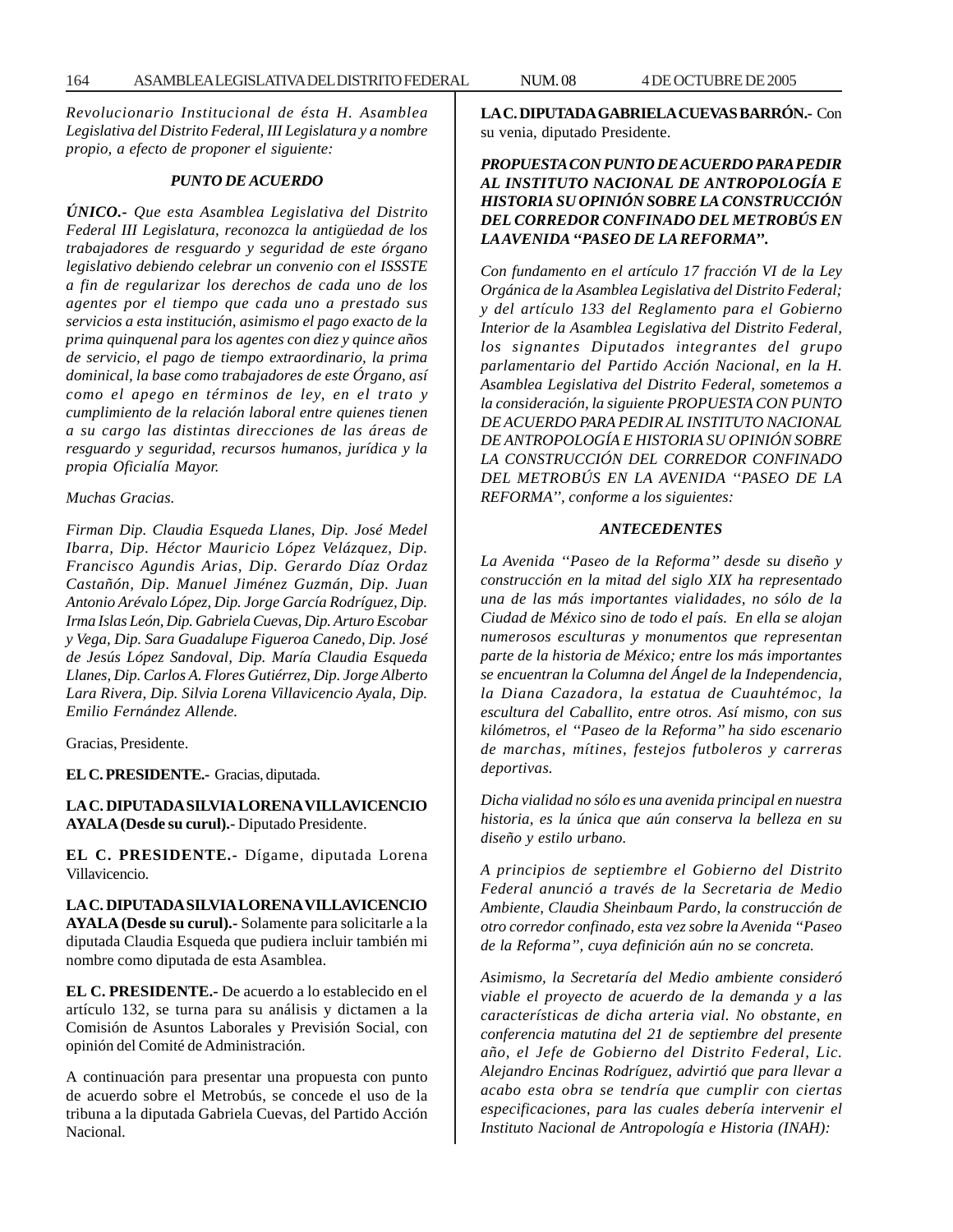*Revolucionario Institucional de ésta H. Asamblea Legislativa del Distrito Federal, III Legislatura y a nombre propio, a efecto de proponer el siguiente:*

***PUNTO DE ACUERDO***

***ÚNICO.-*** *Que esta Asamblea Legislativa del Distrito Federal III Legislatura, reconozca la antigüedad de los trabajadores de resguardo y seguridad de este órgano legislativo debiendo celebrar un convenio con el ISSSTE a fin de regularizar los derechos de cada uno de los agentes por el tiempo que cada uno a prestado sus servicios a esta institución, asimismo el pago exacto de la prima quinquenal para los agentes con diez y quince años de servicio, el pago de tiempo extraordinario, la prima dominical, la base como trabajadores de este Órgano, así como el apego en términos de ley, en el trato y cumplimiento de la relación laboral entre quienes tienen a su cargo las distintas direcciones de las áreas de resguardo y seguridad, recursos humanos, jurídica y la propia Oficialía Mayor.*

*Muchas Gracias.*

*Firman Dip. Claudia Esqueda Llanes, Dip. José Medel Ibarra, Dip. Héctor Mauricio López Velázquez, Dip. Francisco Agundis Arias, Dip. Gerardo Díaz Ordaz Castañón, Dip. Manuel Jiménez Guzmán, Dip. Juan Antonio Arévalo López, Dip. Jorge García Rodríguez, Dip. Irma Islas León, Dip. Gabriela Cuevas, Dip. Arturo Escobar y Vega, Dip. Sara Guadalupe Figueroa Canedo, Dip. José de Jesús López Sandoval, Dip. María Claudia Esqueda Llanes, Dip. Carlos A. Flores Gutiérrez, Dip. Jorge Alberto Lara Rivera, Dip. Silvia Lorena Villavicencio Ayala, Dip. Emilio Fernández Allende.*

Gracias, Presidente.

**EL C. PRESIDENTE.-** Gracias, diputada.

**LA C. DIPUTADA SILVIA LORENA VILLAVICENCIO AYALA (Desde su curul).-** Diputado Presidente.

**EL C. PRESIDENTE.-** Dígame, diputada Lorena Villavicencio.

**LA C. DIPUTADA SILVIA LORENA VILLAVICENCIO AYALA (Desde su curul).-** Solamente para solicitarle a la diputada Claudia Esqueda que pudiera incluir también mi nombre como diputada de esta Asamblea.

**EL C. PRESIDENTE.-** De acuerdo a lo establecido en el artículo 132, se turna para su análisis y dictamen a la Comisión de Asuntos Laborales y Previsión Social, con opinión del Comité de Administración.

A continuación para presentar una propuesta con punto de acuerdo sobre el Metrobús, se concede el uso de la tribuna a la diputada Gabriela Cuevas, del Partido Acción Nacional.

**LA C. DIPUTADA GABRIELA CUEVAS BARRÓN.-** Con su venia, diputado Presidente.

***PROPUESTA CON PUNTO DE ACUERDO PARA PEDIR AL INSTITUTO NACIONAL DE ANTROPOLOGÍA E HISTORIA SU OPINIÓN SOBRE LA CONSTRUCCIÓN DEL CORREDOR CONFINADO DEL METROBÚS EN LA AVENIDA "PASEO DE LA REFORMA".***

*Con fundamento en el artículo 17 fracción VI de la Ley Orgánica de la Asamblea Legislativa del Distrito Federal; y del artículo 133 del Reglamento para el Gobierno Interior de la Asamblea Legislativa del Distrito Federal, los signantes Diputados integrantes del grupo parlamentario del Partido Acción Nacional, en la H. Asamblea Legislativa del Distrito Federal, sometemos a la consideración, la siguiente PROPUESTA CON PUNTO DE ACUERDO PARA PEDIR AL INSTITUTO NACIONAL DE ANTROPOLOGÍA E HISTORIA SU OPINIÓN SOBRE LA CONSTRUCCIÓN DEL CORREDOR CONFINADO DEL METROBÚS EN LA AVENIDA "PASEO DE LA REFORMA", conforme a los siguientes:*

***ANTECEDENTES***

*La Avenida "Paseo de la Reforma" desde su diseño y construcción en la mitad del siglo XIX ha representado una de las más importantes vialidades, no sólo de la Ciudad de México sino de todo el país. En ella se alojan numerosos esculturas y monumentos que representan parte de la historia de México; entre los más importantes se encuentran la Columna del Ángel de la Independencia, la Diana Cazadora, la estatua de Cuauhtémoc, la escultura del Caballito, entre otros. Así mismo, con sus kilómetros, el "Paseo de la Reforma" ha sido escenario de marchas, mítines, festejos futboleros y carreras deportivas.*

*Dicha vialidad no sólo es una avenida principal en nuestra historia, es la única que aún conserva la belleza en su diseño y estilo urbano.*

*A principios de septiembre el Gobierno del Distrito Federal anunció a través de la Secretaria de Medio Ambiente, Claudia Sheinbaum Pardo, la construcción de otro corredor confinado, esta vez sobre la Avenida "Paseo de la Reforma", cuya definición aún no se concreta.*

*Asimismo, la Secretaría del Medio ambiente consideró viable el proyecto de acuerdo de la demanda y a las características de dicha arteria vial. No obstante, en conferencia matutina del 21 de septiembre del presente año, el Jefe de Gobierno del Distrito Federal, Lic. Alejandro Encinas Rodríguez, advirtió que para llevar a acabo esta obra se tendría que cumplir con ciertas especificaciones, para las cuales debería intervenir el Instituto Nacional de Antropología e Historia (INAH):*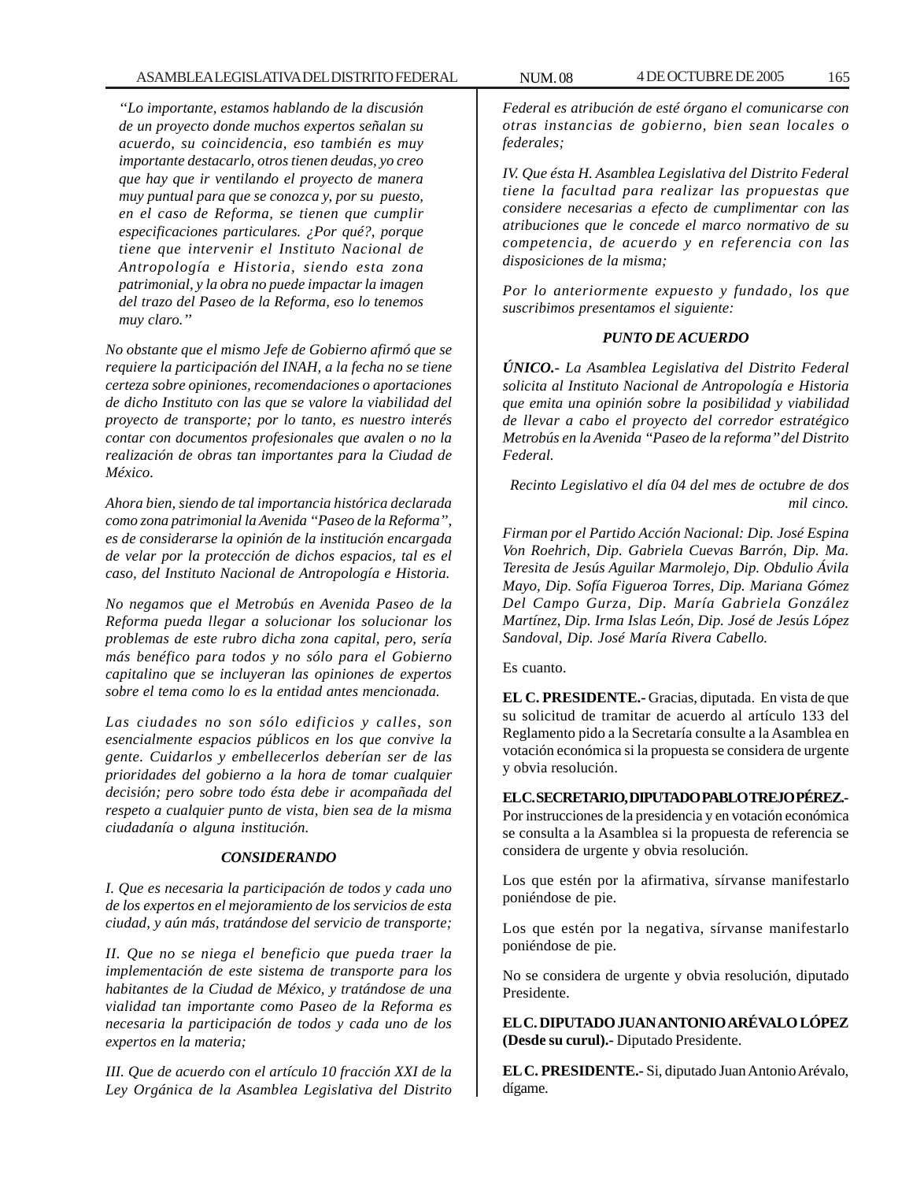*"Lo importante, estamos hablando de la discusión de un proyecto donde muchos expertos señalan su acuerdo, su coincidencia, eso también es muy importante destacarlo, otros tienen deudas, yo creo que hay que ir ventilando el proyecto de manera muy puntual para que se conozca y, por su puesto, en el caso de Reforma, se tienen que cumplir especificaciones particulares. ¿Por qué?, porque tiene que intervenir el Instituto Nacional de Antropología e Historia, siendo esta zona patrimonial, y la obra no puede impactar la imagen del trazo del Paseo de la Reforma, eso lo tenemos muy claro."*

*No obstante que el mismo Jefe de Gobierno afirmó que se requiere la participación del INAH, a la fecha no se tiene certeza sobre opiniones, recomendaciones o aportaciones de dicho Instituto con las que se valore la viabilidad del proyecto de transporte; por lo tanto, es nuestro interés contar con documentos profesionales que avalen o no la realización de obras tan importantes para la Ciudad de México.*

*Ahora bien, siendo de tal importancia histórica declarada como zona patrimonial la Avenida "Paseo de la Reforma", es de considerarse la opinión de la institución encargada de velar por la protección de dichos espacios, tal es el caso, del Instituto Nacional de Antropología e Historia.*

*No negamos que el Metrobús en Avenida Paseo de la Reforma pueda llegar a solucionar los solucionar los problemas de este rubro dicha zona capital, pero, sería más benéfico para todos y no sólo para el Gobierno capitalino que se incluyeran las opiniones de expertos sobre el tema como lo es la entidad antes mencionada.*

*Las ciudades no son sólo edificios y calles, son esencialmente espacios públicos en los que convive la gente. Cuidarlos y embellecerlos deberían ser de las prioridades del gobierno a la hora de tomar cualquier decisión; pero sobre todo ésta debe ir acompañada del respeto a cualquier punto de vista, bien sea de la misma ciudadanía o alguna institución.*

***CONSIDERANDO***

*I. Que es necesaria la participación de todos y cada uno de los expertos en el mejoramiento de los servicios de esta ciudad, y aún más, tratándose del servicio de transporte;*

*II. Que no se niega el beneficio que pueda traer la implementación de este sistema de transporte para los habitantes de la Ciudad de México, y tratándose de una vialidad tan importante como Paseo de la Reforma es necesaria la participación de todos y cada uno de los expertos en la materia;*

*III. Que de acuerdo con el artículo 10 fracción XXI de la Ley Orgánica de la Asamblea Legislativa del Distrito Federal es atribución de esté órgano el comunicarse con otras instancias de gobierno, bien sean locales o federales;*

*IV. Que ésta H. Asamblea Legislativa del Distrito Federal tiene la facultad para realizar las propuestas que considere necesarias a efecto de cumplimentar con las atribuciones que le concede el marco normativo de su competencia, de acuerdo y en referencia con las disposiciones de la misma;*

*Por lo anteriormente expuesto y fundado, los que suscribimos presentamos el siguiente:*

***PUNTO DE ACUERDO***

***ÚNICO.-*** *La Asamblea Legislativa del Distrito Federal solicita al Instituto Nacional de Antropología e Historia que emita una opinión sobre la posibilidad y viabilidad de llevar a cabo el proyecto del corredor estratégico Metrobús en la Avenida "Paseo de la reforma" del Distrito Federal.*

*Recinto Legislativo el día 04 del mes de octubre de dos mil cinco.*

*Firman por el Partido Acción Nacional: Dip. José Espina Von Roehrich, Dip. Gabriela Cuevas Barrón, Dip. Ma. Teresita de Jesús Aguilar Marmolejo, Dip. Obdulio Ávila Mayo, Dip. Sofía Figueroa Torres, Dip. Mariana Gómez Del Campo Gurza, Dip. María Gabriela González Martínez, Dip. Irma Islas León, Dip. José de Jesús López Sandoval, Dip. José María Rivera Cabello.*

Es cuanto.

**EL C. PRESIDENTE.-** Gracias, diputada. En vista de que su solicitud de tramitar de acuerdo al artículo 133 del Reglamento pido a la Secretaría consulte a la Asamblea en votación económica si la propuesta se considera de urgente y obvia resolución.

**EL C. SECRETARIO, DIPUTADO PABLO TREJO PÉREZ.-** Por instrucciones de la presidencia y en votación económica se consulta a la Asamblea si la propuesta de referencia se considera de urgente y obvia resolución.

Los que estén por la afirmativa, sírvanse manifestarlo poniéndose de pie.

Los que estén por la negativa, sírvanse manifestarlo poniéndose de pie.

No se considera de urgente y obvia resolución, diputado Presidente.

**EL C. DIPUTADO JUAN ANTONIO ARÉVALO LÓPEZ (Desde su curul).-** Diputado Presidente.

**EL C. PRESIDENTE.-** Si, diputado Juan Antonio Arévalo, dígame.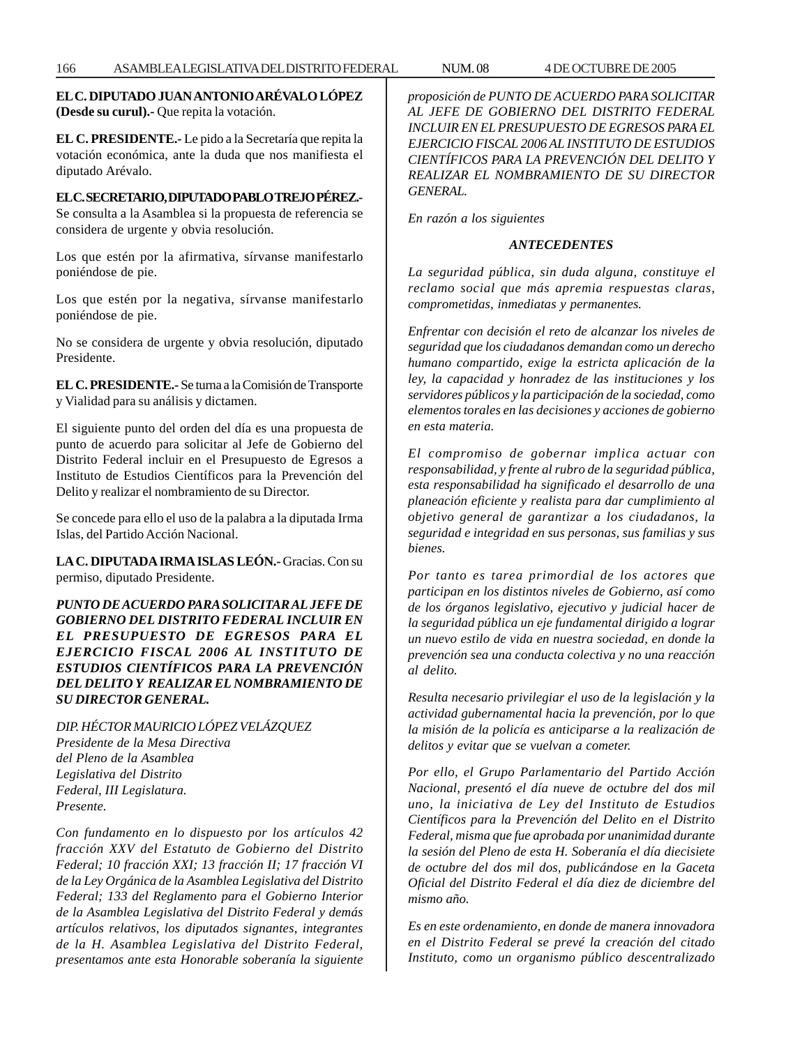**EL C. DIPUTADO JUAN ANTONIO ARÉVALO LÓPEZ (Desde su curul).-** Que repita la votación.

**EL C. PRESIDENTE.-** Le pido a la Secretaría que repita la votación económica, ante la duda que nos manifiesta el diputado Arévalo.

**EL C. SECRETARIO, DIPUTADO PABLO TREJO PÉREZ.-** Se consulta a la Asamblea si la propuesta de referencia se considera de urgente y obvia resolución.

Los que estén por la afirmativa, sírvanse manifestarlo poniéndose de pie.

Los que estén por la negativa, sírvanse manifestarlo poniéndose de pie.

No se considera de urgente y obvia resolución, diputado Presidente.

**EL C. PRESIDENTE.-** Se turna a la Comisión de Transporte y Vialidad para su análisis y dictamen.

El siguiente punto del orden del día es una propuesta de punto de acuerdo para solicitar al Jefe de Gobierno del Distrito Federal incluir en el Presupuesto de Egresos a Instituto de Estudios Científicos para la Prevención del Delito y realizar el nombramiento de su Director.

Se concede para ello el uso de la palabra a la diputada Irma Islas, del Partido Acción Nacional.

**LA C. DIPUTADA IRMA ISLAS LEÓN.-** Gracias. Con su permiso, diputado Presidente.

***PUNTO DE ACUERDO PARA SOLICITAR AL JEFE DE GOBIERNO DEL DISTRITO FEDERAL INCLUIR EN EL PRESUPUESTO DE EGRESOS PARA EL EJERCICIO FISCAL 2006 AL INSTITUTO DE ESTUDIOS CIENTÍFICOS PARA LA PREVENCIÓN DEL DELITO Y REALIZAR EL NOMBRAMIENTO DE SU DIRECTOR GENERAL.***

*DIP. HÉCTOR MAURICIO LÓPEZ VELÁZQUEZ*
*Presidente de la Mesa Directiva*
*del Pleno de la Asamblea*
*Legislativa del Distrito*
*Federal, III Legislatura.*
*Presente.*

*Con fundamento en lo dispuesto por los artículos 42 fracción XXV del Estatuto de Gobierno del Distrito Federal; 10 fracción XXI; 13 fracción II; 17 fracción VI de la Ley Orgánica de la Asamblea Legislativa del Distrito Federal; 133 del Reglamento para el Gobierno Interior de la Asamblea Legislativa del Distrito Federal y demás artículos relativos, los diputados signantes, integrantes de la H. Asamblea Legislativa del Distrito Federal, presentamos ante esta Honorable soberanía la siguiente proposición de PUNTO DE ACUERDO PARA SOLICITAR AL JEFE DE GOBIERNO DEL DISTRITO FEDERAL INCLUIR EN EL PRESUPUESTO DE EGRESOS PARA EL EJERCICIO FISCAL 2006 AL INSTITUTO DE ESTUDIOS CIENTÍFICOS PARA LA PREVENCIÓN DEL DELITO Y REALIZAR EL NOMBRAMIENTO DE SU DIRECTOR GENERAL.*

*En razón a los siguientes*

***ANTECEDENTES***

*La seguridad pública, sin duda alguna, constituye el reclamo social que más apremia respuestas claras, comprometidas, inmediatas y permanentes.*

*Enfrentar con decisión el reto de alcanzar los niveles de seguridad que los ciudadanos demandan como un derecho humano compartido, exige la estricta aplicación de la ley, la capacidad y honradez de las instituciones y los servidores públicos y la participación de la sociedad, como elementos torales en las decisiones y acciones de gobierno en esta materia.*

*El compromiso de gobernar implica actuar con responsabilidad, y frente al rubro de la seguridad pública, esta responsabilidad ha significado el desarrollo de una planeación eficiente y realista para dar cumplimiento al objetivo general de garantizar a los ciudadanos, la seguridad e integridad en sus personas, sus familias y sus bienes.*

*Por tanto es tarea primordial de los actores que participan en los distintos niveles de Gobierno, así como de los órganos legislativo, ejecutivo y judicial hacer de la seguridad pública un eje fundamental dirigido a lograr un nuevo estilo de vida en nuestra sociedad, en donde la prevención sea una conducta colectiva y no una reacción al delito.*

*Resulta necesario privilegiar el uso de la legislación y la actividad gubernamental hacia la prevención, por lo que la misión de la policía es anticiparse a la realización de delitos y evitar que se vuelvan a cometer.*

*Por ello, el Grupo Parlamentario del Partido Acción Nacional, presentó el día nueve de octubre del dos mil uno, la iniciativa de Ley del Instituto de Estudios Científicos para la Prevención del Delito en el Distrito Federal, misma que fue aprobada por unanimidad durante la sesión del Pleno de esta H. Soberanía el día diecisiete de octubre del dos mil dos, publicándose en la Gaceta Oficial del Distrito Federal el día diez de diciembre del mismo año.*

*Es en este ordenamiento, en donde de manera innovadora en el Distrito Federal se prevé la creación del citado Instituto, como un organismo público descentralizado*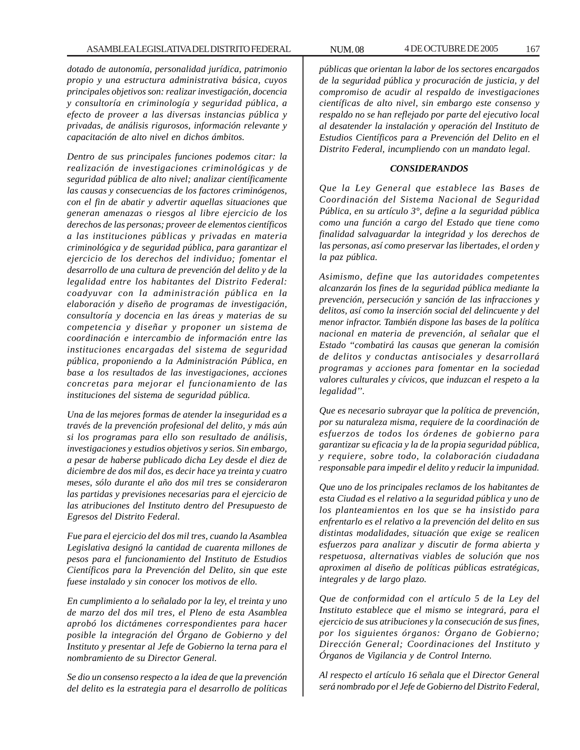*dotado de autonomía, personalidad jurídica, patrimonio propio y una estructura administrativa básica, cuyos principales objetivos son: realizar investigación, docencia y consultoría en criminología y seguridad pública, a efecto de proveer a las diversas instancias pública y privadas, de análisis rigurosos, información relevante y capacitación de alto nivel en dichos ámbitos.*

*Dentro de sus principales funciones podemos citar: la realización de investigaciones criminológicas y de seguridad pública de alto nivel; analizar científicamente las causas y consecuencias de los factores criminógenos, con el fin de abatir y advertir aquellas situaciones que generan amenazas o riesgos al libre ejercicio de los derechos de las personas; proveer de elementos científicos a las instituciones públicas y privadas en materia criminológica y de seguridad pública, para garantizar el ejercicio de los derechos del individuo; fomentar el desarrollo de una cultura de prevención del delito y de la legalidad entre los habitantes del Distrito Federal: coadyuvar con la administración pública en la elaboración y diseño de programas de investigación, consultoría y docencia en las áreas y materias de su competencia y diseñar y proponer un sistema de coordinación e intercambio de información entre las instituciones encargadas del sistema de seguridad pública, proponiendo a la Administración Pública, en base a los resultados de las investigaciones, acciones concretas para mejorar el funcionamiento de las instituciones del sistema de seguridad pública.*

*Una de las mejores formas de atender la inseguridad es a través de la prevención profesional del delito, y más aún si los programas para ello son resultado de análisis, investigaciones y estudios objetivos y serios. Sin embargo, a pesar de haberse publicado dicha Ley desde el diez de diciembre de dos mil dos, es decir hace ya treinta y cuatro meses, sólo durante el año dos mil tres se consideraron las partidas y previsiones necesarias para el ejercicio de las atribuciones del Instituto dentro del Presupuesto de Egresos del Distrito Federal.*

*Fue para el ejercicio del dos mil tres, cuando la Asamblea Legislativa designó la cantidad de cuarenta millones de pesos para el funcionamiento del Instituto de Estudios Científicos para la Prevención del Delito, sin que este fuese instalado y sin conocer los motivos de ello.*

*En cumplimiento a lo señalado por la ley, el treinta y uno de marzo del dos mil tres, el Pleno de esta Asamblea aprobó los dictámenes correspondientes para hacer posible la integración del Órgano de Gobierno y del Instituto y presentar al Jefe de Gobierno la terna para el nombramiento de su Director General.*

*Se dio un consenso respecto a la idea de que la prevención del delito es la estrategia para el desarrollo de políticas públicas que orientan la labor de los sectores encargados de la seguridad pública y procuración de justicia, y del compromiso de acudir al respaldo de investigaciones científicas de alto nivel, sin embargo este consenso y respaldo no se han reflejado por parte del ejecutivo local al desatender la instalación y operación del Instituto de Estudios Científicos para a Prevención del Delito en el Distrito Federal, incumpliendo con un mandato legal.*

***CONSIDERANDOS***

*Que la Ley General que establece las Bases de Coordinación del Sistema Nacional de Seguridad Pública, en su artículo 3°, define a la seguridad pública como una función a cargo del Estado que tiene como finalidad salvaguardar la integridad y los derechos de las personas, así como preservar las libertades, el orden y la paz pública.*

*Asimismo, define que las autoridades competentes alcanzarán los fines de la seguridad pública mediante la prevención, persecución y sanción de las infracciones y delitos, así como la inserción social del delincuente y del menor infractor. También dispone las bases de la política nacional en materia de prevención, al señalar que el Estado "combatirá las causas que generan la comisión de delitos y conductas antisociales y desarrollará programas y acciones para fomentar en la sociedad valores culturales y cívicos, que induzcan el respeto a la legalidad".*

*Que es necesario subrayar que la política de prevención, por su naturaleza misma, requiere de la coordinación de esfuerzos de todos los órdenes de gobierno para garantizar su eficacia y la de la propia seguridad pública, y requiere, sobre todo, la colaboración ciudadana responsable para impedir el delito y reducir la impunidad.*

*Que uno de los principales reclamos de los habitantes de esta Ciudad es el relativo a la seguridad pública y uno de los planteamientos en los que se ha insistido para enfrentarlo es el relativo a la prevención del delito en sus distintas modalidades, situación que exige se realicen esfuerzos para analizar y discutir de forma abierta y respetuosa, alternativas viables de solución que nos aproximen al diseño de políticas públicas estratégicas, integrales y de largo plazo.*

*Que de conformidad con el artículo 5 de la Ley del Instituto establece que el mismo se integrará, para el ejercicio de sus atribuciones y la consecución de sus fines, por los siguientes órganos: Órgano de Gobierno; Dirección General; Coordinaciones del Instituto y Órganos de Vigilancia y de Control Interno.*

*Al respecto el artículo 16 señala que el Director General será nombrado por el Jefe de Gobierno del Distrito Federal,*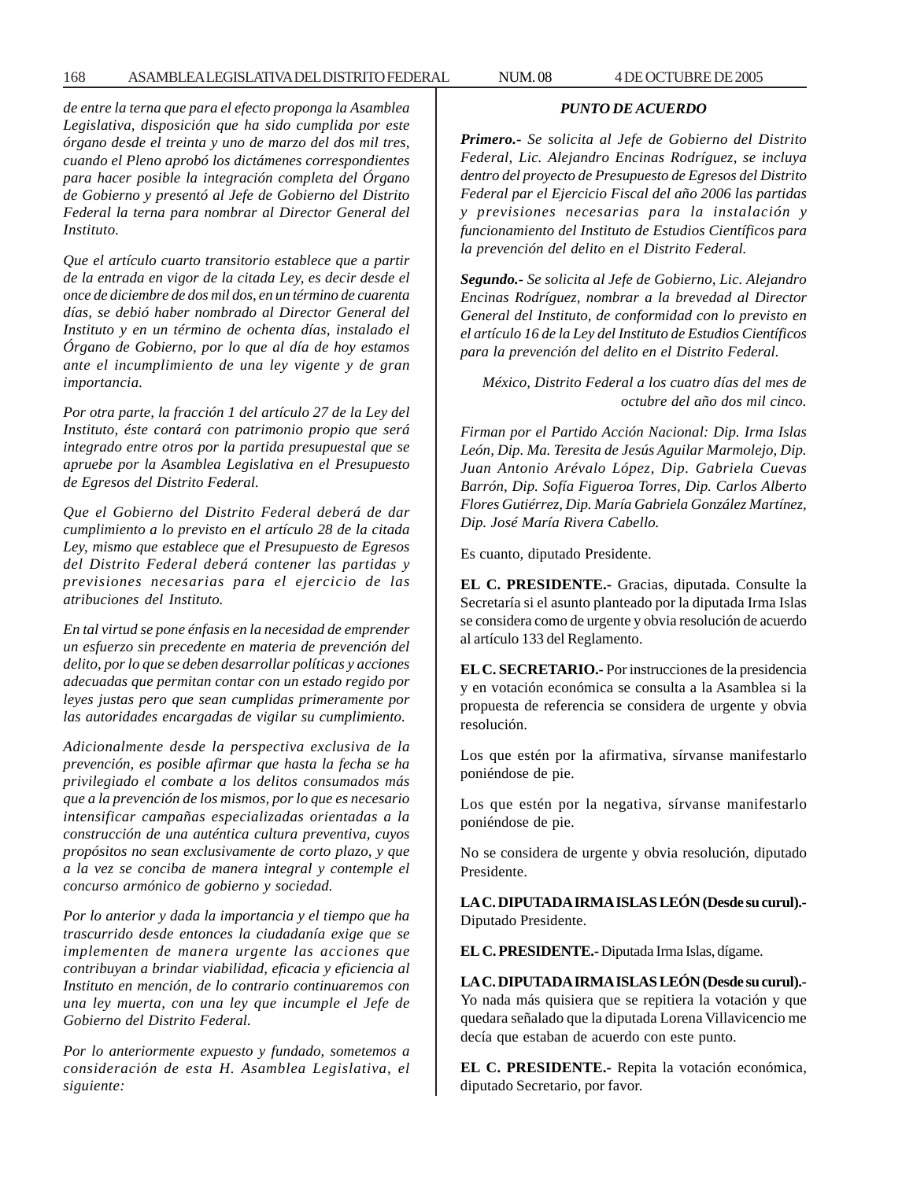*de entre la terna que para el efecto proponga la Asamblea Legislativa, disposición que ha sido cumplida por este órgano desde el treinta y uno de marzo del dos mil tres, cuando el Pleno aprobó los dictámenes correspondientes para hacer posible la integración completa del Órgano de Gobierno y presentó al Jefe de Gobierno del Distrito Federal la terna para nombrar al Director General del Instituto.*

*Que el artículo cuarto transitorio establece que a partir de la entrada en vigor de la citada Ley, es decir desde el once de diciembre de dos mil dos, en un término de cuarenta días, se debió haber nombrado al Director General del Instituto y en un término de ochenta días, instalado el Órgano de Gobierno, por lo que al día de hoy estamos ante el incumplimiento de una ley vigente y de gran importancia.*

*Por otra parte, la fracción 1 del artículo 27 de la Ley del Instituto, éste contará con patrimonio propio que será integrado entre otros por la partida presupuestal que se apruebe por la Asamblea Legislativa en el Presupuesto de Egresos del Distrito Federal.*

*Que el Gobierno del Distrito Federal deberá de dar cumplimiento a lo previsto en el artículo 28 de la citada Ley, mismo que establece que el Presupuesto de Egresos del Distrito Federal deberá contener las partidas y previsiones necesarias para el ejercicio de las atribuciones del Instituto.*

*En tal virtud se pone énfasis en la necesidad de emprender un esfuerzo sin precedente en materia de prevención del delito, por lo que se deben desarrollar políticas y acciones adecuadas que permitan contar con un estado regido por leyes justas pero que sean cumplidas primeramente por las autoridades encargadas de vigilar su cumplimiento.*

*Adicionalmente desde la perspectiva exclusiva de la prevención, es posible afirmar que hasta la fecha se ha privilegiado el combate a los delitos consumados más que a la prevención de los mismos, por lo que es necesario intensificar campañas especializadas orientadas a la construcción de una auténtica cultura preventiva, cuyos propósitos no sean exclusivamente de corto plazo, y que a la vez se conciba de manera integral y contemple el concurso armónico de gobierno y sociedad.*

*Por lo anterior y dada la importancia y el tiempo que ha trascurrido desde entonces la ciudadanía exige que se implementen de manera urgente las acciones que contribuyan a brindar viabilidad, eficacia y eficiencia al Instituto en mención, de lo contrario continuaremos con una ley muerta, con una ley que incumple el Jefe de Gobierno del Distrito Federal.*

*Por lo anteriormente expuesto y fundado, sometemos a consideración de esta H. Asamblea Legislativa, el siguiente:*

***PUNTO DE ACUERDO***

***Primero.-*** *Se solicita al Jefe de Gobierno del Distrito Federal, Lic. Alejandro Encinas Rodríguez, se incluya dentro del proyecto de Presupuesto de Egresos del Distrito Federal par el Ejercicio Fiscal del año 2006 las partidas y previsiones necesarias para la instalación y funcionamiento del Instituto de Estudios Científicos para la prevención del delito en el Distrito Federal.*

***Segundo.-*** *Se solicita al Jefe de Gobierno, Lic. Alejandro Encinas Rodríguez, nombrar a la brevedad al Director General del Instituto, de conformidad con lo previsto en el artículo 16 de la Ley del Instituto de Estudios Científicos para la prevención del delito en el Distrito Federal.*

*México, Distrito Federal a los cuatro días del mes de octubre del año dos mil cinco.*

*Firman por el Partido Acción Nacional: Dip. Irma Islas León, Dip. Ma. Teresita de Jesús Aguilar Marmolejo, Dip. Juan Antonio Arévalo López, Dip. Gabriela Cuevas Barrón, Dip. Sofía Figueroa Torres, Dip. Carlos Alberto Flores Gutiérrez, Dip. María Gabriela González Martínez, Dip. José María Rivera Cabello.*

Es cuanto, diputado Presidente.

**EL C. PRESIDENTE.-** Gracias, diputada. Consulte la Secretaría si el asunto planteado por la diputada Irma Islas se considera como de urgente y obvia resolución de acuerdo al artículo 133 del Reglamento.

**EL C. SECRETARIO.-** Por instrucciones de la presidencia y en votación económica se consulta a la Asamblea si la propuesta de referencia se considera de urgente y obvia resolución.

Los que estén por la afirmativa, sírvanse manifestarlo poniéndose de pie.

Los que estén por la negativa, sírvanse manifestarlo poniéndose de pie.

No se considera de urgente y obvia resolución, diputado Presidente.

**LA C. DIPUTADA IRMA ISLAS LEÓN (Desde su curul).-** Diputado Presidente.

**EL C. PRESIDENTE.-** Diputada Irma Islas, dígame.

**LA C. DIPUTADA IRMA ISLAS LEÓN (Desde su curul).-** Yo nada más quisiera que se repitiera la votación y que quedara señalado que la diputada Lorena Villavicencio me decía que estaban de acuerdo con este punto.

**EL C. PRESIDENTE.-** Repita la votación económica, diputado Secretario, por favor.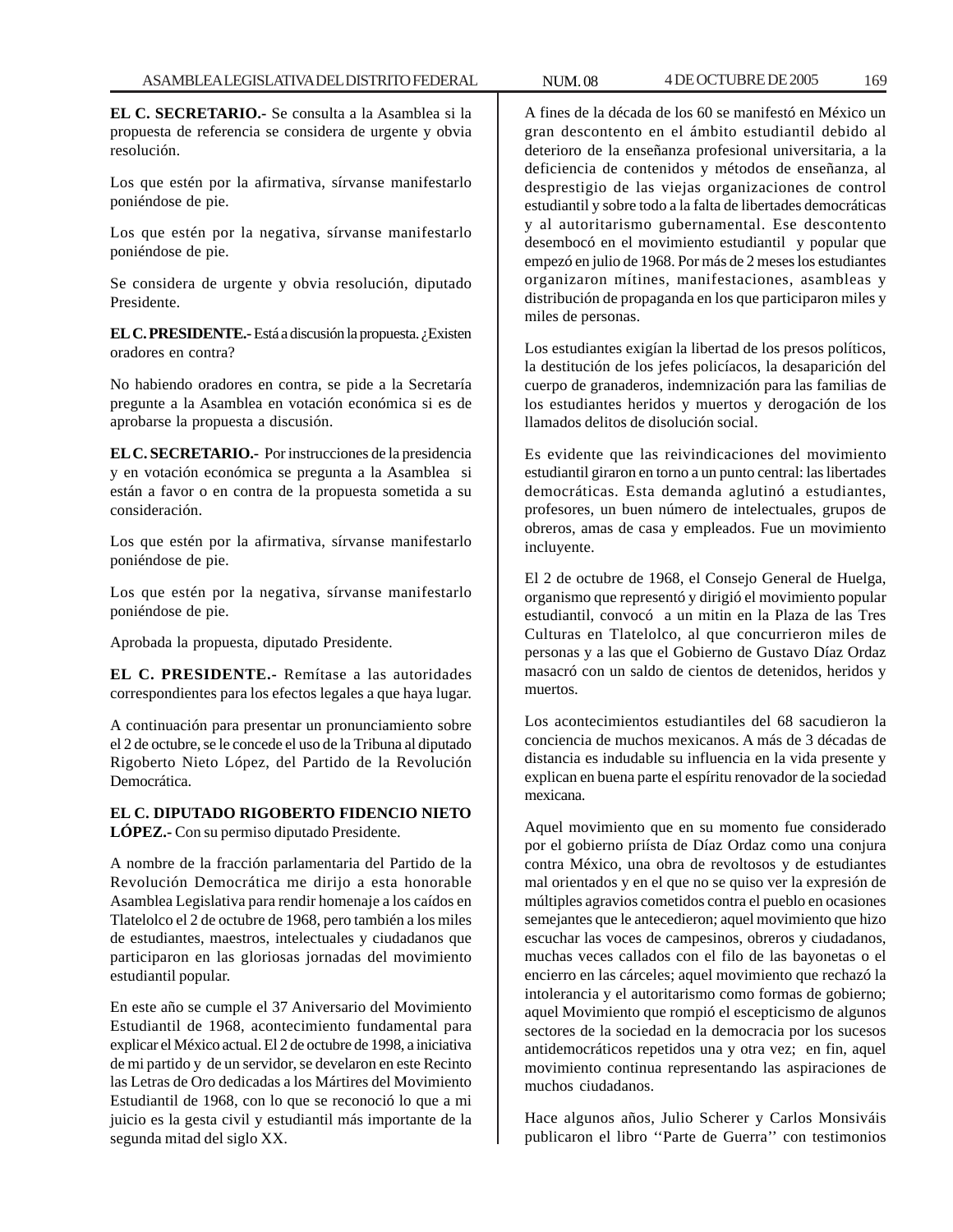**EL C. SECRETARIO.-** Se consulta a la Asamblea si la propuesta de referencia se considera de urgente y obvia resolución.

Los que estén por la afirmativa, sírvanse manifestarlo poniéndose de pie.

Los que estén por la negativa, sírvanse manifestarlo poniéndose de pie.

Se considera de urgente y obvia resolución, diputado Presidente.

**EL C. PRESIDENTE.-** Está a discusión la propuesta. ¿Existen oradores en contra?

No habiendo oradores en contra, se pide a la Secretaría pregunte a la Asamblea en votación económica si es de aprobarse la propuesta a discusión.

**EL C. SECRETARIO.-** Por instrucciones de la presidencia y en votación económica se pregunta a la Asamblea si están a favor o en contra de la propuesta sometida a su consideración.

Los que estén por la afirmativa, sírvanse manifestarlo poniéndose de pie.

Los que estén por la negativa, sírvanse manifestarlo poniéndose de pie.

Aprobada la propuesta, diputado Presidente.

**EL C. PRESIDENTE.-** Remítase a las autoridades correspondientes para los efectos legales a que haya lugar.

A continuación para presentar un pronunciamiento sobre el 2 de octubre, se le concede el uso de la Tribuna al diputado Rigoberto Nieto López, del Partido de la Revolución Democrática.

**EL C. DIPUTADO RIGOBERTO FIDENCIO NIETO LÓPEZ.-** Con su permiso diputado Presidente.

A nombre de la fracción parlamentaria del Partido de la Revolución Democrática me dirijo a esta honorable Asamblea Legislativa para rendir homenaje a los caídos en Tlatelolco el 2 de octubre de 1968, pero también a los miles de estudiantes, maestros, intelectuales y ciudadanos que participaron en las gloriosas jornadas del movimiento estudiantil popular.

En este año se cumple el 37 Aniversario del Movimiento Estudiantil de 1968, acontecimiento fundamental para explicar el México actual. El 2 de octubre de 1998, a iniciativa de mi partido y de un servidor, se develaron en este Recinto las Letras de Oro dedicadas a los Mártires del Movimiento Estudiantil de 1968, con lo que se reconoció lo que a mi juicio es la gesta civil y estudiantil más importante de la segunda mitad del siglo XX.

A fines de la década de los 60 se manifestó en México un gran descontento en el ámbito estudiantil debido al deterioro de la enseñanza profesional universitaria, a la deficiencia de contenidos y métodos de enseñanza, al desprestigio de las viejas organizaciones de control estudiantil y sobre todo a la falta de libertades democráticas y al autoritarismo gubernamental. Ese descontento desembocó en el movimiento estudiantil y popular que empezó en julio de 1968. Por más de 2 meses los estudiantes organizaron mítines, manifestaciones, asambleas y distribución de propaganda en los que participaron miles y miles de personas.

Los estudiantes exigían la libertad de los presos políticos, la destitución de los jefes policíacos, la desaparición del cuerpo de granaderos, indemnización para las familias de los estudiantes heridos y muertos y derogación de los llamados delitos de disolución social.

Es evidente que las reivindicaciones del movimiento estudiantil giraron en torno a un punto central: las libertades democráticas. Esta demanda aglutinó a estudiantes, profesores, un buen número de intelectuales, grupos de obreros, amas de casa y empleados. Fue un movimiento incluyente.

El 2 de octubre de 1968, el Consejo General de Huelga, organismo que representó y dirigió el movimiento popular estudiantil, convocó a un mitin en la Plaza de las Tres Culturas en Tlatelolco, al que concurrieron miles de personas y a las que el Gobierno de Gustavo Díaz Ordaz masacró con un saldo de cientos de detenidos, heridos y muertos.

Los acontecimientos estudiantiles del 68 sacudieron la conciencia de muchos mexicanos. A más de 3 décadas de distancia es indudable su influencia en la vida presente y explican en buena parte el espíritu renovador de la sociedad mexicana.

Aquel movimiento que en su momento fue considerado por el gobierno priísta de Díaz Ordaz como una conjura contra México, una obra de revoltosos y de estudiantes mal orientados y en el que no se quiso ver la expresión de múltiples agravios cometidos contra el pueblo en ocasiones semejantes que le antecedieron; aquel movimiento que hizo escuchar las voces de campesinos, obreros y ciudadanos, muchas veces callados con el filo de las bayonetas o el encierro en las cárceles; aquel movimiento que rechazó la intolerancia y el autoritarismo como formas de gobierno; aquel Movimiento que rompió el escepticismo de algunos sectores de la sociedad en la democracia por los sucesos antidemocráticos repetidos una y otra vez; en fin, aquel movimiento continua representando las aspiraciones de muchos ciudadanos.

Hace algunos años, Julio Scherer y Carlos Monsiváis publicaron el libro ''Parte de Guerra'' con testimonios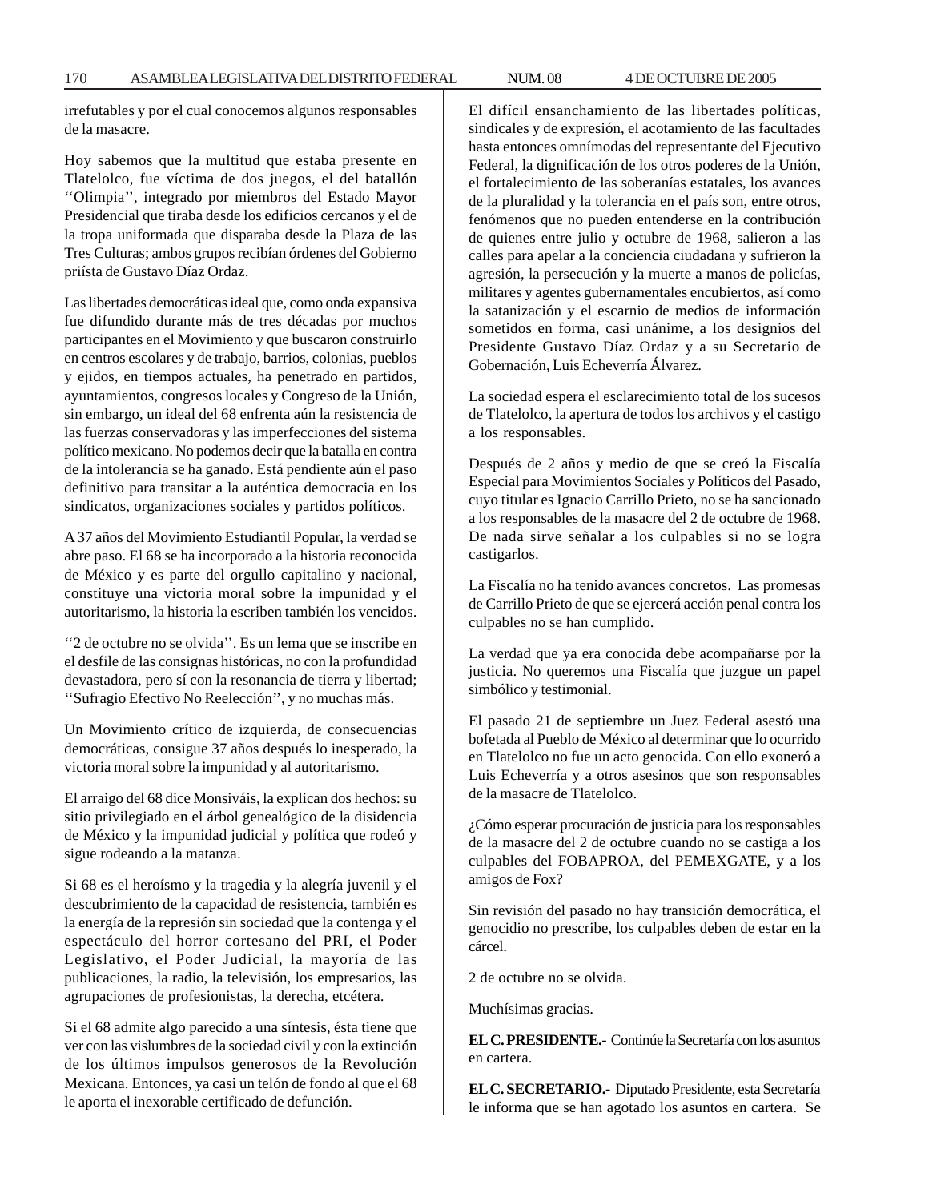irrefutables y por el cual conocemos algunos responsables de la masacre.

Hoy sabemos que la multitud que estaba presente en Tlatelolco, fue víctima de dos juegos, el del batallón ''Olimpia'', integrado por miembros del Estado Mayor Presidencial que tiraba desde los edificios cercanos y el de la tropa uniformada que disparaba desde la Plaza de las Tres Culturas; ambos grupos recibían órdenes del Gobierno priísta de Gustavo Díaz Ordaz.

Las libertades democráticas ideal que, como onda expansiva fue difundido durante más de tres décadas por muchos participantes en el Movimiento y que buscaron construirlo en centros escolares y de trabajo, barrios, colonias, pueblos y ejidos, en tiempos actuales, ha penetrado en partidos, ayuntamientos, congresos locales y Congreso de la Unión, sin embargo, un ideal del 68 enfrenta aún la resistencia de las fuerzas conservadoras y las imperfecciones del sistema político mexicano. No podemos decir que la batalla en contra de la intolerancia se ha ganado. Está pendiente aún el paso definitivo para transitar a la auténtica democracia en los sindicatos, organizaciones sociales y partidos políticos.

A 37 años del Movimiento Estudiantil Popular, la verdad se abre paso. El 68 se ha incorporado a la historia reconocida de México y es parte del orgullo capitalino y nacional, constituye una victoria moral sobre la impunidad y el autoritarismo, la historia la escriben también los vencidos.

''2 de octubre no se olvida''. Es un lema que se inscribe en el desfile de las consignas históricas, no con la profundidad devastadora, pero sí con la resonancia de tierra y libertad; ''Sufragio Efectivo No Reelección'', y no muchas más.

Un Movimiento crítico de izquierda, de consecuencias democráticas, consigue 37 años después lo inesperado, la victoria moral sobre la impunidad y al autoritarismo.

El arraigo del 68 dice Monsiváis, la explican dos hechos: su sitio privilegiado en el árbol genealógico de la disidencia de México y la impunidad judicial y política que rodeó y sigue rodeando a la matanza.

Si 68 es el heroísmo y la tragedia y la alegría juvenil y el descubrimiento de la capacidad de resistencia, también es la energía de la represión sin sociedad que la contenga y el espectáculo del horror cortesano del PRI, el Poder Legislativo, el Poder Judicial, la mayoría de las publicaciones, la radio, la televisión, los empresarios, las agrupaciones de profesionistas, la derecha, etcétera.

Si el 68 admite algo parecido a una síntesis, ésta tiene que ver con las vislumbres de la sociedad civil y con la extinción de los últimos impulsos generosos de la Revolución Mexicana. Entonces, ya casi un telón de fondo al que el 68 le aporta el inexorable certificado de defunción.

El difícil ensanchamiento de las libertades políticas, sindicales y de expresión, el acotamiento de las facultades hasta entonces omnímodas del representante del Ejecutivo Federal, la dignificación de los otros poderes de la Unión, el fortalecimiento de las soberanías estatales, los avances de la pluralidad y la tolerancia en el país son, entre otros, fenómenos que no pueden entenderse en la contribución de quienes entre julio y octubre de 1968, salieron a las calles para apelar a la conciencia ciudadana y sufrieron la agresión, la persecución y la muerte a manos de policías, militares y agentes gubernamentales encubiertos, así como la satanización y el escarnio de medios de información sometidos en forma, casi unánime, a los designios del Presidente Gustavo Díaz Ordaz y a su Secretario de Gobernación, Luis Echeverría Álvarez.

La sociedad espera el esclarecimiento total de los sucesos de Tlatelolco, la apertura de todos los archivos y el castigo a los responsables.

Después de 2 años y medio de que se creó la Fiscalía Especial para Movimientos Sociales y Políticos del Pasado, cuyo titular es Ignacio Carrillo Prieto, no se ha sancionado a los responsables de la masacre del 2 de octubre de 1968. De nada sirve señalar a los culpables si no se logra castigarlos.

La Fiscalía no ha tenido avances concretos. Las promesas de Carrillo Prieto de que se ejercerá acción penal contra los culpables no se han cumplido.

La verdad que ya era conocida debe acompañarse por la justicia. No queremos una Fiscalía que juzgue un papel simbólico y testimonial.

El pasado 21 de septiembre un Juez Federal asestó una bofetada al Pueblo de México al determinar que lo ocurrido en Tlatelolco no fue un acto genocida. Con ello exoneró a Luis Echeverría y a otros asesinos que son responsables de la masacre de Tlatelolco.

¿Cómo esperar procuración de justicia para los responsables de la masacre del 2 de octubre cuando no se castiga a los culpables del FOBAPROA, del PEMEXGATE, y a los amigos de Fox?

Sin revisión del pasado no hay transición democrática, el genocidio no prescribe, los culpables deben de estar en la cárcel.

2 de octubre no se olvida.

Muchísimas gracias.

**EL C. PRESIDENTE.-** Continúe la Secretaría con los asuntos en cartera.

**EL C. SECRETARIO.-** Diputado Presidente, esta Secretaría le informa que se han agotado los asuntos en cartera. Se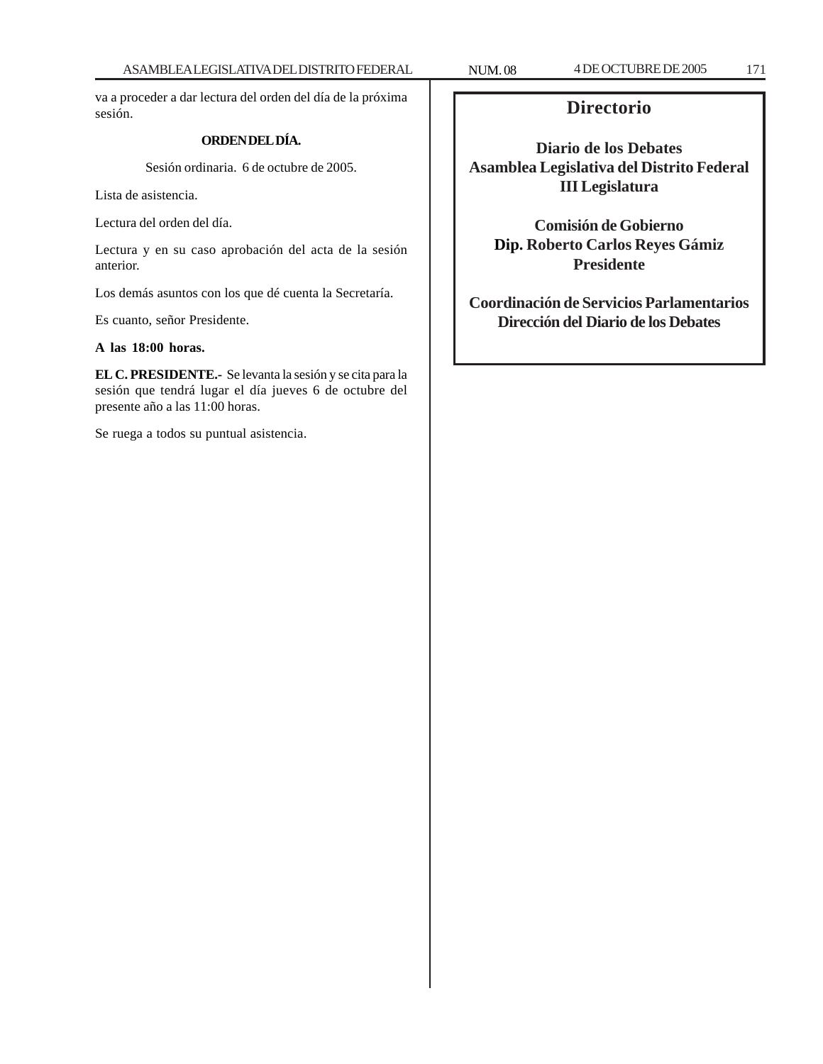va a proceder a dar lectura del orden del día de la próxima sesión.

**ORDEN DEL DÍA.**

Sesión ordinaria. 6 de octubre de 2005.

Lista de asistencia.

Lectura del orden del día.

Lectura y en su caso aprobación del acta de la sesión anterior.

Los demás asuntos con los que dé cuenta la Secretaría.

Es cuanto, señor Presidente.

**A las 18:00 horas.**

**EL C. PRESIDENTE.-** Se levanta la sesión y se cita para la sesión que tendrá lugar el día jueves 6 de octubre del presente año a las 11:00 horas.

Se ruega a todos su puntual asistencia.

## Directorio

**Diario de los Debates**
**Asamblea Legislativa del Distrito Federal**
**III Legislatura**

**Comisión de Gobierno**
**Dip. Roberto Carlos Reyes Gámiz**
**Presidente**

**Coordinación de Servicios Parlamentarios**
**Dirección del Diario de los Debates**